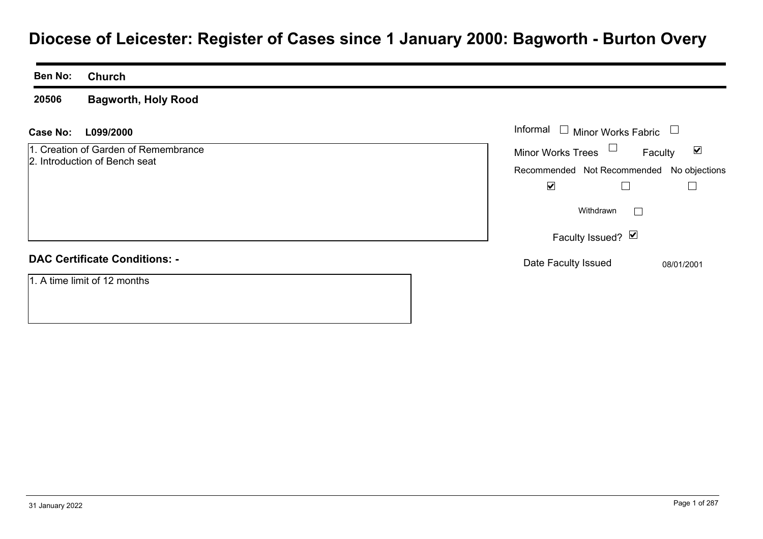# Diocese of Leicester: Register of Cases since 1 January 2000: Bagworth - Burton Overy

**Ben No:** **Church**

**20506** **Bagworth, Holy Rood**

**Case No:** **L099/2000**

1. Creation of Garden of Remembrance
2. Introduction of Bench seat

Informal ☐ Minor Works Fabric ☐

Minor Works Trees ☐ Faculty ☑

| Recommended | Not Recommended | No objections |
|---|---|---|
| ☑ | ☐ | ☐ |

Withdrawn ☐

Faculty Issued? ☑

Date Faculty Issued 08/01/2001

**DAC Certificate Conditions: -**

1. A time limit of 12 months

31 January 2022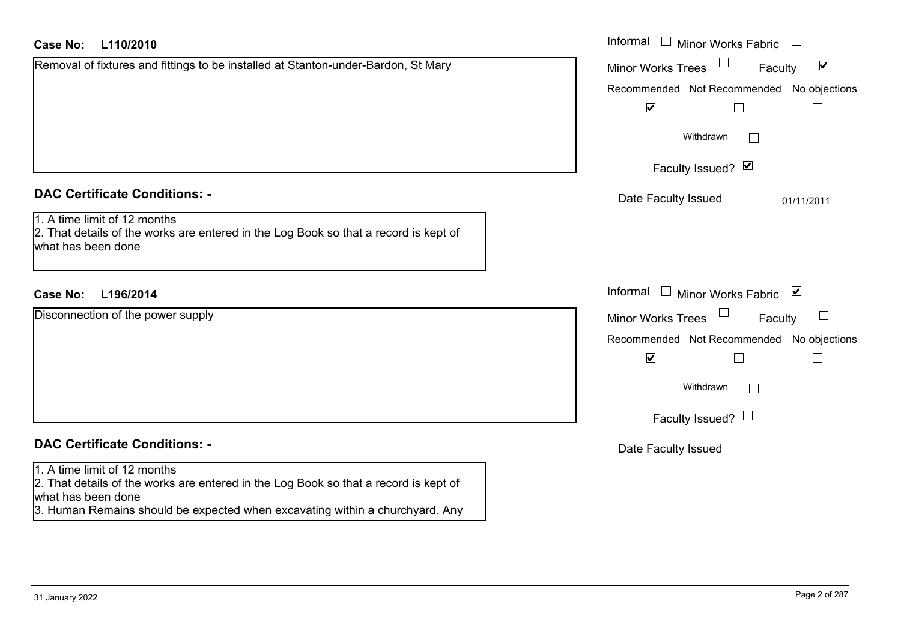**Case No: L110/2010**

Removal of fixtures and fittings to be installed at Stanton-under-Bardon, St Mary

Informal ☐ Minor Works Fabric ☐

Minor Works Trees ☐ Faculty ☑

| Recommended | Not Recommended | No objections |
|---|---|---|
| ☑ | ☐ | ☐ |

Withdrawn ☐

Faculty Issued? ☑

Date Faculty Issued 01/11/2011

**DAC Certificate Conditions: -**

1. A time limit of 12 months
2. That details of the works are entered in the Log Book so that a record is kept of what has been done

**Case No: L196/2014**

Disconnection of the power supply

Informal ☐ Minor Works Fabric ☑

Minor Works Trees ☐ Faculty ☐

| Recommended | Not Recommended | No objections |
|---|---|---|
| ☑ | ☐ | ☐ |

Withdrawn ☐

Faculty Issued? ☐

Date Faculty Issued

**DAC Certificate Conditions: -**

1. A time limit of 12 months
2. That details of the works are entered in the Log Book so that a record is kept of what has been done
3. Human Remains should be expected when excavating within a churchyard. Any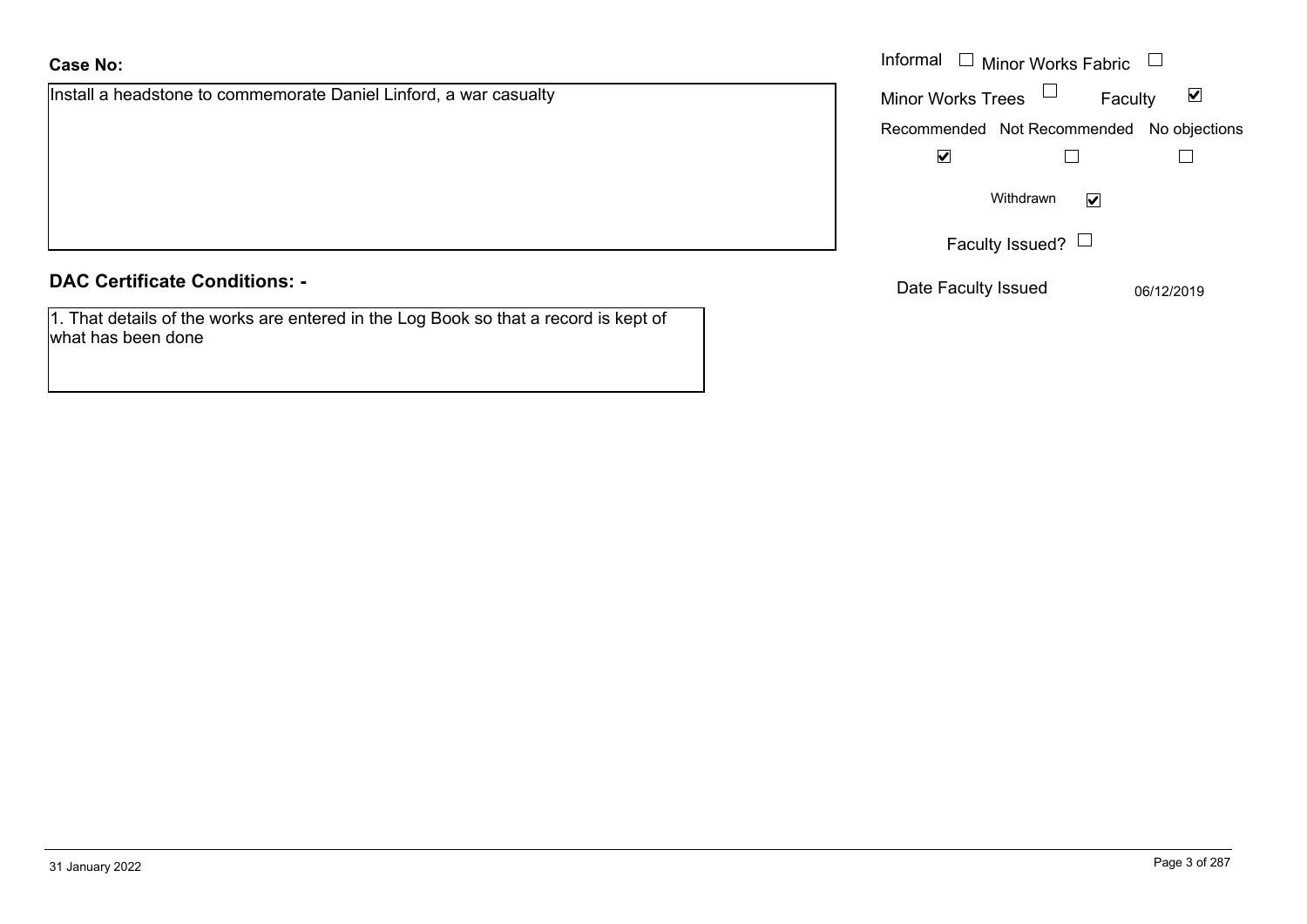**Case No:**

Install a headstone to commemorate Daniel Linford, a war casualty

Informal ☐ Minor Works Fabric ☐

Minor Works Trees ☐ Faculty ☑

| Recommended | Not Recommended | No objections |
|---|---|---|
| ☑ | ☐ | ☐ |

Withdrawn ☑

Faculty Issued? ☐

Date Faculty Issued 06/12/2019

## DAC Certificate Conditions: -

1. That details of the works are entered in the Log Book so that a record is kept of what has been done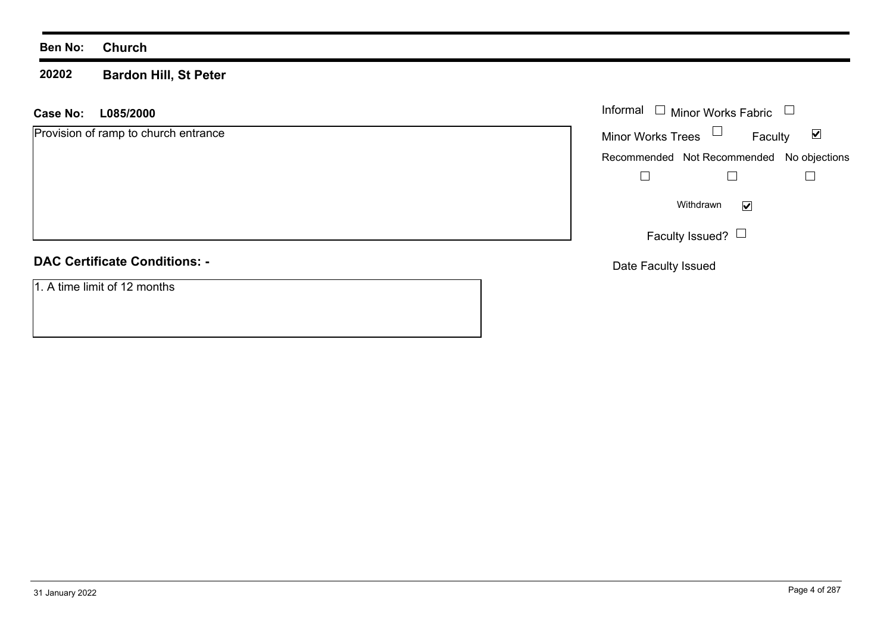**Ben No:** **Church**

**20202** **Bardon Hill, St Peter**

**Case No:** **L085/2000**

Provision of ramp to church entrance

Informal ☐ Minor Works Fabric ☐

Minor Works Trees ☐ Faculty ☑

Recommended ☐ Not Recommended ☐ No objections ☐

Withdrawn ☑

Faculty Issued? ☐

Date Faculty Issued

**DAC Certificate Conditions: -**

1. A time limit of 12 months

31 January 2022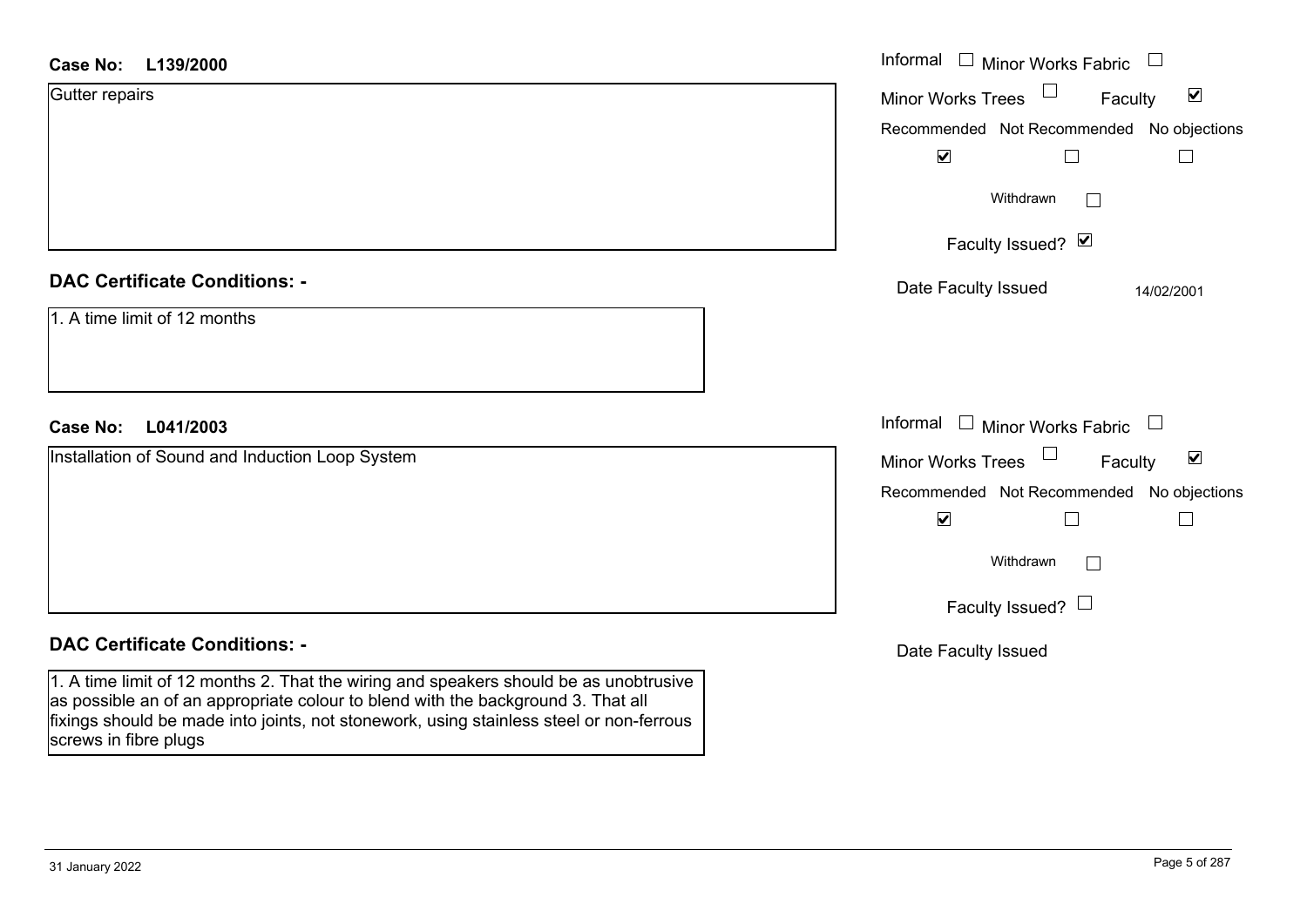**Case No:** **L139/2000**

Gutter repairs

Informal ☐ Minor Works Fabric ☐

Minor Works Trees ☐ Faculty ☑

| Recommended | Not Recommended | No objections |
|---|---|---|
| ☑ | ☐ | ☐ |

Withdrawn ☐

Faculty Issued? ☑

Date Faculty Issued 14/02/2001

## DAC Certificate Conditions: -

1. A time limit of 12 months

**Case No:** **L041/2003**

Installation of Sound and Induction Loop System

Informal ☐ Minor Works Fabric ☐

Minor Works Trees ☐ Faculty ☑

| Recommended | Not Recommended | No objections |
|---|---|---|
| ☑ | ☐ | ☐ |

Withdrawn ☐

Faculty Issued? ☐

Date Faculty Issued

## DAC Certificate Conditions: -

1. A time limit of 12 months 2. That the wiring and speakers should be as unobtrusive as possible an of an appropriate colour to blend with the background 3. That all fixings should be made into joints, not stonework, using stainless steel or non-ferrous screws in fibre plugs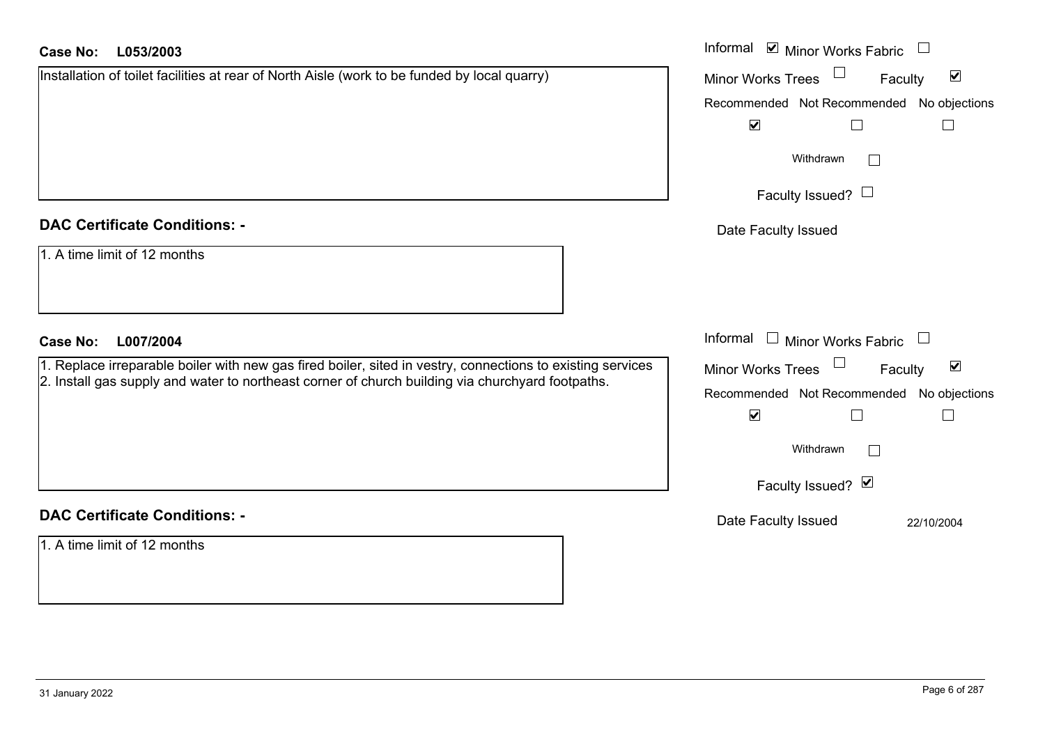**Case No: L053/2003**

Installation of toilet facilities at rear of North Aisle (work to be funded by local quarry)

Informal ☑ Minor Works Fabric ☐
Minor Works Trees ☐ Faculty ☑

| Recommended | Not Recommended | No objections |
|---|---|---|
| ☑ | ☐ | ☐ |

Withdrawn ☐

Faculty Issued? ☐

Date Faculty Issued

**DAC Certificate Conditions: -**

1. A time limit of 12 months

**Case No: L007/2004**

1. Replace irreparable boiler with new gas fired boiler, sited in vestry, connections to existing services
2. Install gas supply and water to northeast corner of church building via churchyard footpaths.

Informal ☐ Minor Works Fabric ☐
Minor Works Trees ☐ Faculty ☑

| Recommended | Not Recommended | No objections |
|---|---|---|
| ☑ | ☐ | ☐ |

Withdrawn ☐

Faculty Issued? ☑

Date Faculty Issued 22/10/2004

**DAC Certificate Conditions: -**

1. A time limit of 12 months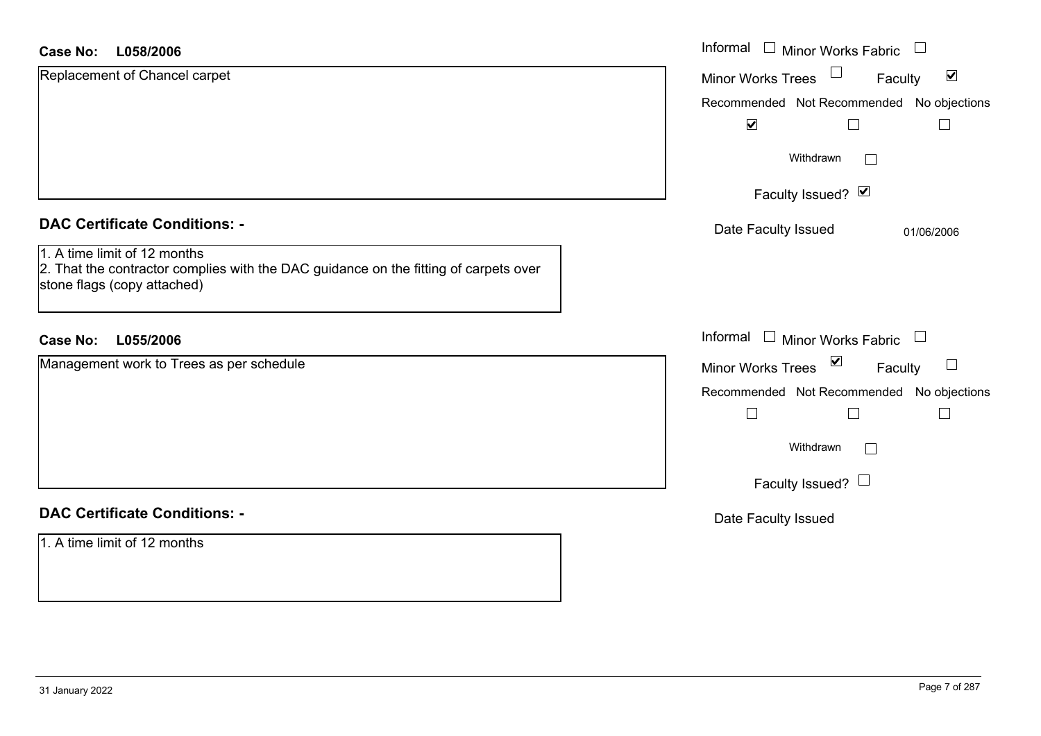**Case No: L058/2006**

Replacement of Chancel carpet

Informal ☐ Minor Works Fabric ☐
Minor Works Trees ☐ Faculty ☑

| Recommended | Not Recommended | No objections |
| --- | --- | --- |
| ☑ | ☐ | ☐ |

Withdrawn ☐

Faculty Issued? ☑

Date Faculty Issued 01/06/2006

## DAC Certificate Conditions: -

1. A time limit of 12 months
2. That the contractor complies with the DAC guidance on the fitting of carpets over stone flags (copy attached)

**Case No: L055/2006**

Management work to Trees as per schedule

Informal ☐ Minor Works Fabric ☐
Minor Works Trees ☑ Faculty ☐

| Recommended | Not Recommended | No objections |
| --- | --- | --- |
| ☐ | ☐ | ☐ |

Withdrawn ☐

Faculty Issued? ☐

Date Faculty Issued

## DAC Certificate Conditions: -

1. A time limit of 12 months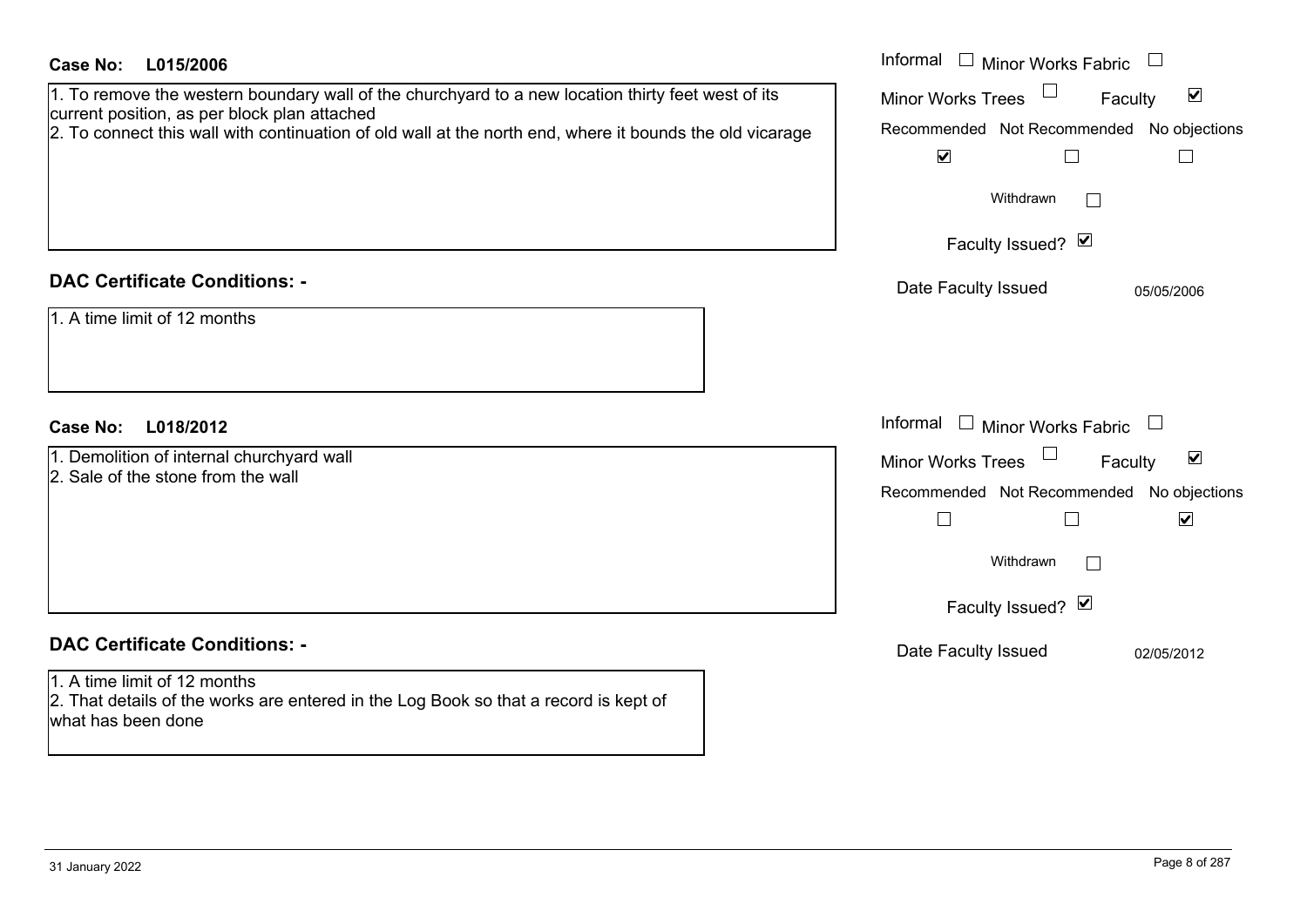**Case No: L015/2006**

1. To remove the western boundary wall of the churchyard to a new location thirty feet west of its current position, as per block plan attached
2. To connect this wall with continuation of old wall at the north end, where it bounds the old vicarage

| Informal ☐ | Minor Works Fabric ☐ |
|---|---|
| Minor Works Trees ☐ | Faculty ☑ |

| Recommended | Not Recommended | No objections |
|---|---|---|
| ☑ | ☐ | ☐ |

Withdrawn ☐

Faculty Issued? ☑

Date Faculty Issued: 05/05/2006

## DAC Certificate Conditions: -

1. A time limit of 12 months

**Case No: L018/2012**

1. Demolition of internal churchyard wall
2. Sale of the stone from the wall

| Informal ☐ | Minor Works Fabric ☐ |
|---|---|
| Minor Works Trees ☐ | Faculty ☑ |

| Recommended | Not Recommended | No objections |
|---|---|---|
| ☐ | ☐ | ☑ |

Withdrawn ☐

Faculty Issued? ☑

Date Faculty Issued: 02/05/2012

## DAC Certificate Conditions: -

1. A time limit of 12 months
2. That details of the works are entered in the Log Book so that a record is kept of what has been done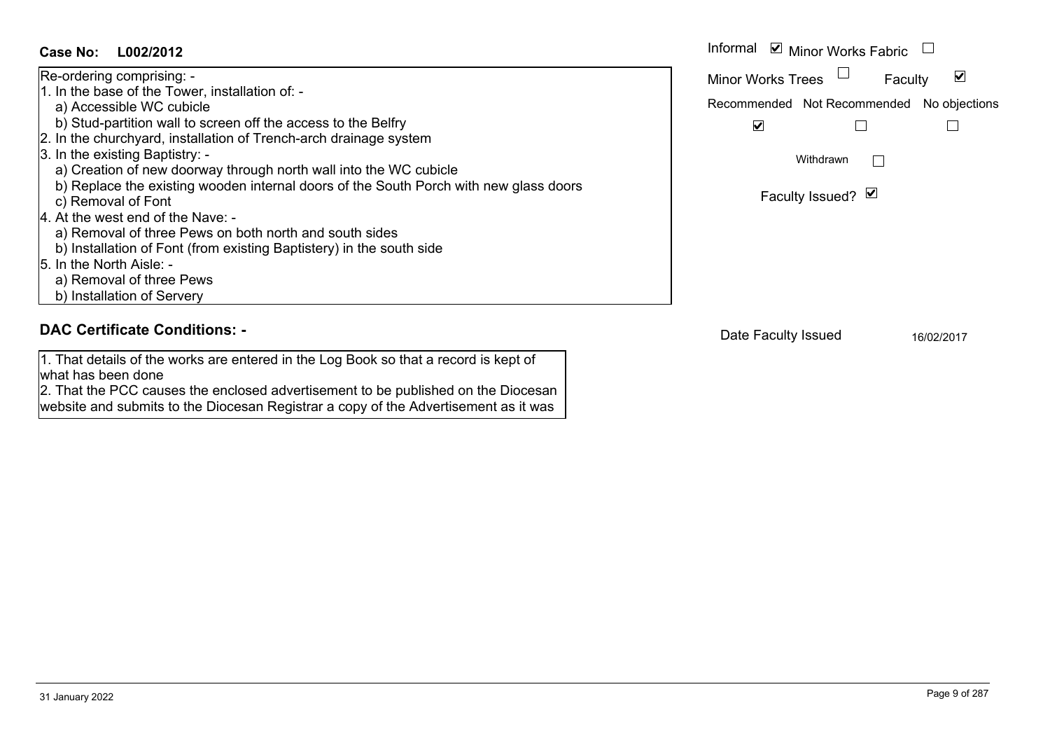**Case No: L002/2012**

Re-ordering comprising: -
1. In the base of the Tower, installation of: -
   a) Accessible WC cubicle
   b) Stud-partition wall to screen off the access to the Belfry
2. In the churchyard, installation of Trench-arch drainage system
3. In the existing Baptistry: -
   a) Creation of new doorway through north wall into the WC cubicle
   b) Replace the existing wooden internal doors of the South Porch with new glass doors
   c) Removal of Font
4. At the west end of the Nave: -
   a) Removal of three Pews on both north and south sides
   b) Installation of Font (from existing Baptistery) in the south side
5. In the North Aisle: -
   a) Removal of three Pews
   b) Installation of Servery

Informal ☑ Minor Works Fabric ☐
Minor Works Trees ☐ Faculty ☑

Recommended ☑ Not Recommended ☐ No objections ☐

Withdrawn ☐

Faculty Issued? ☑

## DAC Certificate Conditions: -

1. That details of the works are entered in the Log Book so that a record is kept of what has been done
2. That the PCC causes the enclosed advertisement to be published on the Diocesan website and submits to the Diocesan Registrar a copy of the Advertisement as it was

Date Faculty Issued 16/02/2017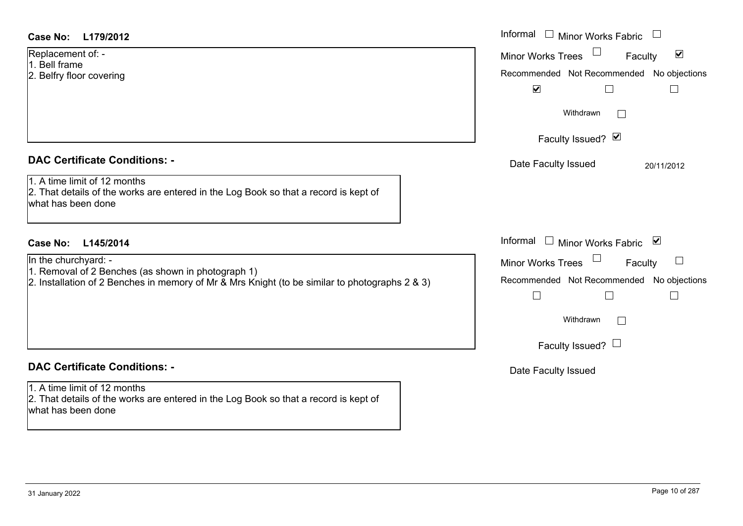**Case No: L179/2012**

Replacement of: -
1. Bell frame
2. Belfry floor covering

Informal ☐ Minor Works Fabric ☐
Minor Works Trees ☐ Faculty ☑

Recommended ☑ Not Recommended ☐ No objections ☐

Withdrawn ☐

Faculty Issued? ☑

Date Faculty Issued: 20/11/2012

## DAC Certificate Conditions: -

1. A time limit of 12 months
2. That details of the works are entered in the Log Book so that a record is kept of what has been done

**Case No: L145/2014**

In the churchyard: -
1. Removal of 2 Benches (as shown in photograph 1)
2. Installation of 2 Benches in memory of Mr & Mrs Knight (to be similar to photographs 2 & 3)

Informal ☐ Minor Works Fabric ☑
Minor Works Trees ☐ Faculty ☐

Recommended ☐ Not Recommended ☐ No objections ☐

Withdrawn ☐

Faculty Issued? ☐

Date Faculty Issued

## DAC Certificate Conditions: -

1. A time limit of 12 months
2. That details of the works are entered in the Log Book so that a record is kept of what has been done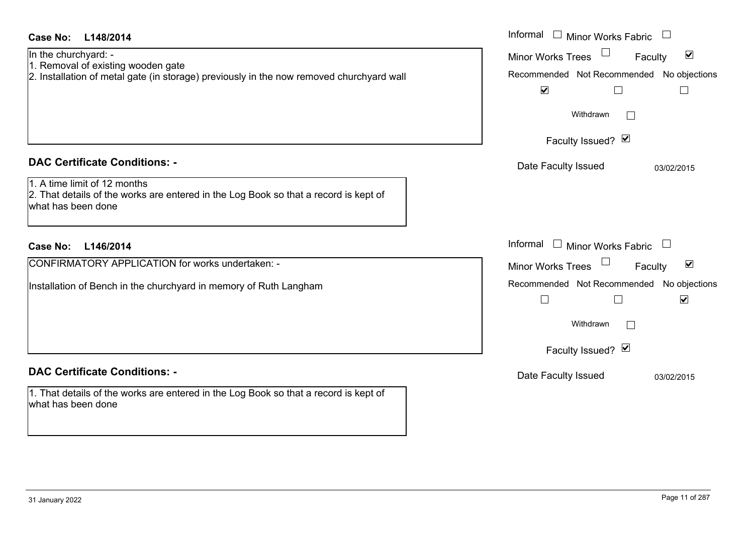**Case No: L148/2014**

In the churchyard: -
1. Removal of existing wooden gate
2. Installation of metal gate (in storage) previously in the now removed churchyard wall

Informal ☐ Minor Works Fabric ☐
Minor Works Trees ☐ Faculty ☑

| Recommended | Not Recommended | No objections |
|---|---|---|
| ☑ | ☐ | ☐ |

Withdrawn ☐

Faculty Issued? ☑

Date Faculty Issued 03/02/2015

**DAC Certificate Conditions: -**

1. A time limit of 12 months
2. That details of the works are entered in the Log Book so that a record is kept of what has been done

**Case No: L146/2014**

CONFIRMATORY APPLICATION for works undertaken: -

Installation of Bench in the churchyard in memory of Ruth Langham

Informal ☐ Minor Works Fabric ☐
Minor Works Trees ☐ Faculty ☑

| Recommended | Not Recommended | No objections |
|---|---|---|
| ☐ | ☐ | ☑ |

Withdrawn ☐

Faculty Issued? ☑

Date Faculty Issued 03/02/2015

**DAC Certificate Conditions: -**

1. That details of the works are entered in the Log Book so that a record is kept of what has been done

31 January 2022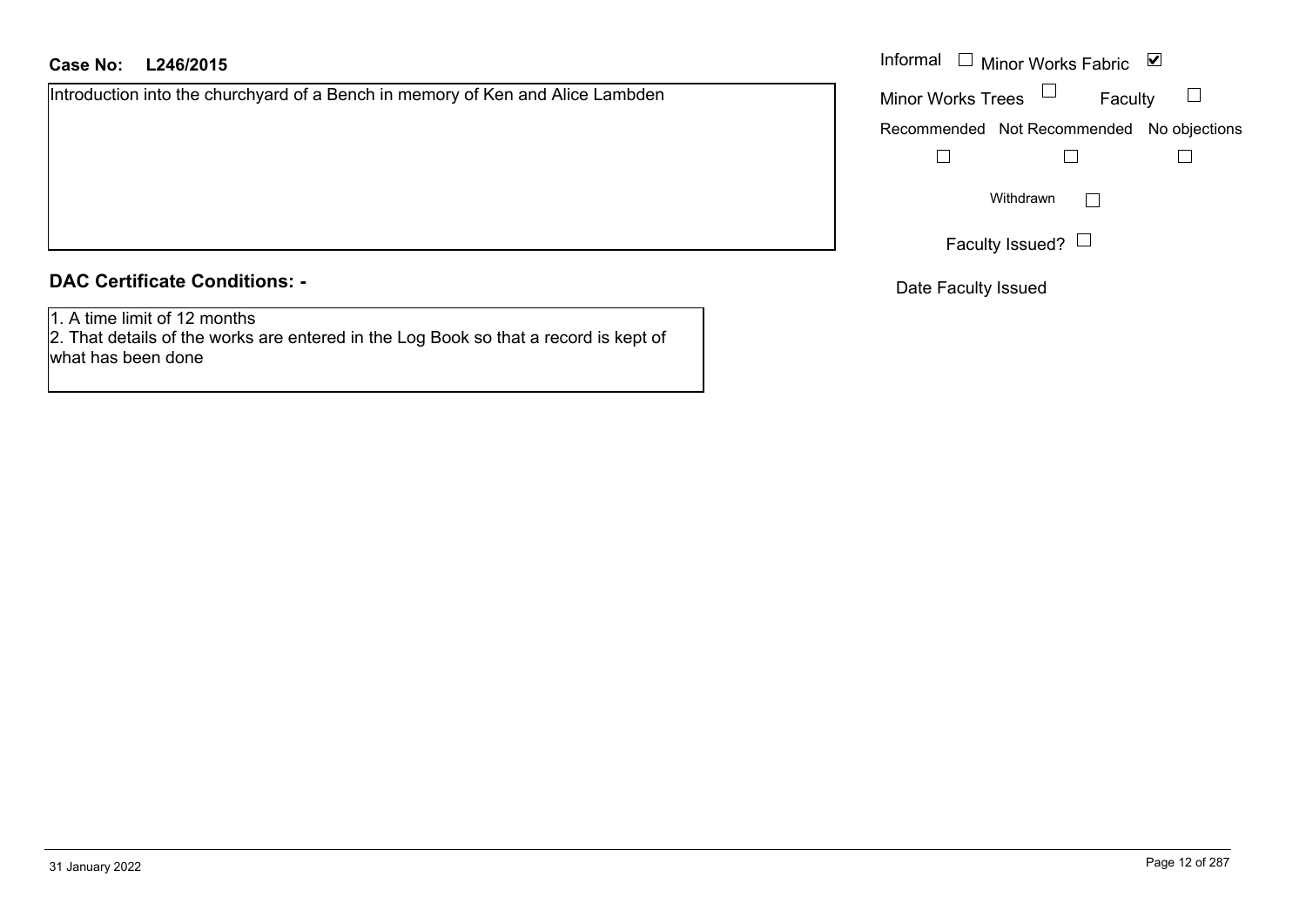**Case No: L246/2015**

Introduction into the churchyard of a Bench in memory of Ken and Alice Lambden

Informal ☐ Minor Works Fabric ☑

Minor Works Trees ☐ Faculty ☐

Recommended ☐ Not Recommended ☐ No objections ☐

Withdrawn ☐

Faculty Issued? ☐

Date Faculty Issued

## DAC Certificate Conditions: -

1. A time limit of 12 months
2. That details of the works are entered in the Log Book so that a record is kept of what has been done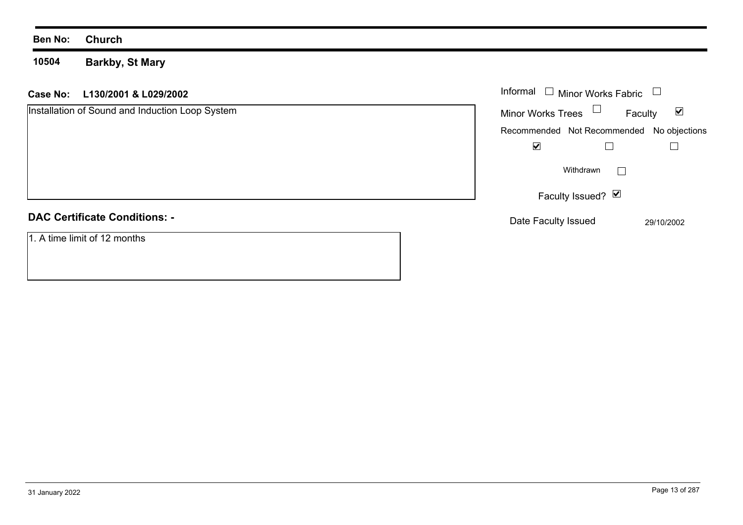| **Ben No:** | **Church** |
|---|---|
| **10504** | **Barkby, St Mary** |

**Case No:** **L130/2001 & L029/2002**

Installation of Sound and Induction Loop System

Informal ☐ Minor Works Fabric ☐

Minor Works Trees ☐ Faculty ☑

| Recommended | Not Recommended | No objections |
|---|---|---|
| ☑ | ☐ | ☐ |

Withdrawn ☐

Faculty Issued? ☑

Date Faculty Issued 29/10/2002

## DAC Certificate Conditions: -

1. A time limit of 12 months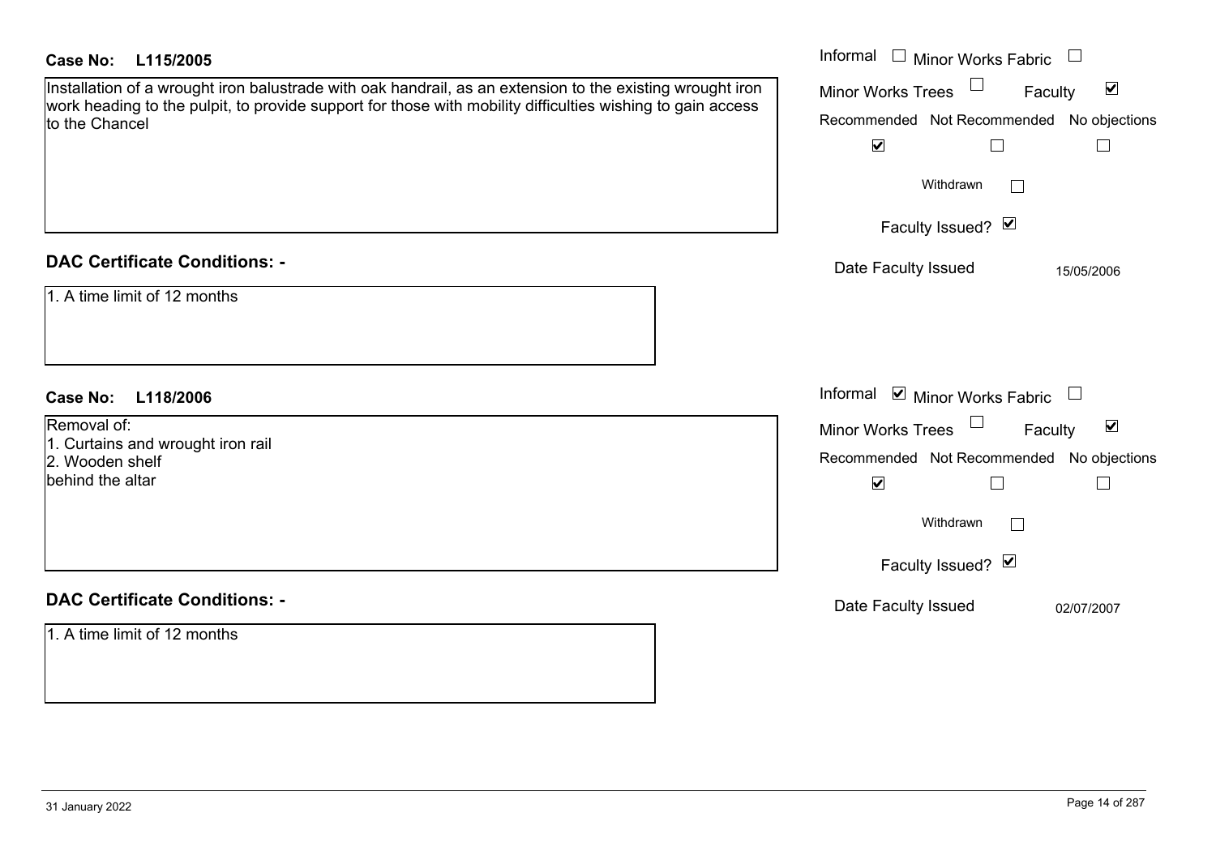**Case No: L115/2005**

Installation of a wrought iron balustrade with oak handrail, as an extension to the existing wrought iron work heading to the pulpit, to provide support for those with mobility difficulties wishing to gain access to the Chancel

Informal ☐ Minor Works Fabric ☐
Minor Works Trees ☐ Faculty ☑

| Recommended | Not Recommended | No objections |
|---|---|---|
| ☑ | ☐ | ☐ |

Withdrawn ☐

Faculty Issued? ☑

Date Faculty Issued 15/05/2006

**DAC Certificate Conditions: -**

1. A time limit of 12 months

**Case No: L118/2006**

Removal of:
1. Curtains and wrought iron rail
2. Wooden shelf
behind the altar

Informal ☑ Minor Works Fabric ☐
Minor Works Trees ☐ Faculty ☑

| Recommended | Not Recommended | No objections |
|---|---|---|
| ☑ | ☐ | ☐ |

Withdrawn ☐

Faculty Issued? ☑

Date Faculty Issued 02/07/2007

**DAC Certificate Conditions: -**

1. A time limit of 12 months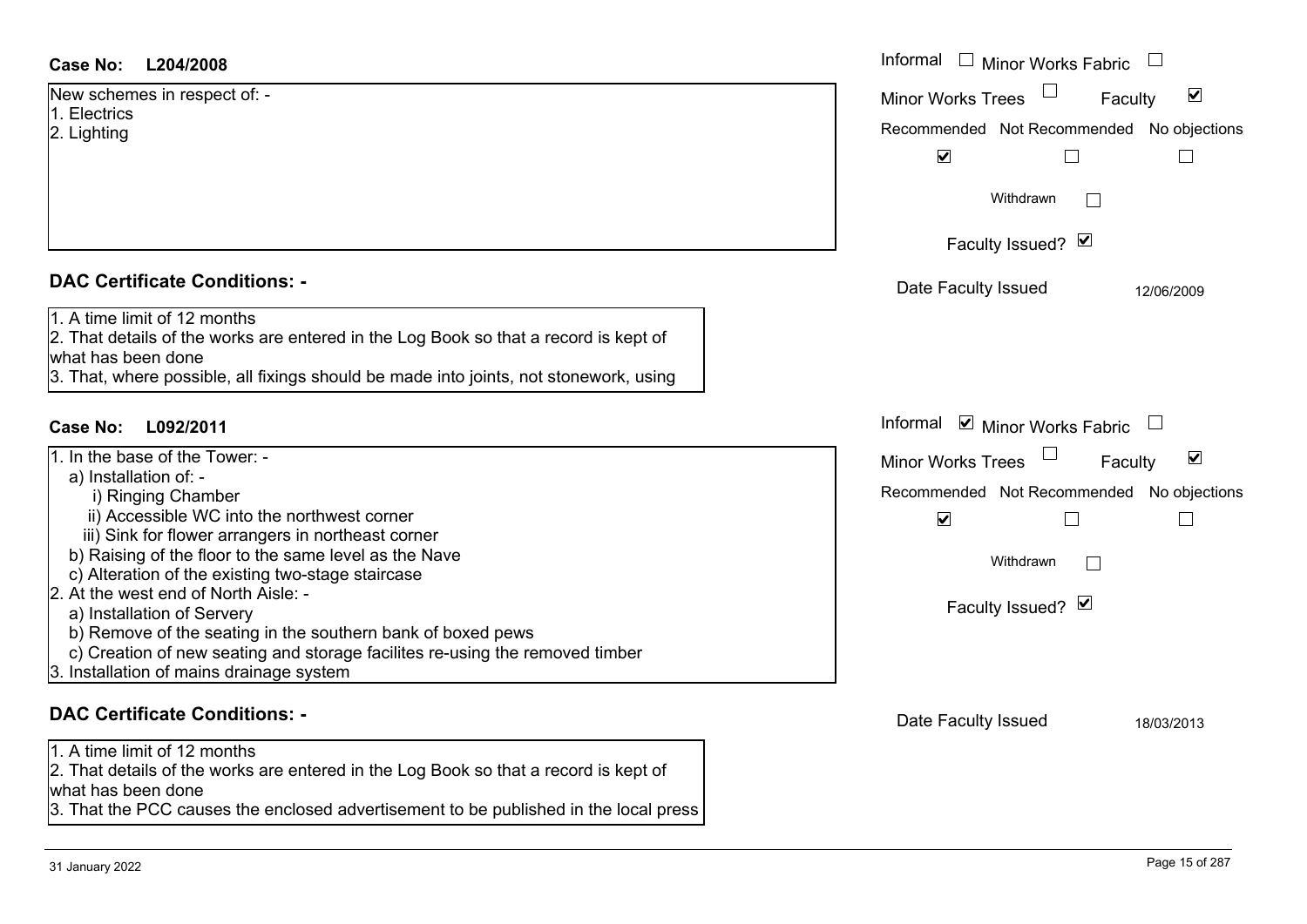## Case No: L204/2008

New schemes in respect of: -
1. Electrics
2. Lighting

Informal ☐ Minor Works Fabric ☐
Minor Works Trees ☐ Faculty ☑

| Recommended | Not Recommended | No objections |
|---|---|---|
| ☑ | ☐ | ☐ |

Withdrawn ☐

Faculty Issued? ☑

Date Faculty Issued 12/06/2009

### DAC Certificate Conditions: -

1. A time limit of 12 months
2. That details of the works are entered in the Log Book so that a record is kept of what has been done
3. That, where possible, all fixings should be made into joints, not stonework, using

## Case No: L092/2011

1. In the base of the Tower: -
   a) Installation of: -
      i) Ringing Chamber
      ii) Accessible WC into the northwest corner
      iii) Sink for flower arrangers in northeast corner
   b) Raising of the floor to the same level as the Nave
   c) Alteration of the existing two-stage staircase
2. At the west end of North Aisle: -
   a) Installation of Servery
   b) Remove of the seating in the southern bank of boxed pews
   c) Creation of new seating and storage facilites re-using the removed timber
3. Installation of mains drainage system

Informal ☑ Minor Works Fabric ☐
Minor Works Trees ☐ Faculty ☑

| Recommended | Not Recommended | No objections |
|---|---|---|
| ☑ | ☐ | ☐ |

Withdrawn ☐

Faculty Issued? ☑

Date Faculty Issued 18/03/2013

### DAC Certificate Conditions: -

1. A time limit of 12 months
2. That details of the works are entered in the Log Book so that a record is kept of what has been done
3. That the PCC causes the enclosed advertisement to be published in the local press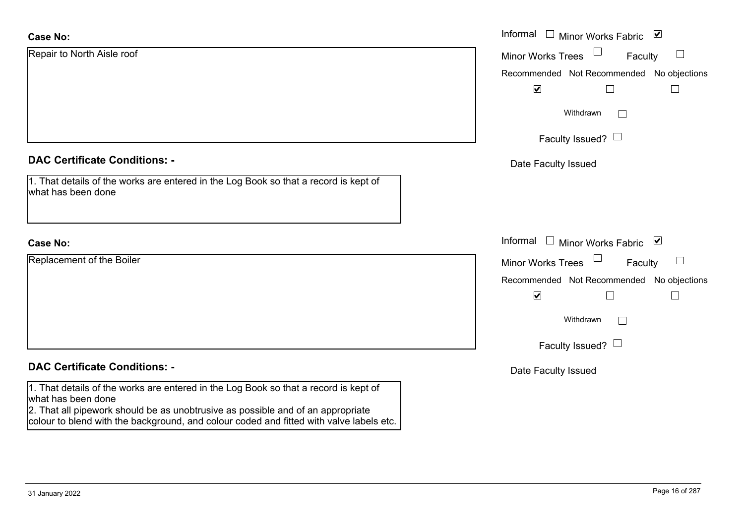**Case No:**

Repair to North Aisle roof

Informal ☐ Minor Works Fabric ☑

Minor Works Trees ☐ Faculty ☐

Recommended ☑ Not Recommended ☐ No objections ☐

Withdrawn ☐

Faculty Issued? ☐

Date Faculty Issued

**DAC Certificate Conditions: -**

1. That details of the works are entered in the Log Book so that a record is kept of what has been done

**Case No:**

Replacement of the Boiler

Informal ☐ Minor Works Fabric ☑

Minor Works Trees ☐ Faculty ☐

Recommended ☑ Not Recommended ☐ No objections ☐

Withdrawn ☐

Faculty Issued? ☐

Date Faculty Issued

**DAC Certificate Conditions: -**

1. That details of the works are entered in the Log Book so that a record is kept of what has been done
2. That all pipework should be as unobtrusive as possible and of an appropriate colour to blend with the background, and colour coded and fitted with valve labels etc.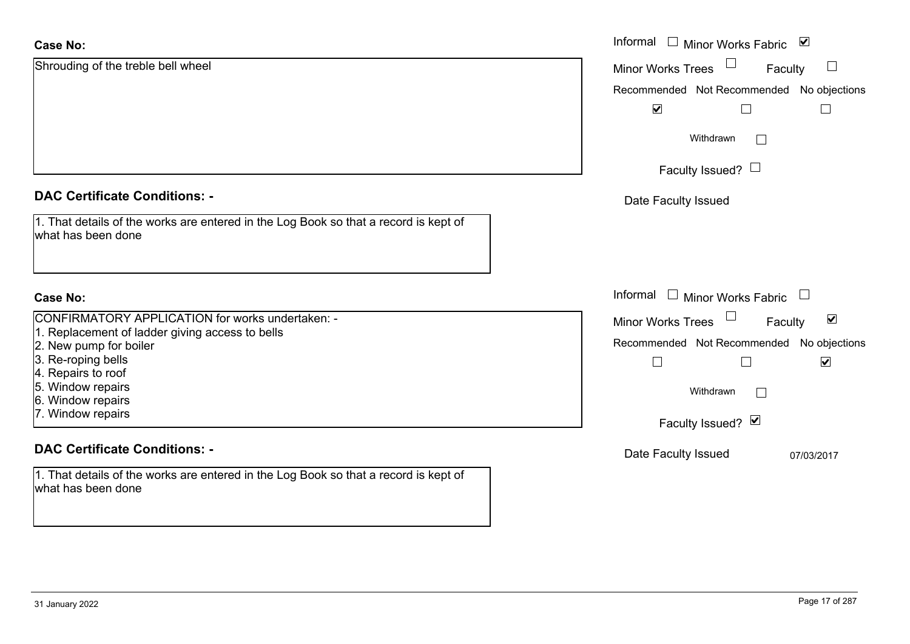**Case No:**

Shrouding of the treble bell wheel

Informal ☐ Minor Works Fabric ☑

Minor Works Trees ☐ Faculty ☐

Recommended ☑ Not Recommended ☐ No objections ☐

Withdrawn ☐

Faculty Issued? ☐

Date Faculty Issued

**DAC Certificate Conditions: -**

1. That details of the works are entered in the Log Book so that a record is kept of what has been done

**Case No:**

CONFIRMATORY APPLICATION for works undertaken: -
1. Replacement of ladder giving access to bells
2. New pump for boiler
3. Re-roping bells
4. Repairs to roof
5. Window repairs
6. Window repairs
7. Window repairs

Informal ☐ Minor Works Fabric ☐

Minor Works Trees ☐ Faculty ☑

Recommended ☐ Not Recommended ☐ No objections ☑

Withdrawn ☐

Faculty Issued? ☑

Date Faculty Issued 07/03/2017

**DAC Certificate Conditions: -**

1. That details of the works are entered in the Log Book so that a record is kept of what has been done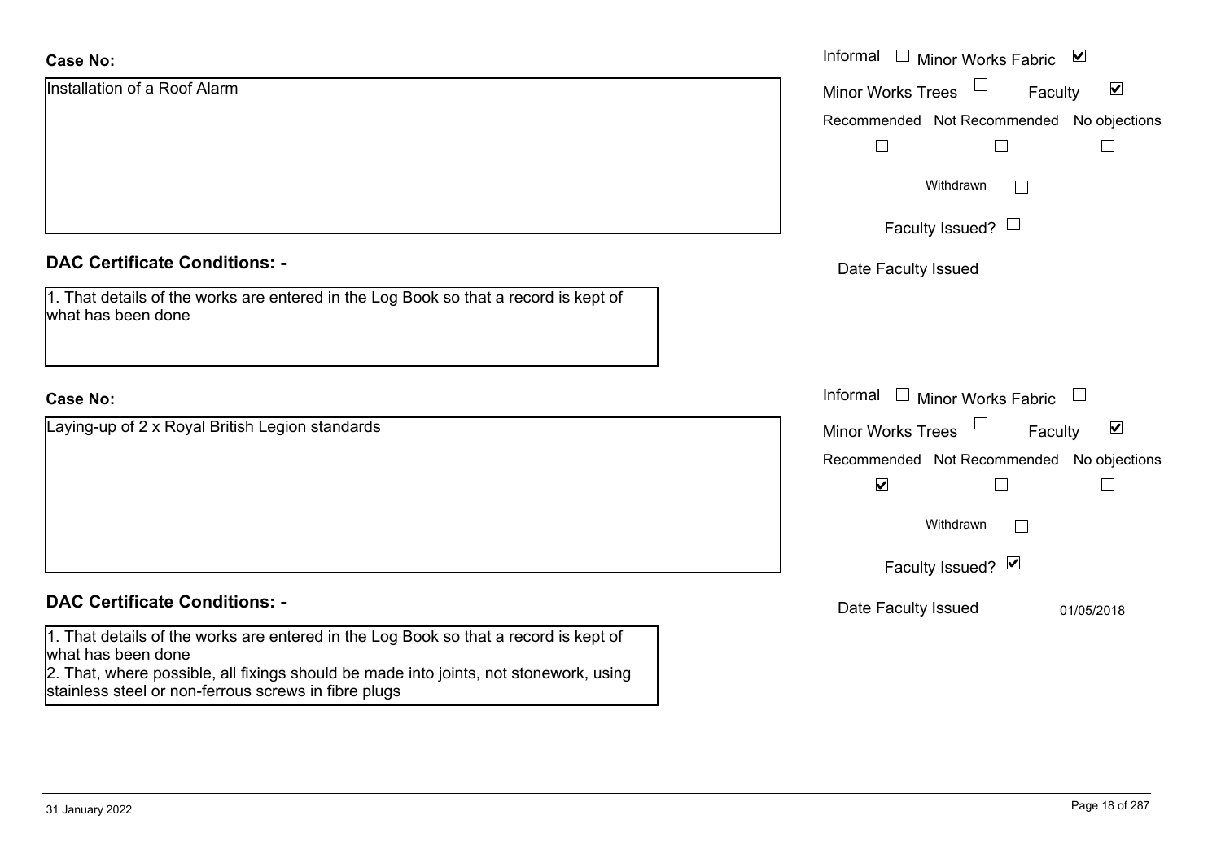**Case No:**

Installation of a Roof Alarm

Informal ☐ Minor Works Fabric ☑

Minor Works Trees ☐ Faculty ☑

Recommended ☐ Not Recommended ☐ No objections ☐

Withdrawn ☐

Faculty Issued? ☐

Date Faculty Issued

**DAC Certificate Conditions: -**

1. That details of the works are entered in the Log Book so that a record is kept of what has been done

**Case No:**

Laying-up of 2 x Royal British Legion standards

Informal ☐ Minor Works Fabric ☐

Minor Works Trees ☐ Faculty ☑

Recommended ☑ Not Recommended ☐ No objections ☐

Withdrawn ☐

Faculty Issued? ☑

Date Faculty Issued 01/05/2018

**DAC Certificate Conditions: -**

1. That details of the works are entered in the Log Book so that a record is kept of what has been done
2. That, where possible, all fixings should be made into joints, not stonework, using stainless steel or non-ferrous screws in fibre plugs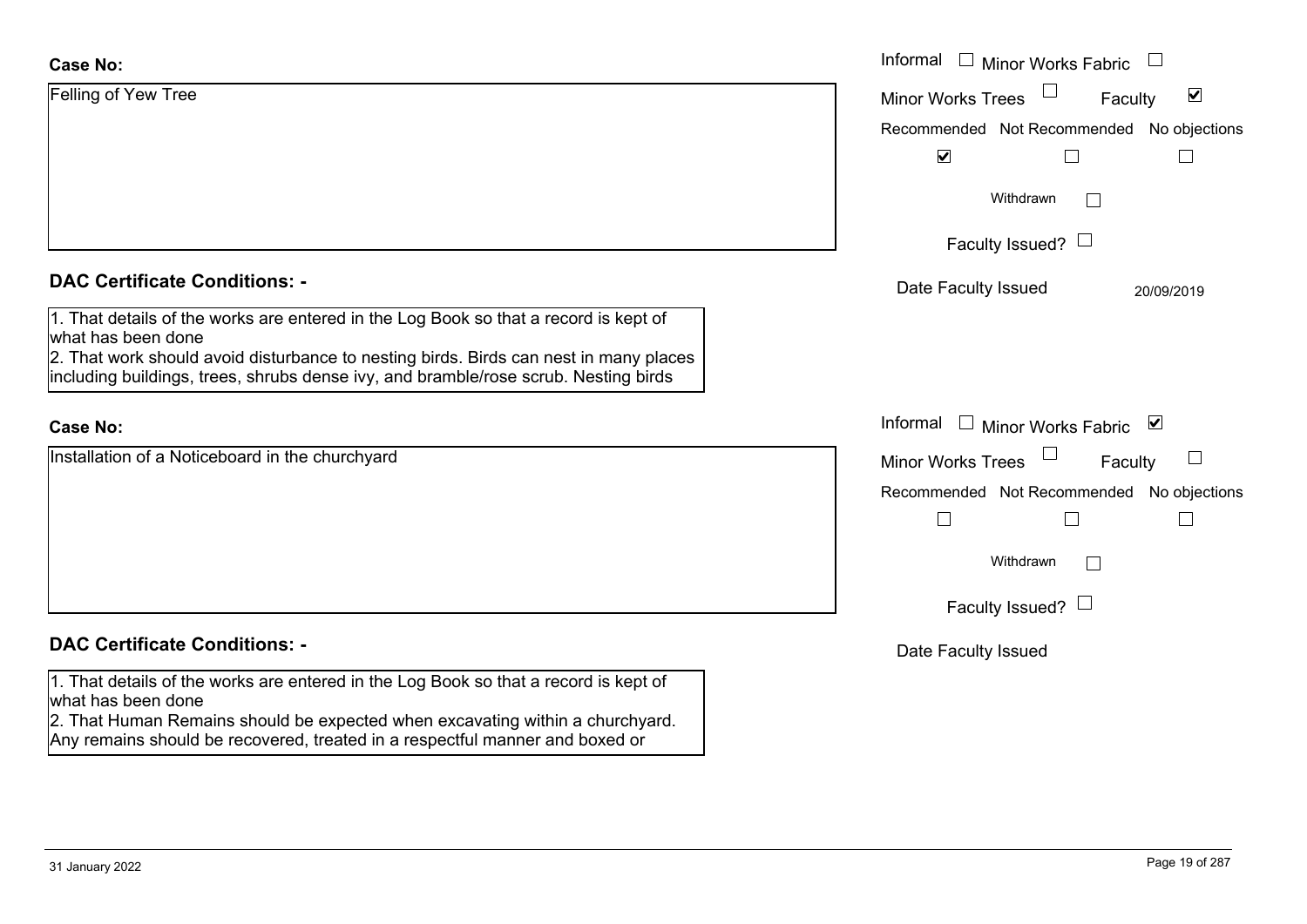**Case No:**

Felling of Yew Tree

Informal ☐ Minor Works Fabric ☐

Minor Works Trees ☐ Faculty ☑

Recommended ☑ Not Recommended ☐ No objections ☐

Withdrawn ☐

Faculty Issued? ☐

Date Faculty Issued 20/09/2019

**DAC Certificate Conditions: -**

1. That details of the works are entered in the Log Book so that a record is kept of what has been done
2. That work should avoid disturbance to nesting birds. Birds can nest in many places including buildings, trees, shrubs dense ivy, and bramble/rose scrub. Nesting birds

**Case No:**

Installation of a Noticeboard in the churchyard

Informal ☐ Minor Works Fabric ☑

Minor Works Trees ☐ Faculty ☐

Recommended ☐ Not Recommended ☐ No objections ☐

Withdrawn ☐

Faculty Issued? ☐

Date Faculty Issued

**DAC Certificate Conditions: -**

1. That details of the works are entered in the Log Book so that a record is kept of what has been done
2. That Human Remains should be expected when excavating within a churchyard. Any remains should be recovered, treated in a respectful manner and boxed or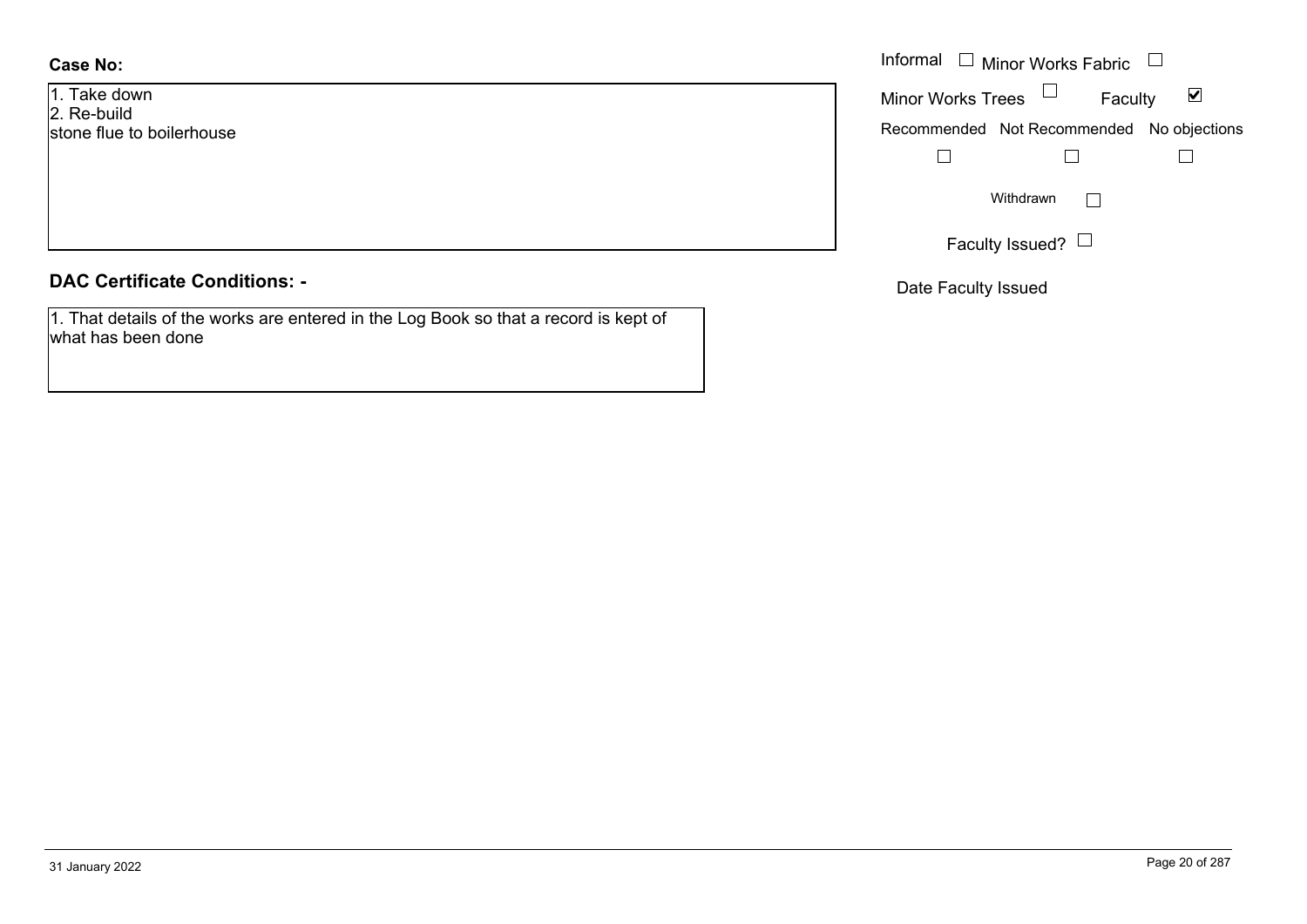**Case No:**

1. Take down
2. Re-build
stone flue to boilerhouse

Informal ☐ Minor Works Fabric ☐

Minor Works Trees ☐ Faculty ☑

Recommended ☐ Not Recommended ☐ No objections ☐

Withdrawn ☐

Faculty Issued? ☐

Date Faculty Issued

**DAC Certificate Conditions: -**

1. That details of the works are entered in the Log Book so that a record is kept of what has been done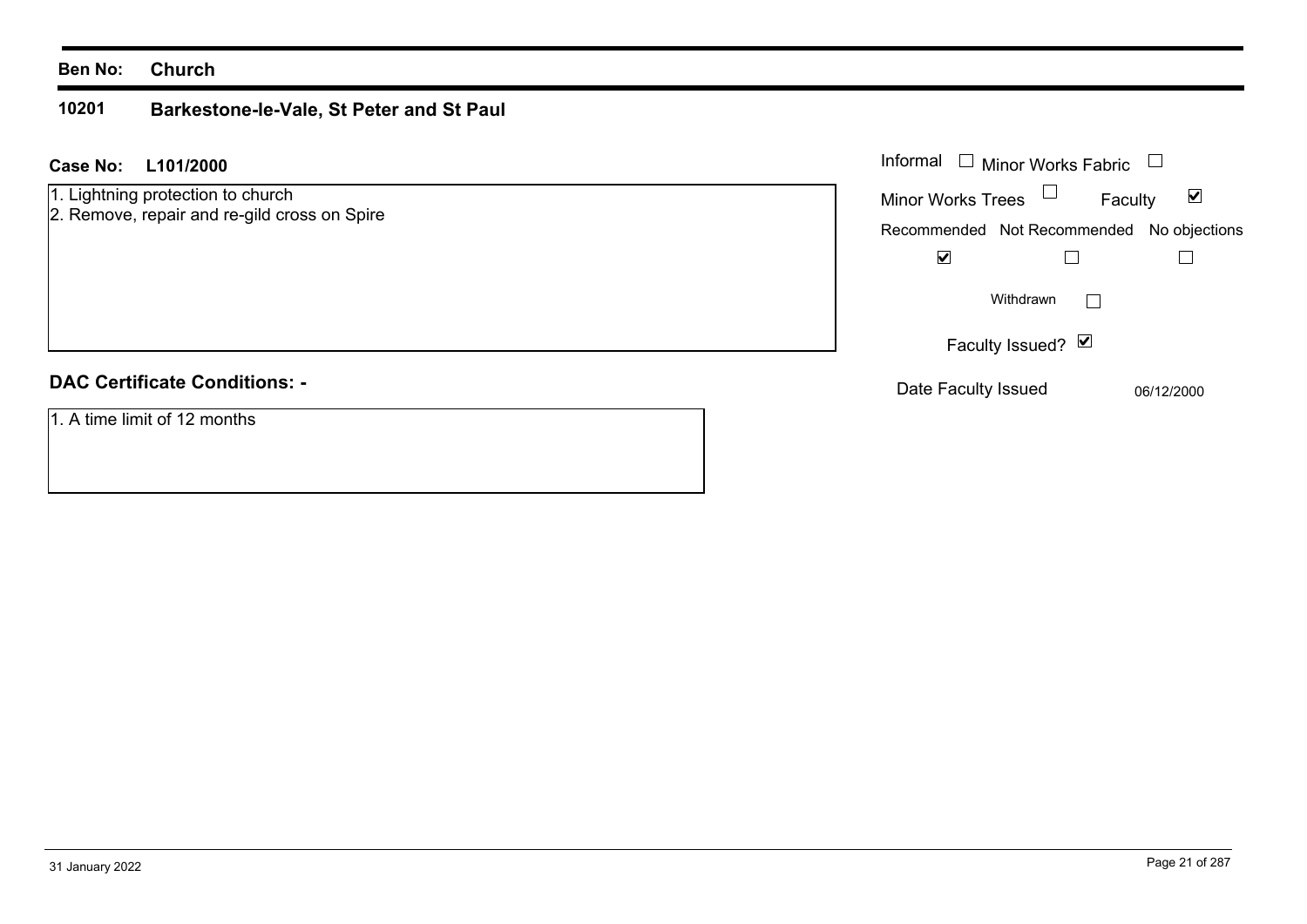**Ben No:** **Church**

## 10201 Barkestone-le-Vale, St Peter and St Paul

**Case No:** **L101/2000**

1. Lightning protection to church
2. Remove, repair and re-gild cross on Spire

Informal ☐ Minor Works Fabric ☐

Minor Works Trees ☐ Faculty ☑

| Recommended | Not Recommended | No objections |
| --- | --- | --- |
| ☑ | ☐ | ☐ |

Withdrawn ☐

Faculty Issued? ☑

Date Faculty Issued 06/12/2000

### DAC Certificate Conditions: -

1. A time limit of 12 months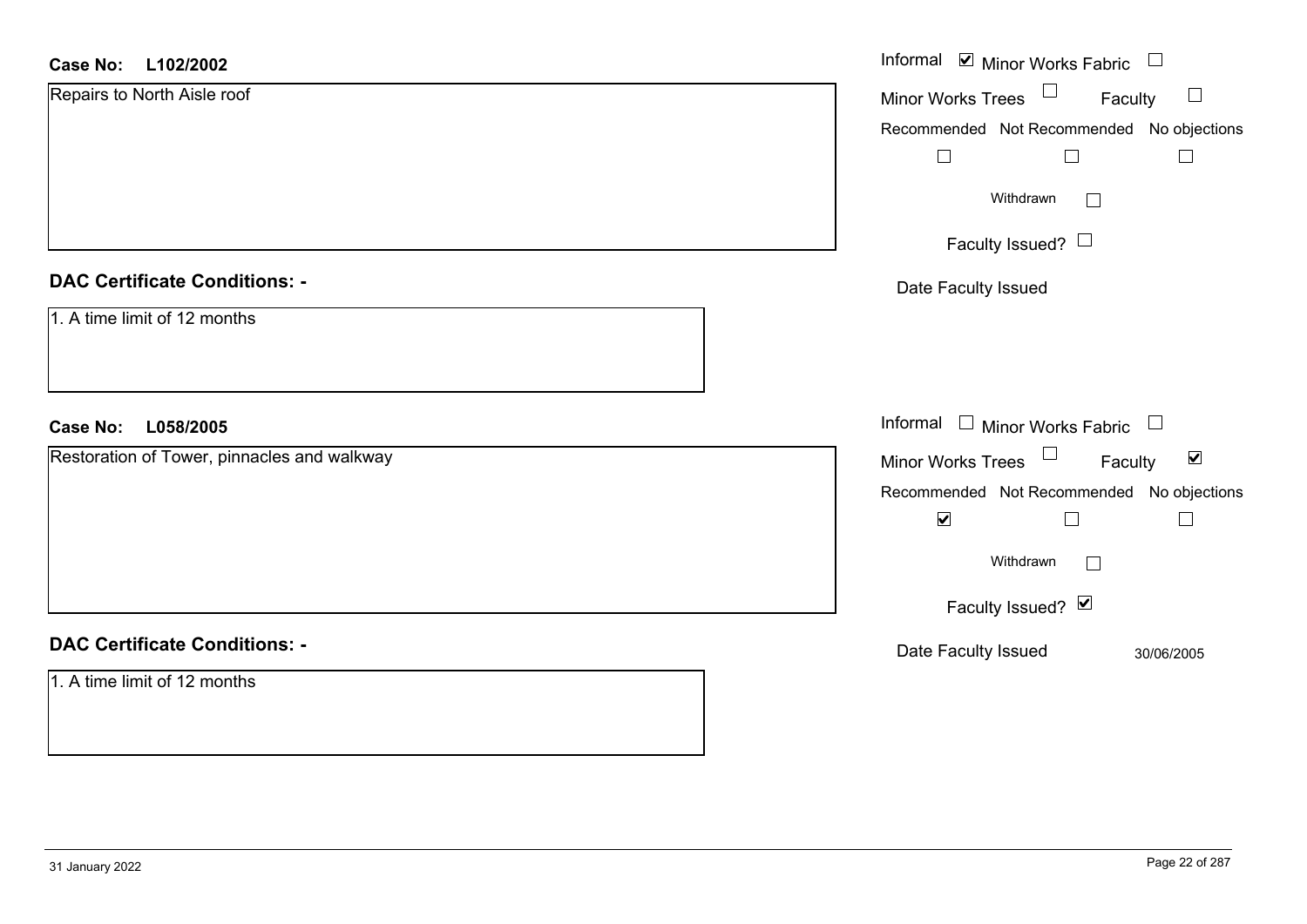**Case No:** **L102/2002**

Repairs to North Aisle roof

Informal ☑ Minor Works Fabric ☐

Minor Works Trees ☐ Faculty ☐

| Recommended | Not Recommended | No objections |
|---|---|---|
| ☐ | ☐ | ☐ |

Withdrawn ☐

Faculty Issued? ☐

Date Faculty Issued

## DAC Certificate Conditions: -

1. A time limit of 12 months

**Case No:** **L058/2005**

Restoration of Tower, pinnacles and walkway

Informal ☐ Minor Works Fabric ☐

Minor Works Trees ☐ Faculty ☑

| Recommended | Not Recommended | No objections |
|---|---|---|
| ☑ | ☐ | ☐ |

Withdrawn ☐

Faculty Issued? ☑

Date Faculty Issued 30/06/2005

## DAC Certificate Conditions: -

1. A time limit of 12 months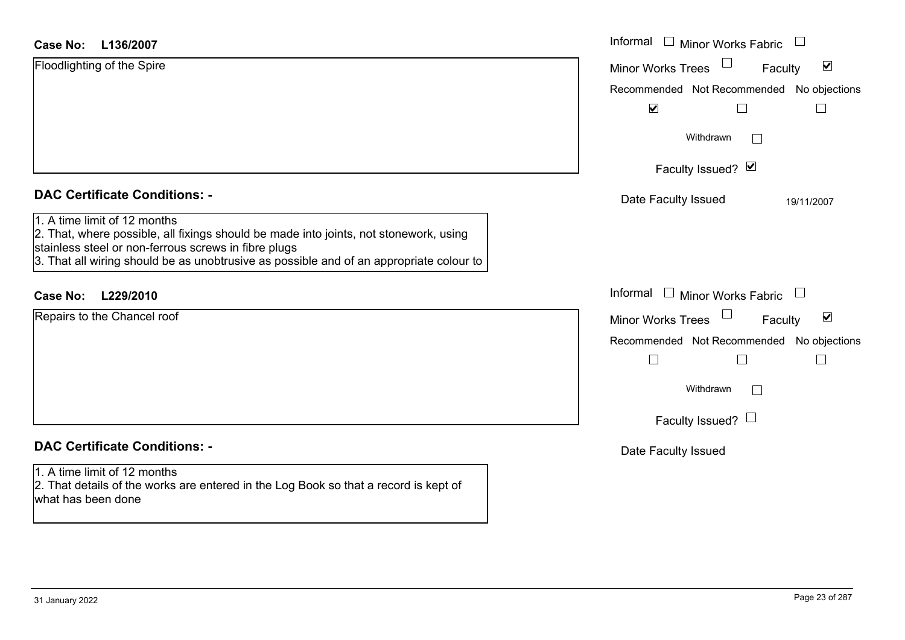**Case No: L136/2007**

Floodlighting of the Spire

Informal ☐ Minor Works Fabric ☐

Minor Works Trees ☐ Faculty ☑

Recommended ☑ Not Recommended ☐ No objections ☐

Withdrawn ☐

Faculty Issued? ☑

Date Faculty Issued 19/11/2007

## DAC Certificate Conditions: -

1. A time limit of 12 months
2. That, where possible, all fixings should be made into joints, not stonework, using stainless steel or non-ferrous screws in fibre plugs
3. That all wiring should be as unobtrusive as possible and of an appropriate colour to

**Case No: L229/2010**

Repairs to the Chancel roof

Informal ☐ Minor Works Fabric ☐

Minor Works Trees ☐ Faculty ☑

Recommended ☐ Not Recommended ☐ No objections ☐

Withdrawn ☐

Faculty Issued? ☐

Date Faculty Issued

## DAC Certificate Conditions: -

1. A time limit of 12 months
2. That details of the works are entered in the Log Book so that a record is kept of what has been done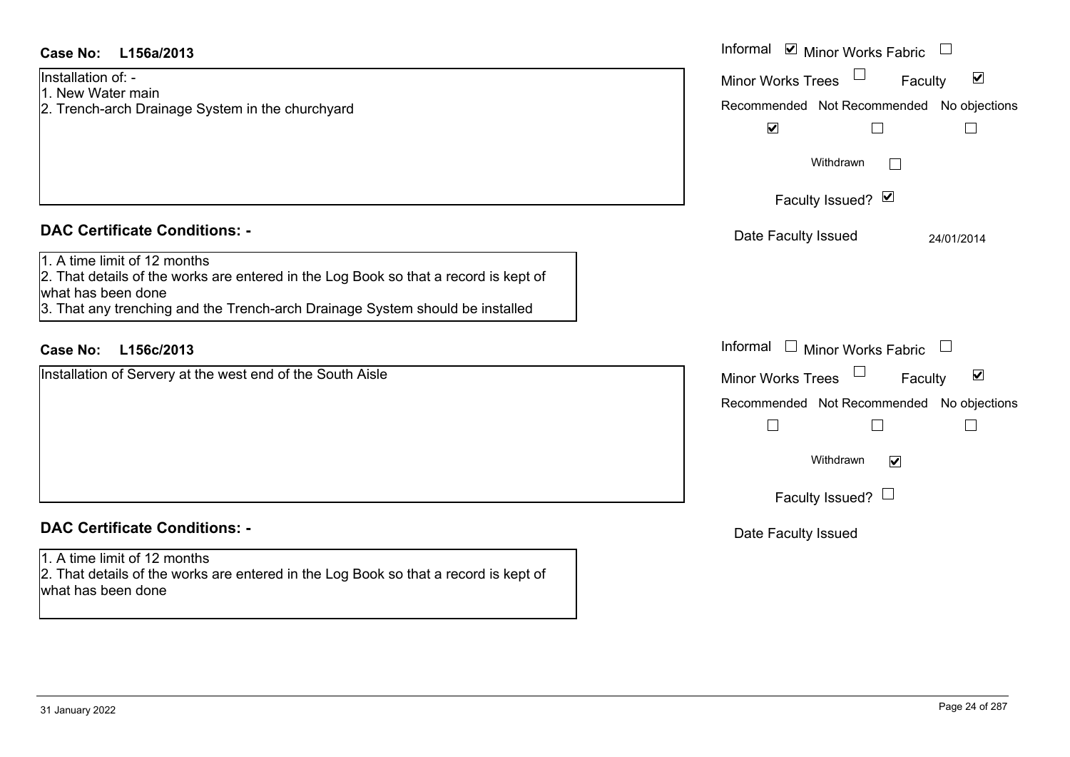**Case No: L156a/2013**

Installation of: -
1. New Water main
2. Trench-arch Drainage System in the churchyard

Informal ☑ Minor Works Fabric ☐
Minor Works Trees ☐ Faculty ☑
Recommended ☑ Not Recommended ☐ No objections ☐
Withdrawn ☐
Faculty Issued? ☑
Date Faculty Issued 24/01/2014

**DAC Certificate Conditions: -**

1. A time limit of 12 months
2. That details of the works are entered in the Log Book so that a record is kept of what has been done
3. That any trenching and the Trench-arch Drainage System should be installed

**Case No: L156c/2013**

Installation of Servery at the west end of the South Aisle

Informal ☐ Minor Works Fabric ☐
Minor Works Trees ☐ Faculty ☑
Recommended ☐ Not Recommended ☐ No objections ☐
Withdrawn ☑
Faculty Issued? ☐
Date Faculty Issued

**DAC Certificate Conditions: -**

1. A time limit of 12 months
2. That details of the works are entered in the Log Book so that a record is kept of what has been done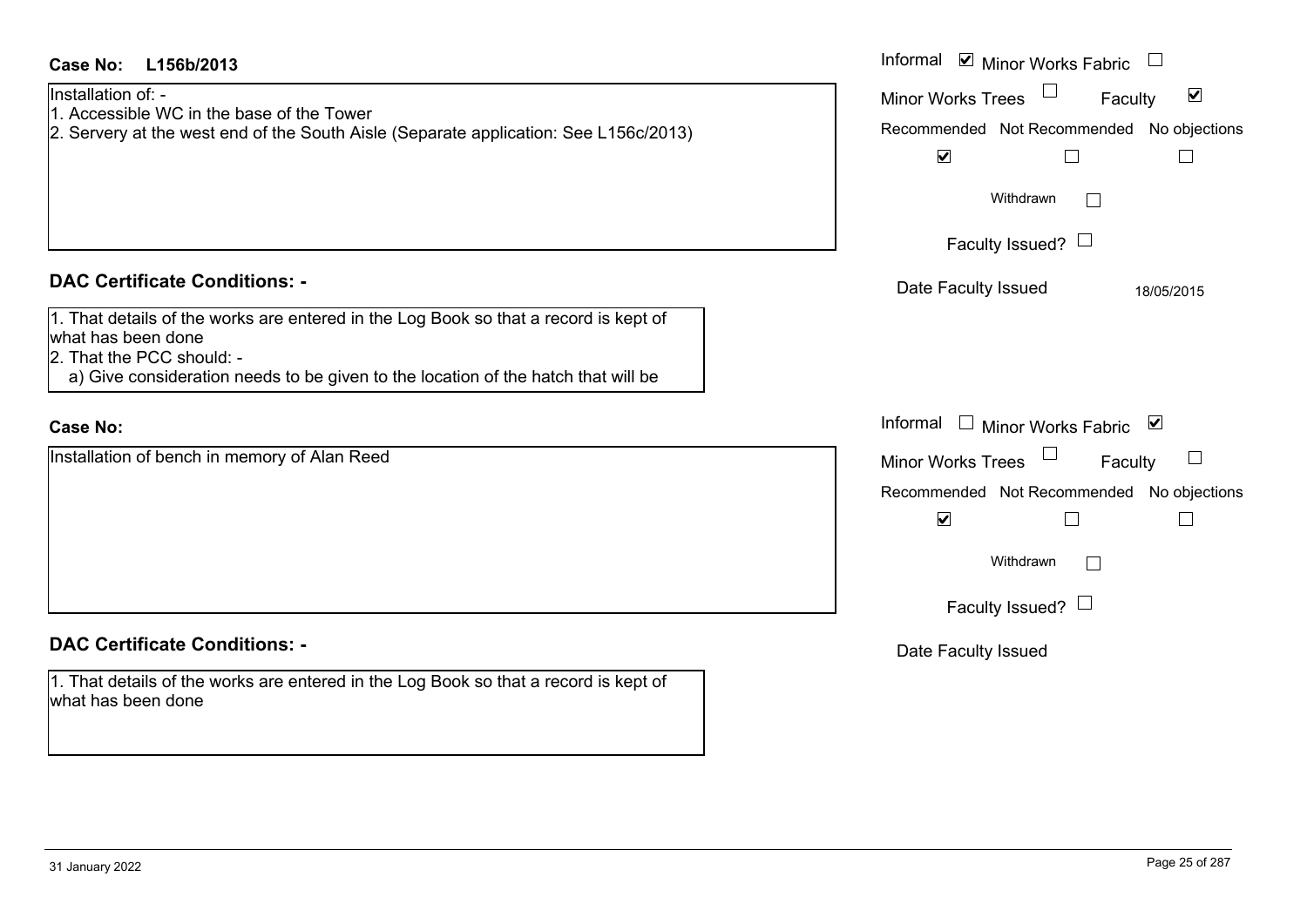**Case No:** **L156b/2013**

Installation of: -
1. Accessible WC in the base of the Tower
2. Servery at the west end of the South Aisle (Separate application: See L156c/2013)

Informal ☑ Minor Works Fabric ☐
Minor Works Trees ☐ Faculty ☑

| Recommended | Not Recommended | No objections |
| --- | --- | --- |
| ☑ | ☐ | ☐ |

Withdrawn ☐

Faculty Issued? ☐

Date Faculty Issued: 18/05/2015

## DAC Certificate Conditions: -

1. That details of the works are entered in the Log Book so that a record is kept of what has been done
2. That the PCC should: -
   a) Give consideration needs to be given to the location of the hatch that will be

**Case No:**

Installation of bench in memory of Alan Reed

Informal ☐ Minor Works Fabric ☑
Minor Works Trees ☐ Faculty ☐

| Recommended | Not Recommended | No objections |
| --- | --- | --- |
| ☑ | ☐ | ☐ |

Withdrawn ☐

Faculty Issued? ☐

Date Faculty Issued

## DAC Certificate Conditions: -

1. That details of the works are entered in the Log Book so that a record is kept of what has been done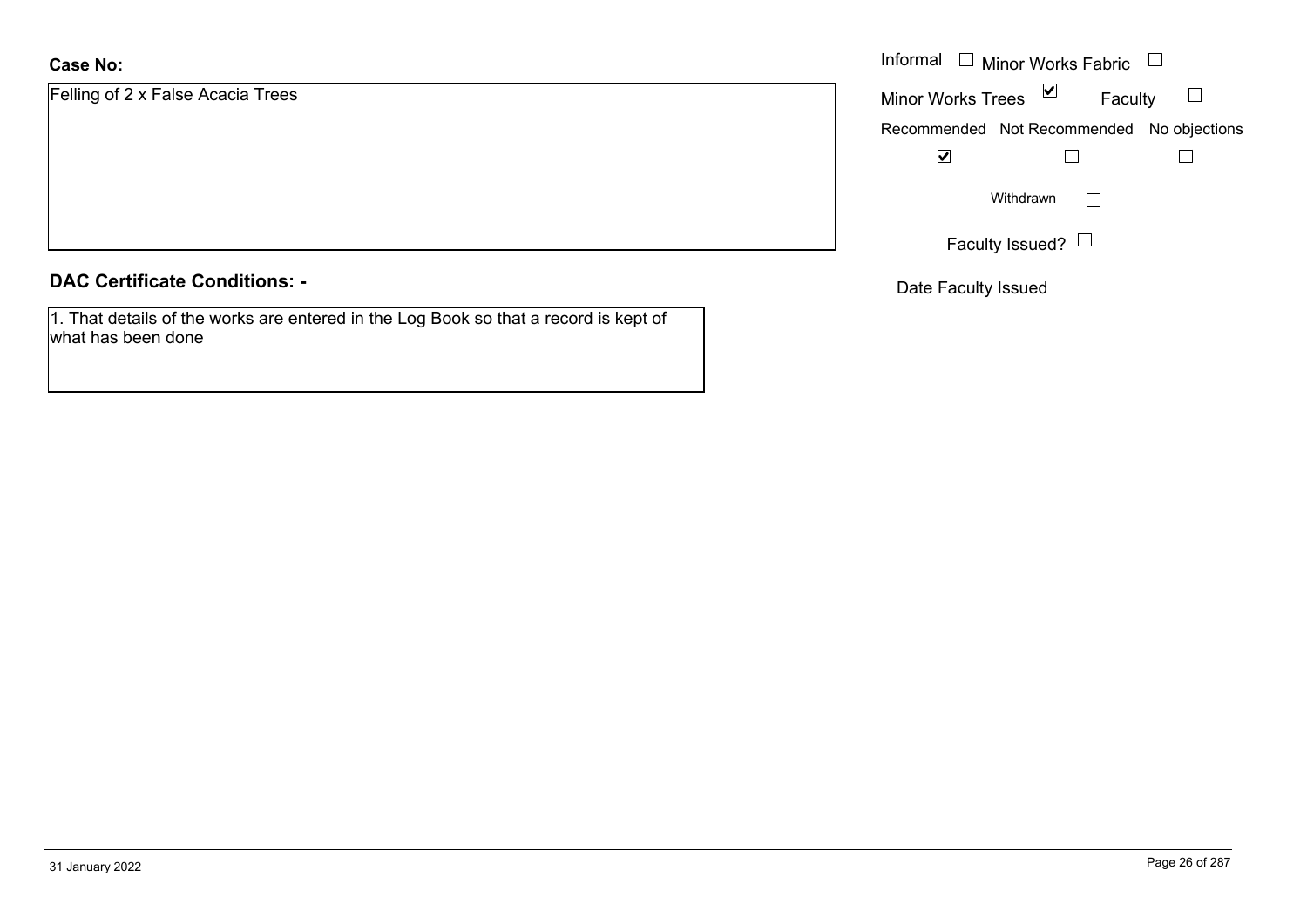**Case No:**

Felling of 2 x False Acacia Trees

Informal ☐ Minor Works Fabric ☐

Minor Works Trees ☑ Faculty ☐

| Recommended | Not Recommended | No objections |
| --- | --- | --- |
| ☑ | ☐ | ☐ |

Withdrawn ☐

Faculty Issued? ☐

Date Faculty Issued

**DAC Certificate Conditions: -**

1. That details of the works are entered in the Log Book so that a record is kept of what has been done

31 January 2022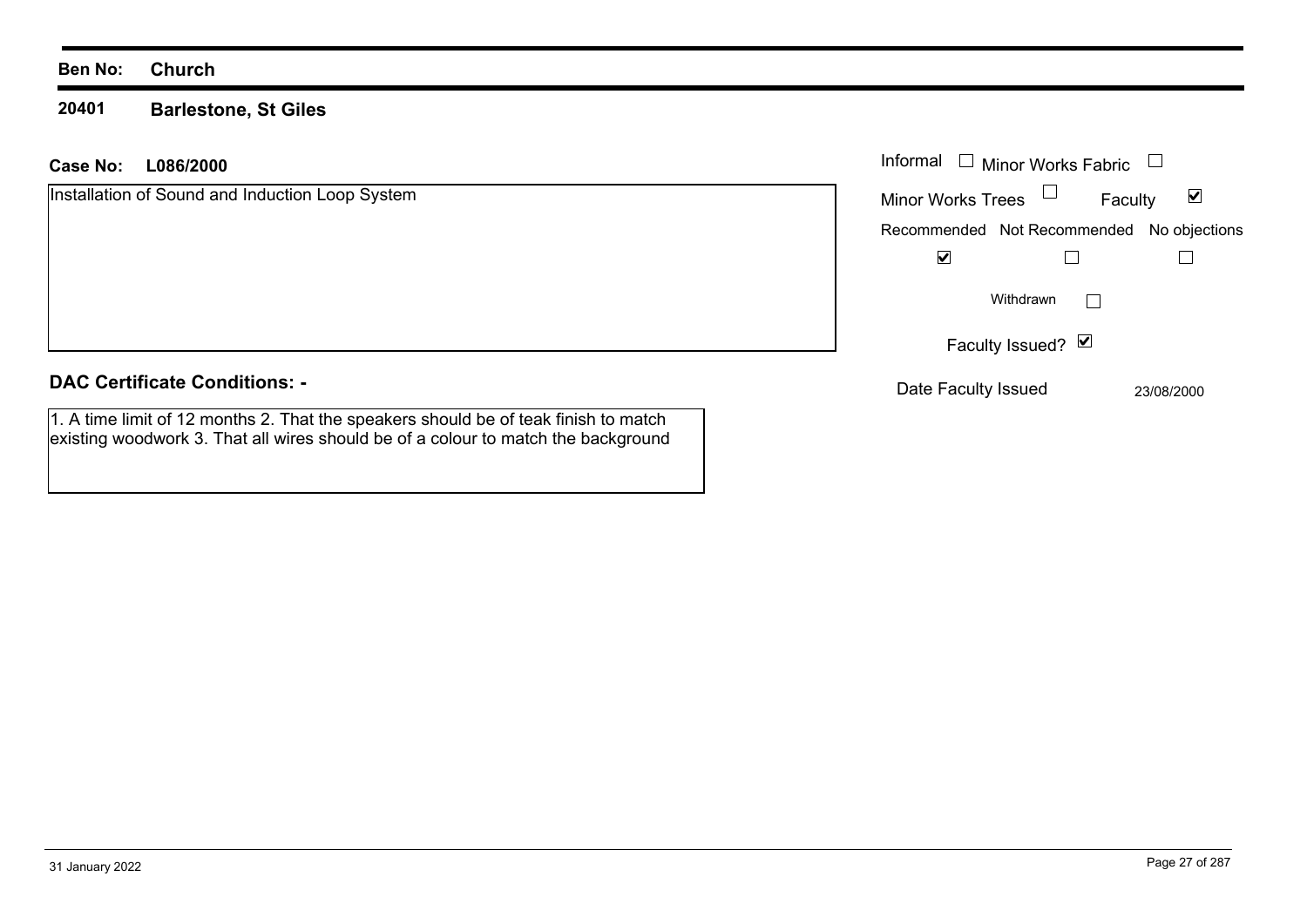**Ben No:** **Church**

**20401** **Barlestone, St Giles**

**Case No:** **L086/2000**

Installation of Sound and Induction Loop System

Informal ☐ Minor Works Fabric ☐

Minor Works Trees ☐ Faculty ☑

| Recommended | Not Recommended | No objections |
|---|---|---|
| ☑ | ☐ | ☐ |

Withdrawn ☐

Faculty Issued? ☑

Date Faculty Issued 23/08/2000

**DAC Certificate Conditions: -**

1. A time limit of 12 months 2. That the speakers should be of teak finish to match existing woodwork 3. That all wires should be of a colour to match the background

31 January 2022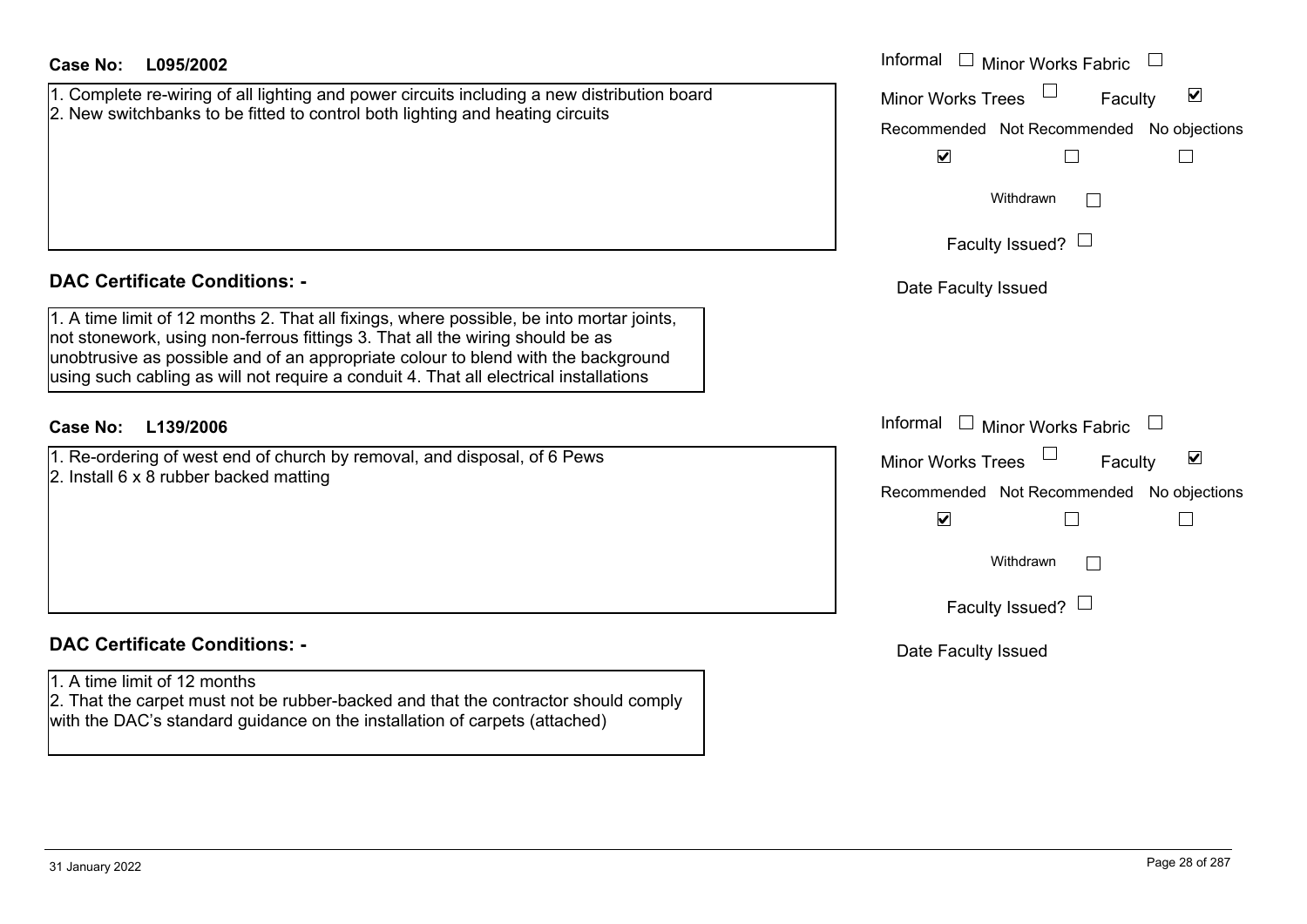**Case No: L095/2002**

1. Complete re-wiring of all lighting and power circuits including a new distribution board
2. New switchbanks to be fitted to control both lighting and heating circuits

Informal ☐ Minor Works Fabric ☐
Minor Works Trees ☐ Faculty ☑

| Recommended | Not Recommended | No objections |
|---|---|---|
| ☑ | ☐ | ☐ |

Withdrawn ☐

Faculty Issued? ☐

Date Faculty Issued

## DAC Certificate Conditions: -

1. A time limit of 12 months 2. That all fixings, where possible, be into mortar joints, not stonework, using non-ferrous fittings 3. That all the wiring should be as unobtrusive as possible and of an appropriate colour to blend with the background using such cabling as will not require a conduit 4. That all electrical installations

**Case No: L139/2006**

1. Re-ordering of west end of church by removal, and disposal, of 6 Pews
2. Install 6 x 8 rubber backed matting

Informal ☐ Minor Works Fabric ☐
Minor Works Trees ☐ Faculty ☑

| Recommended | Not Recommended | No objections |
|---|---|---|
| ☑ | ☐ | ☐ |

Withdrawn ☐

Faculty Issued? ☐

Date Faculty Issued

## DAC Certificate Conditions: -

1. A time limit of 12 months
2. That the carpet must not be rubber-backed and that the contractor should comply with the DAC's standard guidance on the installation of carpets (attached)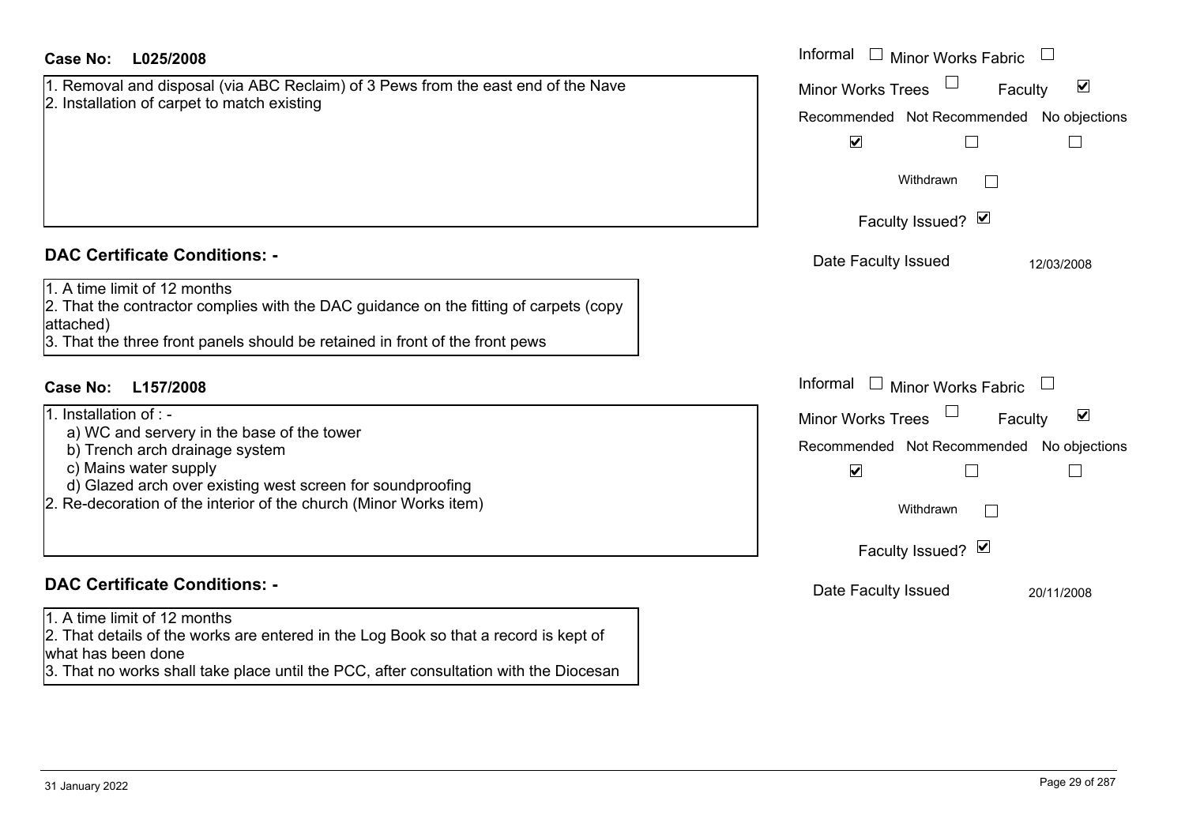**Case No:** L025/2008

1. Removal and disposal (via ABC Reclaim) of 3 Pews from the east end of the Nave
2. Installation of carpet to match existing

Informal ☐ Minor Works Fabric ☐
Minor Works Trees ☐ Faculty ☑

| Recommended | Not Recommended | No objections |
|---|---|---|
| ☑ | ☐ | ☐ |

Withdrawn ☐

Faculty Issued? ☑

Date Faculty Issued 12/03/2008

## DAC Certificate Conditions: -

1. A time limit of 12 months
2. That the contractor complies with the DAC guidance on the fitting of carpets (copy attached)
3. That the three front panels should be retained in front of the front pews

**Case No:** L157/2008

1. Installation of : -
   a) WC and servery in the base of the tower
   b) Trench arch drainage system
   c) Mains water supply
   d) Glazed arch over existing west screen for soundproofing
2. Re-decoration of the interior of the church (Minor Works item)

Informal ☐ Minor Works Fabric ☐
Minor Works Trees ☐ Faculty ☑

| Recommended | Not Recommended | No objections |
|---|---|---|
| ☑ | ☐ | ☐ |

Withdrawn ☐

Faculty Issued? ☑

Date Faculty Issued 20/11/2008

## DAC Certificate Conditions: -

1. A time limit of 12 months
2. That details of the works are entered in the Log Book so that a record is kept of what has been done
3. That no works shall take place until the PCC, after consultation with the Diocesan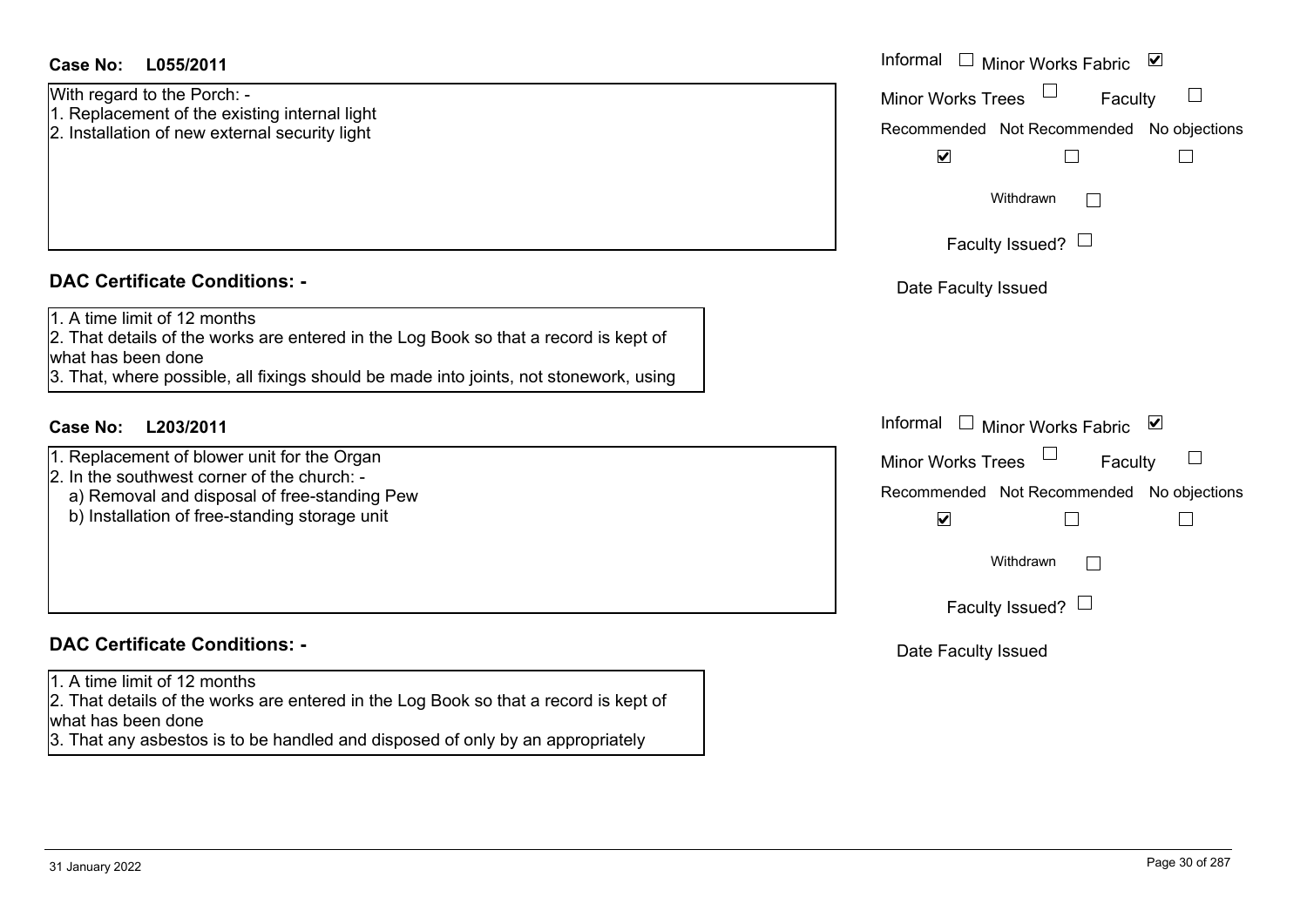**Case No: L055/2011**

With regard to the Porch: -
1. Replacement of the existing internal light
2. Installation of new external security light

Informal ☐ Minor Works Fabric ☑
Minor Works Trees ☐ Faculty ☐

| Recommended | Not Recommended | No objections |
|---|---|---|
| ☑ | ☐ | ☐ |

Withdrawn ☐

Faculty Issued? ☐

Date Faculty Issued

## DAC Certificate Conditions: -

1. A time limit of 12 months
2. That details of the works are entered in the Log Book so that a record is kept of what has been done
3. That, where possible, all fixings should be made into joints, not stonework, using

**Case No: L203/2011**

1. Replacement of blower unit for the Organ
2. In the southwest corner of the church: -
   a) Removal and disposal of free-standing Pew
   b) Installation of free-standing storage unit

Informal ☐ Minor Works Fabric ☑
Minor Works Trees ☐ Faculty ☐

| Recommended | Not Recommended | No objections |
|---|---|---|
| ☑ | ☐ | ☐ |

Withdrawn ☐

Faculty Issued? ☐

Date Faculty Issued

## DAC Certificate Conditions: -

1. A time limit of 12 months
2. That details of the works are entered in the Log Book so that a record is kept of what has been done
3. That any asbestos is to be handled and disposed of only by an appropriately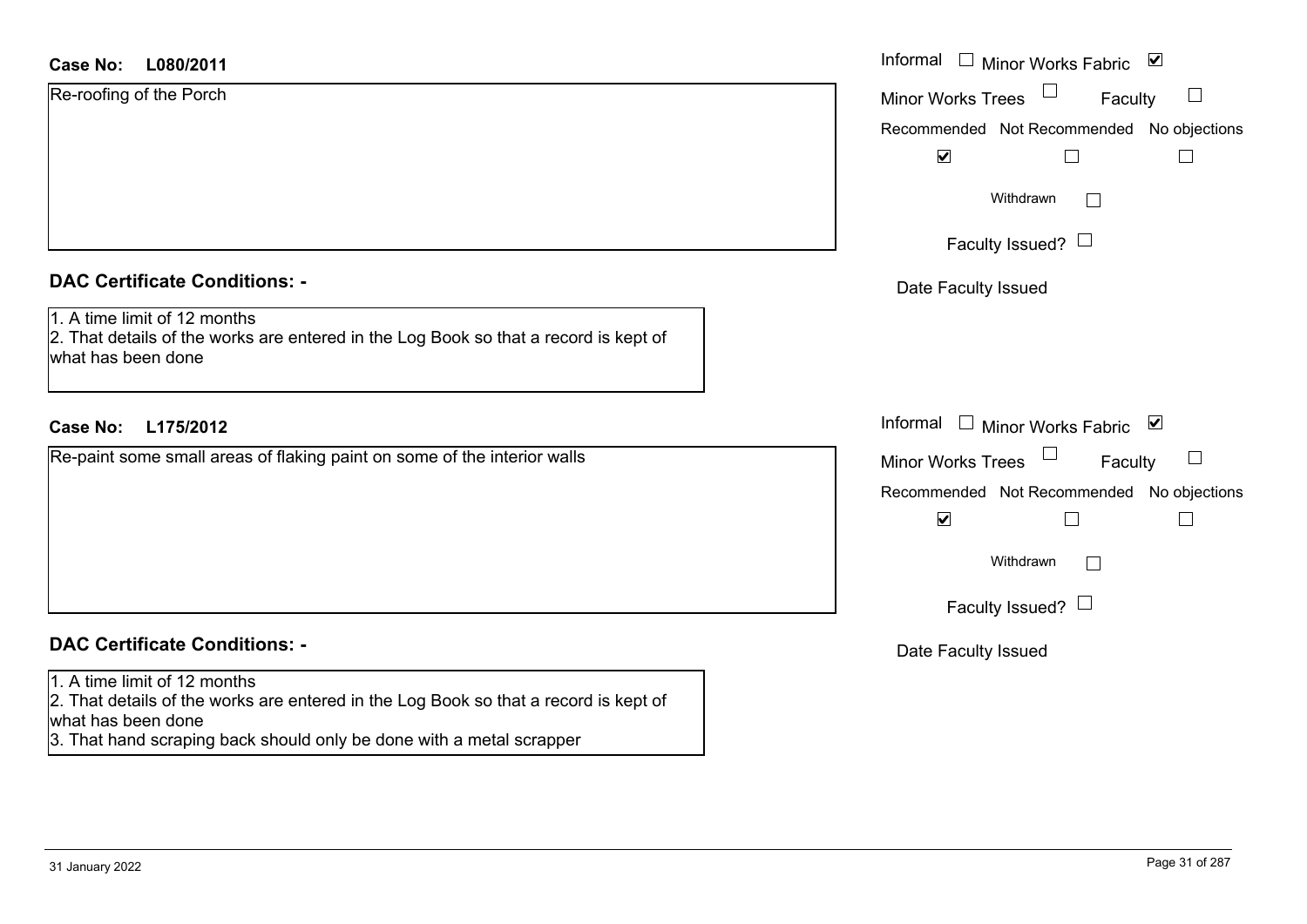**Case No: L080/2011**

Re-roofing of the Porch

Informal ☐ Minor Works Fabric ☑

Minor Works Trees ☐ Faculty ☐

Recommended ☑ Not Recommended ☐ No objections ☐

Withdrawn ☐

Faculty Issued? ☐

Date Faculty Issued

## DAC Certificate Conditions: -

1. A time limit of 12 months
2. That details of the works are entered in the Log Book so that a record is kept of what has been done

**Case No: L175/2012**

Re-paint some small areas of flaking paint on some of the interior walls

Informal ☐ Minor Works Fabric ☑

Minor Works Trees ☐ Faculty ☐

Recommended ☑ Not Recommended ☐ No objections ☐

Withdrawn ☐

Faculty Issued? ☐

Date Faculty Issued

## DAC Certificate Conditions: -

1. A time limit of 12 months
2. That details of the works are entered in the Log Book so that a record is kept of what has been done
3. That hand scraping back should only be done with a metal scrapper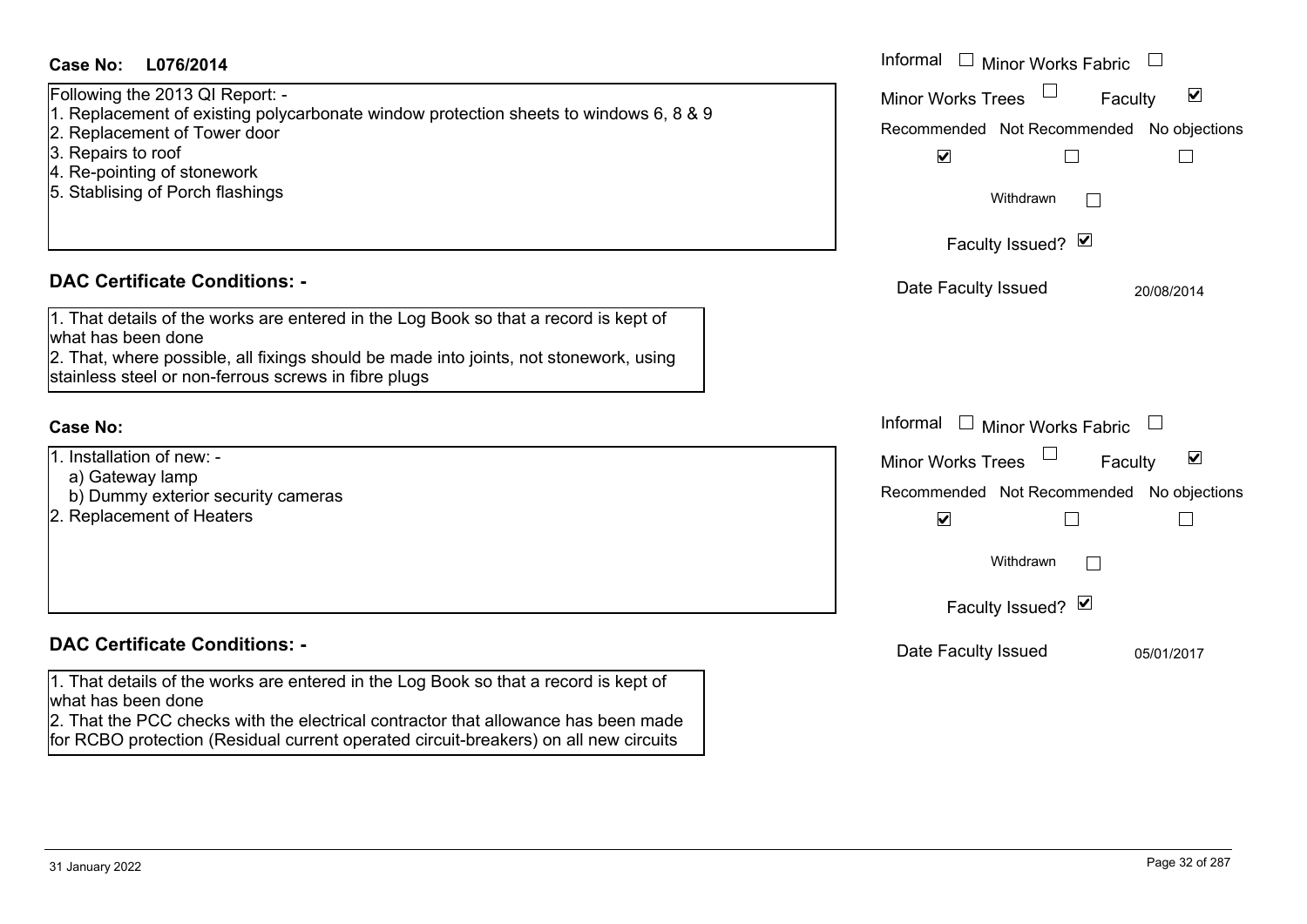**Case No: L076/2014**

Following the 2013 QI Report: -
1. Replacement of existing polycarbonate window protection sheets to windows 6, 8 & 9
2. Replacement of Tower door
3. Repairs to roof
4. Re-pointing of stonework
5. Stablising of Porch flashings

Informal ☐ Minor Works Fabric ☐
Minor Works Trees ☐ Faculty ☑

| Recommended | Not Recommended | No objections |
|---|---|---|
| ☑ | ☐ | ☐ |

Withdrawn ☐

Faculty Issued? ☑

Date Faculty Issued 20/08/2014

## DAC Certificate Conditions: -

1. That details of the works are entered in the Log Book so that a record is kept of what has been done
2. That, where possible, all fixings should be made into joints, not stonework, using stainless steel or non-ferrous screws in fibre plugs

**Case No:**

1. Installation of new: -
   a) Gateway lamp
   b) Dummy exterior security cameras
2. Replacement of Heaters

Informal ☐ Minor Works Fabric ☐
Minor Works Trees ☐ Faculty ☑

| Recommended | Not Recommended | No objections |
|---|---|---|
| ☑ | ☐ | ☐ |

Withdrawn ☐

Faculty Issued? ☑

Date Faculty Issued 05/01/2017

## DAC Certificate Conditions: -

1. That details of the works are entered in the Log Book so that a record is kept of what has been done
2. That the PCC checks with the electrical contractor that allowance has been made for RCBO protection (Residual current operated circuit-breakers) on all new circuits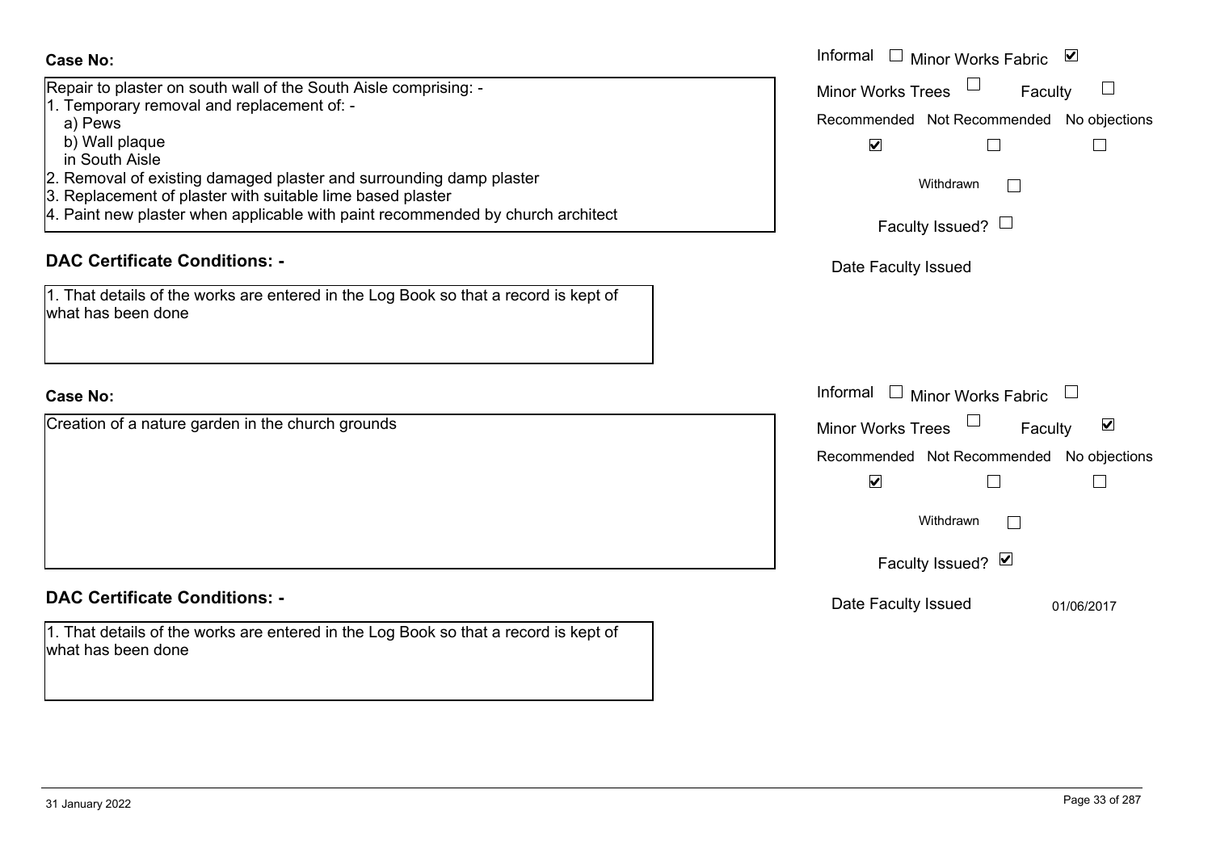**Case No:**

Repair to plaster on south wall of the South Aisle comprising: -
1. Temporary removal and replacement of: -
   a) Pews
   b) Wall plaque
   in South Aisle
2. Removal of existing damaged plaster and surrounding damp plaster
3. Replacement of plaster with suitable lime based plaster
4. Paint new plaster when applicable with paint recommended by church architect

Informal ☐ Minor Works Fabric ☑
Minor Works Trees ☐ Faculty ☐
Recommended ☑ Not Recommended ☐ No objections ☐
Withdrawn ☐
Faculty Issued? ☐
Date Faculty Issued

**DAC Certificate Conditions: -**

1. That details of the works are entered in the Log Book so that a record is kept of what has been done

**Case No:**

Creation of a nature garden in the church grounds

Informal ☐ Minor Works Fabric ☐
Minor Works Trees ☐ Faculty ☑
Recommended ☑ Not Recommended ☐ No objections ☐
Withdrawn ☐
Faculty Issued? ☑
Date Faculty Issued 01/06/2017

**DAC Certificate Conditions: -**

1. That details of the works are entered in the Log Book so that a record is kept of what has been done

31 January 2022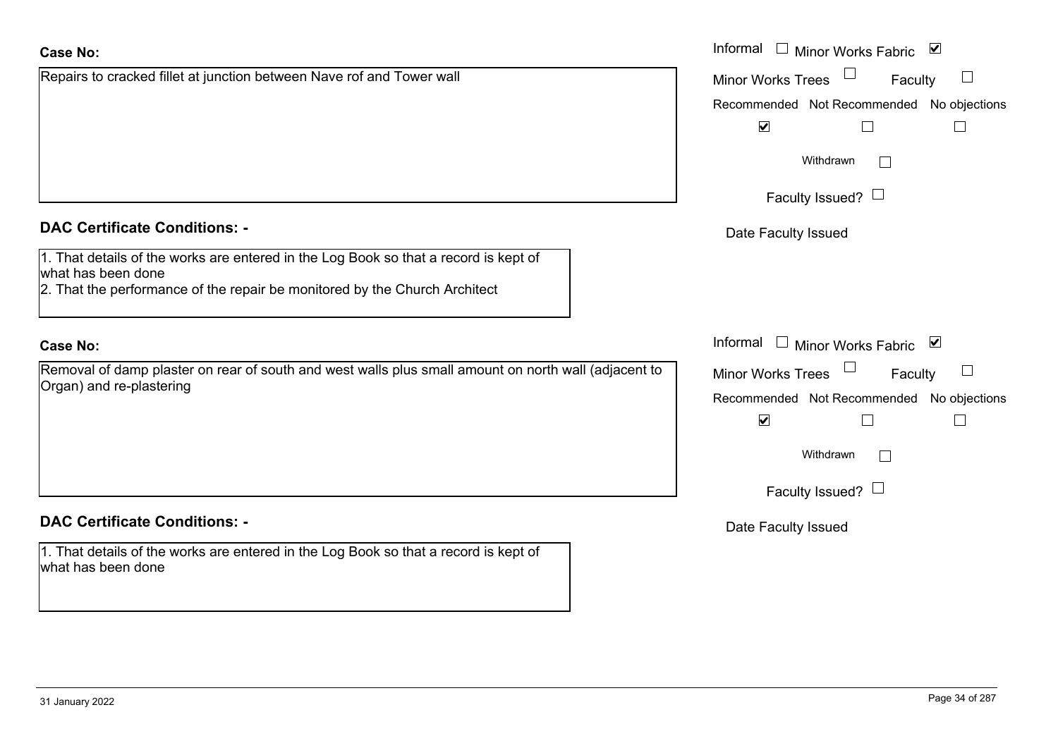**Case No:**

Repairs to cracked fillet at junction between Nave rof and Tower wall

Informal ☐ Minor Works Fabric ☑

Minor Works Trees ☐ Faculty ☐

Recommended ☑ Not Recommended ☐ No objections ☐

Withdrawn ☐

Faculty Issued? ☐

Date Faculty Issued

**DAC Certificate Conditions: -**

1. That details of the works are entered in the Log Book so that a record is kept of what has been done
2. That the performance of the repair be monitored by the Church Architect

**Case No:**

Removal of damp plaster on rear of south and west walls plus small amount on north wall (adjacent to Organ) and re-plastering

Informal ☐ Minor Works Fabric ☑

Minor Works Trees ☐ Faculty ☐

Recommended ☑ Not Recommended ☐ No objections ☐

Withdrawn ☐

Faculty Issued? ☐

Date Faculty Issued

**DAC Certificate Conditions: -**

1. That details of the works are entered in the Log Book so that a record is kept of what has been done

31 January 2022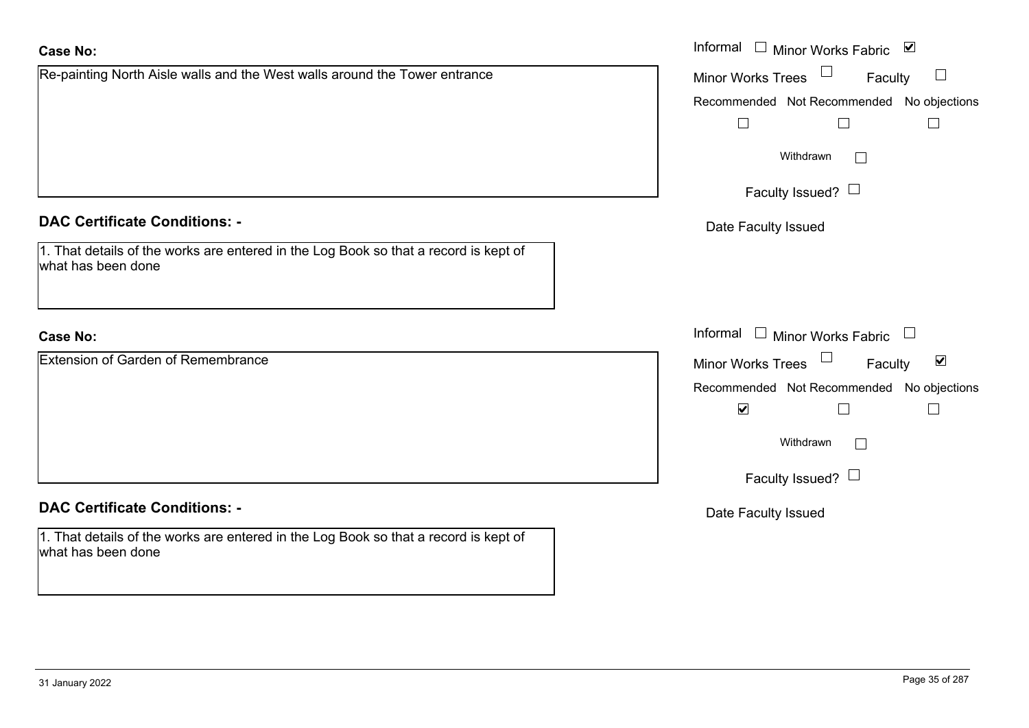**Case No:**

Re-painting North Aisle walls and the West walls around the Tower entrance

Informal ☐ Minor Works Fabric ☑

Minor Works Trees ☐ Faculty ☐

Recommended ☐ Not Recommended ☐ No objections ☐

Withdrawn ☐

Faculty Issued? ☐

Date Faculty Issued

**DAC Certificate Conditions: -**

1. That details of the works are entered in the Log Book so that a record is kept of what has been done

**Case No:**

Extension of Garden of Remembrance

Informal ☐ Minor Works Fabric ☐

Minor Works Trees ☐ Faculty ☑

Recommended ☑ Not Recommended ☐ No objections ☐

Withdrawn ☐

Faculty Issued? ☐

Date Faculty Issued

**DAC Certificate Conditions: -**

1. That details of the works are entered in the Log Book so that a record is kept of what has been done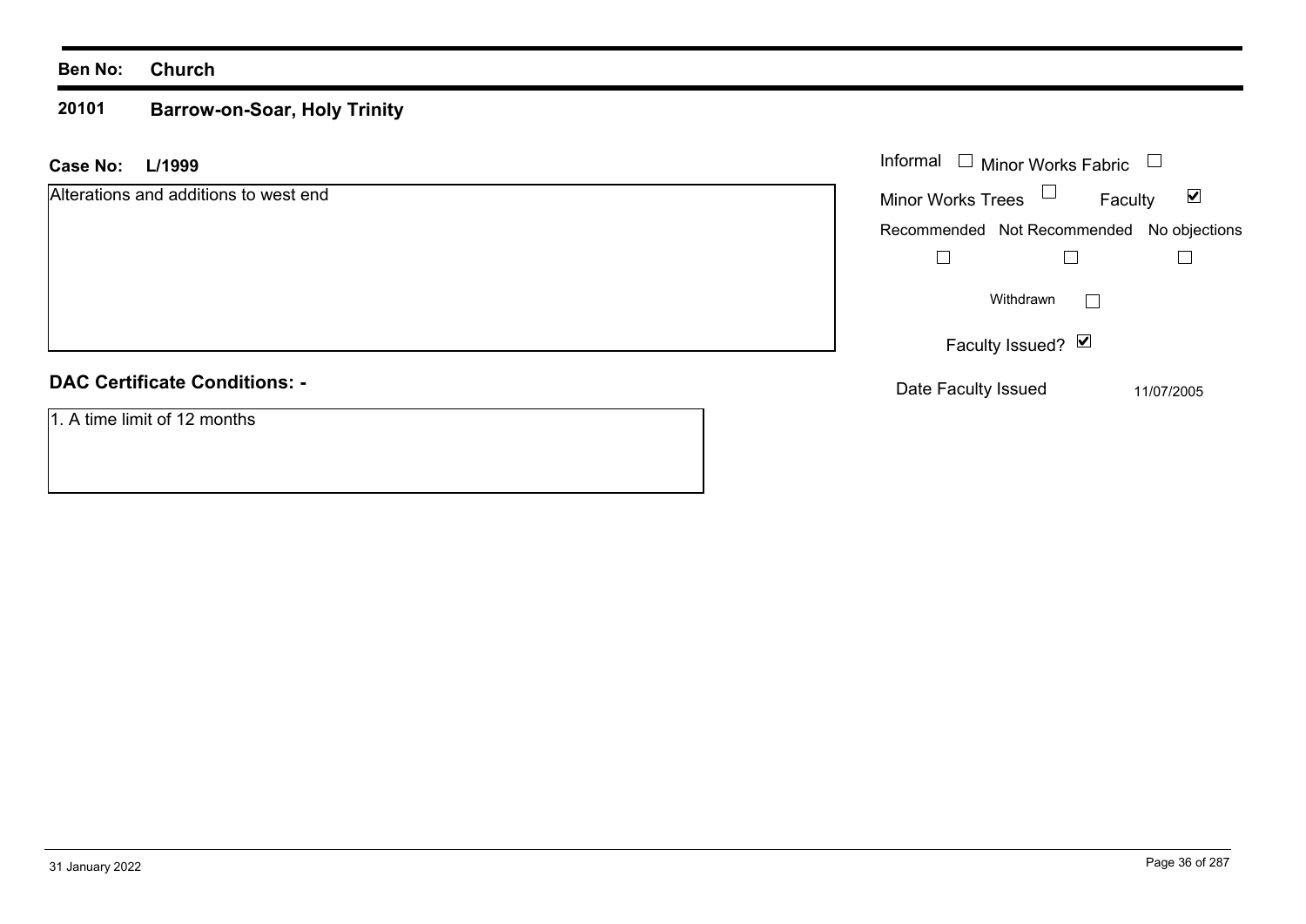**Ben No:** **Church**

## 20101 Barrow-on-Soar, Holy Trinity

**Case No:** **L/1999**

Alterations and additions to west end

Informal ☐ Minor Works Fabric ☐

Minor Works Trees ☐ Faculty ☑

| Recommended | Not Recommended | No objections |
|---|---|---|
| ☐ | ☐ | ☐ |

Withdrawn ☐

Faculty Issued? ☑

Date Faculty Issued 11/07/2005

### DAC Certificate Conditions: -

1. A time limit of 12 months

31 January 2022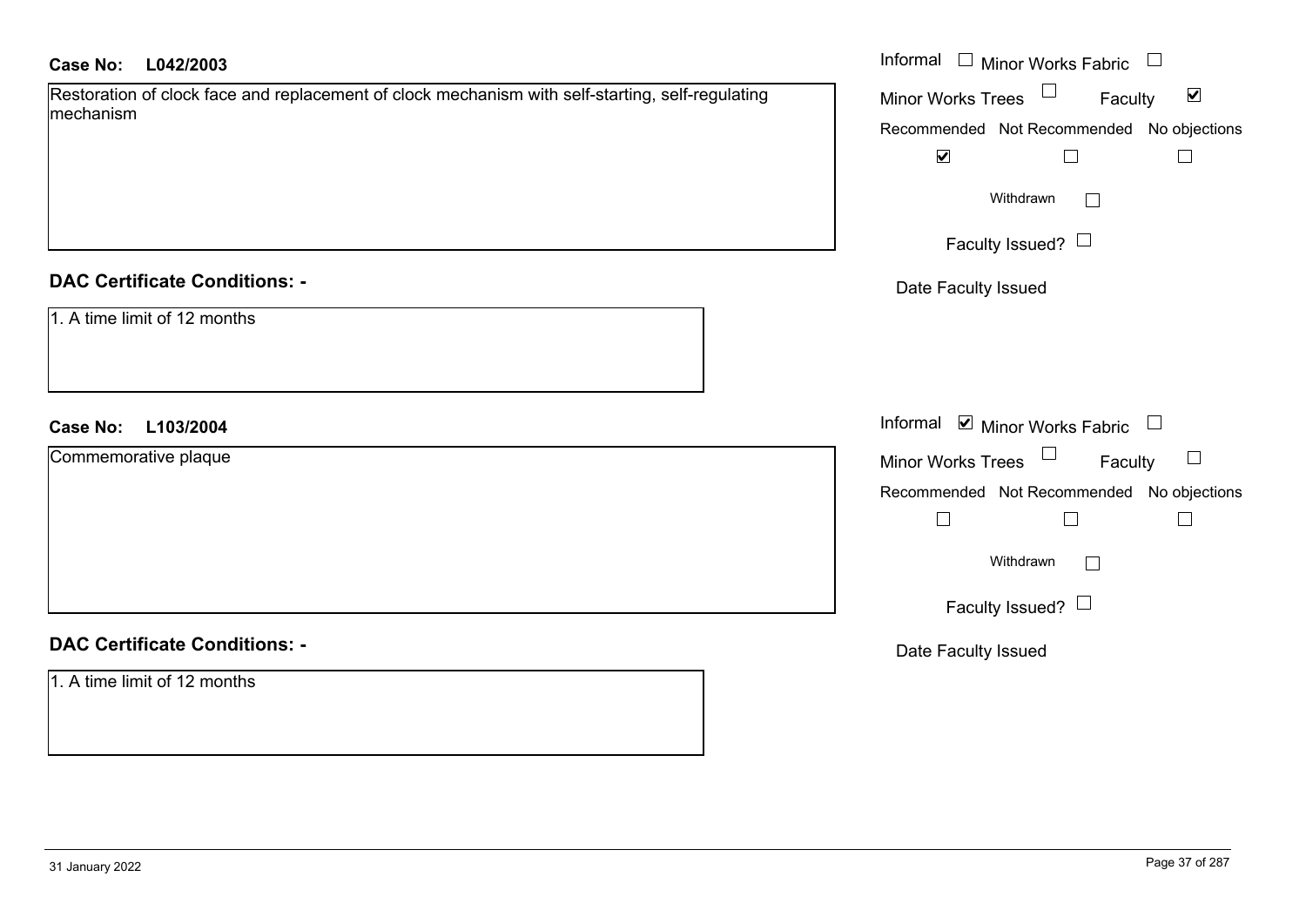**Case No: L042/2003**

Restoration of clock face and replacement of clock mechanism with self-starting, self-regulating mechanism

Informal ☐ Minor Works Fabric ☐
Minor Works Trees ☐ Faculty ☑

| Recommended | Not Recommended | No objections |
|---|---|---|
| ☑ | ☐ | ☐ |

Withdrawn ☐

Faculty Issued? ☐

Date Faculty Issued

**DAC Certificate Conditions: -**

1. A time limit of 12 months

**Case No: L103/2004**

Commemorative plaque

Informal ☑ Minor Works Fabric ☐
Minor Works Trees ☐ Faculty ☐

| Recommended | Not Recommended | No objections |
|---|---|---|
| ☐ | ☐ | ☐ |

Withdrawn ☐

Faculty Issued? ☐

Date Faculty Issued

**DAC Certificate Conditions: -**

1. A time limit of 12 months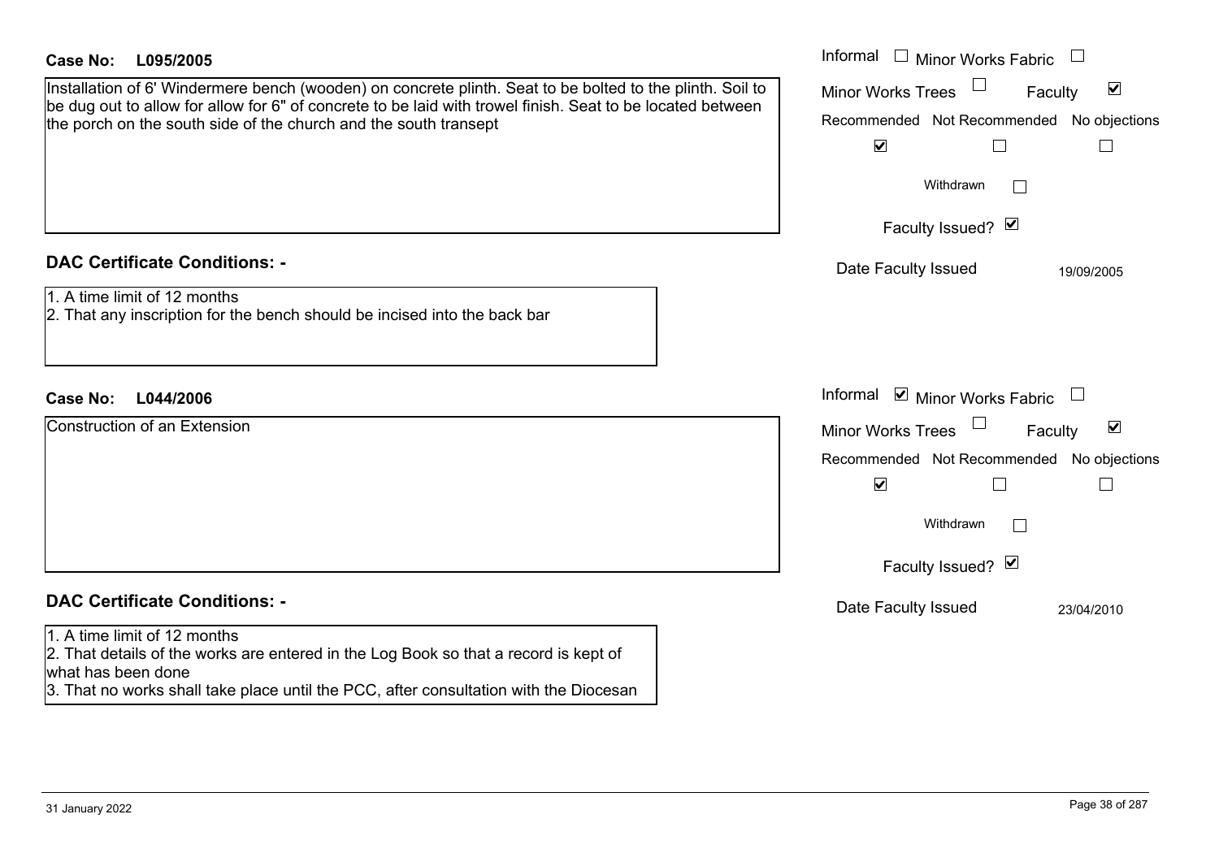**Case No:** **L095/2005**

Installation of 6' Windermere bench (wooden) on concrete plinth. Seat to be bolted to the plinth. Soil to be dug out to allow for allow for 6" of concrete to be laid with trowel finish. Seat to be located between the porch on the south side of the church and the south transept

Informal ☐ Minor Works Fabric ☐
Minor Works Trees ☐ Faculty ☑

| Recommended | Not Recommended | No objections |
|---|---|---|
| ☑ | ☐ | ☐ |

Withdrawn ☐

Faculty Issued? ☑

Date Faculty Issued 19/09/2005

## DAC Certificate Conditions: -

1. A time limit of 12 months
2. That any inscription for the bench should be incised into the back bar

**Case No:** **L044/2006**

Construction of an Extension

Informal ☑ Minor Works Fabric ☐
Minor Works Trees ☐ Faculty ☑

| Recommended | Not Recommended | No objections |
|---|---|---|
| ☑ | ☐ | ☐ |

Withdrawn ☐

Faculty Issued? ☑

Date Faculty Issued 23/04/2010

## DAC Certificate Conditions: -

1. A time limit of 12 months
2. That details of the works are entered in the Log Book so that a record is kept of what has been done
3. That no works shall take place until the PCC, after consultation with the Diocesan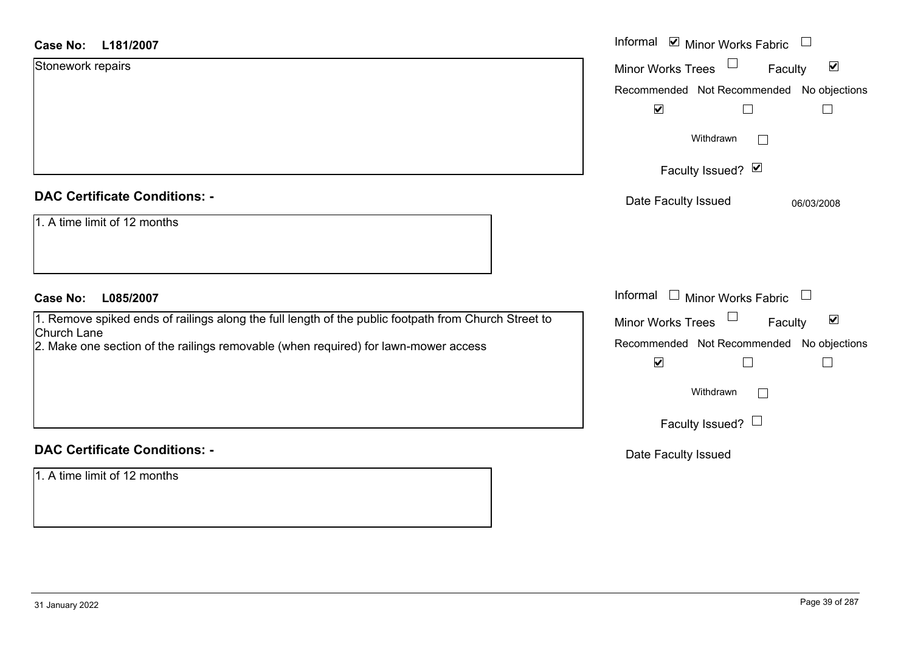**Case No: L181/2007**

Stonework repairs

Informal ☑ Minor Works Fabric ☐

Minor Works Trees ☐ Faculty ☑

| Recommended | Not Recommended | No objections |
|---|---|---|
| ☑ | ☐ | ☐ |

Withdrawn ☐

Faculty Issued? ☑

Date Faculty Issued 06/03/2008

**DAC Certificate Conditions: -**

1. A time limit of 12 months

**Case No: L085/2007**

1. Remove spiked ends of railings along the full length of the public footpath from Church Street to Church Lane
2. Make one section of the railings removable (when required) for lawn-mower access

Informal ☐ Minor Works Fabric ☐

Minor Works Trees ☐ Faculty ☑

| Recommended | Not Recommended | No objections |
|---|---|---|
| ☑ | ☐ | ☐ |

Withdrawn ☐

Faculty Issued? ☐

Date Faculty Issued

**DAC Certificate Conditions: -**

1. A time limit of 12 months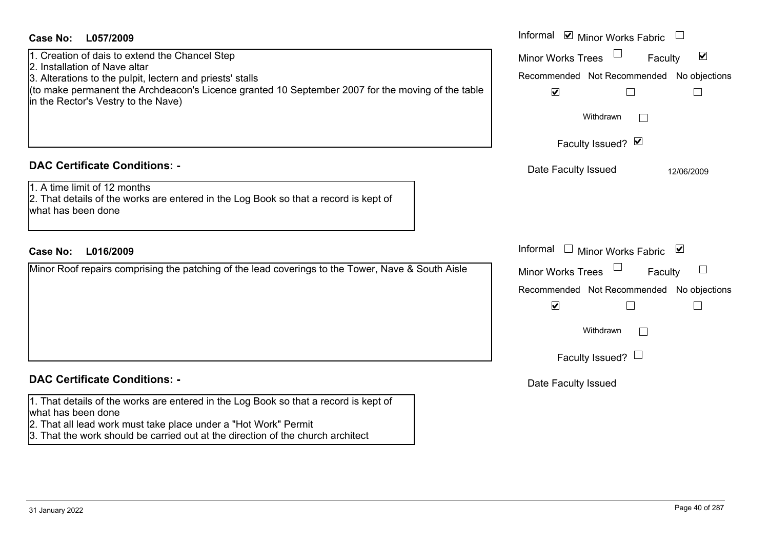**Case No:** **L057/2009**

Informal ☑ Minor Works Fabric ☐

Minor Works Trees ☐ Faculty ☑

1. Creation of dais to extend the Chancel Step
2. Installation of Nave altar
3. Alterations to the pulpit, lectern and priests' stalls

(to make permanent the Archdeacon's Licence granted 10 September 2007 for the moving of the table in the Rector's Vestry to the Nave)

| Recommended | Not Recommended | No objections |
|---|---|---|
| ☑ | ☐ | ☐ |

Withdrawn ☐

Faculty Issued? ☑

Date Faculty Issued 12/06/2009

## DAC Certificate Conditions: -

1. A time limit of 12 months
2. That details of the works are entered in the Log Book so that a record is kept of what has been done

**Case No:** **L016/2009**

Informal ☐ Minor Works Fabric ☑

Minor Works Trees ☐ Faculty ☐

Minor Roof repairs comprising the patching of the lead coverings to the Tower, Nave & South Aisle

| Recommended | Not Recommended | No objections |
|---|---|---|
| ☑ | ☐ | ☐ |

Withdrawn ☐

Faculty Issued? ☐

Date Faculty Issued

## DAC Certificate Conditions: -

1. That details of the works are entered in the Log Book so that a record is kept of what has been done
2. That all lead work must take place under a "Hot Work" Permit
3. That the work should be carried out at the direction of the church architect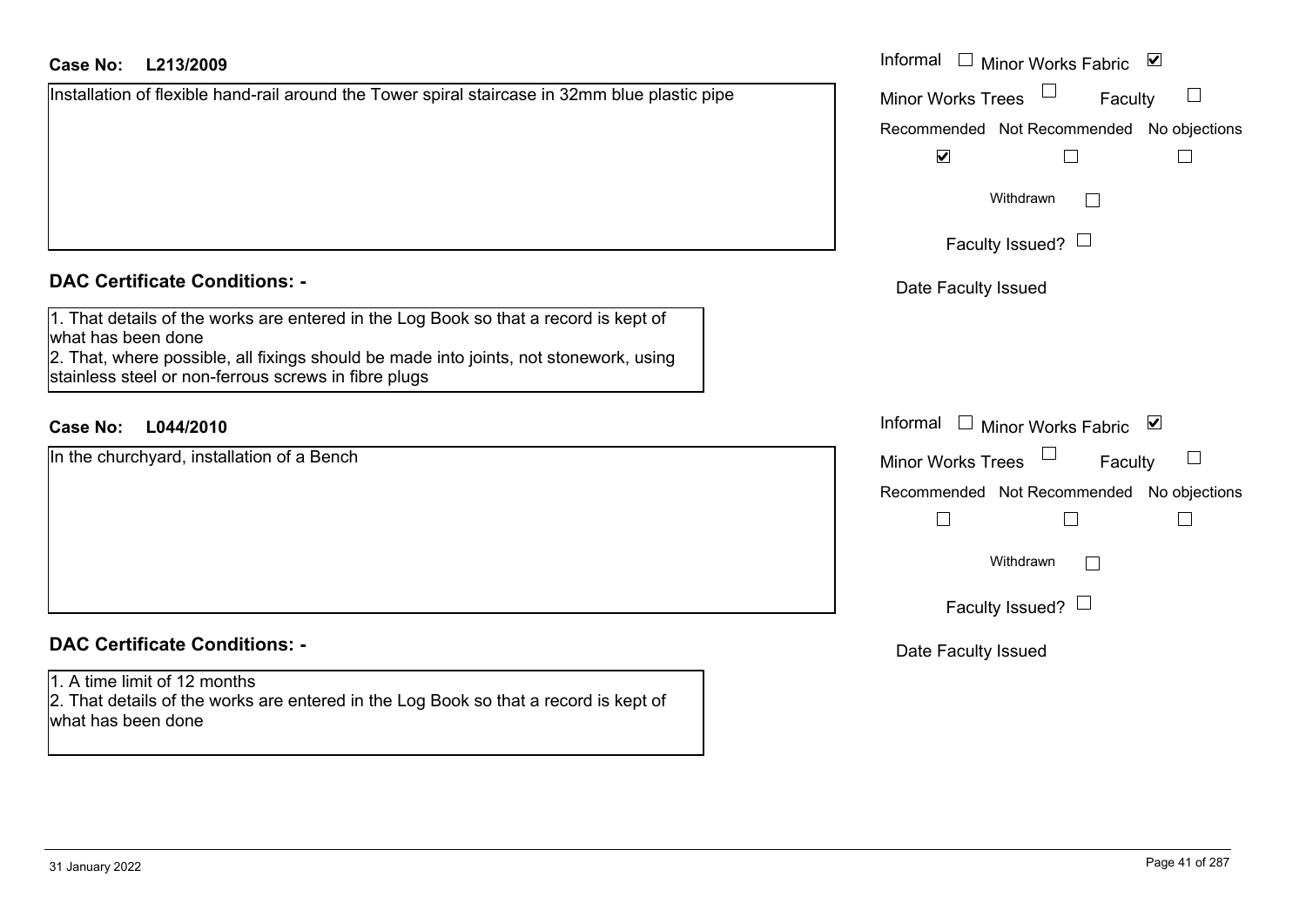**Case No: L213/2009**

Installation of flexible hand-rail around the Tower spiral staircase in 32mm blue plastic pipe

Informal ☐ Minor Works Fabric ☑
Minor Works Trees ☐ Faculty ☐

| Recommended | Not Recommended | No objections |
|---|---|---|
| ☑ | ☐ | ☐ |

Withdrawn ☐

Faculty Issued? ☐

Date Faculty Issued

## DAC Certificate Conditions: -

1. That details of the works are entered in the Log Book so that a record is kept of what has been done
2. That, where possible, all fixings should be made into joints, not stonework, using stainless steel or non-ferrous screws in fibre plugs

**Case No: L044/2010**

In the churchyard, installation of a Bench

Informal ☐ Minor Works Fabric ☑
Minor Works Trees ☐ Faculty ☐

| Recommended | Not Recommended | No objections |
|---|---|---|
| ☐ | ☐ | ☐ |

Withdrawn ☐

Faculty Issued? ☐

Date Faculty Issued

## DAC Certificate Conditions: -

1. A time limit of 12 months
2. That details of the works are entered in the Log Book so that a record is kept of what has been done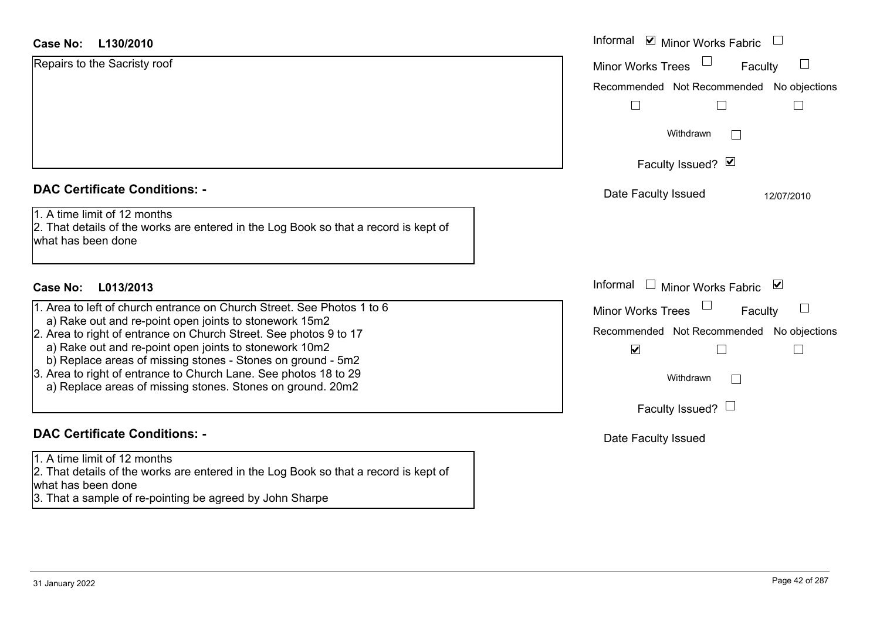**Case No: L130/2010**

Repairs to the Sacristy roof

Informal ☑ Minor Works Fabric ☐

Minor Works Trees ☐ Faculty ☐

Recommended ☐ Not Recommended ☐ No objections ☐

Withdrawn ☐

Faculty Issued? ☑

Date Faculty Issued 12/07/2010

**DAC Certificate Conditions: -**

1. A time limit of 12 months
2. That details of the works are entered in the Log Book so that a record is kept of what has been done

**Case No: L013/2013**

1. Area to left of church entrance on Church Street. See Photos 1 to 6
   a) Rake out and re-point open joints to stonework 15m2
2. Area to right of entrance on Church Street. See photos 9 to 17
   a) Rake out and re-point open joints to stonework 10m2
   b) Replace areas of missing stones - Stones on ground - 5m2
3. Area to right of entrance to Church Lane. See photos 18 to 29
   a) Replace areas of missing stones. Stones on ground. 20m2

Informal ☐ Minor Works Fabric ☑

Minor Works Trees ☐ Faculty ☐

Recommended ☑ Not Recommended ☐ No objections ☐

Withdrawn ☐

Faculty Issued? ☐

Date Faculty Issued

**DAC Certificate Conditions: -**

1. A time limit of 12 months
2. That details of the works are entered in the Log Book so that a record is kept of what has been done
3. That a sample of re-pointing be agreed by John Sharpe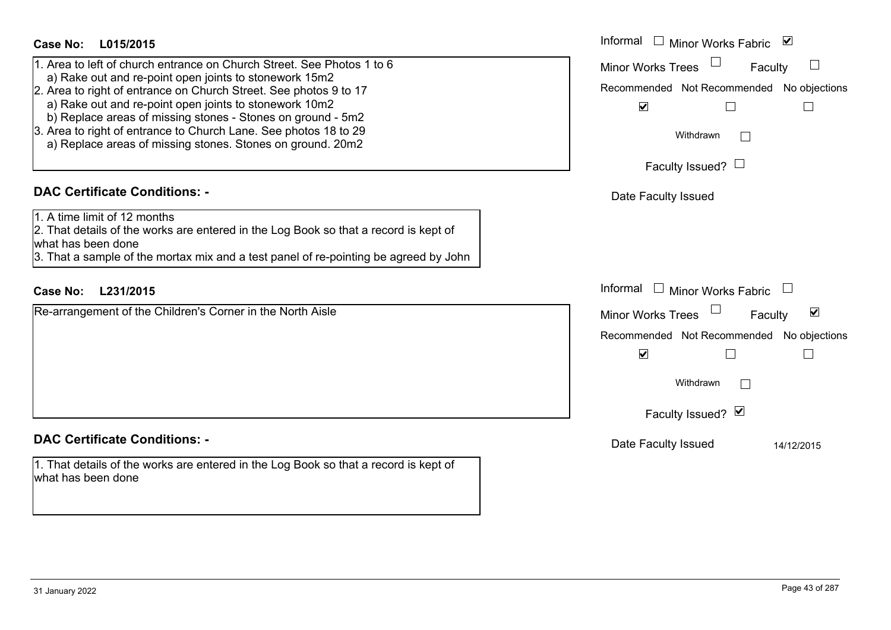**Case No: L015/2015**

Informal ☐ Minor Works Fabric ☑

Minor Works Trees ☐ Faculty ☐

Recommended ☑ Not Recommended ☐ No objections ☐

Withdrawn ☐

Faculty Issued? ☐

Date Faculty Issued

1. Area to left of church entrance on Church Street. See Photos 1 to 6
   a) Rake out and re-point open joints to stonework 15m2
2. Area to right of entrance on Church Street. See photos 9 to 17
   a) Rake out and re-point open joints to stonework 10m2
   b) Replace areas of missing stones - Stones on ground - 5m2
3. Area to right of entrance to Church Lane. See photos 18 to 29
   a) Replace areas of missing stones. Stones on ground. 20m2

## DAC Certificate Conditions: -

1. A time limit of 12 months
2. That details of the works are entered in the Log Book so that a record is kept of what has been done
3. That a sample of the mortax mix and a test panel of re-pointing be agreed by John

**Case No: L231/2015**

Informal ☐ Minor Works Fabric ☐

Minor Works Trees ☐ Faculty ☑

Recommended ☑ Not Recommended ☐ No objections ☐

Withdrawn ☐

Faculty Issued? ☑

Date Faculty Issued 14/12/2015

Re-arrangement of the Children's Corner in the North Aisle

## DAC Certificate Conditions: -

1. That details of the works are entered in the Log Book so that a record is kept of what has been done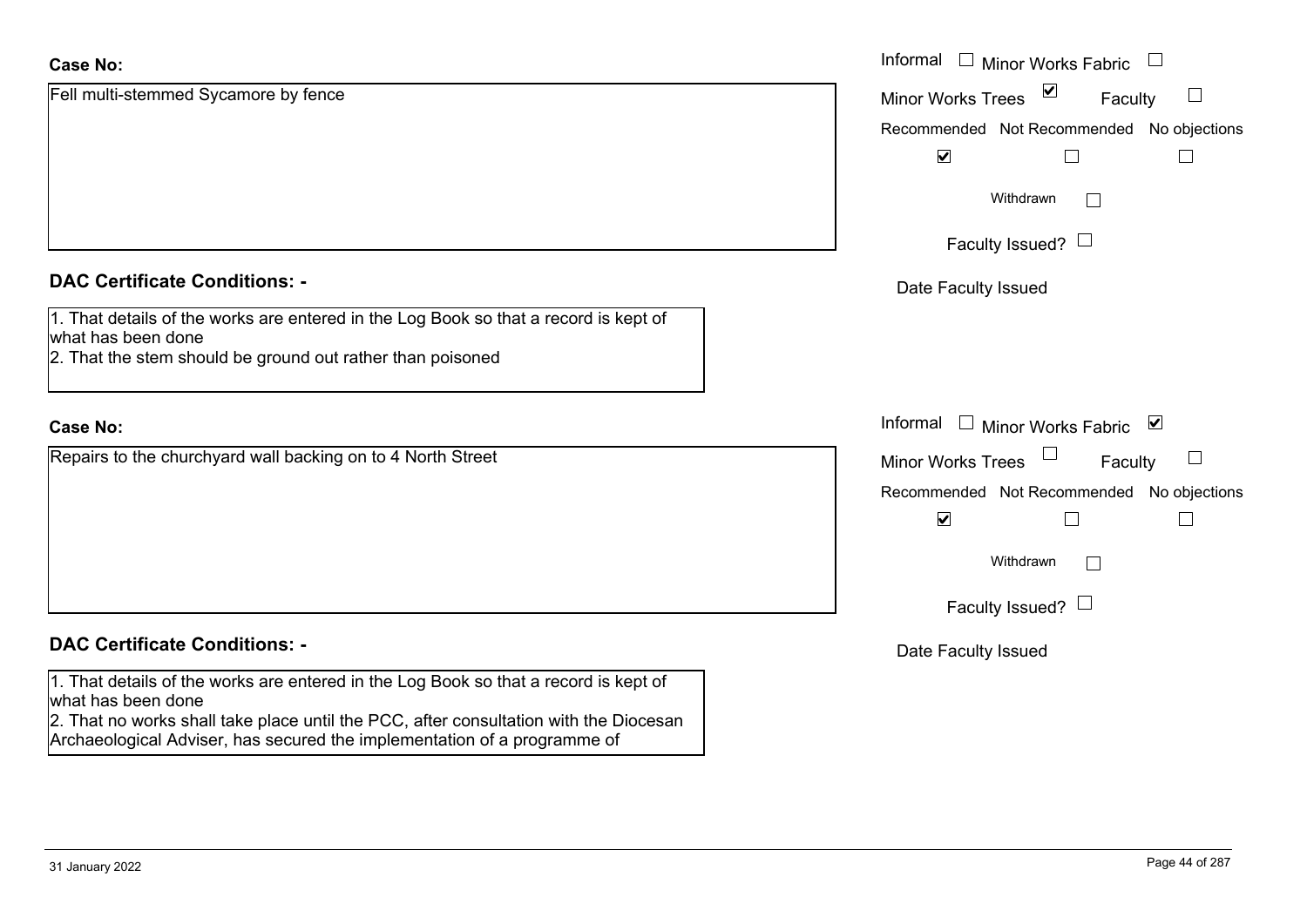**Case No:**

Fell multi-stemmed Sycamore by fence

Informal ☐ Minor Works Fabric ☐
Minor Works Trees ☑ Faculty ☐

Recommended ☑ Not Recommended ☐ No objections ☐

Withdrawn ☐

Faculty Issued? ☐

Date Faculty Issued

**DAC Certificate Conditions: -**

1. That details of the works are entered in the Log Book so that a record is kept of what has been done
2. That the stem should be ground out rather than poisoned

**Case No:**

Repairs to the churchyard wall backing on to 4 North Street

Informal ☐ Minor Works Fabric ☑
Minor Works Trees ☐ Faculty ☐

Recommended ☑ Not Recommended ☐ No objections ☐

Withdrawn ☐

Faculty Issued? ☐

Date Faculty Issued

**DAC Certificate Conditions: -**

1. That details of the works are entered in the Log Book so that a record is kept of what has been done
2. That no works shall take place until the PCC, after consultation with the Diocesan Archaeological Adviser, has secured the implementation of a programme of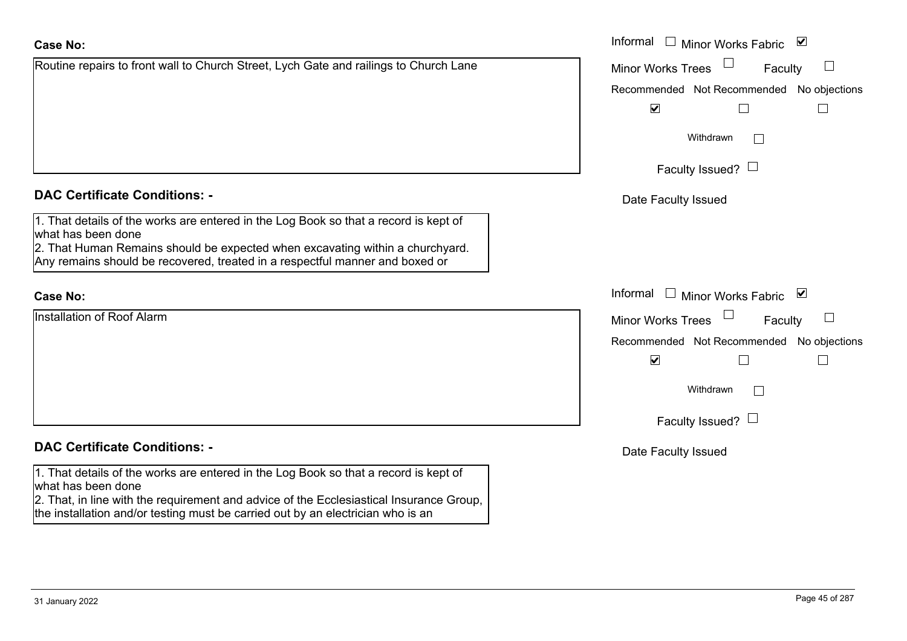**Case No:**

Routine repairs to front wall to Church Street, Lych Gate and railings to Church Lane

Informal ☐ Minor Works Fabric ☑

Minor Works Trees ☐ Faculty ☐

| Recommended | Not Recommended | No objections |
|---|---|---|
| ☑ | ☐ | ☐ |

Withdrawn ☐

Faculty Issued? ☐

Date Faculty Issued

**DAC Certificate Conditions: -**

1. That details of the works are entered in the Log Book so that a record is kept of what has been done
2. That Human Remains should be expected when excavating within a churchyard. Any remains should be recovered, treated in a respectful manner and boxed or

**Case No:**

Installation of Roof Alarm

Informal ☐ Minor Works Fabric ☑

Minor Works Trees ☐ Faculty ☐

| Recommended | Not Recommended | No objections |
|---|---|---|
| ☑ | ☐ | ☐ |

Withdrawn ☐

Faculty Issued? ☐

Date Faculty Issued

**DAC Certificate Conditions: -**

1. That details of the works are entered in the Log Book so that a record is kept of what has been done
2. That, in line with the requirement and advice of the Ecclesiastical Insurance Group, the installation and/or testing must be carried out by an electrician who is an

31 January 2022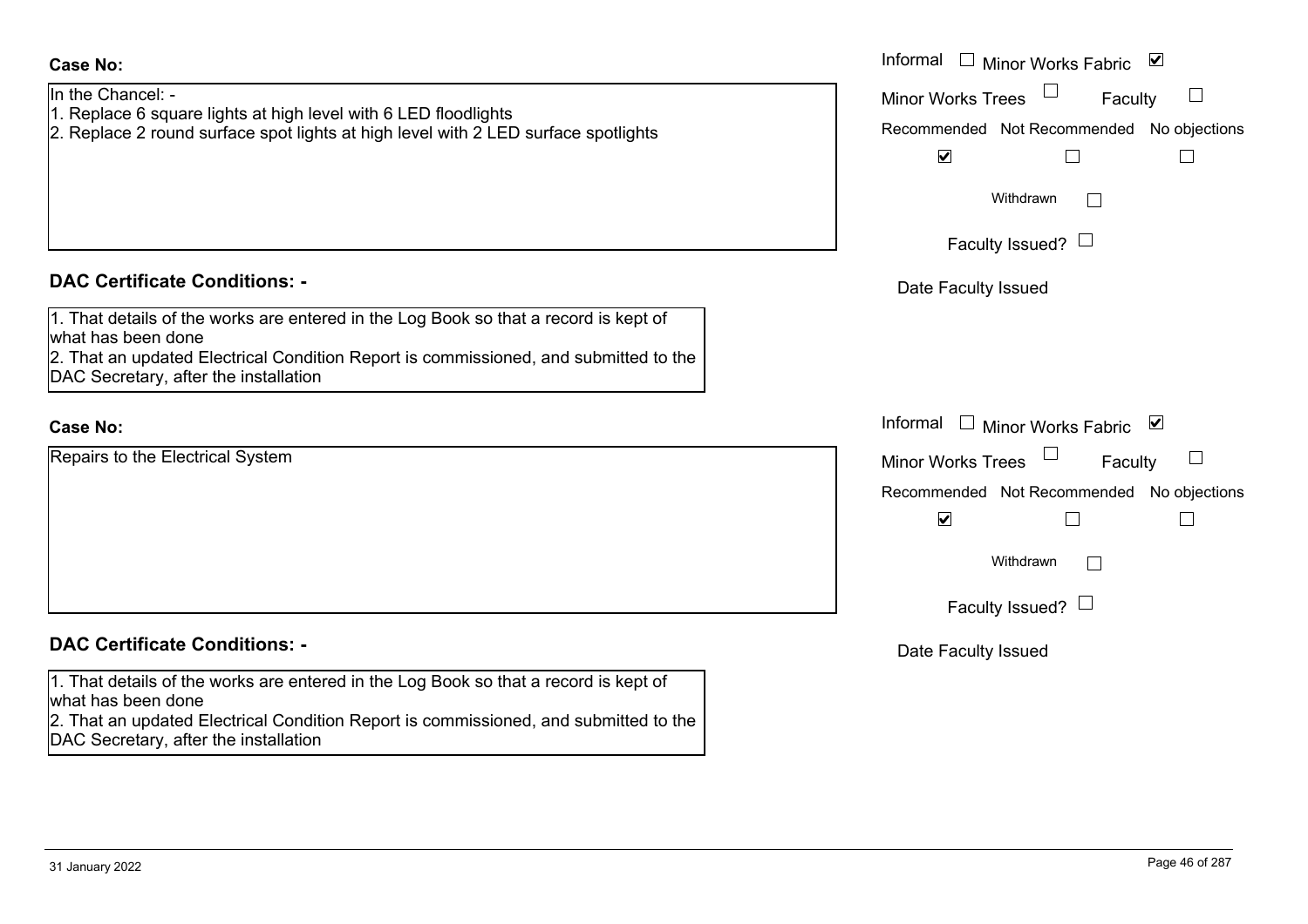**Case No:**

In the Chancel: -
1. Replace 6 square lights at high level with 6 LED floodlights
2. Replace 2 round surface spot lights at high level with 2 LED surface spotlights

Informal ☐ Minor Works Fabric ☑
Minor Works Trees ☐ Faculty ☐

| Recommended | Not Recommended | No objections |
| --- | --- | --- |
| ☑ | ☐ | ☐ |

Withdrawn ☐

Faculty Issued? ☐

Date Faculty Issued

**DAC Certificate Conditions: -**

1. That details of the works are entered in the Log Book so that a record is kept of what has been done
2. That an updated Electrical Condition Report is commissioned, and submitted to the DAC Secretary, after the installation

**Case No:**

Repairs to the Electrical System

Informal ☐ Minor Works Fabric ☑
Minor Works Trees ☐ Faculty ☐

| Recommended | Not Recommended | No objections |
| --- | --- | --- |
| ☑ | ☐ | ☐ |

Withdrawn ☐

Faculty Issued? ☐

Date Faculty Issued

**DAC Certificate Conditions: -**

1. That details of the works are entered in the Log Book so that a record is kept of what has been done
2. That an updated Electrical Condition Report is commissioned, and submitted to the DAC Secretary, after the installation

31 January 2022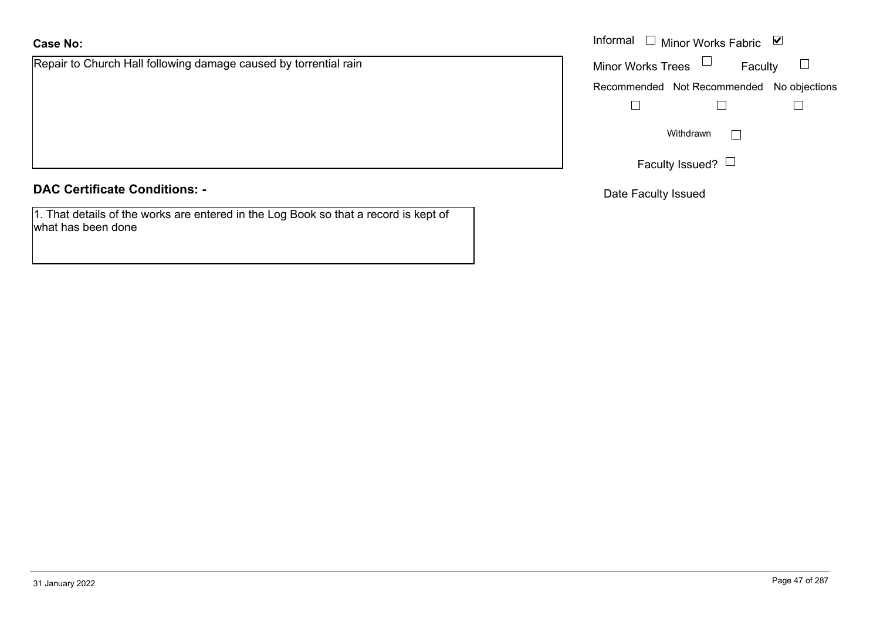**Case No:**

Repair to Church Hall following damage caused by torrential rain

Informal ☐ Minor Works Fabric ☑

Minor Works Trees ☐ Faculty ☐

Recommended ☐ Not Recommended ☐ No objections ☐

Withdrawn ☐

Faculty Issued? ☐

Date Faculty Issued

**DAC Certificate Conditions: -**

1. That details of the works are entered in the Log Book so that a record is kept of what has been done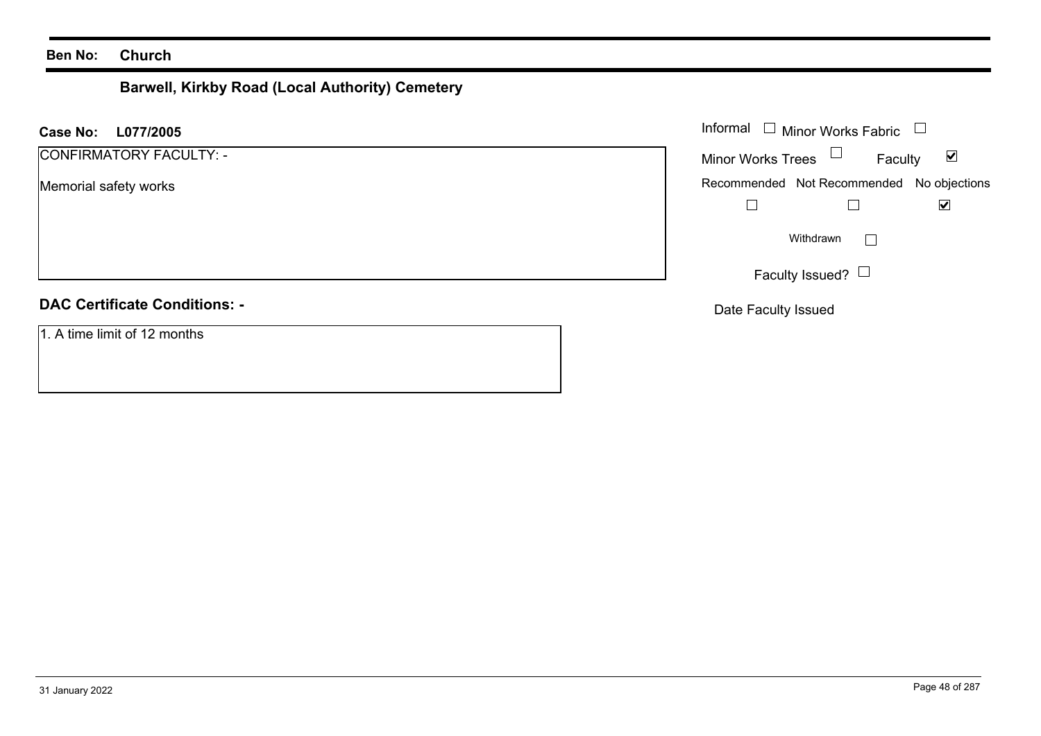**Ben No:** **Church**

## Barwell, Kirkby Road (Local Authority) Cemetery

**Case No:** **L077/2005**

CONFIRMATORY FACULTY: -

Memorial safety works

Informal ☐ Minor Works Fabric ☐

Minor Works Trees ☐ Faculty ☑

Recommended ☐ Not Recommended ☐ No objections ☑

Withdrawn ☐

Faculty Issued? ☐

Date Faculty Issued

**DAC Certificate Conditions: -**

1. A time limit of 12 months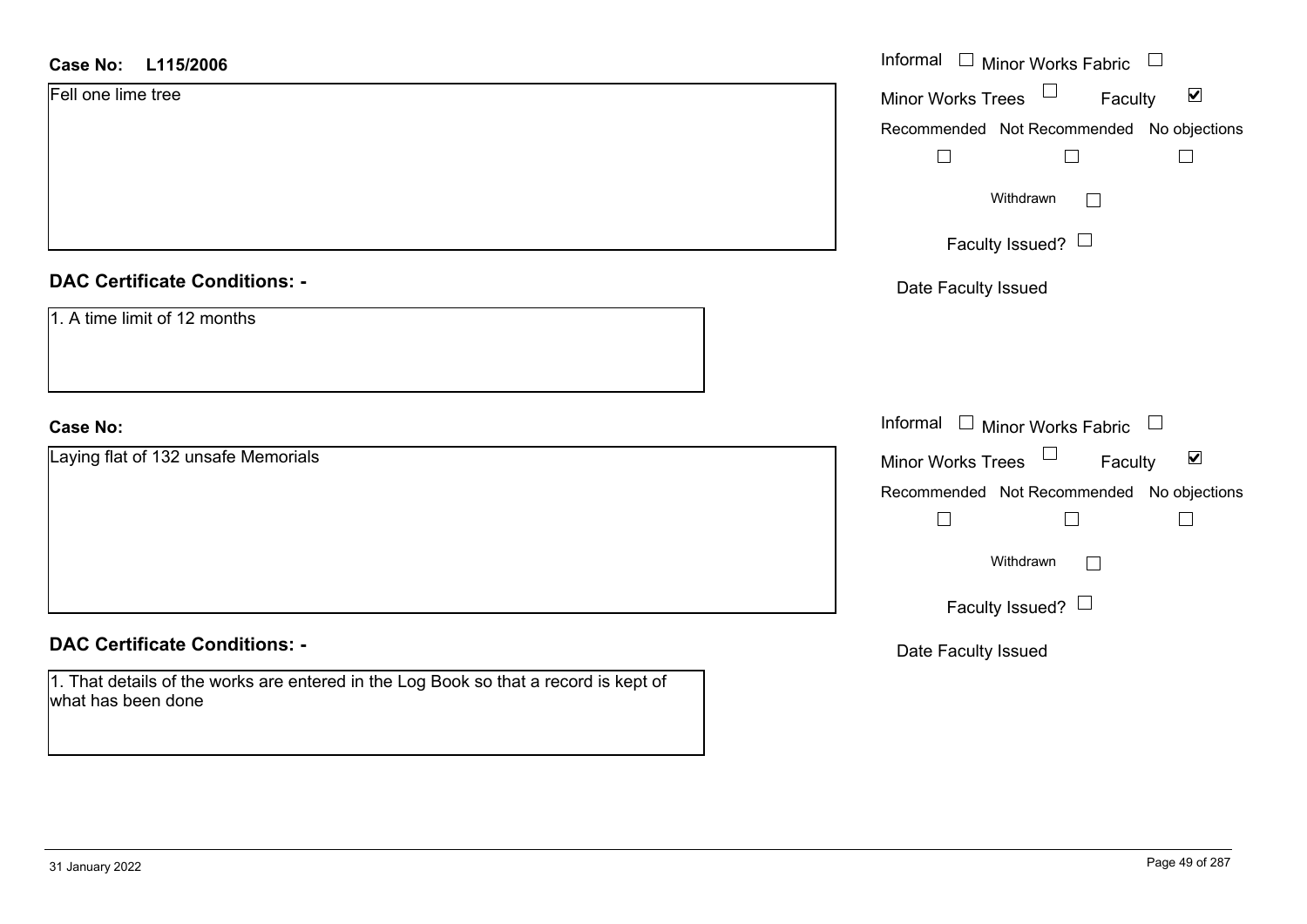**Case No:** L115/2006

Fell one lime tree

Informal ☐ Minor Works Fabric ☐
Minor Works Trees ☐ Faculty ☑
Recommended ☐ Not Recommended ☐ No objections ☐
Withdrawn ☐
Faculty Issued? ☐
Date Faculty Issued

**DAC Certificate Conditions: -**

1. A time limit of 12 months

**Case No:**

Laying flat of 132 unsafe Memorials

Informal ☐ Minor Works Fabric ☐
Minor Works Trees ☐ Faculty ☑
Recommended ☐ Not Recommended ☐ No objections ☐
Withdrawn ☐
Faculty Issued? ☐
Date Faculty Issued

**DAC Certificate Conditions: -**

1. That details of the works are entered in the Log Book so that a record is kept of what has been done

31 January 2022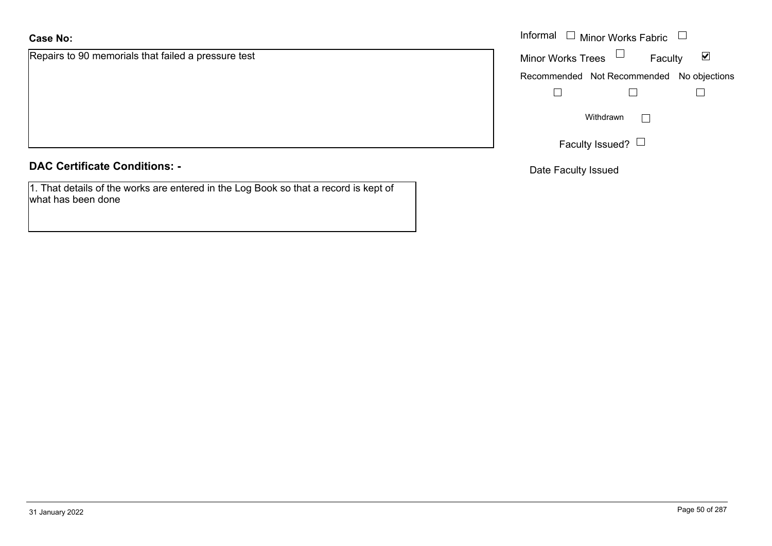**Case No:**

Repairs to 90 memorials that failed a pressure test

Informal ☐ Minor Works Fabric ☐

Minor Works Trees ☐ Faculty ☑

Recommended ☐ Not Recommended ☐ No objections ☐

Withdrawn ☐

Faculty Issued? ☐

Date Faculty Issued

**DAC Certificate Conditions: -**

1. That details of the works are entered in the Log Book so that a record is kept of what has been done

31 January 2022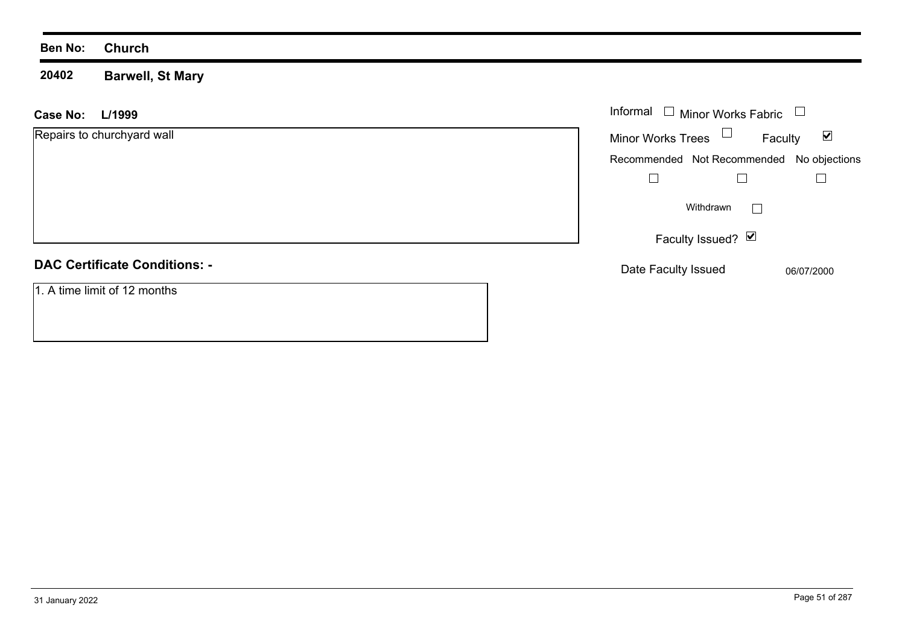**Ben No:** **Church**

**20402** **Barwell, St Mary**

**Case No:** **L/1999**

Repairs to churchyard wall

Informal ☐ Minor Works Fabric ☐

Minor Works Trees ☐ Faculty ☑

Recommended ☐ Not Recommended ☐ No objections ☐

Withdrawn ☐

Faculty Issued? ☑

Date Faculty Issued 06/07/2000

## DAC Certificate Conditions: -

1. A time limit of 12 months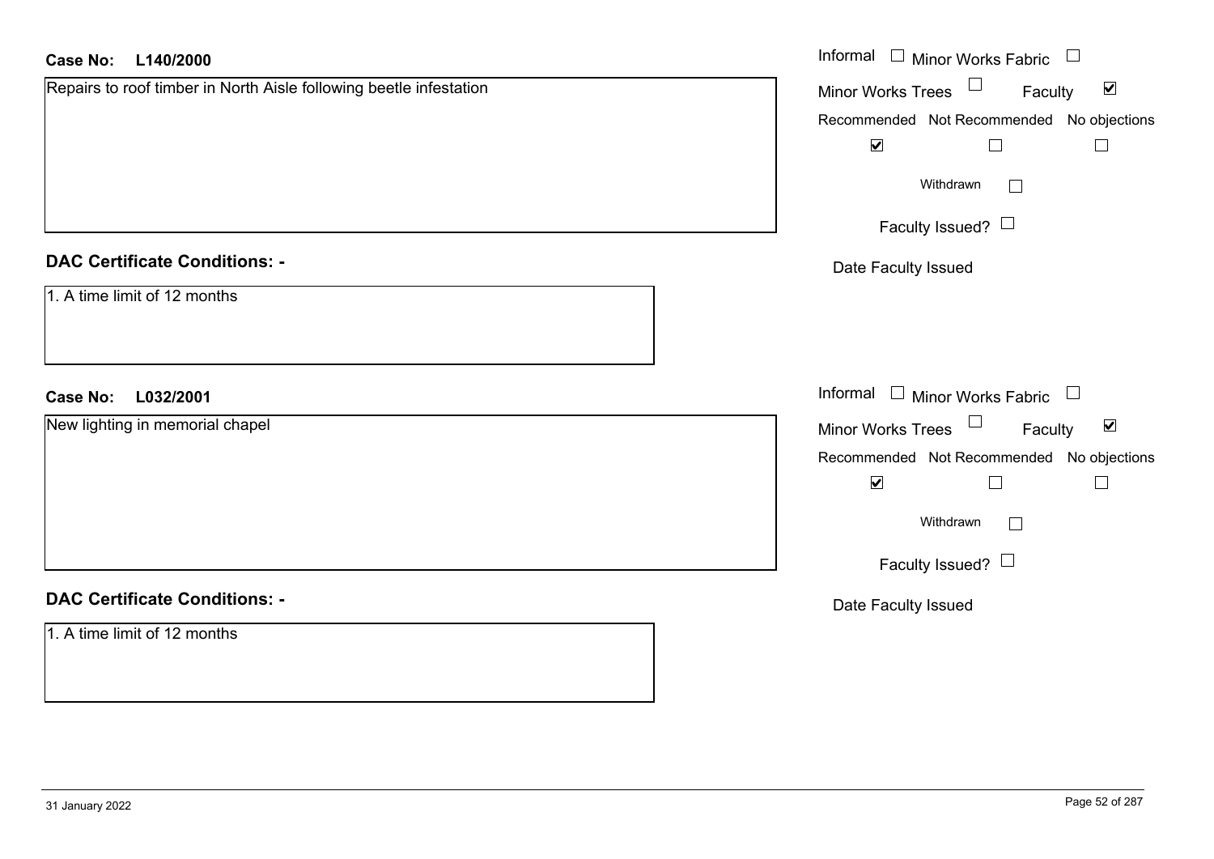**Case No: L140/2000**

Repairs to roof timber in North Aisle following beetle infestation

Informal ☐ Minor Works Fabric ☐
Minor Works Trees ☐ Faculty ☑

| Recommended | Not Recommended | No objections |
| --- | --- | --- |
| ☑ | ☐ | ☐ |

Withdrawn ☐

Faculty Issued? ☐

Date Faculty Issued

**DAC Certificate Conditions: -**

1. A time limit of 12 months

**Case No: L032/2001**

New lighting in memorial chapel

Informal ☐ Minor Works Fabric ☐
Minor Works Trees ☐ Faculty ☑

| Recommended | Not Recommended | No objections |
| --- | --- | --- |
| ☑ | ☐ | ☐ |

Withdrawn ☐

Faculty Issued? ☐

Date Faculty Issued

**DAC Certificate Conditions: -**

1. A time limit of 12 months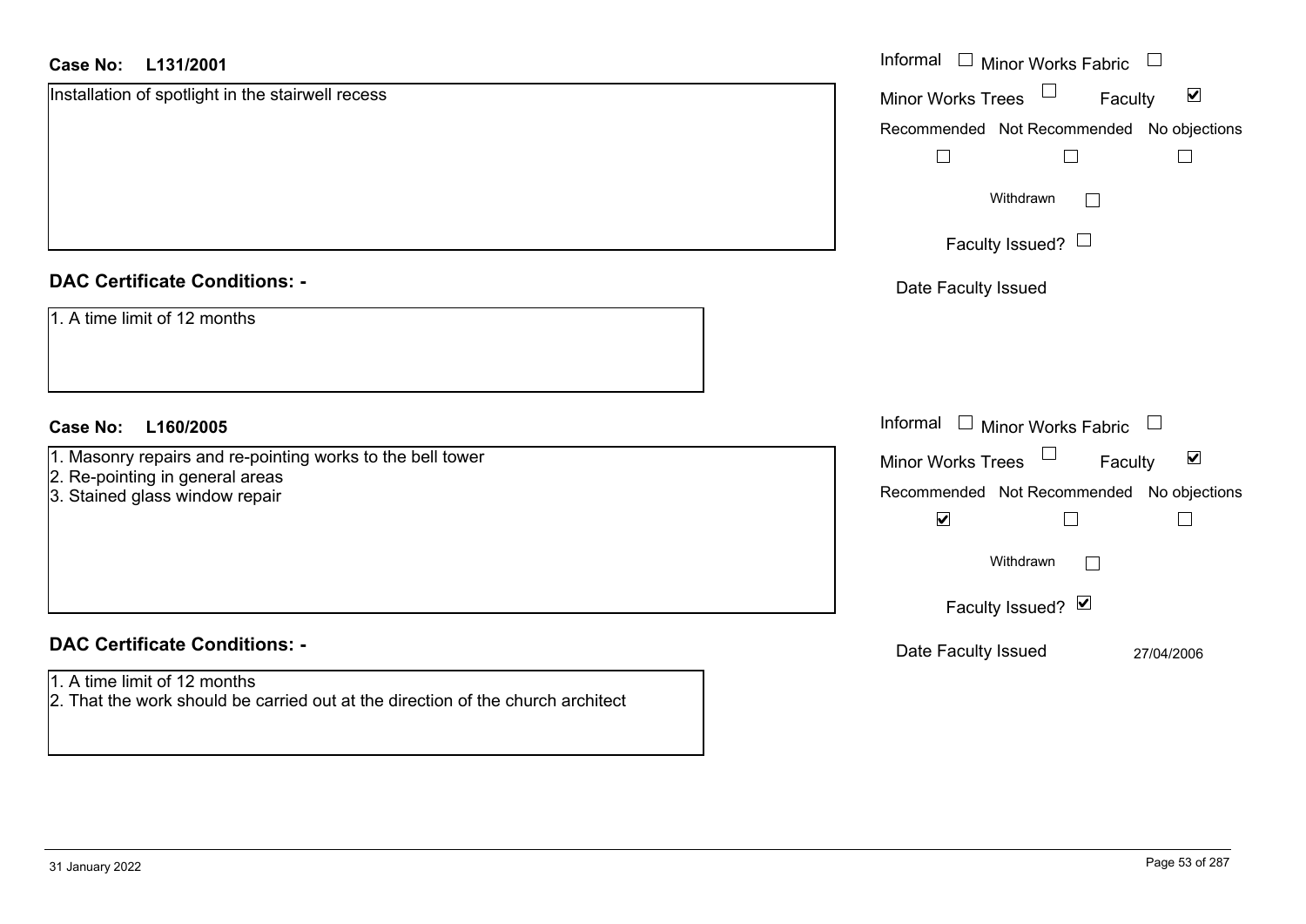**Case No: L131/2001**

Installation of spotlight in the stairwell recess

Informal ☐ Minor Works Fabric ☐
Minor Works Trees ☐ Faculty ☑
Recommended ☐ Not Recommended ☐ No objections ☐
Withdrawn ☐
Faculty Issued? ☐
Date Faculty Issued

**DAC Certificate Conditions: -**

1. A time limit of 12 months

**Case No: L160/2005**

1. Masonry repairs and re-pointing works to the bell tower
2. Re-pointing in general areas
3. Stained glass window repair

Informal ☐ Minor Works Fabric ☐
Minor Works Trees ☐ Faculty ☑
Recommended ☑ Not Recommended ☐ No objections ☐
Withdrawn ☐
Faculty Issued? ☑
Date Faculty Issued 27/04/2006

**DAC Certificate Conditions: -**

1. A time limit of 12 months
2. That the work should be carried out at the direction of the church architect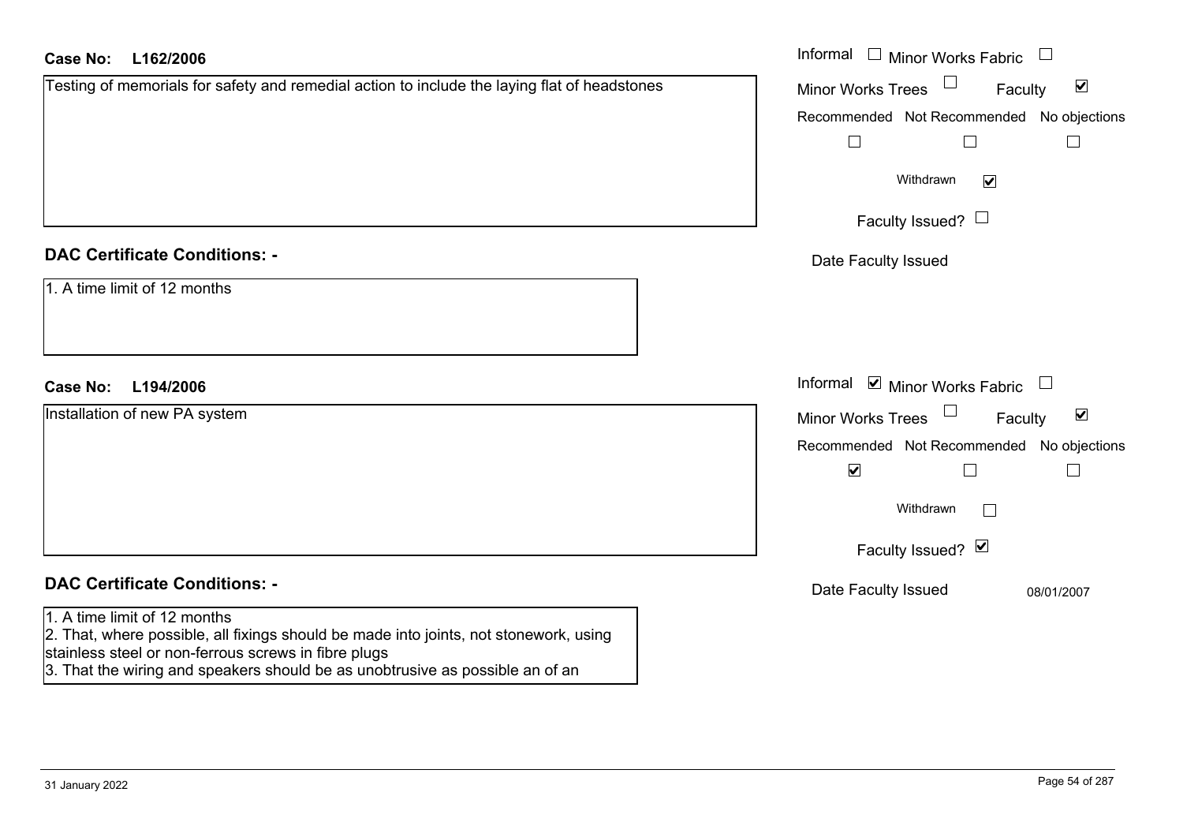**Case No:** L162/2006

Testing of memorials for safety and remedial action to include the laying flat of headstones

Informal ☐ Minor Works Fabric ☐
Minor Works Trees ☐ Faculty ☑

| Recommended | Not Recommended | No objections |
|---|---|---|
| ☐ | ☐ | ☐ |

Withdrawn ☑

Faculty Issued? ☐

Date Faculty Issued

**DAC Certificate Conditions: -**

1. A time limit of 12 months

**Case No:** L194/2006

Installation of new PA system

Informal ☑ Minor Works Fabric ☐
Minor Works Trees ☐ Faculty ☑

| Recommended | Not Recommended | No objections |
|---|---|---|
| ☑ | ☐ | ☐ |

Withdrawn ☐

Faculty Issued? ☑

Date Faculty Issued 08/01/2007

**DAC Certificate Conditions: -**

1. A time limit of 12 months
2. That, where possible, all fixings should be made into joints, not stonework, using stainless steel or non-ferrous screws in fibre plugs
3. That the wiring and speakers should be as unobtrusive as possible an of an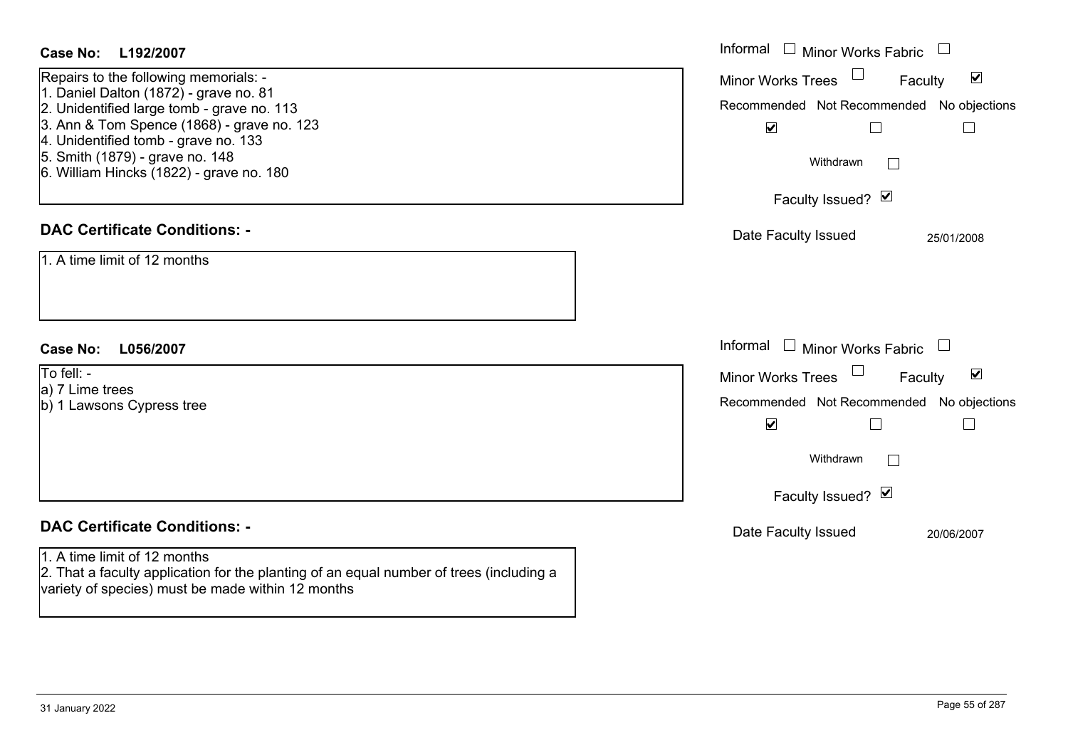**Case No: L192/2007**

Repairs to the following memorials: -
1. Daniel Dalton (1872) - grave no. 81
2. Unidentified large tomb - grave no. 113
3. Ann & Tom Spence (1868) - grave no. 123
4. Unidentified tomb - grave no. 133
5. Smith (1879) - grave no. 148
6. William Hincks (1822) - grave no. 180

Informal ☐ Minor Works Fabric ☐
Minor Works Trees ☐ Faculty ☑
Recommended ☑ Not Recommended ☐ No objections ☐
Withdrawn ☐
Faculty Issued? ☑
Date Faculty Issued 25/01/2008

**DAC Certificate Conditions: -**

1. A time limit of 12 months

**Case No: L056/2007**

To fell: -
a) 7 Lime trees
b) 1 Lawsons Cypress tree

Informal ☐ Minor Works Fabric ☐
Minor Works Trees ☐ Faculty ☑
Recommended ☑ Not Recommended ☐ No objections ☐
Withdrawn ☐
Faculty Issued? ☑
Date Faculty Issued 20/06/2007

**DAC Certificate Conditions: -**

1. A time limit of 12 months
2. That a faculty application for the planting of an equal number of trees (including a variety of species) must be made within 12 months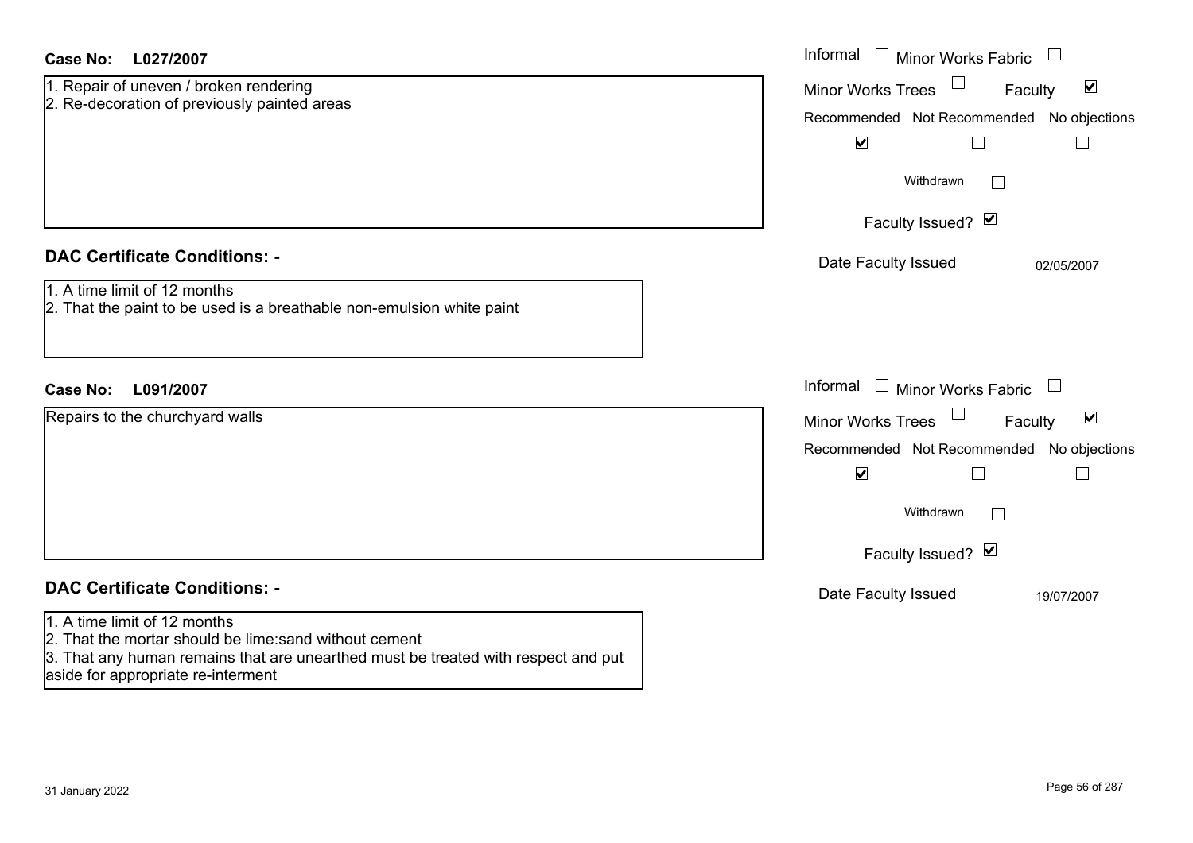**Case No: L027/2007**

1. Repair of uneven / broken rendering
2. Re-decoration of previously painted areas

Informal ☐ Minor Works Fabric ☐
Minor Works Trees ☐ Faculty ☑
Recommended ☑ Not Recommended ☐ No objections ☐
Withdrawn ☐
Faculty Issued? ☑
Date Faculty Issued 02/05/2007

## DAC Certificate Conditions: -

1. A time limit of 12 months
2. That the paint to be used is a breathable non-emulsion white paint

**Case No: L091/2007**

Repairs to the churchyard walls

Informal ☐ Minor Works Fabric ☐
Minor Works Trees ☐ Faculty ☑
Recommended ☑ Not Recommended ☐ No objections ☐
Withdrawn ☐
Faculty Issued? ☑
Date Faculty Issued 19/07/2007

## DAC Certificate Conditions: -

1. A time limit of 12 months
2. That the mortar should be lime:sand without cement
3. That any human remains that are unearthed must be treated with respect and put aside for appropriate re-interment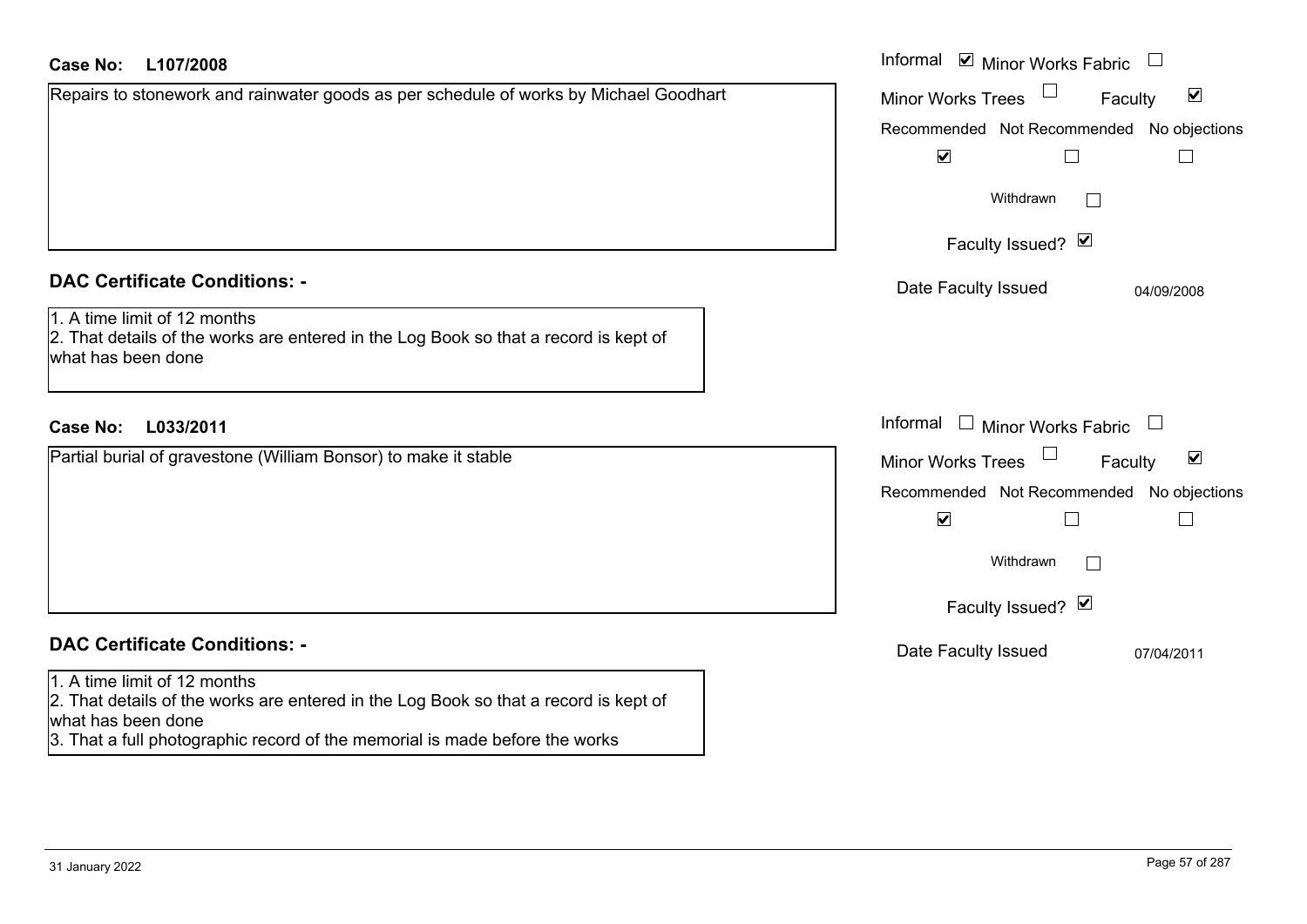**Case No: L107/2008**

Repairs to stonework and rainwater goods as per schedule of works by Michael Goodhart

Informal ☑ Minor Works Fabric ☐

Minor Works Trees ☐ Faculty ☑

Recommended ☑ Not Recommended ☐ No objections ☐

Withdrawn ☐

Faculty Issued? ☑

Date Faculty Issued 04/09/2008

## DAC Certificate Conditions: -

1. A time limit of 12 months
2. That details of the works are entered in the Log Book so that a record is kept of what has been done

**Case No: L033/2011**

Partial burial of gravestone (William Bonsor) to make it stable

Informal ☐ Minor Works Fabric ☐

Minor Works Trees ☐ Faculty ☑

Recommended ☑ Not Recommended ☐ No objections ☐

Withdrawn ☐

Faculty Issued? ☑

Date Faculty Issued 07/04/2011

## DAC Certificate Conditions: -

1. A time limit of 12 months
2. That details of the works are entered in the Log Book so that a record is kept of what has been done
3. That a full photographic record of the memorial is made before the works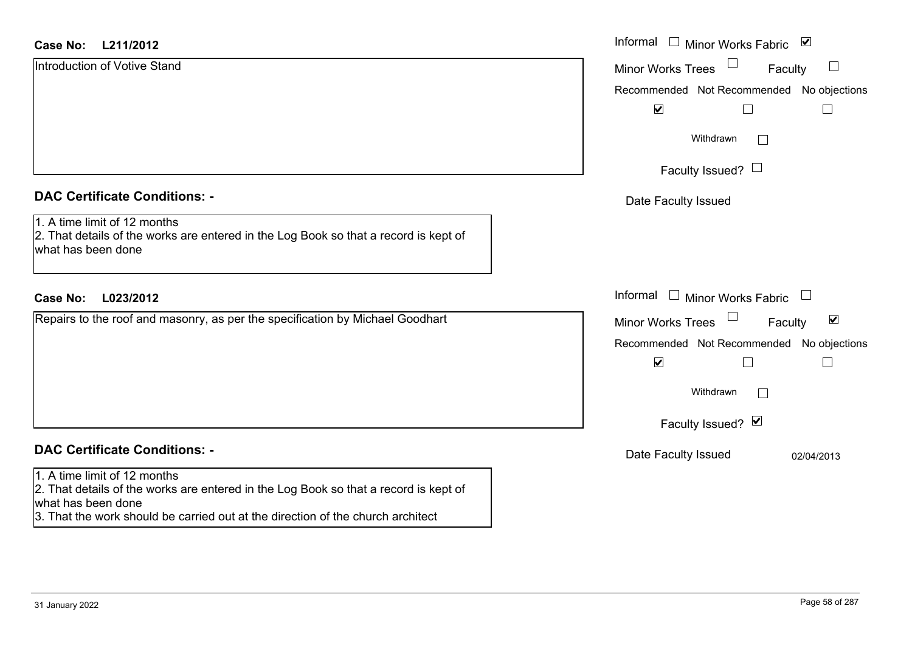**Case No: L211/2012**

Introduction of Votive Stand

Informal ☐ Minor Works Fabric ☑

Minor Works Trees ☐ Faculty ☐

Recommended ☑ Not Recommended ☐ No objections ☐

Withdrawn ☐

Faculty Issued? ☐

Date Faculty Issued

**DAC Certificate Conditions: -**

1. A time limit of 12 months
2. That details of the works are entered in the Log Book so that a record is kept of what has been done

**Case No: L023/2012**

Repairs to the roof and masonry, as per the specification by Michael Goodhart

Informal ☐ Minor Works Fabric ☐

Minor Works Trees ☐ Faculty ☑

Recommended ☑ Not Recommended ☐ No objections ☐

Withdrawn ☐

Faculty Issued? ☑

Date Faculty Issued 02/04/2013

**DAC Certificate Conditions: -**

1. A time limit of 12 months
2. That details of the works are entered in the Log Book so that a record is kept of what has been done
3. That the work should be carried out at the direction of the church architect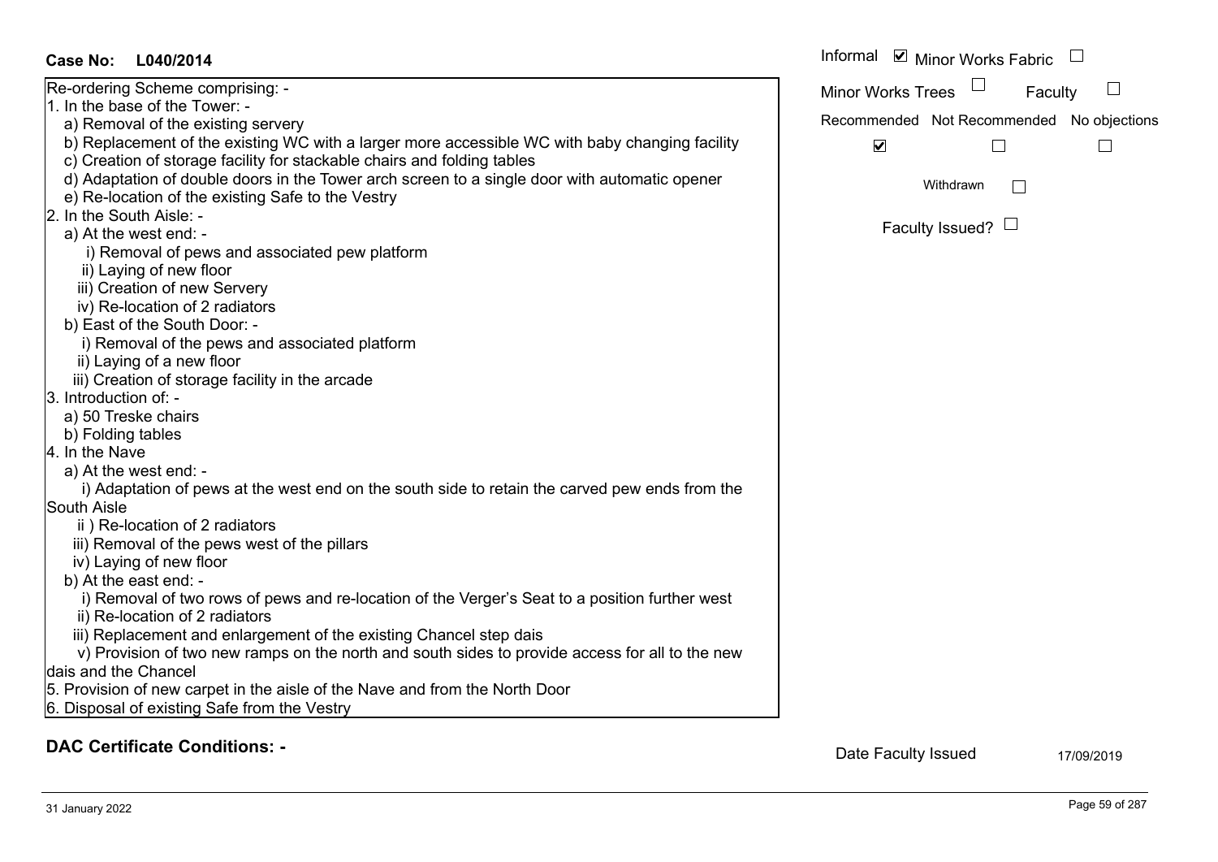**Case No:** **L040/2014**

Informal ☑ Minor Works Fabric ☐

Minor Works Trees ☐ Faculty ☐

Recommended ☑ Not Recommended ☐ No objections ☐

Withdrawn ☐

Faculty Issued? ☐

Re-ordering Scheme comprising: -

1. In the base of the Tower: -
   a) Removal of the existing servery
   b) Replacement of the existing WC with a larger more accessible WC with baby changing facility
   c) Creation of storage facility for stackable chairs and folding tables
   d) Adaptation of double doors in the Tower arch screen to a single door with automatic opener
   e) Re-location of the existing Safe to the Vestry
2. In the South Aisle: -
   a) At the west end: -
      i) Removal of pews and associated pew platform
      ii) Laying of new floor
      iii) Creation of new Servery
      iv) Re-location of 2 radiators
   b) East of the South Door: -
      i) Removal of the pews and associated platform
      ii) Laying of a new floor
      iii) Creation of storage facility in the arcade
3. Introduction of: -
   a) 50 Treske chairs
   b) Folding tables
4. In the Nave
   a) At the west end: -
      i) Adaptation of pews at the west end on the south side to retain the carved pew ends from the South Aisle
      ii ) Re-location of 2 radiators
      iii) Removal of the pews west of the pillars
      iv) Laying of new floor
   b) At the east end: -
      i) Removal of two rows of pews and re-location of the Verger's Seat to a position further west
      ii) Re-location of 2 radiators
      iii) Replacement and enlargement of the existing Chancel step dais
      v) Provision of two new ramps on the north and south sides to provide access for all to the new dais and the Chancel
5. Provision of new carpet in the aisle of the Nave and from the North Door
6. Disposal of existing Safe from the Vestry

## DAC Certificate Conditions: -

Date Faculty Issued 17/09/2019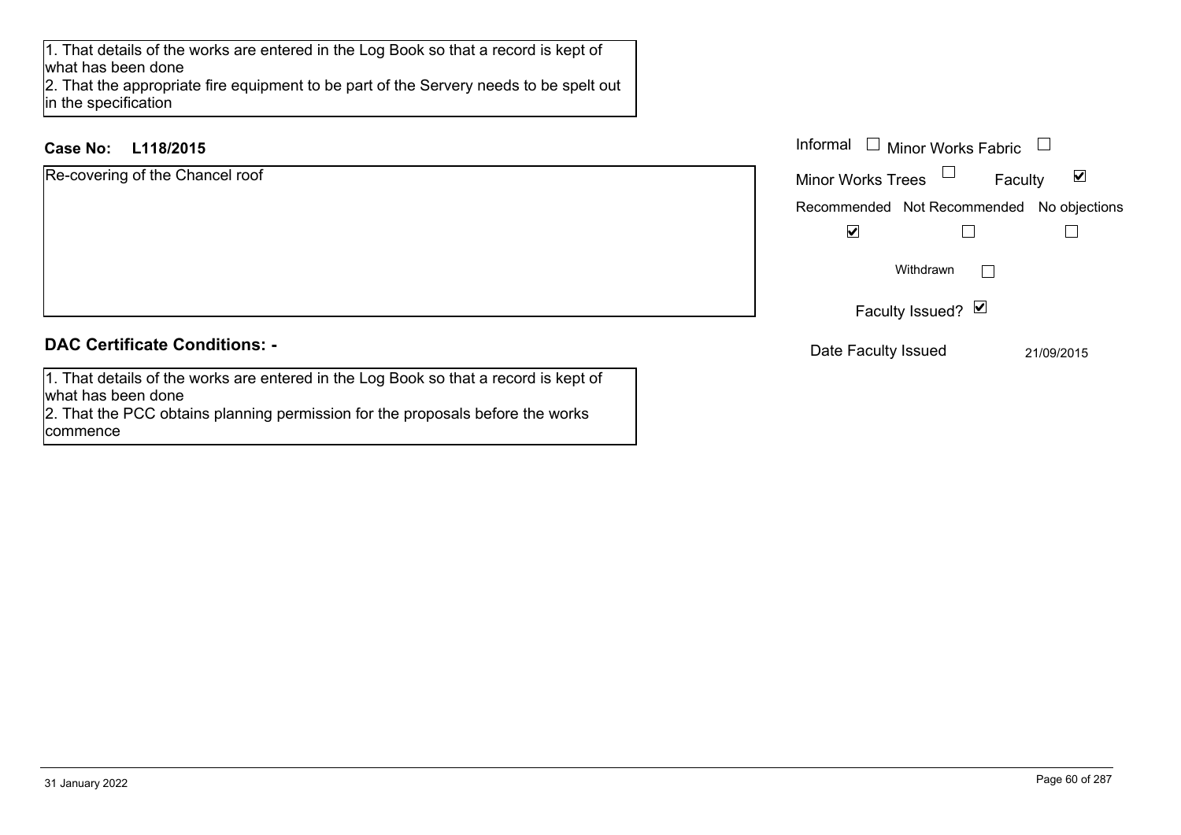1. That details of the works are entered in the Log Book so that a record is kept of what has been done
2. That the appropriate fire equipment to be part of the Servery needs to be spelt out in the specification

**Case No: L118/2015**

Re-covering of the Chancel roof

Informal ☐ Minor Works Fabric ☐

Minor Works Trees ☐ Faculty ☑

| Recommended | Not Recommended | No objections |
| --- | --- | --- |
| ☑ | ☐ | ☐ |

Withdrawn ☐

Faculty Issued? ☑

Date Faculty Issued 21/09/2015

## DAC Certificate Conditions: -

1. That details of the works are entered in the Log Book so that a record is kept of what has been done
2. That the PCC obtains planning permission for the proposals before the works commence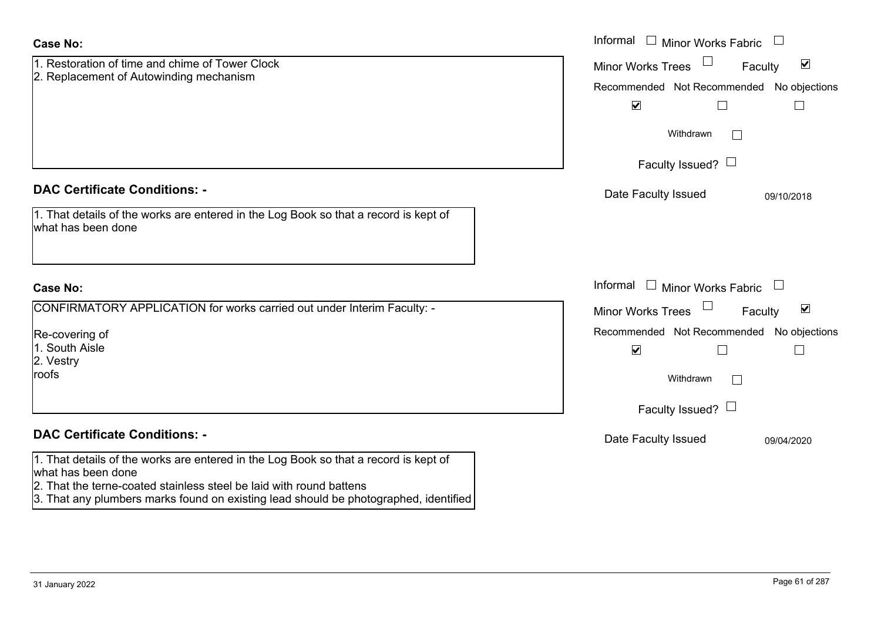**Case No:**

1. Restoration of time and chime of Tower Clock
2. Replacement of Autowinding mechanism

Informal ☐ Minor Works Fabric ☐
Minor Works Trees ☐ Faculty ☑

| Recommended | Not Recommended | No objections |
|---|---|---|
| ☑ | ☐ | ☐ |

Withdrawn ☐

Faculty Issued? ☐

Date Faculty Issued 09/10/2018

**DAC Certificate Conditions: -**

1. That details of the works are entered in the Log Book so that a record is kept of what has been done

**Case No:**

CONFIRMATORY APPLICATION for works carried out under Interim Faculty: -

Re-covering of
1. South Aisle
2. Vestry
roofs

Informal ☐ Minor Works Fabric ☐
Minor Works Trees ☐ Faculty ☑

| Recommended | Not Recommended | No objections |
|---|---|---|
| ☑ | ☐ | ☐ |

Withdrawn ☐

Faculty Issued? ☐

Date Faculty Issued 09/04/2020

**DAC Certificate Conditions: -**

1. That details of the works are entered in the Log Book so that a record is kept of what has been done
2. That the terne-coated stainless steel be laid with round battens
3. That any plumbers marks found on existing lead should be photographed, identified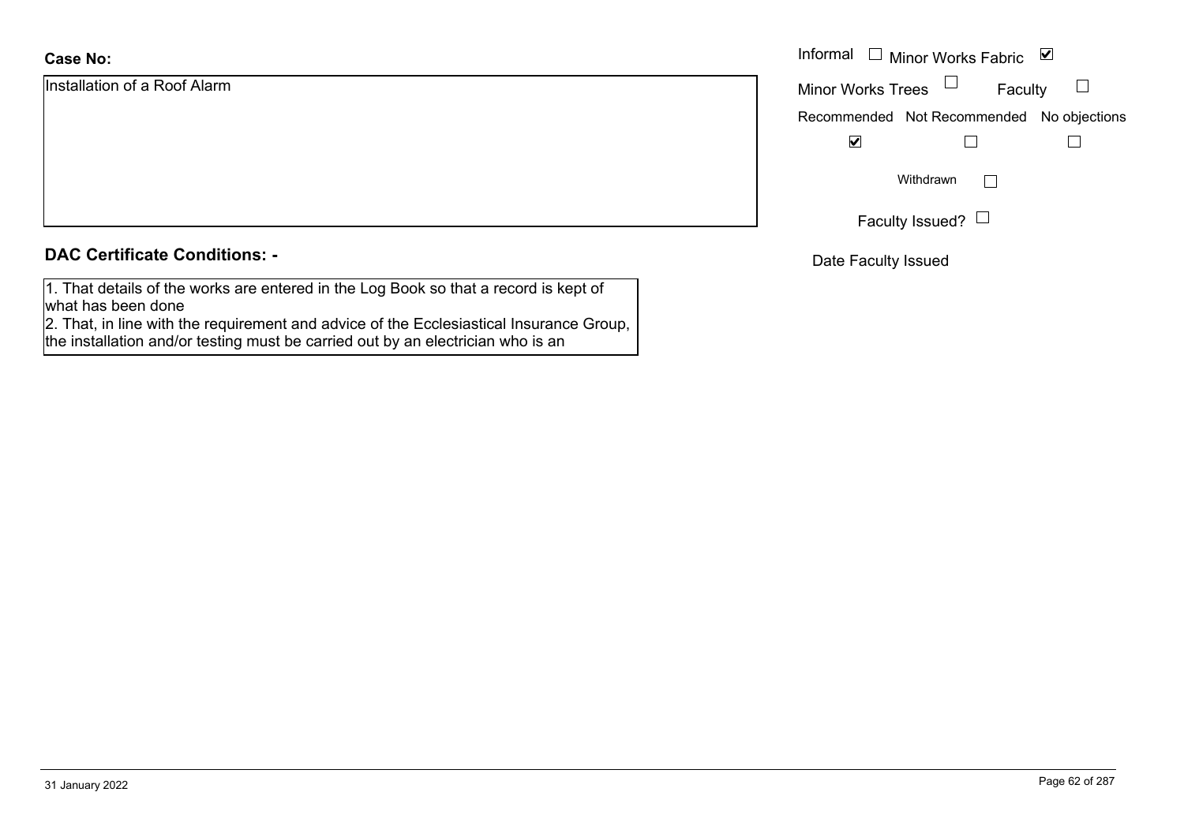**Case No:**

Installation of a Roof Alarm

Informal ☐ Minor Works Fabric ☑

Minor Works Trees ☐ Faculty ☐

Recommended ☑ Not Recommended ☐ No objections ☐

Withdrawn ☐

Faculty Issued? ☐

Date Faculty Issued

**DAC Certificate Conditions: -**

1. That details of the works are entered in the Log Book so that a record is kept of what has been done
2. That, in line with the requirement and advice of the Ecclesiastical Insurance Group, the installation and/or testing must be carried out by an electrician who is an

31 January 2022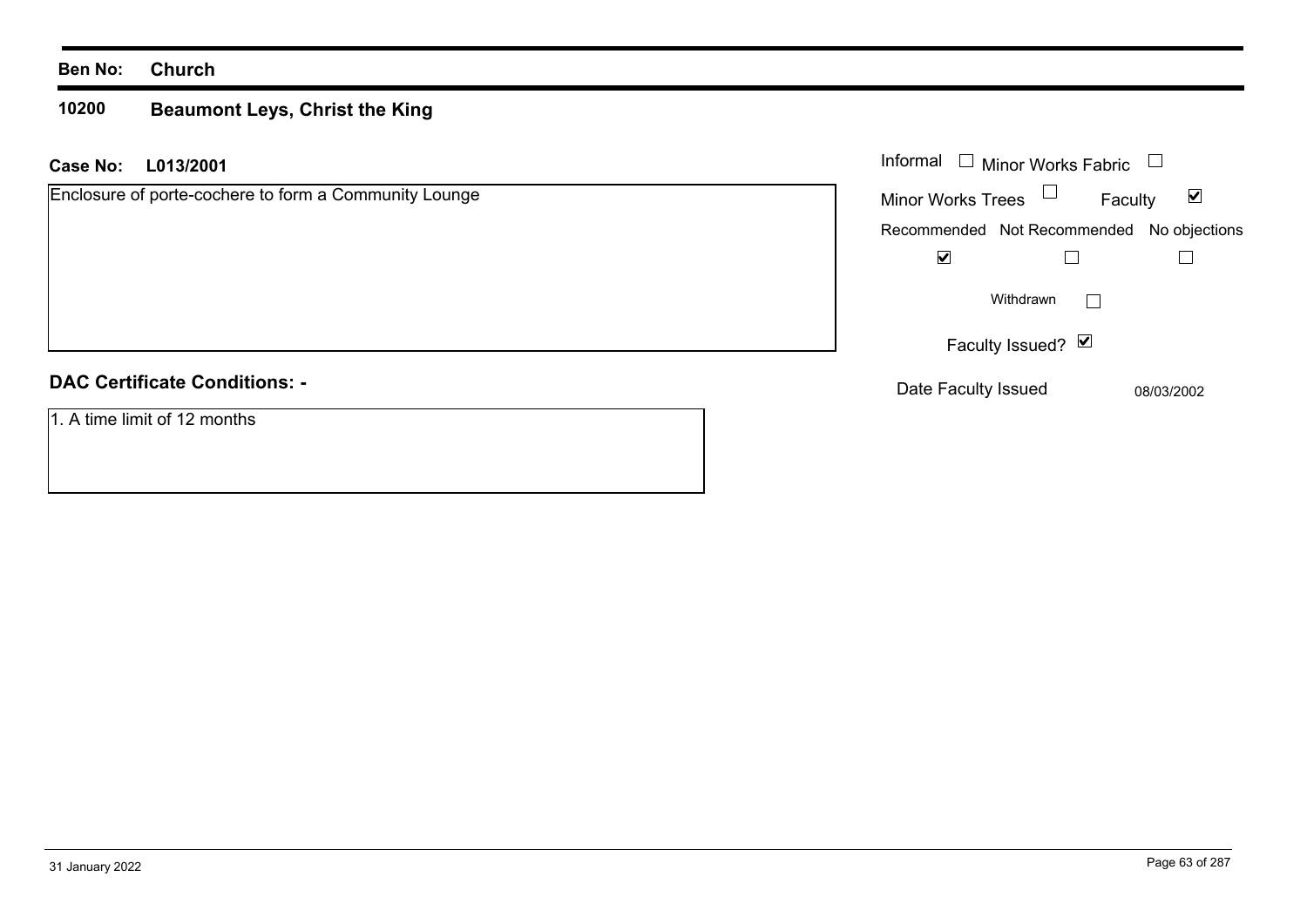**Ben No:** **Church**

## 10200 Beaumont Leys, Christ the King

**Case No:** **L013/2001**

Enclosure of porte-cochere to form a Community Lounge

Informal ☐ Minor Works Fabric ☐

Minor Works Trees ☐ Faculty ☑

| Recommended | Not Recommended | No objections |
|---|---|---|
| ☑ | ☐ | ☐ |

Withdrawn ☐

Faculty Issued? ☑

Date Faculty Issued 08/03/2002

### DAC Certificate Conditions: -

1. A time limit of 12 months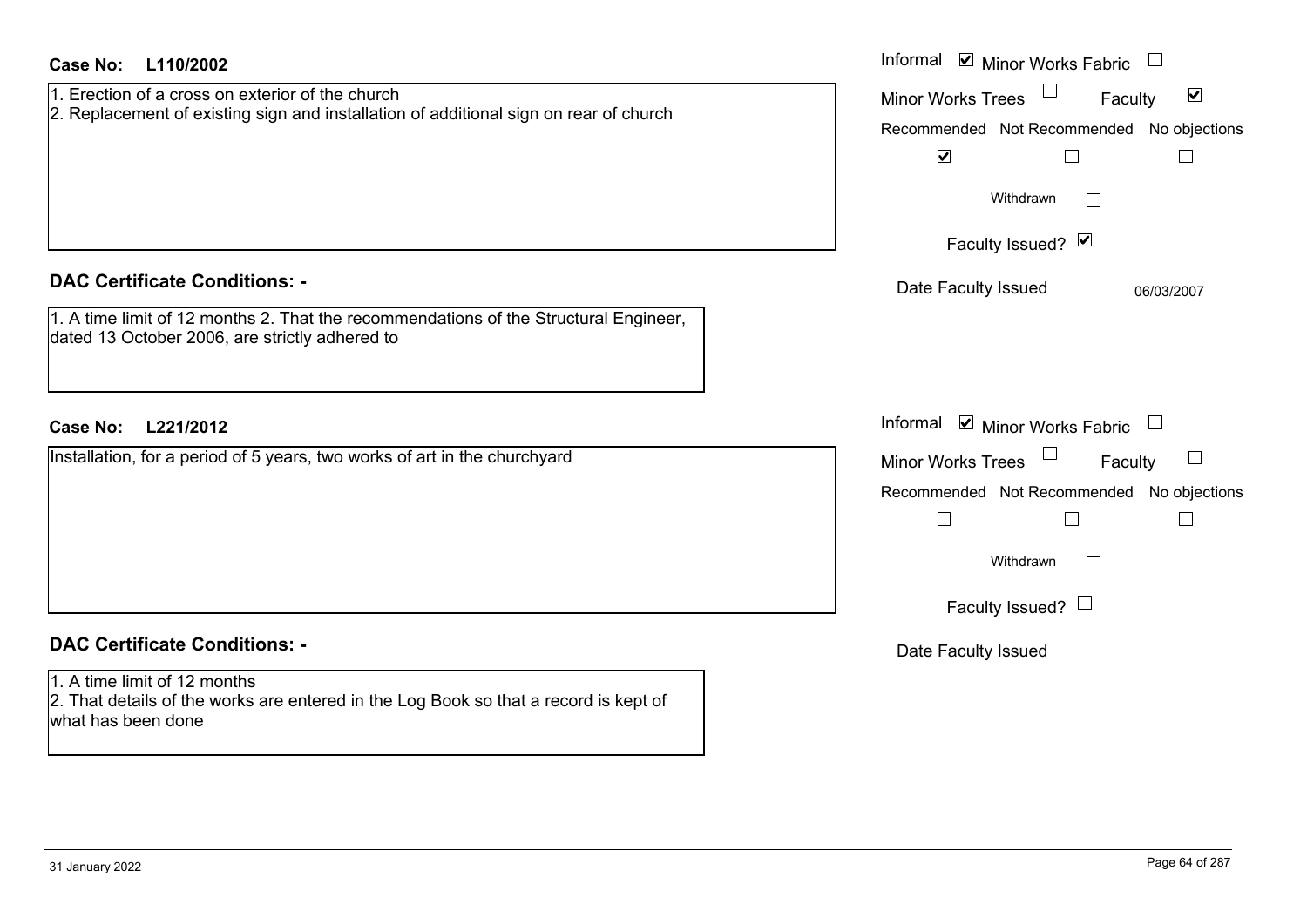**Case No: L110/2002**

1. Erection of a cross on exterior of the church
2. Replacement of existing sign and installation of additional sign on rear of church

Informal ☑ Minor Works Fabric ☐

Minor Works Trees ☐ Faculty ☑

Recommended ☑ Not Recommended ☐ No objections ☐

Withdrawn ☐

Faculty Issued? ☑

Date Faculty Issued 06/03/2007

## DAC Certificate Conditions: -

1. A time limit of 12 months 2. That the recommendations of the Structural Engineer, dated 13 October 2006, are strictly adhered to

**Case No: L221/2012**

Installation, for a period of 5 years, two works of art in the churchyard

Informal ☑ Minor Works Fabric ☐

Minor Works Trees ☐ Faculty ☐

Recommended ☐ Not Recommended ☐ No objections ☐

Withdrawn ☐

Faculty Issued? ☐

Date Faculty Issued

## DAC Certificate Conditions: -

1. A time limit of 12 months
2. That details of the works are entered in the Log Book so that a record is kept of what has been done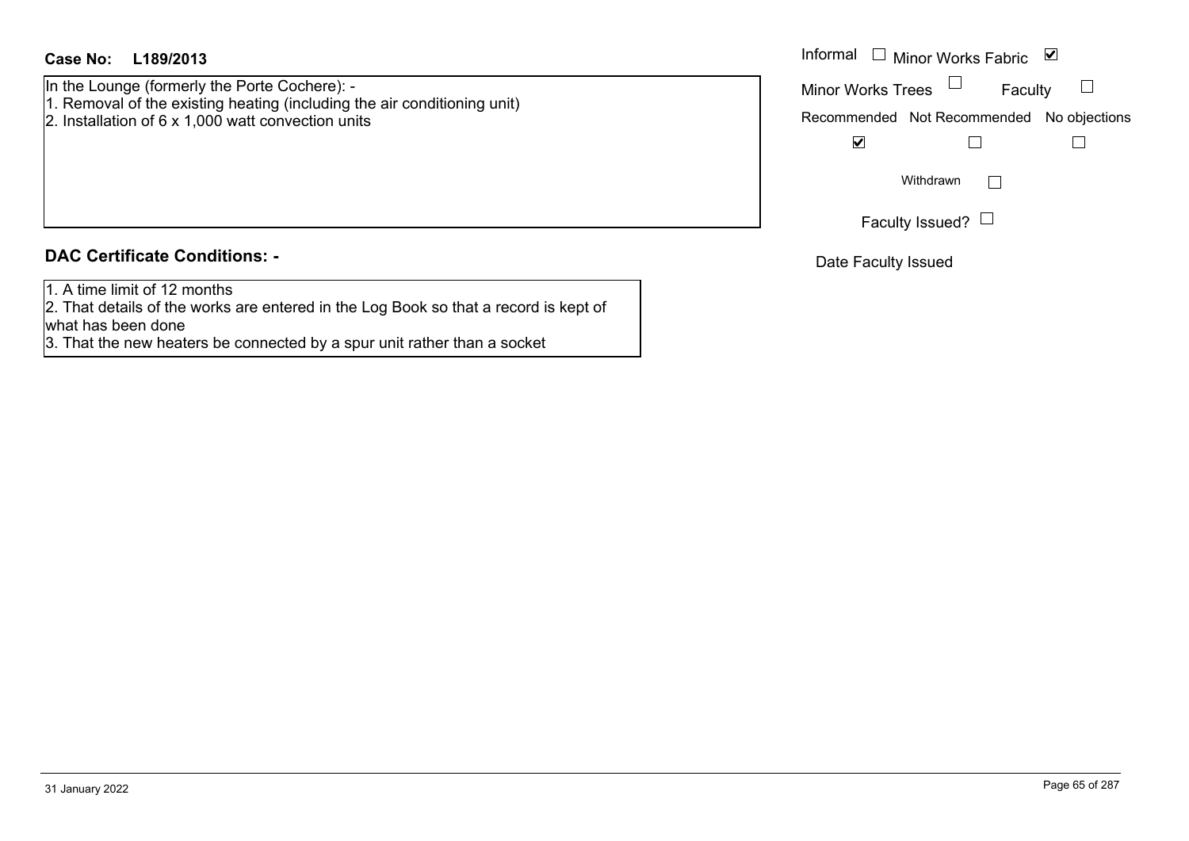**Case No: L189/2013**

In the Lounge (formerly the Porte Cochere): -
1. Removal of the existing heating (including the air conditioning unit)
2. Installation of 6 x 1,000 watt convection units

Informal ☐ Minor Works Fabric ☑

Minor Works Trees ☐ Faculty ☐

| Recommended | Not Recommended | No objections |
|---|---|---|
| ☑ | ☐ | ☐ |

Withdrawn ☐

Faculty Issued? ☐

Date Faculty Issued

## DAC Certificate Conditions: -

1. A time limit of 12 months
2. That details of the works are entered in the Log Book so that a record is kept of what has been done
3. That the new heaters be connected by a spur unit rather than a socket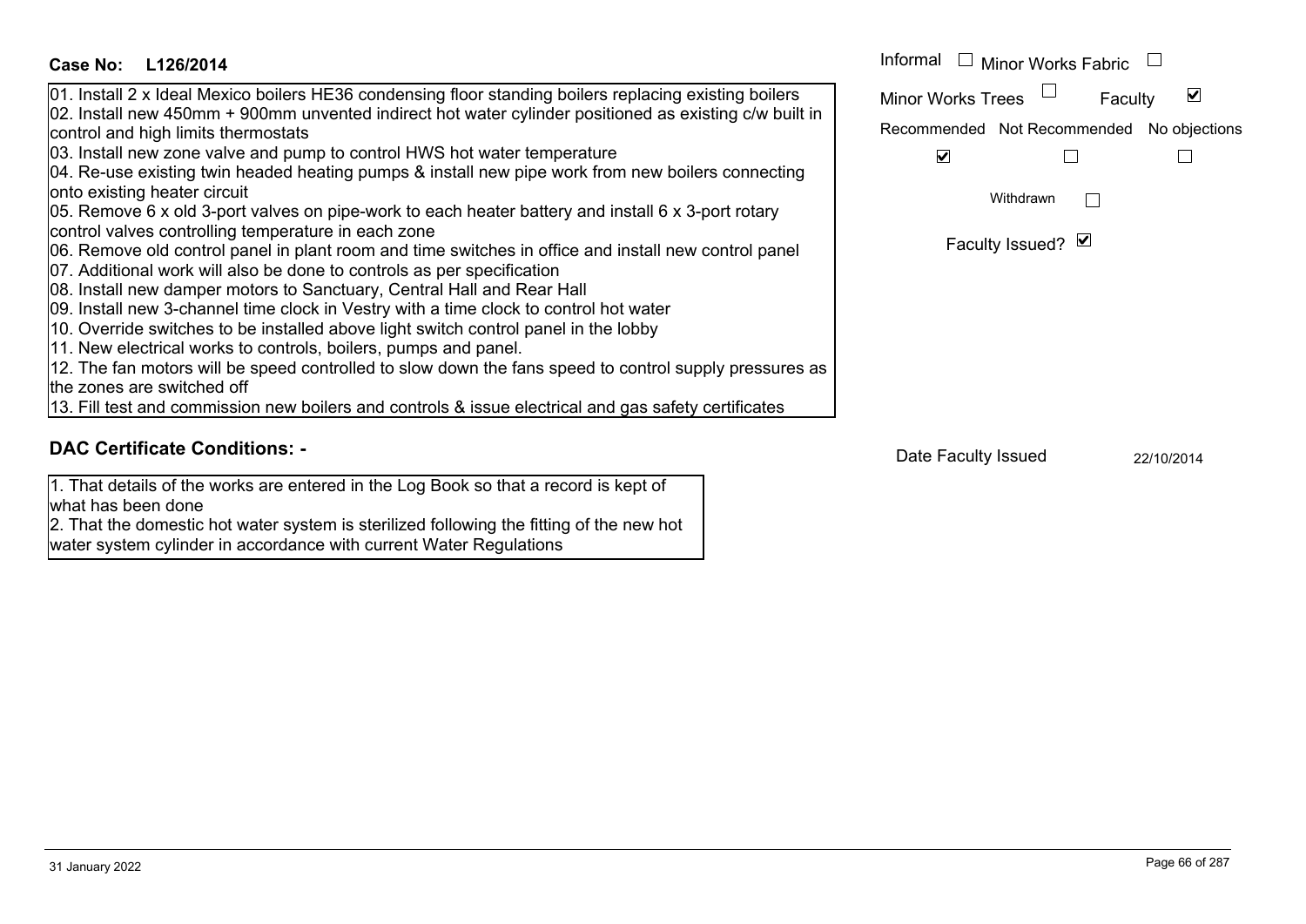**Case No: L126/2014**

01. Install 2 x Ideal Mexico boilers HE36 condensing floor standing boilers replacing existing boilers
02. Install new 450mm + 900mm unvented indirect hot water cylinder positioned as existing c/w built in control and high limits thermostats
03. Install new zone valve and pump to control HWS hot water temperature
04. Re-use existing twin headed heating pumps & install new pipe work from new boilers connecting onto existing heater circuit
05. Remove 6 x old 3-port valves on pipe-work to each heater battery and install 6 x 3-port rotary control valves controlling temperature in each zone
06. Remove old control panel in plant room and time switches in office and install new control panel
07. Additional work will also be done to controls as per specification
08. Install new damper motors to Sanctuary, Central Hall and Rear Hall
09. Install new 3-channel time clock in Vestry with a time clock to control hot water
10. Override switches to be installed above light switch control panel in the lobby
11. New electrical works to controls, boilers, pumps and panel.
12. The fan motors will be speed controlled to slow down the fans speed to control supply pressures as the zones are switched off
13. Fill test and commission new boilers and controls & issue electrical and gas safety certificates

Informal ☐ Minor Works Fabric ☐
Minor Works Trees ☐ Faculty ☑

Recommended ☑ Not Recommended ☐ No objections ☐

Withdrawn ☐

Faculty Issued? ☑

## DAC Certificate Conditions: -

1. That details of the works are entered in the Log Book so that a record is kept of what has been done
2. That the domestic hot water system is sterilized following the fitting of the new hot water system cylinder in accordance with current Water Regulations

Date Faculty Issued 22/10/2014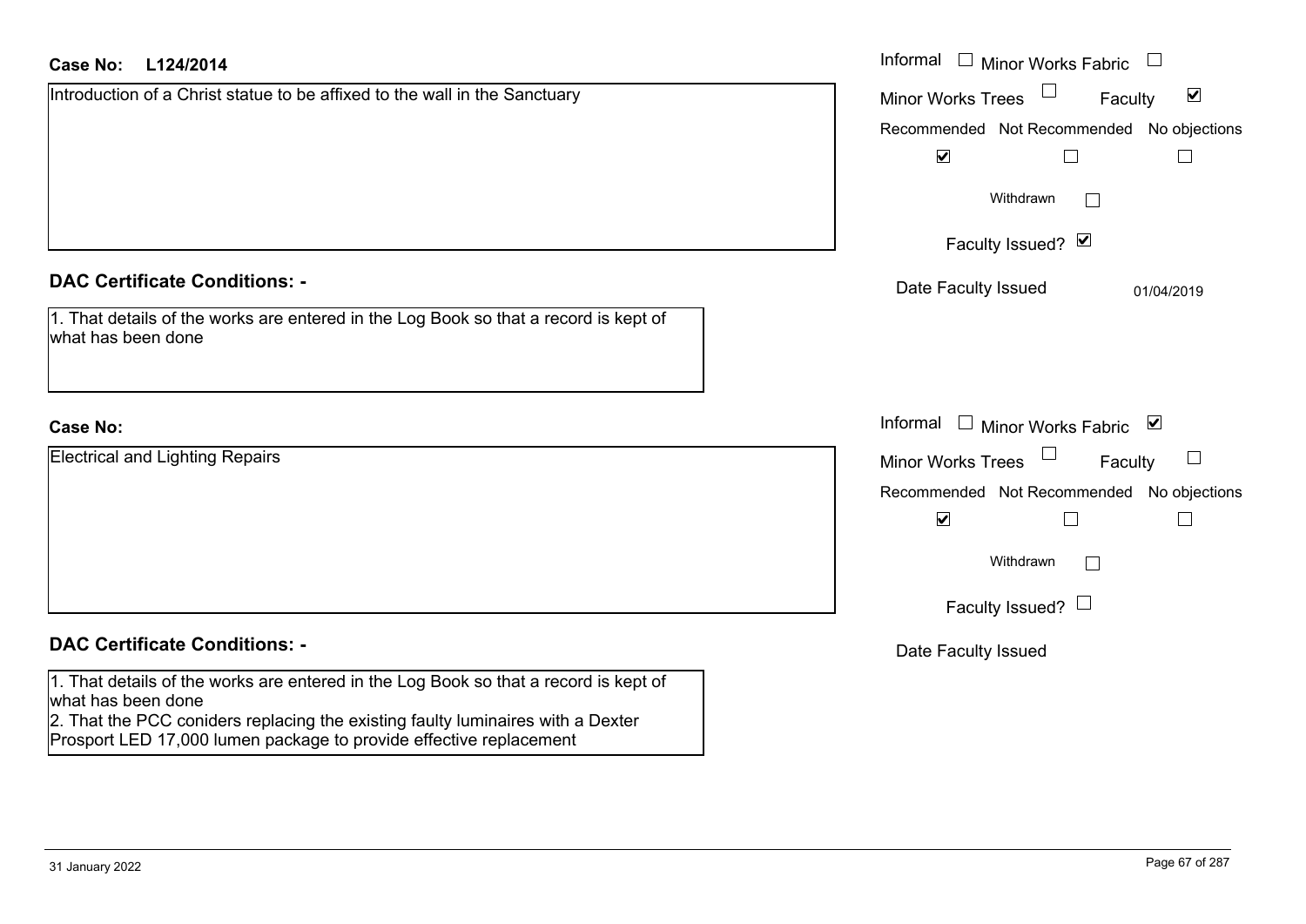**Case No:** **L124/2014**

Introduction of a Christ statue to be affixed to the wall in the Sanctuary

Informal ☐ Minor Works Fabric ☐

Minor Works Trees ☐ Faculty ☑

| Recommended | Not Recommended | No objections |
| --- | --- | --- |
| ☑ | ☐ | ☐ |

Withdrawn ☐

Faculty Issued? ☑

Date Faculty Issued 01/04/2019

## DAC Certificate Conditions: -

1. That details of the works are entered in the Log Book so that a record is kept of what has been done

**Case No:**

Electrical and Lighting Repairs

Informal ☐ Minor Works Fabric ☑

Minor Works Trees ☐ Faculty ☐

| Recommended | Not Recommended | No objections |
| --- | --- | --- |
| ☑ | ☐ | ☐ |

Withdrawn ☐

Faculty Issued? ☐

Date Faculty Issued

## DAC Certificate Conditions: -

1. That details of the works are entered in the Log Book so that a record is kept of what has been done
2. That the PCC coniders replacing the existing faulty luminaires with a Dexter Prosport LED 17,000 lumen package to provide effective replacement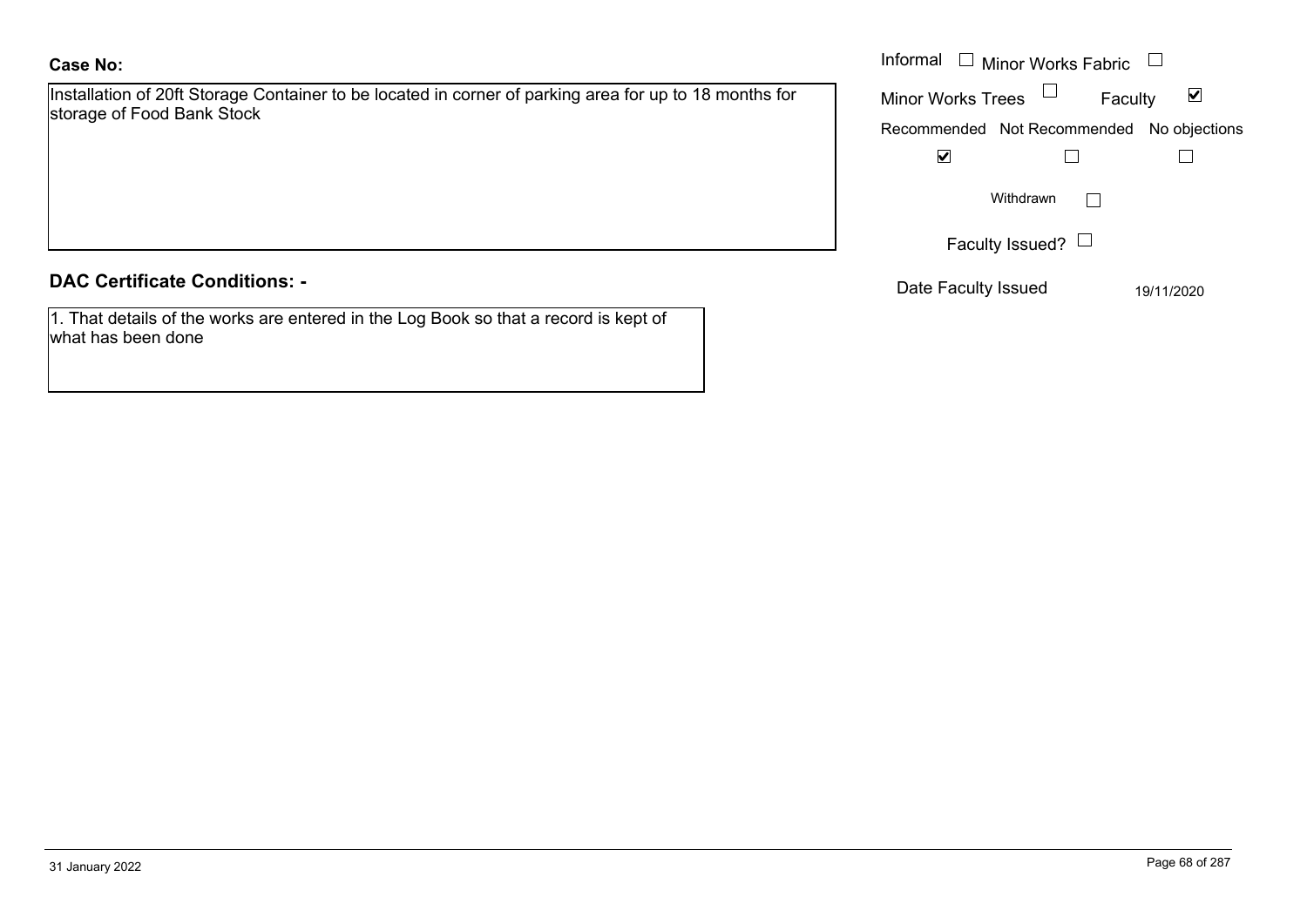**Case No:**

Installation of 20ft Storage Container to be located in corner of parking area for up to 18 months for storage of Food Bank Stock

Informal ☐ Minor Works Fabric ☐

Minor Works Trees ☐ Faculty ☑

| Recommended | Not Recommended | No objections |
|---|---|---|
| ☑ | ☐ | ☐ |

Withdrawn ☐

Faculty Issued? ☐

Date Faculty Issued 19/11/2020

## DAC Certificate Conditions: -

1. That details of the works are entered in the Log Book so that a record is kept of what has been done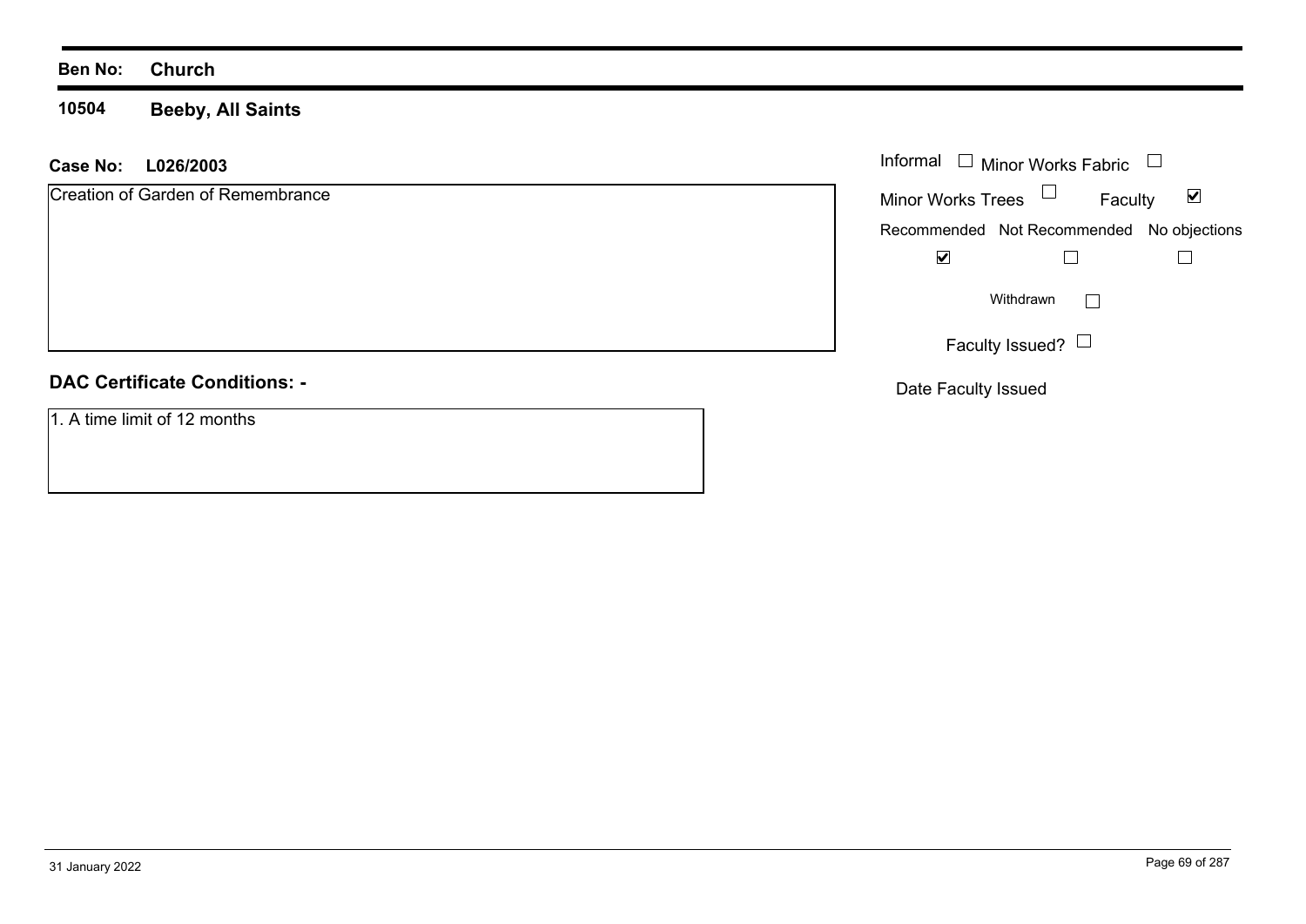**Ben No:** **Church**

**10504** **Beeby, All Saints**

**Case No:** **L026/2003**

Creation of Garden of Remembrance

Informal ☐ Minor Works Fabric ☐

Minor Works Trees ☐ Faculty ☑

| Recommended | Not Recommended | No objections |
|---|---|---|
| ☑ | ☐ | ☐ |

Withdrawn ☐

Faculty Issued? ☐

Date Faculty Issued

**DAC Certificate Conditions: -**

1. A time limit of 12 months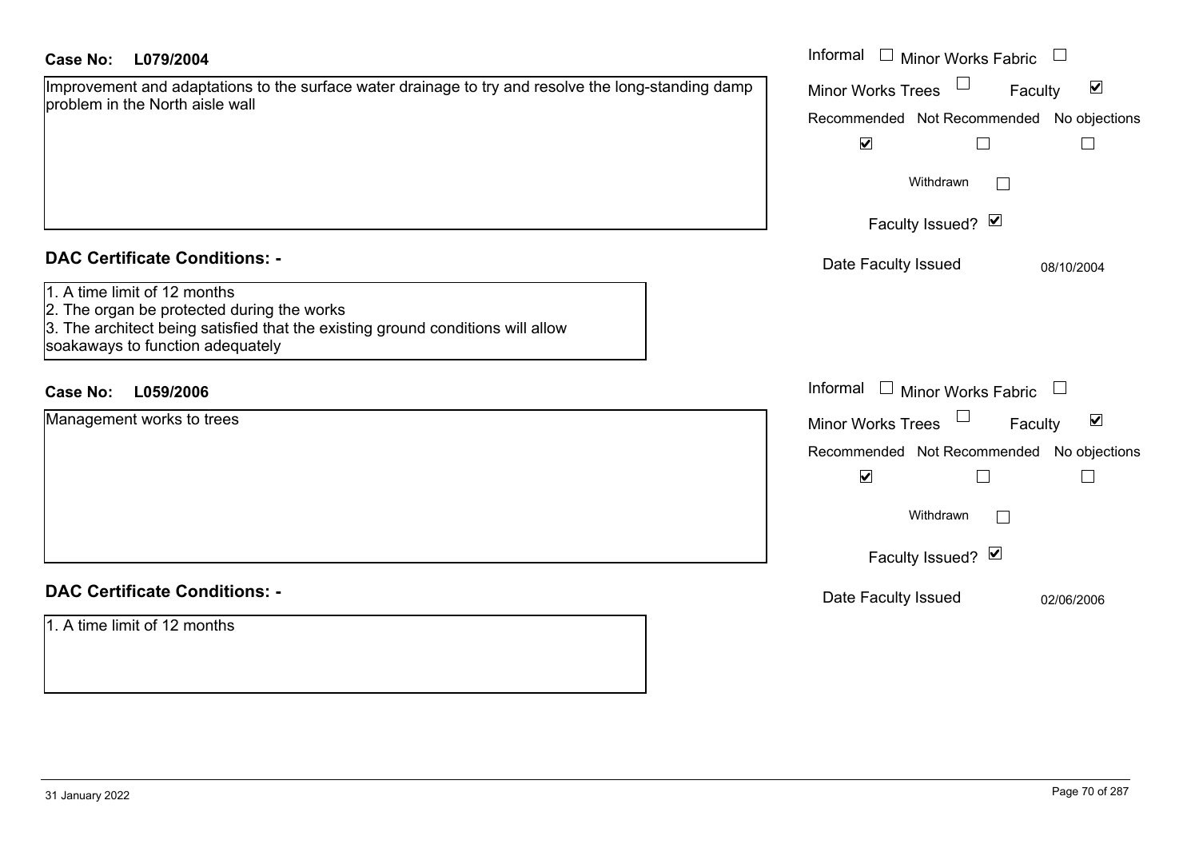**Case No:** L079/2004

Improvement and adaptations to the surface water drainage to try and resolve the long-standing damp problem in the North aisle wall

Informal ☐ Minor Works Fabric ☐
Minor Works Trees ☐ Faculty ☑

| Recommended | Not Recommended | No objections |
|---|---|---|
| ☑ | ☐ | ☐ |

Withdrawn ☐

Faculty Issued? ☑

Date Faculty Issued: 08/10/2004

## DAC Certificate Conditions: -

1. A time limit of 12 months
2. The organ be protected during the works
3. The architect being satisfied that the existing ground conditions will allow soakaways to function adequately

**Case No:** L059/2006

Management works to trees

Informal ☐ Minor Works Fabric ☐
Minor Works Trees ☐ Faculty ☑

| Recommended | Not Recommended | No objections |
|---|---|---|
| ☑ | ☐ | ☐ |

Withdrawn ☐

Faculty Issued? ☑

Date Faculty Issued: 02/06/2006

## DAC Certificate Conditions: -

1. A time limit of 12 months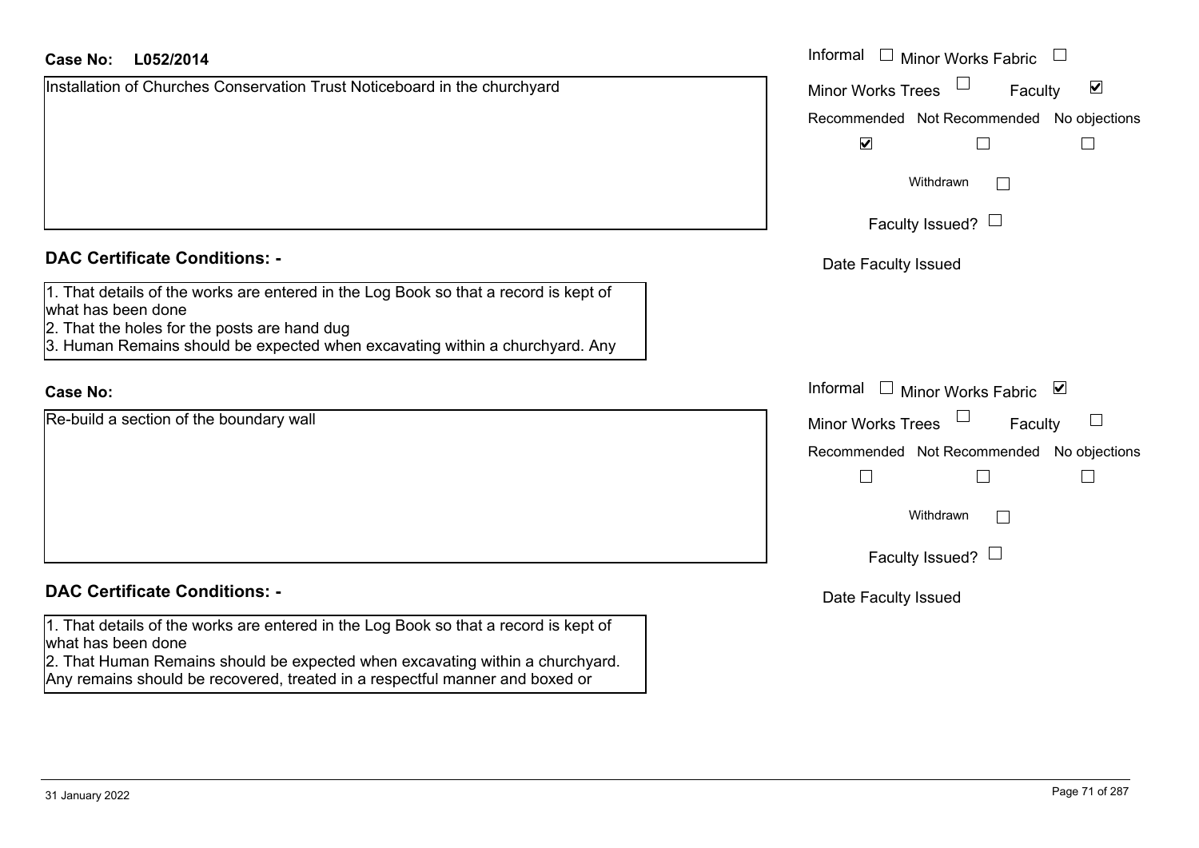**Case No: L052/2014**

Installation of Churches Conservation Trust Noticeboard in the churchyard

Informal ☐ Minor Works Fabric ☐
Minor Works Trees ☐ Faculty ☑
Recommended ☑ Not Recommended ☐ No objections ☐
Withdrawn ☐
Faculty Issued? ☐
Date Faculty Issued

## DAC Certificate Conditions: -

1. That details of the works are entered in the Log Book so that a record is kept of what has been done
2. That the holes for the posts are hand dug
3. Human Remains should be expected when excavating within a churchyard. Any

**Case No:**

Re-build a section of the boundary wall

Informal ☐ Minor Works Fabric ☑
Minor Works Trees ☐ Faculty ☐
Recommended ☐ Not Recommended ☐ No objections ☐
Withdrawn ☐
Faculty Issued? ☐
Date Faculty Issued

## DAC Certificate Conditions: -

1. That details of the works are entered in the Log Book so that a record is kept of what has been done
2. That Human Remains should be expected when excavating within a churchyard. Any remains should be recovered, treated in a respectful manner and boxed or

31 January 2022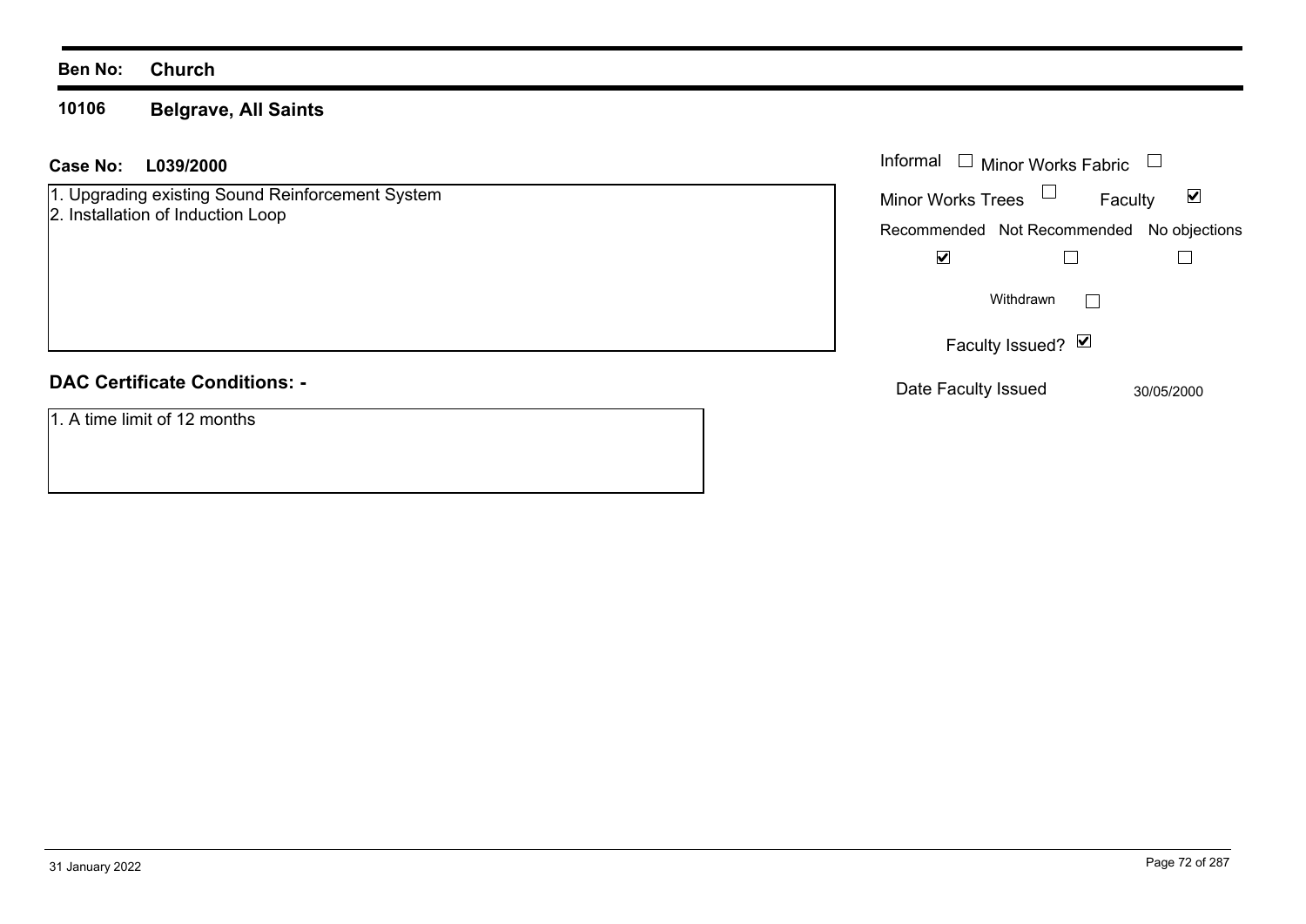**Ben No:** **Church**

**10106** **Belgrave, All Saints**

**Case No:** **L039/2000**

1. Upgrading existing Sound Reinforcement System
2. Installation of Induction Loop

Informal ☐ Minor Works Fabric ☐

Minor Works Trees ☐ Faculty ☑

| Recommended | Not Recommended | No objections |
| --- | --- | --- |
| ☑ | ☐ | ☐ |

Withdrawn ☐

Faculty Issued? ☑

Date Faculty Issued 30/05/2000

## DAC Certificate Conditions: -

1. A time limit of 12 months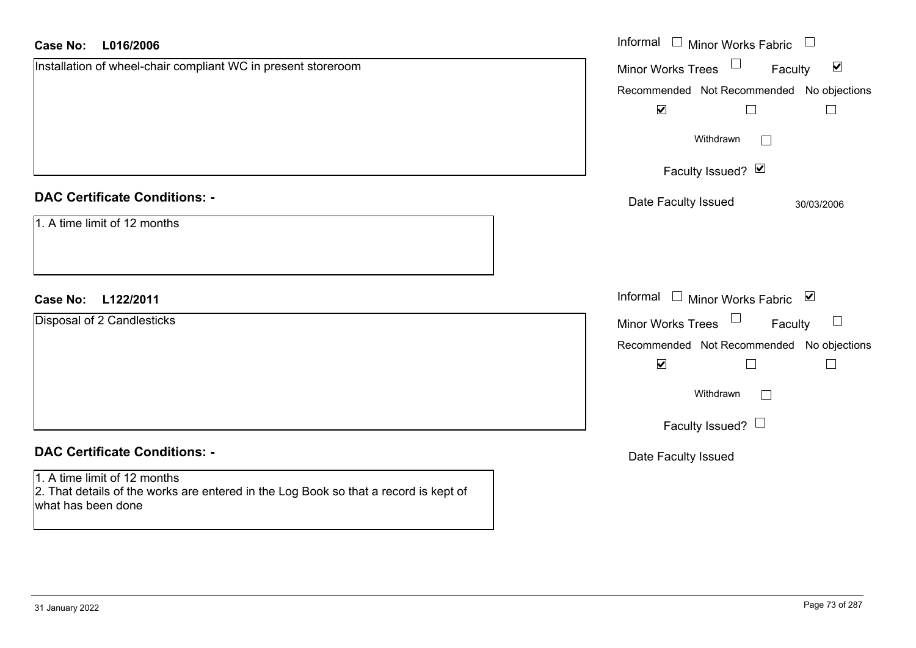**Case No: L016/2006**

Installation of wheel-chair compliant WC in present storeroom

Informal ☐ Minor Works Fabric ☐
Minor Works Trees ☐ Faculty ☑

| Recommended | Not Recommended | No objections |
|---|---|---|
| ☑ | ☐ | ☐ |

Withdrawn ☐

Faculty Issued? ☑

Date Faculty Issued 30/03/2006

**DAC Certificate Conditions: -**

1. A time limit of 12 months

**Case No: L122/2011**

Disposal of 2 Candlesticks

Informal ☐ Minor Works Fabric ☑
Minor Works Trees ☐ Faculty ☐

| Recommended | Not Recommended | No objections |
|---|---|---|
| ☑ | ☐ | ☐ |

Withdrawn ☐

Faculty Issued? ☐

Date Faculty Issued

**DAC Certificate Conditions: -**

1. A time limit of 12 months
2. That details of the works are entered in the Log Book so that a record is kept of what has been done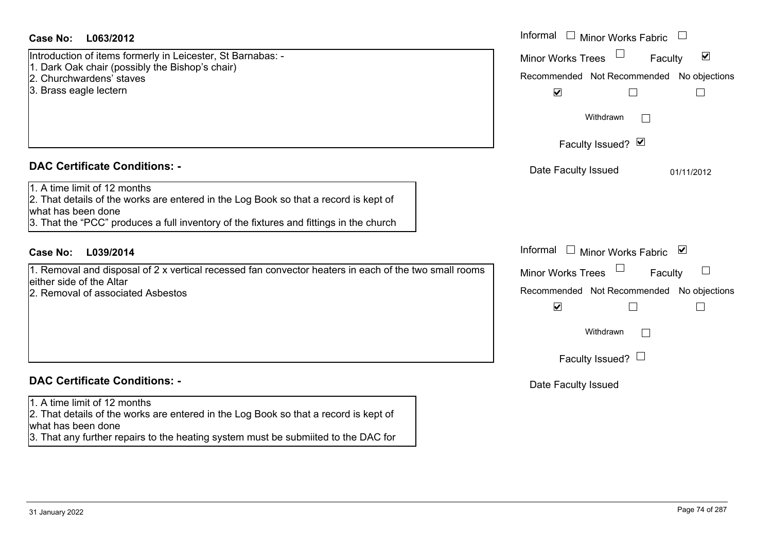**Case No: L063/2012**

Introduction of items formerly in Leicester, St Barnabas: -
1. Dark Oak chair (possibly the Bishop's chair)
2. Churchwardens' staves
3. Brass eagle lectern

Informal ☐ Minor Works Fabric ☐
Minor Works Trees ☐ Faculty ☑

Recommended ☑ Not Recommended ☐ No objections ☐

Withdrawn ☐

Faculty Issued? ☑

Date Faculty Issued 01/11/2012

**DAC Certificate Conditions: -**

1. A time limit of 12 months
2. That details of the works are entered in the Log Book so that a record is kept of what has been done
3. That the "PCC" produces a full inventory of the fixtures and fittings in the church

**Case No: L039/2014**

1. Removal and disposal of 2 x vertical recessed fan convector heaters in each of the two small rooms either side of the Altar
2. Removal of associated Asbestos

Informal ☐ Minor Works Fabric ☑
Minor Works Trees ☐ Faculty ☐

Recommended ☑ Not Recommended ☐ No objections ☐

Withdrawn ☐

Faculty Issued? ☐

Date Faculty Issued

**DAC Certificate Conditions: -**

1. A time limit of 12 months
2. That details of the works are entered in the Log Book so that a record is kept of what has been done
3. That any further repairs to the heating system must be submiited to the DAC for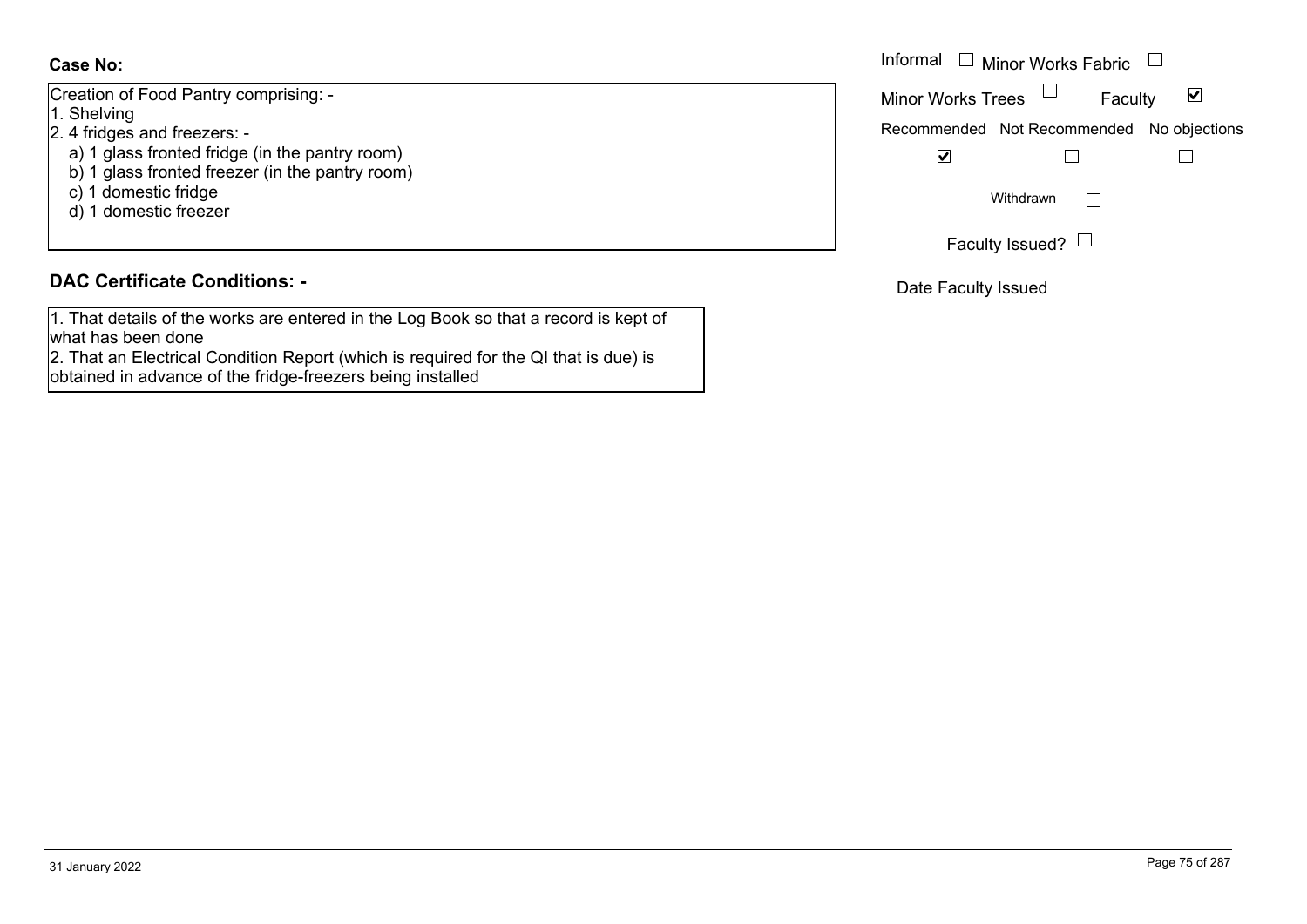**Case No:**

Creation of Food Pantry comprising: -
1. Shelving
2. 4 fridges and freezers: -
   a) 1 glass fronted fridge (in the pantry room)
   b) 1 glass fronted freezer (in the pantry room)
   c) 1 domestic fridge
   d) 1 domestic freezer

Informal ☐ Minor Works Fabric ☐

Minor Works Trees ☐ Faculty ☑

Recommended ☑ Not Recommended ☐ No objections ☐

Withdrawn ☐

Faculty Issued? ☐

Date Faculty Issued

## DAC Certificate Conditions: -

1. That details of the works are entered in the Log Book so that a record is kept of what has been done
2. That an Electrical Condition Report (which is required for the QI that is due) is obtained in advance of the fridge-freezers being installed

31 January 2022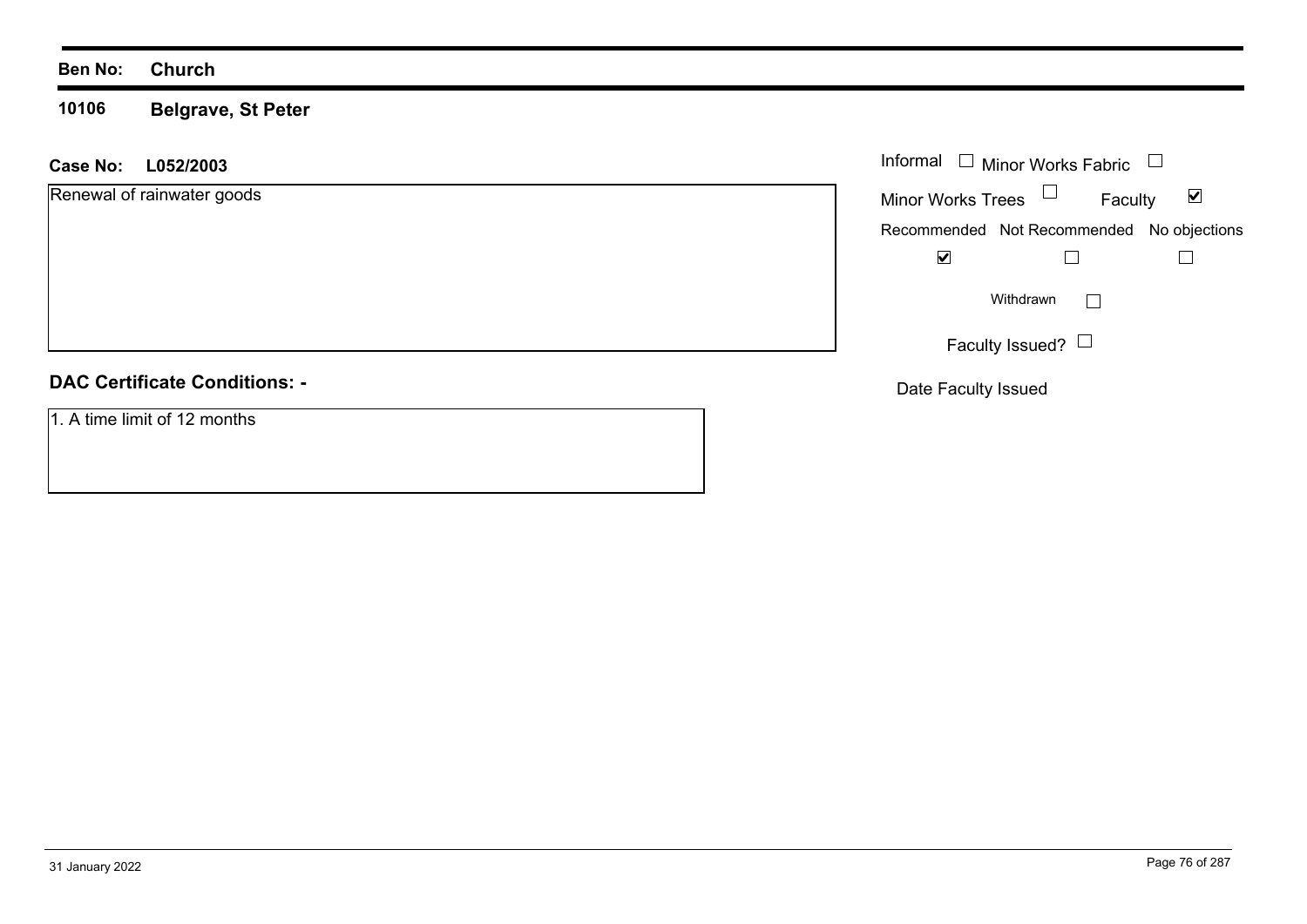**Ben No:** **Church**

**10106** **Belgrave, St Peter**

**Case No:** **L052/2003**

Renewal of rainwater goods

Informal ☐ Minor Works Fabric ☐

Minor Works Trees ☐ Faculty ☑

Recommended ☑ Not Recommended ☐ No objections ☐

Withdrawn ☐

Faculty Issued? ☐

Date Faculty Issued

**DAC Certificate Conditions: -**

1. A time limit of 12 months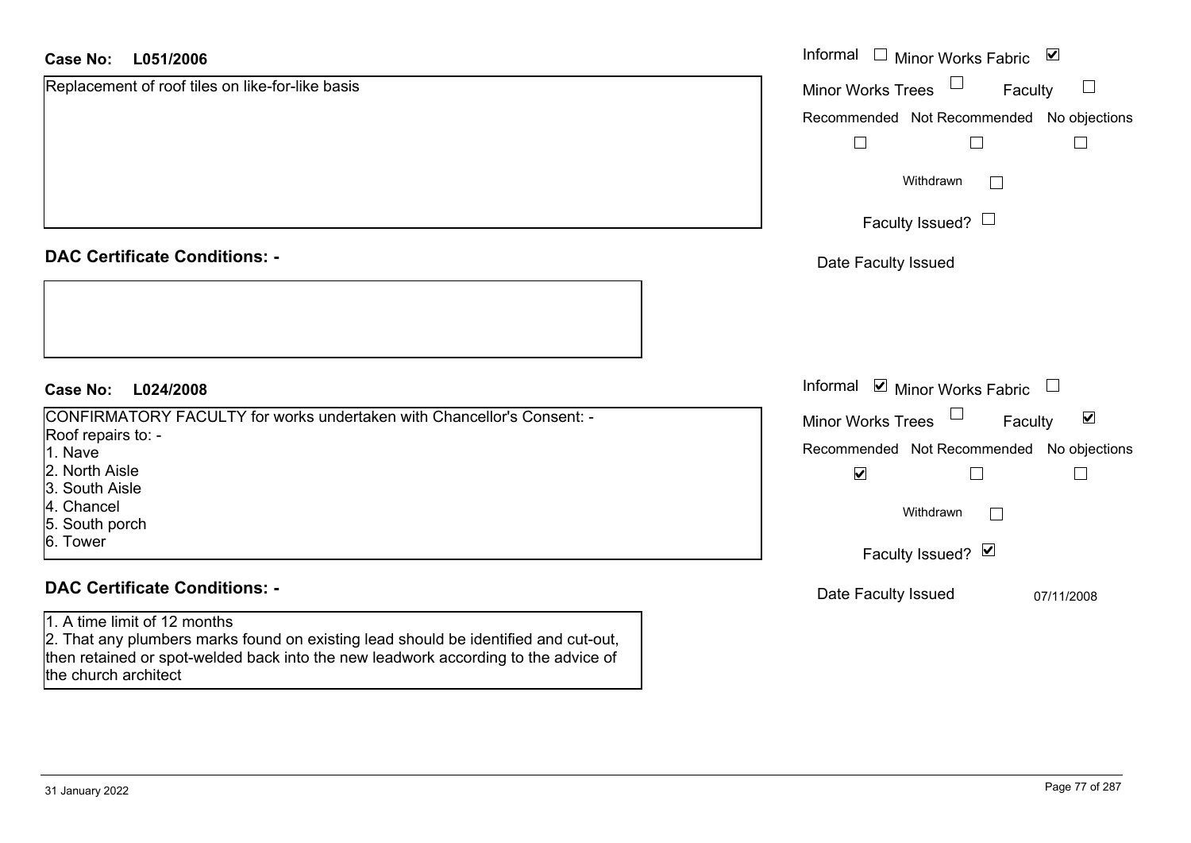**Case No: L051/2006**

Replacement of roof tiles on like-for-like basis

Informal ☐ Minor Works Fabric ☑

Minor Works Trees ☐ Faculty ☐

Recommended ☐ Not Recommended ☐ No objections ☐

Withdrawn ☐

Faculty Issued? ☐

Date Faculty Issued

**DAC Certificate Conditions: -**

**Case No: L024/2008**

CONFIRMATORY FACULTY for works undertaken with Chancellor's Consent: -
Roof repairs to: -
1. Nave
2. North Aisle
3. South Aisle
4. Chancel
5. South porch
6. Tower

Informal ☑ Minor Works Fabric ☐

Minor Works Trees ☐ Faculty ☑

Recommended ☑ Not Recommended ☐ No objections ☐

Withdrawn ☐

Faculty Issued? ☑

Date Faculty Issued 07/11/2008

**DAC Certificate Conditions: -**

1. A time limit of 12 months
2. That any plumbers marks found on existing lead should be identified and cut-out, then retained or spot-welded back into the new leadwork according to the advice of the church architect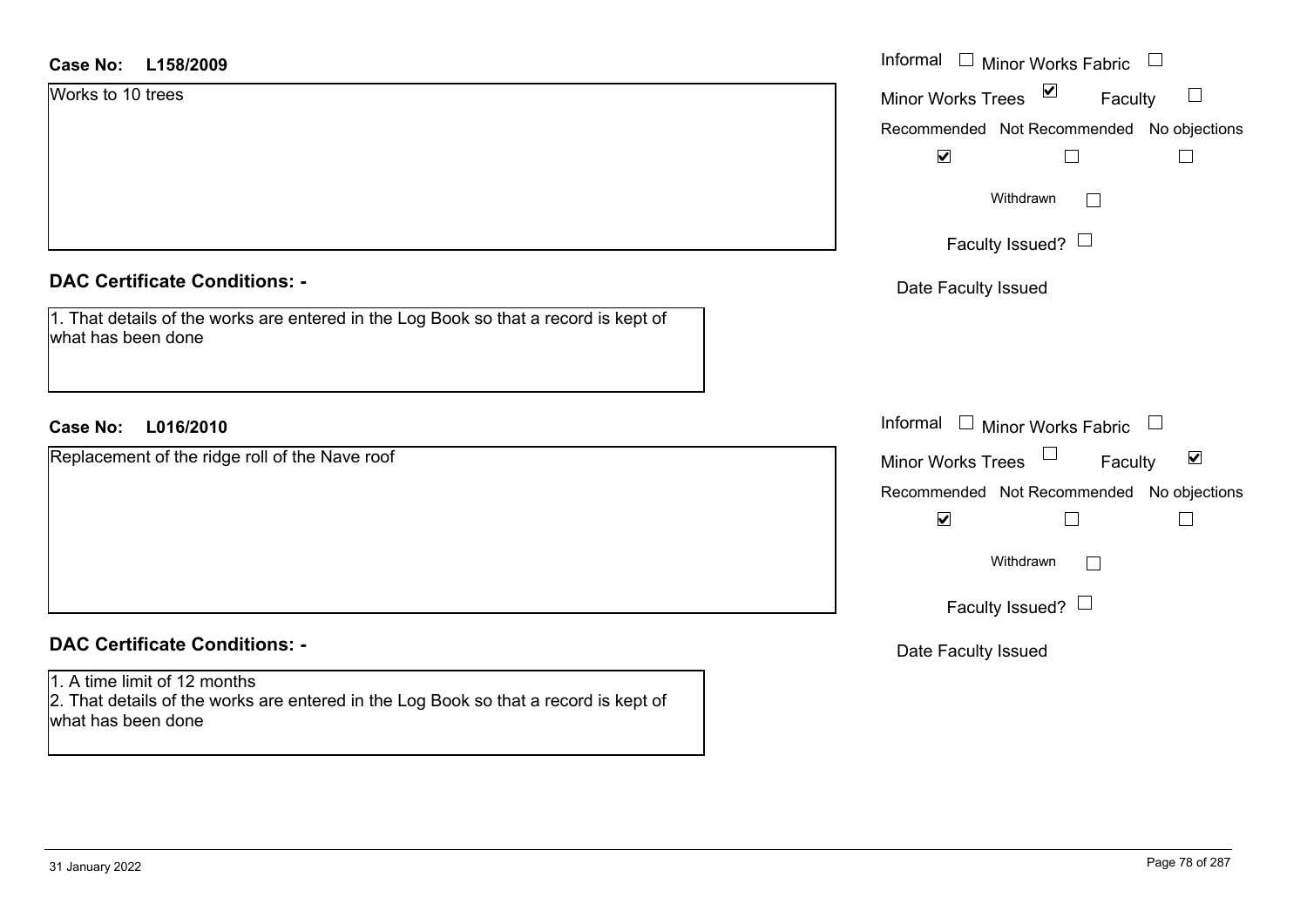**Case No: L158/2009**

Works to 10 trees

Informal ☐ Minor Works Fabric ☐

Minor Works Trees ☑ Faculty ☐

Recommended ☑ Not Recommended ☐ No objections ☐

Withdrawn ☐

Faculty Issued? ☐

Date Faculty Issued

**DAC Certificate Conditions: -**

1. That details of the works are entered in the Log Book so that a record is kept of what has been done

**Case No: L016/2010**

Replacement of the ridge roll of the Nave roof

Informal ☐ Minor Works Fabric ☐

Minor Works Trees ☐ Faculty ☑

Recommended ☑ Not Recommended ☐ No objections ☐

Withdrawn ☐

Faculty Issued? ☐

Date Faculty Issued

**DAC Certificate Conditions: -**

1. A time limit of 12 months
2. That details of the works are entered in the Log Book so that a record is kept of what has been done

31 January 2022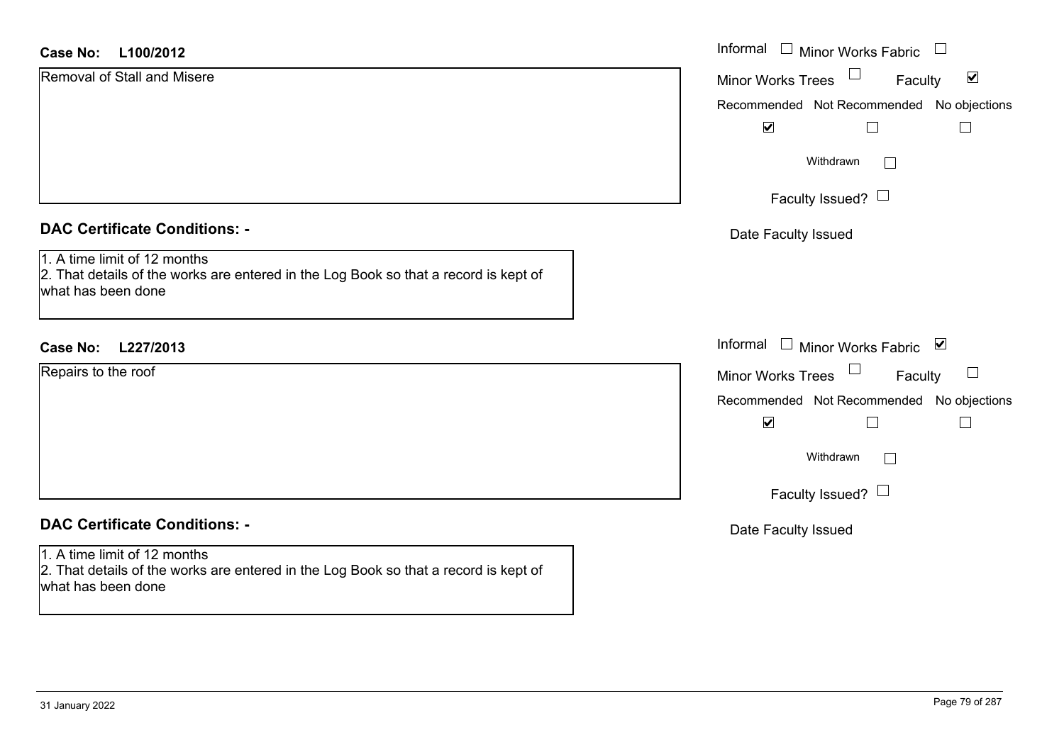**Case No:** **L100/2012**

Removal of Stall and Misere

Informal ☐ Minor Works Fabric ☐

Minor Works Trees ☐ Faculty ☑

Recommended ☑ Not Recommended ☐ No objections ☐

Withdrawn ☐

Faculty Issued? ☐

Date Faculty Issued

## DAC Certificate Conditions: -

1. A time limit of 12 months
2. That details of the works are entered in the Log Book so that a record is kept of what has been done

**Case No:** **L227/2013**

Repairs to the roof

Informal ☐ Minor Works Fabric ☑

Minor Works Trees ☐ Faculty ☐

Recommended ☑ Not Recommended ☐ No objections ☐

Withdrawn ☐

Faculty Issued? ☐

Date Faculty Issued

## DAC Certificate Conditions: -

1. A time limit of 12 months
2. That details of the works are entered in the Log Book so that a record is kept of what has been done

31 January 2022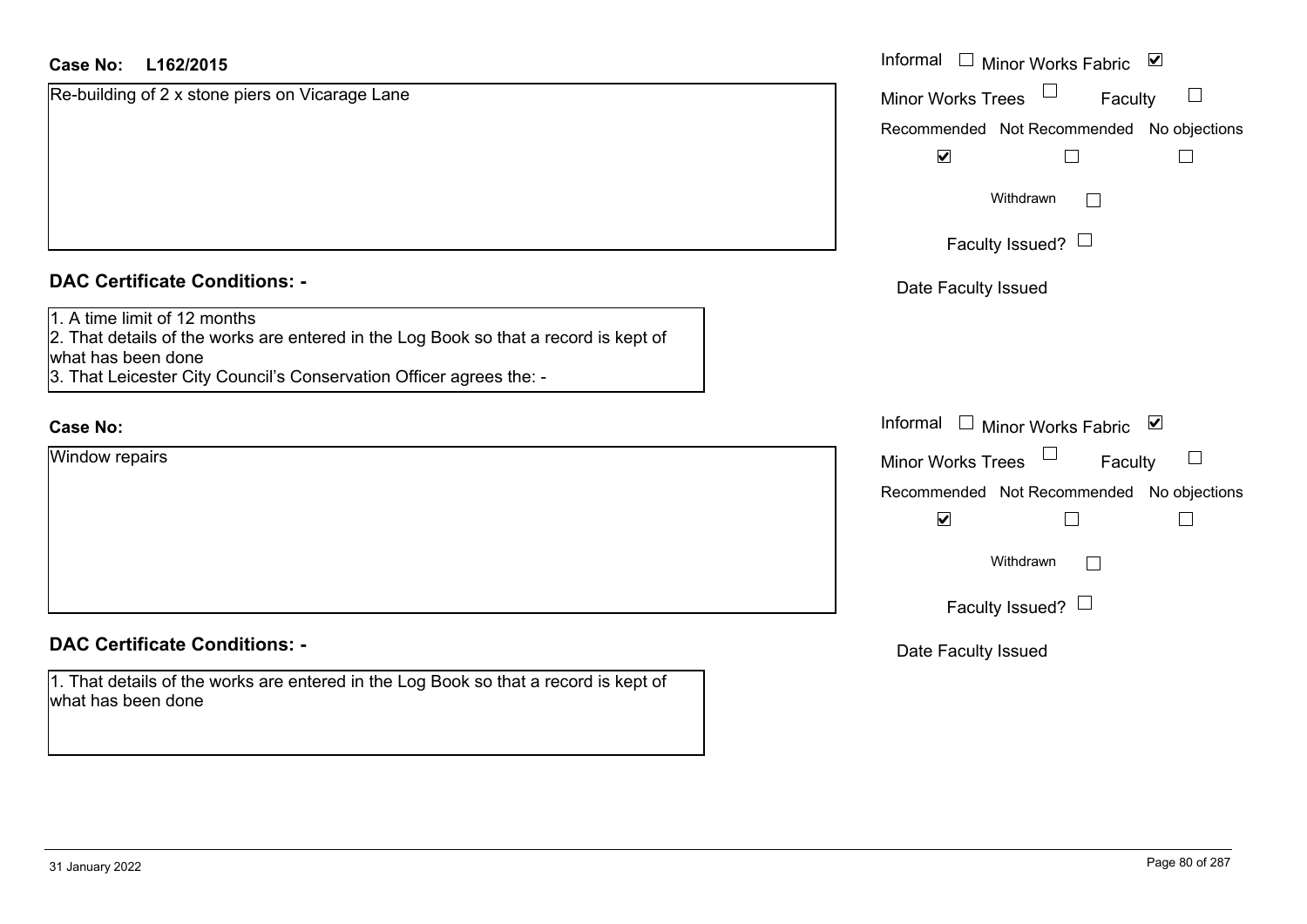**Case No:** **L162/2015**

Re-building of 2 x stone piers on Vicarage Lane

Informal ☐ Minor Works Fabric ☑
Minor Works Trees ☐ Faculty ☐

| Recommended | Not Recommended | No objections |
|---|---|---|
| ☑ | ☐ | ☐ |

Withdrawn ☐

Faculty Issued? ☐

Date Faculty Issued

## DAC Certificate Conditions: -

1. A time limit of 12 months
2. That details of the works are entered in the Log Book so that a record is kept of what has been done
3. That Leicester City Council's Conservation Officer agrees the: -

**Case No:**

Window repairs

Informal ☐ Minor Works Fabric ☑
Minor Works Trees ☐ Faculty ☐

| Recommended | Not Recommended | No objections |
|---|---|---|
| ☑ | ☐ | ☐ |

Withdrawn ☐

Faculty Issued? ☐

Date Faculty Issued

## DAC Certificate Conditions: -

1. That details of the works are entered in the Log Book so that a record is kept of what has been done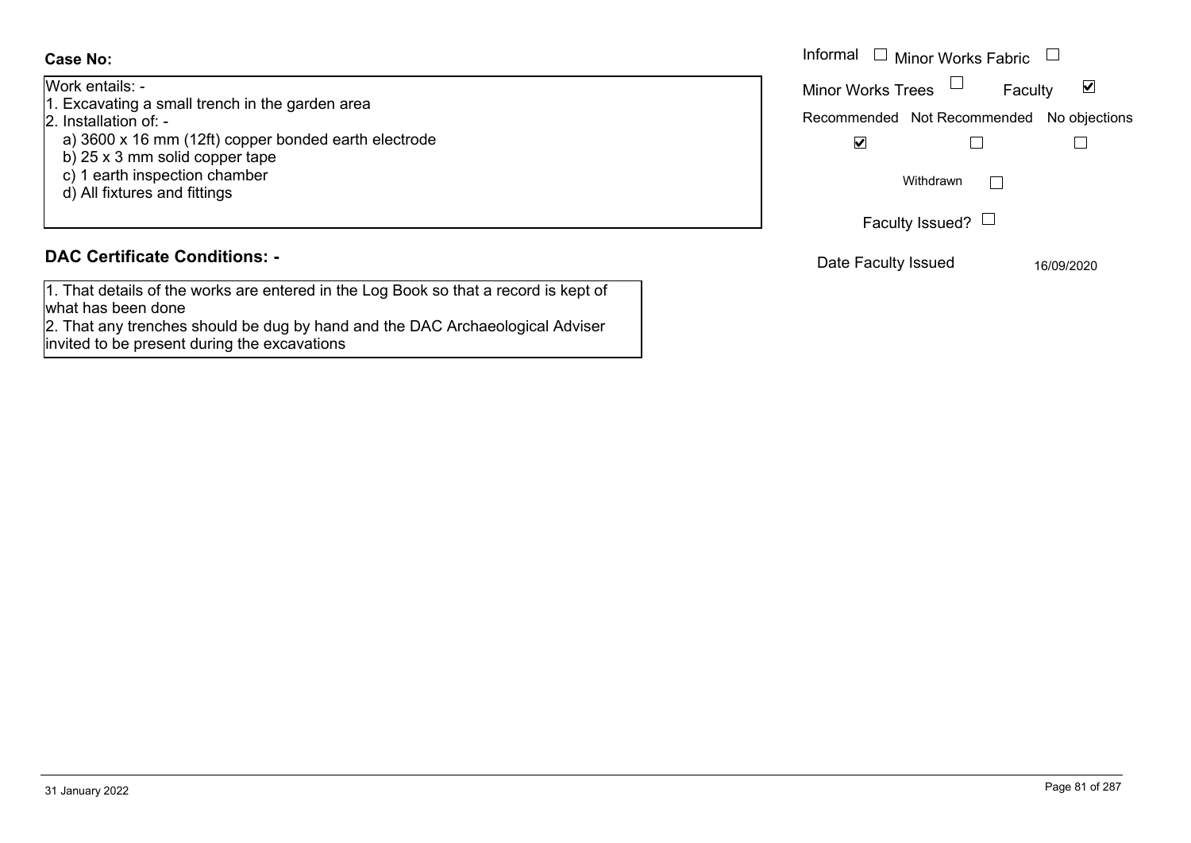**Case No:**

Work entails: -
1. Excavating a small trench in the garden area
2. Installation of: -
   a) 3600 x 16 mm (12ft) copper bonded earth electrode
   b) 25 x 3 mm solid copper tape
   c) 1 earth inspection chamber
   d) All fixtures and fittings

Informal ☐ Minor Works Fabric ☐

Minor Works Trees ☐ Faculty ☑

| Recommended | Not Recommended | No objections |
|---|---|---|
| ☑ | ☐ | ☐ |

Withdrawn ☐

Faculty Issued? ☐

Date Faculty Issued 16/09/2020

## DAC Certificate Conditions: -

1. That details of the works are entered in the Log Book so that a record is kept of what has been done
2. That any trenches should be dug by hand and the DAC Archaeological Adviser invited to be present during the excavations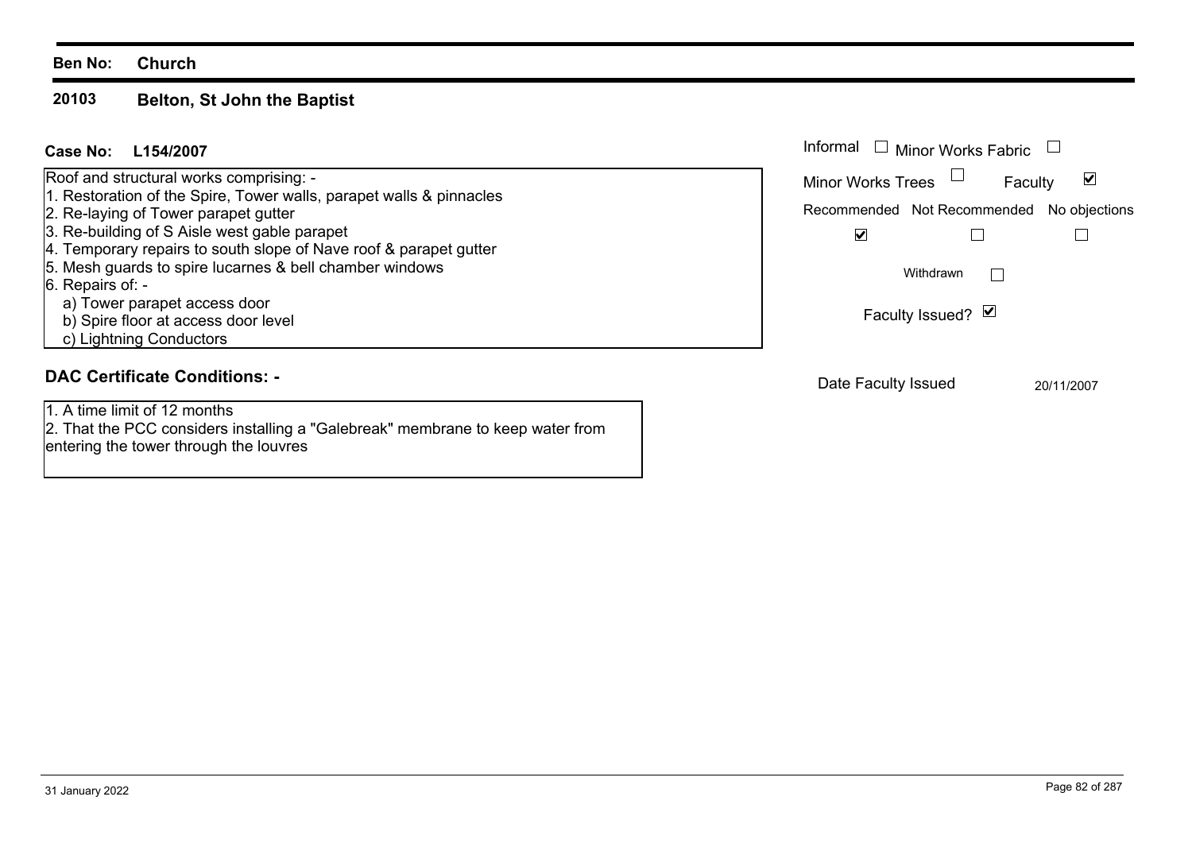**Ben No: Church**

## 20103 Belton, St John the Baptist

**Case No: L154/2007**

Roof and structural works comprising: -
1. Restoration of the Spire, Tower walls, parapet walls & pinnacles
2. Re-laying of Tower parapet gutter
3. Re-building of S Aisle west gable parapet
4. Temporary repairs to south slope of Nave roof & parapet gutter
5. Mesh guards to spire lucarnes & bell chamber windows
6. Repairs of: -
   a) Tower parapet access door
   b) Spire floor at access door level
   c) Lightning Conductors

Informal ☐ Minor Works Fabric ☐

Minor Works Trees ☐ Faculty ☑

| Recommended | Not Recommended | No objections |
|---|---|---|
| ☑ | ☐ | ☐ |

Withdrawn ☐

Faculty Issued? ☑

Date Faculty Issued 20/11/2007

### DAC Certificate Conditions: -

1. A time limit of 12 months
2. That the PCC considers installing a "Galebreak" membrane to keep water from entering the tower through the louvres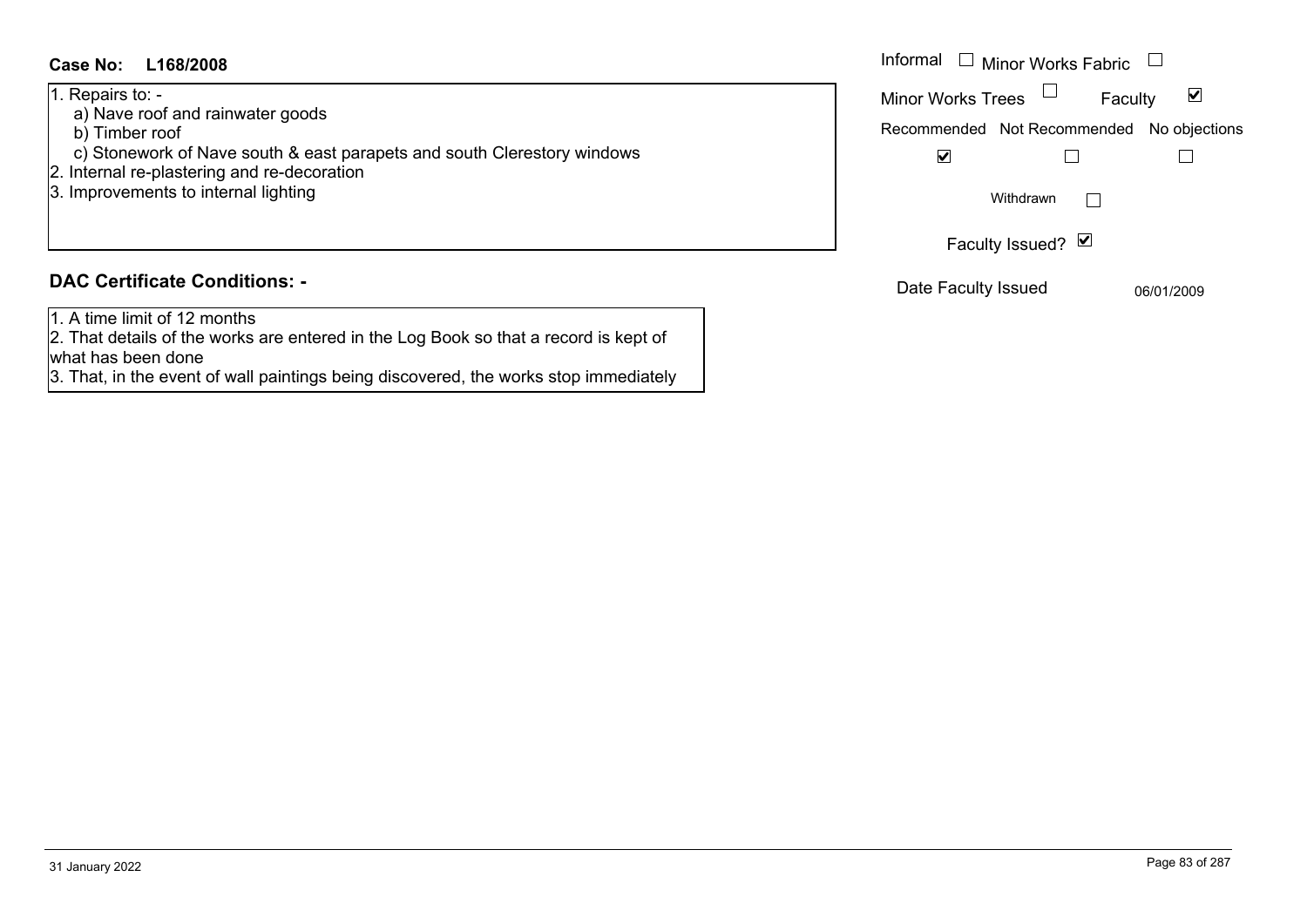**Case No: L168/2008**

1. Repairs to: -
   a) Nave roof and rainwater goods
   b) Timber roof
   c) Stonework of Nave south & east parapets and south Clerestory windows
2. Internal re-plastering and re-decoration
3. Improvements to internal lighting

Informal ☐ Minor Works Fabric ☐

Minor Works Trees ☐ Faculty ☑

Recommended ☑ Not Recommended ☐ No objections ☐

Withdrawn ☐

Faculty Issued? ☑

Date Faculty Issued 06/01/2009

## DAC Certificate Conditions: -

1. A time limit of 12 months
2. That details of the works are entered in the Log Book so that a record is kept of what has been done
3. That, in the event of wall paintings being discovered, the works stop immediately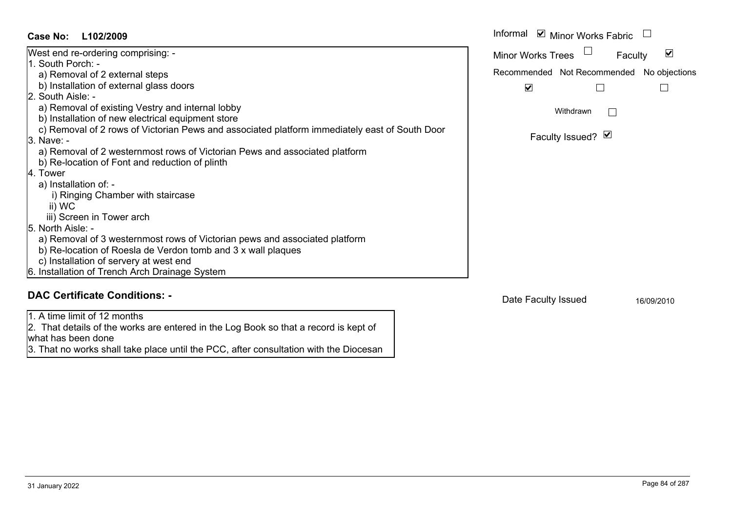**Case No: L102/2009**

West end re-ordering comprising: -

1. South Porch: -
   a) Removal of 2 external steps
   b) Installation of external glass doors
2. South Aisle: -
   a) Removal of existing Vestry and internal lobby
   b) Installation of new electrical equipment store
   c) Removal of 2 rows of Victorian Pews and associated platform immediately east of South Door
3. Nave: -
   a) Removal of 2 westernmost rows of Victorian Pews and associated platform
   b) Re-location of Font and reduction of plinth
4. Tower
   a) Installation of: -
      i) Ringing Chamber with staircase
      ii) WC
      iii) Screen in Tower arch
5. North Aisle: -
   a) Removal of 3 westernmost rows of Victorian pews and associated platform
   b) Re-location of Roesla de Verdon tomb and 3 x wall plaques
   c) Installation of servery at west end
6. Installation of Trench Arch Drainage System

Informal ☑ Minor Works Fabric ☐

Minor Works Trees ☐ Faculty ☑

| Recommended | Not Recommended | No objections |
|---|---|---|
| ☑ | ☐ | ☐ |

Withdrawn ☐

Faculty Issued? ☑

## DAC Certificate Conditions: -

1. A time limit of 12 months
2. That details of the works are entered in the Log Book so that a record is kept of what has been done
3. That no works shall take place until the PCC, after consultation with the Diocesan

Date Faculty Issued 16/09/2010

31 January 2022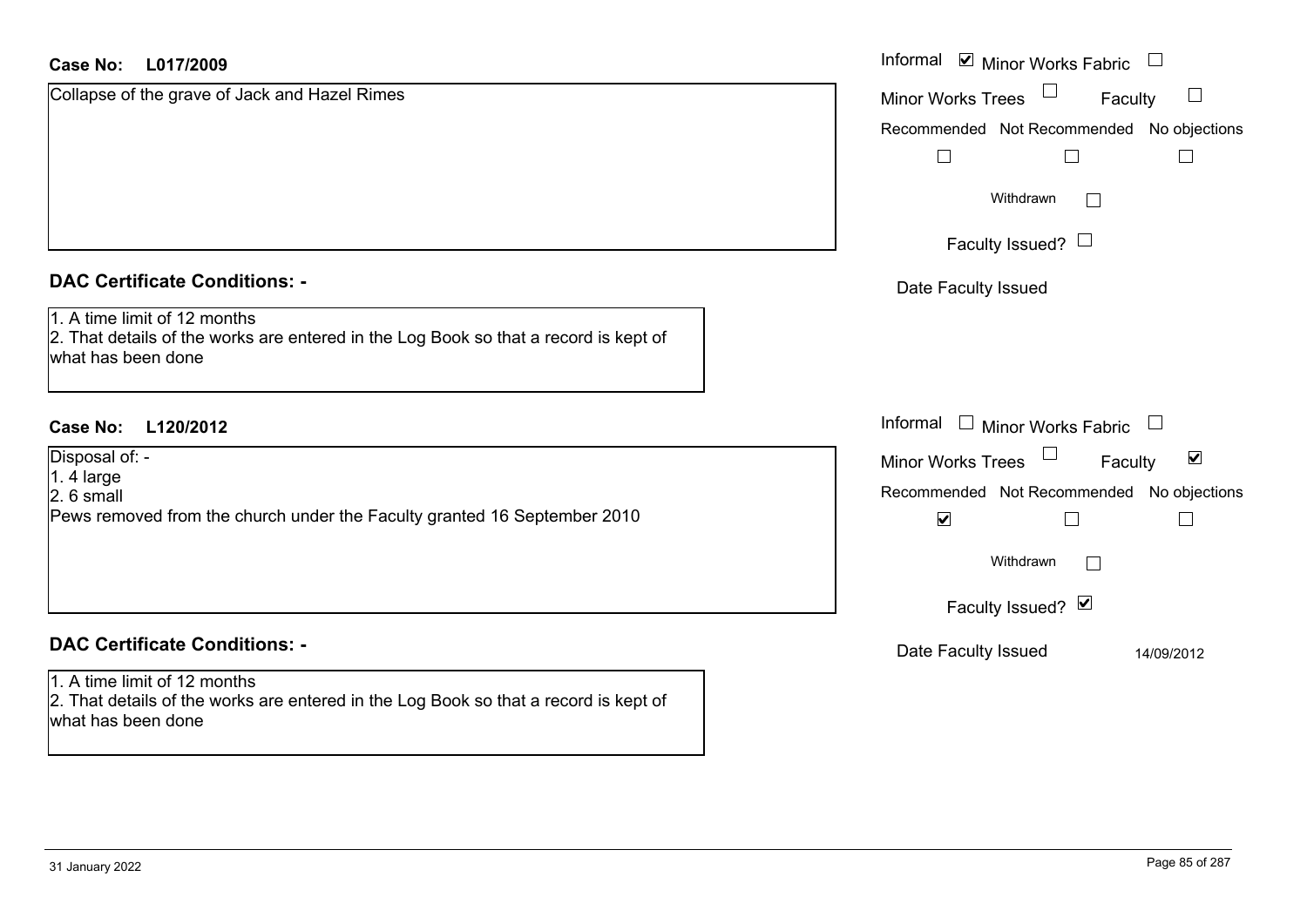**Case No: L017/2009**

Collapse of the grave of Jack and Hazel Rimes

Informal ☑ Minor Works Fabric ☐
Minor Works Trees ☐ Faculty ☐
Recommended ☐ Not Recommended ☐ No objections ☐
Withdrawn ☐
Faculty Issued? ☐
Date Faculty Issued

**DAC Certificate Conditions: -**

1. A time limit of 12 months
2. That details of the works are entered in the Log Book so that a record is kept of what has been done

**Case No: L120/2012**

Disposal of: -
1. 4 large
2. 6 small

Pews removed from the church under the Faculty granted 16 September 2010

Informal ☐ Minor Works Fabric ☐
Minor Works Trees ☐ Faculty ☑
Recommended ☑ Not Recommended ☐ No objections ☐
Withdrawn ☐
Faculty Issued? ☑
Date Faculty Issued 14/09/2012

**DAC Certificate Conditions: -**

1. A time limit of 12 months
2. That details of the works are entered in the Log Book so that a record is kept of what has been done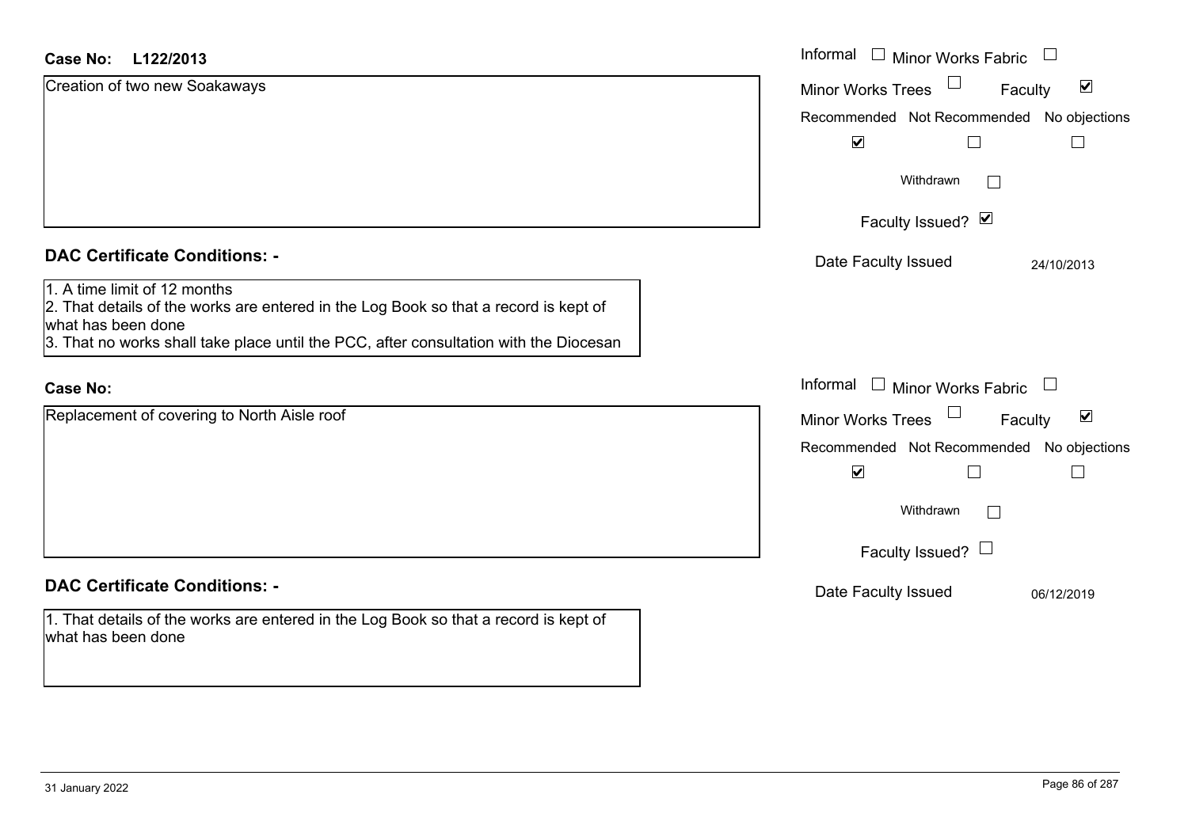**Case No:** L122/2013

Creation of two new Soakaways

Informal ☐ Minor Works Fabric ☐

Minor Works Trees ☐ Faculty ☑

Recommended ☑ Not Recommended ☐ No objections ☐

Withdrawn ☐

Faculty Issued? ☑

Date Faculty Issued 24/10/2013

## DAC Certificate Conditions: -

1. A time limit of 12 months
2. That details of the works are entered in the Log Book so that a record is kept of what has been done
3. That no works shall take place until the PCC, after consultation with the Diocesan

**Case No:**

Replacement of covering to North Aisle roof

Informal ☐ Minor Works Fabric ☐

Minor Works Trees ☐ Faculty ☑

Recommended ☑ Not Recommended ☐ No objections ☐

Withdrawn ☐

Faculty Issued? ☐

Date Faculty Issued 06/12/2019

## DAC Certificate Conditions: -

1. That details of the works are entered in the Log Book so that a record is kept of what has been done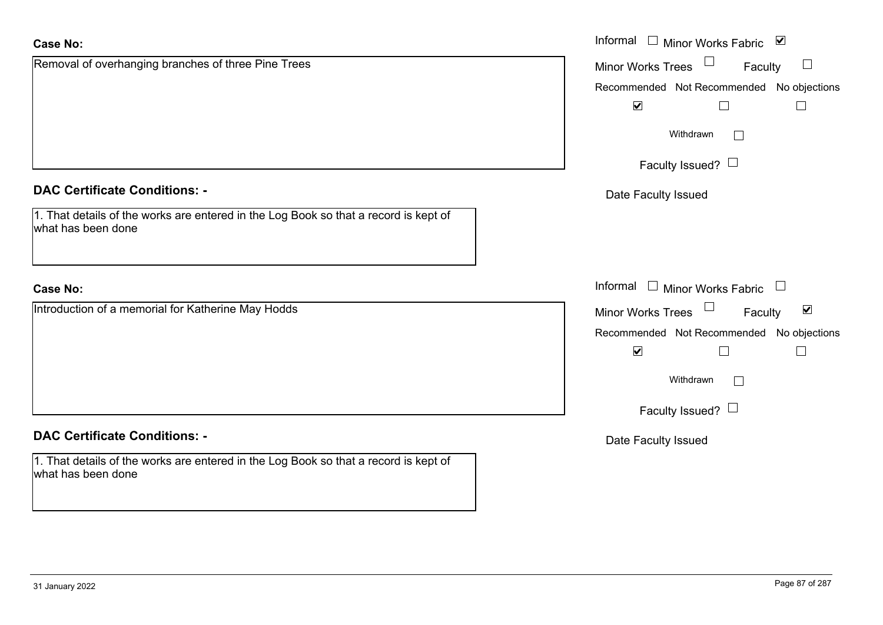**Case No:**

Removal of overhanging branches of three Pine Trees

Informal ☐ Minor Works Fabric ☑

Minor Works Trees ☐ Faculty ☐

Recommended ☑ Not Recommended ☐ No objections ☐

Withdrawn ☐

Faculty Issued? ☐

Date Faculty Issued

**DAC Certificate Conditions: -**

1. That details of the works are entered in the Log Book so that a record is kept of what has been done

**Case No:**

Introduction of a memorial for Katherine May Hodds

Informal ☐ Minor Works Fabric ☐

Minor Works Trees ☐ Faculty ☑

Recommended ☑ Not Recommended ☐ No objections ☐

Withdrawn ☐

Faculty Issued? ☐

Date Faculty Issued

**DAC Certificate Conditions: -**

1. That details of the works are entered in the Log Book so that a record is kept of what has been done

31 January 2022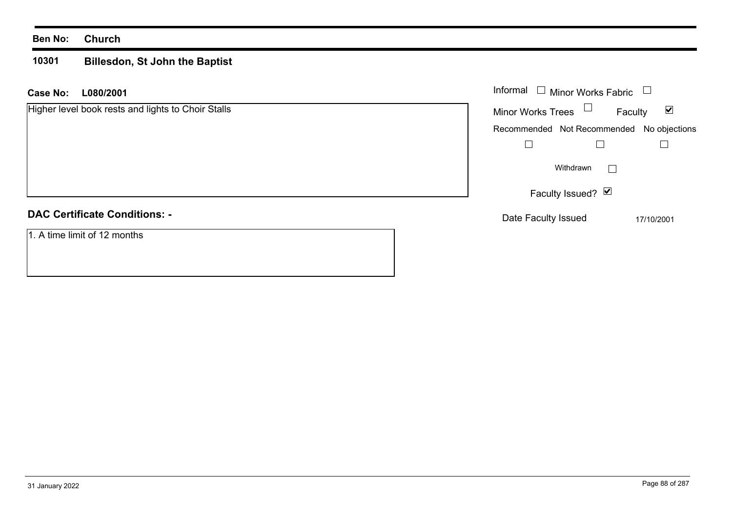**Ben No:** **Church**

**10301** **Billesdon, St John the Baptist**

**Case No:** **L080/2001**

Higher level book rests and lights to Choir Stalls

Informal ☐ Minor Works Fabric ☐

Minor Works Trees ☐ Faculty ☑

Recommended ☐ Not Recommended ☐ No objections ☐

Withdrawn ☐

Faculty Issued? ☑

Date Faculty Issued 17/10/2001

**DAC Certificate Conditions: -**

1. A time limit of 12 months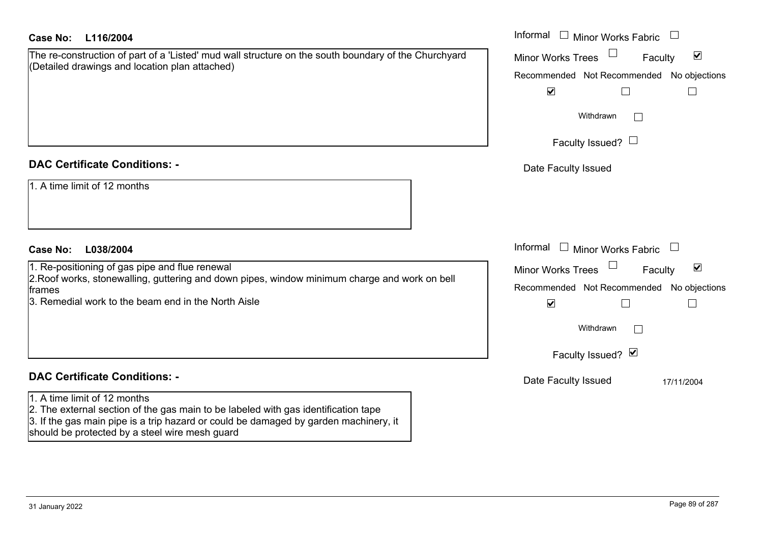**Case No: L116/2004**

The re-construction of part of a 'Listed' mud wall structure on the south boundary of the Churchyard (Detailed drawings and location plan attached)

Informal ☐ Minor Works Fabric ☐
Minor Works Trees ☐ Faculty ☑
Recommended ☑ Not Recommended ☐ No objections ☐
Withdrawn ☐
Faculty Issued? ☐
Date Faculty Issued

**DAC Certificate Conditions: -**

1. A time limit of 12 months

**Case No: L038/2004**

1. Re-positioning of gas pipe and flue renewal
2. Roof works, stonewalling, guttering and down pipes, window minimum charge and work on bell frames
3. Remedial work to the beam end in the North Aisle

Informal ☐ Minor Works Fabric ☐
Minor Works Trees ☐ Faculty ☑
Recommended ☑ Not Recommended ☐ No objections ☐
Withdrawn ☐
Faculty Issued? ☑
Date Faculty Issued 17/11/2004

**DAC Certificate Conditions: -**

1. A time limit of 12 months
2. The external section of the gas main to be labeled with gas identification tape
3. If the gas main pipe is a trip hazard or could be damaged by garden machinery, it should be protected by a steel wire mesh guard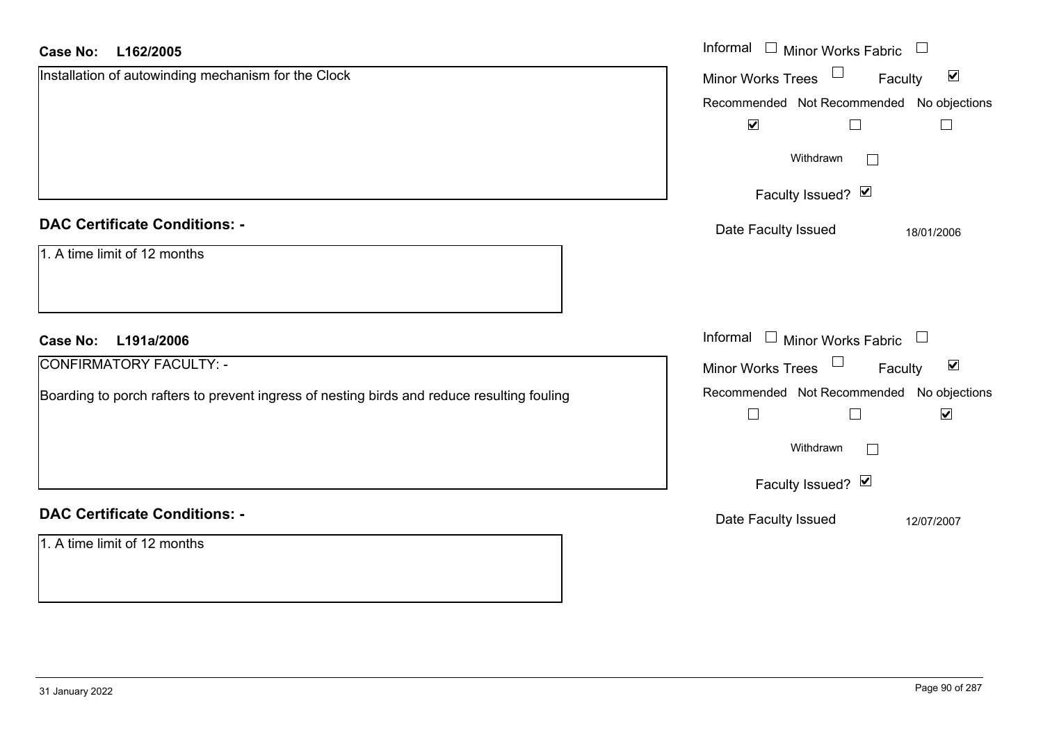**Case No:** **L162/2005**

Installation of autowinding mechanism for the Clock

Informal ☐ Minor Works Fabric ☐
Minor Works Trees ☐ Faculty ☑
Recommended ☑ Not Recommended ☐ No objections ☐
Withdrawn ☐
Faculty Issued? ☑
Date Faculty Issued 18/01/2006

## DAC Certificate Conditions: -

1. A time limit of 12 months

**Case No:** **L191a/2006**

CONFIRMATORY FACULTY: -

Boarding to porch rafters to prevent ingress of nesting birds and reduce resulting fouling

Informal ☐ Minor Works Fabric ☐
Minor Works Trees ☐ Faculty ☑
Recommended ☐ Not Recommended ☐ No objections ☑
Withdrawn ☐
Faculty Issued? ☑
Date Faculty Issued 12/07/2007

## DAC Certificate Conditions: -

1. A time limit of 12 months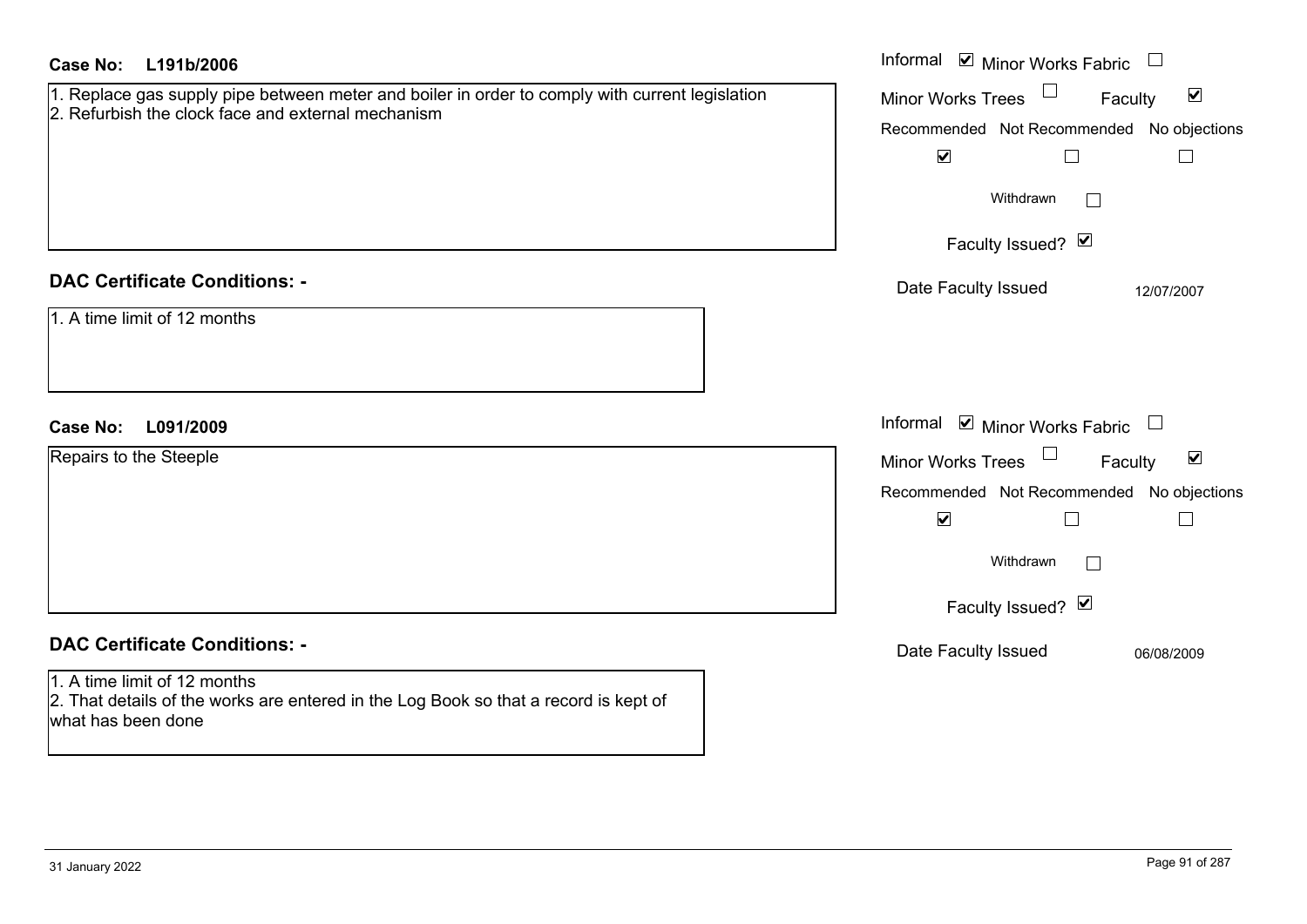**Case No: L191b/2006**

1. Replace gas supply pipe between meter and boiler in order to comply with current legislation
2. Refurbish the clock face and external mechanism

Informal ☑ Minor Works Fabric ☐
Minor Works Trees ☐ Faculty ☑

| Recommended | Not Recommended | No objections |
|---|---|---|
| ☑ | ☐ | ☐ |

Withdrawn ☐

Faculty Issued? ☑

Date Faculty Issued 12/07/2007

**DAC Certificate Conditions: -**

1. A time limit of 12 months

**Case No: L091/2009**

Repairs to the Steeple

Informal ☑ Minor Works Fabric ☐
Minor Works Trees ☐ Faculty ☑

| Recommended | Not Recommended | No objections |
|---|---|---|
| ☑ | ☐ | ☐ |

Withdrawn ☐

Faculty Issued? ☑

Date Faculty Issued 06/08/2009

**DAC Certificate Conditions: -**

1. A time limit of 12 months
2. That details of the works are entered in the Log Book so that a record is kept of what has been done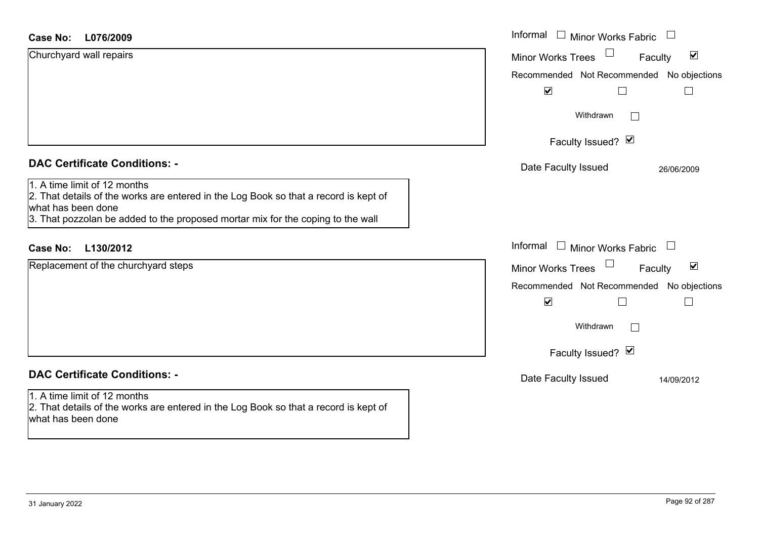**Case No:** **L076/2009**

Churchyard wall repairs

Informal ☐ Minor Works Fabric ☐

Minor Works Trees ☐ Faculty ☑

| Recommended | Not Recommended | No objections |
|---|---|---|
| ☑ | ☐ | ☐ |

Withdrawn ☐

Faculty Issued? ☑

Date Faculty Issued 26/06/2009

## DAC Certificate Conditions: -

1. A time limit of 12 months
2. That details of the works are entered in the Log Book so that a record is kept of what has been done
3. That pozzolan be added to the proposed mortar mix for the coping to the wall

**Case No:** **L130/2012**

Replacement of the churchyard steps

Informal ☐ Minor Works Fabric ☐

Minor Works Trees ☐ Faculty ☑

| Recommended | Not Recommended | No objections |
|---|---|---|
| ☑ | ☐ | ☐ |

Withdrawn ☐

Faculty Issued? ☑

Date Faculty Issued 14/09/2012

## DAC Certificate Conditions: -

1. A time limit of 12 months
2. That details of the works are entered in the Log Book so that a record is kept of what has been done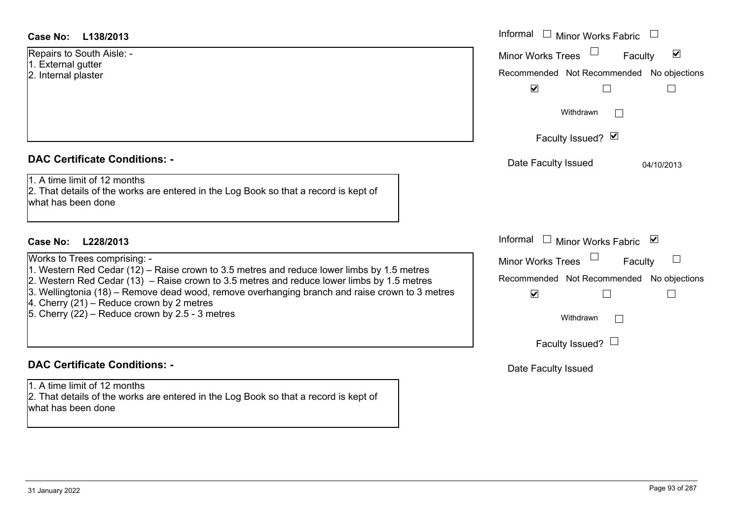**Case No: L138/2013**

Repairs to South Aisle: -
1. External gutter
2. Internal plaster

Informal ☐ Minor Works Fabric ☐
Minor Works Trees ☐ Faculty ☑
Recommended ☑ Not Recommended ☐ No objections ☐
Withdrawn ☐
Faculty Issued? ☑
Date Faculty Issued 04/10/2013

**DAC Certificate Conditions: -**

1. A time limit of 12 months
2. That details of the works are entered in the Log Book so that a record is kept of what has been done

**Case No: L228/2013**

Works to Trees comprising: -
1. Western Red Cedar (12) – Raise crown to 3.5 metres and reduce lower limbs by 1.5 metres
2. Western Red Cedar (13) – Raise crown to 3.5 metres and reduce lower limbs by 1.5 metres
3. Wellingtonia (18) – Remove dead wood, remove overhanging branch and raise crown to 3 metres
4. Cherry (21) – Reduce crown by 2 metres
5. Cherry (22) – Reduce crown by 2.5 - 3 metres

Informal ☐ Minor Works Fabric ☑
Minor Works Trees ☐ Faculty ☐
Recommended ☑ Not Recommended ☐ No objections ☐
Withdrawn ☐
Faculty Issued? ☐
Date Faculty Issued

**DAC Certificate Conditions: -**

1. A time limit of 12 months
2. That details of the works are entered in the Log Book so that a record is kept of what has been done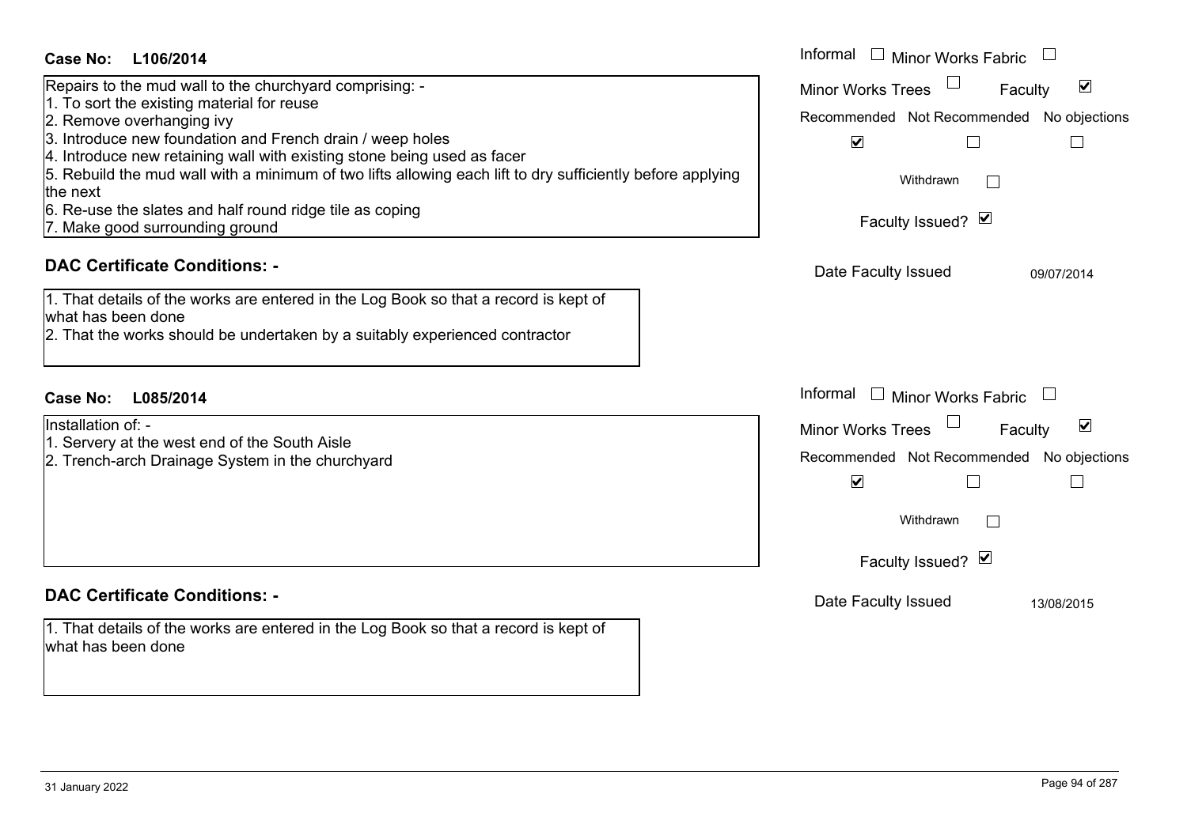**Case No: L106/2014**

Repairs to the mud wall to the churchyard comprising: -
1. To sort the existing material for reuse
2. Remove overhanging ivy
3. Introduce new foundation and French drain / weep holes
4. Introduce new retaining wall with existing stone being used as facer
5. Rebuild the mud wall with a minimum of two lifts allowing each lift to dry sufficiently before applying the next
6. Re-use the slates and half round ridge tile as coping
7. Make good surrounding ground

Informal ☐ Minor Works Fabric ☐
Minor Works Trees ☐ Faculty ☑

Recommended ☑ Not Recommended ☐ No objections ☐

Withdrawn ☐

Faculty Issued? ☑

Date Faculty Issued: 09/07/2014

**DAC Certificate Conditions: -**

1. That details of the works are entered in the Log Book so that a record is kept of what has been done
2. That the works should be undertaken by a suitably experienced contractor

**Case No: L085/2014**

Installation of: -
1. Servery at the west end of the South Aisle
2. Trench-arch Drainage System in the churchyard

Informal ☐ Minor Works Fabric ☐
Minor Works Trees ☐ Faculty ☑

Recommended ☑ Not Recommended ☐ No objections ☐

Withdrawn ☐

Faculty Issued? ☑

Date Faculty Issued: 13/08/2015

**DAC Certificate Conditions: -**

1. That details of the works are entered in the Log Book so that a record is kept of what has been done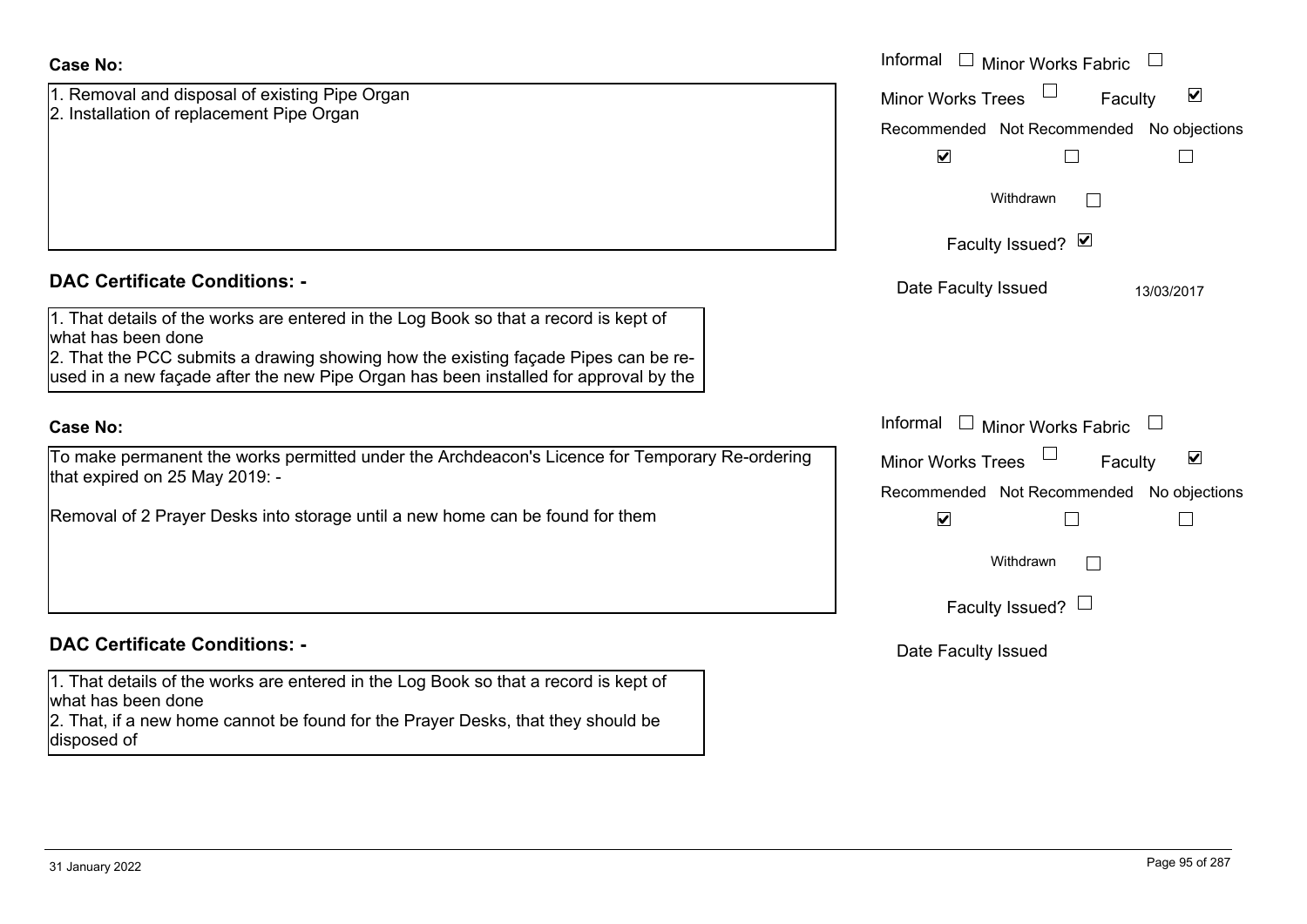**Case No:**

1. Removal and disposal of existing Pipe Organ
2. Installation of replacement Pipe Organ

Informal ☐ Minor Works Fabric ☐
Minor Works Trees ☐ Faculty ☑

Recommended ☑ Not Recommended ☐ No objections ☐

Withdrawn ☐

Faculty Issued? ☑

Date Faculty Issued 13/03/2017

**DAC Certificate Conditions: -**

1. That details of the works are entered in the Log Book so that a record is kept of what has been done
2. That the PCC submits a drawing showing how the existing façade Pipes can be re-used in a new façade after the new Pipe Organ has been installed for approval by the

**Case No:**

To make permanent the works permitted under the Archdeacon's Licence for Temporary Re-ordering that expired on 25 May 2019: -

Removal of 2 Prayer Desks into storage until a new home can be found for them

Informal ☐ Minor Works Fabric ☐
Minor Works Trees ☐ Faculty ☑

Recommended ☑ Not Recommended ☐ No objections ☐

Withdrawn ☐

Faculty Issued? ☐

Date Faculty Issued

**DAC Certificate Conditions: -**

1. That details of the works are entered in the Log Book so that a record is kept of what has been done
2. That, if a new home cannot be found for the Prayer Desks, that they should be disposed of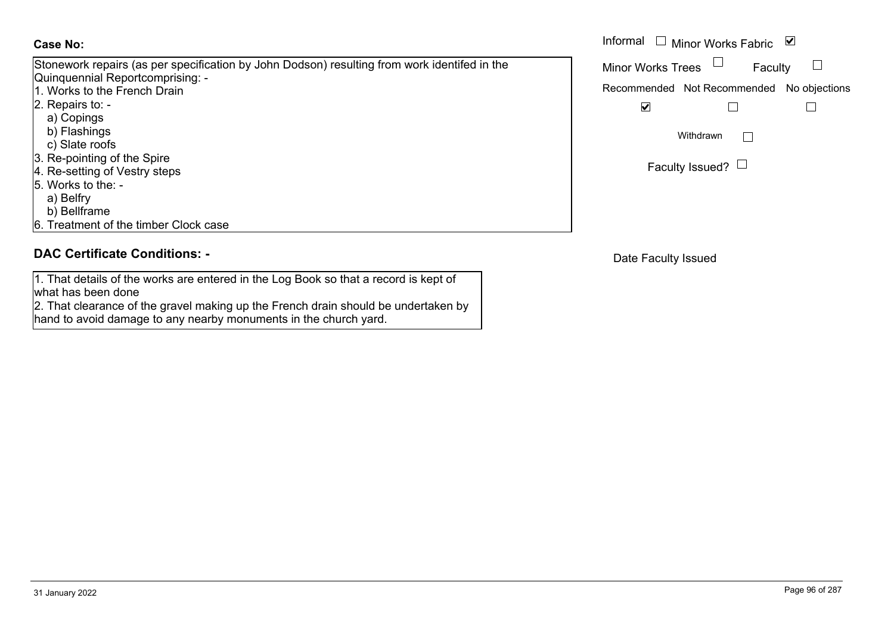**Case No:**

Stonework repairs (as per specification by John Dodson) resulting from work identifed in the Quinquennial Reportcomprising: -

1. Works to the French Drain
2. Repairs to: -
   a) Copings
   b) Flashings
   c) Slate roofs
3. Re-pointing of the Spire
4. Re-setting of Vestry steps
5. Works to the: -
   a) Belfry
   b) Bellframe
6. Treatment of the timber Clock case

Informal ☐ Minor Works Fabric ☑

Minor Works Trees ☐ Faculty ☐

Recommended ☑ Not Recommended ☐ No objections ☐

Withdrawn ☐

Faculty Issued? ☐

## DAC Certificate Conditions: -

1. That details of the works are entered in the Log Book so that a record is kept of what has been done
2. That clearance of the gravel making up the French drain should be undertaken by hand to avoid damage to any nearby monuments in the church yard.

Date Faculty Issued

31 January 2022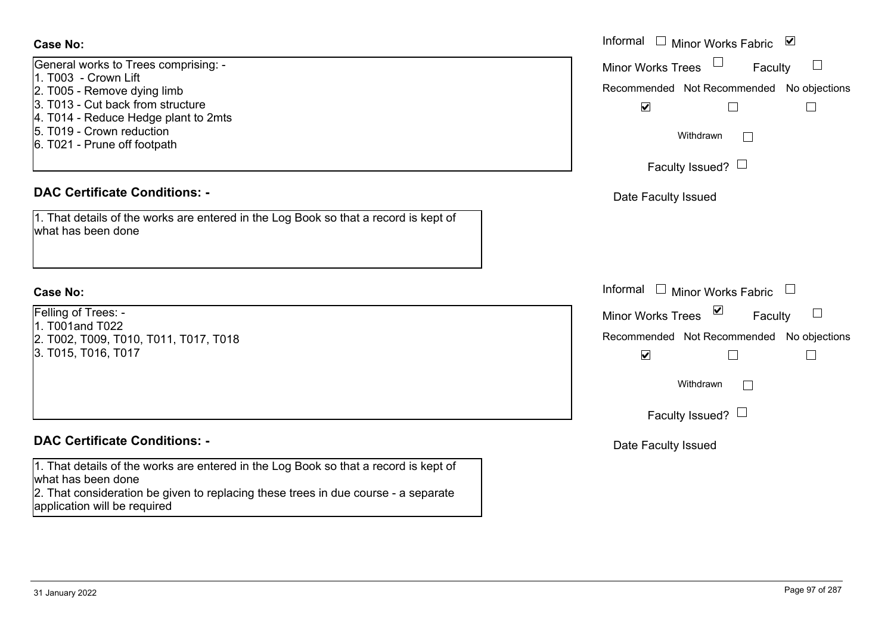**Case No:**

General works to Trees comprising: -
1. T003 - Crown Lift
2. T005 - Remove dying limb
3. T013 - Cut back from structure
4. T014 - Reduce Hedge plant to 2mts
5. T019 - Crown reduction
6. T021 - Prune off footpath

Informal ☐ Minor Works Fabric ☑
Minor Works Trees ☐ Faculty ☐
Recommended ☑ Not Recommended ☐ No objections ☐
Withdrawn ☐
Faculty Issued? ☐
Date Faculty Issued

**DAC Certificate Conditions: -**

1. That details of the works are entered in the Log Book so that a record is kept of what has been done

**Case No:**

Felling of Trees: -
1. T001and T022
2. T002, T009, T010, T011, T017, T018
3. T015, T016, T017

Informal ☐ Minor Works Fabric ☐
Minor Works Trees ☑ Faculty ☐
Recommended ☑ Not Recommended ☐ No objections ☐
Withdrawn ☐
Faculty Issued? ☐
Date Faculty Issued

**DAC Certificate Conditions: -**

1. That details of the works are entered in the Log Book so that a record is kept of what has been done
2. That consideration be given to replacing these trees in due course - a separate application will be required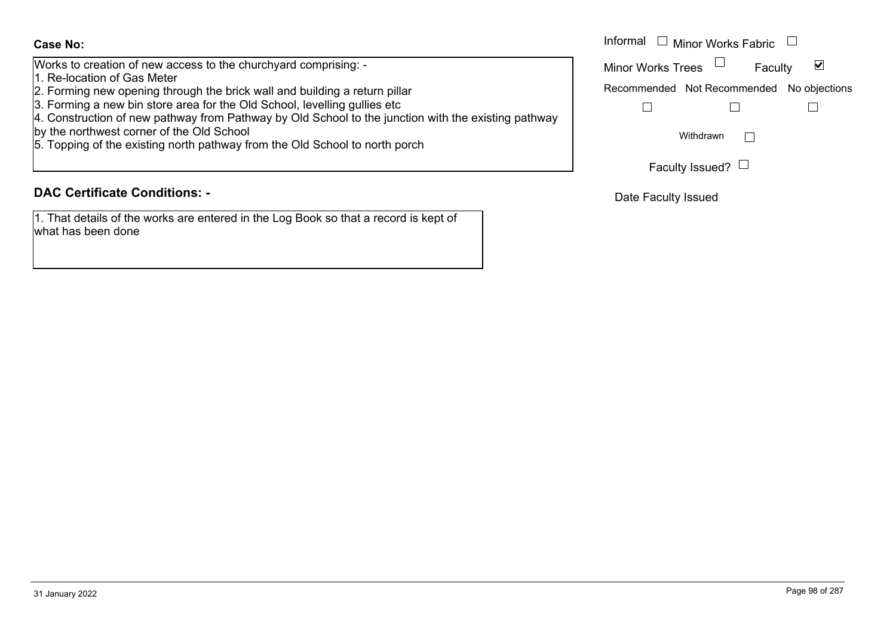**Case No:**

Works to creation of new access to the churchyard comprising: -
1. Re-location of Gas Meter
2. Forming new opening through the brick wall and building a return pillar
3. Forming a new bin store area for the Old School, levelling gullies etc
4. Construction of new pathway from Pathway by Old School to the junction with the existing pathway by the northwest corner of the Old School
5. Topping of the existing north pathway from the Old School to north porch

Informal ☐ Minor Works Fabric ☐

Minor Works Trees ☐ Faculty ☑

Recommended ☐ Not Recommended ☐ No objections ☐

Withdrawn ☐

Faculty Issued? ☐

Date Faculty Issued

## DAC Certificate Conditions: -

1. That details of the works are entered in the Log Book so that a record is kept of what has been done

31 January 2022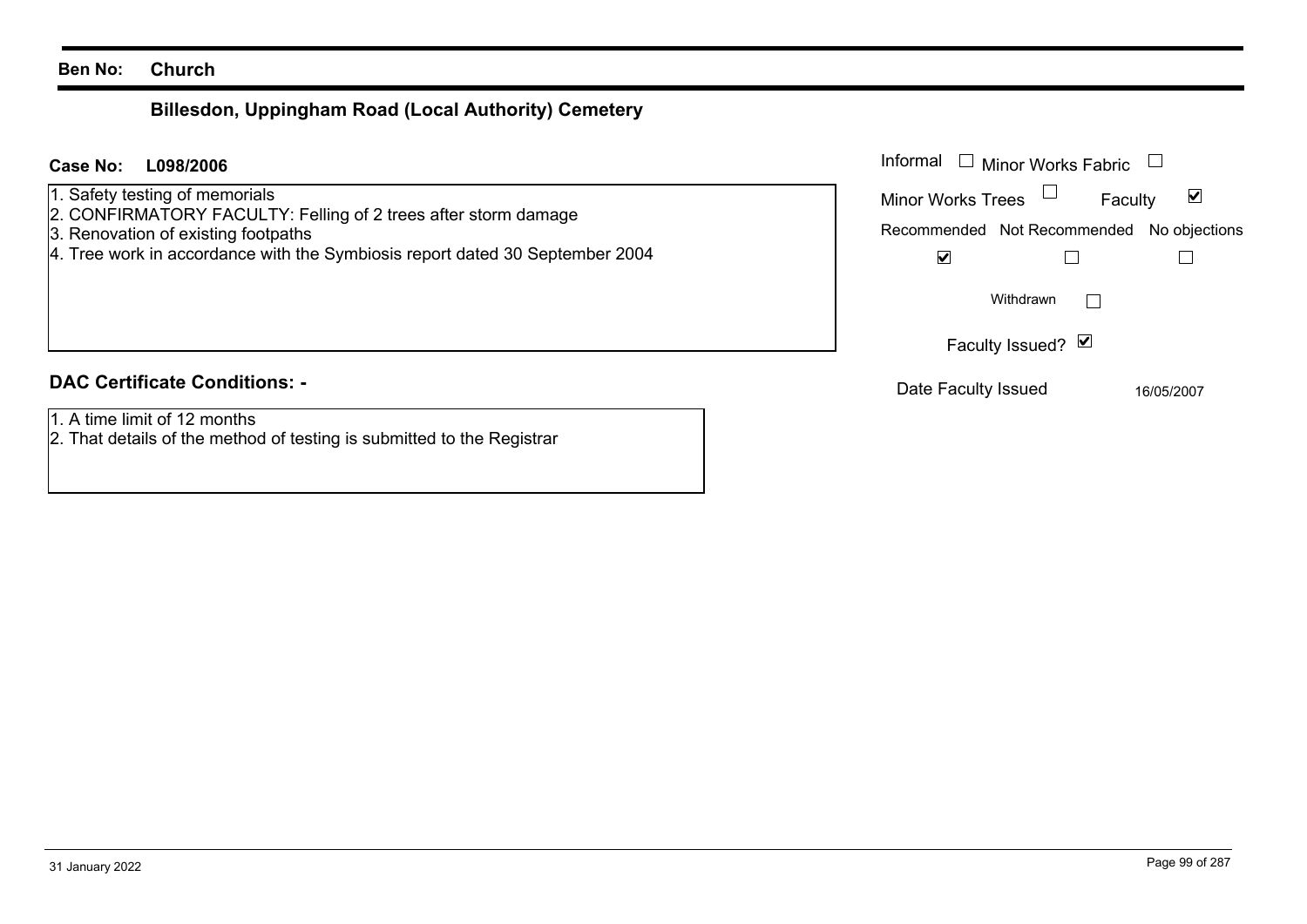**Ben No:** **Church**

## Billesdon, Uppingham Road (Local Authority) Cemetery

**Case No:** **L098/2006**

1. Safety testing of memorials
2. CONFIRMATORY FACULTY: Felling of 2 trees after storm damage
3. Renovation of existing footpaths
4. Tree work in accordance with the Symbiosis report dated 30 September 2004

Informal ☐ Minor Works Fabric ☐

Minor Works Trees ☐ Faculty ☑

| Recommended | Not Recommended | No objections |
|---|---|---|
| ☑ | ☐ | ☐ |

Withdrawn ☐

Faculty Issued? ☑

Date Faculty Issued 16/05/2007

**DAC Certificate Conditions: -**

1. A time limit of 12 months
2. That details of the method of testing is submitted to the Registrar

31 January 2022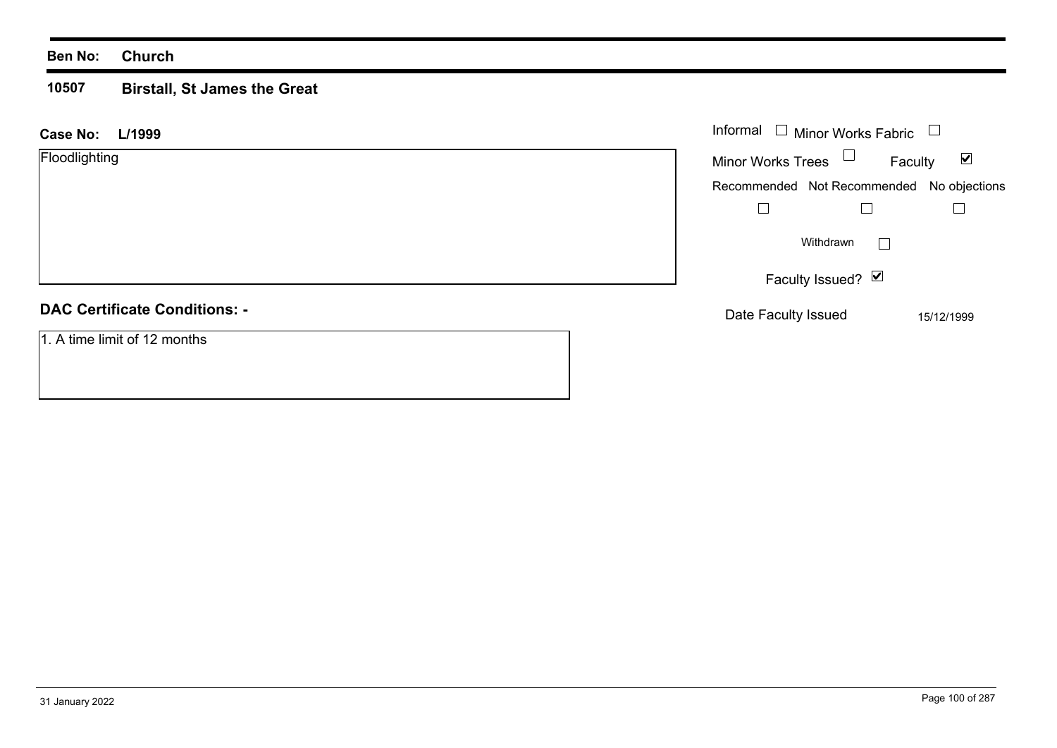**Ben No:** **Church**

## 10507 Birstall, St James the Great

**Case No:** **L/1999**

Floodlighting

| Informal | ☐ | Minor Works Fabric | ☐ |
|---|---|---|---|
| Minor Works Trees | ☐ | Faculty | ☑ |

| Recommended | Not Recommended | No objections |
|---|---|---|
| ☐ | ☐ | ☐ |

Withdrawn ☐

Faculty Issued? ☑

Date Faculty Issued 15/12/1999

### DAC Certificate Conditions: -

1. A time limit of 12 months

31 January 2022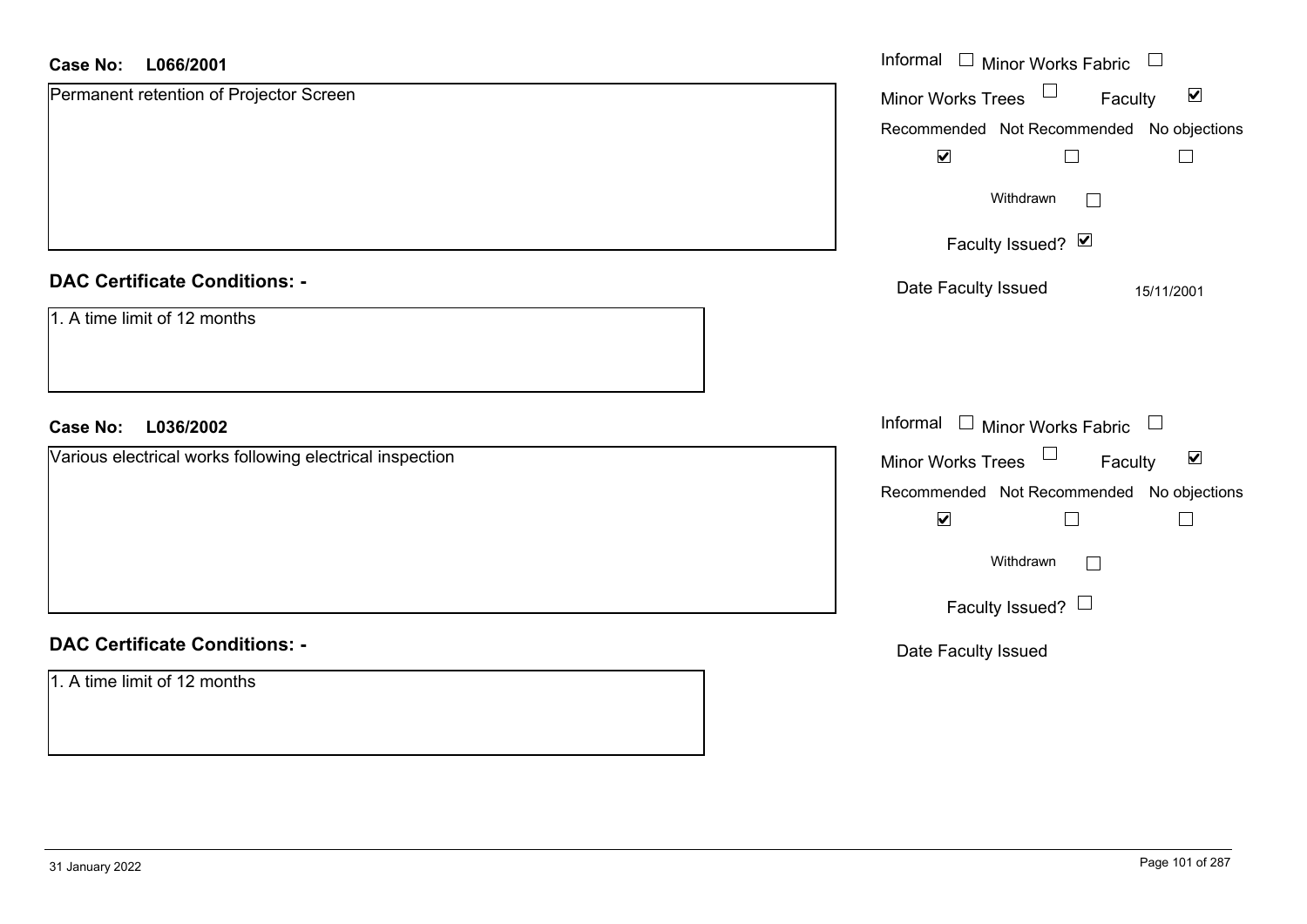**Case No: L066/2001**

Permanent retention of Projector Screen

Informal ☐ Minor Works Fabric ☐

Minor Works Trees ☐ Faculty ☑

Recommended ☑ Not Recommended ☐ No objections ☐

Withdrawn ☐

Faculty Issued? ☑

Date Faculty Issued 15/11/2001

**DAC Certificate Conditions: -**

1. A time limit of 12 months

**Case No: L036/2002**

Various electrical works following electrical inspection

Informal ☐ Minor Works Fabric ☐

Minor Works Trees ☐ Faculty ☑

Recommended ☑ Not Recommended ☐ No objections ☐

Withdrawn ☐

Faculty Issued? ☐

Date Faculty Issued

**DAC Certificate Conditions: -**

1. A time limit of 12 months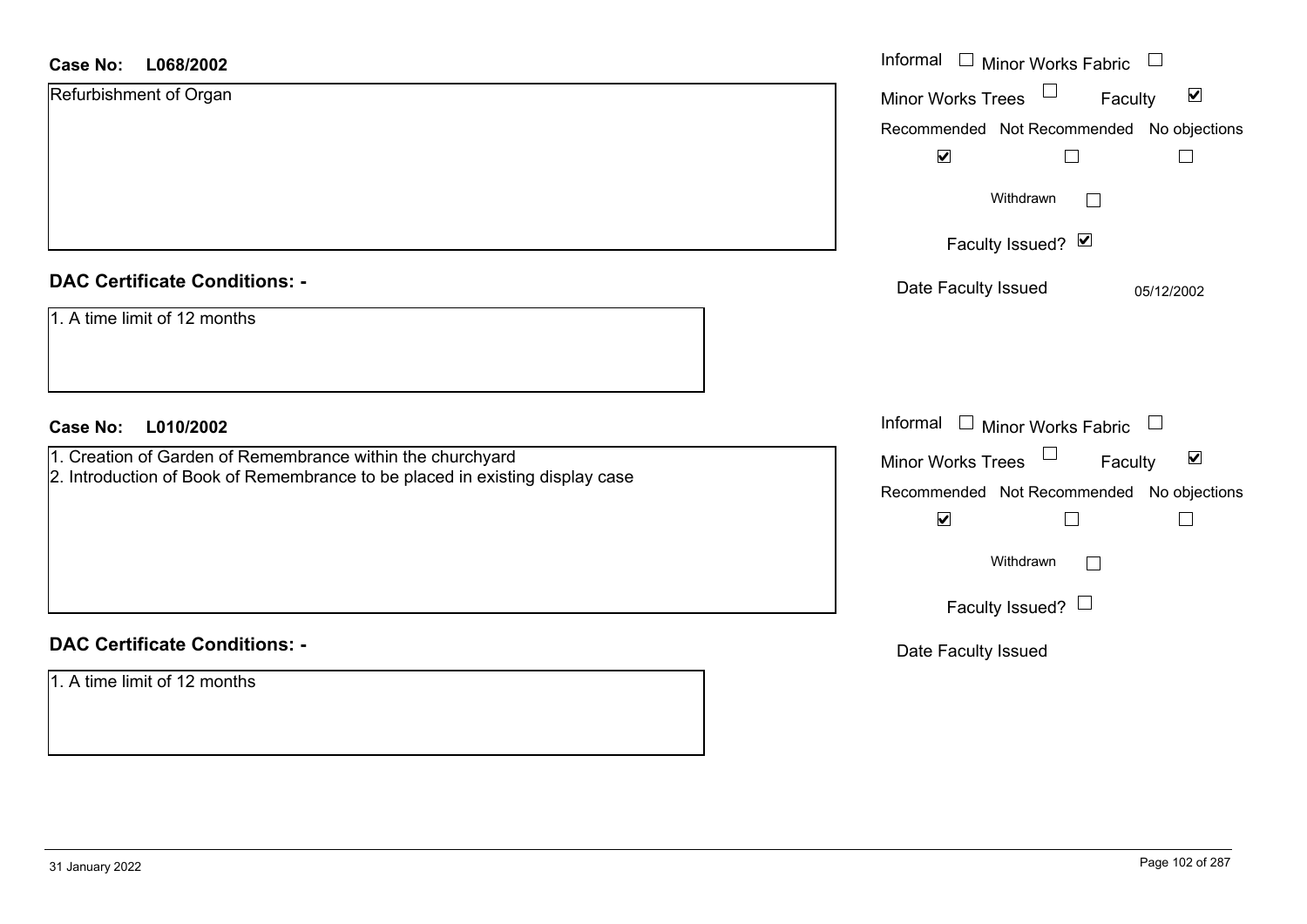**Case No:** **L068/2002**

Refurbishment of Organ

Informal ☐ Minor Works Fabric ☐
Minor Works Trees ☐ Faculty ☑

| Recommended | Not Recommended | No objections |
|---|---|---|
| ☑ | ☐ | ☐ |

Withdrawn ☐

Faculty Issued? ☑

Date Faculty Issued 05/12/2002

## DAC Certificate Conditions: -

1. A time limit of 12 months

**Case No:** **L010/2002**

1. Creation of Garden of Remembrance within the churchyard
2. Introduction of Book of Remembrance to be placed in existing display case

Informal ☐ Minor Works Fabric ☐
Minor Works Trees ☐ Faculty ☑

| Recommended | Not Recommended | No objections |
|---|---|---|
| ☑ | ☐ | ☐ |

Withdrawn ☐

Faculty Issued? ☐

Date Faculty Issued

## DAC Certificate Conditions: -

1. A time limit of 12 months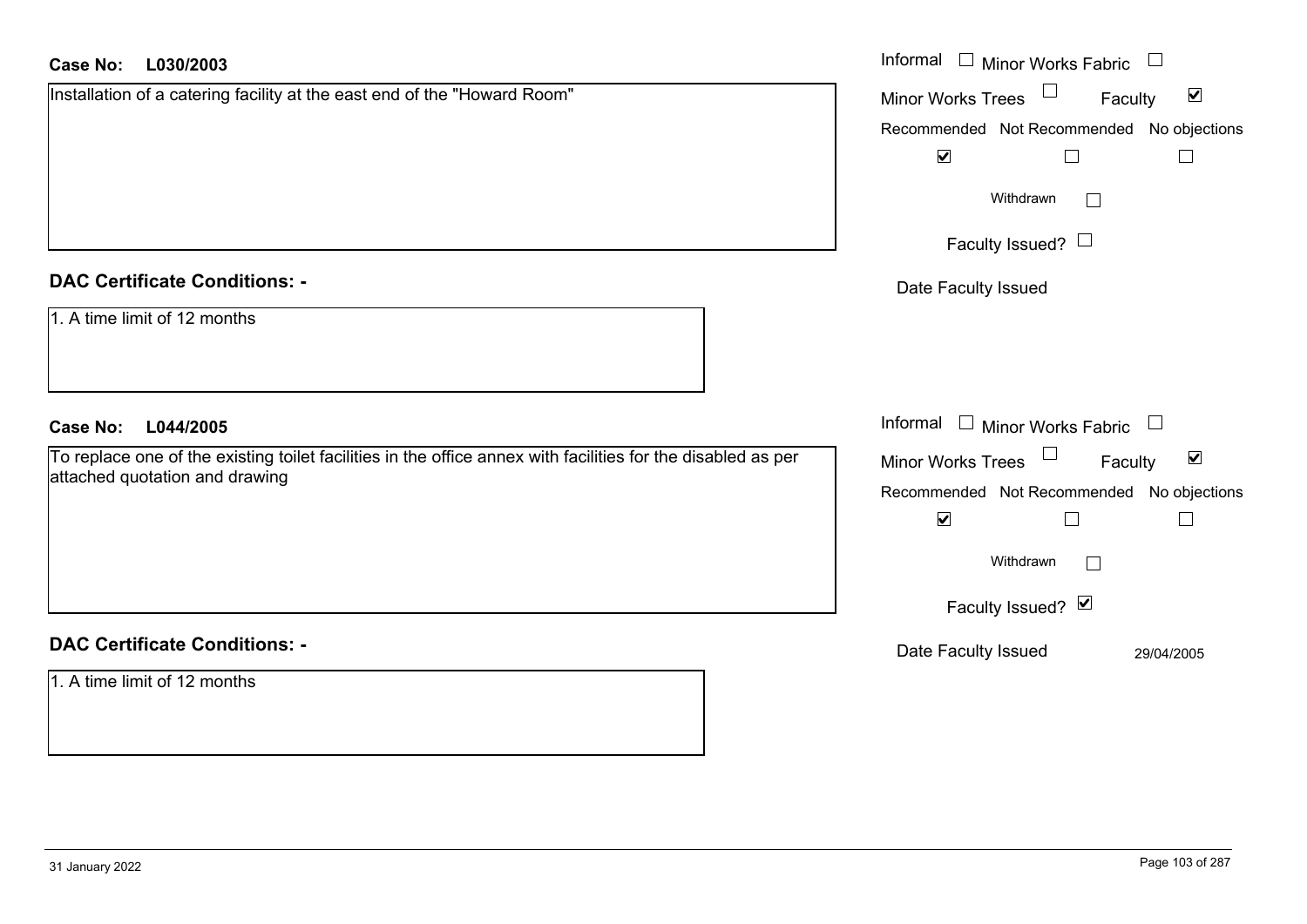**Case No:** **L030/2003**

Installation of a catering facility at the east end of the "Howard Room"

Informal ☐ Minor Works Fabric ☐

Minor Works Trees ☐ Faculty ☑

Recommended ☑ Not Recommended ☐ No objections ☐

Withdrawn ☐

Faculty Issued? ☐

Date Faculty Issued

## DAC Certificate Conditions: -

1. A time limit of 12 months

**Case No:** **L044/2005**

To replace one of the existing toilet facilities in the office annex with facilities for the disabled as per attached quotation and drawing

Informal ☐ Minor Works Fabric ☐

Minor Works Trees ☐ Faculty ☑

Recommended ☑ Not Recommended ☐ No objections ☐

Withdrawn ☐

Faculty Issued? ☑

Date Faculty Issued 29/04/2005

## DAC Certificate Conditions: -

1. A time limit of 12 months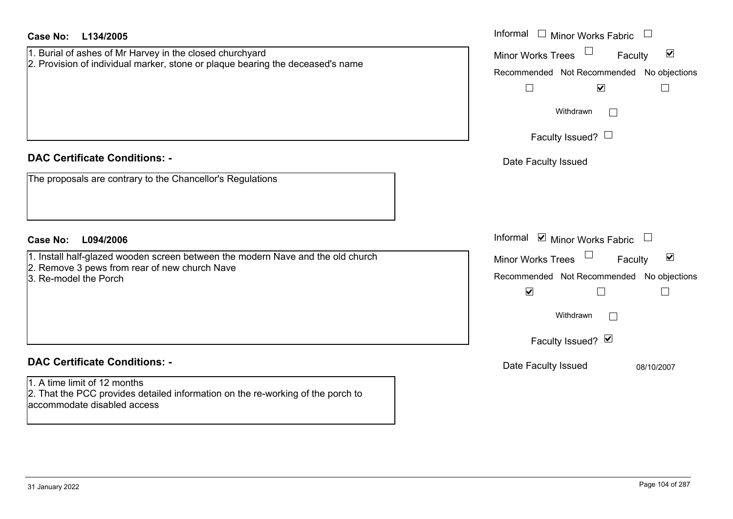**Case No:** **L134/2005**

1. Burial of ashes of Mr Harvey in the closed churchyard
2. Provision of individual marker, stone or plaque bearing the deceased's name

Informal ☐ Minor Works Fabric ☐
Minor Works Trees ☐ Faculty ☑

| Recommended | Not Recommended | No objections |
|---|---|---|
| ☐ | ☑ | ☐ |

Withdrawn ☐

Faculty Issued? ☐

Date Faculty Issued

## DAC Certificate Conditions: -

The proposals are contrary to the Chancellor's Regulations

**Case No:** **L094/2006**

1. Install half-glazed wooden screen between the modern Nave and the old church
2. Remove 3 pews from rear of new church Nave
3. Re-model the Porch

Informal ☑ Minor Works Fabric ☐
Minor Works Trees ☐ Faculty ☑

| Recommended | Not Recommended | No objections |
|---|---|---|
| ☑ | ☐ | ☐ |

Withdrawn ☐

Faculty Issued? ☑

Date Faculty Issued 08/10/2007

## DAC Certificate Conditions: -

1. A time limit of 12 months
2. That the PCC provides detailed information on the re-working of the porch to accommodate disabled access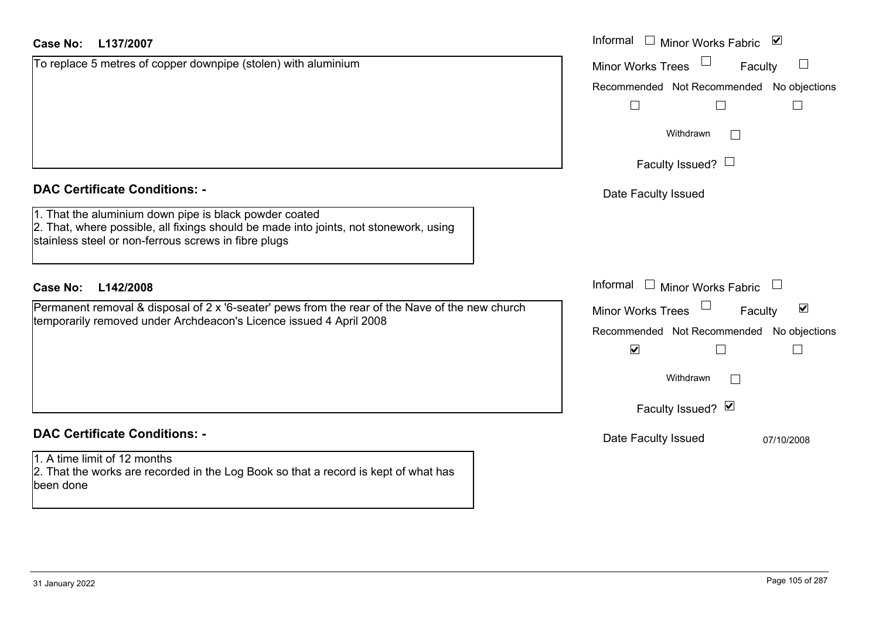**Case No: L137/2007**

To replace 5 metres of copper downpipe (stolen) with aluminium

Informal ☐ Minor Works Fabric ☑
Minor Works Trees ☐ Faculty ☐

| Recommended | Not Recommended | No objections |
|---|---|---|
| ☐ | ☐ | ☐ |

Withdrawn ☐

Faculty Issued? ☐

Date Faculty Issued

**DAC Certificate Conditions: -**

1. That the aluminium down pipe is black powder coated
2. That, where possible, all fixings should be made into joints, not stonework, using stainless steel or non-ferrous screws in fibre plugs

**Case No: L142/2008**

Permanent removal & disposal of 2 x '6-seater' pews from the rear of the Nave of the new church temporarily removed under Archdeacon's Licence issued 4 April 2008

Informal ☐ Minor Works Fabric ☐
Minor Works Trees ☐ Faculty ☑

| Recommended | Not Recommended | No objections |
|---|---|---|
| ☑ | ☐ | ☐ |

Withdrawn ☐

Faculty Issued? ☑

Date Faculty Issued 07/10/2008

**DAC Certificate Conditions: -**

1. A time limit of 12 months
2. That the works are recorded in the Log Book so that a record is kept of what has been done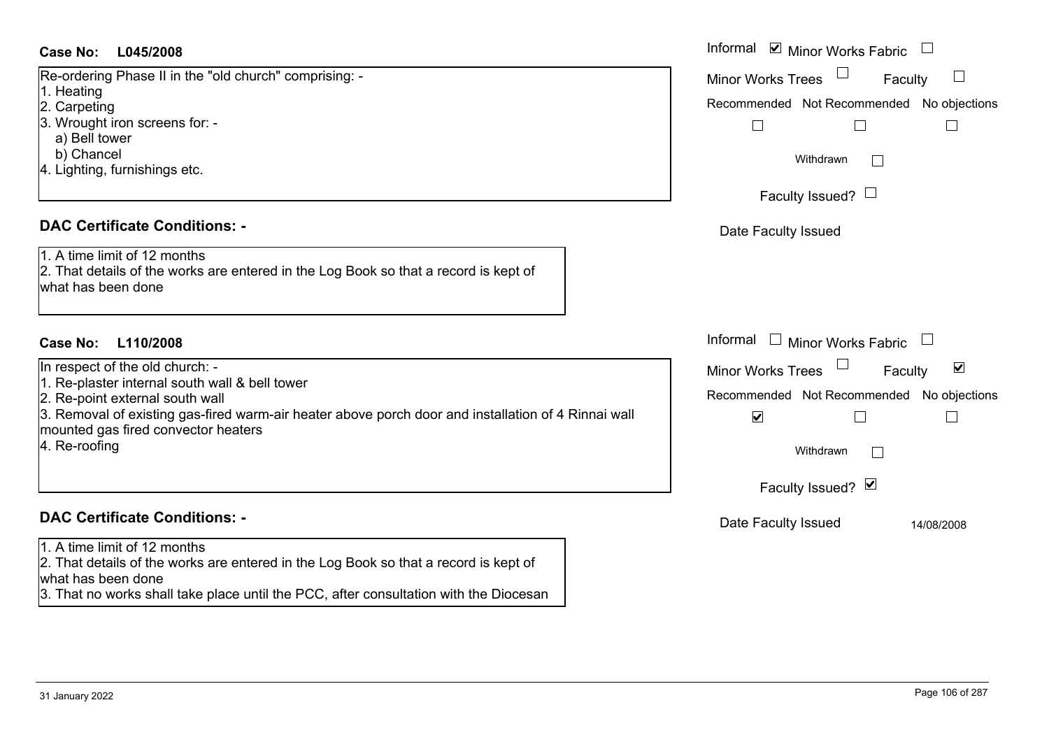**Case No: L045/2008**

Re-ordering Phase II in the "old church" comprising: -
1. Heating
2. Carpeting
3. Wrought iron screens for: -
   a) Bell tower
   b) Chancel
4. Lighting, furnishings etc.

Informal ☑ Minor Works Fabric ☐

Minor Works Trees ☐ Faculty ☐

Recommended ☐ Not Recommended ☐ No objections ☐

Withdrawn ☐

Faculty Issued? ☐

Date Faculty Issued

## DAC Certificate Conditions: -

1. A time limit of 12 months
2. That details of the works are entered in the Log Book so that a record is kept of what has been done

**Case No: L110/2008**

In respect of the old church: -
1. Re-plaster internal south wall & bell tower
2. Re-point external south wall
3. Removal of existing gas-fired warm-air heater above porch door and installation of 4 Rinnai wall mounted gas fired convector heaters
4. Re-roofing

Informal ☐ Minor Works Fabric ☐

Minor Works Trees ☐ Faculty ☑

Recommended ☑ Not Recommended ☐ No objections ☐

Withdrawn ☐

Faculty Issued? ☑

Date Faculty Issued 14/08/2008

## DAC Certificate Conditions: -

1. A time limit of 12 months
2. That details of the works are entered in the Log Book so that a record is kept of what has been done
3. That no works shall take place until the PCC, after consultation with the Diocesan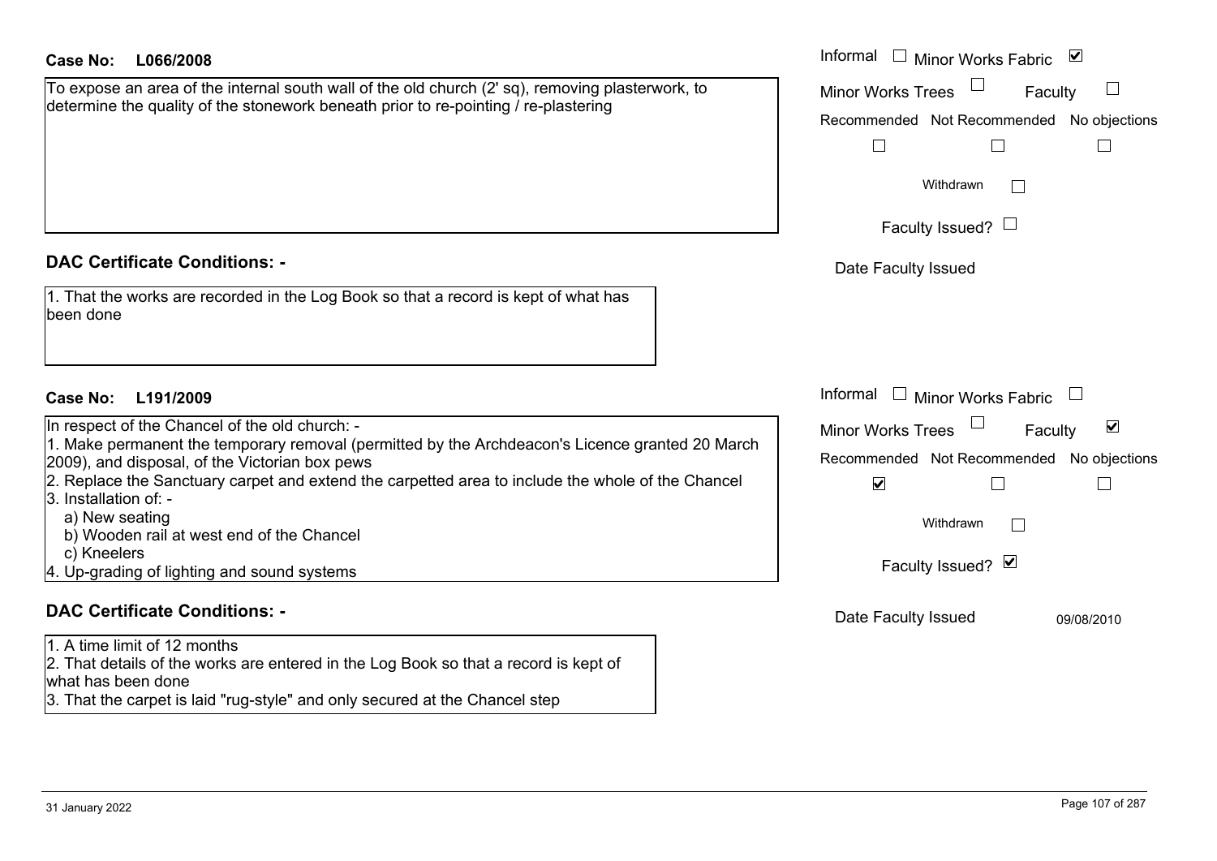**Case No: L066/2008**

To expose an area of the internal south wall of the old church (2' sq), removing plasterwork, to determine the quality of the stonework beneath prior to re-pointing / re-plastering

Informal ☐ Minor Works Fabric ☑

Minor Works Trees ☐ Faculty ☐

Recommended ☐ Not Recommended ☐ No objections ☐

Withdrawn ☐

Faculty Issued? ☐

Date Faculty Issued

## DAC Certificate Conditions: -

1. That the works are recorded in the Log Book so that a record is kept of what has been done

**Case No: L191/2009**

In respect of the Chancel of the old church: -

1. Make permanent the temporary removal (permitted by the Archdeacon's Licence granted 20 March 2009), and disposal, of the Victorian box pews
2. Replace the Sanctuary carpet and extend the carpetted area to include the whole of the Chancel
3. Installation of: -
   a) New seating
   b) Wooden rail at west end of the Chancel
   c) Kneelers
4. Up-grading of lighting and sound systems

Informal ☐ Minor Works Fabric ☐

Minor Works Trees ☐ Faculty ☑

Recommended ☑ Not Recommended ☐ No objections ☐

Withdrawn ☐

Faculty Issued? ☑

Date Faculty Issued 09/08/2010

## DAC Certificate Conditions: -

1. A time limit of 12 months
2. That details of the works are entered in the Log Book so that a record is kept of what has been done
3. That the carpet is laid "rug-style" and only secured at the Chancel step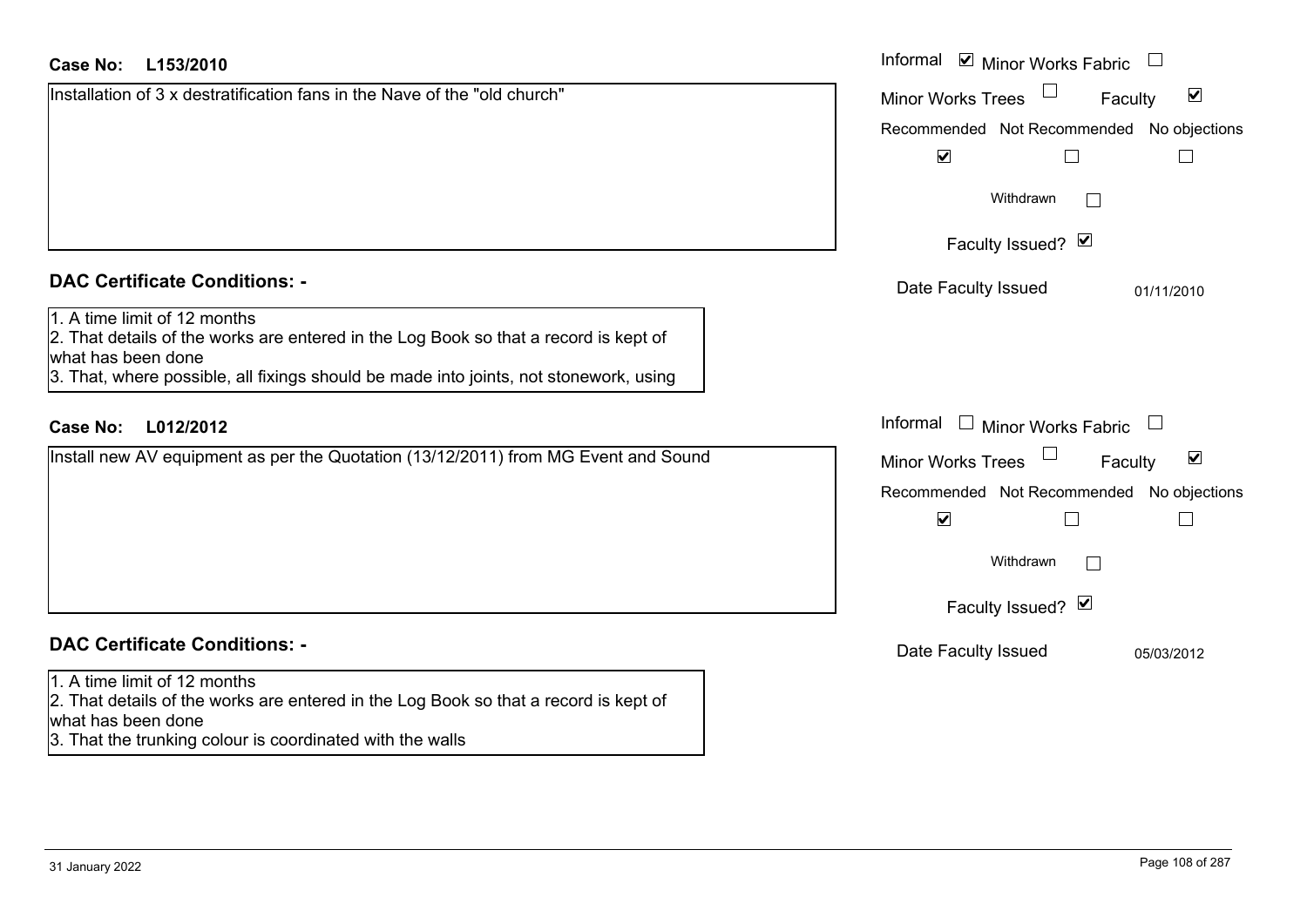**Case No: L153/2010**

Installation of 3 x destratification fans in the Nave of the "old church"

Informal ☑ Minor Works Fabric ☐

Minor Works Trees ☐ Faculty ☑

| Recommended | Not Recommended | No objections |
| --- | --- | --- |
| ☑ | ☐ | ☐ |

Withdrawn ☐

Faculty Issued? ☑

Date Faculty Issued 01/11/2010

## DAC Certificate Conditions: -

1. A time limit of 12 months
2. That details of the works are entered in the Log Book so that a record is kept of what has been done
3. That, where possible, all fixings should be made into joints, not stonework, using

**Case No: L012/2012**

Install new AV equipment as per the Quotation (13/12/2011) from MG Event and Sound

Informal ☐ Minor Works Fabric ☐

Minor Works Trees ☐ Faculty ☑

| Recommended | Not Recommended | No objections |
| --- | --- | --- |
| ☑ | ☐ | ☐ |

Withdrawn ☐

Faculty Issued? ☑

Date Faculty Issued 05/03/2012

## DAC Certificate Conditions: -

1. A time limit of 12 months
2. That details of the works are entered in the Log Book so that a record is kept of what has been done
3. That the trunking colour is coordinated with the walls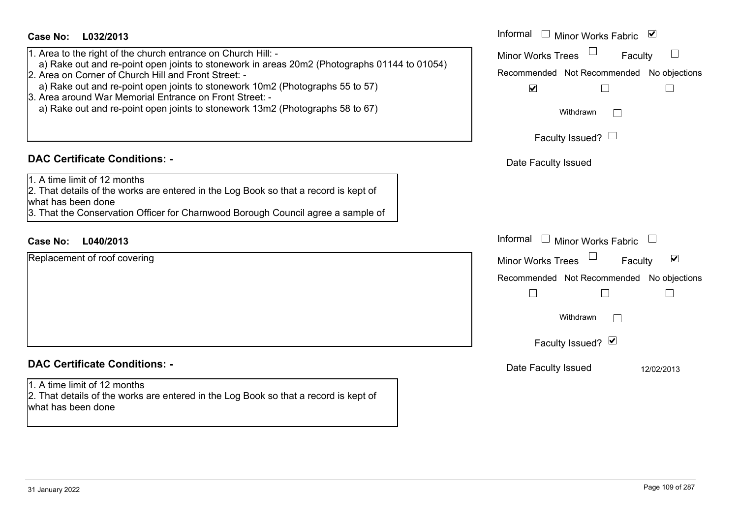**Case No: L032/2013**

1. Area to the right of the church entrance on Church Hill: -
   a) Rake out and re-point open joints to stonework in areas 20m2 (Photographs 01144 to 01054)
2. Area on Corner of Church Hill and Front Street: -
   a) Rake out and re-point open joints to stonework 10m2 (Photographs 55 to 57)
3. Area around War Memorial Entrance on Front Street: -
   a) Rake out and re-point open joints to stonework 13m2 (Photographs 58 to 67)

Informal ☐ Minor Works Fabric ☑
Minor Works Trees ☐ Faculty ☐
Recommended ☑ Not Recommended ☐ No objections ☐
Withdrawn ☐
Faculty Issued? ☐
Date Faculty Issued

**DAC Certificate Conditions: -**

1. A time limit of 12 months
2. That details of the works are entered in the Log Book so that a record is kept of what has been done
3. That the Conservation Officer for Charnwood Borough Council agree a sample of

**Case No: L040/2013**

Replacement of roof covering

Informal ☐ Minor Works Fabric ☐
Minor Works Trees ☐ Faculty ☑
Recommended ☐ Not Recommended ☐ No objections ☐
Withdrawn ☐
Faculty Issued? ☑
Date Faculty Issued 12/02/2013

**DAC Certificate Conditions: -**

1. A time limit of 12 months
2. That details of the works are entered in the Log Book so that a record is kept of what has been done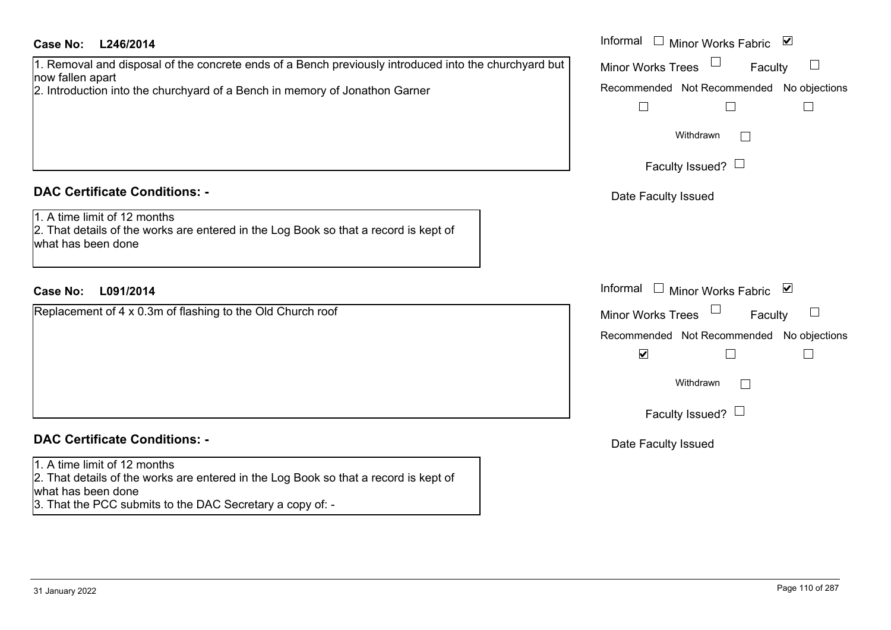**Case No: L246/2014**

Informal ☐ Minor Works Fabric ☑
Minor Works Trees ☐ Faculty ☐
Recommended ☐ Not Recommended ☐ No objections ☐
Withdrawn ☐
Faculty Issued? ☐
Date Faculty Issued

1. Removal and disposal of the concrete ends of a Bench previously introduced into the churchyard but now fallen apart
2. Introduction into the churchyard of a Bench in memory of Jonathon Garner

**DAC Certificate Conditions: -**

1. A time limit of 12 months
2. That details of the works are entered in the Log Book so that a record is kept of what has been done

**Case No: L091/2014**

Informal ☐ Minor Works Fabric ☑
Minor Works Trees ☐ Faculty ☐
Recommended ☑ Not Recommended ☐ No objections ☐
Withdrawn ☐
Faculty Issued? ☐
Date Faculty Issued

Replacement of 4 x 0.3m of flashing to the Old Church roof

**DAC Certificate Conditions: -**

1. A time limit of 12 months
2. That details of the works are entered in the Log Book so that a record is kept of what has been done
3. That the PCC submits to the DAC Secretary a copy of: -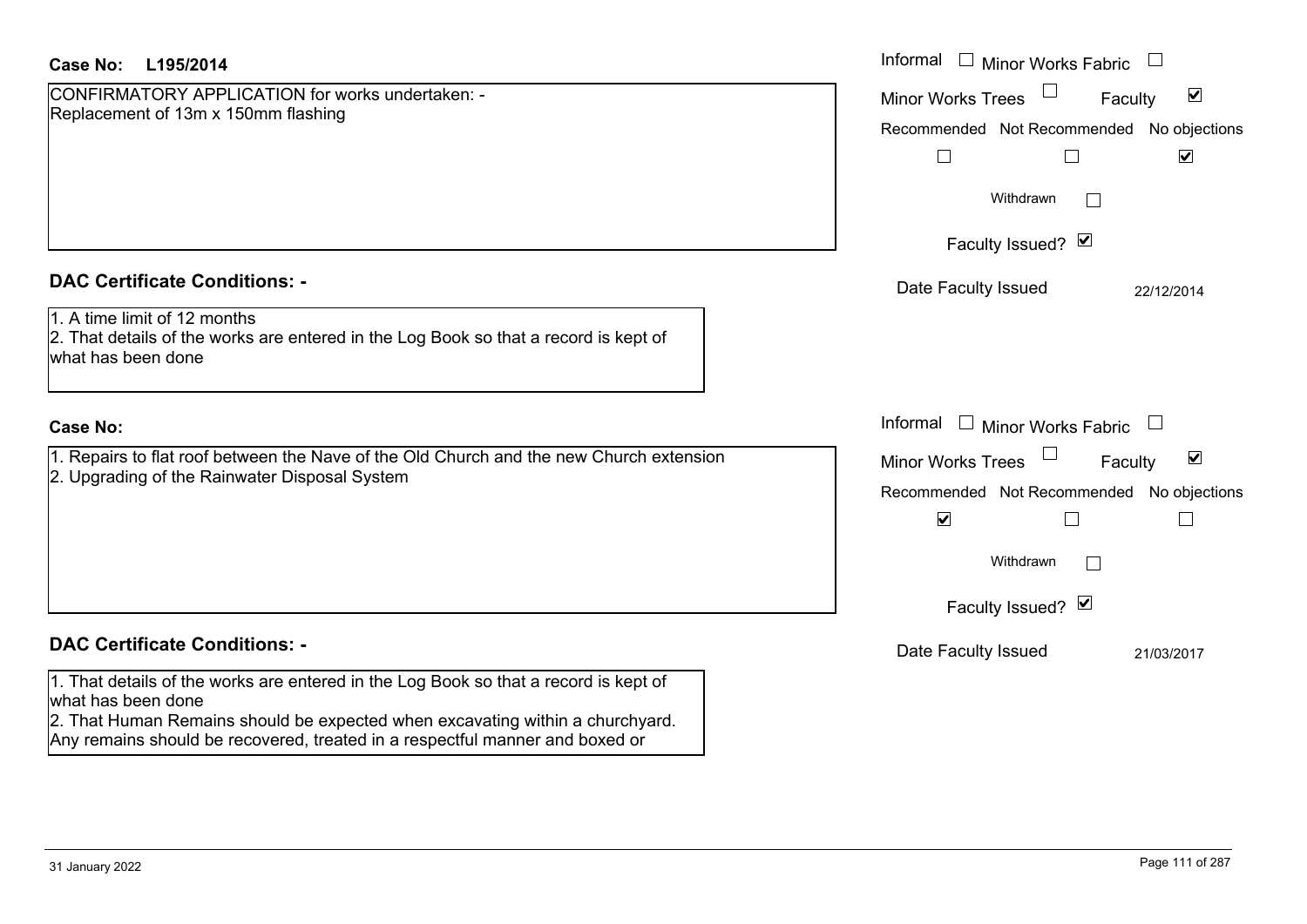**Case No:** L195/2014

CONFIRMATORY APPLICATION for works undertaken: -
Replacement of 13m x 150mm flashing

Informal ☐ Minor Works Fabric ☐
Minor Works Trees ☐ Faculty ☑

| Recommended | Not Recommended | No objections |
|---|---|---|
| ☐ | ☐ | ☑ |

Withdrawn ☐

Faculty Issued? ☑

Date Faculty Issued 22/12/2014

## DAC Certificate Conditions: -

1. A time limit of 12 months
2. That details of the works are entered in the Log Book so that a record is kept of what has been done

**Case No:**

1. Repairs to flat roof between the Nave of the Old Church and the new Church extension
2. Upgrading of the Rainwater Disposal System

Informal ☐ Minor Works Fabric ☐
Minor Works Trees ☐ Faculty ☑

| Recommended | Not Recommended | No objections |
|---|---|---|
| ☑ | ☐ | ☐ |

Withdrawn ☐

Faculty Issued? ☑

Date Faculty Issued 21/03/2017

## DAC Certificate Conditions: -

1. That details of the works are entered in the Log Book so that a record is kept of what has been done
2. That Human Remains should be expected when excavating within a churchyard. Any remains should be recovered, treated in a respectful manner and boxed or

31 January 2022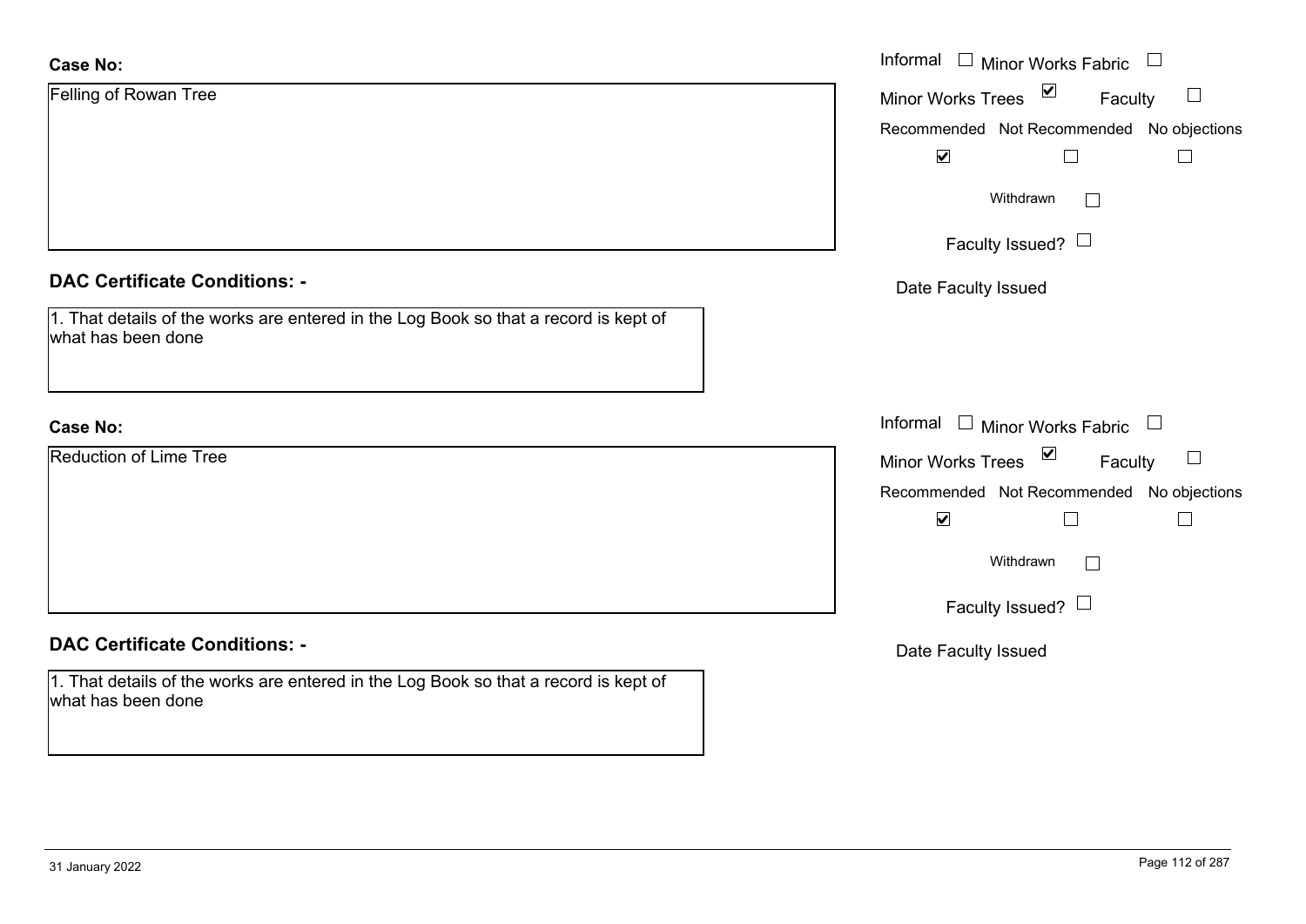**Case No:**

Felling of Rowan Tree

Informal ☐ Minor Works Fabric ☐

Minor Works Trees ☑ Faculty ☐

Recommended ☑ Not Recommended ☐ No objections ☐

Withdrawn ☐

Faculty Issued? ☐

Date Faculty Issued

**DAC Certificate Conditions: -**

1. That details of the works are entered in the Log Book so that a record is kept of what has been done

**Case No:**

Reduction of Lime Tree

Informal ☐ Minor Works Fabric ☐

Minor Works Trees ☑ Faculty ☐

Recommended ☑ Not Recommended ☐ No objections ☐

Withdrawn ☐

Faculty Issued? ☐

Date Faculty Issued

**DAC Certificate Conditions: -**

1. That details of the works are entered in the Log Book so that a record is kept of what has been done

31 January 2022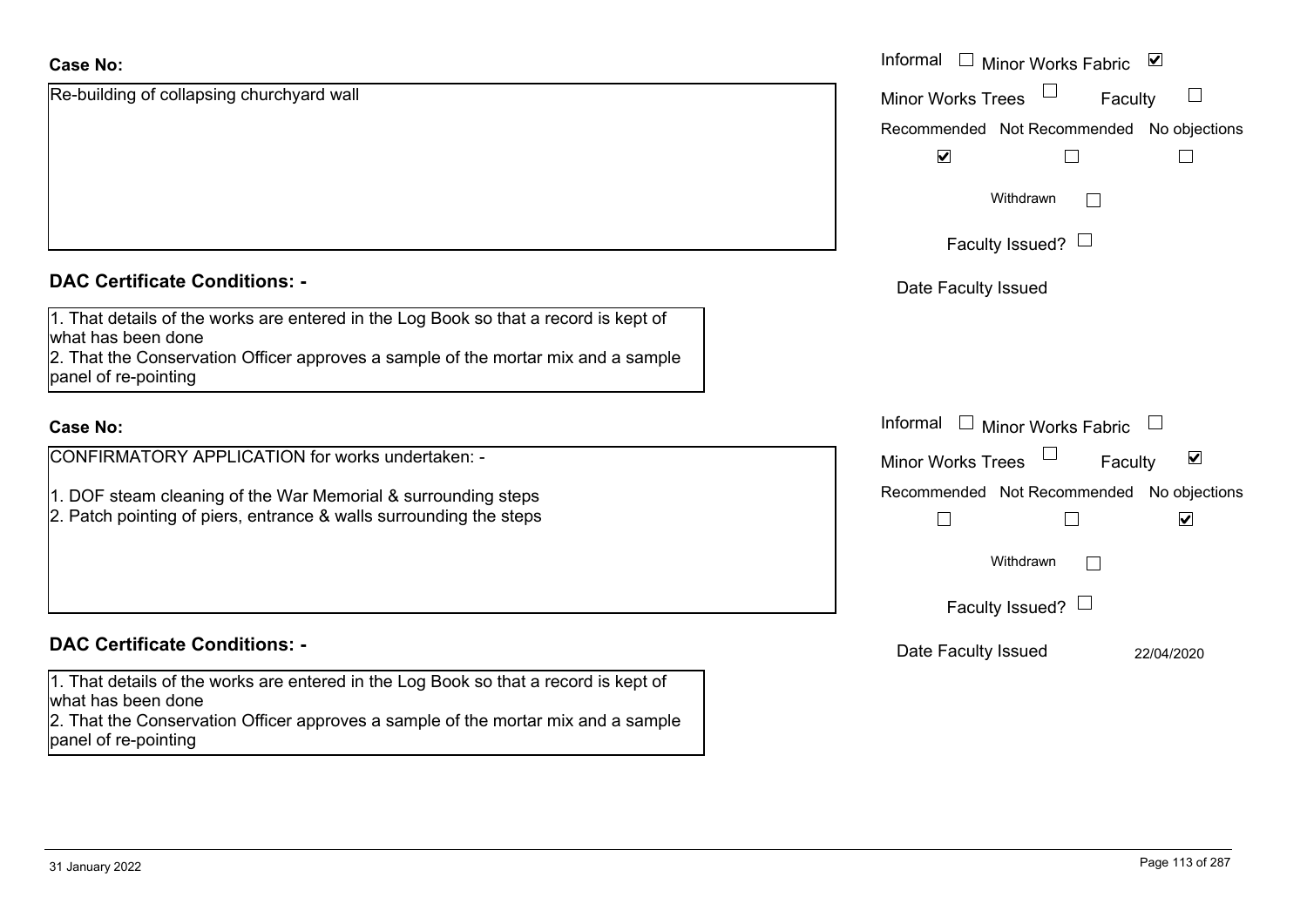**Case No:**

Re-building of collapsing churchyard wall

Informal ☐ Minor Works Fabric ☑

Minor Works Trees ☐ Faculty ☐

Recommended ☑ Not Recommended ☐ No objections ☐

Withdrawn ☐

Faculty Issued? ☐

Date Faculty Issued

**DAC Certificate Conditions: -**

1. That details of the works are entered in the Log Book so that a record is kept of what has been done
2. That the Conservation Officer approves a sample of the mortar mix and a sample panel of re-pointing

**Case No:**

CONFIRMATORY APPLICATION for works undertaken: -

1. DOF steam cleaning of the War Memorial & surrounding steps
2. Patch pointing of piers, entrance & walls surrounding the steps

Informal ☐ Minor Works Fabric ☐

Minor Works Trees ☐ Faculty ☑

Recommended ☐ Not Recommended ☐ No objections ☑

Withdrawn ☐

Faculty Issued? ☐

Date Faculty Issued 22/04/2020

**DAC Certificate Conditions: -**

1. That details of the works are entered in the Log Book so that a record is kept of what has been done
2. That the Conservation Officer approves a sample of the mortar mix and a sample panel of re-pointing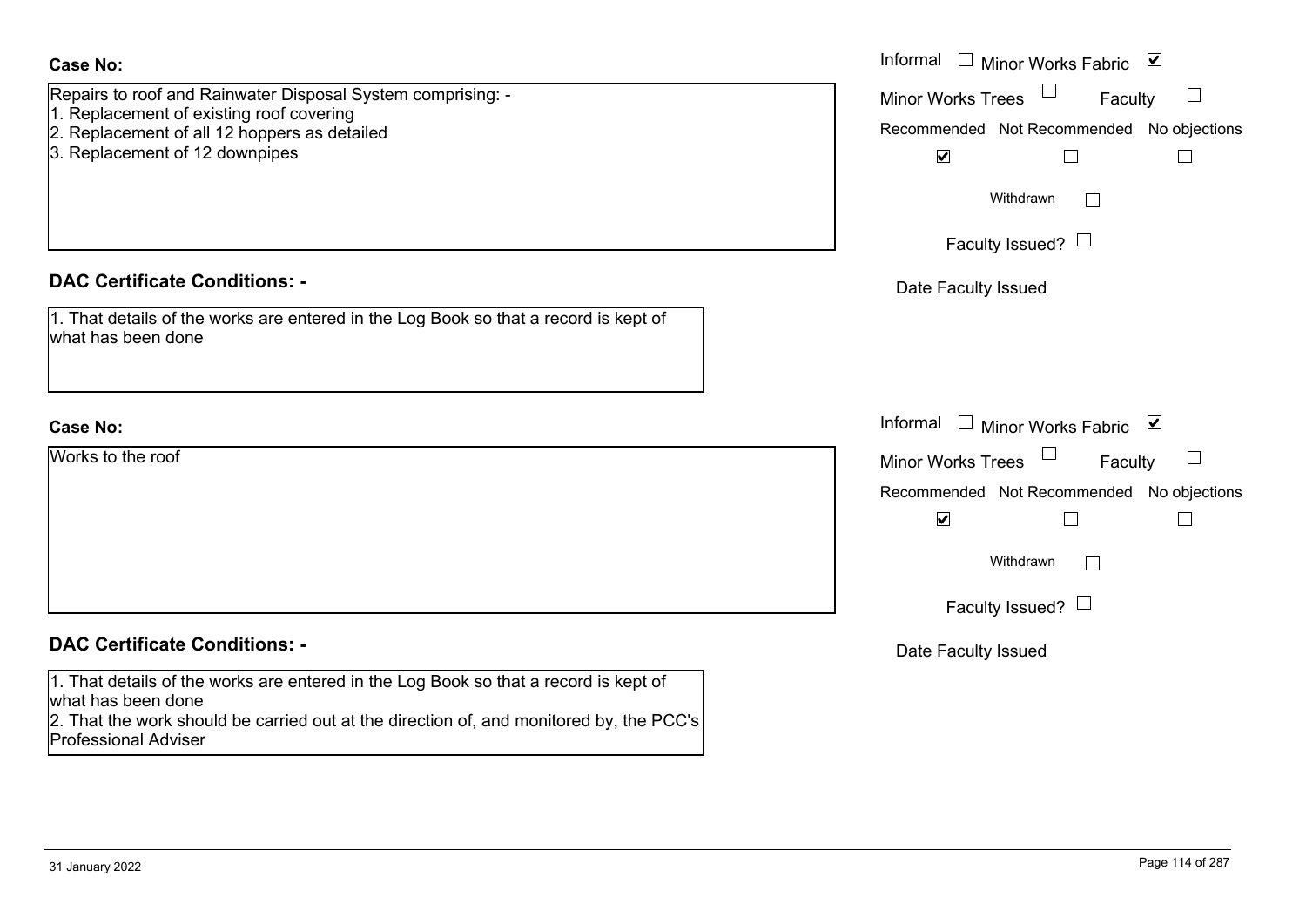**Case No:**

Repairs to roof and Rainwater Disposal System comprising: -
1. Replacement of existing roof covering
2. Replacement of all 12 hoppers as detailed
3. Replacement of 12 downpipes

Informal ☐ Minor Works Fabric ☑

Minor Works Trees ☐ Faculty ☐

Recommended ☑ Not Recommended ☐ No objections ☐

Withdrawn ☐

Faculty Issued? ☐

Date Faculty Issued

**DAC Certificate Conditions: -**

1. That details of the works are entered in the Log Book so that a record is kept of what has been done

**Case No:**

Works to the roof

Informal ☐ Minor Works Fabric ☑

Minor Works Trees ☐ Faculty ☐

Recommended ☑ Not Recommended ☐ No objections ☐

Withdrawn ☐

Faculty Issued? ☐

Date Faculty Issued

**DAC Certificate Conditions: -**

1. That details of the works are entered in the Log Book so that a record is kept of what has been done
2. That the work should be carried out at the direction of, and monitored by, the PCC's Professional Adviser

31 January 2022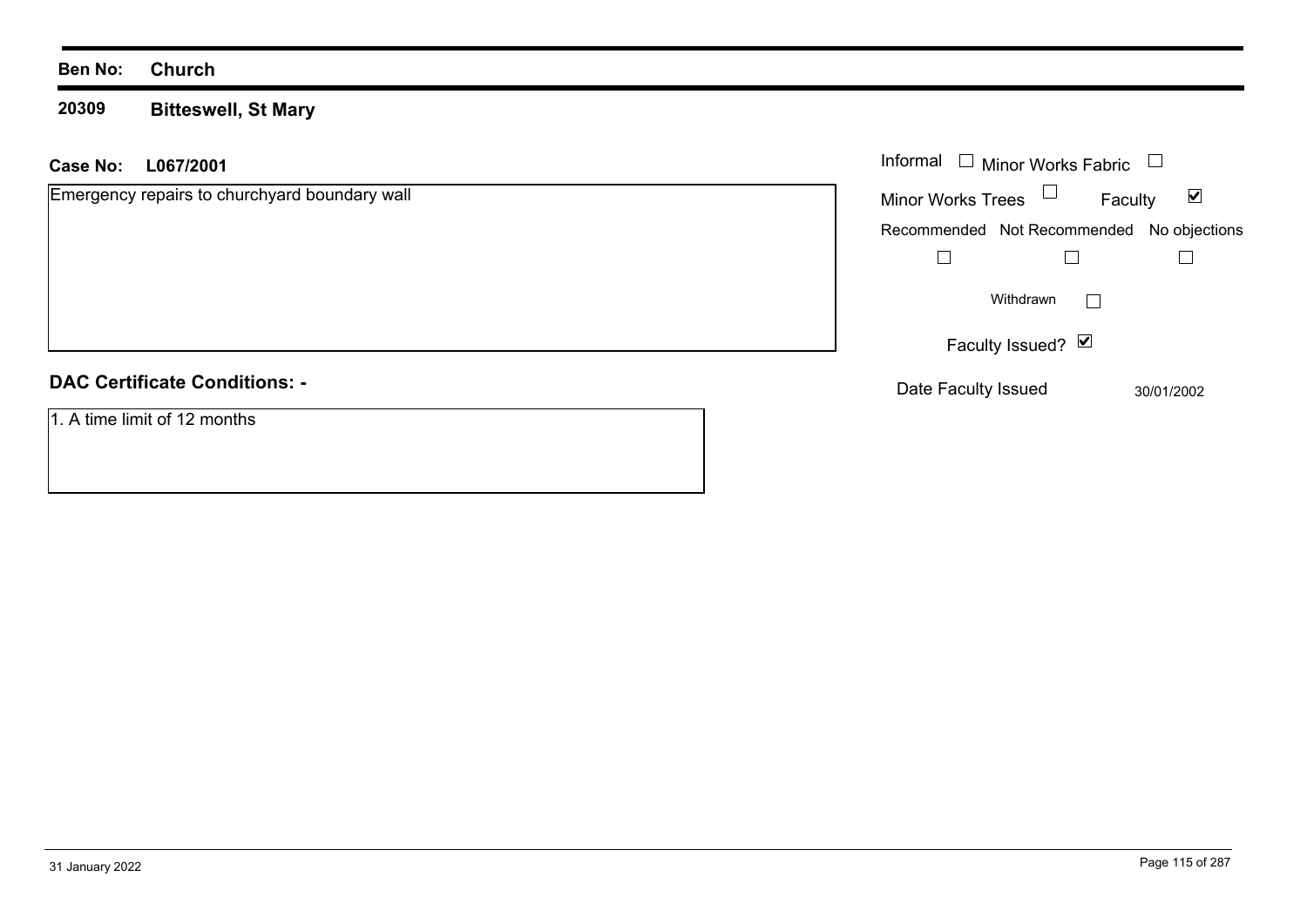**Ben No:** **Church**

**20309** **Bitteswell, St Mary**

**Case No:** **L067/2001**

Emergency repairs to churchyard boundary wall

Informal ☐ Minor Works Fabric ☐

Minor Works Trees ☐ Faculty ☑

Recommended ☐ Not Recommended ☐ No objections ☐

Withdrawn ☐

Faculty Issued? ☑

Date Faculty Issued 30/01/2002

**DAC Certificate Conditions: -**

1. A time limit of 12 months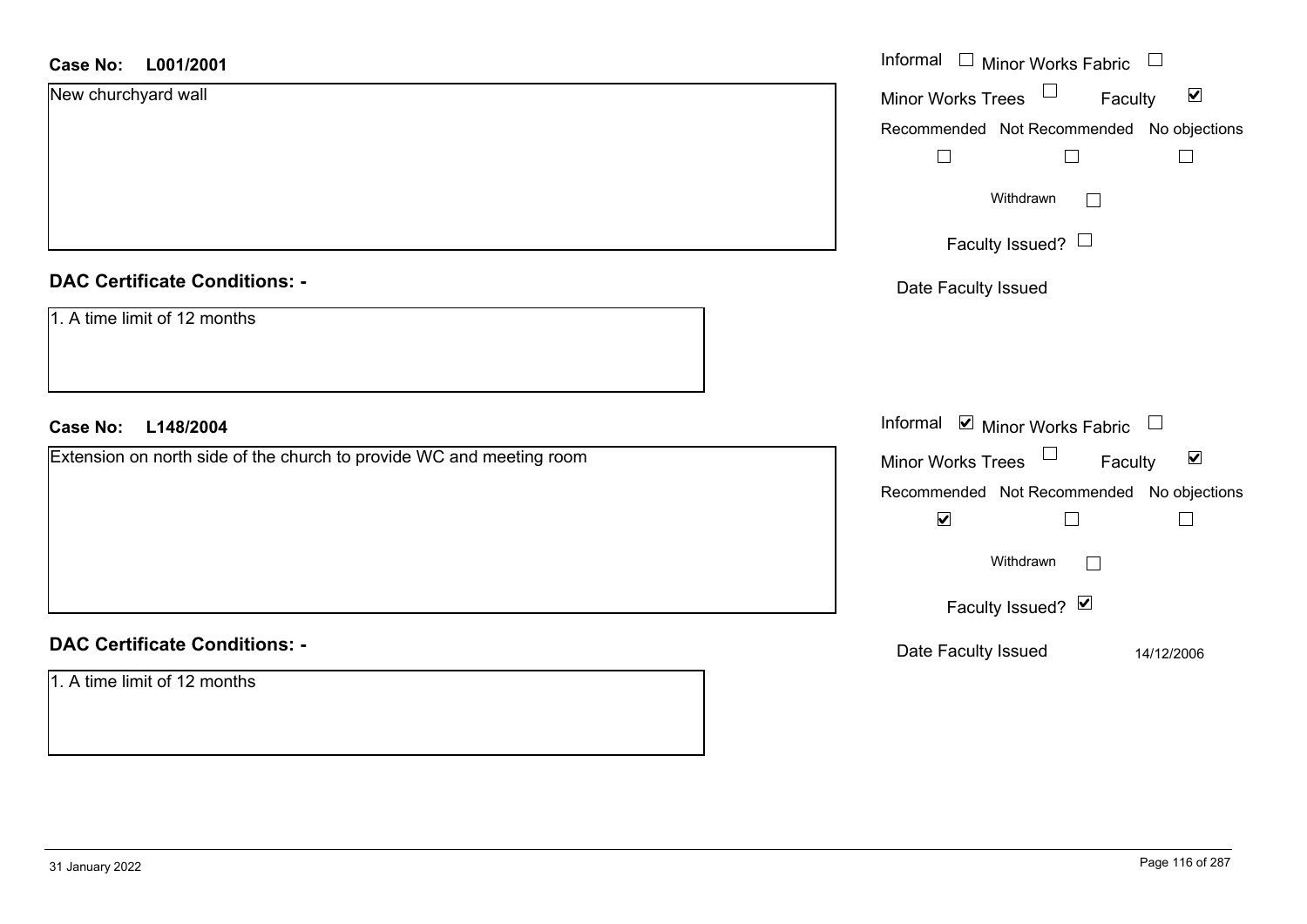**Case No:** **L001/2001**

New churchyard wall

Informal ☐ Minor Works Fabric ☐

Minor Works Trees ☐ Faculty ☑

Recommended ☐ Not Recommended ☐ No objections ☐

Withdrawn ☐

Faculty Issued? ☐

Date Faculty Issued

**DAC Certificate Conditions: -**

1. A time limit of 12 months

**Case No:** **L148/2004**

Extension on north side of the church to provide WC and meeting room

Informal ☑ Minor Works Fabric ☐

Minor Works Trees ☐ Faculty ☑

Recommended ☑ Not Recommended ☐ No objections ☐

Withdrawn ☐

Faculty Issued? ☑

Date Faculty Issued 14/12/2006

**DAC Certificate Conditions: -**

1. A time limit of 12 months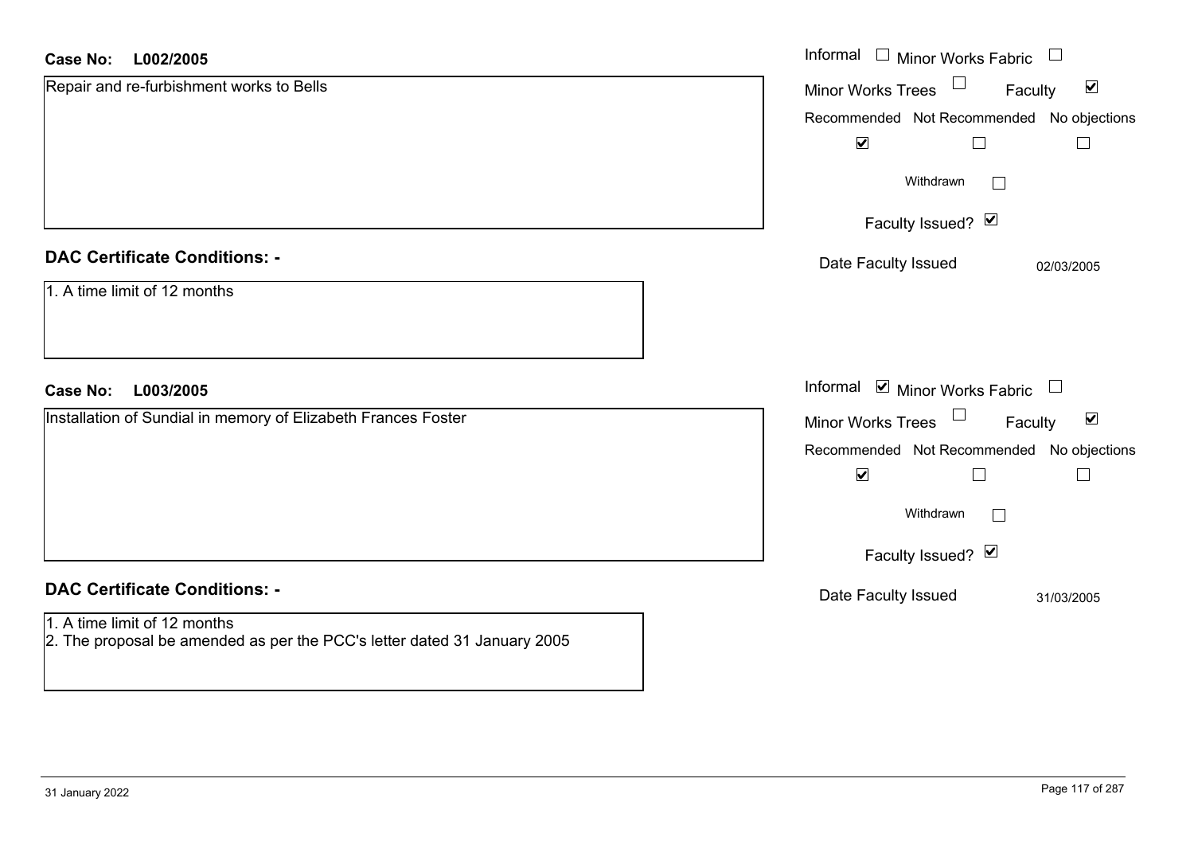**Case No: L002/2005**

Repair and re-furbishment works to Bells

Informal ☐ Minor Works Fabric ☐

Minor Works Trees ☐ Faculty ☑

Recommended ☑ Not Recommended ☐ No objections ☐

Withdrawn ☐

Faculty Issued? ☑

Date Faculty Issued 02/03/2005

**DAC Certificate Conditions: -**

1. A time limit of 12 months

**Case No: L003/2005**

Installation of Sundial in memory of Elizabeth Frances Foster

Informal ☑ Minor Works Fabric ☐

Minor Works Trees ☐ Faculty ☑

Recommended ☑ Not Recommended ☐ No objections ☐

Withdrawn ☐

Faculty Issued? ☑

Date Faculty Issued 31/03/2005

**DAC Certificate Conditions: -**

1. A time limit of 12 months
2. The proposal be amended as per the PCC's letter dated 31 January 2005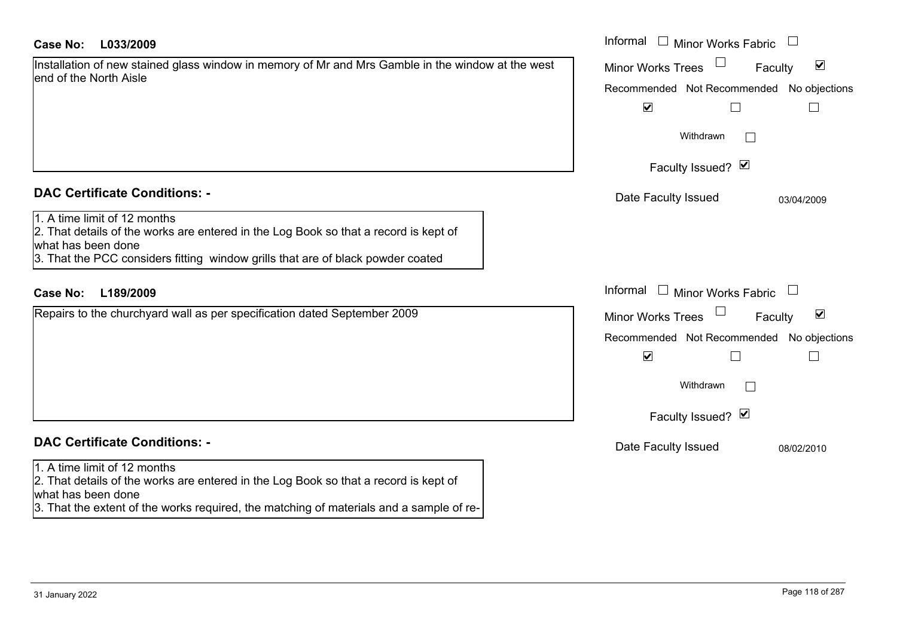**Case No: L033/2009**

Installation of new stained glass window in memory of Mr and Mrs Gamble in the window at the west end of the North Aisle

Informal ☐ Minor Works Fabric ☐

Minor Works Trees ☐ Faculty ☑

Recommended ☑ Not Recommended ☐ No objections ☐

Withdrawn ☐

Faculty Issued? ☑

Date Faculty Issued 03/04/2009

## DAC Certificate Conditions: -

1. A time limit of 12 months
2. That details of the works are entered in the Log Book so that a record is kept of what has been done
3. That the PCC considers fitting window grills that are of black powder coated

**Case No: L189/2009**

Repairs to the churchyard wall as per specification dated September 2009

Informal ☐ Minor Works Fabric ☐

Minor Works Trees ☐ Faculty ☑

Recommended ☑ Not Recommended ☐ No objections ☐

Withdrawn ☐

Faculty Issued? ☑

Date Faculty Issued 08/02/2010

## DAC Certificate Conditions: -

1. A time limit of 12 months
2. That details of the works are entered in the Log Book so that a record is kept of what has been done
3. That the extent of the works required, the matching of materials and a sample of re-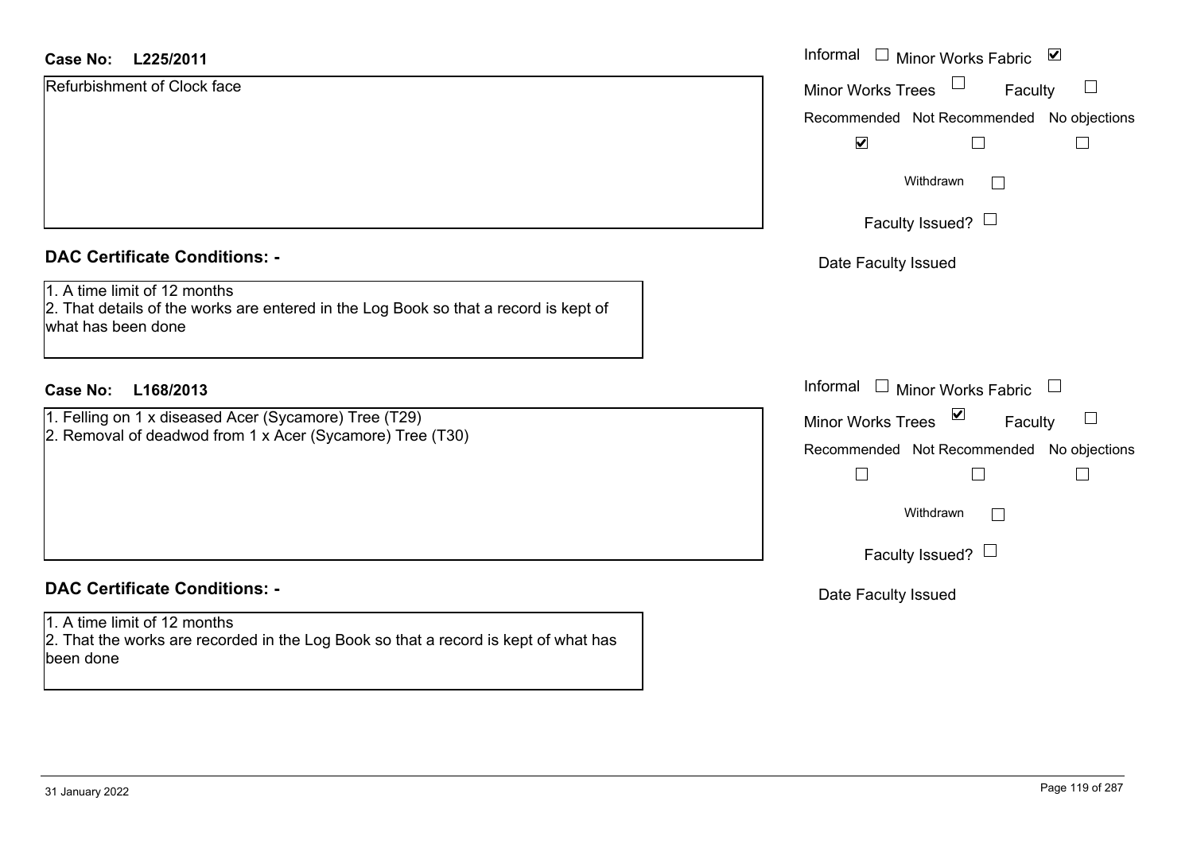**Case No: L225/2011**

Refurbishment of Clock face

Informal ☐ Minor Works Fabric ☑

Minor Works Trees ☐ Faculty ☐

Recommended ☑ Not Recommended ☐ No objections ☐

Withdrawn ☐

Faculty Issued? ☐

Date Faculty Issued

**DAC Certificate Conditions: -**

1. A time limit of 12 months
2. That details of the works are entered in the Log Book so that a record is kept of what has been done

**Case No: L168/2013**

1. Felling on 1 x diseased Acer (Sycamore) Tree (T29)
2. Removal of deadwod from 1 x Acer (Sycamore) Tree (T30)

Informal ☐ Minor Works Fabric ☐

Minor Works Trees ☑ Faculty ☐

Recommended ☐ Not Recommended ☐ No objections ☐

Withdrawn ☐

Faculty Issued? ☐

Date Faculty Issued

**DAC Certificate Conditions: -**

1. A time limit of 12 months
2. That the works are recorded in the Log Book so that a record is kept of what has been done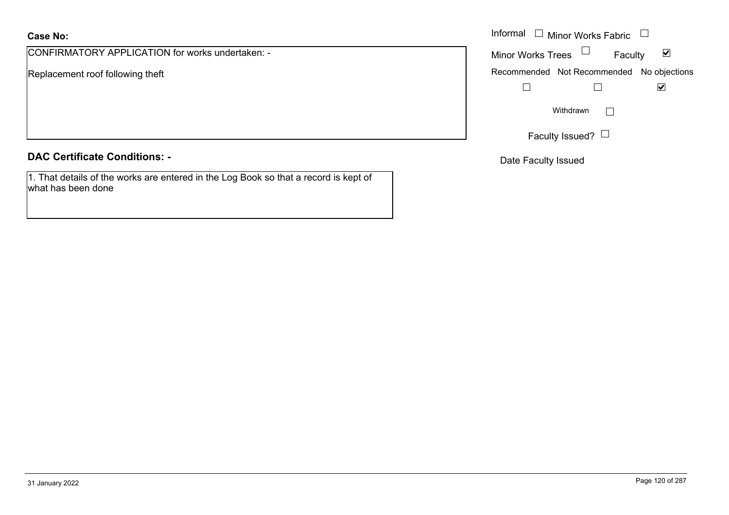**Case No:**

CONFIRMATORY APPLICATION for works undertaken: -

Replacement roof following theft

Informal ☐ Minor Works Fabric ☐

Minor Works Trees ☐ Faculty ☑

| Recommended | Not Recommended | No objections |
| --- | --- | --- |
| ☐ | ☐ | ☑ |

Withdrawn ☐

Faculty Issued? ☐

Date Faculty Issued

**DAC Certificate Conditions: -**

1. That details of the works are entered in the Log Book so that a record is kept of what has been done

31 January 2022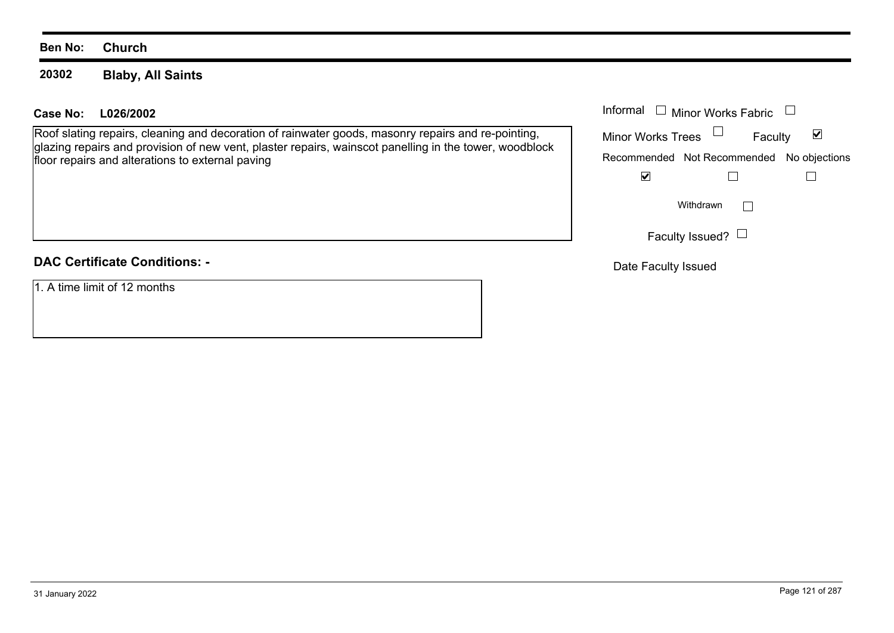**Ben No:** **Church**

## 20302 Blaby, All Saints

**Case No:** **L026/2002**

Roof slating repairs, cleaning and decoration of rainwater goods, masonry repairs and re-pointing, glazing repairs and provision of new vent, plaster repairs, wainscot panelling in the tower, woodblock floor repairs and alterations to external paving

Informal ☐ Minor Works Fabric ☐

Minor Works Trees ☐ Faculty ☑

Recommended ☑ Not Recommended ☐ No objections ☐

Withdrawn ☐

Faculty Issued? ☐

Date Faculty Issued

**DAC Certificate Conditions: -**

1. A time limit of 12 months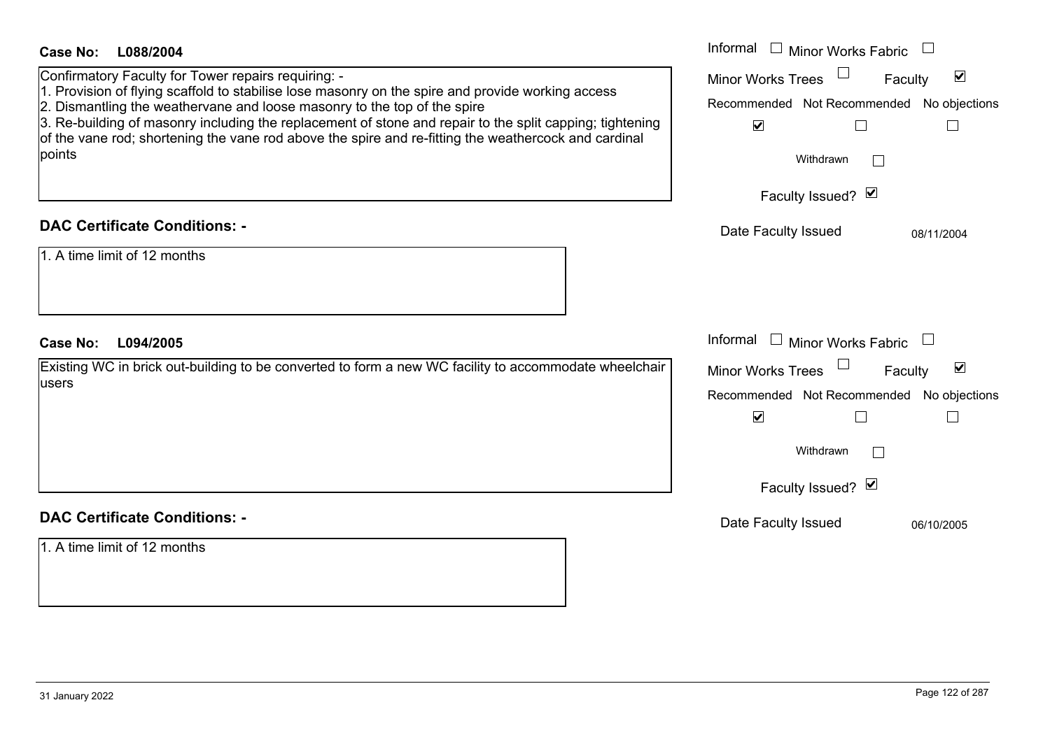**Case No: L088/2004**

Confirmatory Faculty for Tower repairs requiring: -
1. Provision of flying scaffold to stabilise lose masonry on the spire and provide working access
2. Dismantling the weathervane and loose masonry to the top of the spire
3. Re-building of masonry including the replacement of stone and repair to the split capping; tightening of the vane rod; shortening the vane rod above the spire and re-fitting the weathercock and cardinal points

Informal ☐ Minor Works Fabric ☐
Minor Works Trees ☐ Faculty ☑
Recommended ☑ Not Recommended ☐ No objections ☐
Withdrawn ☐
Faculty Issued? ☑
Date Faculty Issued: 08/11/2004

## DAC Certificate Conditions: -

1. A time limit of 12 months

**Case No: L094/2005**

Existing WC in brick out-building to be converted to form a new WC facility to accommodate wheelchair users

Informal ☐ Minor Works Fabric ☐
Minor Works Trees ☐ Faculty ☑
Recommended ☑ Not Recommended ☐ No objections ☐
Withdrawn ☐
Faculty Issued? ☑
Date Faculty Issued: 06/10/2005

## DAC Certificate Conditions: -

1. A time limit of 12 months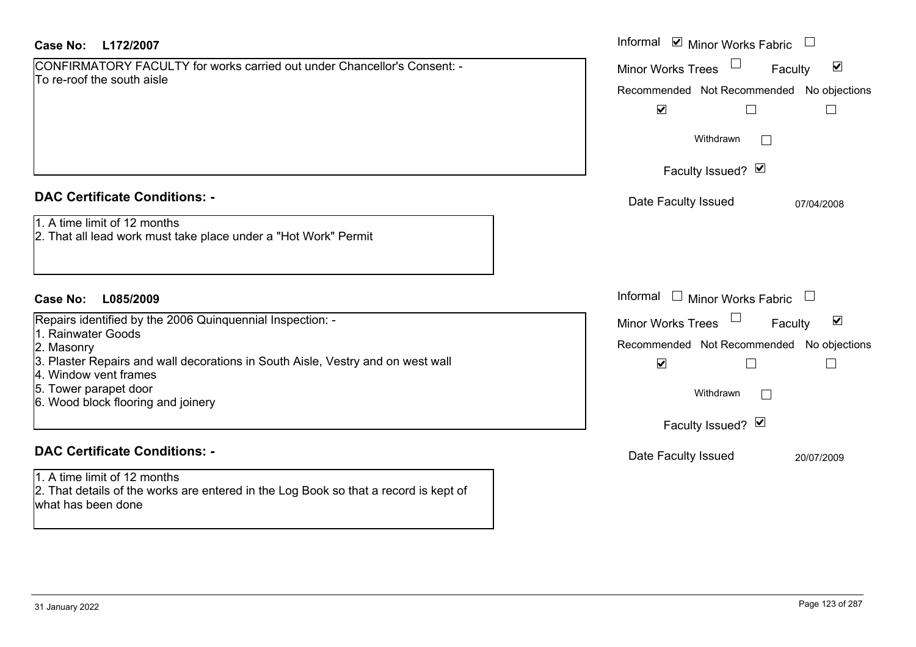**Case No: L172/2007**

CONFIRMATORY FACULTY for works carried out under Chancellor's Consent: -
To re-roof the south aisle

Informal ☑ Minor Works Fabric ☐
Minor Works Trees ☐ Faculty ☑

| Recommended | Not Recommended | No objections |
| --- | --- | --- |
| ☑ | ☐ | ☐ |

Withdrawn ☐

Faculty Issued? ☑

Date Faculty Issued: 07/04/2008

### DAC Certificate Conditions: -

1. A time limit of 12 months
2. That all lead work must take place under a "Hot Work" Permit

**Case No: L085/2009**

Repairs identified by the 2006 Quinquennial Inspection: -
1. Rainwater Goods
2. Masonry
3. Plaster Repairs and wall decorations in South Aisle, Vestry and on west wall
4. Window vent frames
5. Tower parapet door
6. Wood block flooring and joinery

Informal ☐ Minor Works Fabric ☐
Minor Works Trees ☐ Faculty ☑

| Recommended | Not Recommended | No objections |
| --- | --- | --- |
| ☑ | ☐ | ☐ |

Withdrawn ☐

Faculty Issued? ☑

Date Faculty Issued: 20/07/2009

### DAC Certificate Conditions: -

1. A time limit of 12 months
2. That details of the works are entered in the Log Book so that a record is kept of what has been done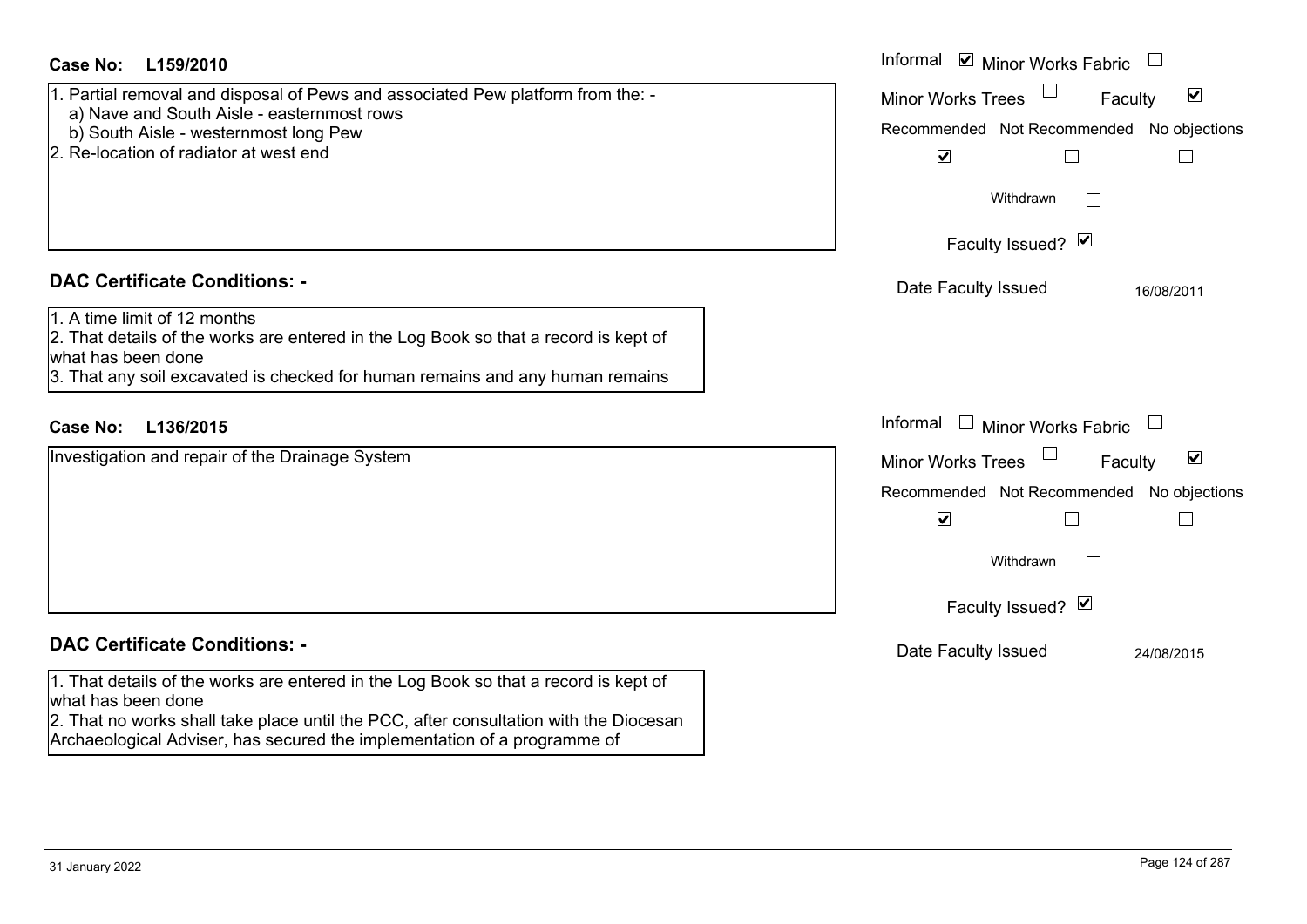**Case No: L159/2010**

1. Partial removal and disposal of Pews and associated Pew platform from the: -
   a) Nave and South Aisle - easternmost rows
   b) South Aisle - westernmost long Pew
2. Re-location of radiator at west end

Informal ☑ Minor Works Fabric ☐
Minor Works Trees ☐ Faculty ☑

| Recommended | Not Recommended | No objections |
|---|---|---|
| ☑ | ☐ | ☐ |

Withdrawn ☐

Faculty Issued? ☑

Date Faculty Issued 16/08/2011

## DAC Certificate Conditions: -

1. A time limit of 12 months
2. That details of the works are entered in the Log Book so that a record is kept of what has been done
3. That any soil excavated is checked for human remains and any human remains

**Case No: L136/2015**

Investigation and repair of the Drainage System

Informal ☐ Minor Works Fabric ☐
Minor Works Trees ☐ Faculty ☑

| Recommended | Not Recommended | No objections |
|---|---|---|
| ☑ | ☐ | ☐ |

Withdrawn ☐

Faculty Issued? ☑

Date Faculty Issued 24/08/2015

## DAC Certificate Conditions: -

1. That details of the works are entered in the Log Book so that a record is kept of what has been done
2. That no works shall take place until the PCC, after consultation with the Diocesan Archaeological Adviser, has secured the implementation of a programme of

31 January 2022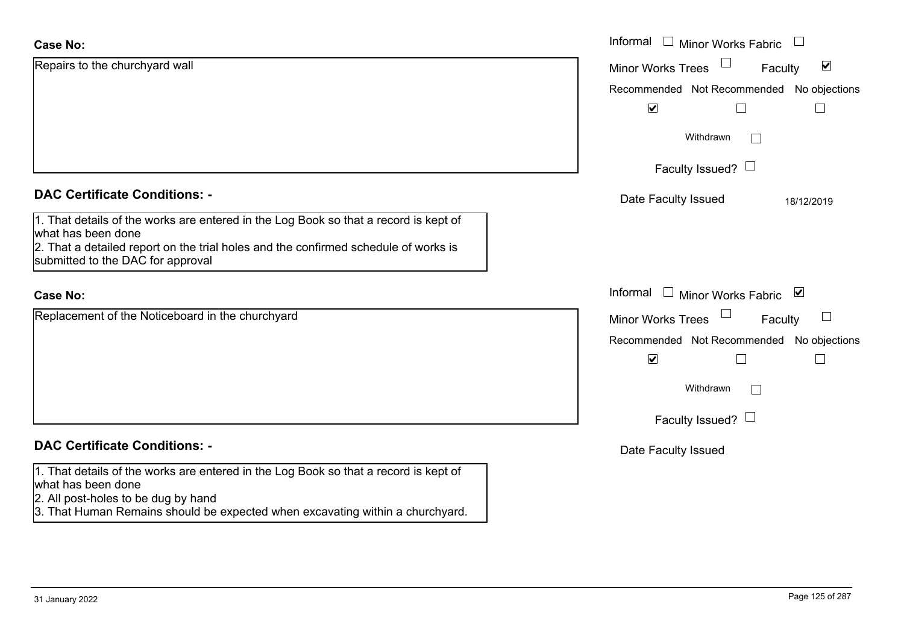**Case No:**

Repairs to the churchyard wall

Informal ☐ Minor Works Fabric ☐

Minor Works Trees ☐ Faculty ☑

Recommended ☑ Not Recommended ☐ No objections ☐

Withdrawn ☐

Faculty Issued? ☐

Date Faculty Issued 18/12/2019

**DAC Certificate Conditions: -**

1. That details of the works are entered in the Log Book so that a record is kept of what has been done
2. That a detailed report on the trial holes and the confirmed schedule of works is submitted to the DAC for approval

**Case No:**

Replacement of the Noticeboard in the churchyard

Informal ☐ Minor Works Fabric ☑

Minor Works Trees ☐ Faculty ☐

Recommended ☑ Not Recommended ☐ No objections ☐

Withdrawn ☐

Faculty Issued? ☐

Date Faculty Issued

**DAC Certificate Conditions: -**

1. That details of the works are entered in the Log Book so that a record is kept of what has been done
2. All post-holes to be dug by hand
3. That Human Remains should be expected when excavating within a churchyard.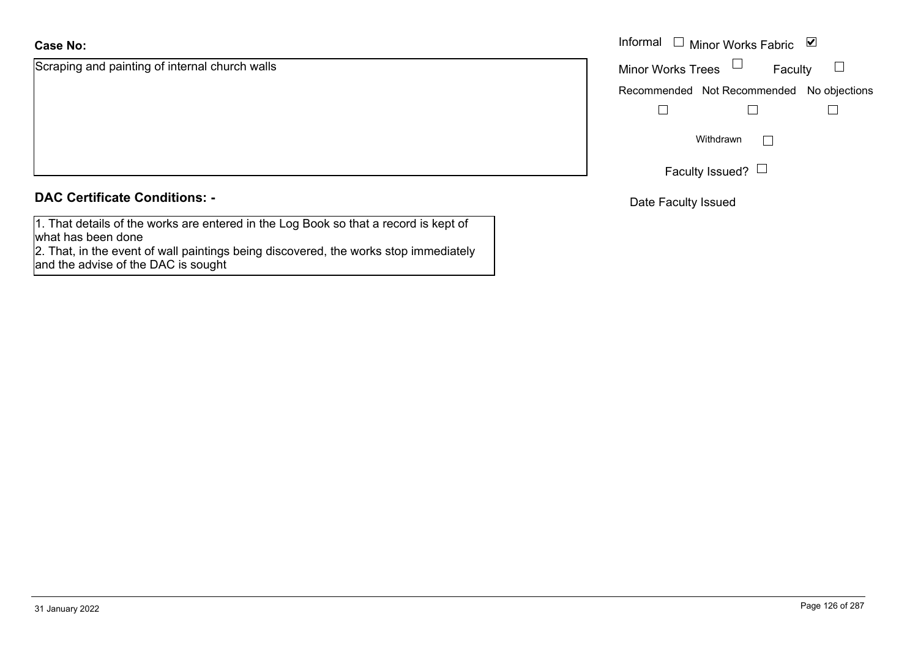**Case No:**

Scraping and painting of internal church walls

Informal ☐ Minor Works Fabric ☑

Minor Works Trees ☐ Faculty ☐

Recommended ☐ Not Recommended ☐ No objections ☐

Withdrawn ☐

Faculty Issued? ☐

Date Faculty Issued

**DAC Certificate Conditions: -**

1. That details of the works are entered in the Log Book so that a record is kept of what has been done
2. That, in the event of wall paintings being discovered, the works stop immediately and the advise of the DAC is sought

31 January 2022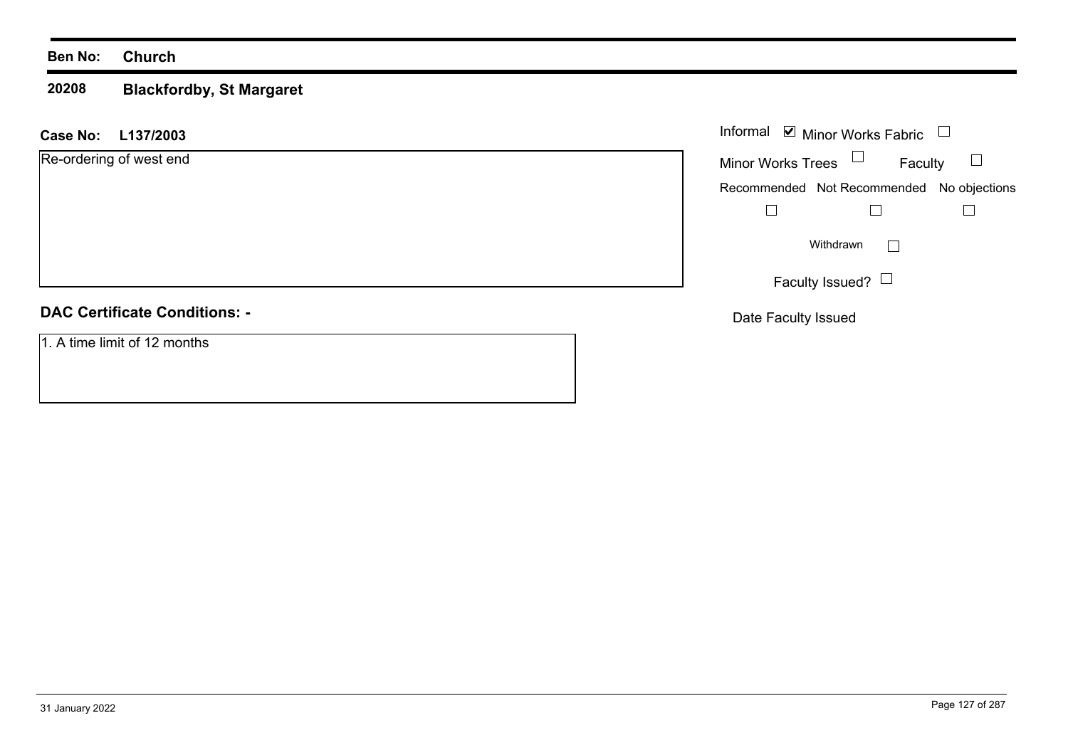**Ben No:** **Church**

**20208** **Blackfordby, St Margaret**

**Case No:** **L137/2003**

Re-ordering of west end

Informal ☑ Minor Works Fabric ☐

Minor Works Trees ☐ Faculty ☐

| Recommended | Not Recommended | No objections |
|---|---|---|
| ☐ | ☐ | ☐ |

Withdrawn ☐

Faculty Issued? ☐

Date Faculty Issued

## DAC Certificate Conditions: -

1. A time limit of 12 months

31 January 2022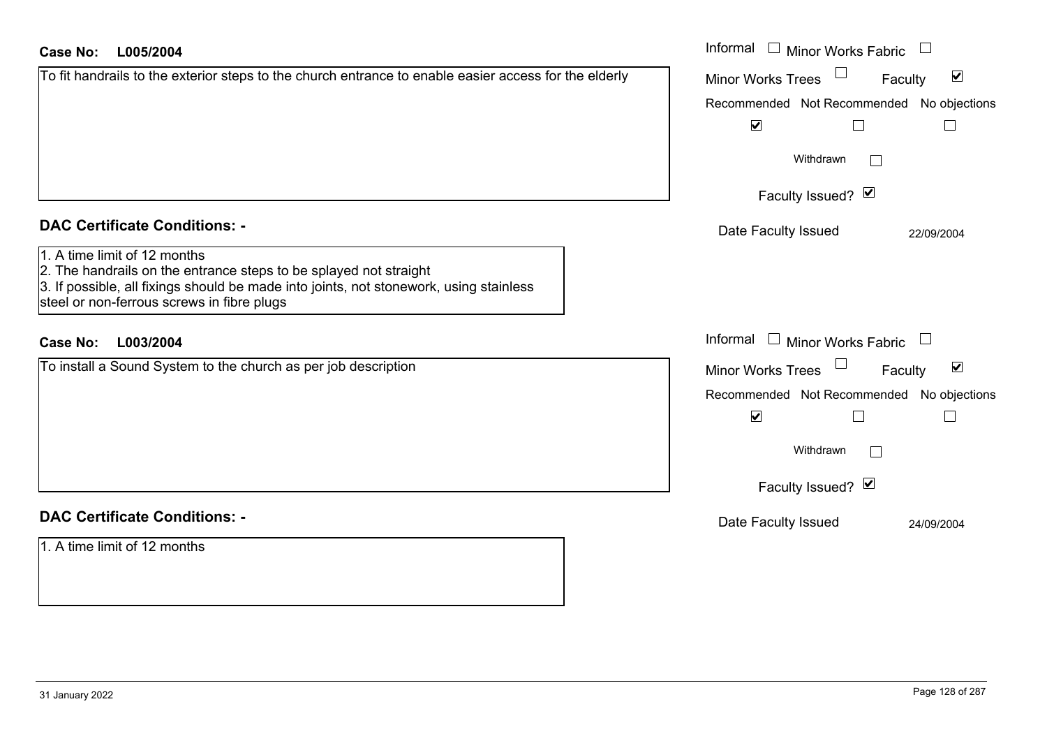**Case No: L005/2004**

To fit handrails to the exterior steps to the church entrance to enable easier access for the elderly

Informal ☐ Minor Works Fabric ☐

Minor Works Trees ☐ Faculty ☑

| Recommended | Not Recommended | No objections |
| --- | --- | --- |
| ☑ | ☐ | ☐ |

Withdrawn ☐

Faculty Issued? ☑

Date Faculty Issued 22/09/2004

## DAC Certificate Conditions: -

1. A time limit of 12 months
2. The handrails on the entrance steps to be splayed not straight
3. If possible, all fixings should be made into joints, not stonework, using stainless steel or non-ferrous screws in fibre plugs

**Case No: L003/2004**

To install a Sound System to the church as per job description

Informal ☐ Minor Works Fabric ☐

Minor Works Trees ☐ Faculty ☑

| Recommended | Not Recommended | No objections |
| --- | --- | --- |
| ☑ | ☐ | ☐ |

Withdrawn ☐

Faculty Issued? ☑

Date Faculty Issued 24/09/2004

## DAC Certificate Conditions: -

1. A time limit of 12 months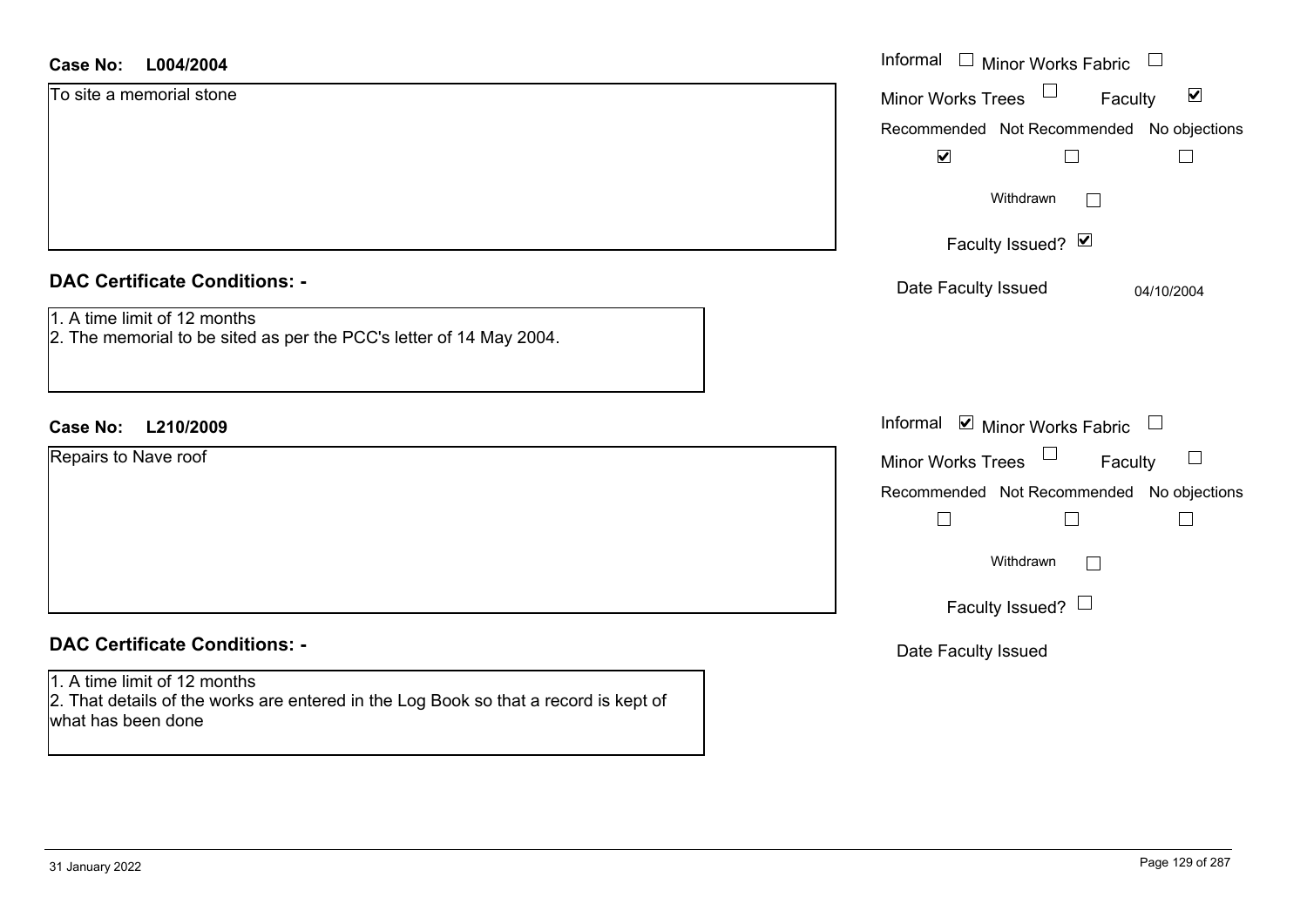**Case No: L004/2004**

To site a memorial stone

Informal ☐ Minor Works Fabric ☐

Minor Works Trees ☐ Faculty ☑

Recommended ☑ Not Recommended ☐ No objections ☐

Withdrawn ☐

Faculty Issued? ☑

Date Faculty Issued 04/10/2004

## DAC Certificate Conditions: -

1. A time limit of 12 months
2. The memorial to be sited as per the PCC's letter of 14 May 2004.

**Case No: L210/2009**

Repairs to Nave roof

Informal ☑ Minor Works Fabric ☐

Minor Works Trees ☐ Faculty ☐

Recommended ☐ Not Recommended ☐ No objections ☐

Withdrawn ☐

Faculty Issued? ☐

Date Faculty Issued

## DAC Certificate Conditions: -

1. A time limit of 12 months
2. That details of the works are entered in the Log Book so that a record is kept of what has been done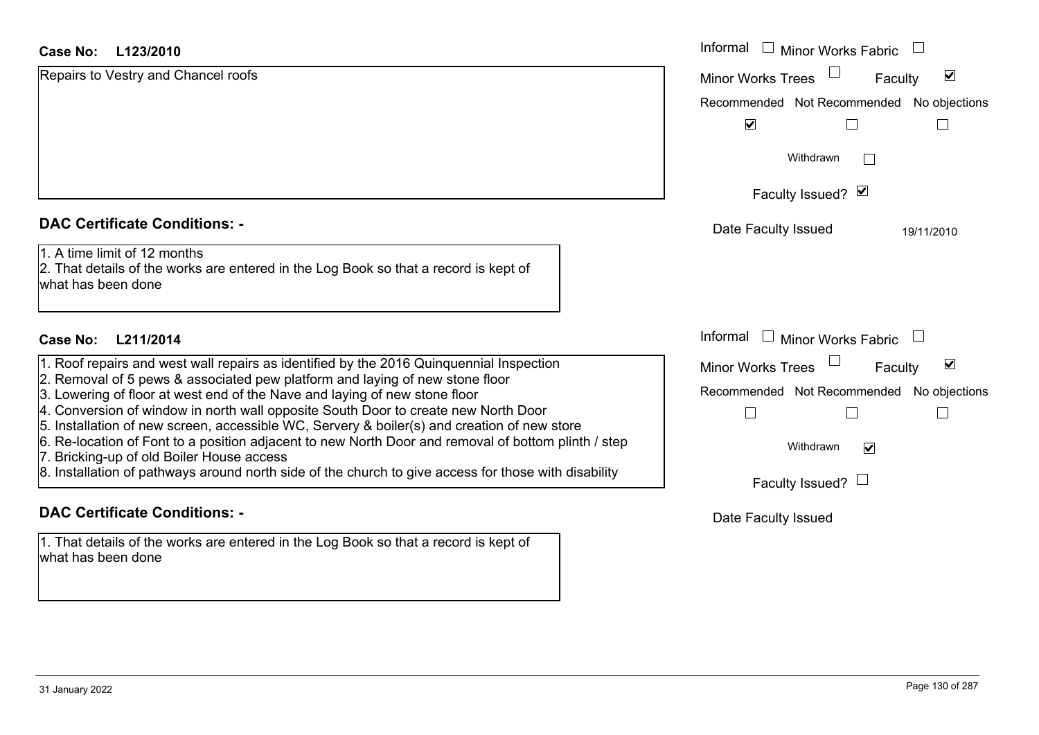**Case No: L123/2010**

Repairs to Vestry and Chancel roofs

Informal ☐ Minor Works Fabric ☐

Minor Works Trees ☐ Faculty ☑

Recommended ☑ Not Recommended ☐ No objections ☐

Withdrawn ☐

Faculty Issued? ☑

Date Faculty Issued 19/11/2010

**DAC Certificate Conditions: -**

1. A time limit of 12 months
2. That details of the works are entered in the Log Book so that a record is kept of what has been done

**Case No: L211/2014**

1. Roof repairs and west wall repairs as identified by the 2016 Quinquennial Inspection
2. Removal of 5 pews & associated pew platform and laying of new stone floor
3. Lowering of floor at west end of the Nave and laying of new stone floor
4. Conversion of window in north wall opposite South Door to create new North Door
5. Installation of new screen, accessible WC, Servery & boiler(s) and creation of new store
6. Re-location of Font to a position adjacent to new North Door and removal of bottom plinth / step
7. Bricking-up of old Boiler House access
8. Installation of pathways around north side of the church to give access for those with disability

Informal ☐ Minor Works Fabric ☐

Minor Works Trees ☐ Faculty ☑

Recommended ☐ Not Recommended ☐ No objections ☐

Withdrawn ☑

Faculty Issued? ☐

Date Faculty Issued

**DAC Certificate Conditions: -**

1. That details of the works are entered in the Log Book so that a record is kept of what has been done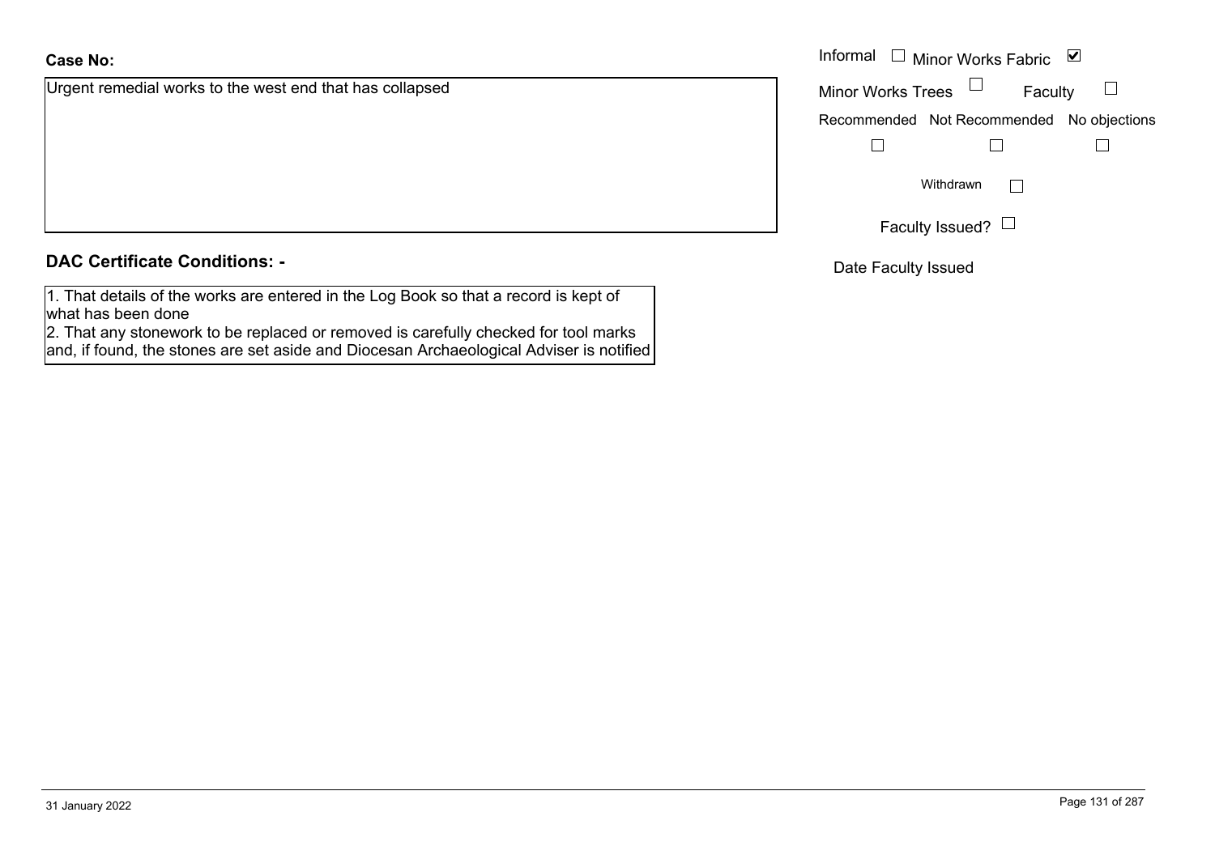**Case No:**

Urgent remedial works to the west end that has collapsed

Informal ☐ Minor Works Fabric ☑

Minor Works Trees ☐ Faculty ☐

Recommended ☐ Not Recommended ☐ No objections ☐

Withdrawn ☐

Faculty Issued? ☐

Date Faculty Issued

**DAC Certificate Conditions: -**

1. That details of the works are entered in the Log Book so that a record is kept of what has been done
2. That any stonework to be replaced or removed is carefully checked for tool marks and, if found, the stones are set aside and Diocesan Archaeological Adviser is notified

31 January 2022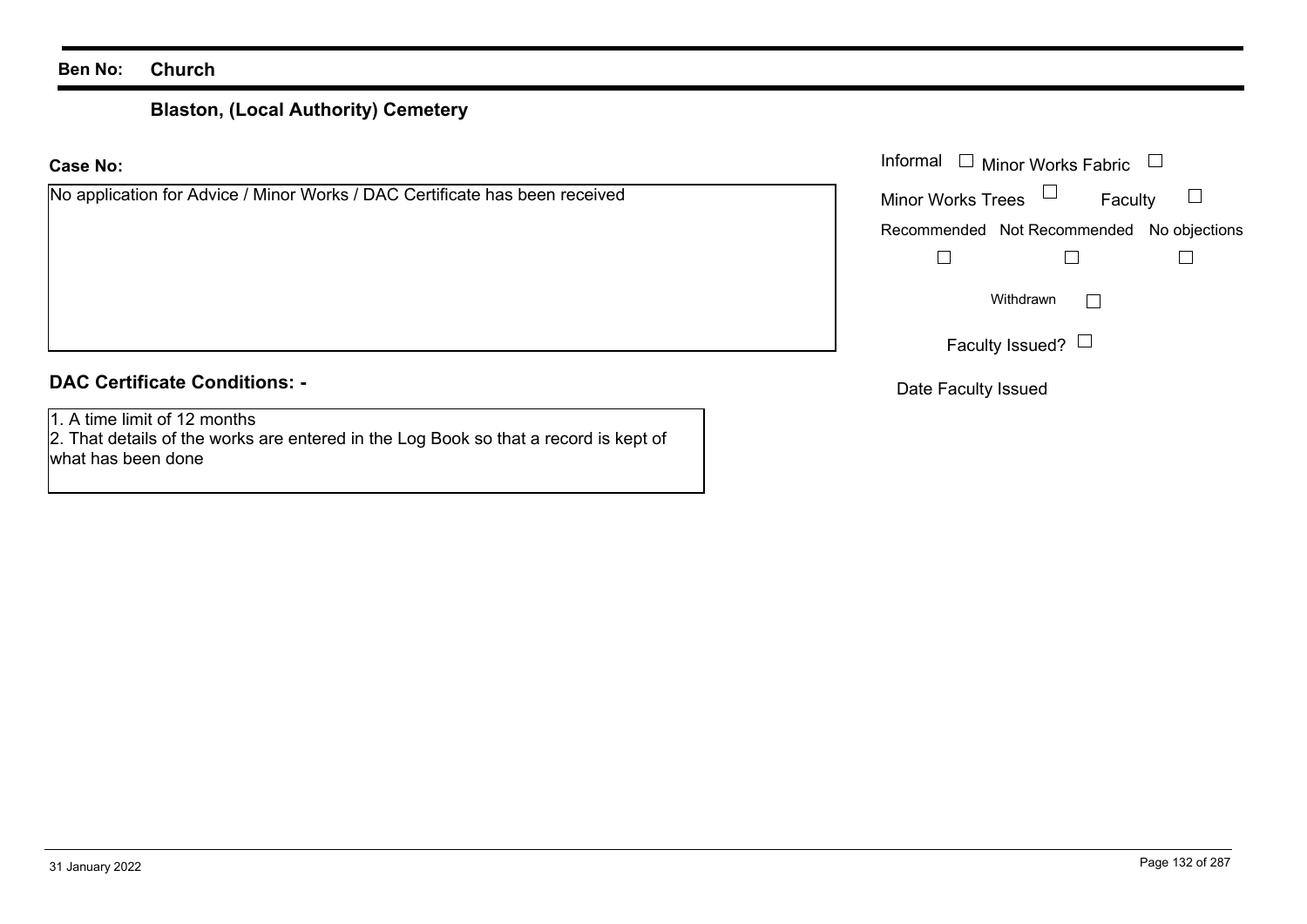**Ben No:** **Church**

## Blaston, (Local Authority) Cemetery

**Case No:**

No application for Advice / Minor Works / DAC Certificate has been received

Informal ☐ Minor Works Fabric ☐

Minor Works Trees ☐ Faculty ☐

| Recommended | Not Recommended | No objections |
| --- | --- | --- |
| ☐ | ☐ | ☐ |

Withdrawn ☐

Faculty Issued? ☐

Date Faculty Issued

### DAC Certificate Conditions: -

1. A time limit of 12 months
2. That details of the works are entered in the Log Book so that a record is kept of what has been done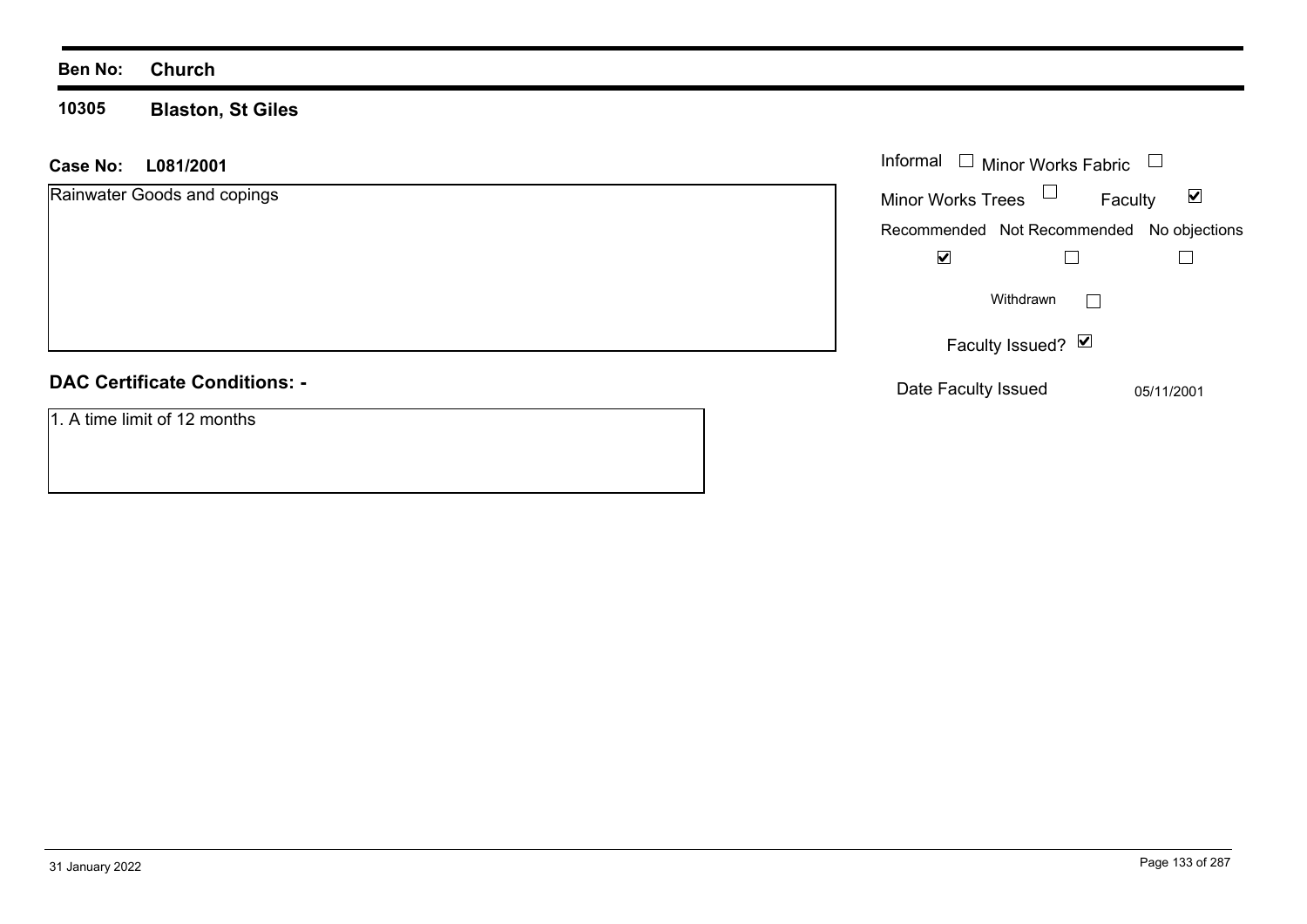**Ben No:** **Church**

**10305** **Blaston, St Giles**

**Case No:** **L081/2001**

Rainwater Goods and copings

Informal ☐ Minor Works Fabric ☐

Minor Works Trees ☐ Faculty ☑

| Recommended | Not Recommended | No objections |
|---|---|---|
| ☑ | ☐ | ☐ |

Withdrawn ☐

Faculty Issued? ☑

Date Faculty Issued 05/11/2001

**DAC Certificate Conditions: -**

1. A time limit of 12 months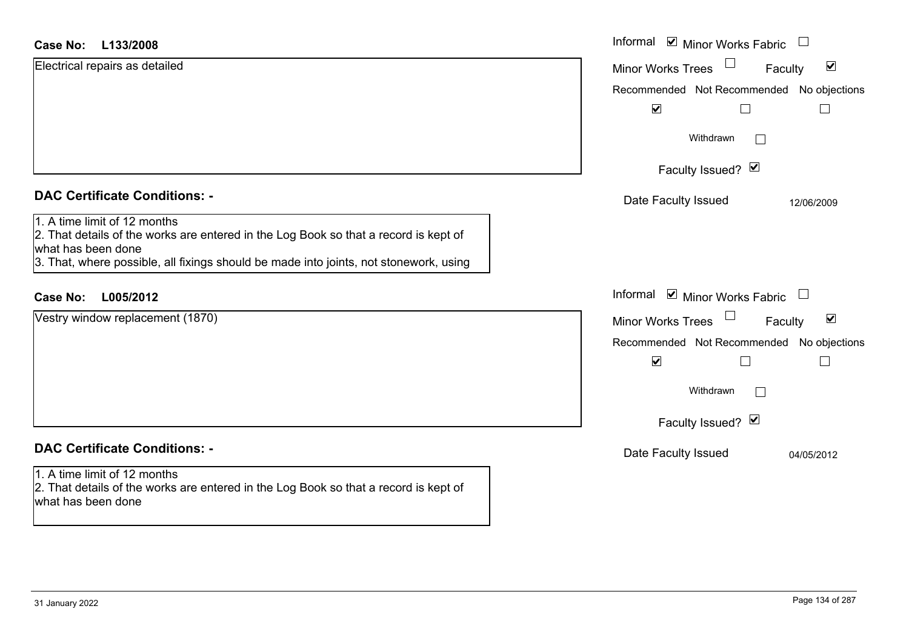**Case No:** **L133/2008**

Electrical repairs as detailed

Informal ☑ Minor Works Fabric ☐
Minor Works Trees ☐ Faculty ☑

| Recommended | Not Recommended | No objections |
|---|---|---|
| ☑ | ☐ | ☐ |

Withdrawn ☐

Faculty Issued? ☑

Date Faculty Issued 12/06/2009

## DAC Certificate Conditions: -

1. A time limit of 12 months
2. That details of the works are entered in the Log Book so that a record is kept of what has been done
3. That, where possible, all fixings should be made into joints, not stonework, using

**Case No:** **L005/2012**

Vestry window replacement (1870)

Informal ☑ Minor Works Fabric ☐
Minor Works Trees ☐ Faculty ☑

| Recommended | Not Recommended | No objections |
|---|---|---|
| ☑ | ☐ | ☐ |

Withdrawn ☐

Faculty Issued? ☑

Date Faculty Issued 04/05/2012

## DAC Certificate Conditions: -

1. A time limit of 12 months
2. That details of the works are entered in the Log Book so that a record is kept of what has been done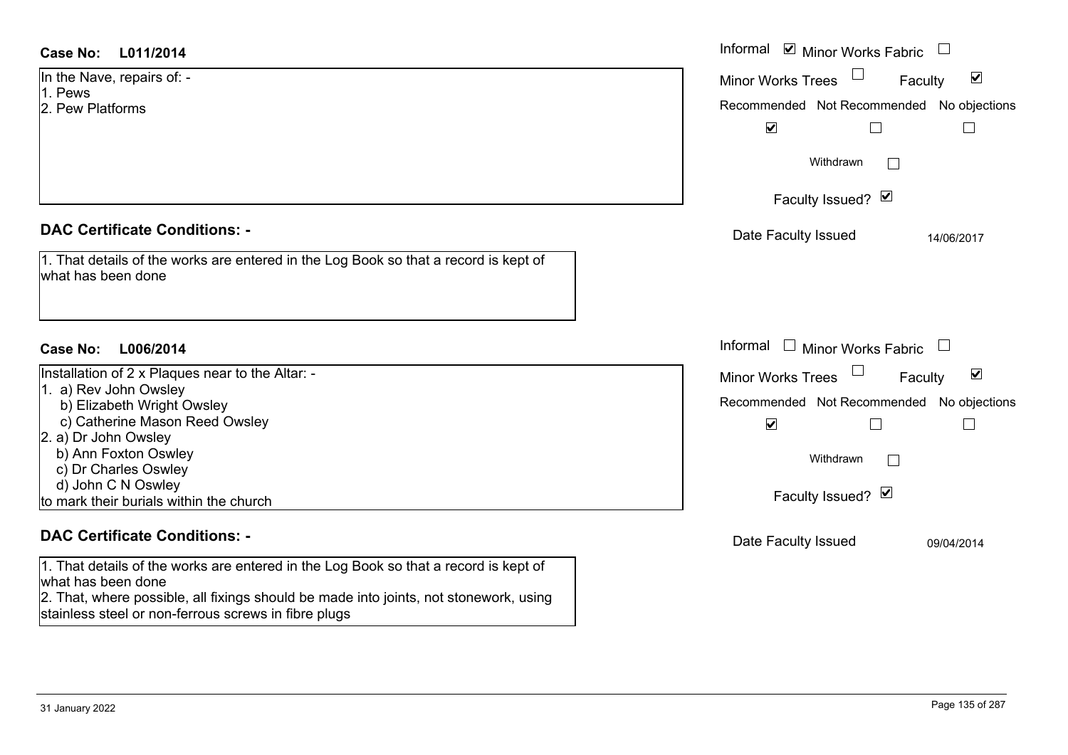**Case No: L011/2014**

In the Nave, repairs of: -
1. Pews
2. Pew Platforms

Informal ☑ Minor Works Fabric ☐
Minor Works Trees ☐ Faculty ☑

| Recommended | Not Recommended | No objections |
|---|---|---|
| ☑ | ☐ | ☐ |

Withdrawn ☐

Faculty Issued? ☑

Date Faculty Issued 14/06/2017

## DAC Certificate Conditions: -

1. That details of the works are entered in the Log Book so that a record is kept of what has been done

**Case No: L006/2014**

Installation of 2 x Plaques near to the Altar: -
1. a) Rev John Owsley
   b) Elizabeth Wright Owsley
   c) Catherine Mason Reed Owsley
2. a) Dr John Owsley
   b) Ann Foxton Oswley
   c) Dr Charles Oswley
   d) John C N Oswley

to mark their burials within the church

Informal ☐ Minor Works Fabric ☐
Minor Works Trees ☐ Faculty ☑

| Recommended | Not Recommended | No objections |
|---|---|---|
| ☑ | ☐ | ☐ |

Withdrawn ☐

Faculty Issued? ☑

Date Faculty Issued 09/04/2014

## DAC Certificate Conditions: -

1. That details of the works are entered in the Log Book so that a record is kept of what has been done
2. That, where possible, all fixings should be made into joints, not stonework, using stainless steel or non-ferrous screws in fibre plugs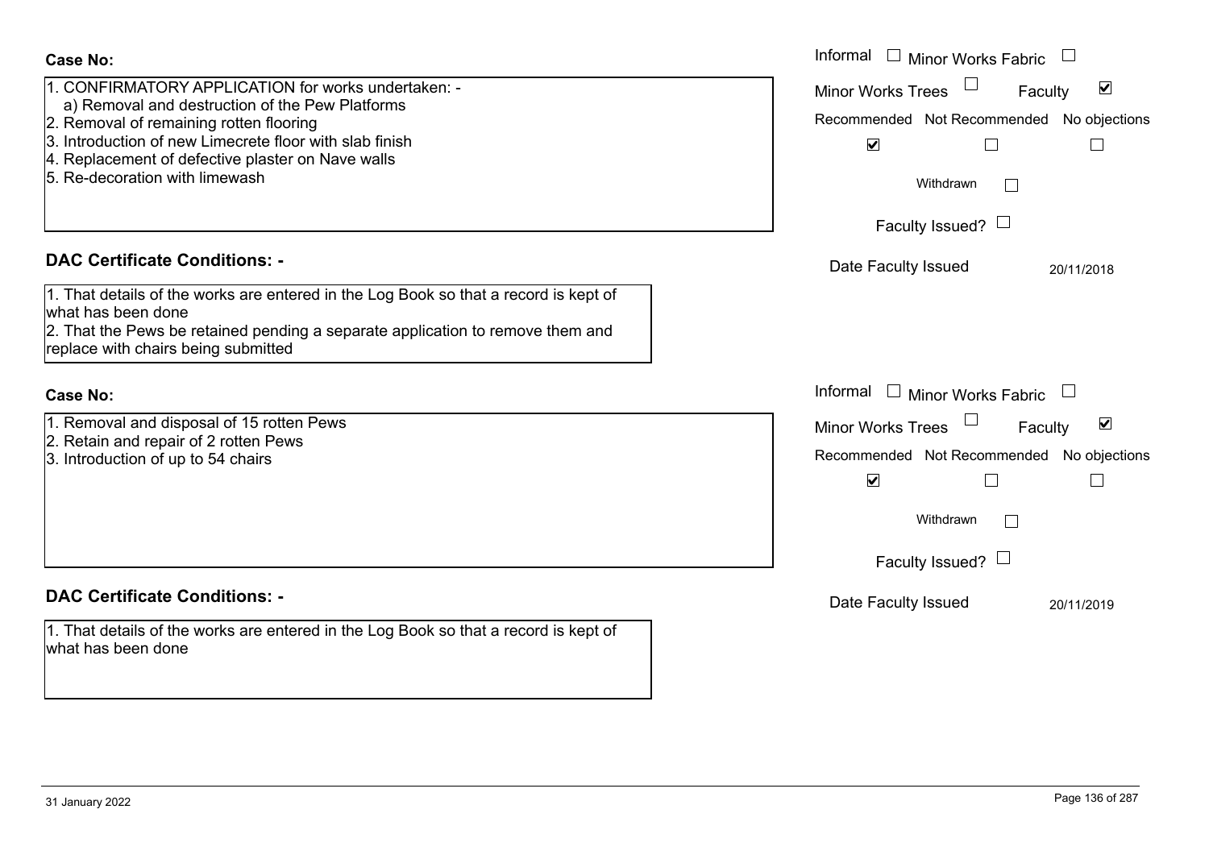**Case No:**

1. CONFIRMATORY APPLICATION for works undertaken: -
   a) Removal and destruction of the Pew Platforms
2. Removal of remaining rotten flooring
3. Introduction of new Limecrete floor with slab finish
4. Replacement of defective plaster on Nave walls
5. Re-decoration with limewash

Informal ☐ Minor Works Fabric ☐
Minor Works Trees ☐ Faculty ☑
Recommended ☑ Not Recommended ☐ No objections ☐
Withdrawn ☐
Faculty Issued? ☐
Date Faculty Issued 20/11/2018

**DAC Certificate Conditions: -**

1. That details of the works are entered in the Log Book so that a record is kept of what has been done
2. That the Pews be retained pending a separate application to remove them and replace with chairs being submitted

**Case No:**

1. Removal and disposal of 15 rotten Pews
2. Retain and repair of 2 rotten Pews
3. Introduction of up to 54 chairs

Informal ☐ Minor Works Fabric ☐
Minor Works Trees ☐ Faculty ☑
Recommended ☑ Not Recommended ☐ No objections ☐
Withdrawn ☐
Faculty Issued? ☐
Date Faculty Issued 20/11/2019

**DAC Certificate Conditions: -**

1. That details of the works are entered in the Log Book so that a record is kept of what has been done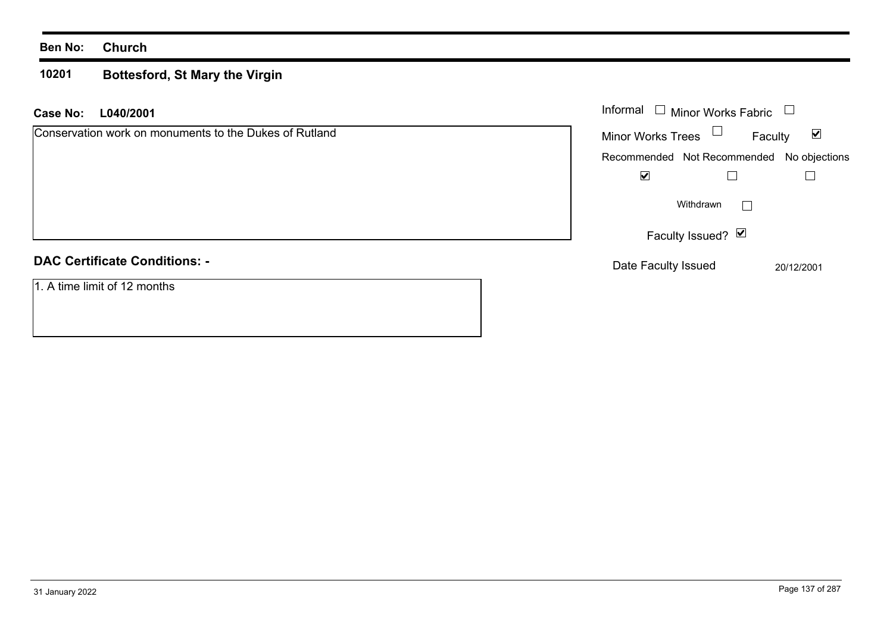**Ben No:** **Church**

**10201** **Bottesford, St Mary the Virgin**

**Case No:** **L040/2001**

Conservation work on monuments to the Dukes of Rutland

Informal ☐ Minor Works Fabric ☐

Minor Works Trees ☐ Faculty ☑

| Recommended | Not Recommended | No objections |
| --- | --- | --- |
| ☑ | ☐ | ☐ |

Withdrawn ☐

Faculty Issued? ☑

Date Faculty Issued 20/12/2001

**DAC Certificate Conditions: -**

1. A time limit of 12 months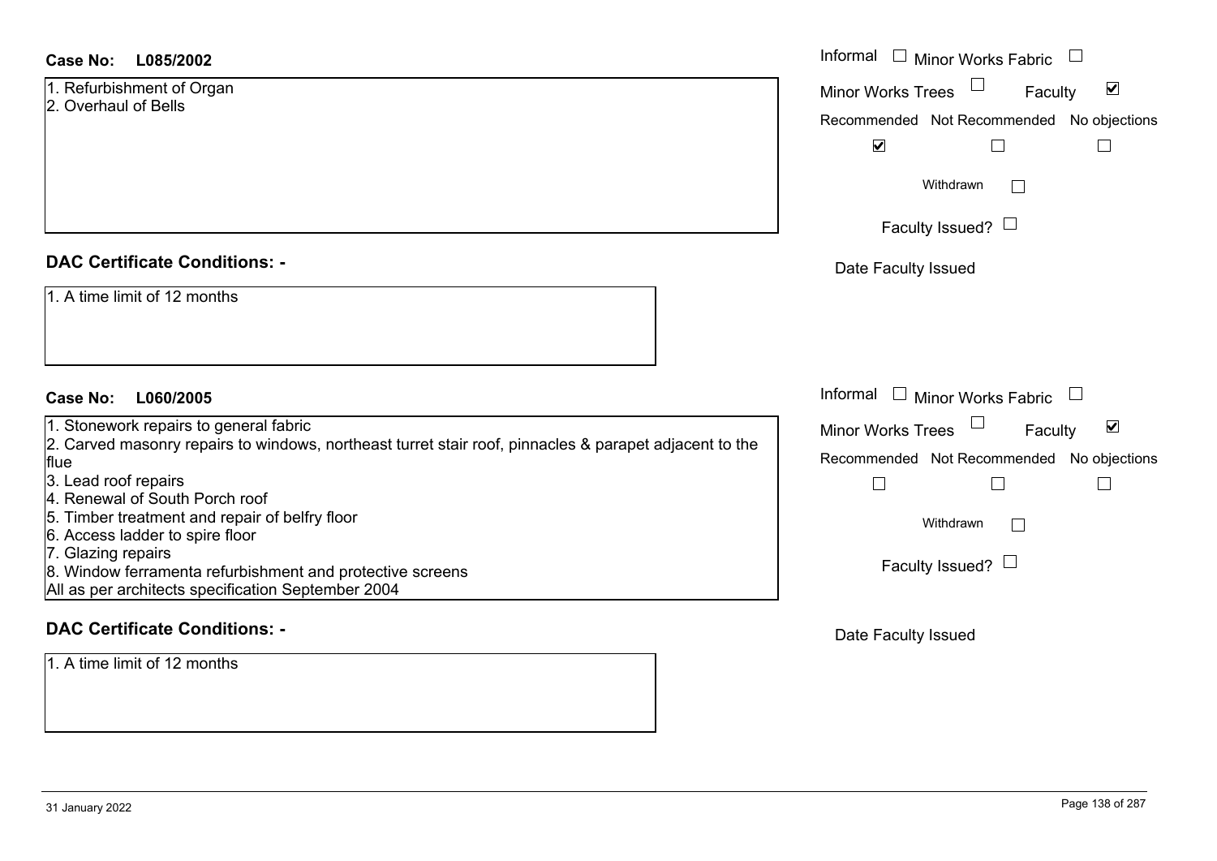**Case No: L085/2002**

1. Refurbishment of Organ
2. Overhaul of Bells

Informal ☐ Minor Works Fabric ☐

Minor Works Trees ☐ Faculty ☑

Recommended ☑ Not Recommended ☐ No objections ☐

Withdrawn ☐

Faculty Issued? ☐

Date Faculty Issued

**DAC Certificate Conditions: -**

1. A time limit of 12 months

**Case No: L060/2005**

1. Stonework repairs to general fabric
2. Carved masonry repairs to windows, northeast turret stair roof, pinnacles & parapet adjacent to the flue
3. Lead roof repairs
4. Renewal of South Porch roof
5. Timber treatment and repair of belfry floor
6. Access ladder to spire floor
7. Glazing repairs
8. Window ferramenta refurbishment and protective screens

All as per architects specification September 2004

Informal ☐ Minor Works Fabric ☐

Minor Works Trees ☐ Faculty ☑

Recommended ☐ Not Recommended ☐ No objections ☐

Withdrawn ☐

Faculty Issued? ☐

Date Faculty Issued

**DAC Certificate Conditions: -**

1. A time limit of 12 months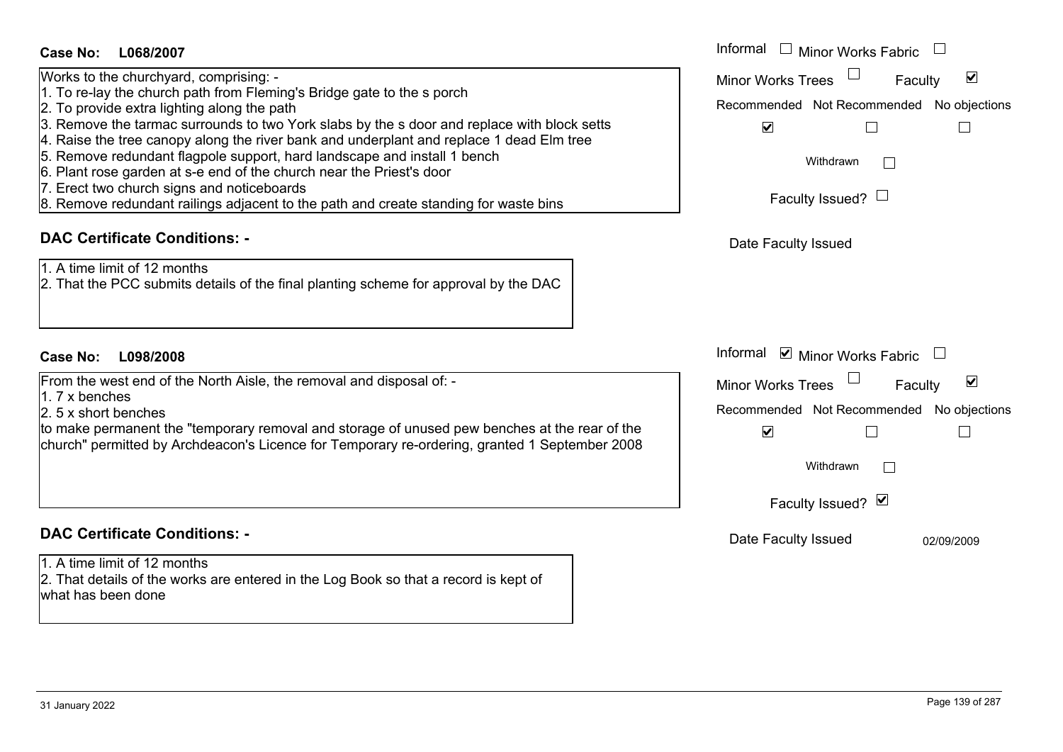**Case No:** **L068/2007**

Works to the churchyard, comprising: -
1. To re-lay the church path from Fleming's Bridge gate to the s porch
2. To provide extra lighting along the path
3. Remove the tarmac surrounds to two York slabs by the s door and replace with block setts
4. Raise the tree canopy along the river bank and underplant and replace 1 dead Elm tree
5. Remove redundant flagpole support, hard landscape and install 1 bench
6. Plant rose garden at s-e end of the church near the Priest's door
7. Erect two church signs and noticeboards
8. Remove redundant railings adjacent to the path and create standing for waste bins

Informal ☐ Minor Works Fabric ☐
Minor Works Trees ☐ Faculty ☑

Recommended ☑ Not Recommended ☐ No objections ☐

Withdrawn ☐

Faculty Issued? ☐

Date Faculty Issued

## DAC Certificate Conditions: -

1. A time limit of 12 months
2. That the PCC submits details of the final planting scheme for approval by the DAC

**Case No:** **L098/2008**

From the west end of the North Aisle, the removal and disposal of: -
1. 7 x benches
2. 5 x short benches

to make permanent the "temporary removal and storage of unused pew benches at the rear of the church" permitted by Archdeacon's Licence for Temporary re-ordering, granted 1 September 2008

Informal ☑ Minor Works Fabric ☐
Minor Works Trees ☐ Faculty ☑

Recommended ☑ Not Recommended ☐ No objections ☐

Withdrawn ☐

Faculty Issued? ☑

Date Faculty Issued 02/09/2009

## DAC Certificate Conditions: -

1. A time limit of 12 months
2. That details of the works are entered in the Log Book so that a record is kept of what has been done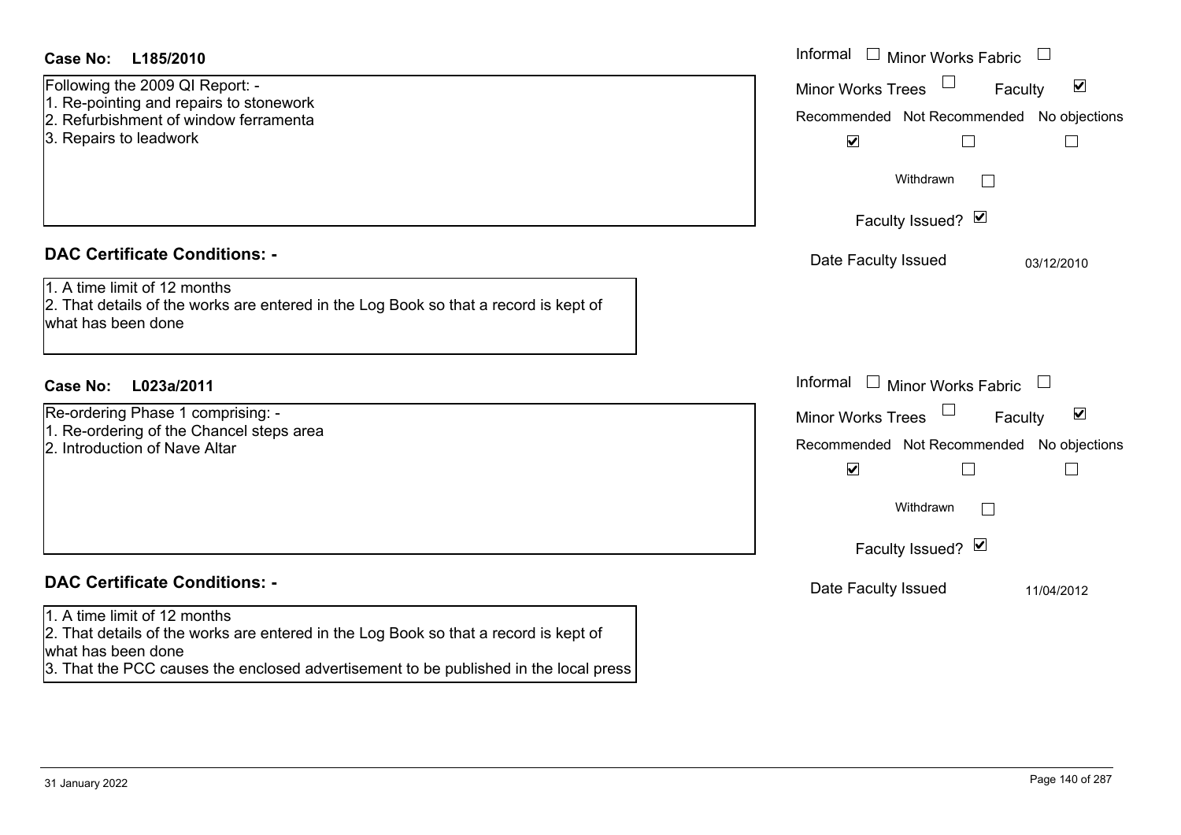**Case No: L185/2010**

Following the 2009 QI Report: -
1. Re-pointing and repairs to stonework
2. Refurbishment of window ferramenta
3. Repairs to leadwork

Informal ☐ Minor Works Fabric ☐
Minor Works Trees ☐ Faculty ☑
Recommended ☑ Not Recommended ☐ No objections ☐
Withdrawn ☐
Faculty Issued? ☑
Date Faculty Issued 03/12/2010

## DAC Certificate Conditions: -

1. A time limit of 12 months
2. That details of the works are entered in the Log Book so that a record is kept of what has been done

**Case No: L023a/2011**

Re-ordering Phase 1 comprising: -
1. Re-ordering of the Chancel steps area
2. Introduction of Nave Altar

Informal ☐ Minor Works Fabric ☐
Minor Works Trees ☐ Faculty ☑
Recommended ☑ Not Recommended ☐ No objections ☐
Withdrawn ☐
Faculty Issued? ☑
Date Faculty Issued 11/04/2012

## DAC Certificate Conditions: -

1. A time limit of 12 months
2. That details of the works are entered in the Log Book so that a record is kept of what has been done
3. That the PCC causes the enclosed advertisement to be published in the local press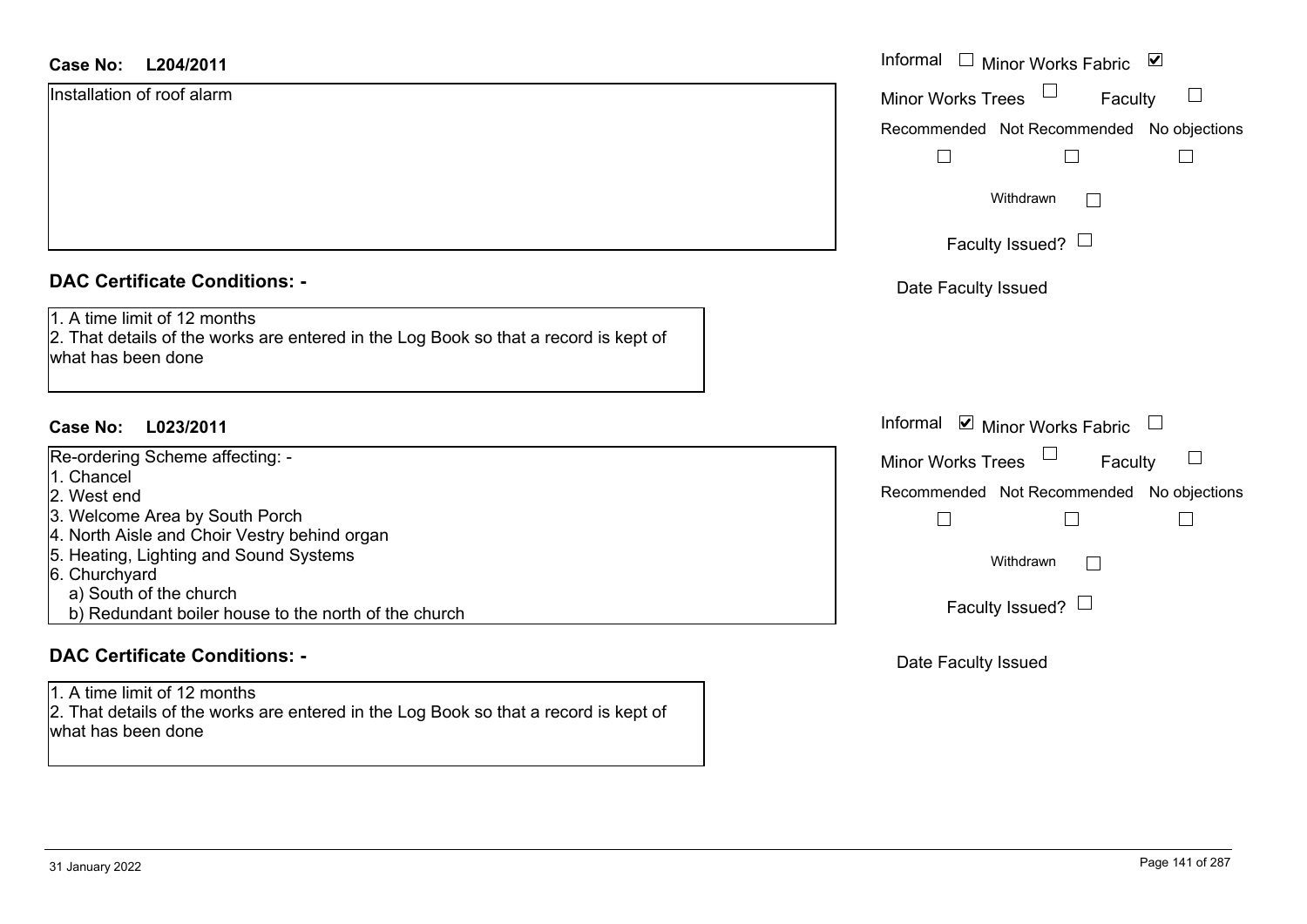**Case No: L204/2011**

Installation of roof alarm

Informal ☐ Minor Works Fabric ☑
Minor Works Trees ☐ Faculty ☐
Recommended ☐ Not Recommended ☐ No objections ☐
Withdrawn ☐
Faculty Issued? ☐
Date Faculty Issued

## DAC Certificate Conditions: -

1. A time limit of 12 months
2. That details of the works are entered in the Log Book so that a record is kept of what has been done

**Case No: L023/2011**

Re-ordering Scheme affecting: -
1. Chancel
2. West end
3. Welcome Area by South Porch
4. North Aisle and Choir Vestry behind organ
5. Heating, Lighting and Sound Systems
6. Churchyard
   a) South of the church
   b) Redundant boiler house to the north of the church

Informal ☑ Minor Works Fabric ☐
Minor Works Trees ☐ Faculty ☐
Recommended ☐ Not Recommended ☐ No objections ☐
Withdrawn ☐
Faculty Issued? ☐
Date Faculty Issued

## DAC Certificate Conditions: -

1. A time limit of 12 months
2. That details of the works are entered in the Log Book so that a record is kept of what has been done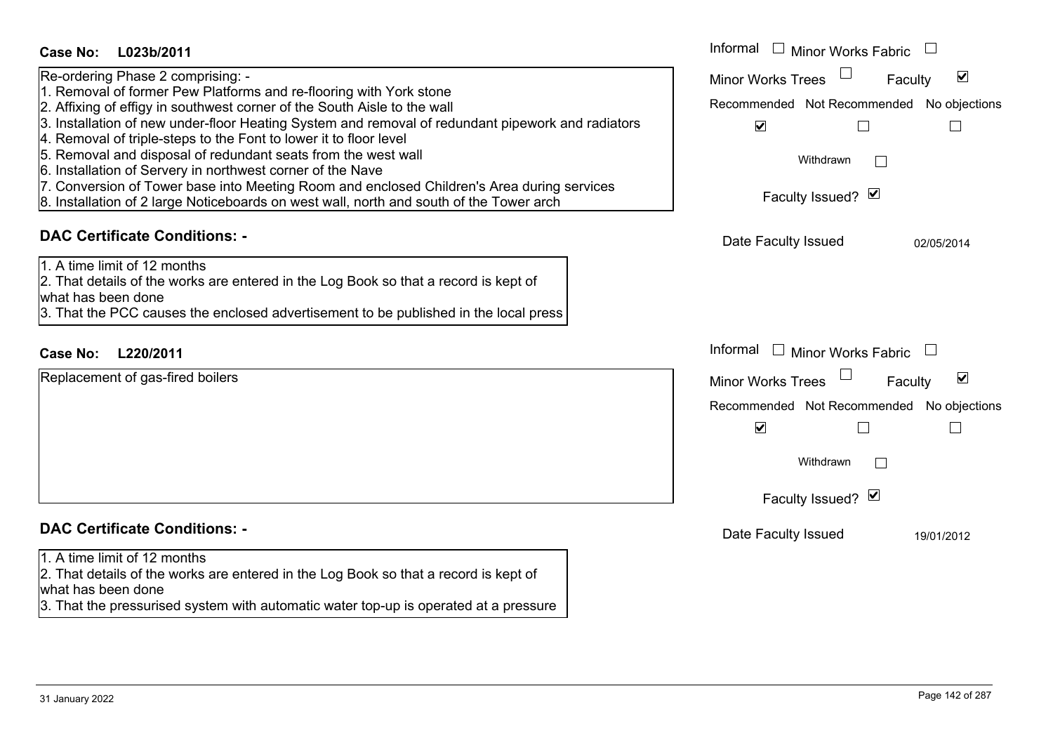**Case No: L023b/2011**

Re-ordering Phase 2 comprising: -
1. Removal of former Pew Platforms and re-flooring with York stone
2. Affixing of effigy in southwest corner of the South Aisle to the wall
3. Installation of new under-floor Heating System and removal of redundant pipework and radiators
4. Removal of triple-steps to the Font to lower it to floor level
5. Removal and disposal of redundant seats from the west wall
6. Installation of Servery in northwest corner of the Nave
7. Conversion of Tower base into Meeting Room and enclosed Children's Area during services
8. Installation of 2 large Noticeboards on west wall, north and south of the Tower arch

Informal ☐ Minor Works Fabric ☐
Minor Works Trees ☐ Faculty ☑
Recommended ☑ Not Recommended ☐ No objections ☐
Withdrawn ☐
Faculty Issued? ☑
Date Faculty Issued 02/05/2014

**DAC Certificate Conditions: -**

1. A time limit of 12 months
2. That details of the works are entered in the Log Book so that a record is kept of what has been done
3. That the PCC causes the enclosed advertisement to be published in the local press

**Case No: L220/2011**

Replacement of gas-fired boilers

Informal ☐ Minor Works Fabric ☐
Minor Works Trees ☐ Faculty ☑
Recommended ☑ Not Recommended ☐ No objections ☐
Withdrawn ☐
Faculty Issued? ☑
Date Faculty Issued 19/01/2012

**DAC Certificate Conditions: -**

1. A time limit of 12 months
2. That details of the works are entered in the Log Book so that a record is kept of what has been done
3. That the pressurised system with automatic water top-up is operated at a pressure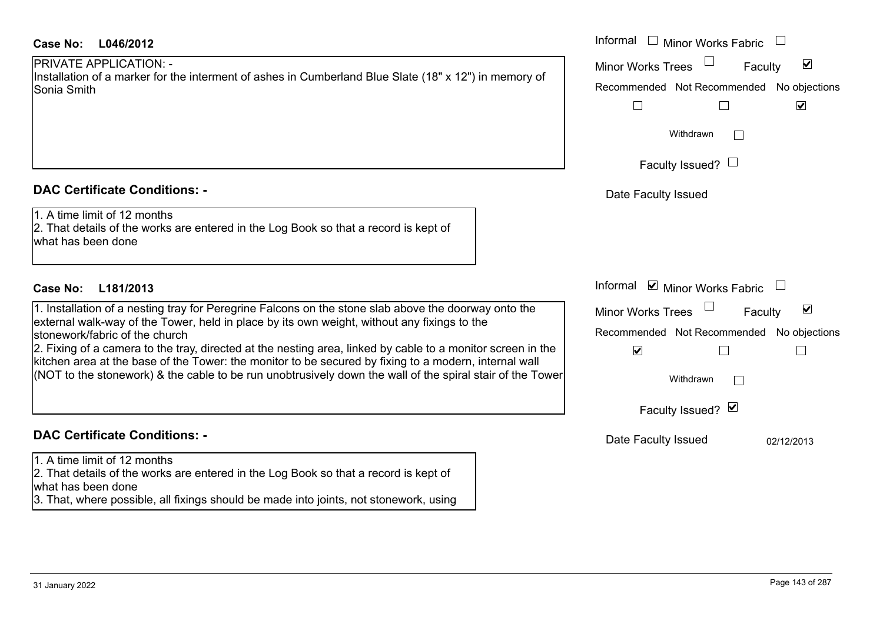**Case No: L046/2012**

PRIVATE APPLICATION: -
Installation of a marker for the interment of ashes in Cumberland Blue Slate (18" x 12") in memory of Sonia Smith

| | | |
|---|---|---|
| Informal ☐ | Minor Works Fabric ☐ | |
| Minor Works Trees ☐ | Faculty ☑ | |
| Recommended ☐ | Not Recommended ☐ | No objections ☑ |
| Withdrawn ☐ | | |
| Faculty Issued? ☐ | | |
| Date Faculty Issued | | |

**DAC Certificate Conditions: -**

1. A time limit of 12 months
2. That details of the works are entered in the Log Book so that a record is kept of what has been done

**Case No: L181/2013**

1. Installation of a nesting tray for Peregrine Falcons on the stone slab above the doorway onto the external walk-way of the Tower, held in place by its own weight, without any fixings to the stonework/fabric of the church
2. Fixing of a camera to the tray, directed at the nesting area, linked by cable to a monitor screen in the kitchen area at the base of the Tower: the monitor to be secured by fixing to a modern, internal wall (NOT to the stonework) & the cable to be run unobtrusively down the wall of the spiral stair of the Tower

| | | |
|---|---|---|
| Informal ☑ | Minor Works Fabric ☐ | |
| Minor Works Trees ☐ | Faculty ☑ | |
| Recommended ☑ | Not Recommended ☐ | No objections ☐ |
| Withdrawn ☐ | | |
| Faculty Issued? ☑ | | |
| Date Faculty Issued | 02/12/2013 | |

**DAC Certificate Conditions: -**

1. A time limit of 12 months
2. That details of the works are entered in the Log Book so that a record is kept of what has been done
3. That, where possible, all fixings should be made into joints, not stonework, using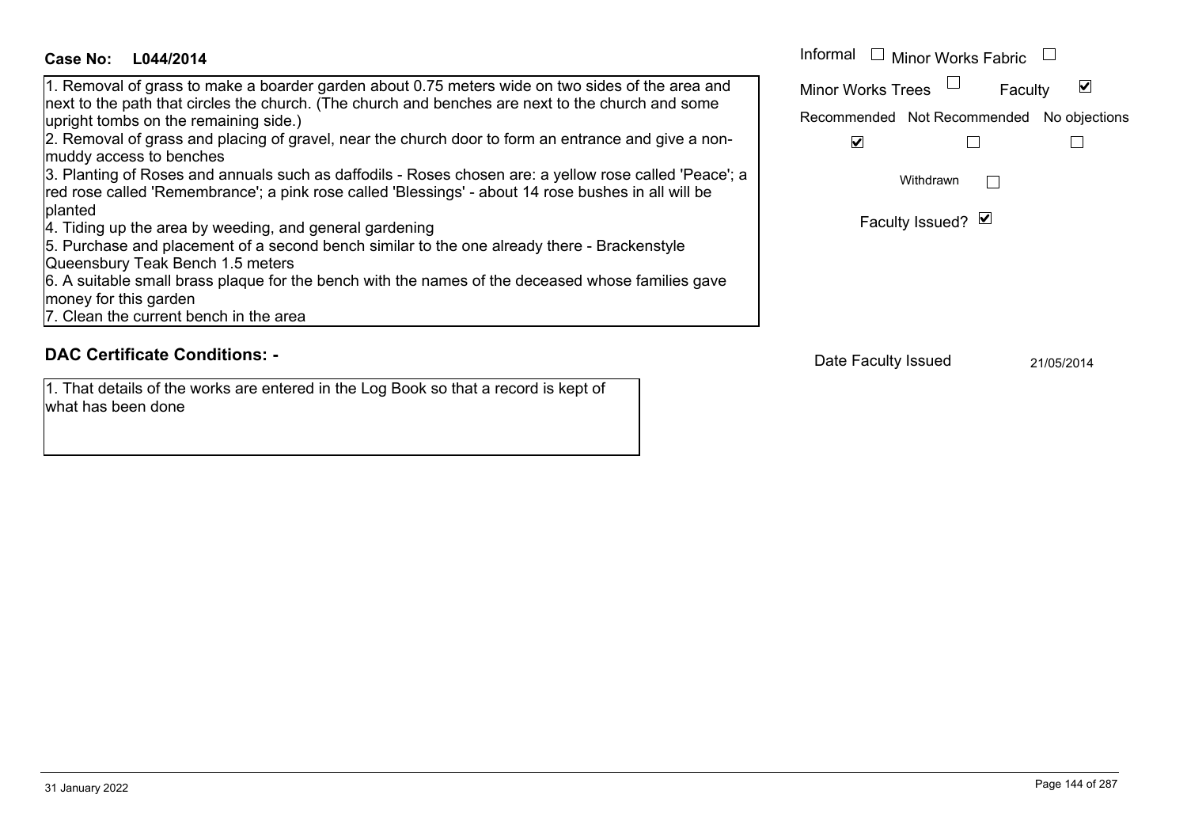**Case No: L044/2014**

1. Removal of grass to make a boarder garden about 0.75 meters wide on two sides of the area and next to the path that circles the church. (The church and benches are next to the church and some upright tombs on the remaining side.)
2. Removal of grass and placing of gravel, near the church door to form an entrance and give a non-muddy access to benches
3. Planting of Roses and annuals such as daffodils - Roses chosen are: a yellow rose called 'Peace'; a red rose called 'Remembrance'; a pink rose called 'Blessings' - about 14 rose bushes in all will be planted
4. Tiding up the area by weeding, and general gardening
5. Purchase and placement of a second bench similar to the one already there - Brackenstyle Queensbury Teak Bench 1.5 meters
6. A suitable small brass plaque for the bench with the names of the deceased whose families gave money for this garden
7. Clean the current bench in the area

Informal ☐ Minor Works Fabric ☐

Minor Works Trees ☐ Faculty ☑

Recommended ☑ Not Recommended ☐ No objections ☐

Withdrawn ☐

Faculty Issued? ☑

## DAC Certificate Conditions: -

1. That details of the works are entered in the Log Book so that a record is kept of what has been done

Date Faculty Issued 21/05/2014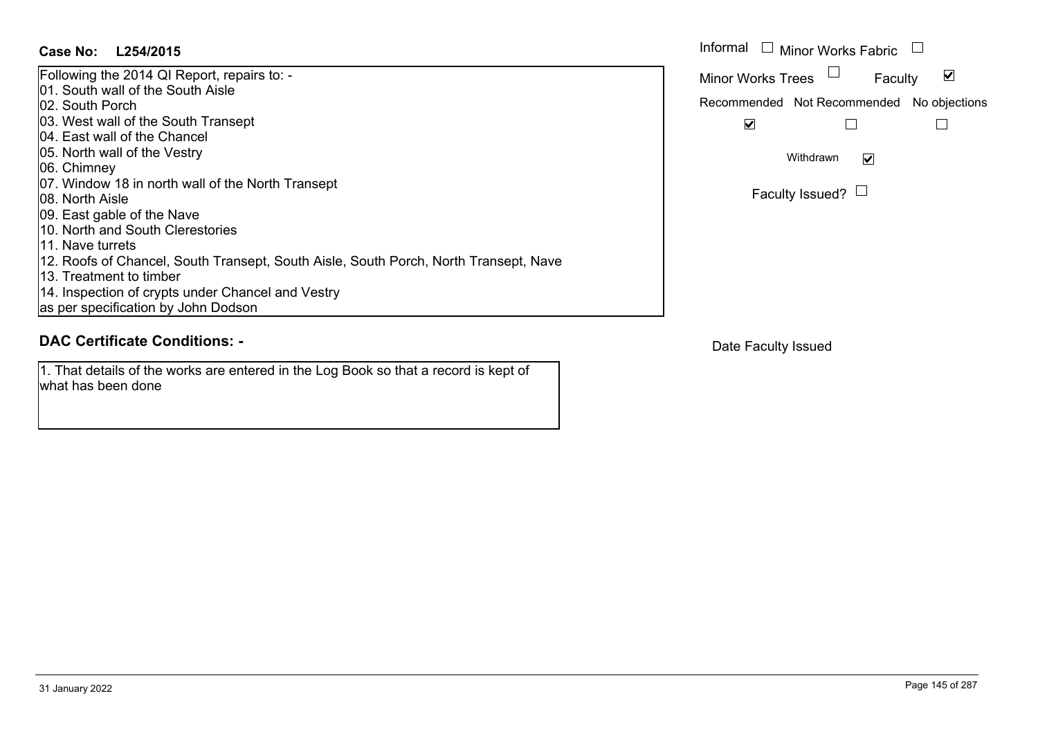**Case No: L254/2015**

Following the 2014 QI Report, repairs to: -
01. South wall of the South Aisle
02. South Porch
03. West wall of the South Transept
04. East wall of the Chancel
05. North wall of the Vestry
06. Chimney
07. Window 18 in north wall of the North Transept
08. North Aisle
09. East gable of the Nave
10. North and South Clerestories
11. Nave turrets
12. Roofs of Chancel, South Transept, South Aisle, South Porch, North Transept, Nave
13. Treatment to timber
14. Inspection of crypts under Chancel and Vestry
as per specification by John Dodson

Informal ☐ Minor Works Fabric ☐
Minor Works Trees ☐ Faculty ☑

| Recommended | Not Recommended | No objections |
|---|---|---|
| ☑ | ☐ | ☐ |

Withdrawn ☑

Faculty Issued? ☐

## DAC Certificate Conditions: -

1. That details of the works are entered in the Log Book so that a record is kept of what has been done

Date Faculty Issued

31 January 2022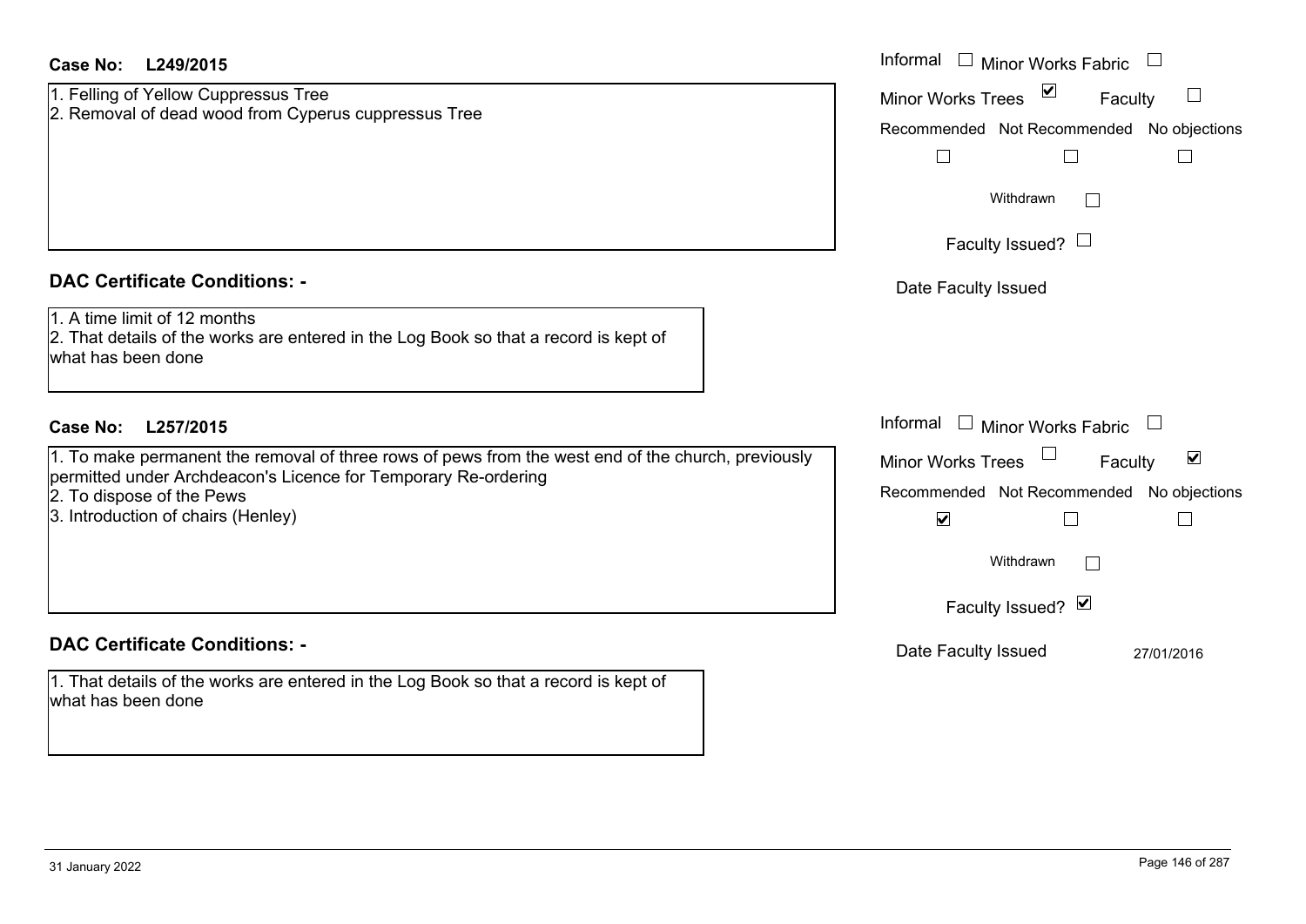**Case No: L249/2015**

1. Felling of Yellow Cuppressus Tree
2. Removal of dead wood from Cyperus cuppressus Tree

Informal ☐ Minor Works Fabric ☐

Minor Works Trees ☑ Faculty ☐

Recommended ☐ Not Recommended ☐ No objections ☐

Withdrawn ☐

Faculty Issued? ☐

Date Faculty Issued

**DAC Certificate Conditions: -**

1. A time limit of 12 months
2. That details of the works are entered in the Log Book so that a record is kept of what has been done

**Case No: L257/2015**

1. To make permanent the removal of three rows of pews from the west end of the church, previously permitted under Archdeacon's Licence for Temporary Re-ordering
2. To dispose of the Pews
3. Introduction of chairs (Henley)

Informal ☐ Minor Works Fabric ☐

Minor Works Trees ☐ Faculty ☑

Recommended ☑ Not Recommended ☐ No objections ☐

Withdrawn ☐

Faculty Issued? ☑

Date Faculty Issued 27/01/2016

**DAC Certificate Conditions: -**

1. That details of the works are entered in the Log Book so that a record is kept of what has been done

31 January 2022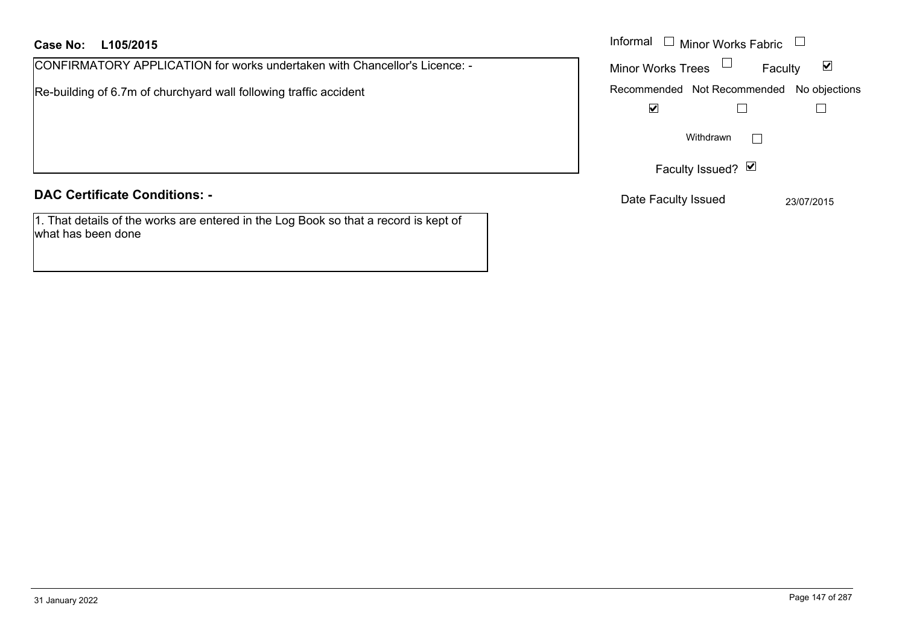**Case No: L105/2015**

CONFIRMATORY APPLICATION for works undertaken with Chancellor's Licence: -

Re-building of 6.7m of churchyard wall following traffic accident

Informal ☐ Minor Works Fabric ☐

Minor Works Trees ☐ Faculty ☑

| Recommended | Not Recommended | No objections |
| --- | --- | --- |
| ☑ | ☐ | ☐ |

Withdrawn ☐

Faculty Issued? ☑

Date Faculty Issued 23/07/2015

## DAC Certificate Conditions: -

1. That details of the works are entered in the Log Book so that a record is kept of what has been done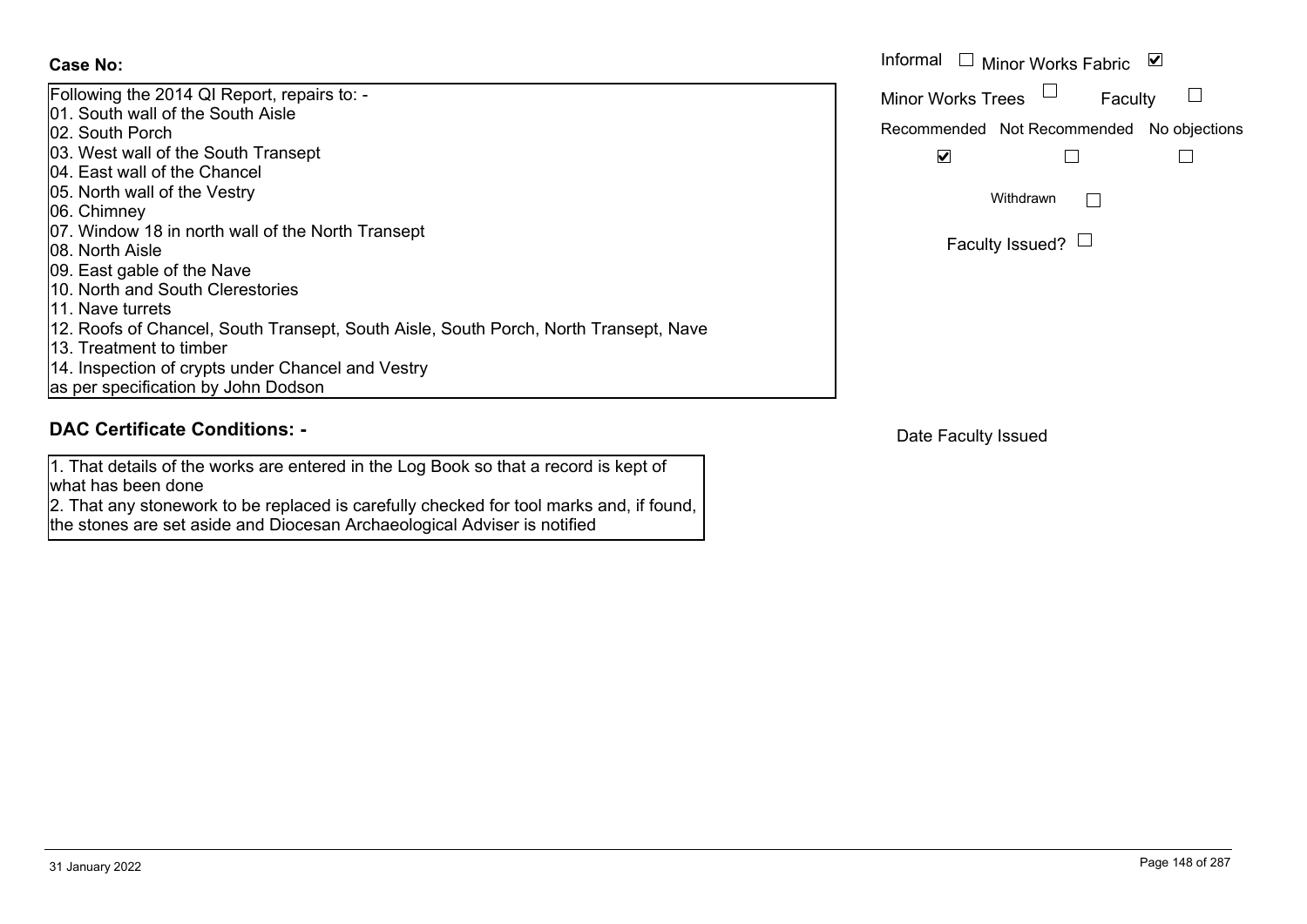**Case No:**

Following the 2014 QI Report, repairs to: -
01. South wall of the South Aisle
02. South Porch
03. West wall of the South Transept
04. East wall of the Chancel
05. North wall of the Vestry
06. Chimney
07. Window 18 in north wall of the North Transept
08. North Aisle
09. East gable of the Nave
10. North and South Clerestories
11. Nave turrets
12. Roofs of Chancel, South Transept, South Aisle, South Porch, North Transept, Nave
13. Treatment to timber
14. Inspection of crypts under Chancel and Vestry
as per specification by John Dodson

Informal ☐ Minor Works Fabric ☑

Minor Works Trees ☐ Faculty ☐

Recommended ☑ Not Recommended ☐ No objections ☐

Withdrawn ☐

Faculty Issued? ☐

## DAC Certificate Conditions: -

1. That details of the works are entered in the Log Book so that a record is kept of what has been done
2. That any stonework to be replaced is carefully checked for tool marks and, if found, the stones are set aside and Diocesan Archaeological Adviser is notified

Date Faculty Issued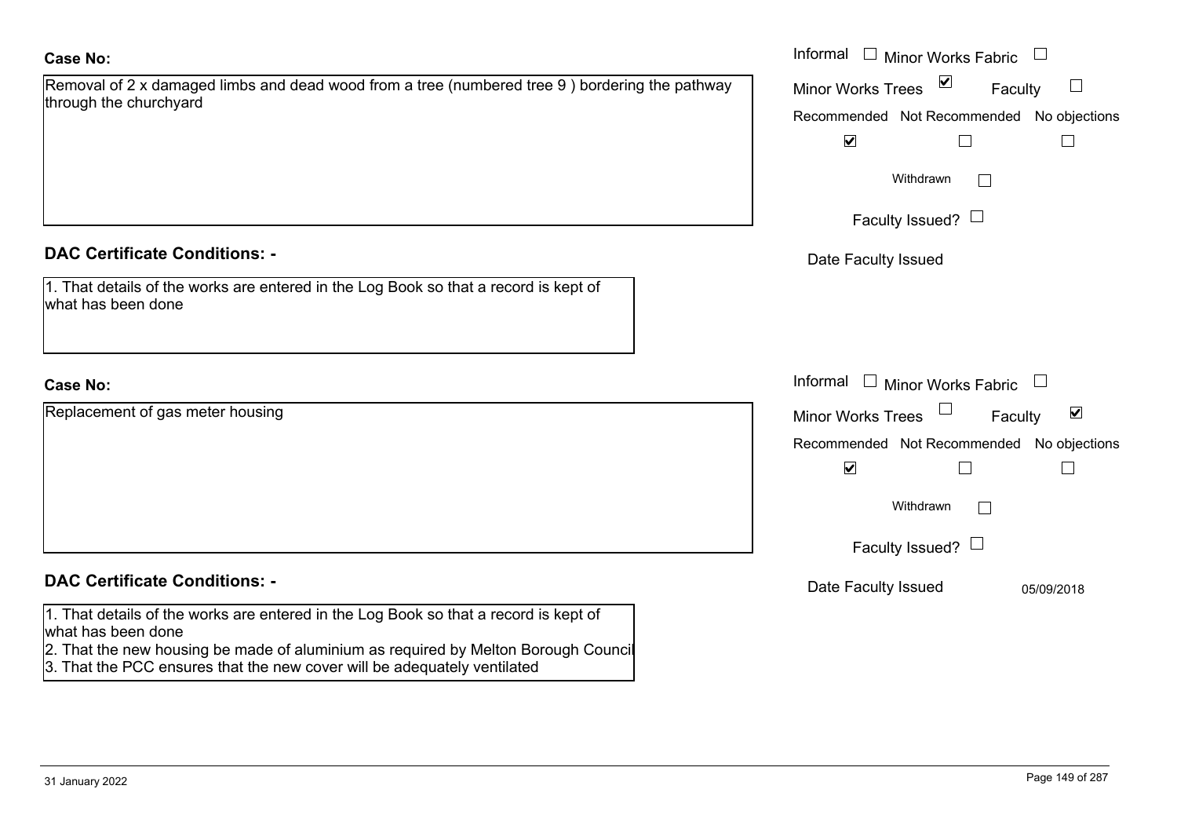**Case No:**

Removal of 2 x damaged limbs and dead wood from a tree (numbered tree 9 ) bordering the pathway through the churchyard

Informal ☐ Minor Works Fabric ☐
Minor Works Trees ☑ Faculty ☐

| Recommended | Not Recommended | No objections |
|---|---|---|
| ☑ | ☐ | ☐ |

Withdrawn ☐

Faculty Issued? ☐

Date Faculty Issued

**DAC Certificate Conditions: -**

1. That details of the works are entered in the Log Book so that a record is kept of what has been done

**Case No:**

Replacement of gas meter housing

Informal ☐ Minor Works Fabric ☐
Minor Works Trees ☐ Faculty ☑

| Recommended | Not Recommended | No objections |
|---|---|---|
| ☑ | ☐ | ☐ |

Withdrawn ☐

Faculty Issued? ☐

Date Faculty Issued 05/09/2018

**DAC Certificate Conditions: -**

1. That details of the works are entered in the Log Book so that a record is kept of what has been done
2. That the new housing be made of aluminium as required by Melton Borough Council
3. That the PCC ensures that the new cover will be adequately ventilated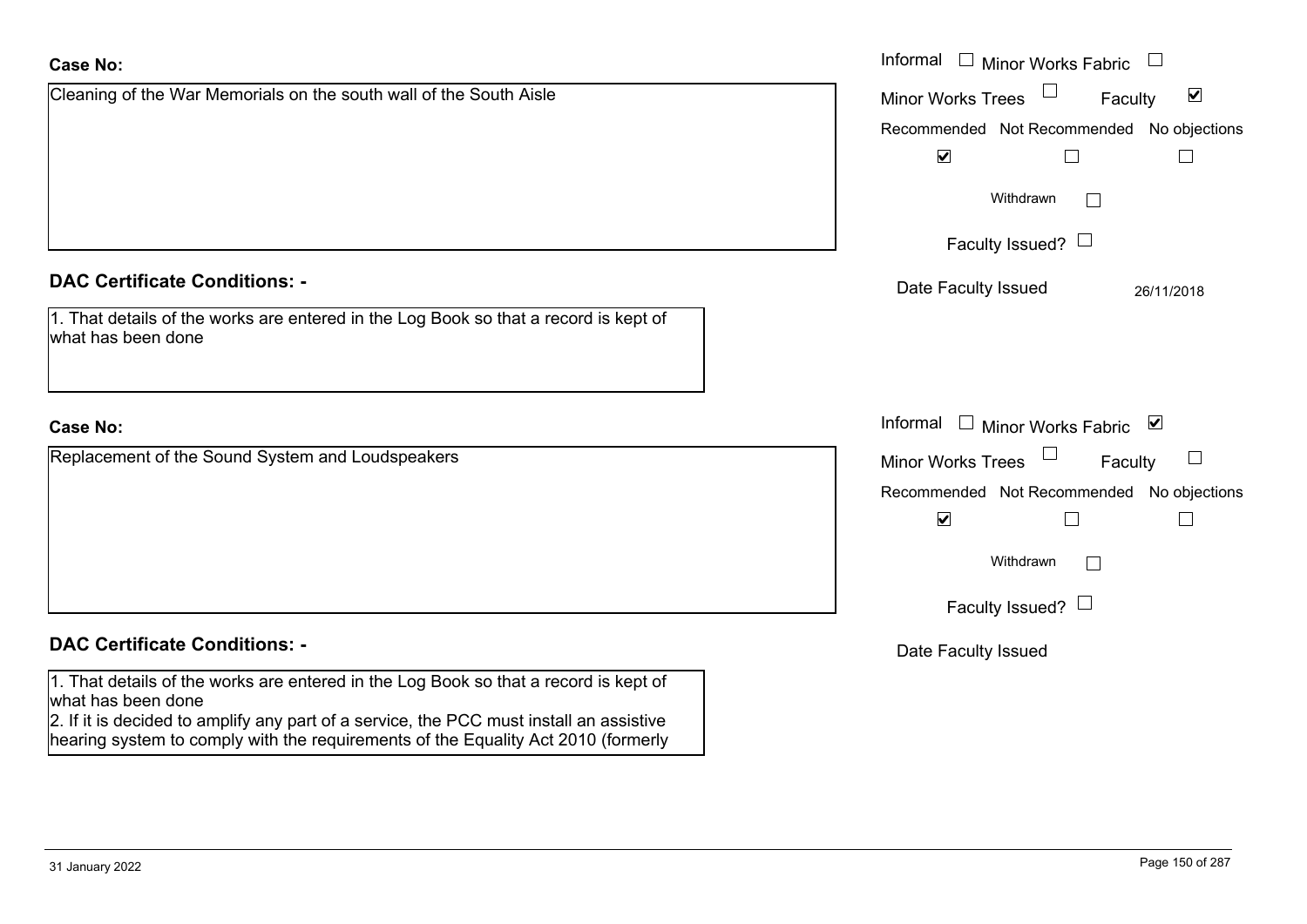**Case No:**

Cleaning of the War Memorials on the south wall of the South Aisle

Informal ☐ Minor Works Fabric ☐

Minor Works Trees ☐ Faculty ☑

Recommended ☑ Not Recommended ☐ No objections ☐

Withdrawn ☐

Faculty Issued? ☐

Date Faculty Issued 26/11/2018

**DAC Certificate Conditions: -**

1. That details of the works are entered in the Log Book so that a record is kept of what has been done

**Case No:**

Replacement of the Sound System and Loudspeakers

Informal ☐ Minor Works Fabric ☑

Minor Works Trees ☐ Faculty ☐

Recommended ☑ Not Recommended ☐ No objections ☐

Withdrawn ☐

Faculty Issued? ☐

Date Faculty Issued

**DAC Certificate Conditions: -**

1. That details of the works are entered in the Log Book so that a record is kept of what has been done
2. If it is decided to amplify any part of a service, the PCC must install an assistive hearing system to comply with the requirements of the Equality Act 2010 (formerly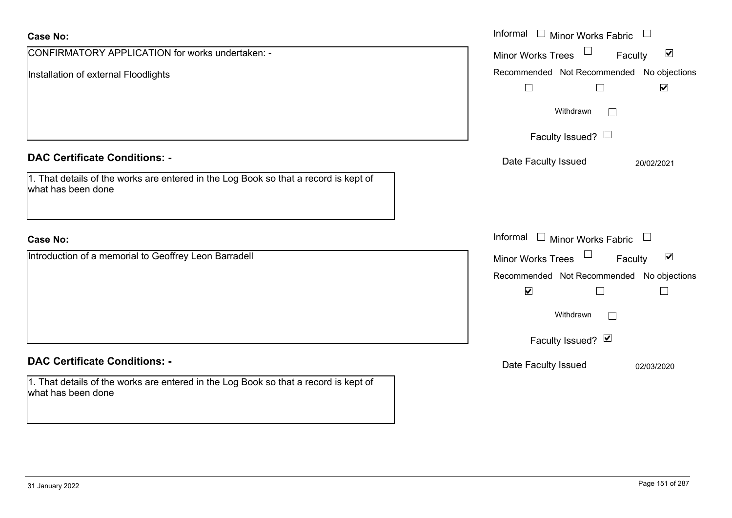**Case No:**

CONFIRMATORY APPLICATION for works undertaken: -

Installation of external Floodlights

Informal ☐ Minor Works Fabric ☐

Minor Works Trees ☐ Faculty ☑

Recommended ☐ Not Recommended ☐ No objections ☑

Withdrawn ☐

Faculty Issued? ☐

Date Faculty Issued 20/02/2021

**DAC Certificate Conditions: -**

1. That details of the works are entered in the Log Book so that a record is kept of what has been done

**Case No:**

Introduction of a memorial to Geoffrey Leon Barradell

Informal ☐ Minor Works Fabric ☐

Minor Works Trees ☐ Faculty ☑

Recommended ☑ Not Recommended ☐ No objections ☐

Withdrawn ☐

Faculty Issued? ☑

Date Faculty Issued 02/03/2020

**DAC Certificate Conditions: -**

1. That details of the works are entered in the Log Book so that a record is kept of what has been done

31 January 2022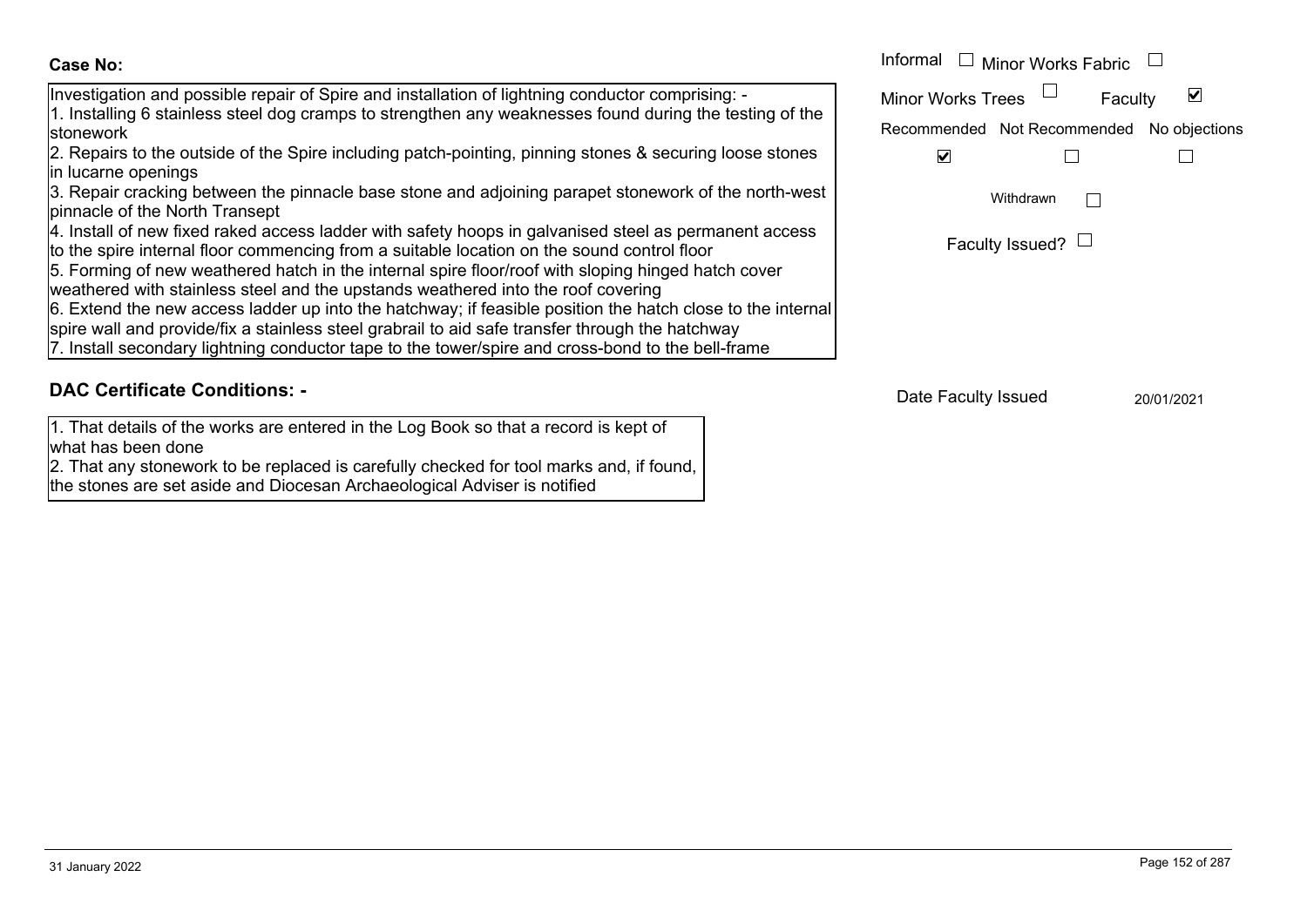**Case No:**

Investigation and possible repair of Spire and installation of lightning conductor comprising: -
1. Installing 6 stainless steel dog cramps to strengthen any weaknesses found during the testing of the stonework
2. Repairs to the outside of the Spire including patch-pointing, pinning stones & securing loose stones in lucarne openings
3. Repair cracking between the pinnacle base stone and adjoining parapet stonework of the north-west pinnacle of the North Transept
4. Install of new fixed raked access ladder with safety hoops in galvanised steel as permanent access to the spire internal floor commencing from a suitable location on the sound control floor
5. Forming of new weathered hatch in the internal spire floor/roof with sloping hinged hatch cover weathered with stainless steel and the upstands weathered into the roof covering
6. Extend the new access ladder up into the hatchway; if feasible position the hatch close to the internal spire wall and provide/fix a stainless steel grabrail to aid safe transfer through the hatchway
7. Install secondary lightning conductor tape to the tower/spire and cross-bond to the bell-frame

Informal ☐ Minor Works Fabric ☐

Minor Works Trees ☐ Faculty ☑

Recommended ☑ Not Recommended ☐ No objections ☐

Withdrawn ☐

Faculty Issued? ☐

## DAC Certificate Conditions: -

1. That details of the works are entered in the Log Book so that a record is kept of what has been done
2. That any stonework to be replaced is carefully checked for tool marks and, if found, the stones are set aside and Diocesan Archaeological Adviser is notified

Date Faculty Issued 20/01/2021

31 January 2022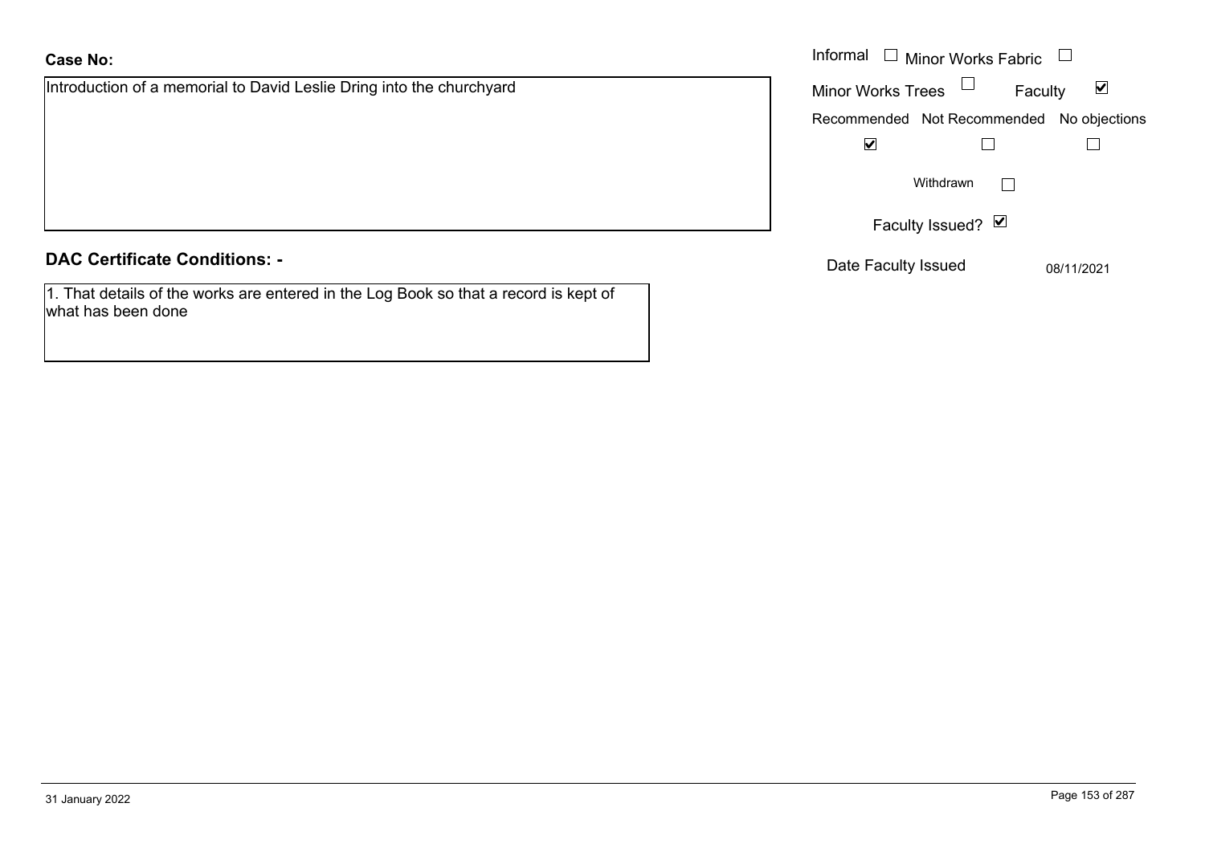**Case No:**

Introduction of a memorial to David Leslie Dring into the churchyard

Informal ☐ Minor Works Fabric ☐

Minor Works Trees ☐ Faculty ☑

| Recommended | Not Recommended | No objections |
| --- | --- | --- |
| ☑ | ☐ | ☐ |

Withdrawn ☐

Faculty Issued? ☑

Date Faculty Issued 08/11/2021

**DAC Certificate Conditions: -**

1. That details of the works are entered in the Log Book so that a record is kept of what has been done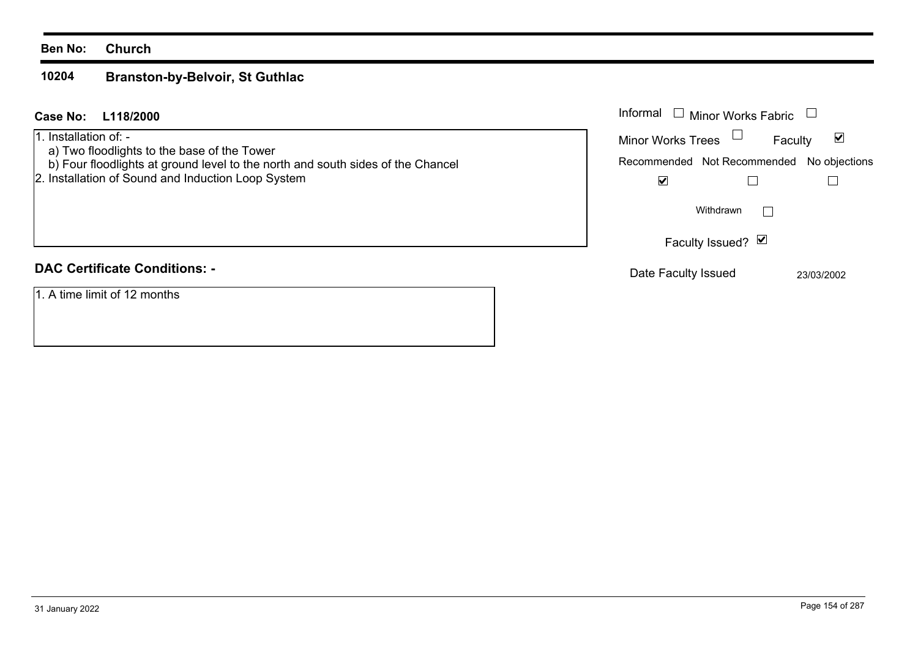**Ben No:** **Church**

## 10204 Branston-by-Belvoir, St Guthlac

**Case No:** **L118/2000**

1. Installation of: -
   a) Two floodlights to the base of the Tower
   b) Four floodlights at ground level to the north and south sides of the Chancel
2. Installation of Sound and Induction Loop System

| Informal ☐ | Minor Works Fabric ☐ |
|---|---|
| Minor Works Trees ☐ | Faculty ☑ |

| Recommended | Not Recommended | No objections |
|---|---|---|
| ☑ | ☐ | ☐ |

Withdrawn ☐

Faculty Issued? ☑

Date Faculty Issued 23/03/2002

**DAC Certificate Conditions: -**

1. A time limit of 12 months

31 January 2022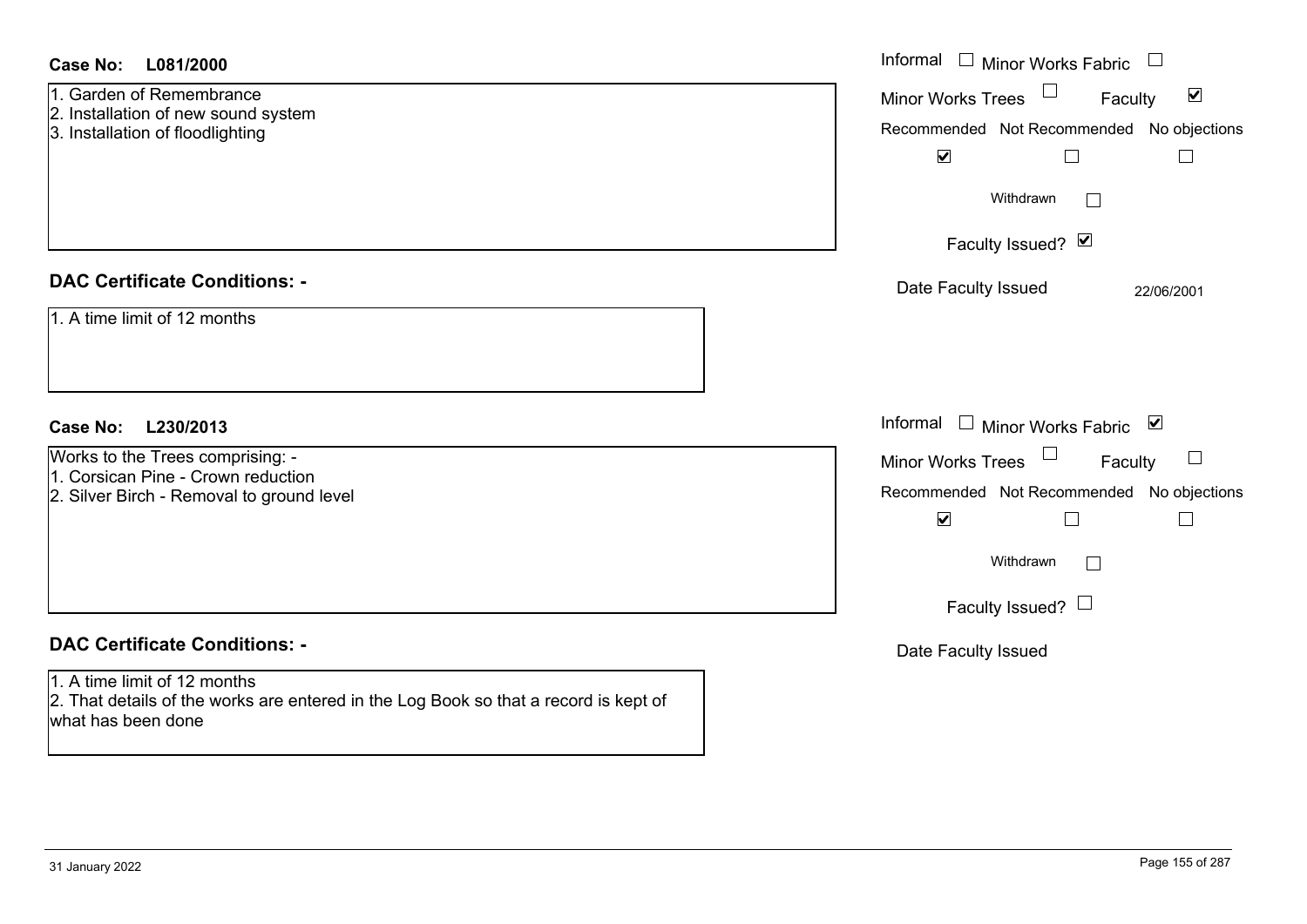**Case No: L081/2000**

1. Garden of Remembrance
2. Installation of new sound system
3. Installation of floodlighting

Informal ☐ Minor Works Fabric ☐
Minor Works Trees ☐ Faculty ☑

| Recommended | Not Recommended | No objections |
| --- | --- | --- |
| ☑ | ☐ | ☐ |

Withdrawn ☐

Faculty Issued? ☑

Date Faculty Issued 22/06/2001

## DAC Certificate Conditions: -

1. A time limit of 12 months

**Case No: L230/2013**

Works to the Trees comprising: -
1. Corsican Pine - Crown reduction
2. Silver Birch - Removal to ground level

Informal ☐ Minor Works Fabric ☑
Minor Works Trees ☐ Faculty ☐

| Recommended | Not Recommended | No objections |
| --- | --- | --- |
| ☑ | ☐ | ☐ |

Withdrawn ☐

Faculty Issued? ☐

Date Faculty Issued

## DAC Certificate Conditions: -

1. A time limit of 12 months
2. That details of the works are entered in the Log Book so that a record is kept of what has been done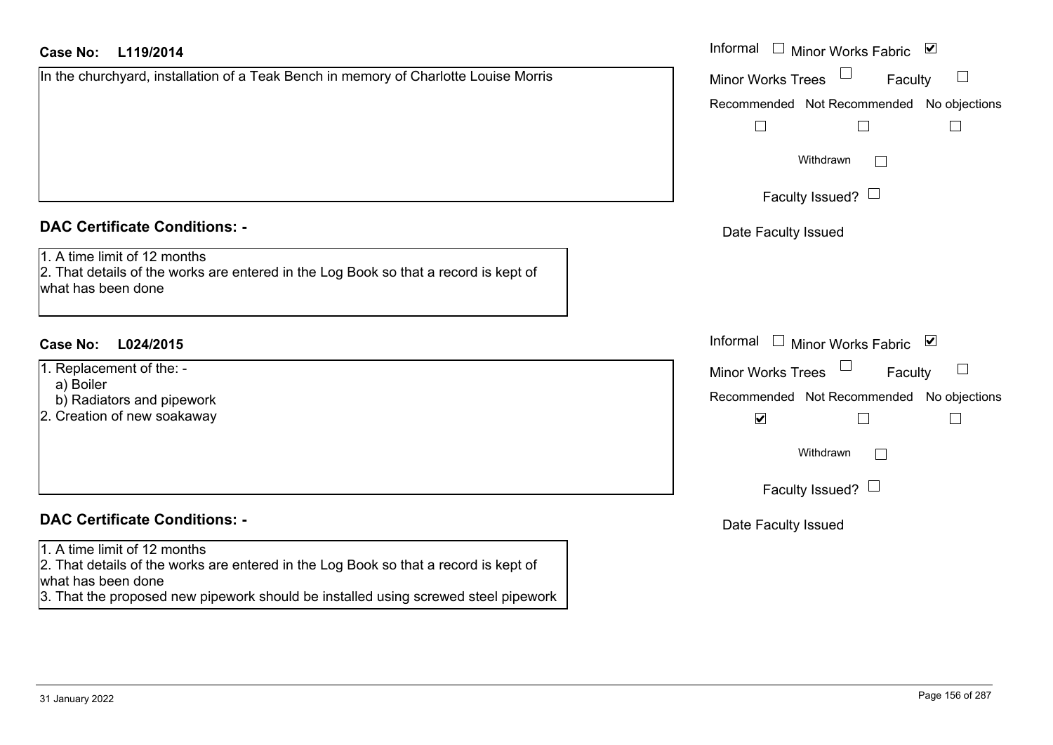**Case No: L119/2014**

In the churchyard, installation of a Teak Bench in memory of Charlotte Louise Morris

Informal ☐ Minor Works Fabric ☑
Minor Works Trees ☐ Faculty ☐
Recommended ☐ Not Recommended ☐ No objections ☐
Withdrawn ☐
Faculty Issued? ☐
Date Faculty Issued

## DAC Certificate Conditions: -

1. A time limit of 12 months
2. That details of the works are entered in the Log Book so that a record is kept of what has been done

**Case No: L024/2015**

1. Replacement of the: -
   a) Boiler
   b) Radiators and pipework
2. Creation of new soakaway

Informal ☐ Minor Works Fabric ☑
Minor Works Trees ☐ Faculty ☐
Recommended ☑ Not Recommended ☐ No objections ☐
Withdrawn ☐
Faculty Issued? ☐
Date Faculty Issued

## DAC Certificate Conditions: -

1. A time limit of 12 months
2. That details of the works are entered in the Log Book so that a record is kept of what has been done
3. That the proposed new pipework should be installed using screwed steel pipework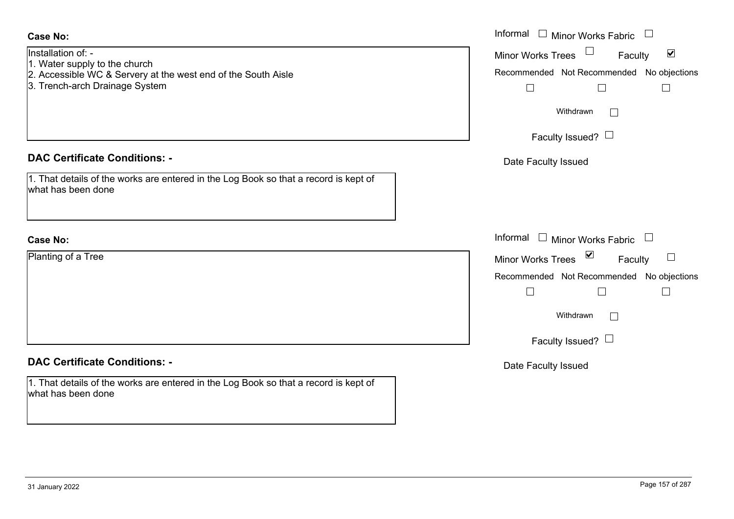**Case No:**

Installation of: -
1. Water supply to the church
2. Accessible WC & Servery at the west end of the South Aisle
3. Trench-arch Drainage System

Informal ☐ Minor Works Fabric ☐
Minor Works Trees ☐ Faculty ☑
Recommended ☐ Not Recommended ☐ No objections ☐
Withdrawn ☐
Faculty Issued? ☐
Date Faculty Issued

**DAC Certificate Conditions: -**

1. That details of the works are entered in the Log Book so that a record is kept of what has been done

**Case No:**

Planting of a Tree

Informal ☐ Minor Works Fabric ☐
Minor Works Trees ☑ Faculty ☐
Recommended ☐ Not Recommended ☐ No objections ☐
Withdrawn ☐
Faculty Issued? ☐
Date Faculty Issued

**DAC Certificate Conditions: -**

1. That details of the works are entered in the Log Book so that a record is kept of what has been done

31 January 2022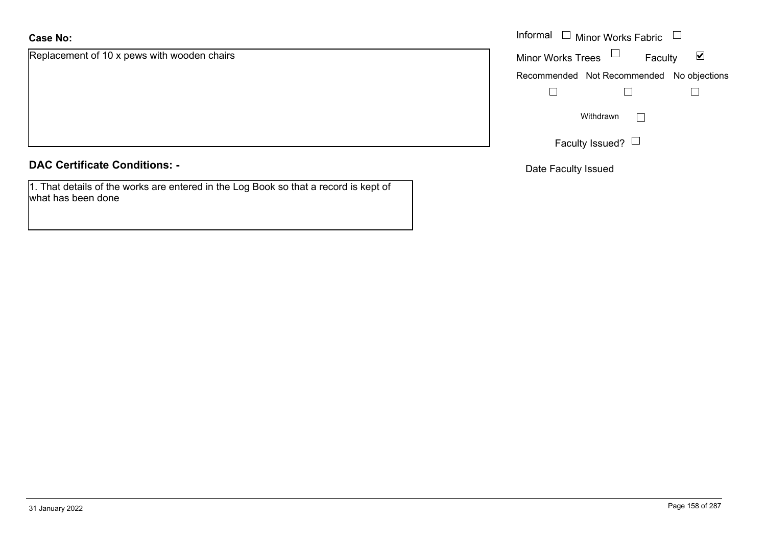**Case No:**

Replacement of 10 x pews with wooden chairs

Informal ☐ Minor Works Fabric ☐

Minor Works Trees ☐ Faculty ☑

Recommended ☐ Not Recommended ☐ No objections ☐

Withdrawn ☐

Faculty Issued? ☐

Date Faculty Issued

**DAC Certificate Conditions: -**

1. That details of the works are entered in the Log Book so that a record is kept of what has been done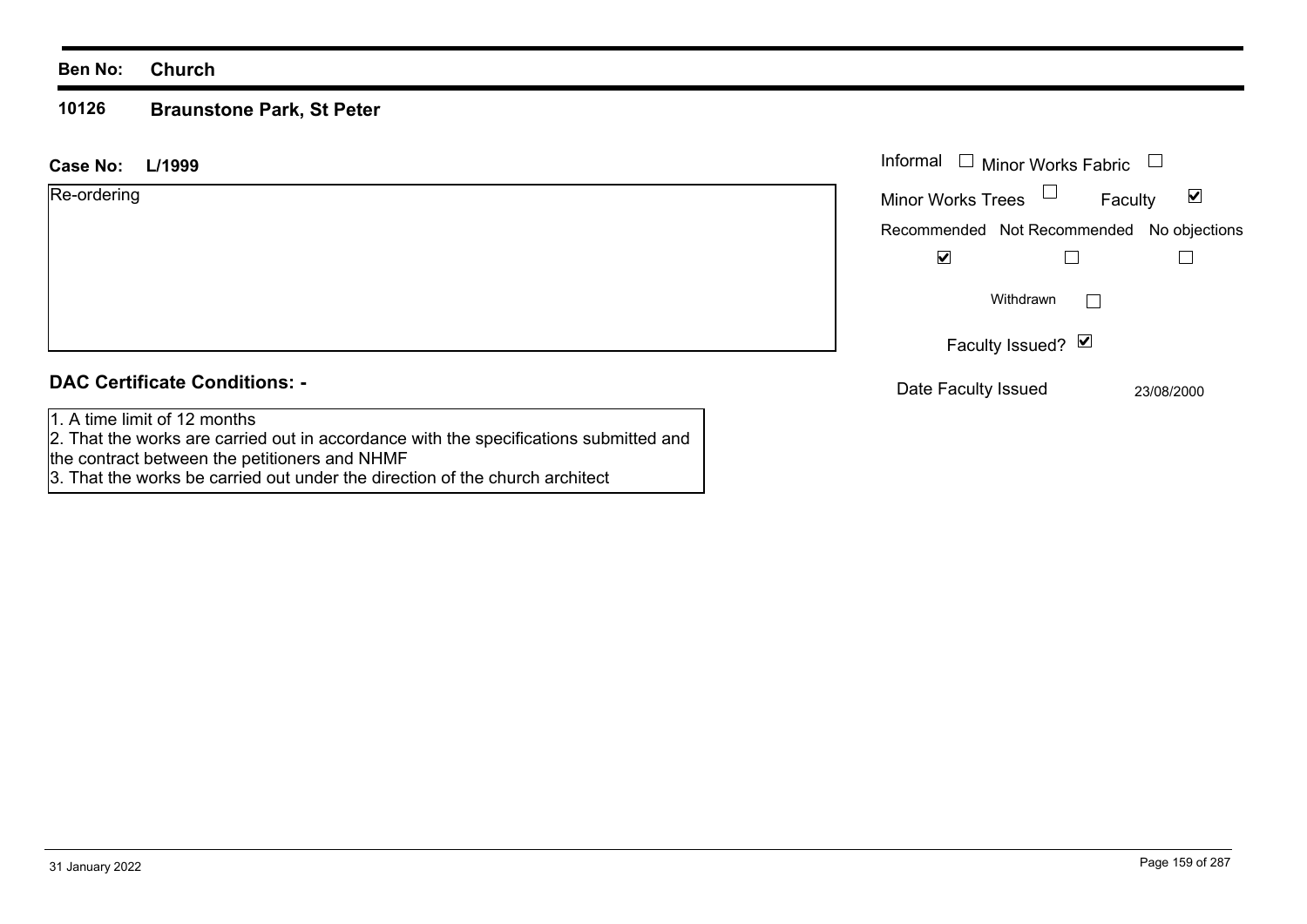**Ben No:** **Church**

**10126** **Braunstone Park, St Peter**

**Case No:** **L/1999**

Re-ordering

Informal ☐ Minor Works Fabric ☐

Minor Works Trees ☐ Faculty ☑

| Recommended | Not Recommended | No objections |
|---|---|---|
| ☑ | ☐ | ☐ |

Withdrawn ☐

Faculty Issued? ☑

Date Faculty Issued 23/08/2000

**DAC Certificate Conditions: -**

1. A time limit of 12 months
2. That the works are carried out in accordance with the specifications submitted and the contract between the petitioners and NHMF
3. That the works be carried out under the direction of the church architect

31 January 2022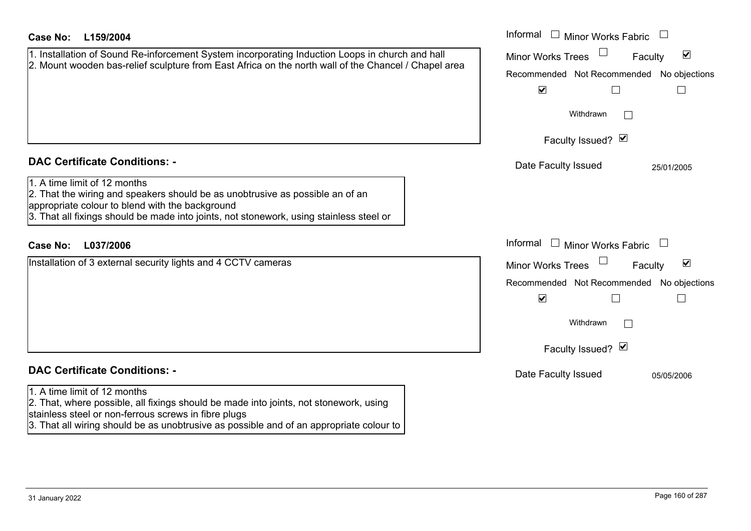**Case No:** **L159/2004**

1. Installation of Sound Re-inforcement System incorporating Induction Loops in church and hall
2. Mount wooden bas-relief sculpture from East Africa on the north wall of the Chancel / Chapel area

Informal ☐ Minor Works Fabric ☐
Minor Works Trees ☐ Faculty ☑

| Recommended | Not Recommended | No objections |
|---|---|---|
| ☑ | ☐ | ☐ |

Withdrawn ☐

Faculty Issued? ☑

Date Faculty Issued 25/01/2005

## DAC Certificate Conditions: -

1. A time limit of 12 months
2. That the wiring and speakers should be as unobtrusive as possible an of an appropriate colour to blend with the background
3. That all fixings should be made into joints, not stonework, using stainless steel or

**Case No:** **L037/2006**

Installation of 3 external security lights and 4 CCTV cameras

Informal ☐ Minor Works Fabric ☐
Minor Works Trees ☐ Faculty ☑

| Recommended | Not Recommended | No objections |
|---|---|---|
| ☑ | ☐ | ☐ |

Withdrawn ☐

Faculty Issued? ☑

Date Faculty Issued 05/05/2006

## DAC Certificate Conditions: -

1. A time limit of 12 months
2. That, where possible, all fixings should be made into joints, not stonework, using stainless steel or non-ferrous screws in fibre plugs
3. That all wiring should be as unobtrusive as possible and of an appropriate colour to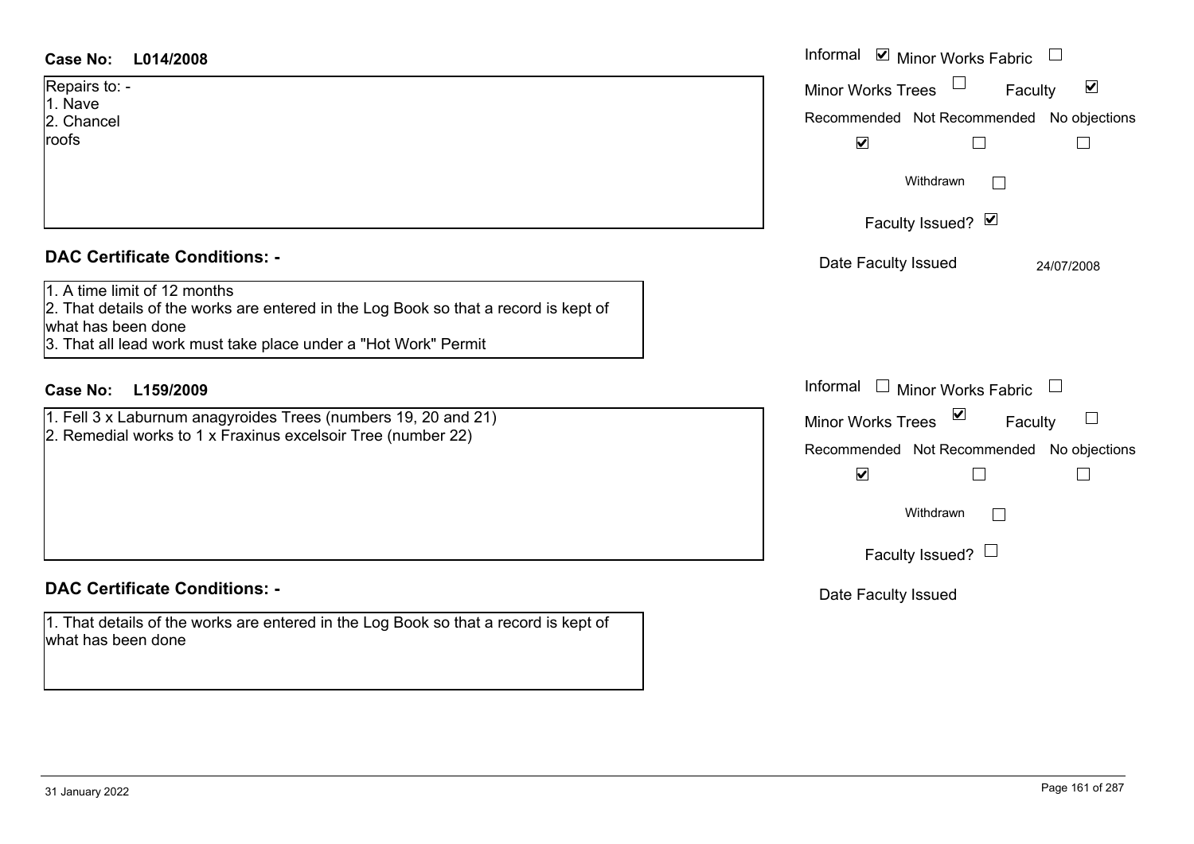**Case No: L014/2008**

Repairs to: -
1. Nave
2. Chancel
roofs

Informal ☑ Minor Works Fabric ☐
Minor Works Trees ☐ Faculty ☑
Recommended ☑ Not Recommended ☐ No objections ☐
Withdrawn ☐
Faculty Issued? ☑
Date Faculty Issued 24/07/2008

**DAC Certificate Conditions: -**

1. A time limit of 12 months
2. That details of the works are entered in the Log Book so that a record is kept of what has been done
3. That all lead work must take place under a "Hot Work" Permit

**Case No: L159/2009**

1. Fell 3 x Laburnum anagyroides Trees (numbers 19, 20 and 21)
2. Remedial works to 1 x Fraxinus excelsoir Tree (number 22)

Informal ☐ Minor Works Fabric ☐
Minor Works Trees ☑ Faculty ☐
Recommended ☑ Not Recommended ☐ No objections ☐
Withdrawn ☐
Faculty Issued? ☐
Date Faculty Issued

**DAC Certificate Conditions: -**

1. That details of the works are entered in the Log Book so that a record is kept of what has been done

31 January 2022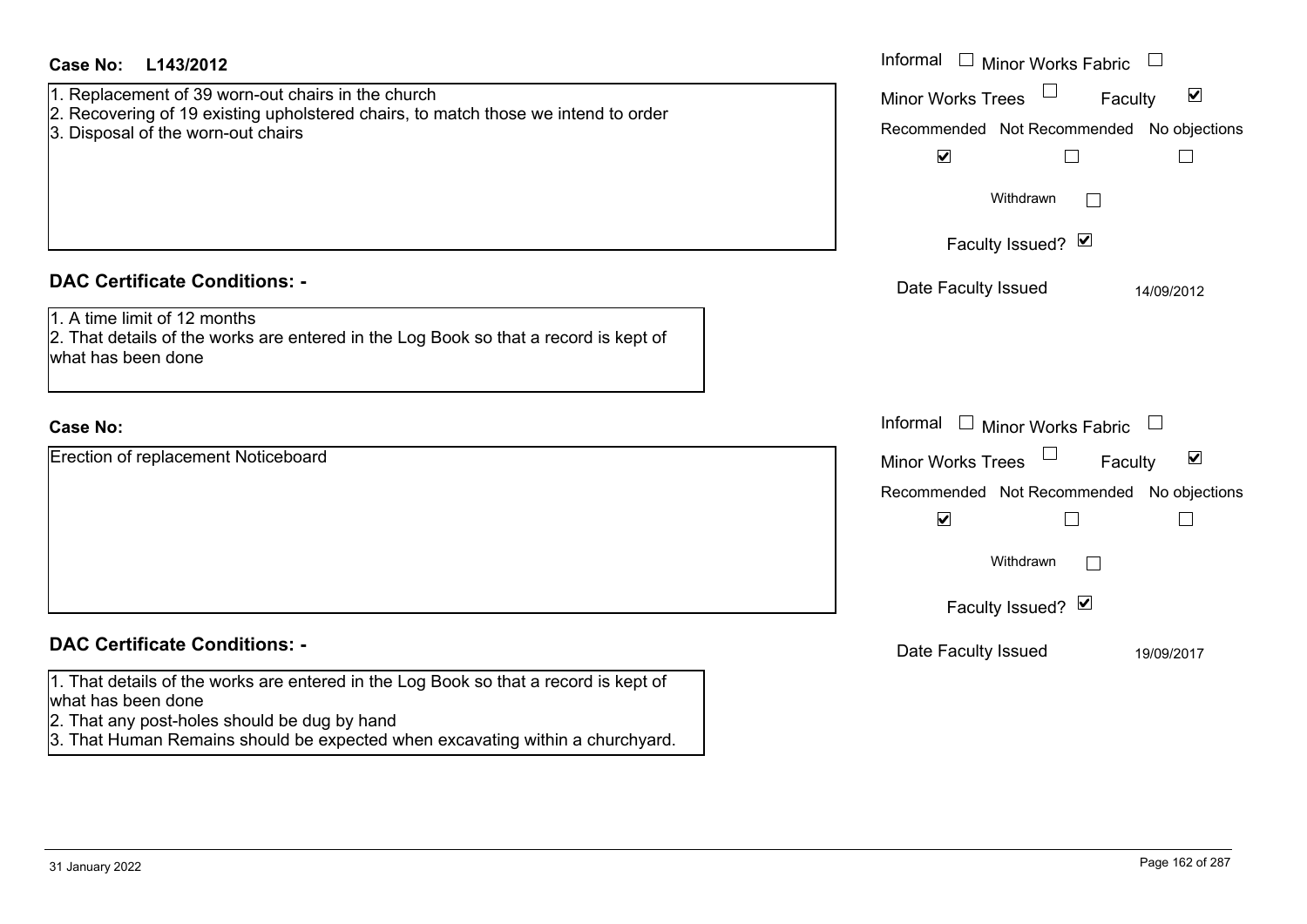**Case No:** L143/2012

1. Replacement of 39 worn-out chairs in the church
2. Recovering of 19 existing upholstered chairs, to match those we intend to order
3. Disposal of the worn-out chairs

Informal ☐ Minor Works Fabric ☐
Minor Works Trees ☐ Faculty ☑

| Recommended | Not Recommended | No objections |
|---|---|---|
| ☑ | ☐ | ☐ |

Withdrawn ☐

Faculty Issued? ☑

Date Faculty Issued 14/09/2012

## DAC Certificate Conditions: -

1. A time limit of 12 months
2. That details of the works are entered in the Log Book so that a record is kept of what has been done

**Case No:**

Erection of replacement Noticeboard

Informal ☐ Minor Works Fabric ☐
Minor Works Trees ☐ Faculty ☑

| Recommended | Not Recommended | No objections |
|---|---|---|
| ☑ | ☐ | ☐ |

Withdrawn ☐

Faculty Issued? ☑

Date Faculty Issued 19/09/2017

## DAC Certificate Conditions: -

1. That details of the works are entered in the Log Book so that a record is kept of what has been done
2. That any post-holes should be dug by hand
3. That Human Remains should be expected when excavating within a churchyard.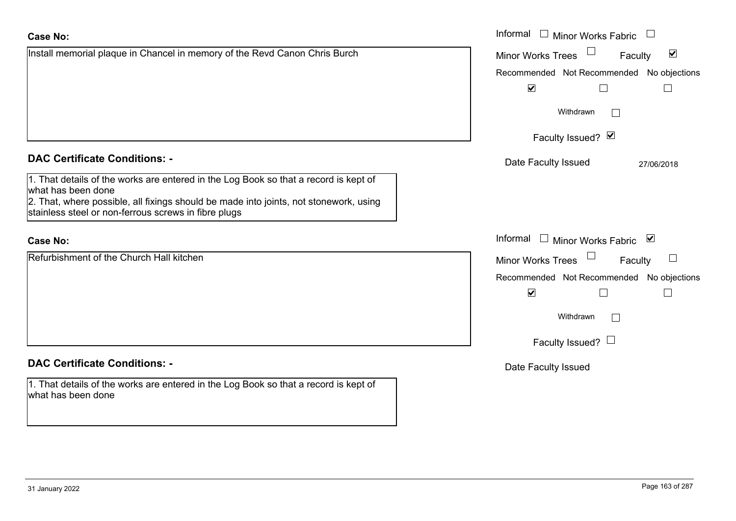**Case No:**

Install memorial plaque in Chancel in memory of the Revd Canon Chris Burch

Informal ☐ Minor Works Fabric ☐
Minor Works Trees ☐ Faculty ☑

| Recommended | Not Recommended | No objections |
|---|---|---|
| ☑ | ☐ | ☐ |

Withdrawn ☐

Faculty Issued? ☑

Date Faculty Issued 27/06/2018

**DAC Certificate Conditions: -**

1. That details of the works are entered in the Log Book so that a record is kept of what has been done
2. That, where possible, all fixings should be made into joints, not stonework, using stainless steel or non-ferrous screws in fibre plugs

**Case No:**

Refurbishment of the Church Hall kitchen

Informal ☐ Minor Works Fabric ☑
Minor Works Trees ☐ Faculty ☐

| Recommended | Not Recommended | No objections |
|---|---|---|
| ☑ | ☐ | ☐ |

Withdrawn ☐

Faculty Issued? ☐

Date Faculty Issued

**DAC Certificate Conditions: -**

1. That details of the works are entered in the Log Book so that a record is kept of what has been done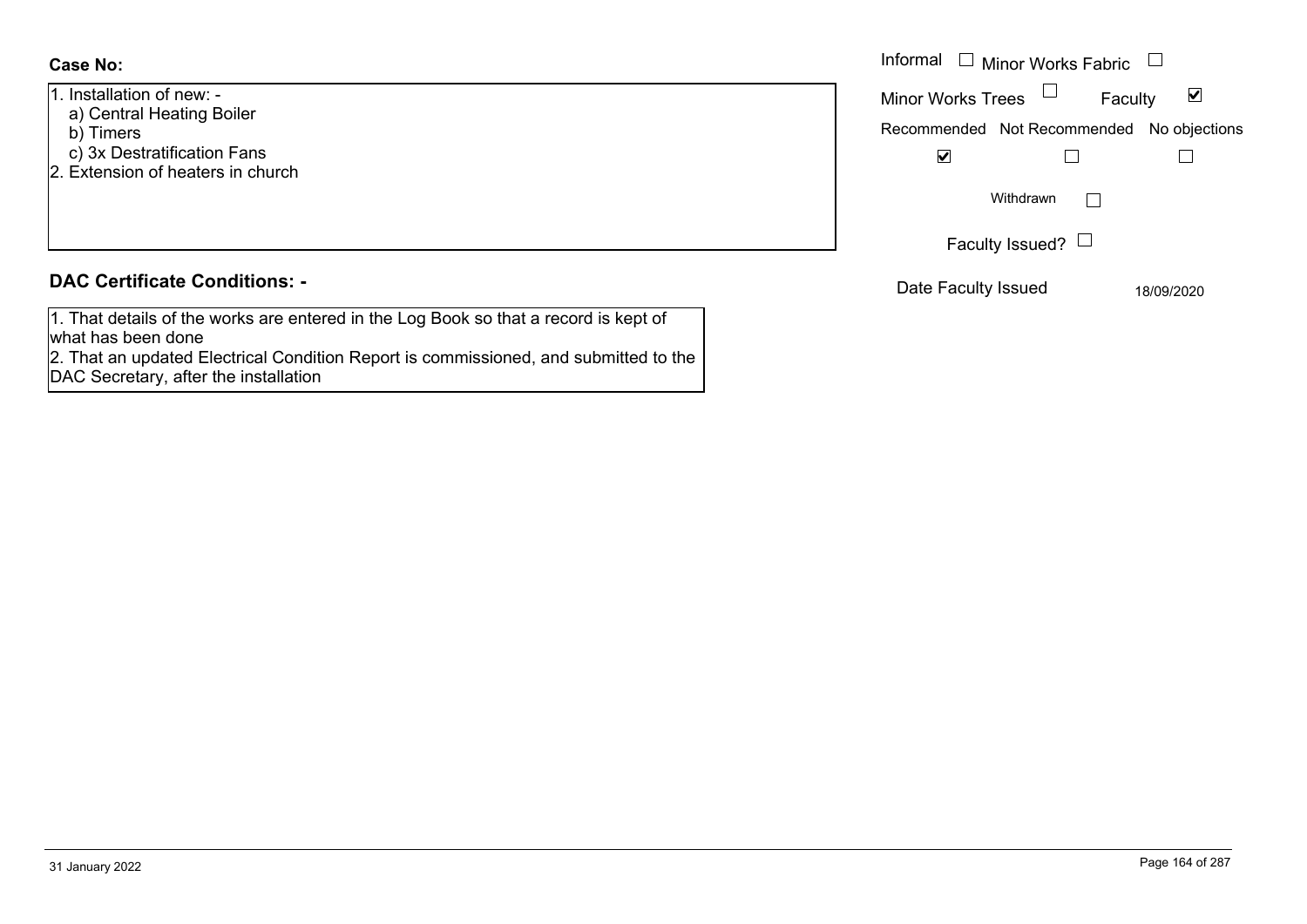**Case No:**

1. Installation of new: -
   a) Central Heating Boiler
   b) Timers
   c) 3x Destratification Fans
2. Extension of heaters in church

Informal ☐ Minor Works Fabric ☐

Minor Works Trees ☐ Faculty ☑

| Recommended | Not Recommended | No objections |
|---|---|---|
| ☑ | ☐ | ☐ |

Withdrawn ☐

Faculty Issued? ☐

Date Faculty Issued 18/09/2020

**DAC Certificate Conditions: -**

1. That details of the works are entered in the Log Book so that a record is kept of what has been done
2. That an updated Electrical Condition Report is commissioned, and submitted to the DAC Secretary, after the installation

31 January 2022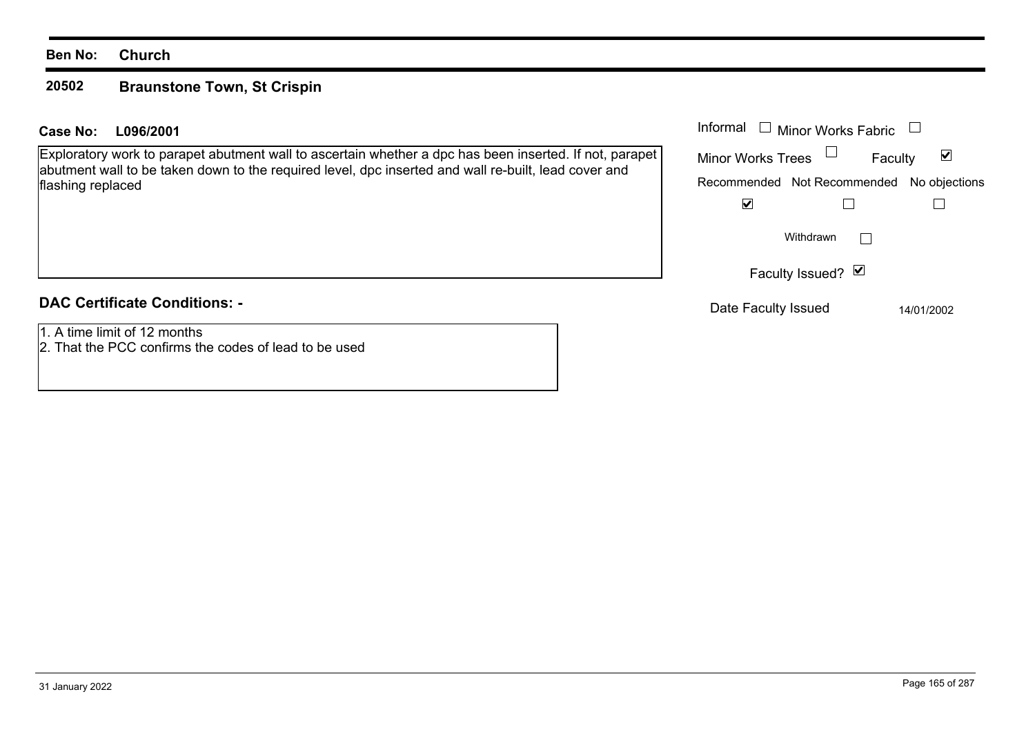**Ben No: Church**

## 20502 Braunstone Town, St Crispin

**Case No: L096/2001**

Exploratory work to parapet abutment wall to ascertain whether a dpc has been inserted. If not, parapet abutment wall to be taken down to the required level, dpc inserted and wall re-built, lead cover and flashing replaced

Informal ☐ Minor Works Fabric ☐

Minor Works Trees ☐ Faculty ☑

| Recommended | Not Recommended | No objections |
| --- | --- | --- |
| ☑ | ☐ | ☐ |

Withdrawn ☐

Faculty Issued? ☑

Date Faculty Issued 14/01/2002

**DAC Certificate Conditions: -**

1. A time limit of 12 months
2. That the PCC confirms the codes of lead to be used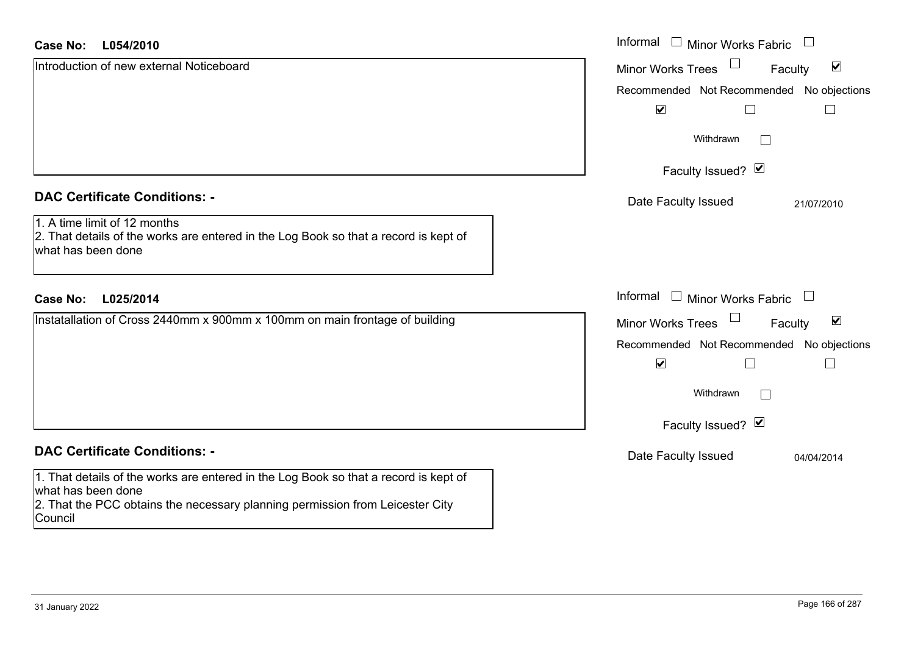**Case No: L054/2010**

Introduction of new external Noticeboard

Informal ☐ Minor Works Fabric ☐

Minor Works Trees ☐ Faculty ☑

Recommended ☑ Not Recommended ☐ No objections ☐

Withdrawn ☐

Faculty Issued? ☑

Date Faculty Issued 21/07/2010

**DAC Certificate Conditions: -**

1. A time limit of 12 months
2. That details of the works are entered in the Log Book so that a record is kept of what has been done

**Case No: L025/2014**

Instatallation of Cross 2440mm x 900mm x 100mm on main frontage of building

Informal ☐ Minor Works Fabric ☐

Minor Works Trees ☐ Faculty ☑

Recommended ☑ Not Recommended ☐ No objections ☐

Withdrawn ☐

Faculty Issued? ☑

Date Faculty Issued 04/04/2014

**DAC Certificate Conditions: -**

1. That details of the works are entered in the Log Book so that a record is kept of what has been done
2. That the PCC obtains the necessary planning permission from Leicester City Council

31 January 2022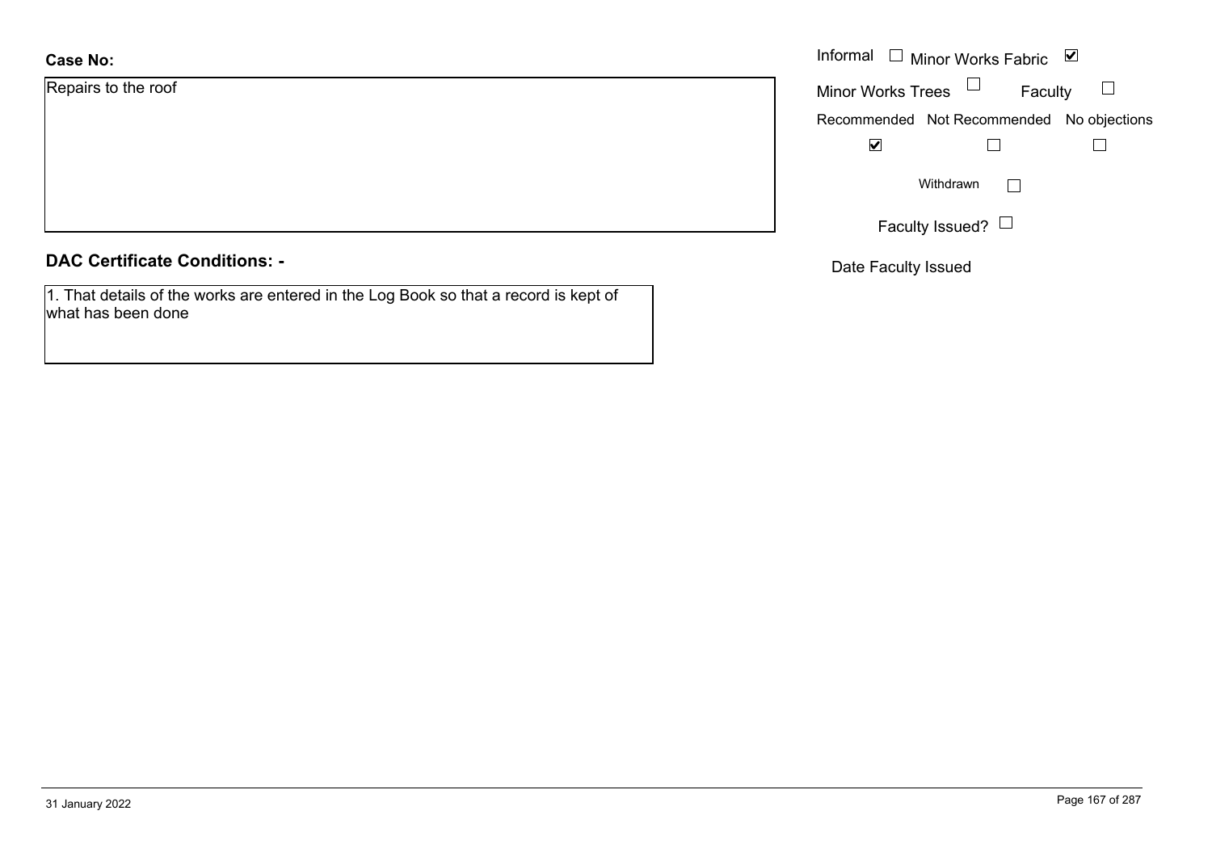**Case No:**

Repairs to the roof

Informal ☐ Minor Works Fabric ☑

Minor Works Trees ☐ Faculty ☐

| Recommended | Not Recommended | No objections |
|---|---|---|
| ☑ | ☐ | ☐ |

Withdrawn ☐

Faculty Issued? ☐

Date Faculty Issued

**DAC Certificate Conditions: -**

1. That details of the works are entered in the Log Book so that a record is kept of what has been done

31 January 2022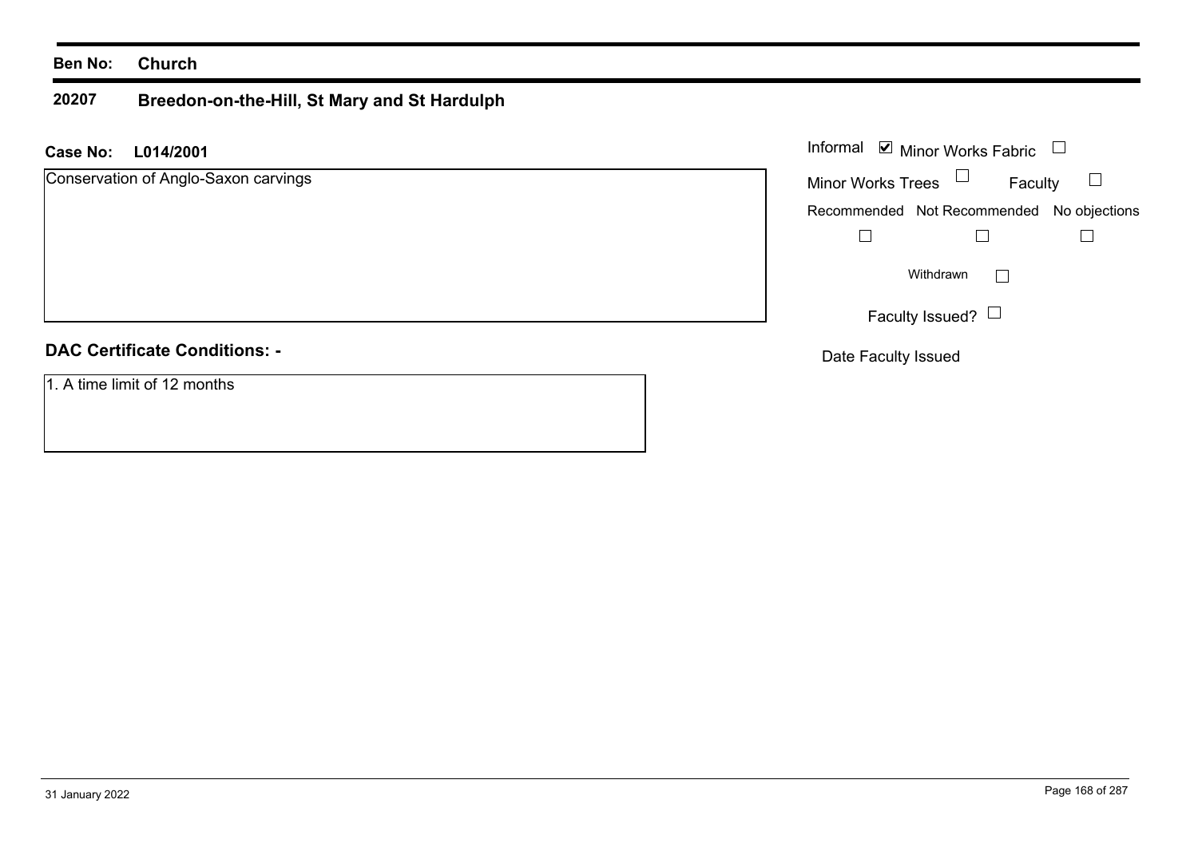**Ben No:** **Church**

## 20207 Breedon-on-the-Hill, St Mary and St Hardulph

**Case No:** **L014/2001**

Conservation of Anglo-Saxon carvings

Informal ☑ Minor Works Fabric ☐

Minor Works Trees ☐ Faculty ☐

| Recommended | Not Recommended | No objections |
|---|---|---|
| ☐ | ☐ | ☐ |

Withdrawn ☐

Faculty Issued? ☐

Date Faculty Issued

**DAC Certificate Conditions: -**

1. A time limit of 12 months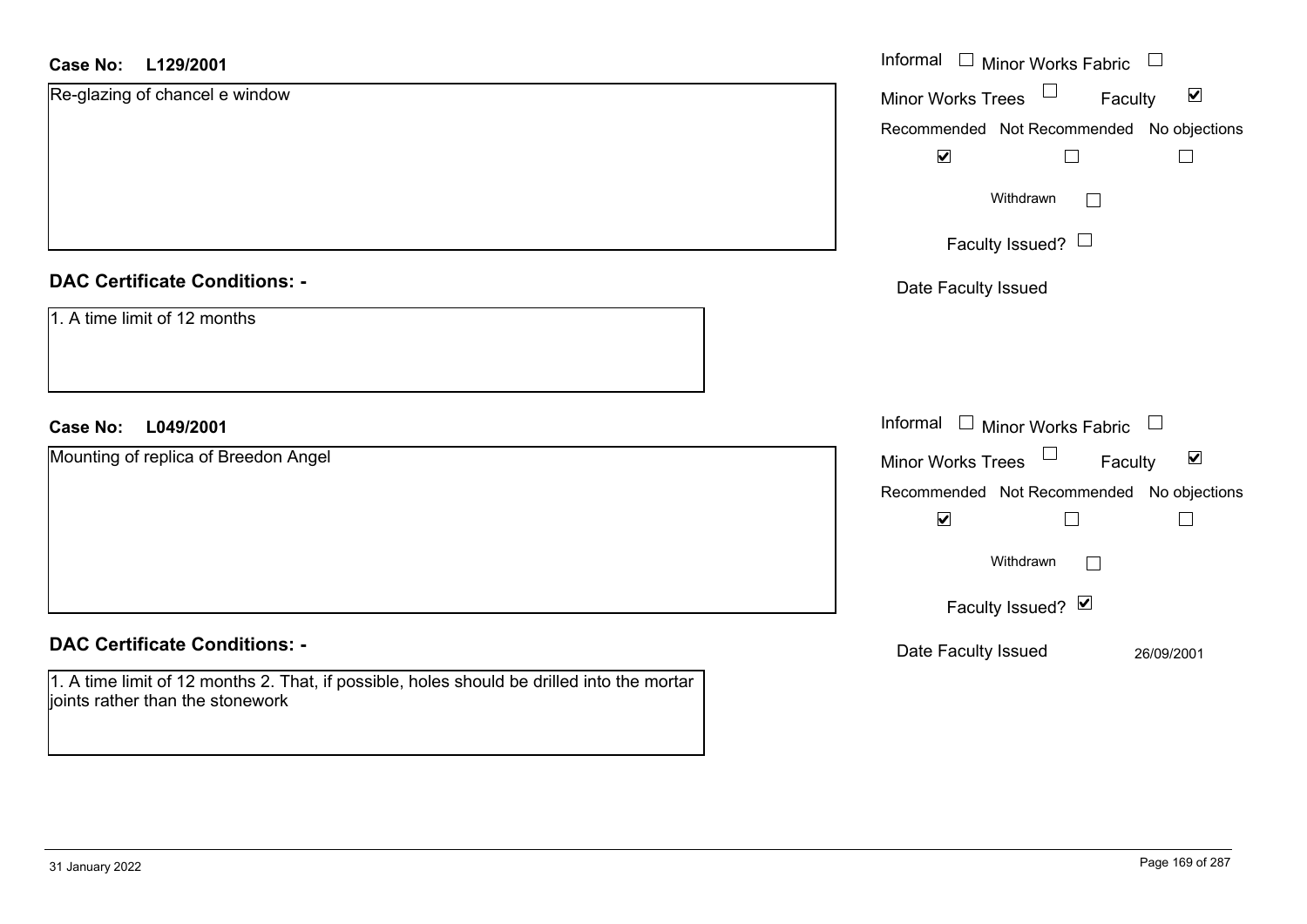**Case No:** **L129/2001**

Re-glazing of chancel e window

Informal ☐ Minor Works Fabric ☐

Minor Works Trees ☐ Faculty ☑

| Recommended | Not Recommended | No objections |
|---|---|---|
| ☑ | ☐ | ☐ |

Withdrawn ☐

Faculty Issued? ☐

Date Faculty Issued

**DAC Certificate Conditions: -**

1. A time limit of 12 months

**Case No:** **L049/2001**

Mounting of replica of Breedon Angel

Informal ☐ Minor Works Fabric ☐

Minor Works Trees ☐ Faculty ☑

| Recommended | Not Recommended | No objections |
|---|---|---|
| ☑ | ☐ | ☐ |

Withdrawn ☐

Faculty Issued? ☑

Date Faculty Issued 26/09/2001

**DAC Certificate Conditions: -**

1. A time limit of 12 months 2. That, if possible, holes should be drilled into the mortar joints rather than the stonework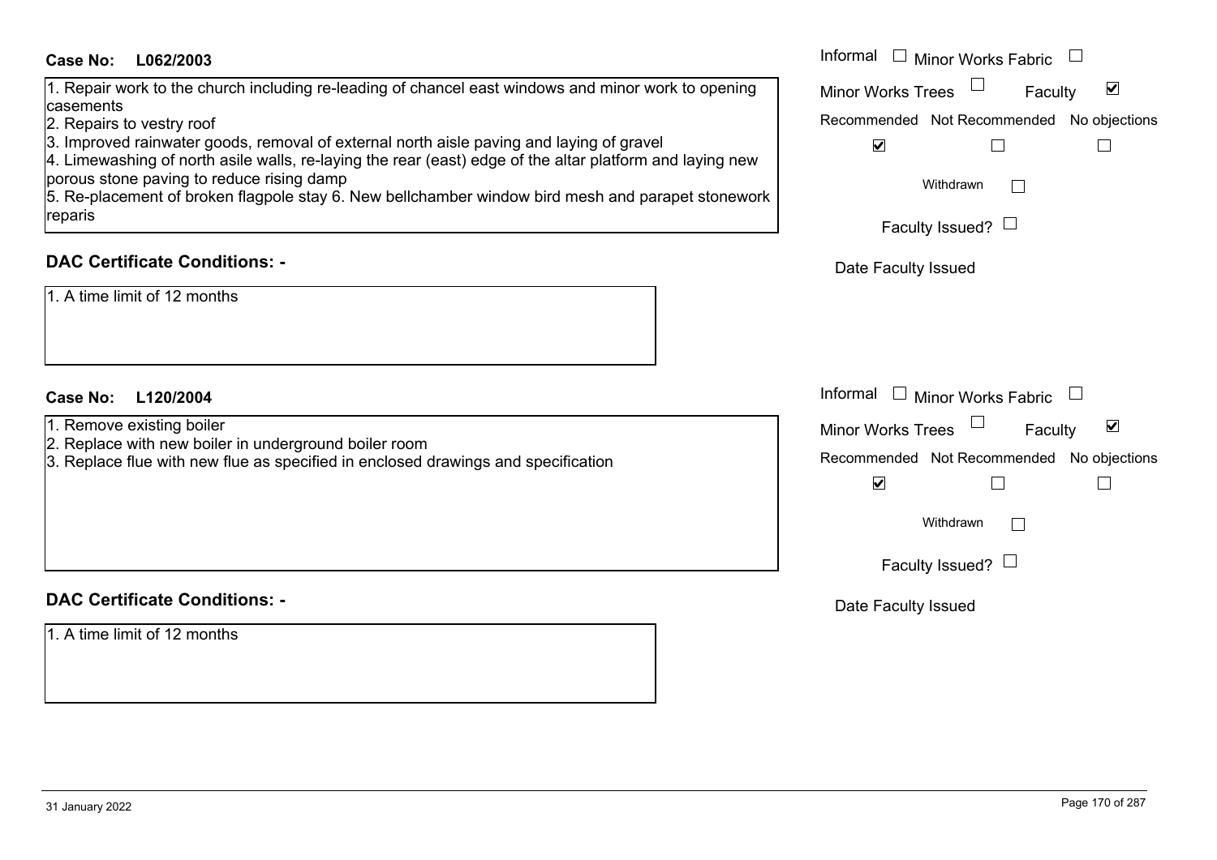**Case No: L062/2003**

1. Repair work to the church including re-leading of chancel east windows and minor work to opening casements
2. Repairs to vestry roof
3. Improved rainwater goods, removal of external north aisle paving and laying of gravel
4. Limewashing of north asile walls, re-laying the rear (east) edge of the altar platform and laying new porous stone paving to reduce rising damp
5. Re-placement of broken flagpole stay 6. New bellchamber window bird mesh and parapet stonework reparis

Informal ☐ Minor Works Fabric ☐
Minor Works Trees ☐ Faculty ☑
Recommended ☑ Not Recommended ☐ No objections ☐
Withdrawn ☐
Faculty Issued? ☐
Date Faculty Issued

## DAC Certificate Conditions: -

1. A time limit of 12 months

**Case No: L120/2004**

1. Remove existing boiler
2. Replace with new boiler in underground boiler room
3. Replace flue with new flue as specified in enclosed drawings and specification

Informal ☐ Minor Works Fabric ☐
Minor Works Trees ☐ Faculty ☑
Recommended ☑ Not Recommended ☐ No objections ☐
Withdrawn ☐
Faculty Issued? ☐
Date Faculty Issued

## DAC Certificate Conditions: -

1. A time limit of 12 months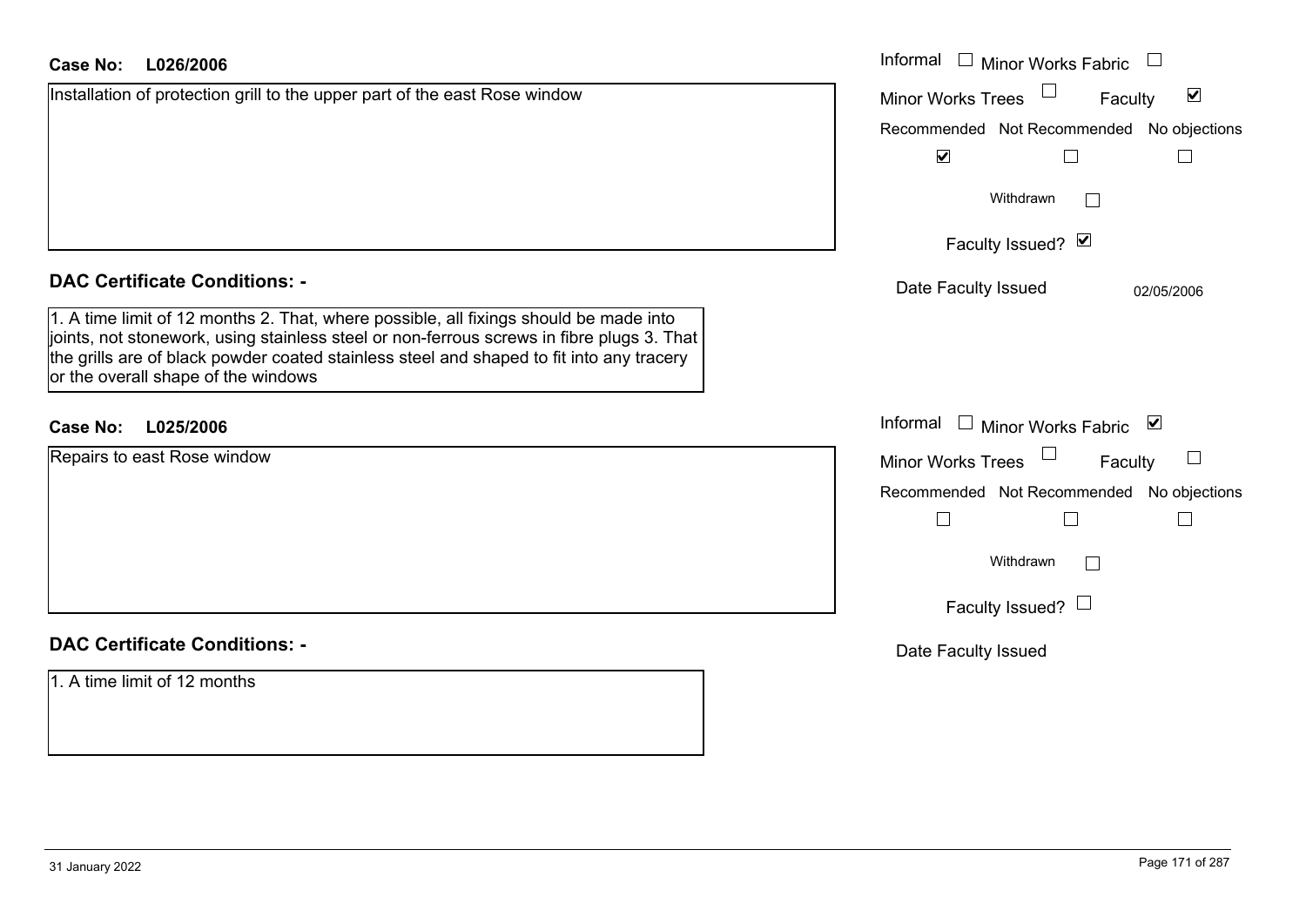**Case No:** **L026/2006**

Installation of protection grill to the upper part of the east Rose window

Informal ☐ Minor Works Fabric ☐
Minor Works Trees ☐ Faculty ☑

| Recommended | Not Recommended | No objections |
|---|---|---|
| ☑ | ☐ | ☐ |

Withdrawn ☐

Faculty Issued? ☑

Date Faculty Issued 02/05/2006

## DAC Certificate Conditions: -

1. A time limit of 12 months 2. That, where possible, all fixings should be made into joints, not stonework, using stainless steel or non-ferrous screws in fibre plugs 3. That the grills are of black powder coated stainless steel and shaped to fit into any tracery or the overall shape of the windows

**Case No:** **L025/2006**

Repairs to east Rose window

Informal ☐ Minor Works Fabric ☑
Minor Works Trees ☐ Faculty ☐

| Recommended | Not Recommended | No objections |
|---|---|---|
| ☐ | ☐ | ☐ |

Withdrawn ☐

Faculty Issued? ☐

Date Faculty Issued

## DAC Certificate Conditions: -

1. A time limit of 12 months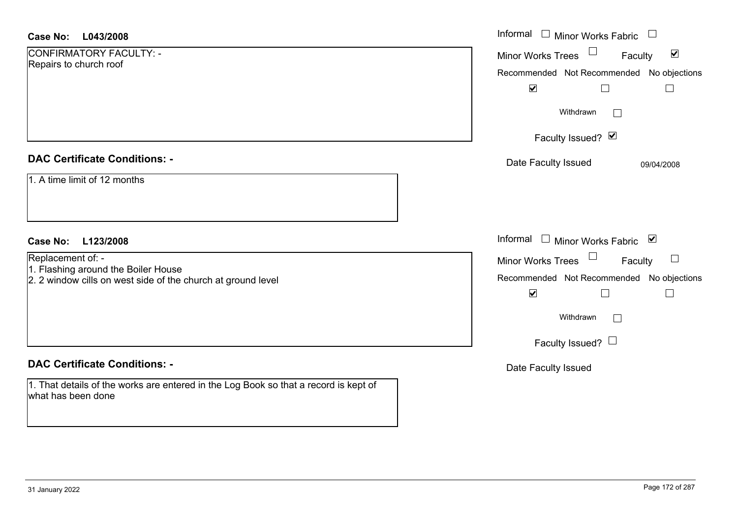**Case No:** **L043/2008**

CONFIRMATORY FACULTY: -
Repairs to church roof

Informal ☐ Minor Works Fabric ☐
Minor Works Trees ☐ Faculty ☑

| Recommended | Not Recommended | No objections |
| --- | --- | --- |
| ☑ | ☐ | ☐ |

Withdrawn ☐

Faculty Issued? ☑

Date Faculty Issued 09/04/2008

## DAC Certificate Conditions: -

1. A time limit of 12 months

**Case No:** **L123/2008**

Replacement of: -
1. Flashing around the Boiler House
2. 2 window cills on west side of the church at ground level

Informal ☐ Minor Works Fabric ☑
Minor Works Trees ☐ Faculty ☐

| Recommended | Not Recommended | No objections |
| --- | --- | --- |
| ☑ | ☐ | ☐ |

Withdrawn ☐

Faculty Issued? ☐

Date Faculty Issued

## DAC Certificate Conditions: -

1. That details of the works are entered in the Log Book so that a record is kept of what has been done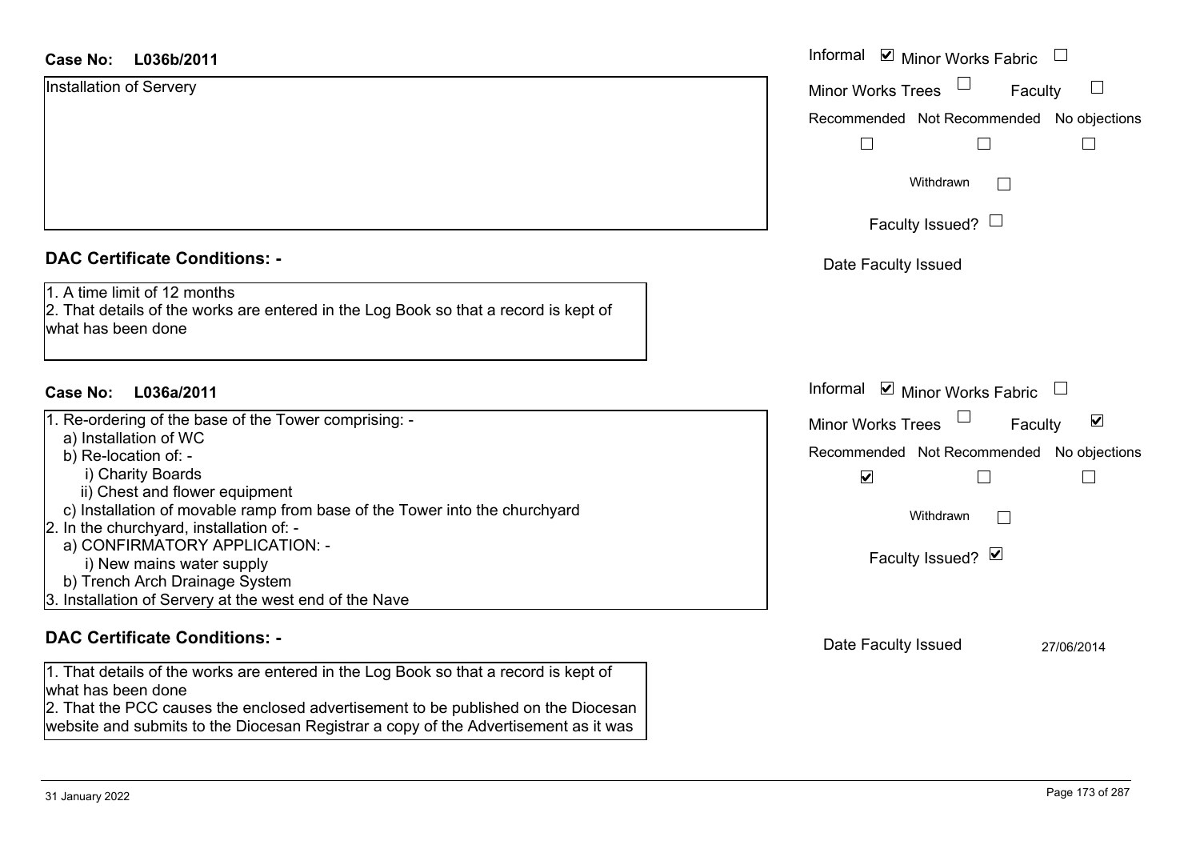**Case No: L036b/2011**

Installation of Servery

Informal ☑ Minor Works Fabric ☐

Minor Works Trees ☐ Faculty ☐

Recommended ☐ Not Recommended ☐ No objections ☐

Withdrawn ☐

Faculty Issued? ☐

Date Faculty Issued

**DAC Certificate Conditions: -**

1. A time limit of 12 months
2. That details of the works are entered in the Log Book so that a record is kept of what has been done

**Case No: L036a/2011**

1. Re-ordering of the base of the Tower comprising: -
   a) Installation of WC
   b) Re-location of: -
      i) Charity Boards
      ii) Chest and flower equipment
   c) Installation of movable ramp from base of the Tower into the churchyard
2. In the churchyard, installation of: -
   a) CONFIRMATORY APPLICATION: -
      i) New mains water supply
   b) Trench Arch Drainage System
3. Installation of Servery at the west end of the Nave

Informal ☑ Minor Works Fabric ☐

Minor Works Trees ☐ Faculty ☑

Recommended ☑ Not Recommended ☐ No objections ☐

Withdrawn ☐

Faculty Issued? ☑

Date Faculty Issued 27/06/2014

**DAC Certificate Conditions: -**

1. That details of the works are entered in the Log Book so that a record is kept of what has been done
2. That the PCC causes the enclosed advertisement to be published on the Diocesan website and submits to the Diocesan Registrar a copy of the Advertisement as it was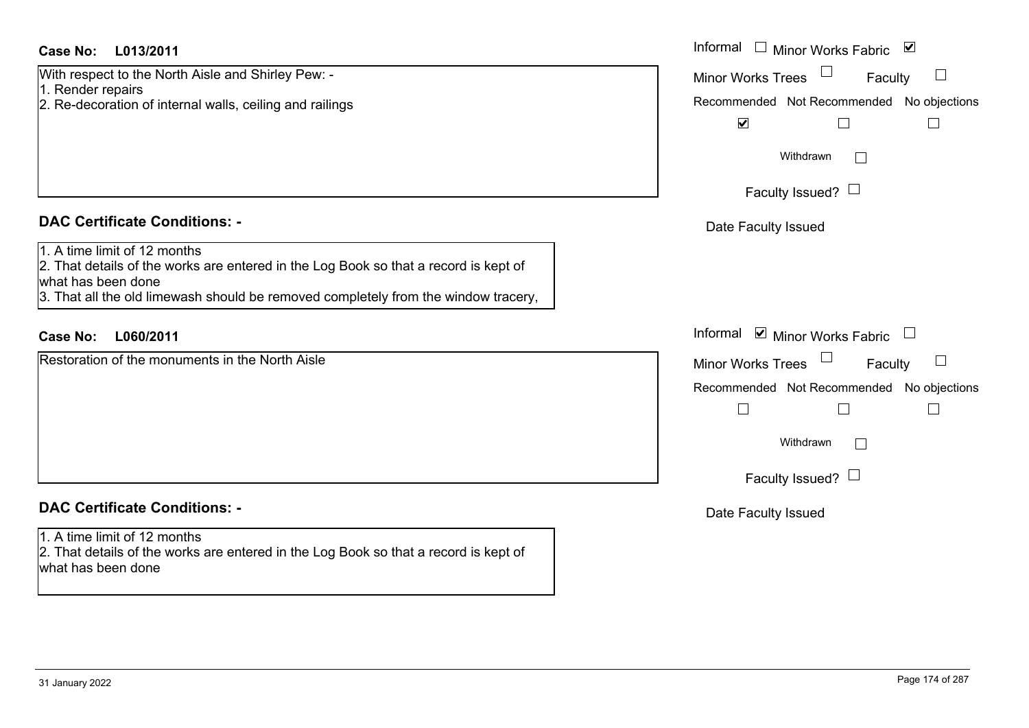**Case No:** **L013/2011**

With respect to the North Aisle and Shirley Pew: -
1. Render repairs
2. Re-decoration of internal walls, ceiling and railings

Informal ☐ Minor Works Fabric ☑
Minor Works Trees ☐ Faculty ☐
Recommended ☑ Not Recommended ☐ No objections ☐
Withdrawn ☐
Faculty Issued? ☐
Date Faculty Issued

## DAC Certificate Conditions: -

1. A time limit of 12 months
2. That details of the works are entered in the Log Book so that a record is kept of what has been done
3. That all the old limewash should be removed completely from the window tracery,

**Case No:** **L060/2011**

Restoration of the monuments in the North Aisle

Informal ☑ Minor Works Fabric ☐
Minor Works Trees ☐ Faculty ☐
Recommended ☐ Not Recommended ☐ No objections ☐
Withdrawn ☐
Faculty Issued? ☐
Date Faculty Issued

## DAC Certificate Conditions: -

1. A time limit of 12 months
2. That details of the works are entered in the Log Book so that a record is kept of what has been done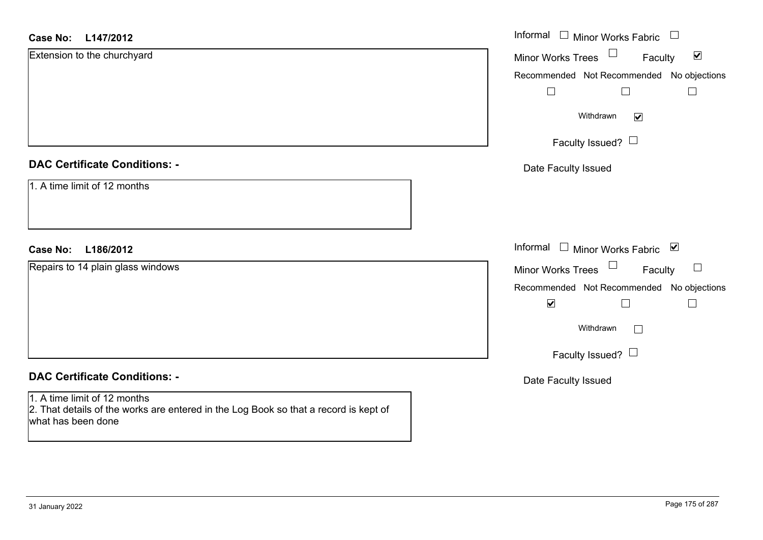**Case No: L147/2012**

Extension to the churchyard

Informal ☐ Minor Works Fabric ☐
Minor Works Trees ☐ Faculty ☑

| Recommended | Not Recommended | No objections |
|---|---|---|
| ☐ | ☐ | ☐ |

Withdrawn ☑

Faculty Issued? ☐

Date Faculty Issued

**DAC Certificate Conditions: -**

1. A time limit of 12 months

**Case No: L186/2012**

Repairs to 14 plain glass windows

Informal ☐ Minor Works Fabric ☑
Minor Works Trees ☐ Faculty ☐

| Recommended | Not Recommended | No objections |
|---|---|---|
| ☑ | ☐ | ☐ |

Withdrawn ☐

Faculty Issued? ☐

Date Faculty Issued

**DAC Certificate Conditions: -**

1. A time limit of 12 months
2. That details of the works are entered in the Log Book so that a record is kept of what has been done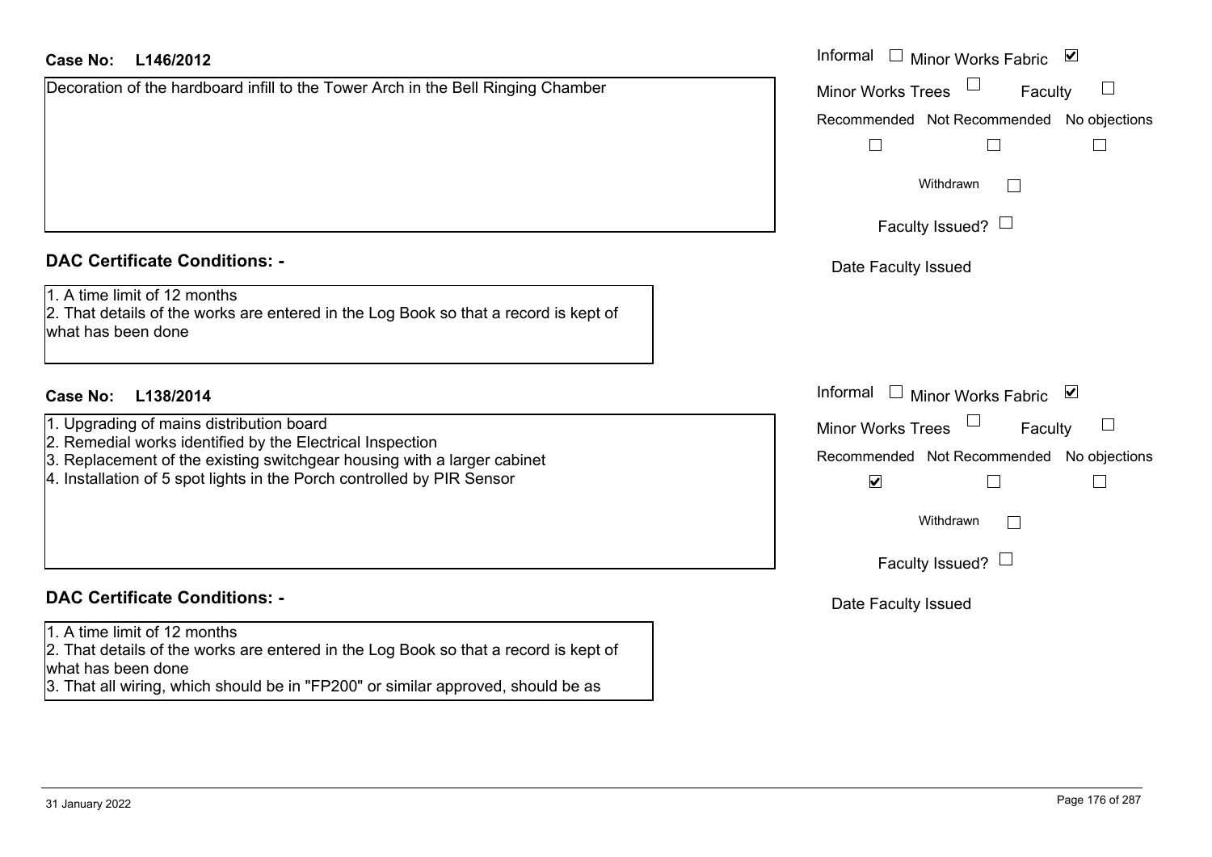**Case No: L146/2012**

Decoration of the hardboard infill to the Tower Arch in the Bell Ringing Chamber

Informal ☐ Minor Works Fabric ☑

Minor Works Trees ☐ Faculty ☐

Recommended ☐ Not Recommended ☐ No objections ☐

Withdrawn ☐

Faculty Issued? ☐

Date Faculty Issued

**DAC Certificate Conditions: -**

1. A time limit of 12 months
2. That details of the works are entered in the Log Book so that a record is kept of what has been done

**Case No: L138/2014**

1. Upgrading of mains distribution board
2. Remedial works identified by the Electrical Inspection
3. Replacement of the existing switchgear housing with a larger cabinet
4. Installation of 5 spot lights in the Porch controlled by PIR Sensor

Informal ☐ Minor Works Fabric ☑

Minor Works Trees ☐ Faculty ☐

Recommended ☑ Not Recommended ☐ No objections ☐

Withdrawn ☐

Faculty Issued? ☐

Date Faculty Issued

**DAC Certificate Conditions: -**

1. A time limit of 12 months
2. That details of the works are entered in the Log Book so that a record is kept of what has been done
3. That all wiring, which should be in "FP200" or similar approved, should be as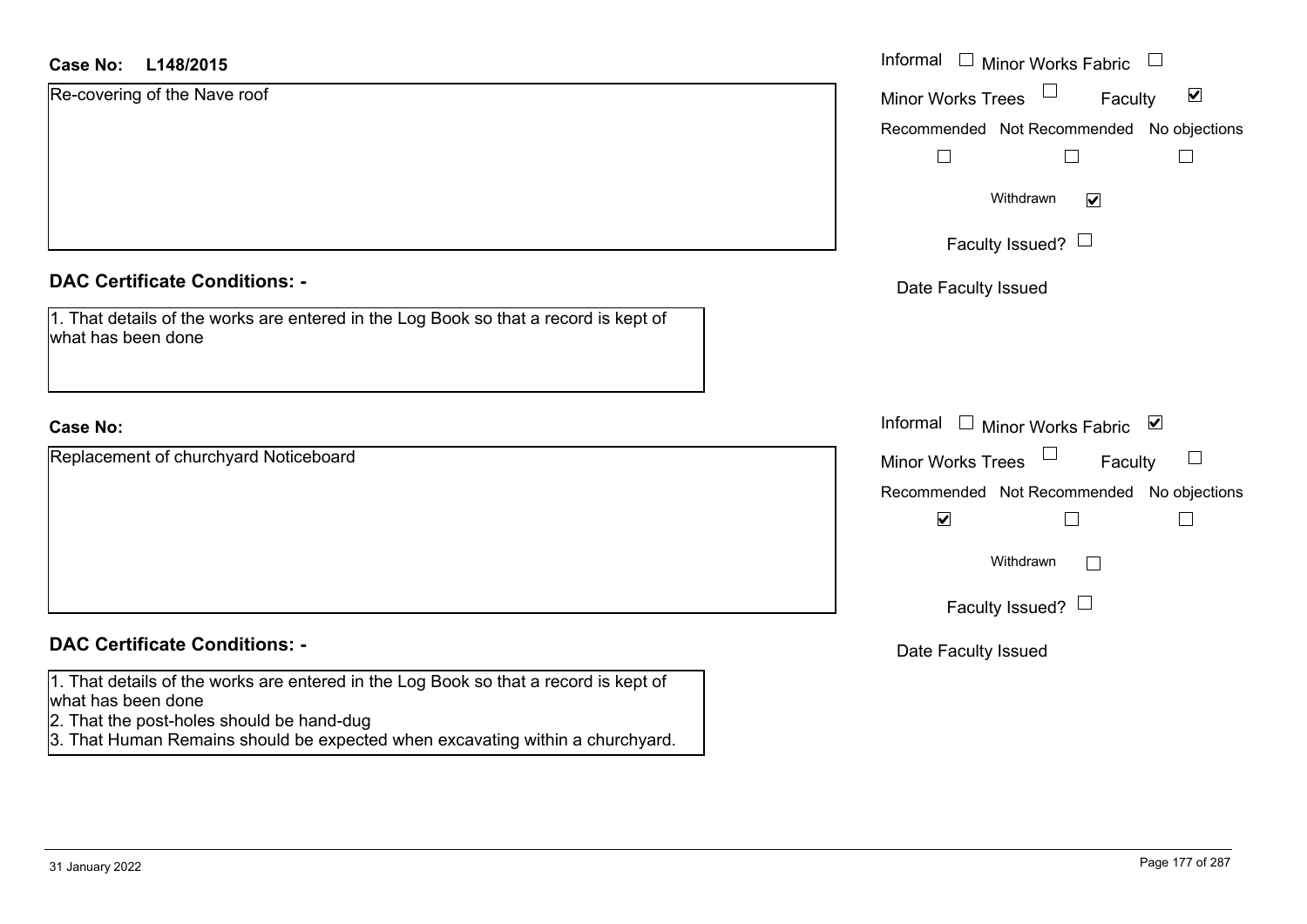**Case No:** **L148/2015**

Re-covering of the Nave roof

Informal ☐ Minor Works Fabric ☐

Minor Works Trees ☐ Faculty ☑

Recommended ☐ Not Recommended ☐ No objections ☐

Withdrawn ☑

Faculty Issued? ☐

Date Faculty Issued

**DAC Certificate Conditions: -**

1. That details of the works are entered in the Log Book so that a record is kept of what has been done

**Case No:**

Replacement of churchyard Noticeboard

Informal ☐ Minor Works Fabric ☑

Minor Works Trees ☐ Faculty ☐

Recommended ☑ Not Recommended ☐ No objections ☐

Withdrawn ☐

Faculty Issued? ☐

Date Faculty Issued

**DAC Certificate Conditions: -**

1. That details of the works are entered in the Log Book so that a record is kept of what has been done
2. That the post-holes should be hand-dug
3. That Human Remains should be expected when excavating within a churchyard.

31 January 2022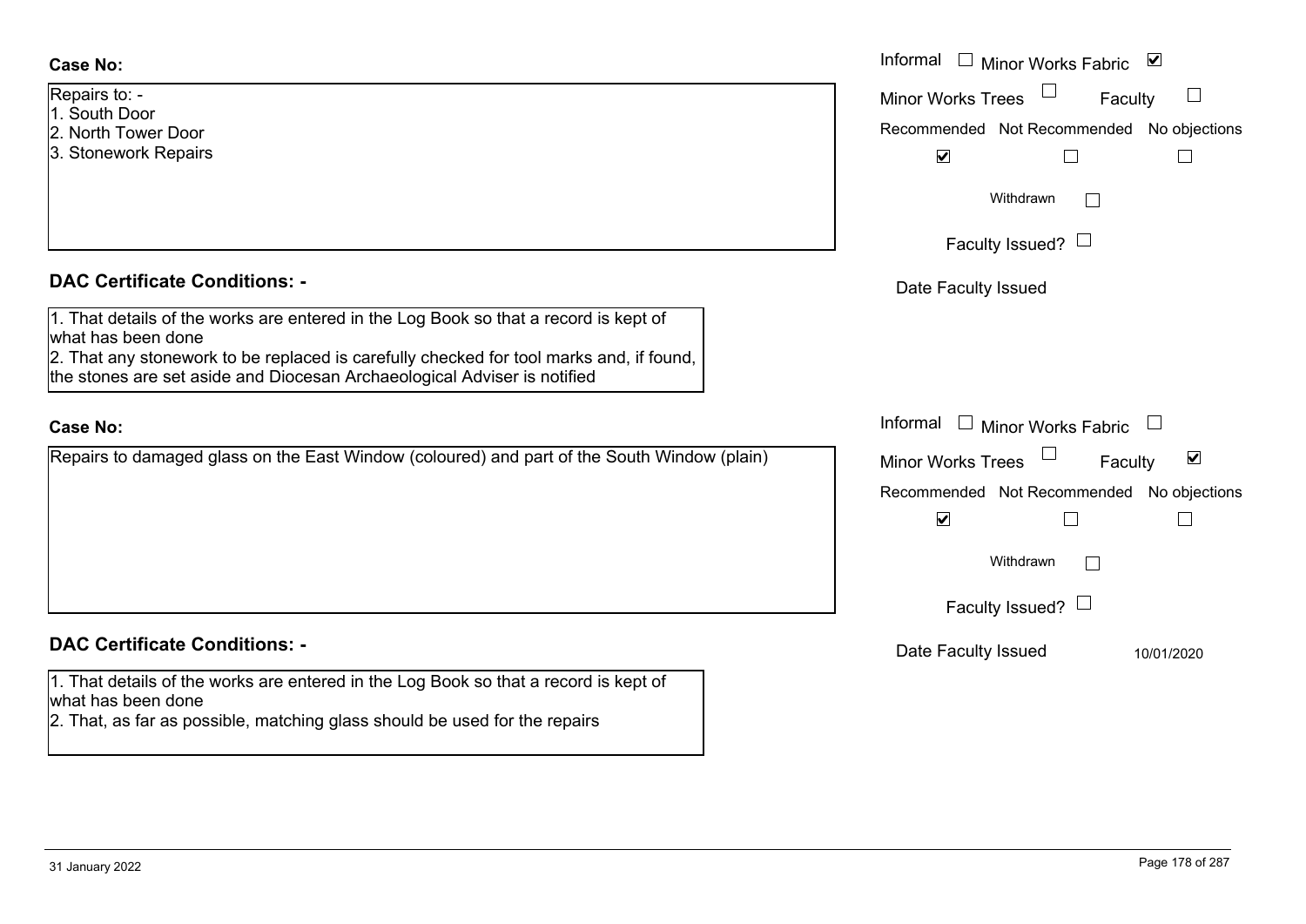**Case No:**

Repairs to: -
1. South Door
2. North Tower Door
3. Stonework Repairs

Informal ☐ Minor Works Fabric ☑
Minor Works Trees ☐ Faculty ☐

| Recommended | Not Recommended | No objections |
|---|---|---|
| ☑ | ☐ | ☐ |

Withdrawn ☐

Faculty Issued? ☐

Date Faculty Issued

**DAC Certificate Conditions: -**

1. That details of the works are entered in the Log Book so that a record is kept of what has been done
2. That any stonework to be replaced is carefully checked for tool marks and, if found, the stones are set aside and Diocesan Archaeological Adviser is notified

**Case No:**

Repairs to damaged glass on the East Window (coloured) and part of the South Window (plain)

Informal ☐ Minor Works Fabric ☐
Minor Works Trees ☐ Faculty ☑

| Recommended | Not Recommended | No objections |
|---|---|---|
| ☑ | ☐ | ☐ |

Withdrawn ☐

Faculty Issued? ☐

Date Faculty Issued 10/01/2020

**DAC Certificate Conditions: -**

1. That details of the works are entered in the Log Book so that a record is kept of what has been done
2. That, as far as possible, matching glass should be used for the repairs

31 January 2022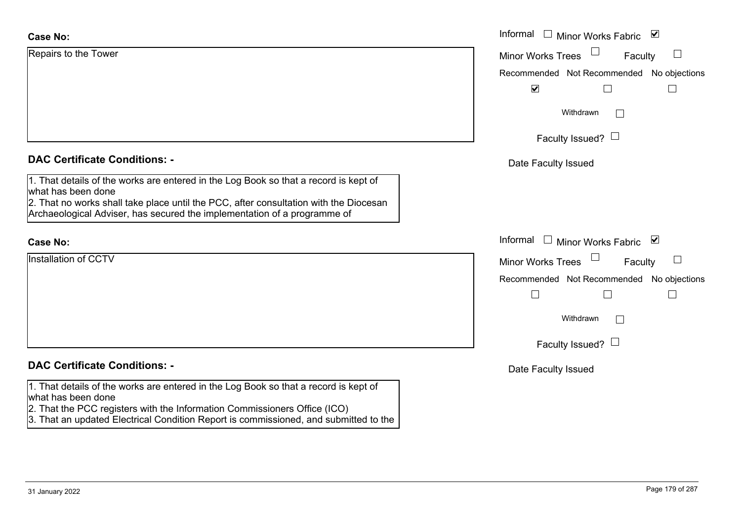**Case No:**

Repairs to the Tower

Informal ☐ Minor Works Fabric ☑

Minor Works Trees ☐ Faculty ☐

Recommended ☑ Not Recommended ☐ No objections ☐

Withdrawn ☐

Faculty Issued? ☐

Date Faculty Issued

**DAC Certificate Conditions: -**

1. That details of the works are entered in the Log Book so that a record is kept of what has been done
2. That no works shall take place until the PCC, after consultation with the Diocesan Archaeological Adviser, has secured the implementation of a programme of

**Case No:**

Installation of CCTV

Informal ☐ Minor Works Fabric ☑

Minor Works Trees ☐ Faculty ☐

Recommended ☐ Not Recommended ☐ No objections ☐

Withdrawn ☐

Faculty Issued? ☐

Date Faculty Issued

**DAC Certificate Conditions: -**

1. That details of the works are entered in the Log Book so that a record is kept of what has been done
2. That the PCC registers with the Information Commissioners Office (ICO)
3. That an updated Electrical Condition Report is commissioned, and submitted to the

31 January 2022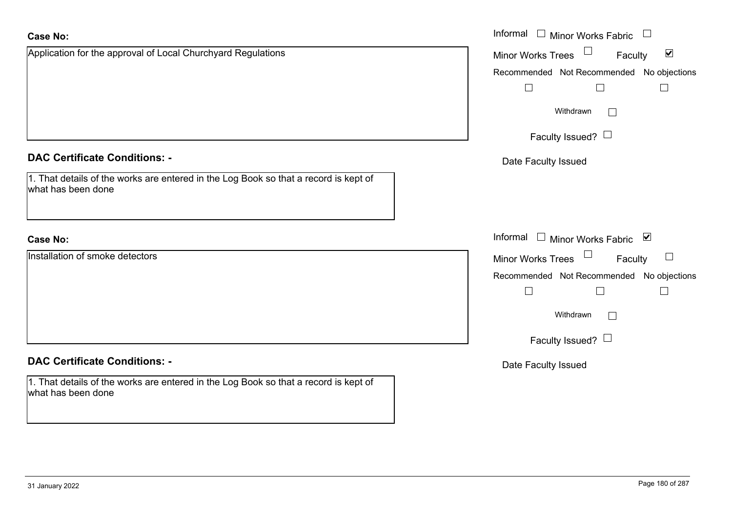**Case No:**

Application for the approval of Local Churchyard Regulations

Informal ☐ Minor Works Fabric ☐
Minor Works Trees ☐ Faculty ☑
Recommended ☐ Not Recommended ☐ No objections ☐
Withdrawn ☐
Faculty Issued? ☐
Date Faculty Issued

**DAC Certificate Conditions: -**

1. That details of the works are entered in the Log Book so that a record is kept of what has been done

**Case No:**

Installation of smoke detectors

Informal ☐ Minor Works Fabric ☑
Minor Works Trees ☐ Faculty ☐
Recommended ☐ Not Recommended ☐ No objections ☐
Withdrawn ☐
Faculty Issued? ☐
Date Faculty Issued

**DAC Certificate Conditions: -**

1. That details of the works are entered in the Log Book so that a record is kept of what has been done

31 January 2022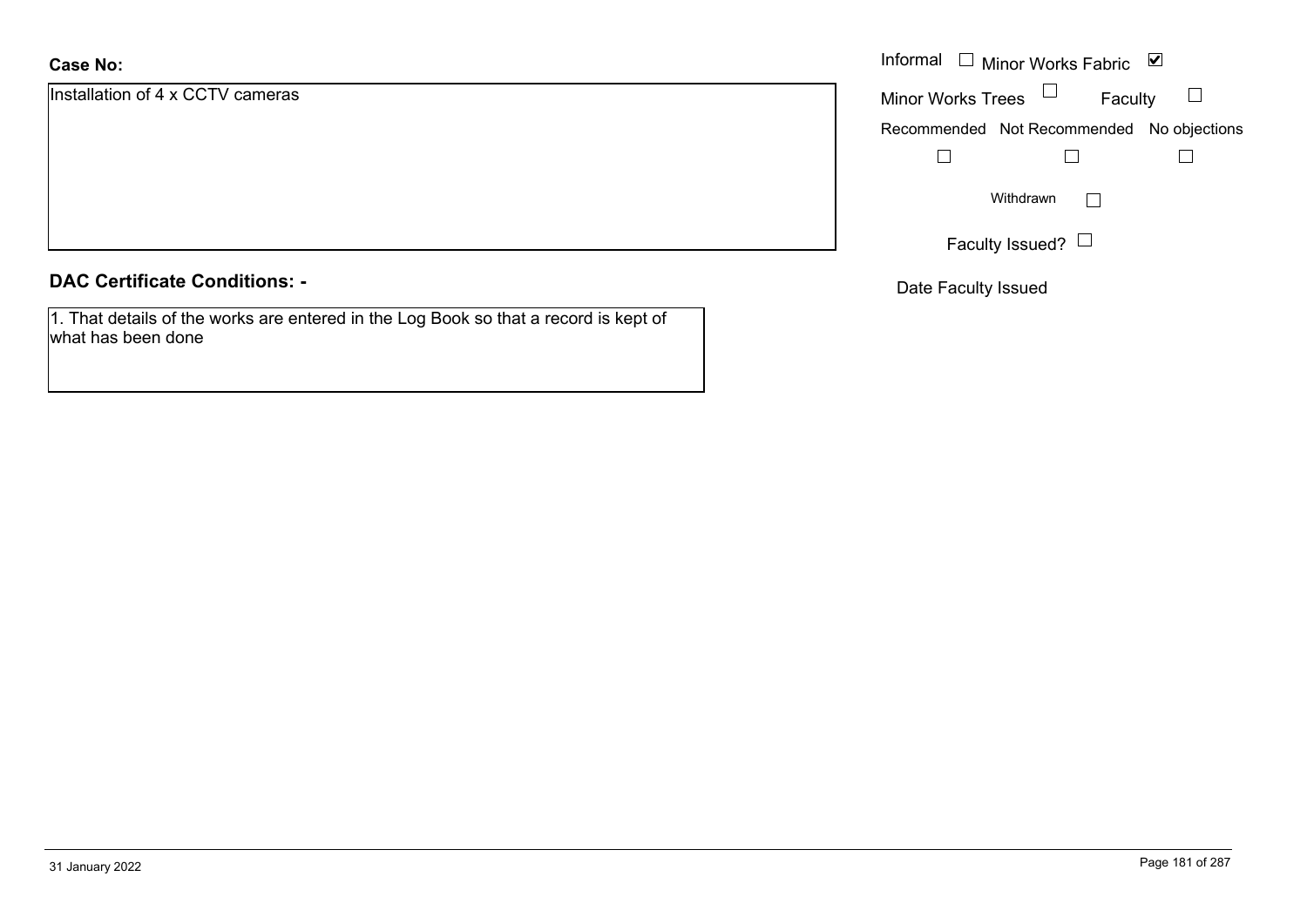**Case No:**

Installation of 4 x CCTV cameras

Informal ☐ Minor Works Fabric ☑

Minor Works Trees ☐ Faculty ☐

Recommended ☐ Not Recommended ☐ No objections ☐

Withdrawn ☐

Faculty Issued? ☐

Date Faculty Issued

**DAC Certificate Conditions: -**

1. That details of the works are entered in the Log Book so that a record is kept of what has been done

31 January 2022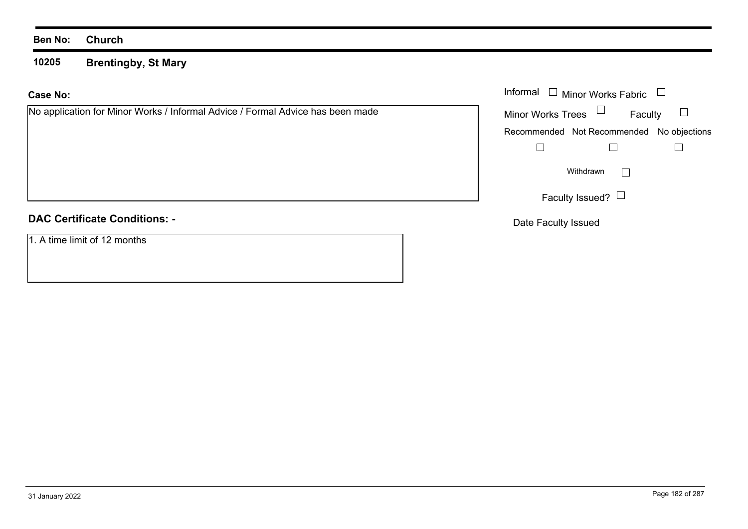**Ben No:** **Church**

**10205** **Brentingby, St Mary**

**Case No:**

No application for Minor Works / Informal Advice / Formal Advice has been made

Informal ☐ Minor Works Fabric ☐

Minor Works Trees ☐ Faculty ☐

Recommended ☐ Not Recommended ☐ No objections ☐

Withdrawn ☐

Faculty Issued? ☐

Date Faculty Issued

**DAC Certificate Conditions: -**

1. A time limit of 12 months

31 January 2022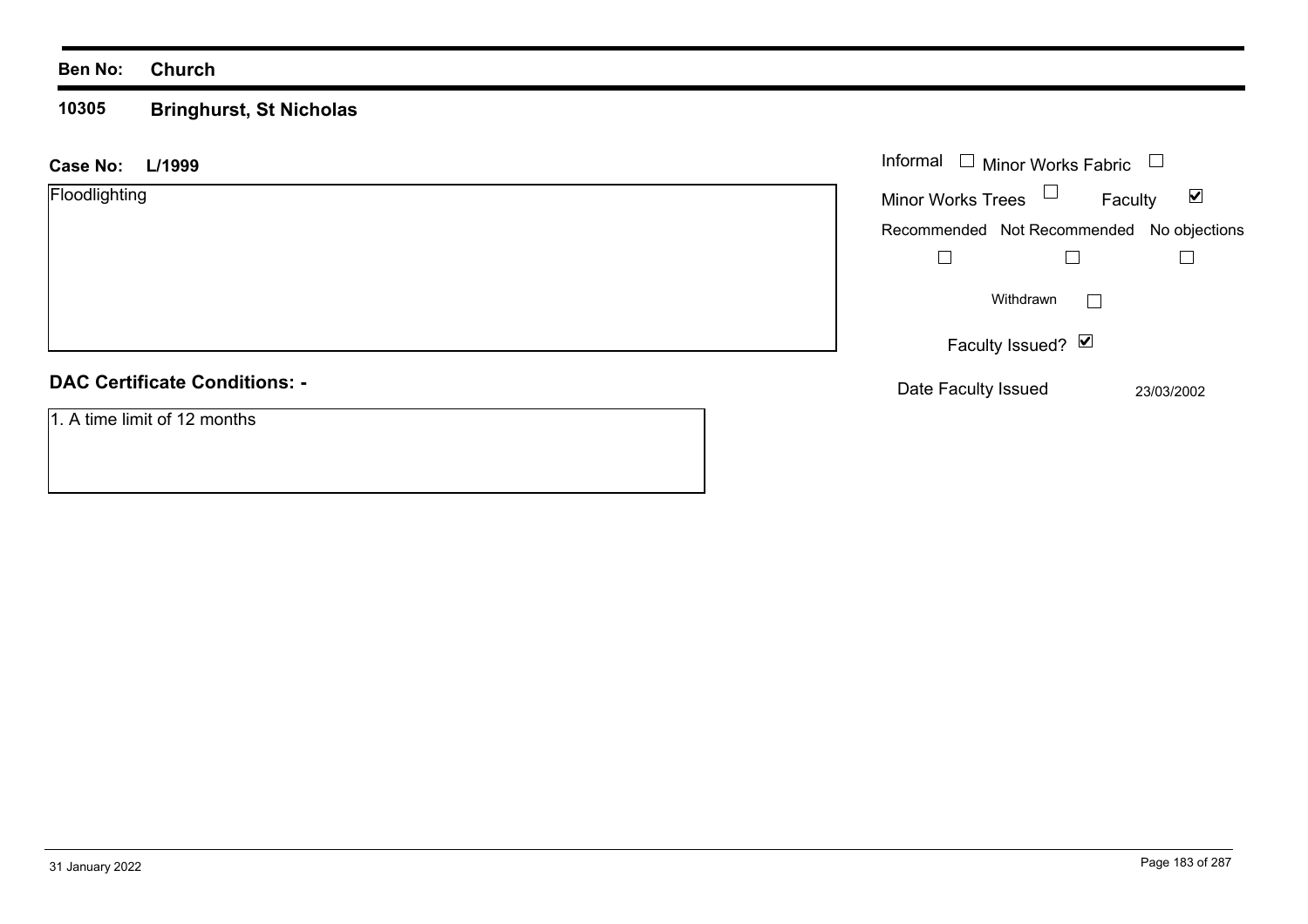**Ben No:** **Church**

**10305** **Bringhurst, St Nicholas**

**Case No:** **L/1999**

Floodlighting

Informal ☐ Minor Works Fabric ☐

Minor Works Trees ☐ Faculty ☑

Recommended ☐ Not Recommended ☐ No objections ☐

Withdrawn ☐

Faculty Issued? ☑

Date Faculty Issued 23/03/2002

**DAC Certificate Conditions: -**

1. A time limit of 12 months

31 January 2022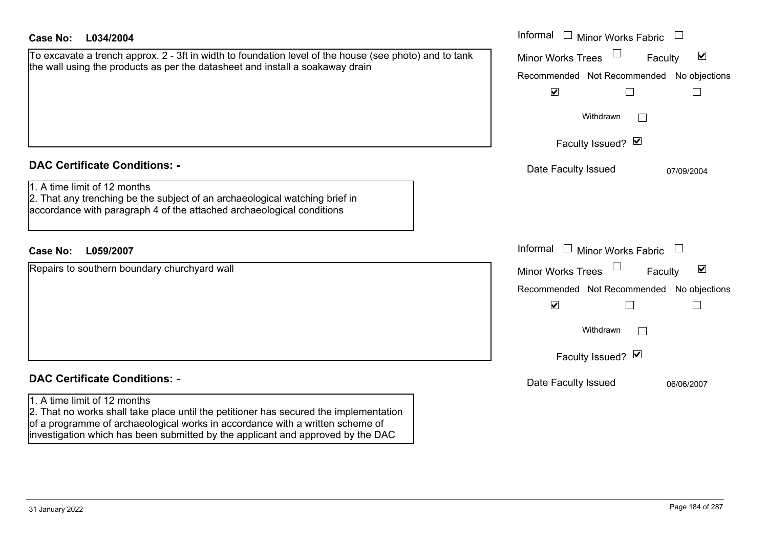**Case No: L034/2004**

To excavate a trench approx. 2 - 3ft in width to foundation level of the house (see photo) and to tank the wall using the products as per the datasheet and install a soakaway drain

Informal ☐ Minor Works Fabric ☐
Minor Works Trees ☐ Faculty ☑

| Recommended | Not Recommended | No objections |
| --- | --- | --- |
| ☑ | ☐ | ☐ |

Withdrawn ☐

Faculty Issued? ☑

Date Faculty Issued 07/09/2004

## DAC Certificate Conditions: -

1. A time limit of 12 months
2. That any trenching be the subject of an archaeological watching brief in accordance with paragraph 4 of the attached archaeological conditions

**Case No: L059/2007**

Repairs to southern boundary churchyard wall

Informal ☐ Minor Works Fabric ☐
Minor Works Trees ☐ Faculty ☑

| Recommended | Not Recommended | No objections |
| --- | --- | --- |
| ☑ | ☐ | ☐ |

Withdrawn ☐

Faculty Issued? ☑

Date Faculty Issued 06/06/2007

## DAC Certificate Conditions: -

1. A time limit of 12 months
2. That no works shall take place until the petitioner has secured the implementation of a programme of archaeological works in accordance with a written scheme of investigation which has been submitted by the applicant and approved by the DAC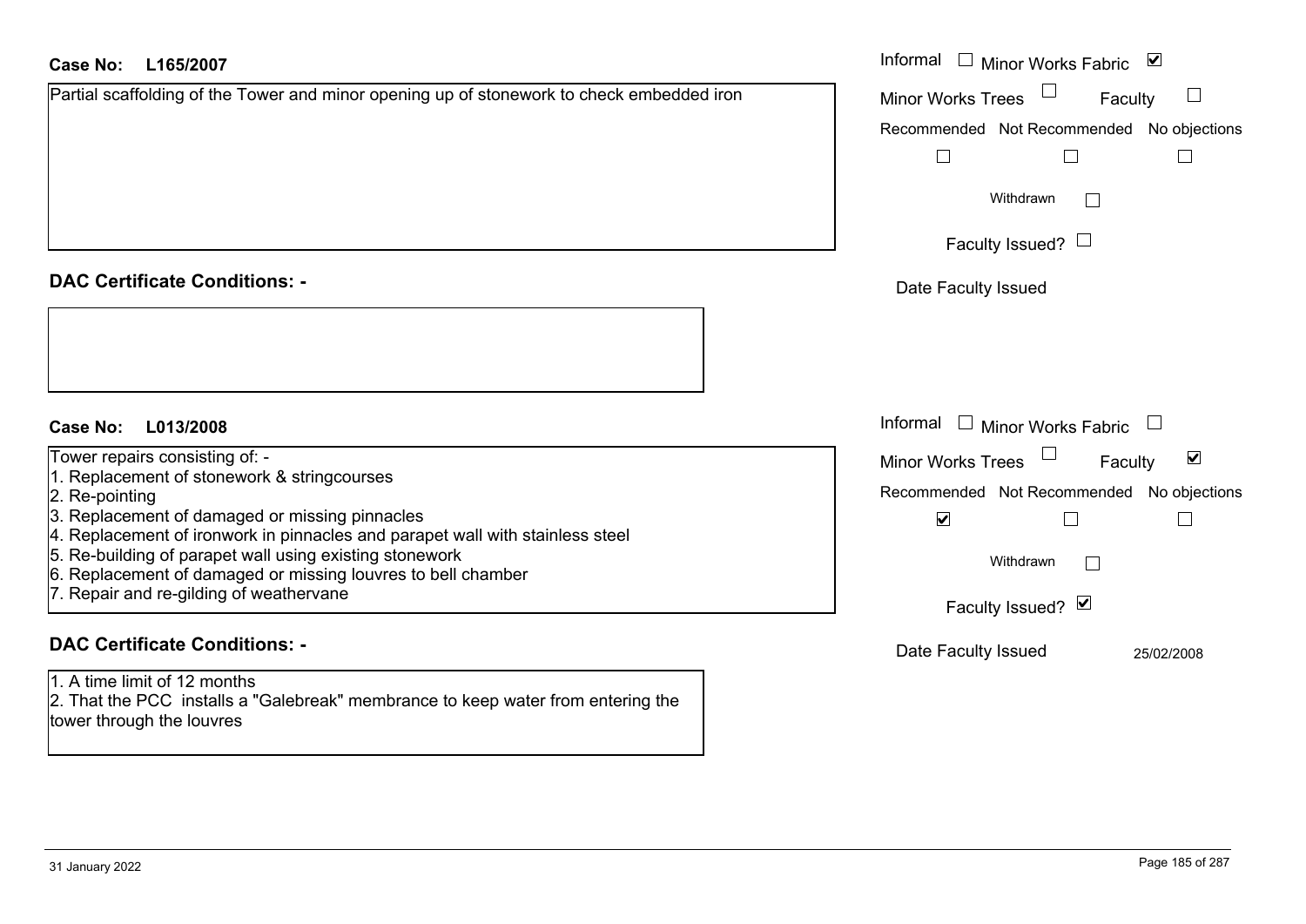**Case No: L165/2007**

Partial scaffolding of the Tower and minor opening up of stonework to check embedded iron

Informal ☐ Minor Works Fabric ☑
Minor Works Trees ☐ Faculty ☐

| Recommended | Not Recommended | No objections |
|---|---|---|
| ☐ | ☐ | ☐ |

Withdrawn ☐

Faculty Issued? ☐

Date Faculty Issued

**DAC Certificate Conditions: -**

**Case No: L013/2008**

Tower repairs consisting of: -
1. Replacement of stonework & stringcourses
2. Re-pointing
3. Replacement of damaged or missing pinnacles
4. Replacement of ironwork in pinnacles and parapet wall with stainless steel
5. Re-building of parapet wall using existing stonework
6. Replacement of damaged or missing louvres to bell chamber
7. Repair and re-gilding of weathervane

Informal ☐ Minor Works Fabric ☐
Minor Works Trees ☐ Faculty ☑

| Recommended | Not Recommended | No objections |
|---|---|---|
| ☑ | ☐ | ☐ |

Withdrawn ☐

Faculty Issued? ☑

Date Faculty Issued 25/02/2008

**DAC Certificate Conditions: -**

1. A time limit of 12 months
2. That the PCC installs a "Galebreak" membrance to keep water from entering the tower through the louvres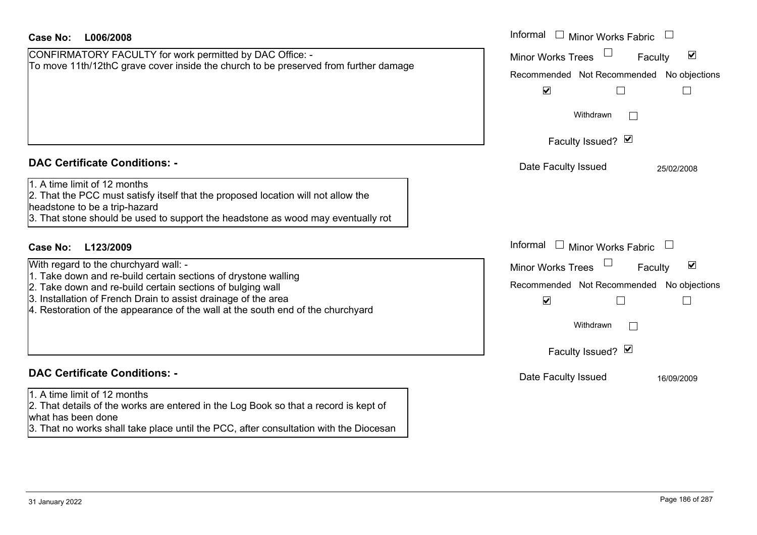**Case No: L006/2008**

CONFIRMATORY FACULTY for work permitted by DAC Office: -
To move 11th/12thC grave cover inside the church to be preserved from further damage

Informal ☐ Minor Works Fabric ☐
Minor Works Trees ☐ Faculty ☑

| Recommended | Not Recommended | No objections |
|---|---|---|
| ☑ | ☐ | ☐ |

Withdrawn ☐

Faculty Issued? ☑

Date Faculty Issued 25/02/2008

**DAC Certificate Conditions: -**

1. A time limit of 12 months
2. That the PCC must satisfy itself that the proposed location will not allow the headstone to be a trip-hazard
3. That stone should be used to support the headstone as wood may eventually rot

**Case No: L123/2009**

With regard to the churchyard wall: -
1. Take down and re-build certain sections of drystone walling
2. Take down and re-build certain sections of bulging wall
3. Installation of French Drain to assist drainage of the area
4. Restoration of the appearance of the wall at the south end of the churchyard

Informal ☐ Minor Works Fabric ☐
Minor Works Trees ☐ Faculty ☑

| Recommended | Not Recommended | No objections |
|---|---|---|
| ☑ | ☐ | ☐ |

Withdrawn ☐

Faculty Issued? ☑

Date Faculty Issued 16/09/2009

**DAC Certificate Conditions: -**

1. A time limit of 12 months
2. That details of the works are entered in the Log Book so that a record is kept of what has been done
3. That no works shall take place until the PCC, after consultation with the Diocesan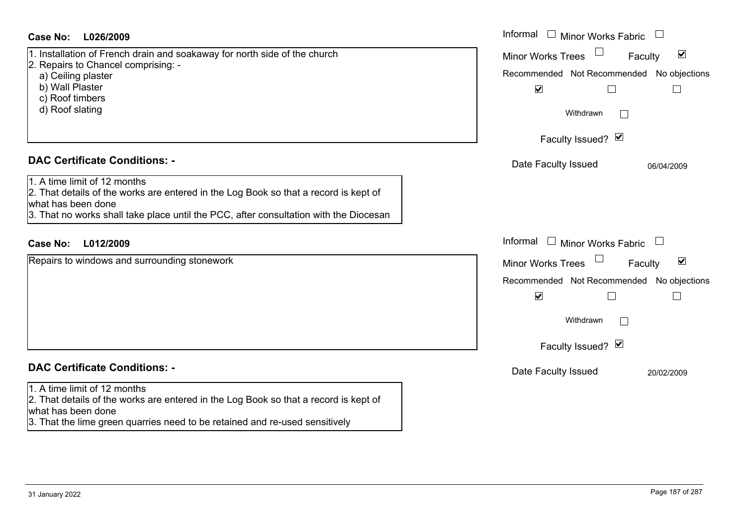**Case No: L026/2009**

1. Installation of French drain and soakaway for north side of the church
2. Repairs to Chancel comprising: -
   a) Ceiling plaster
   b) Wall Plaster
   c) Roof timbers
   d) Roof slating

Informal ☐ Minor Works Fabric ☐
Minor Works Trees ☐ Faculty ☑
Recommended ☑ Not Recommended ☐ No objections ☐
Withdrawn ☐
Faculty Issued? ☑
Date Faculty Issued 06/04/2009

**DAC Certificate Conditions: -**

1. A time limit of 12 months
2. That details of the works are entered in the Log Book so that a record is kept of what has been done
3. That no works shall take place until the PCC, after consultation with the Diocesan

**Case No: L012/2009**

Repairs to windows and surrounding stonework

Informal ☐ Minor Works Fabric ☐
Minor Works Trees ☐ Faculty ☑
Recommended ☑ Not Recommended ☐ No objections ☐
Withdrawn ☐
Faculty Issued? ☑
Date Faculty Issued 20/02/2009

**DAC Certificate Conditions: -**

1. A time limit of 12 months
2. That details of the works are entered in the Log Book so that a record is kept of what has been done
3. That the lime green quarries need to be retained and re-used sensitively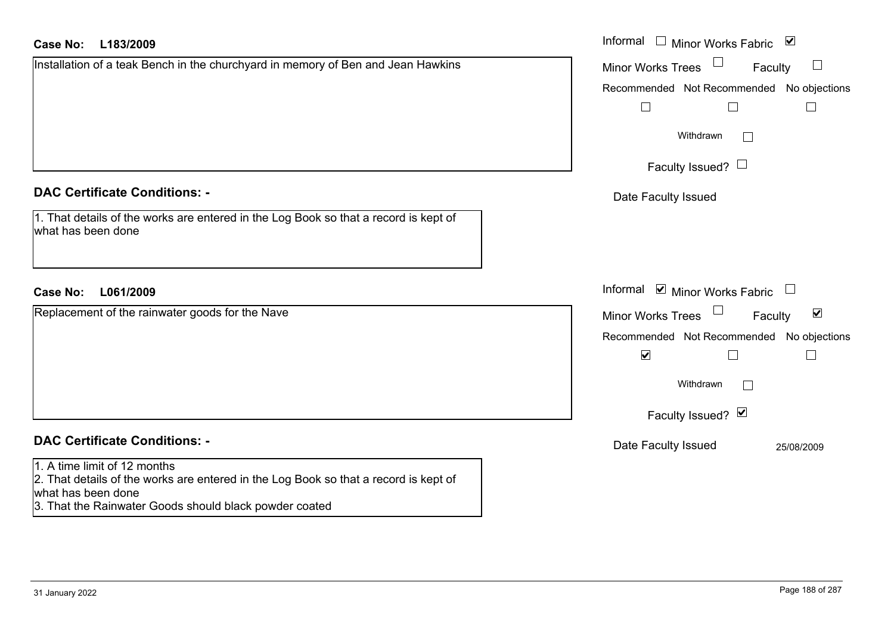**Case No:** **L183/2009**

Installation of a teak Bench in the churchyard in memory of Ben and Jean Hawkins

Informal ☐ Minor Works Fabric ☑

Minor Works Trees ☐ Faculty ☐

Recommended ☐ Not Recommended ☐ No objections ☐

Withdrawn ☐

Faculty Issued? ☐

Date Faculty Issued

## DAC Certificate Conditions: -

1. That details of the works are entered in the Log Book so that a record is kept of what has been done

**Case No:** **L061/2009**

Replacement of the rainwater goods for the Nave

Informal ☑ Minor Works Fabric ☐

Minor Works Trees ☐ Faculty ☑

Recommended ☑ Not Recommended ☐ No objections ☐

Withdrawn ☐

Faculty Issued? ☑

Date Faculty Issued 25/08/2009

## DAC Certificate Conditions: -

1. A time limit of 12 months
2. That details of the works are entered in the Log Book so that a record is kept of what has been done
3. That the Rainwater Goods should black powder coated

31 January 2022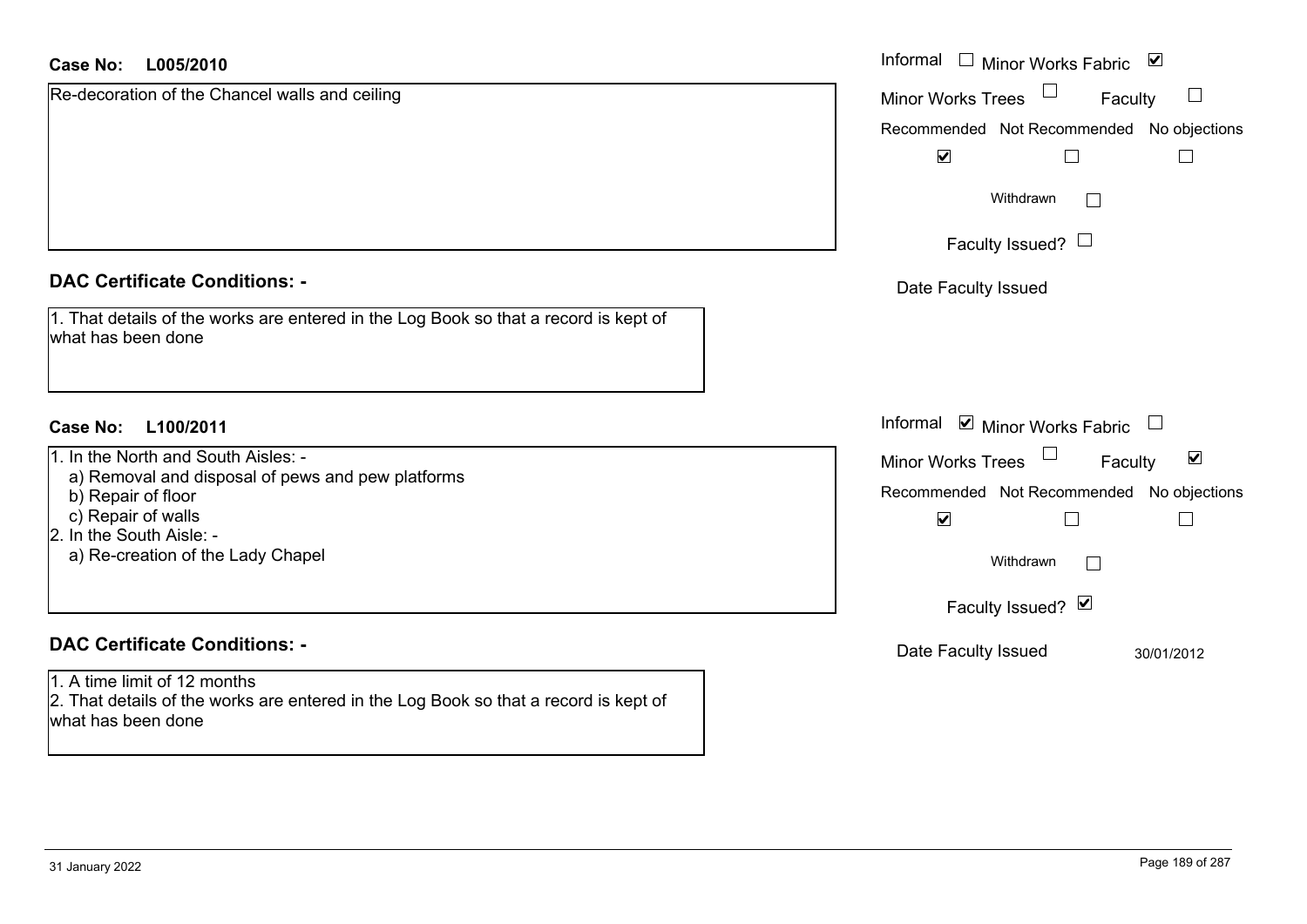**Case No:** **L005/2010**

Re-decoration of the Chancel walls and ceiling

Informal ☐ Minor Works Fabric ☑

Minor Works Trees ☐ Faculty ☐

Recommended ☑ Not Recommended ☐ No objections ☐

Withdrawn ☐

Faculty Issued? ☐

Date Faculty Issued

## DAC Certificate Conditions: -

1. That details of the works are entered in the Log Book so that a record is kept of what has been done

**Case No:** **L100/2011**

1. In the North and South Aisles: -
   a) Removal and disposal of pews and pew platforms
   b) Repair of floor
   c) Repair of walls
2. In the South Aisle: -
   a) Re-creation of the Lady Chapel

Informal ☑ Minor Works Fabric ☐

Minor Works Trees ☐ Faculty ☑

Recommended ☑ Not Recommended ☐ No objections ☐

Withdrawn ☐

Faculty Issued? ☑

Date Faculty Issued 30/01/2012

## DAC Certificate Conditions: -

1. A time limit of 12 months
2. That details of the works are entered in the Log Book so that a record is kept of what has been done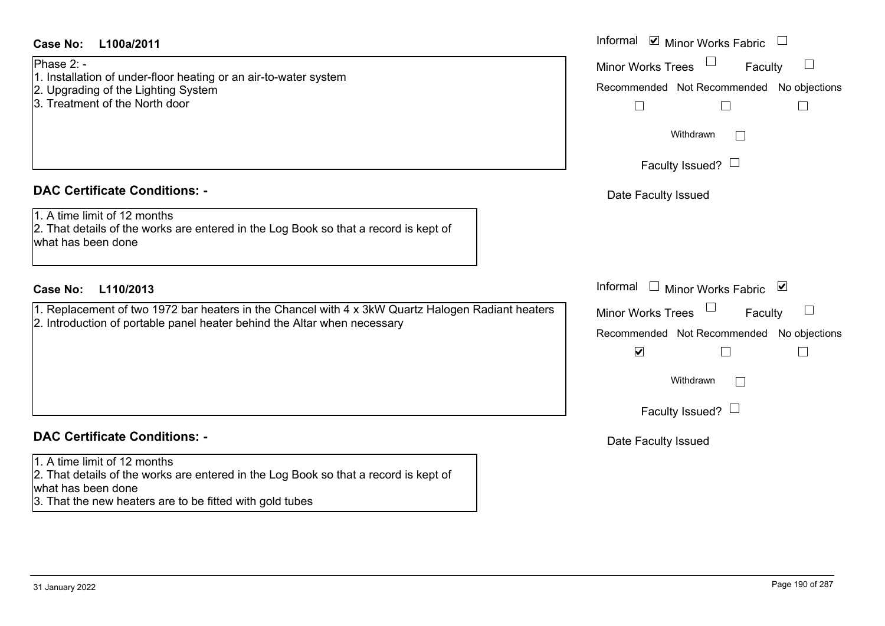**Case No: L100a/2011**

Phase 2: -
1. Installation of under-floor heating or an air-to-water system
2. Upgrading of the Lighting System
3. Treatment of the North door

Informal ☑ Minor Works Fabric ☐
Minor Works Trees ☐ Faculty ☐

| Recommended | Not Recommended | No objections |
|---|---|---|
| ☐ | ☐ | ☐ |

Withdrawn ☐

Faculty Issued? ☐

Date Faculty Issued

## DAC Certificate Conditions: -

1. A time limit of 12 months
2. That details of the works are entered in the Log Book so that a record is kept of what has been done

**Case No: L110/2013**

1. Replacement of two 1972 bar heaters in the Chancel with 4 x 3kW Quartz Halogen Radiant heaters
2. Introduction of portable panel heater behind the Altar when necessary

Informal ☐ Minor Works Fabric ☑
Minor Works Trees ☐ Faculty ☐

| Recommended | Not Recommended | No objections |
|---|---|---|
| ☑ | ☐ | ☐ |

Withdrawn ☐

Faculty Issued? ☐

Date Faculty Issued

## DAC Certificate Conditions: -

1. A time limit of 12 months
2. That details of the works are entered in the Log Book so that a record is kept of what has been done
3. That the new heaters are to be fitted with gold tubes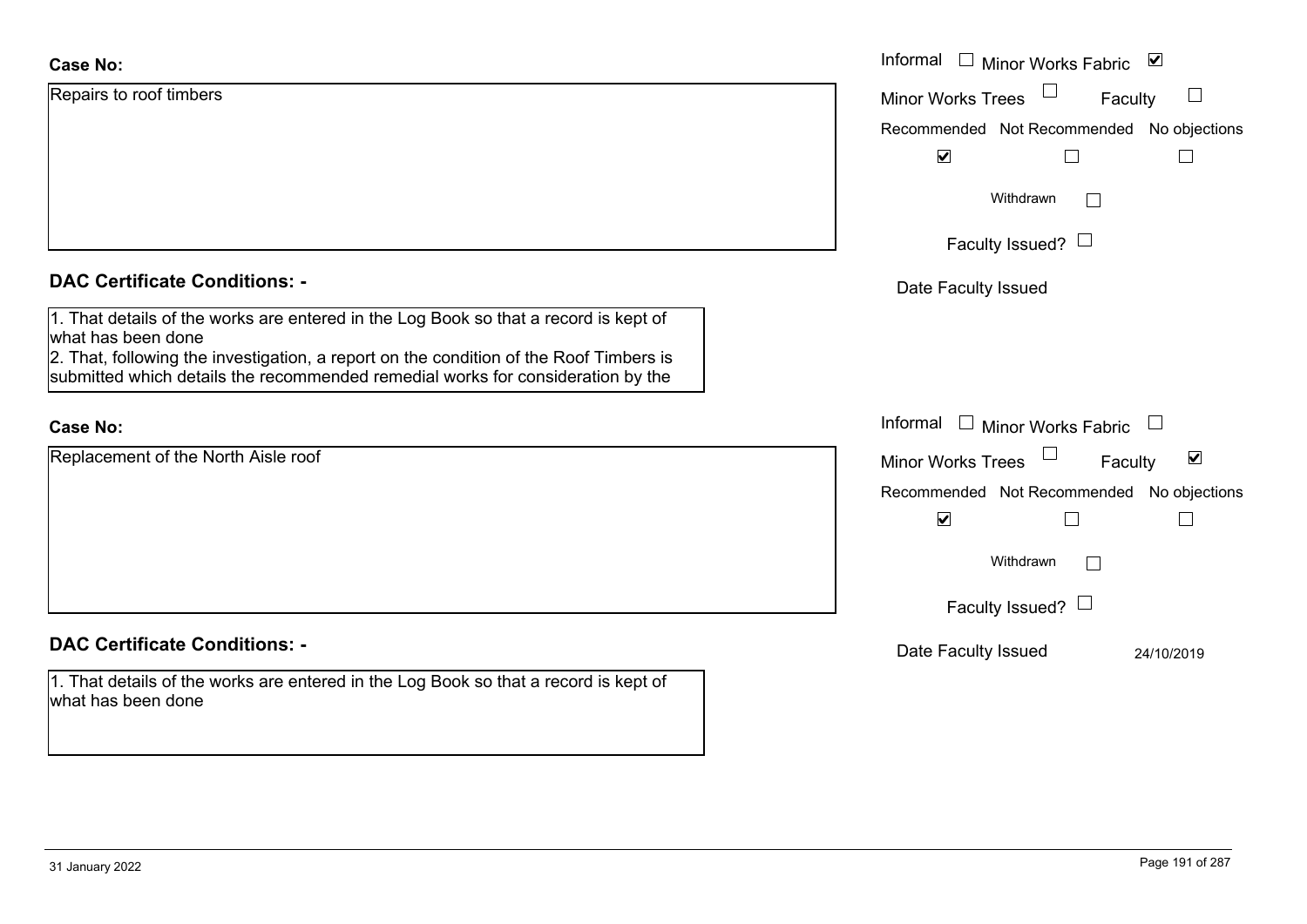**Case No:**

Repairs to roof timbers

Informal ☐ Minor Works Fabric ☑

Minor Works Trees ☐ Faculty ☐

Recommended ☑ Not Recommended ☐ No objections ☐

Withdrawn ☐

Faculty Issued? ☐

Date Faculty Issued

**DAC Certificate Conditions: -**

1. That details of the works are entered in the Log Book so that a record is kept of what has been done
2. That, following the investigation, a report on the condition of the Roof Timbers is submitted which details the recommended remedial works for consideration by the

**Case No:**

Replacement of the North Aisle roof

Informal ☐ Minor Works Fabric ☐

Minor Works Trees ☐ Faculty ☑

Recommended ☑ Not Recommended ☐ No objections ☐

Withdrawn ☐

Faculty Issued? ☐

Date Faculty Issued 24/10/2019

**DAC Certificate Conditions: -**

1. That details of the works are entered in the Log Book so that a record is kept of what has been done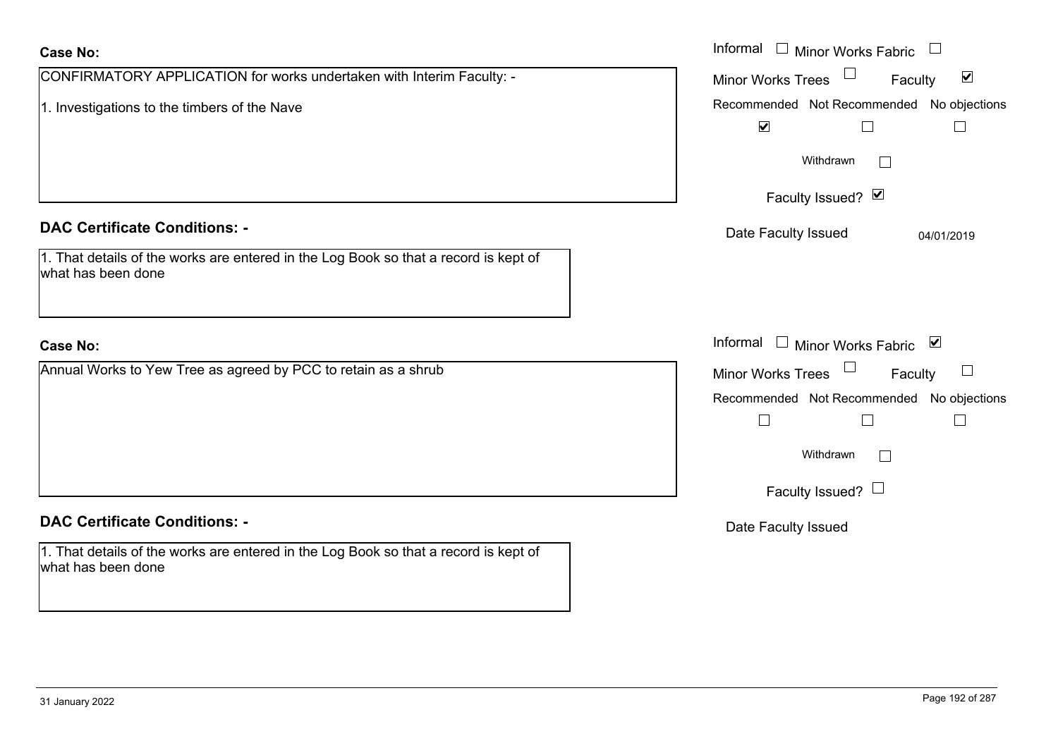**Case No:**

CONFIRMATORY APPLICATION for works undertaken with Interim Faculty: -

1. Investigations to the timbers of the Nave

Informal ☐ Minor Works Fabric ☐

Minor Works Trees ☐ Faculty ☑

Recommended ☑ Not Recommended ☐ No objections ☐

Withdrawn ☐

Faculty Issued? ☑

Date Faculty Issued 04/01/2019

**DAC Certificate Conditions: -**

1. That details of the works are entered in the Log Book so that a record is kept of what has been done

**Case No:**

Annual Works to Yew Tree as agreed by PCC to retain as a shrub

Informal ☐ Minor Works Fabric ☑

Minor Works Trees ☐ Faculty ☐

Recommended ☐ Not Recommended ☐ No objections ☐

Withdrawn ☐

Faculty Issued? ☐

Date Faculty Issued

**DAC Certificate Conditions: -**

1. That details of the works are entered in the Log Book so that a record is kept of what has been done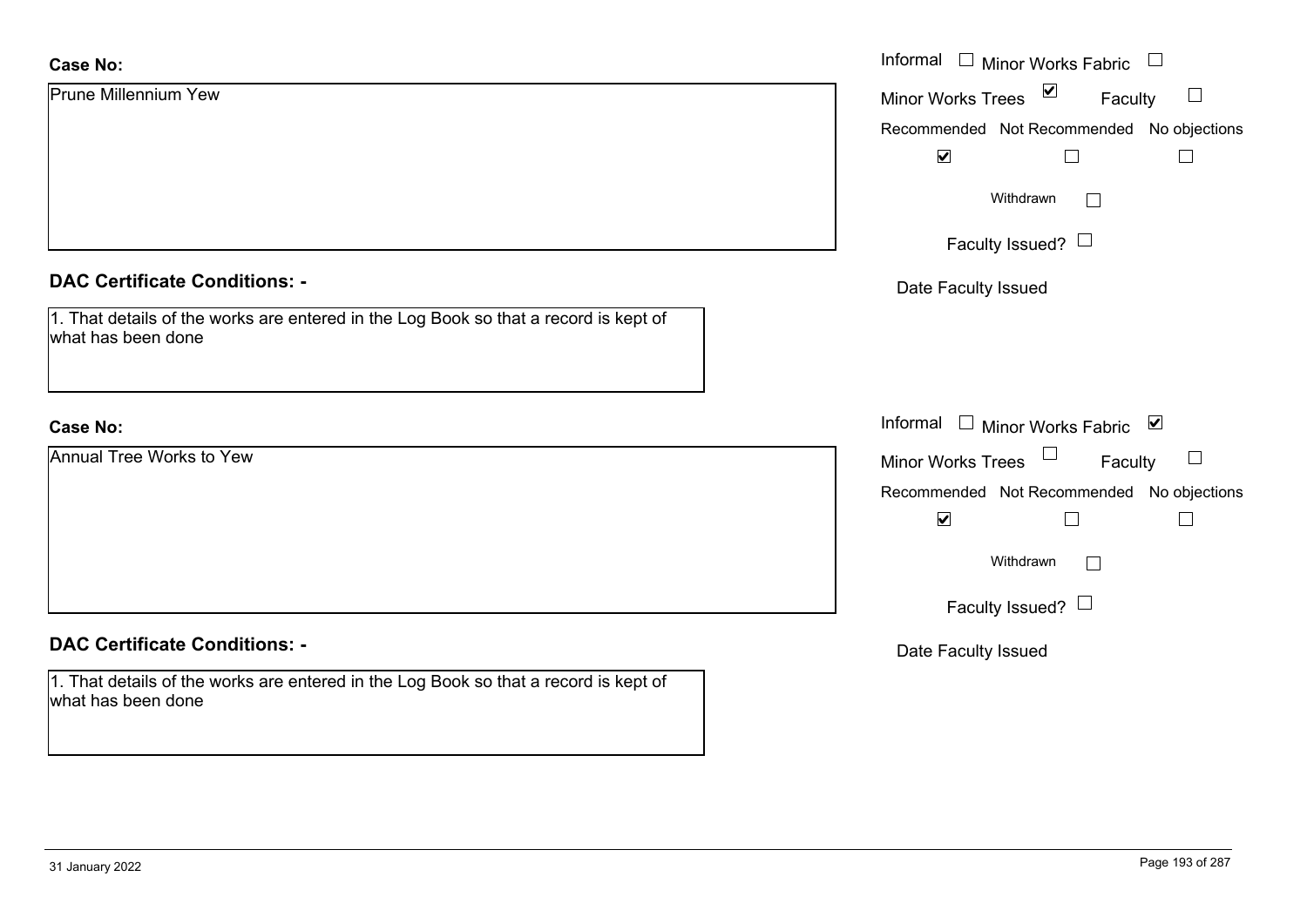**Case No:**

Prune Millennium Yew

Informal ☐ Minor Works Fabric ☐
Minor Works Trees ☑ Faculty ☐
Recommended ☑ Not Recommended ☐ No objections ☐
Withdrawn ☐
Faculty Issued? ☐
Date Faculty Issued

**DAC Certificate Conditions: -**

1. That details of the works are entered in the Log Book so that a record is kept of what has been done

**Case No:**

Annual Tree Works to Yew

Informal ☐ Minor Works Fabric ☑
Minor Works Trees ☐ Faculty ☐
Recommended ☑ Not Recommended ☐ No objections ☐
Withdrawn ☐
Faculty Issued? ☐
Date Faculty Issued

**DAC Certificate Conditions: -**

1. That details of the works are entered in the Log Book so that a record is kept of what has been done

31 January 2022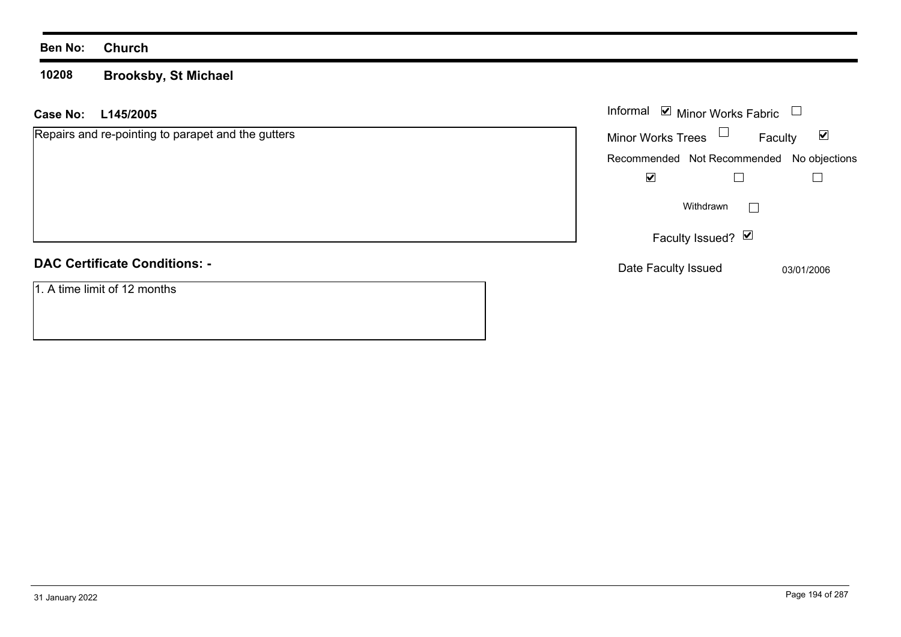**Ben No: Church**

## 10208 Brooksby, St Michael

**Case No: L145/2005**

Repairs and re-pointing to parapet and the gutters

| Field | Value |
|---|---|
| Informal | ☑ |
| Minor Works Fabric | ☐ |
| Minor Works Trees | ☐ |
| Faculty | ☑ |
| Recommended | ☑ |
| Not Recommended | ☐ |
| No objections | ☐ |
| Withdrawn | ☐ |
| Faculty Issued? | ☑ |
| Date Faculty Issued | 03/01/2006 |

**DAC Certificate Conditions: -**

1. A time limit of 12 months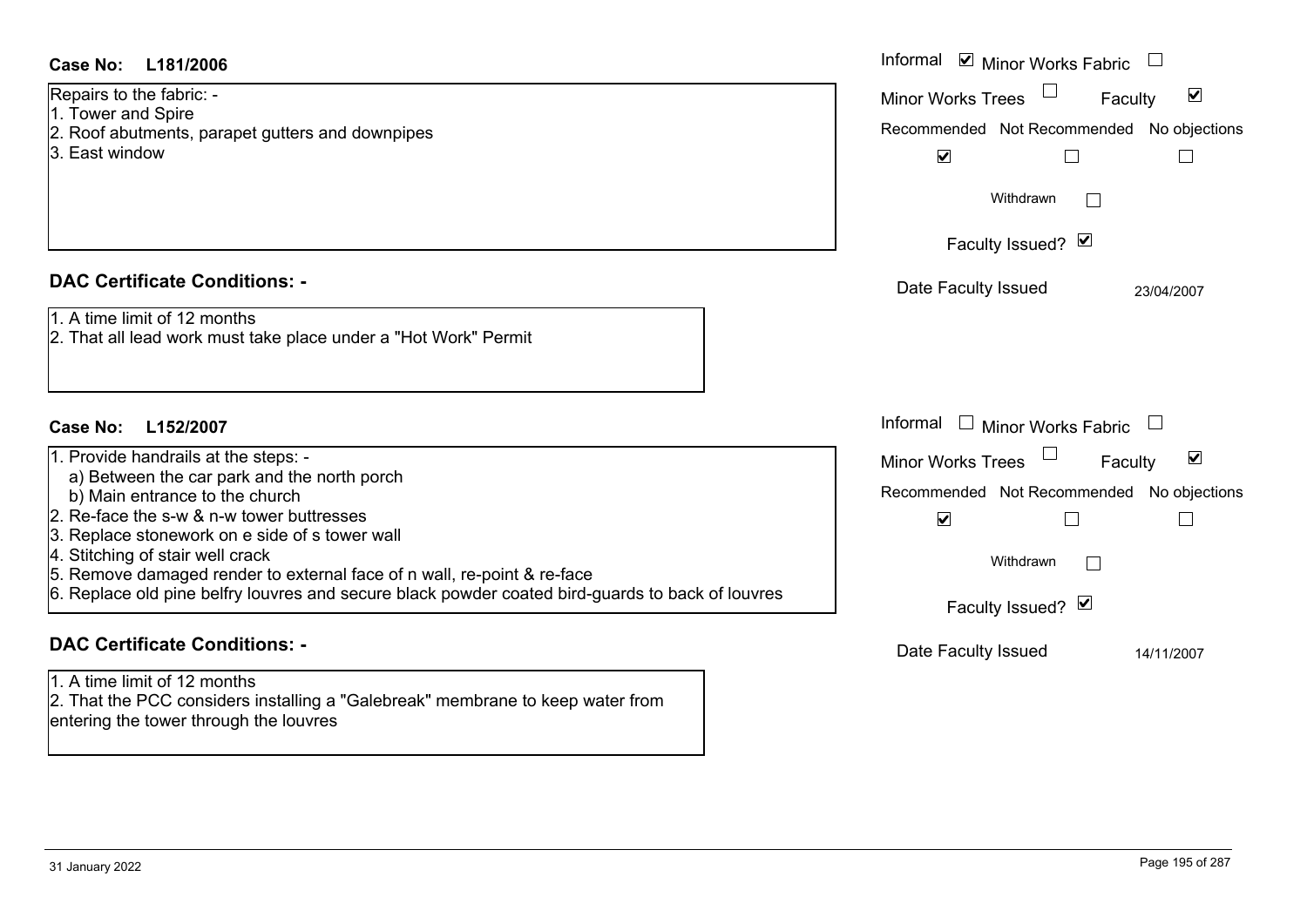**Case No: L181/2006**

Informal ☑ Minor Works Fabric ☐

Minor Works Trees ☐ Faculty ☑

Recommended ☑ Not Recommended ☐ No objections ☐

Withdrawn ☐

Faculty Issued? ☑

Date Faculty Issued 23/04/2007

Repairs to the fabric: -
1. Tower and Spire
2. Roof abutments, parapet gutters and downpipes
3. East window

## DAC Certificate Conditions: -

1. A time limit of 12 months
2. That all lead work must take place under a "Hot Work" Permit

**Case No: L152/2007**

Informal ☐ Minor Works Fabric ☐

Minor Works Trees ☐ Faculty ☑

Recommended ☑ Not Recommended ☐ No objections ☐

Withdrawn ☐

Faculty Issued? ☑

Date Faculty Issued 14/11/2007

1. Provide handrails at the steps: -
   a) Between the car park and the north porch
   b) Main entrance to the church
2. Re-face the s-w & n-w tower buttresses
3. Replace stonework on e side of s tower wall
4. Stitching of stair well crack
5. Remove damaged render to external face of n wall, re-point & re-face
6. Replace old pine belfry louvres and secure black powder coated bird-guards to back of louvres

## DAC Certificate Conditions: -

1. A time limit of 12 months
2. That the PCC considers installing a "Galebreak" membrane to keep water from entering the tower through the louvres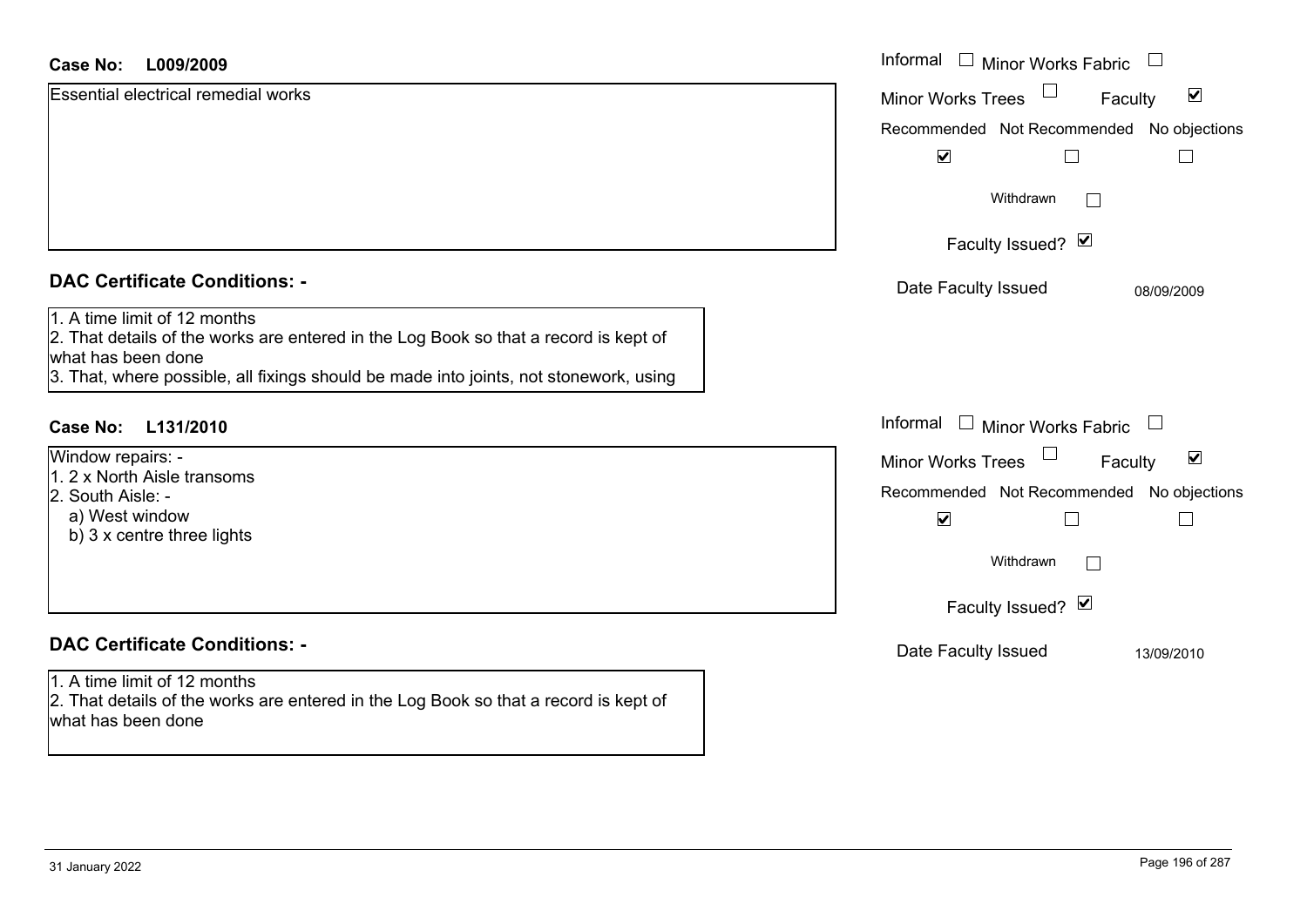**Case No: L009/2009**

Essential electrical remedial works

Informal ☐ Minor Works Fabric ☐

Minor Works Trees ☐ Faculty ☑

Recommended ☑ Not Recommended ☐ No objections ☐

Withdrawn ☐

Faculty Issued? ☑

Date Faculty Issued 08/09/2009

## DAC Certificate Conditions: -

1. A time limit of 12 months
2. That details of the works are entered in the Log Book so that a record is kept of what has been done
3. That, where possible, all fixings should be made into joints, not stonework, using

**Case No: L131/2010**

Window repairs: -
1. 2 x North Aisle transoms
2. South Aisle: -
   a) West window
   b) 3 x centre three lights

Informal ☐ Minor Works Fabric ☐

Minor Works Trees ☐ Faculty ☑

Recommended ☑ Not Recommended ☐ No objections ☐

Withdrawn ☐

Faculty Issued? ☑

Date Faculty Issued 13/09/2010

## DAC Certificate Conditions: -

1. A time limit of 12 months
2. That details of the works are entered in the Log Book so that a record is kept of what has been done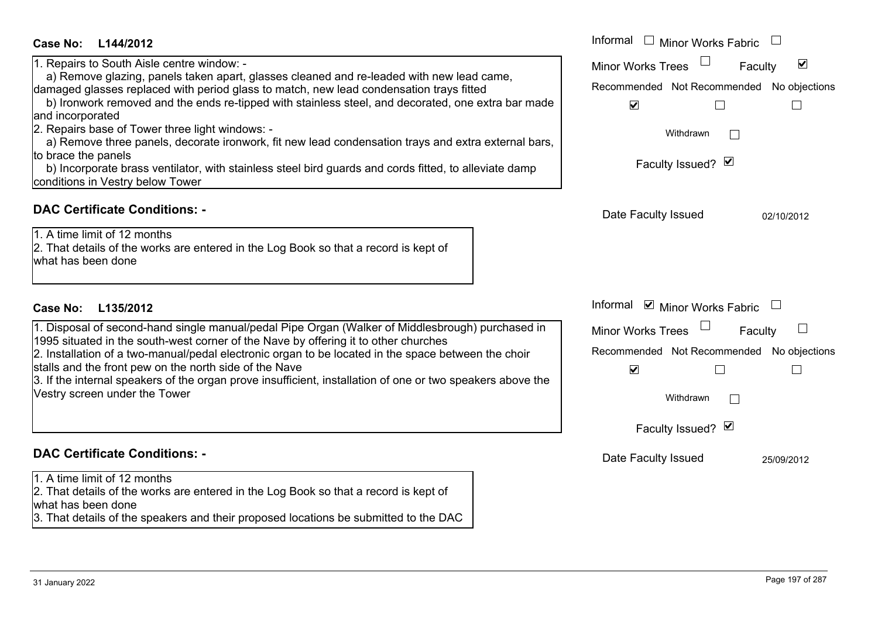**Case No: L144/2012**

1. Repairs to South Aisle centre window: -
   a) Remove glazing, panels taken apart, glasses cleaned and re-leaded with new lead came, damaged glasses replaced with period glass to match, new lead condensation trays fitted
   b) Ironwork removed and the ends re-tipped with stainless steel, and decorated, one extra bar made and incorporated
2. Repairs base of Tower three light windows: -
   a) Remove three panels, decorate ironwork, fit new lead condensation trays and extra external bars, to brace the panels
   b) Incorporate brass ventilator, with stainless steel bird guards and cords fitted, to alleviate damp conditions in Vestry below Tower

Informal ☐ Minor Works Fabric ☐
Minor Works Trees ☐ Faculty ☑
Recommended ☑ Not Recommended ☐ No objections ☐
Withdrawn ☐
Faculty Issued? ☑
Date Faculty Issued 02/10/2012

## DAC Certificate Conditions: -

1. A time limit of 12 months
2. That details of the works are entered in the Log Book so that a record is kept of what has been done

**Case No: L135/2012**

1. Disposal of second-hand single manual/pedal Pipe Organ (Walker of Middlesbrough) purchased in 1995 situated in the south-west corner of the Nave by offering it to other churches
2. Installation of a two-manual/pedal electronic organ to be located in the space between the choir stalls and the front pew on the north side of the Nave
3. If the internal speakers of the organ prove insufficient, installation of one or two speakers above the Vestry screen under the Tower

Informal ☑ Minor Works Fabric ☐
Minor Works Trees ☐ Faculty ☐
Recommended ☑ Not Recommended ☐ No objections ☐
Withdrawn ☐
Faculty Issued? ☑
Date Faculty Issued 25/09/2012

## DAC Certificate Conditions: -

1. A time limit of 12 months
2. That details of the works are entered in the Log Book so that a record is kept of what has been done
3. That details of the speakers and their proposed locations be submitted to the DAC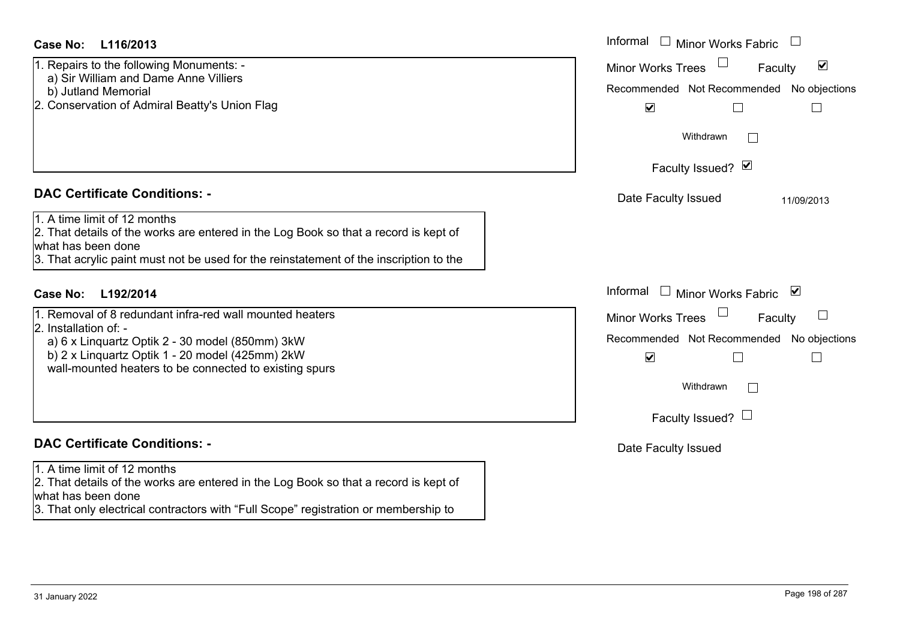**Case No: L116/2013**

1. Repairs to the following Monuments: -
   a) Sir William and Dame Anne Villiers
   b) Jutland Memorial
2. Conservation of Admiral Beatty's Union Flag

Informal ☐ Minor Works Fabric ☐
Minor Works Trees ☐ Faculty ☑

| Recommended | Not Recommended | No objections |
|---|---|---|
| ☑ | ☐ | ☐ |

Withdrawn ☐

Faculty Issued? ☑

Date Faculty Issued 11/09/2013

## DAC Certificate Conditions: -

1. A time limit of 12 months
2. That details of the works are entered in the Log Book so that a record is kept of what has been done
3. That acrylic paint must not be used for the reinstatement of the inscription to the

**Case No: L192/2014**

1. Removal of 8 redundant infra-red wall mounted heaters
2. Installation of: -
   a) 6 x Linquartz Optik 2 - 30 model (850mm) 3kW
   b) 2 x Linquartz Optik 1 - 20 model (425mm) 2kW
   wall-mounted heaters to be connected to existing spurs

Informal ☐ Minor Works Fabric ☑
Minor Works Trees ☐ Faculty ☐

| Recommended | Not Recommended | No objections |
|---|---|---|
| ☑ | ☐ | ☐ |

Withdrawn ☐

Faculty Issued? ☐

Date Faculty Issued

## DAC Certificate Conditions: -

1. A time limit of 12 months
2. That details of the works are entered in the Log Book so that a record is kept of what has been done
3. That only electrical contractors with "Full Scope" registration or membership to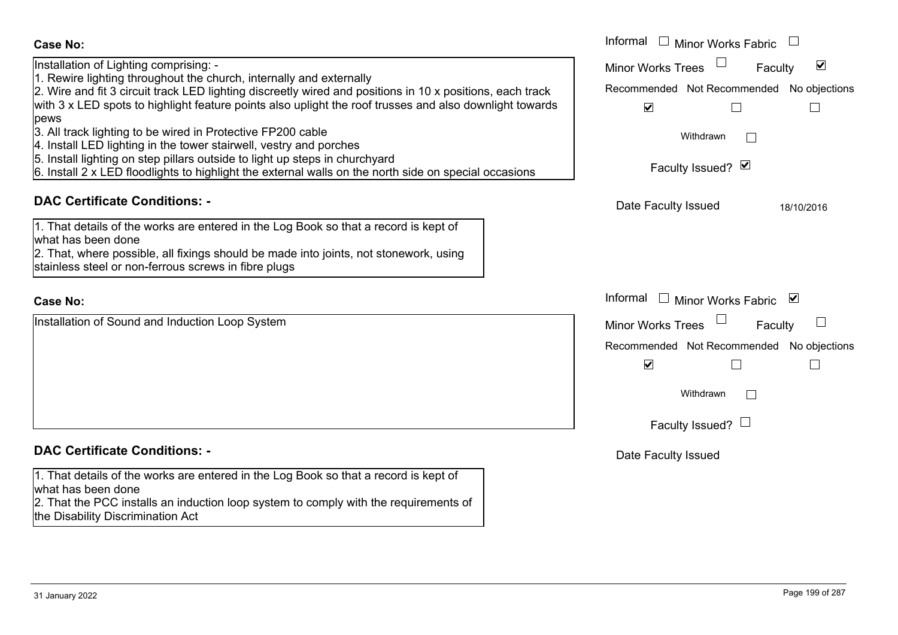**Case No:**

Installation of Lighting comprising: -
1. Rewire lighting throughout the church, internally and externally
2. Wire and fit 3 circuit track LED lighting discreetly wired and positions in 10 x positions, each track with 3 x LED spots to highlight feature points also uplight the roof trusses and also downlight towards pews
3. All track lighting to be wired in Protective FP200 cable
4. Install LED lighting in the tower stairwell, vestry and porches
5. Install lighting on step pillars outside to light up steps in churchyard
6. Install 2 x LED floodlights to highlight the external walls on the north side on special occasions

Informal ☐ Minor Works Fabric ☐
Minor Works Trees ☐ Faculty ☑
Recommended ☑ Not Recommended ☐ No objections ☐
Withdrawn ☐
Faculty Issued? ☑
Date Faculty Issued 18/10/2016

**DAC Certificate Conditions: -**

1. That details of the works are entered in the Log Book so that a record is kept of what has been done
2. That, where possible, all fixings should be made into joints, not stonework, using stainless steel or non-ferrous screws in fibre plugs

**Case No:**

Installation of Sound and Induction Loop System

Informal ☐ Minor Works Fabric ☑
Minor Works Trees ☐ Faculty ☐
Recommended ☑ Not Recommended ☐ No objections ☐
Withdrawn ☐
Faculty Issued? ☐
Date Faculty Issued

**DAC Certificate Conditions: -**

1. That details of the works are entered in the Log Book so that a record is kept of what has been done
2. That the PCC installs an induction loop system to comply with the requirements of the Disability Discrimination Act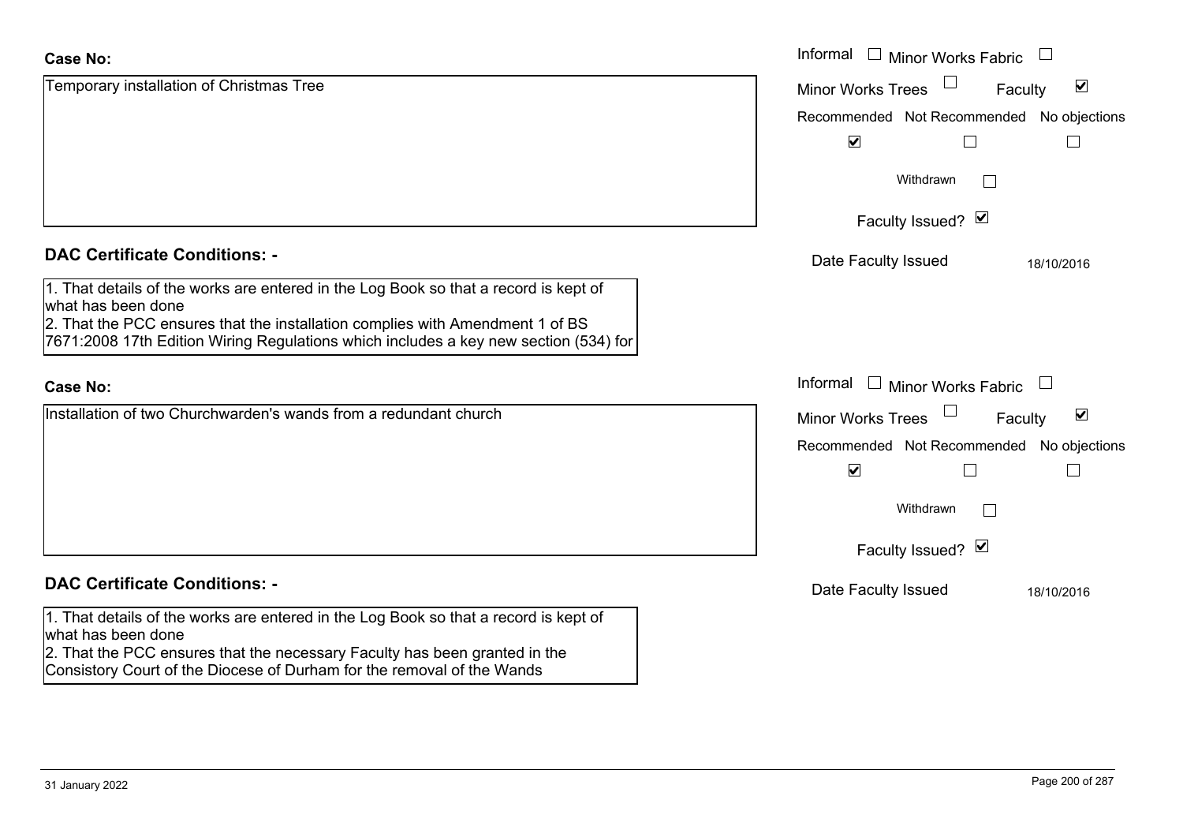**Case No:**

Temporary installation of Christmas Tree

Informal ☐ Minor Works Fabric ☐

Minor Works Trees ☐ Faculty ☑

Recommended ☑ Not Recommended ☐ No objections ☐

Withdrawn ☐

Faculty Issued? ☑

Date Faculty Issued 18/10/2016

**DAC Certificate Conditions: -**

1. That details of the works are entered in the Log Book so that a record is kept of what has been done
2. That the PCC ensures that the installation complies with Amendment 1 of BS 7671:2008 17th Edition Wiring Regulations which includes a key new section (534) for

**Case No:**

Installation of two Churchwarden's wands from a redundant church

Informal ☐ Minor Works Fabric ☐

Minor Works Trees ☐ Faculty ☑

Recommended ☑ Not Recommended ☐ No objections ☐

Withdrawn ☐

Faculty Issued? ☑

Date Faculty Issued 18/10/2016

**DAC Certificate Conditions: -**

1. That details of the works are entered in the Log Book so that a record is kept of what has been done
2. That the PCC ensures that the necessary Faculty has been granted in the Consistory Court of the Diocese of Durham for the removal of the Wands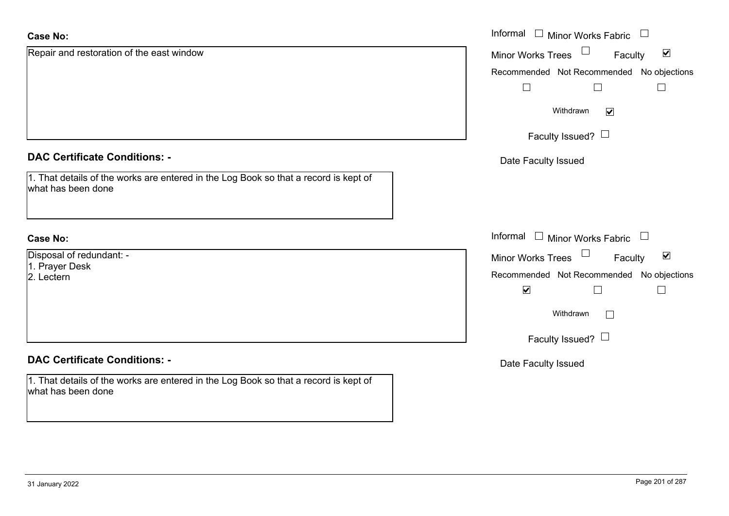**Case No:**

Repair and restoration of the east window

Informal ☐ Minor Works Fabric ☐

Minor Works Trees ☐ Faculty ☑

Recommended ☐ Not Recommended ☐ No objections ☐

Withdrawn ☑

Faculty Issued? ☐

Date Faculty Issued

**DAC Certificate Conditions: -**

1. That details of the works are entered in the Log Book so that a record is kept of what has been done

**Case No:**

Disposal of redundant: -
1. Prayer Desk
2. Lectern

Informal ☐ Minor Works Fabric ☐

Minor Works Trees ☐ Faculty ☑

Recommended ☑ Not Recommended ☐ No objections ☐

Withdrawn ☐

Faculty Issued? ☐

Date Faculty Issued

**DAC Certificate Conditions: -**

1. That details of the works are entered in the Log Book so that a record is kept of what has been done

31 January 2022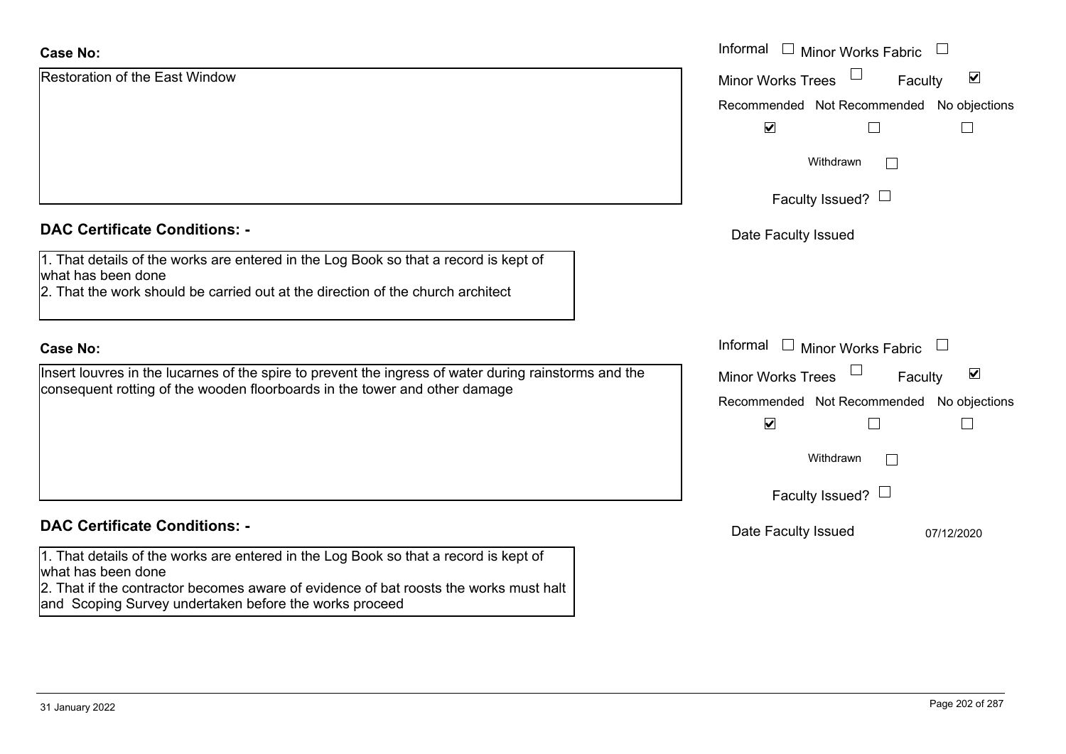**Case No:**

Restoration of the East Window

Informal ☐ Minor Works Fabric ☐

Minor Works Trees ☐ Faculty ☑

Recommended ☑ Not Recommended ☐ No objections ☐

Withdrawn ☐

Faculty Issued? ☐

Date Faculty Issued

**DAC Certificate Conditions: -**

1. That details of the works are entered in the Log Book so that a record is kept of what has been done
2. That the work should be carried out at the direction of the church architect

**Case No:**

Insert louvres in the lucarnes of the spire to prevent the ingress of water during rainstorms and the consequent rotting of the wooden floorboards in the tower and other damage

Informal ☐ Minor Works Fabric ☐

Minor Works Trees ☐ Faculty ☑

Recommended ☑ Not Recommended ☐ No objections ☐

Withdrawn ☐

Faculty Issued? ☐

Date Faculty Issued 07/12/2020

**DAC Certificate Conditions: -**

1. That details of the works are entered in the Log Book so that a record is kept of what has been done
2. That if the contractor becomes aware of evidence of bat roosts the works must halt and Scoping Survey undertaken before the works proceed

31 January 2022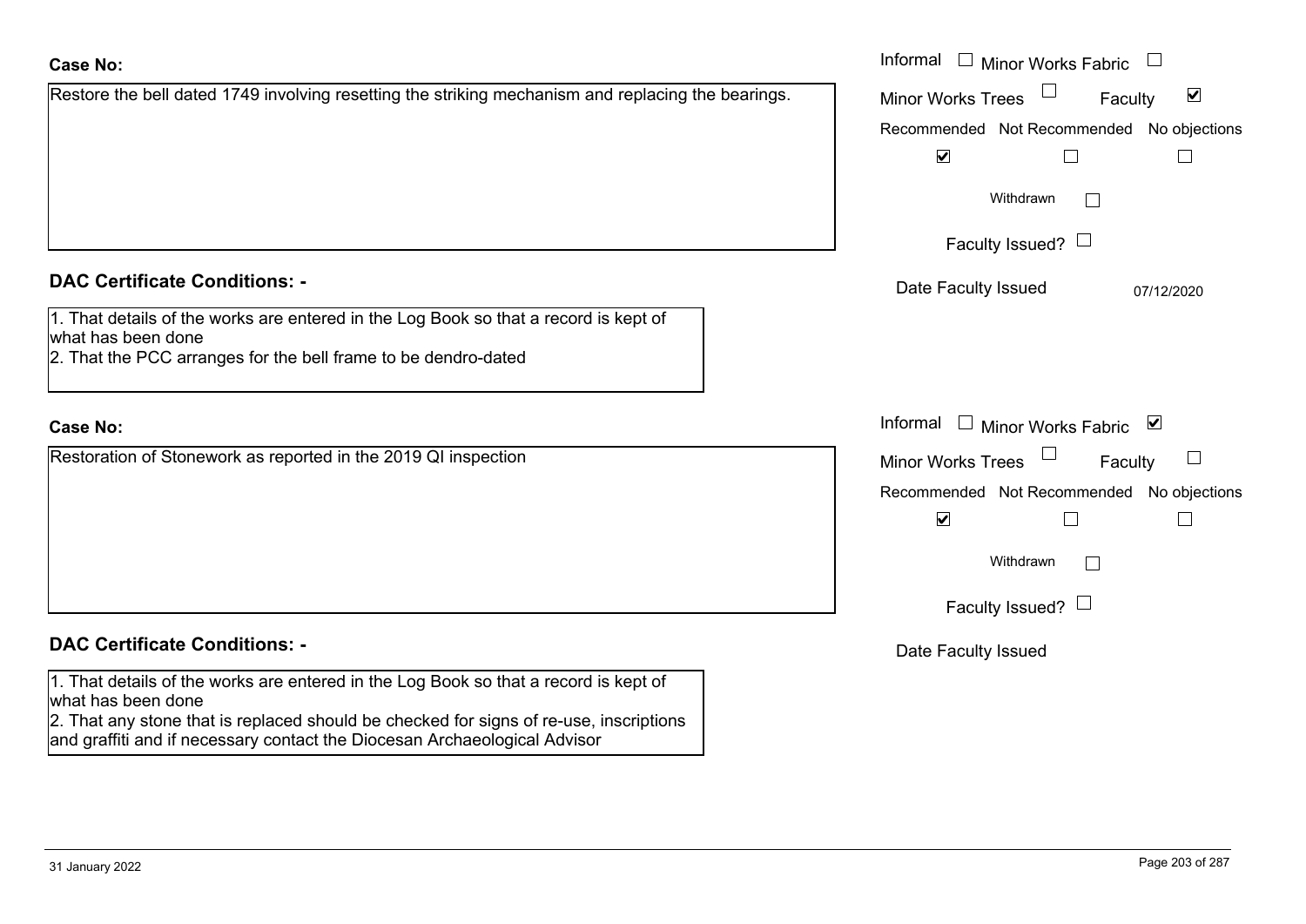**Case No:**

Restore the bell dated 1749 involving resetting the striking mechanism and replacing the bearings.

Informal ☐ Minor Works Fabric ☐
Minor Works Trees ☐ Faculty ☑

| Recommended | Not Recommended | No objections |
| --- | --- | --- |
| ☑ | ☐ | ☐ |

Withdrawn ☐

Faculty Issued? ☐

Date Faculty Issued 07/12/2020

**DAC Certificate Conditions: -**

1. That details of the works are entered in the Log Book so that a record is kept of what has been done
2. That the PCC arranges for the bell frame to be dendro-dated

**Case No:**

Restoration of Stonework as reported in the 2019 QI inspection

Informal ☐ Minor Works Fabric ☑
Minor Works Trees ☐ Faculty ☐

| Recommended | Not Recommended | No objections |
| --- | --- | --- |
| ☑ | ☐ | ☐ |

Withdrawn ☐

Faculty Issued? ☐

Date Faculty Issued

**DAC Certificate Conditions: -**

1. That details of the works are entered in the Log Book so that a record is kept of what has been done
2. That any stone that is replaced should be checked for signs of re-use, inscriptions and graffiti and if necessary contact the Diocesan Archaeological Advisor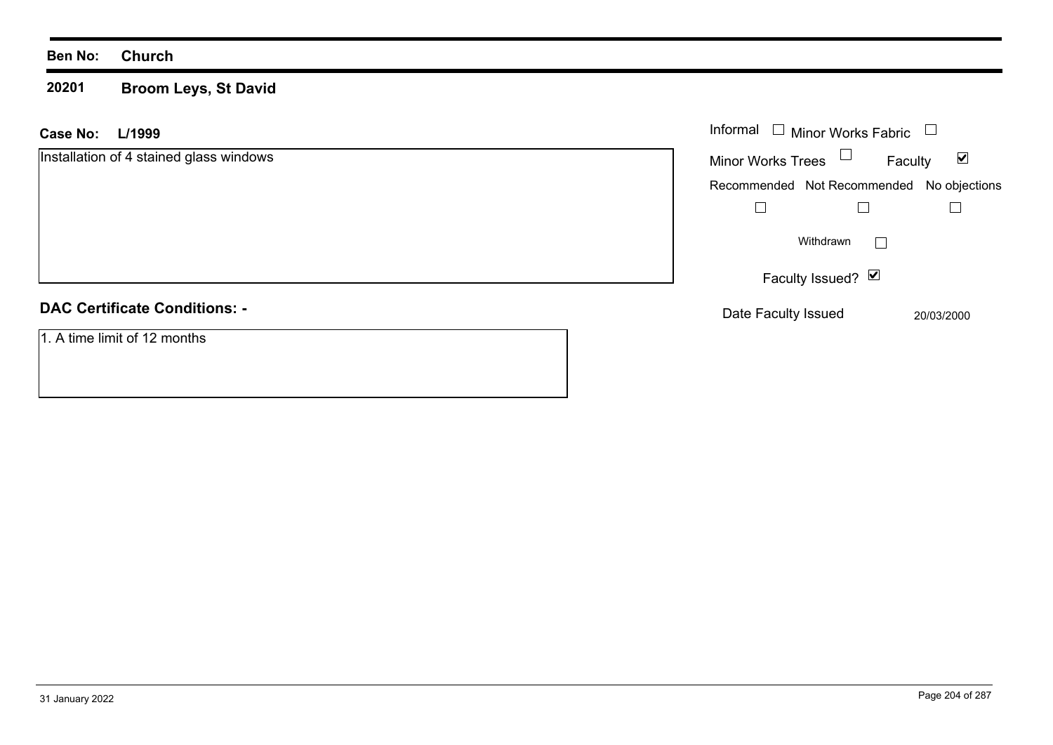**Ben No:** **Church**

**20201** **Broom Leys, St David**

**Case No:** **L/1999**

Installation of 4 stained glass windows

Informal ☐ Minor Works Fabric ☐

Minor Works Trees ☐ Faculty ☑

Recommended ☐ Not Recommended ☐ No objections ☐

Withdrawn ☐

Faculty Issued? ☑

Date Faculty Issued 20/03/2000

**DAC Certificate Conditions: -**

1. A time limit of 12 months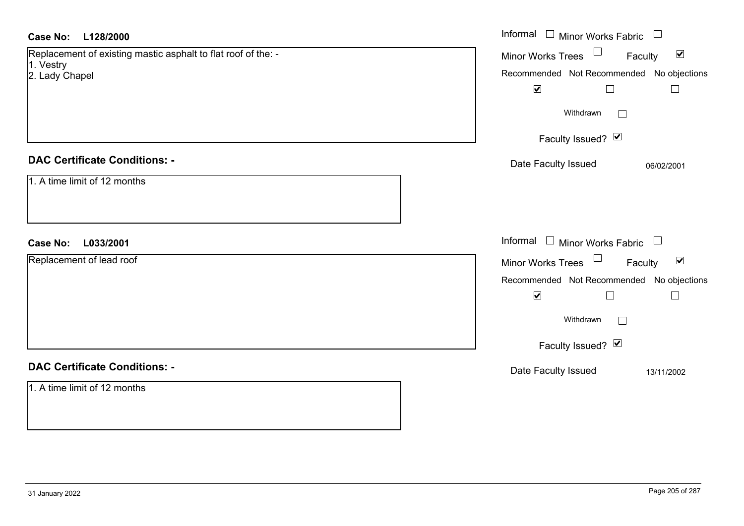**Case No: L128/2000**

Replacement of existing mastic asphalt to flat roof of the: -
1. Vestry
2. Lady Chapel

Informal ☐ Minor Works Fabric ☐
Minor Works Trees ☐ Faculty ☑
Recommended ☑ Not Recommended ☐ No objections ☐
Withdrawn ☐
Faculty Issued? ☑
Date Faculty Issued 06/02/2001

## DAC Certificate Conditions: -

1. A time limit of 12 months

**Case No: L033/2001**

Replacement of lead roof

Informal ☐ Minor Works Fabric ☐
Minor Works Trees ☐ Faculty ☑
Recommended ☑ Not Recommended ☐ No objections ☐
Withdrawn ☐
Faculty Issued? ☑
Date Faculty Issued 13/11/2002

## DAC Certificate Conditions: -

1. A time limit of 12 months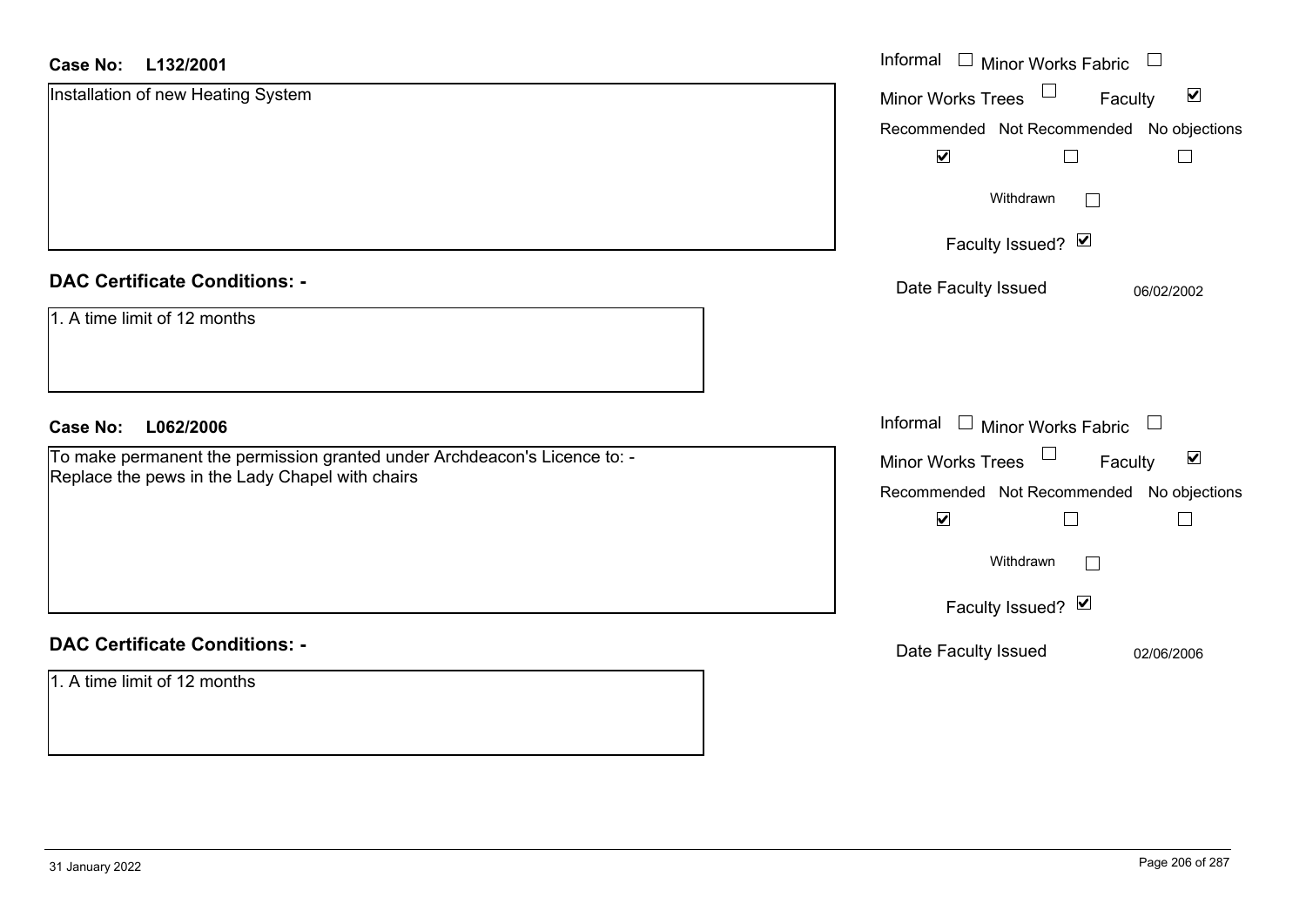**Case No: L132/2001**

Installation of new Heating System

Informal ☐ Minor Works Fabric ☐

Minor Works Trees ☐ Faculty ☑

| Recommended | Not Recommended | No objections |
| --- | --- | --- |
| ☑ | ☐ | ☐ |

Withdrawn ☐

Faculty Issued? ☑

Date Faculty Issued 06/02/2002

**DAC Certificate Conditions: -**

1. A time limit of 12 months

**Case No: L062/2006**

To make permanent the permission granted under Archdeacon's Licence to: -
Replace the pews in the Lady Chapel with chairs

Informal ☐ Minor Works Fabric ☐

Minor Works Trees ☐ Faculty ☑

| Recommended | Not Recommended | No objections |
| --- | --- | --- |
| ☑ | ☐ | ☐ |

Withdrawn ☐

Faculty Issued? ☑

Date Faculty Issued 02/06/2006

**DAC Certificate Conditions: -**

1. A time limit of 12 months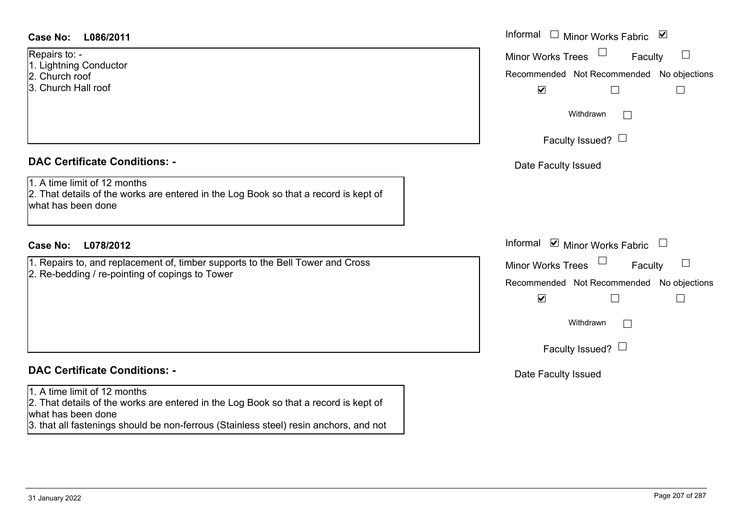**Case No: L086/2011**

Informal ☐ Minor Works Fabric ☑
Minor Works Trees ☐ Faculty ☐

Repairs to: -
1. Lightning Conductor
2. Church roof
3. Church Hall roof

| Recommended | Not Recommended | No objections |
| --- | --- | --- |
| ☑ | ☐ | ☐ |

Withdrawn ☐

Faculty Issued? ☐

Date Faculty Issued

## DAC Certificate Conditions: -

1. A time limit of 12 months
2. That details of the works are entered in the Log Book so that a record is kept of what has been done

**Case No: L078/2012**

Informal ☑ Minor Works Fabric ☐
Minor Works Trees ☐ Faculty ☐

1. Repairs to, and replacement of, timber supports to the Bell Tower and Cross
2. Re-bedding / re-pointing of copings to Tower

| Recommended | Not Recommended | No objections |
| --- | --- | --- |
| ☑ | ☐ | ☐ |

Withdrawn ☐

Faculty Issued? ☐

Date Faculty Issued

## DAC Certificate Conditions: -

1. A time limit of 12 months
2. That details of the works are entered in the Log Book so that a record is kept of what has been done
3. that all fastenings should be non-ferrous (Stainless steel) resin anchors, and not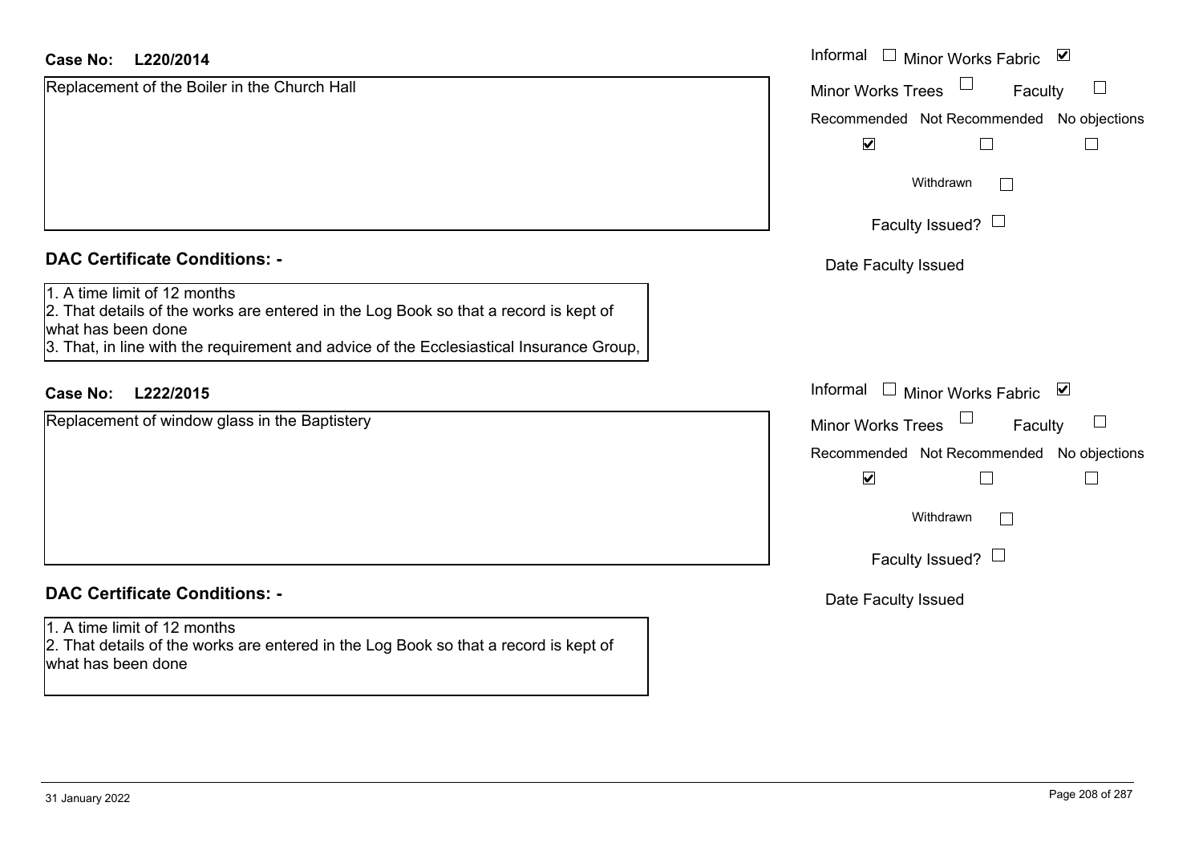**Case No: L220/2014**

Replacement of the Boiler in the Church Hall

Informal ☐ Minor Works Fabric ☑

Minor Works Trees ☐ Faculty ☐

Recommended ☑ Not Recommended ☐ No objections ☐

Withdrawn ☐

Faculty Issued? ☐

Date Faculty Issued

## DAC Certificate Conditions: -

1. A time limit of 12 months
2. That details of the works are entered in the Log Book so that a record is kept of what has been done
3. That, in line with the requirement and advice of the Ecclesiastical Insurance Group,

**Case No: L222/2015**

Replacement of window glass in the Baptistery

Informal ☐ Minor Works Fabric ☑

Minor Works Trees ☐ Faculty ☐

Recommended ☑ Not Recommended ☐ No objections ☐

Withdrawn ☐

Faculty Issued? ☐

Date Faculty Issued

## DAC Certificate Conditions: -

1. A time limit of 12 months
2. That details of the works are entered in the Log Book so that a record is kept of what has been done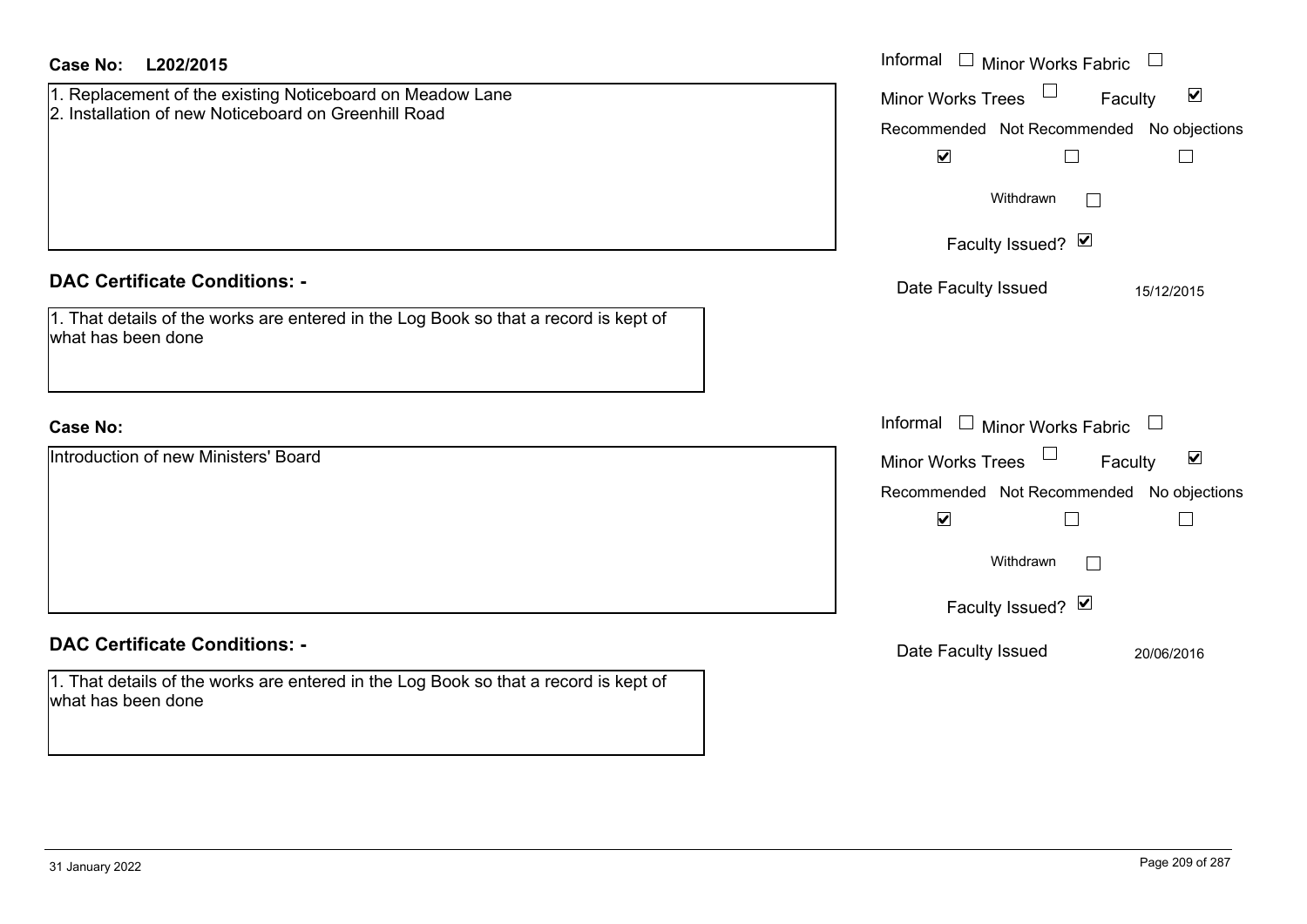**Case No:** L202/2015

1. Replacement of the existing Noticeboard on Meadow Lane
2. Installation of new Noticeboard on Greenhill Road

Informal ☐ Minor Works Fabric ☐
Minor Works Trees ☐ Faculty ☑

| Recommended | Not Recommended | No objections |
|---|---|---|
| ☑ | ☐ | ☐ |

Withdrawn ☐

Faculty Issued? ☑

Date Faculty Issued: 15/12/2015

## DAC Certificate Conditions: -

1. That details of the works are entered in the Log Book so that a record is kept of what has been done

**Case No:**

Introduction of new Ministers' Board

Informal ☐ Minor Works Fabric ☐
Minor Works Trees ☐ Faculty ☑

| Recommended | Not Recommended | No objections |
|---|---|---|
| ☑ | ☐ | ☐ |

Withdrawn ☐

Faculty Issued? ☑

Date Faculty Issued: 20/06/2016

## DAC Certificate Conditions: -

1. That details of the works are entered in the Log Book so that a record is kept of what has been done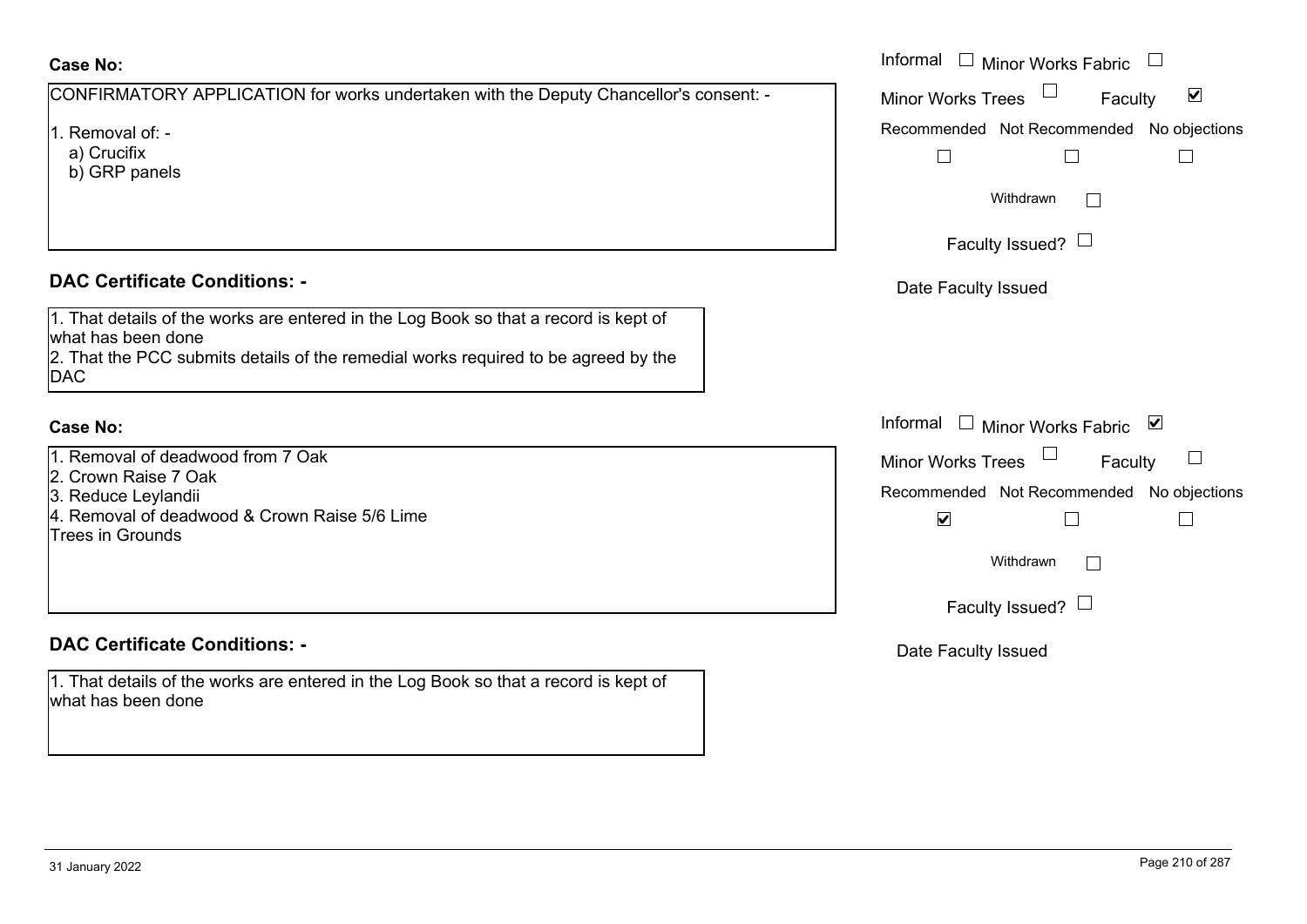**Case No:**

CONFIRMATORY APPLICATION for works undertaken with the Deputy Chancellor's consent: -

1. Removal of: -
   a) Crucifix
   b) GRP panels

Informal ☐ Minor Works Fabric ☐
Minor Works Trees ☐ Faculty ☑
Recommended ☐ Not Recommended ☐ No objections ☐
Withdrawn ☐
Faculty Issued? ☐
Date Faculty Issued

**DAC Certificate Conditions: -**

1. That details of the works are entered in the Log Book so that a record is kept of what has been done
2. That the PCC submits details of the remedial works required to be agreed by the DAC

**Case No:**

1. Removal of deadwood from 7 Oak
2. Crown Raise 7 Oak
3. Reduce Leylandii
4. Removal of deadwood & Crown Raise 5/6 Lime

Trees in Grounds

Informal ☐ Minor Works Fabric ☑
Minor Works Trees ☐ Faculty ☐
Recommended ☑ Not Recommended ☐ No objections ☐
Withdrawn ☐
Faculty Issued? ☐
Date Faculty Issued

**DAC Certificate Conditions: -**

1. That details of the works are entered in the Log Book so that a record is kept of what has been done

31 January 2022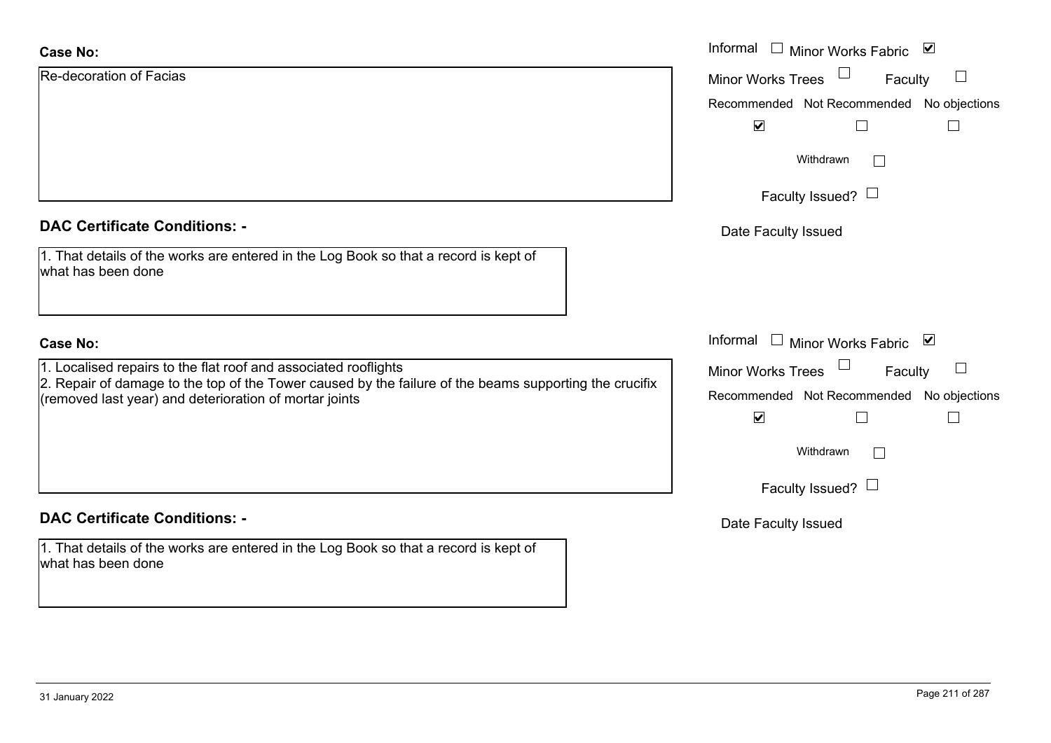**Case No:**

Re-decoration of Facias

Informal ☐ Minor Works Fabric ☑

Minor Works Trees ☐ Faculty ☐

Recommended ☑ Not Recommended ☐ No objections ☐

Withdrawn ☐

Faculty Issued? ☐

Date Faculty Issued

**DAC Certificate Conditions: -**

1. That details of the works are entered in the Log Book so that a record is kept of what has been done

**Case No:**

1. Localised repairs to the flat roof and associated rooflights
2. Repair of damage to the top of the Tower caused by the failure of the beams supporting the crucifix (removed last year) and deterioration of mortar joints

Informal ☐ Minor Works Fabric ☑

Minor Works Trees ☐ Faculty ☐

Recommended ☑ Not Recommended ☐ No objections ☐

Withdrawn ☐

Faculty Issued? ☐

Date Faculty Issued

**DAC Certificate Conditions: -**

1. That details of the works are entered in the Log Book so that a record is kept of what has been done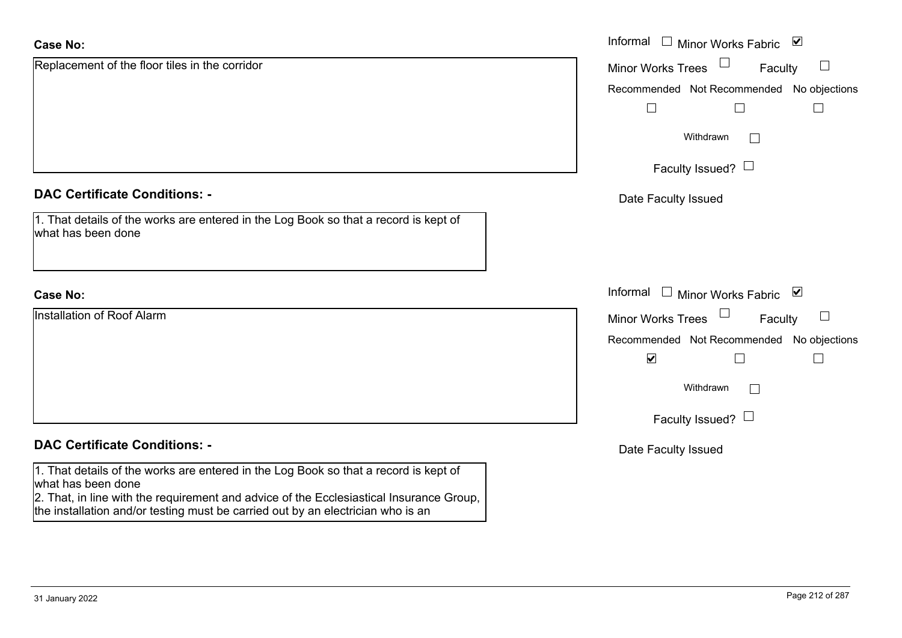**Case No:**

Replacement of the floor tiles in the corridor

Informal ☐ Minor Works Fabric ☑

Minor Works Trees ☐ Faculty ☐

Recommended ☐ Not Recommended ☐ No objections ☐

Withdrawn ☐

Faculty Issued? ☐

Date Faculty Issued

**DAC Certificate Conditions: -**

1. That details of the works are entered in the Log Book so that a record is kept of what has been done

**Case No:**

Installation of Roof Alarm

Informal ☐ Minor Works Fabric ☑

Minor Works Trees ☐ Faculty ☐

Recommended ☑ Not Recommended ☐ No objections ☐

Withdrawn ☐

Faculty Issued? ☐

Date Faculty Issued

**DAC Certificate Conditions: -**

1. That details of the works are entered in the Log Book so that a record is kept of what has been done
2. That, in line with the requirement and advice of the Ecclesiastical Insurance Group, the installation and/or testing must be carried out by an electrician who is an

31 January 2022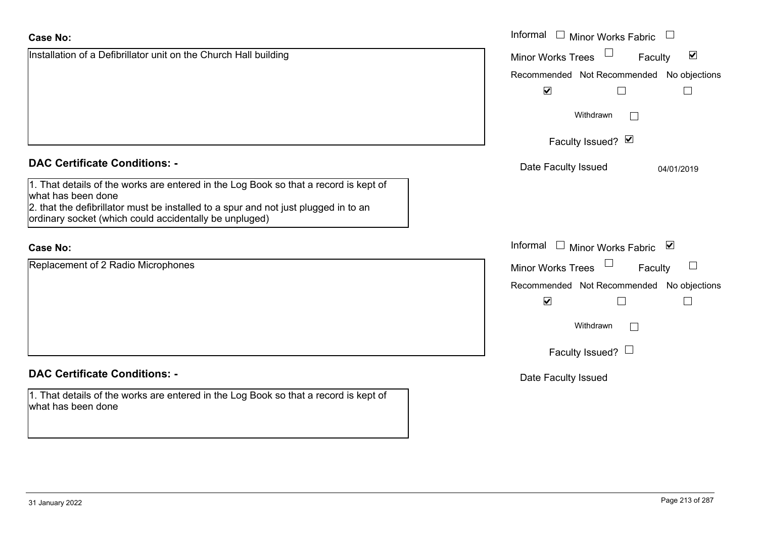**Case No:**

Installation of a Defibrillator unit on the Church Hall building

Informal ☐ Minor Works Fabric ☐
Minor Works Trees ☐ Faculty ☑

| Recommended | Not Recommended | No objections |
|---|---|---|
| ☑ | ☐ | ☐ |

Withdrawn ☐

Faculty Issued? ☑

Date Faculty Issued 04/01/2019

**DAC Certificate Conditions: -**

1. That details of the works are entered in the Log Book so that a record is kept of what has been done
2. that the defibrillator must be installed to a spur and not just plugged in to an ordinary socket (which could accidentally be unpluged)

**Case No:**

Replacement of 2 Radio Microphones

Informal ☐ Minor Works Fabric ☑
Minor Works Trees ☐ Faculty ☐

| Recommended | Not Recommended | No objections |
|---|---|---|
| ☑ | ☐ | ☐ |

Withdrawn ☐

Faculty Issued? ☐

Date Faculty Issued

**DAC Certificate Conditions: -**

1. That details of the works are entered in the Log Book so that a record is kept of what has been done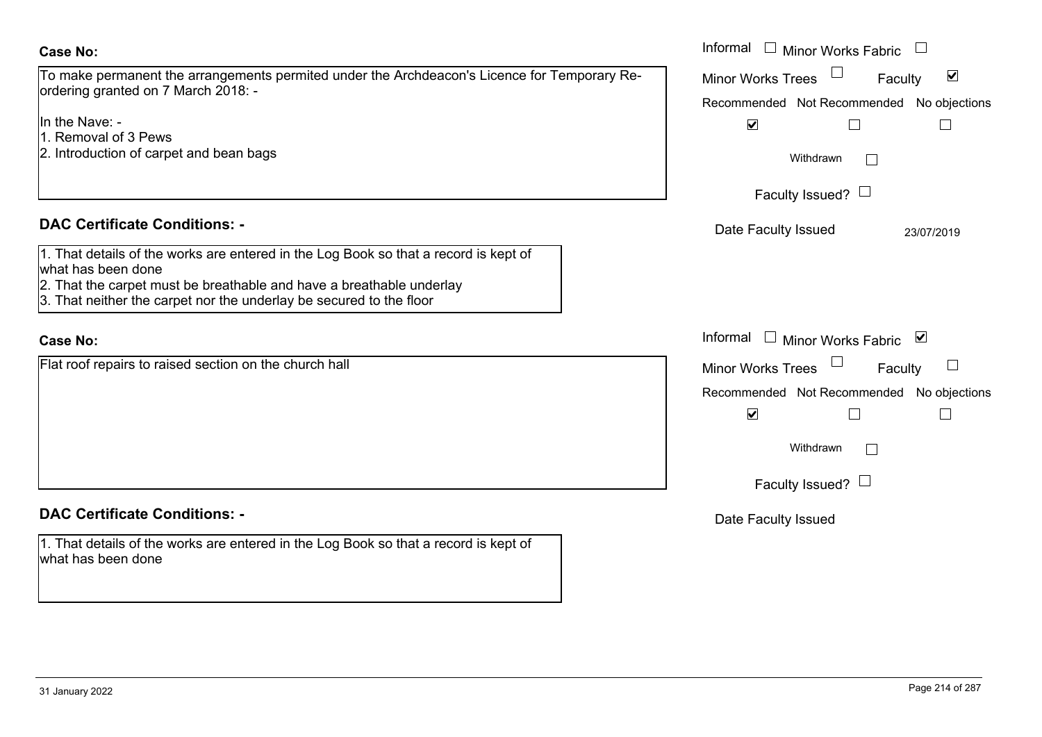**Case No:**

To make permanent the arrangements permited under the Archdeacon's Licence for Temporary Re-ordering granted on 7 March 2018: -

In the Nave: -
1. Removal of 3 Pews
2. Introduction of carpet and bean bags

Informal ☐ Minor Works Fabric ☐
Minor Works Trees ☐ Faculty ☑
Recommended ☑ Not Recommended ☐ No objections ☐
Withdrawn ☐
Faculty Issued? ☐
Date Faculty Issued 23/07/2019

**DAC Certificate Conditions: -**

1. That details of the works are entered in the Log Book so that a record is kept of what has been done
2. That the carpet must be breathable and have a breathable underlay
3. That neither the carpet nor the underlay be secured to the floor

**Case No:**

Flat roof repairs to raised section on the church hall

Informal ☐ Minor Works Fabric ☑
Minor Works Trees ☐ Faculty ☐
Recommended ☑ Not Recommended ☐ No objections ☐
Withdrawn ☐
Faculty Issued? ☐
Date Faculty Issued

**DAC Certificate Conditions: -**

1. That details of the works are entered in the Log Book so that a record is kept of what has been done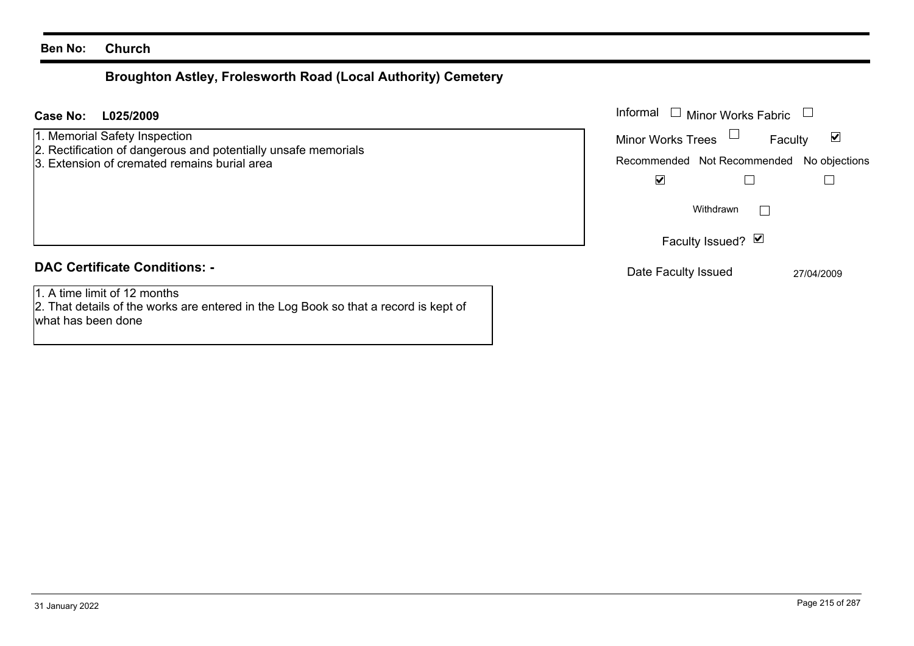**Ben No:** **Church**

## Broughton Astley, Frolesworth Road (Local Authority) Cemetery

**Case No:** **L025/2009**

1. Memorial Safety Inspection
2. Rectification of dangerous and potentially unsafe memorials
3. Extension of cremated remains burial area

Informal ☐ Minor Works Fabric ☐

Minor Works Trees ☐ Faculty ☑

| Recommended | Not Recommended | No objections |
| --- | --- | --- |
| ☑ | ☐ | ☐ |

Withdrawn ☐

Faculty Issued? ☑

Date Faculty Issued 27/04/2009

### DAC Certificate Conditions: -

1. A time limit of 12 months
2. That details of the works are entered in the Log Book so that a record is kept of what has been done

31 January 2022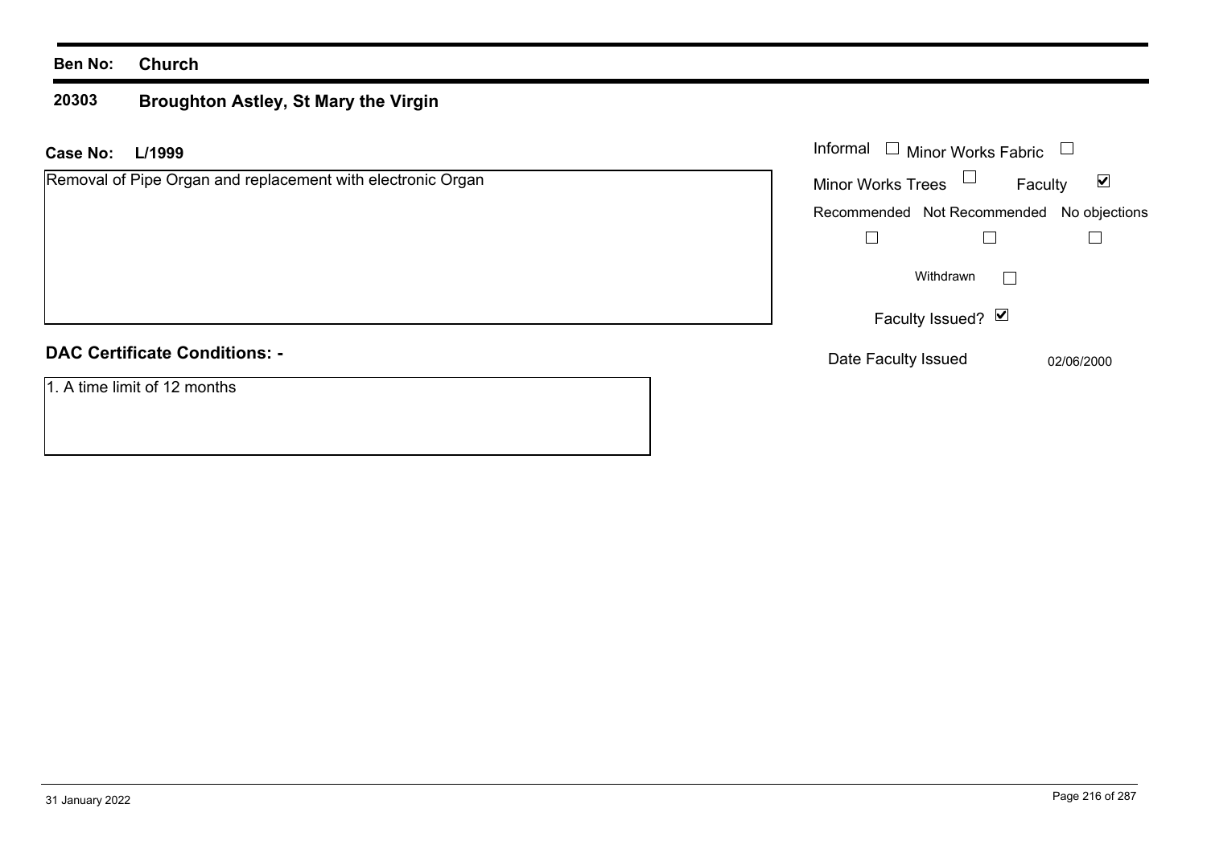**Ben No:** **Church**

## 20303 Broughton Astley, St Mary the Virgin

**Case No:** **L/1999**

Removal of Pipe Organ and replacement with electronic Organ

Informal ☐ Minor Works Fabric ☐

Minor Works Trees ☐ Faculty ☑

Recommended ☐ Not Recommended ☐ No objections ☐

Withdrawn ☐

Faculty Issued? ☑

Date Faculty Issued 02/06/2000

**DAC Certificate Conditions: -**

1. A time limit of 12 months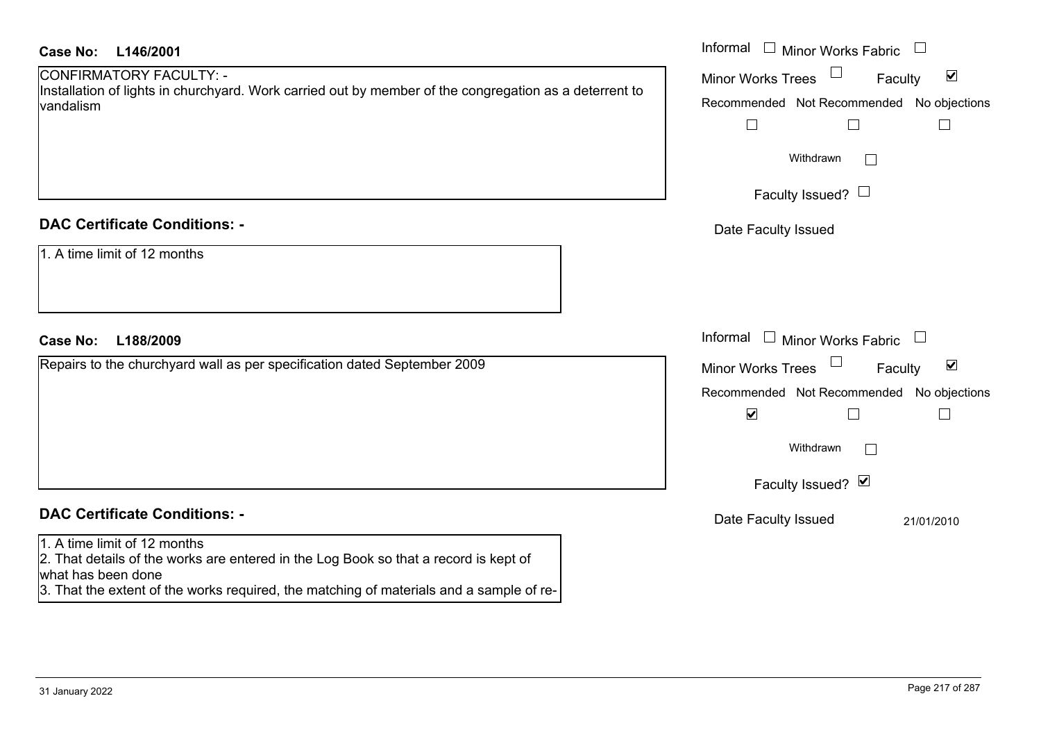**Case No: L146/2001**

CONFIRMATORY FACULTY: -
Installation of lights in churchyard. Work carried out by member of the congregation as a deterrent to vandalism

Informal ☐ Minor Works Fabric ☐
Minor Works Trees ☐ Faculty ☑
Recommended ☐ Not Recommended ☐ No objections ☐
Withdrawn ☐
Faculty Issued? ☐
Date Faculty Issued

**DAC Certificate Conditions: -**

1. A time limit of 12 months

**Case No: L188/2009**

Repairs to the churchyard wall as per specification dated September 2009

Informal ☐ Minor Works Fabric ☐
Minor Works Trees ☐ Faculty ☑
Recommended ☑ Not Recommended ☐ No objections ☐
Withdrawn ☐
Faculty Issued? ☑
Date Faculty Issued 21/01/2010

**DAC Certificate Conditions: -**

1. A time limit of 12 months
2. That details of the works are entered in the Log Book so that a record is kept of what has been done
3. That the extent of the works required, the matching of materials and a sample of re-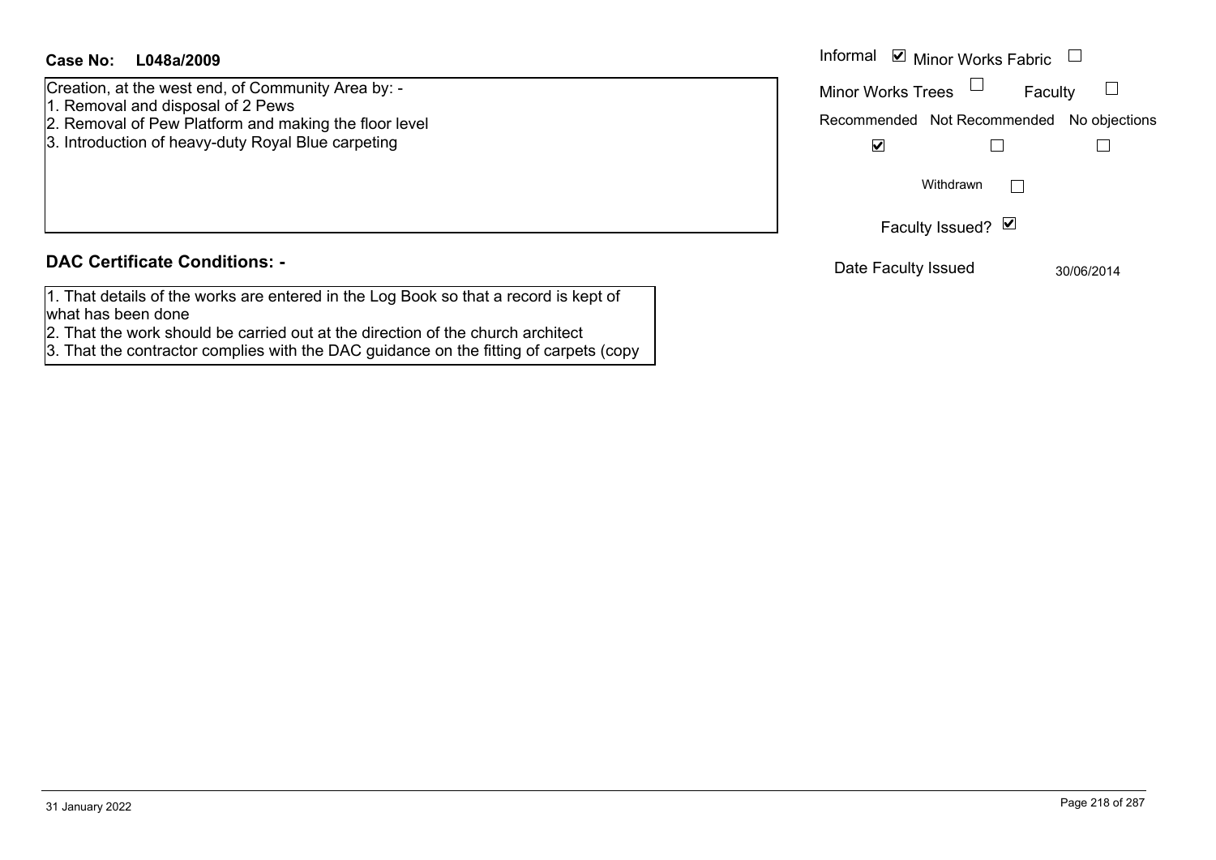**Case No: L048a/2009**

Creation, at the west end, of Community Area by: -
1. Removal and disposal of 2 Pews
2. Removal of Pew Platform and making the floor level
3. Introduction of heavy-duty Royal Blue carpeting

Informal ☑ Minor Works Fabric ☐

Minor Works Trees ☐ Faculty ☐

| Recommended | Not Recommended | No objections |
| --- | --- | --- |
| ☑ | ☐ | ☐ |

Withdrawn ☐

Faculty Issued? ☑

Date Faculty Issued 30/06/2014

## DAC Certificate Conditions: -

1. That details of the works are entered in the Log Book so that a record is kept of what has been done
2. That the work should be carried out at the direction of the church architect
3. That the contractor complies with the DAC guidance on the fitting of carpets (copy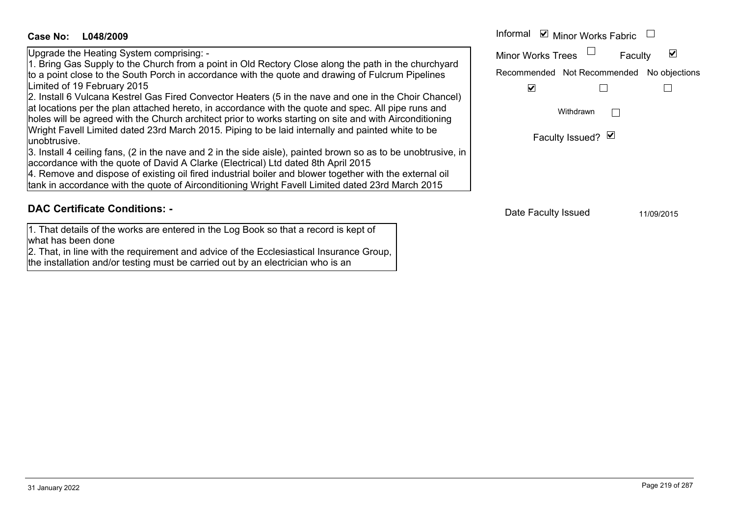**Case No: L048/2009**

Upgrade the Heating System comprising: -
1. Bring Gas Supply to the Church from a point in Old Rectory Close along the path in the churchyard to a point close to the South Porch in accordance with the quote and drawing of Fulcrum Pipelines Limited of 19 February 2015
2. Install 6 Vulcana Kestrel Gas Fired Convector Heaters (5 in the nave and one in the Choir Chancel) at locations per the plan attached hereto, in accordance with the quote and spec. All pipe runs and holes will be agreed with the Church architect prior to works starting on site and with Airconditioning Wright Favell Limited dated 23rd March 2015. Piping to be laid internally and painted white to be unobtrusive.
3. Install 4 ceiling fans, (2 in the nave and 2 in the side aisle), painted brown so as to be unobtrusive, in accordance with the quote of David A Clarke (Electrical) Ltd dated 8th April 2015
4. Remove and dispose of existing oil fired industrial boiler and blower together with the external oil tank in accordance with the quote of Airconditioning Wright Favell Limited dated 23rd March 2015

Informal ☑ Minor Works Fabric ☐

Minor Works Trees ☐ Faculty ☑

| Recommended | Not Recommended | No objections |
|---|---|---|
| ☑ | ☐ | ☐ |

Withdrawn ☐

Faculty Issued? ☑

## DAC Certificate Conditions: -

1. That details of the works are entered in the Log Book so that a record is kept of what has been done
2. That, in line with the requirement and advice of the Ecclesiastical Insurance Group, the installation and/or testing must be carried out by an electrician who is an

Date Faculty Issued 11/09/2015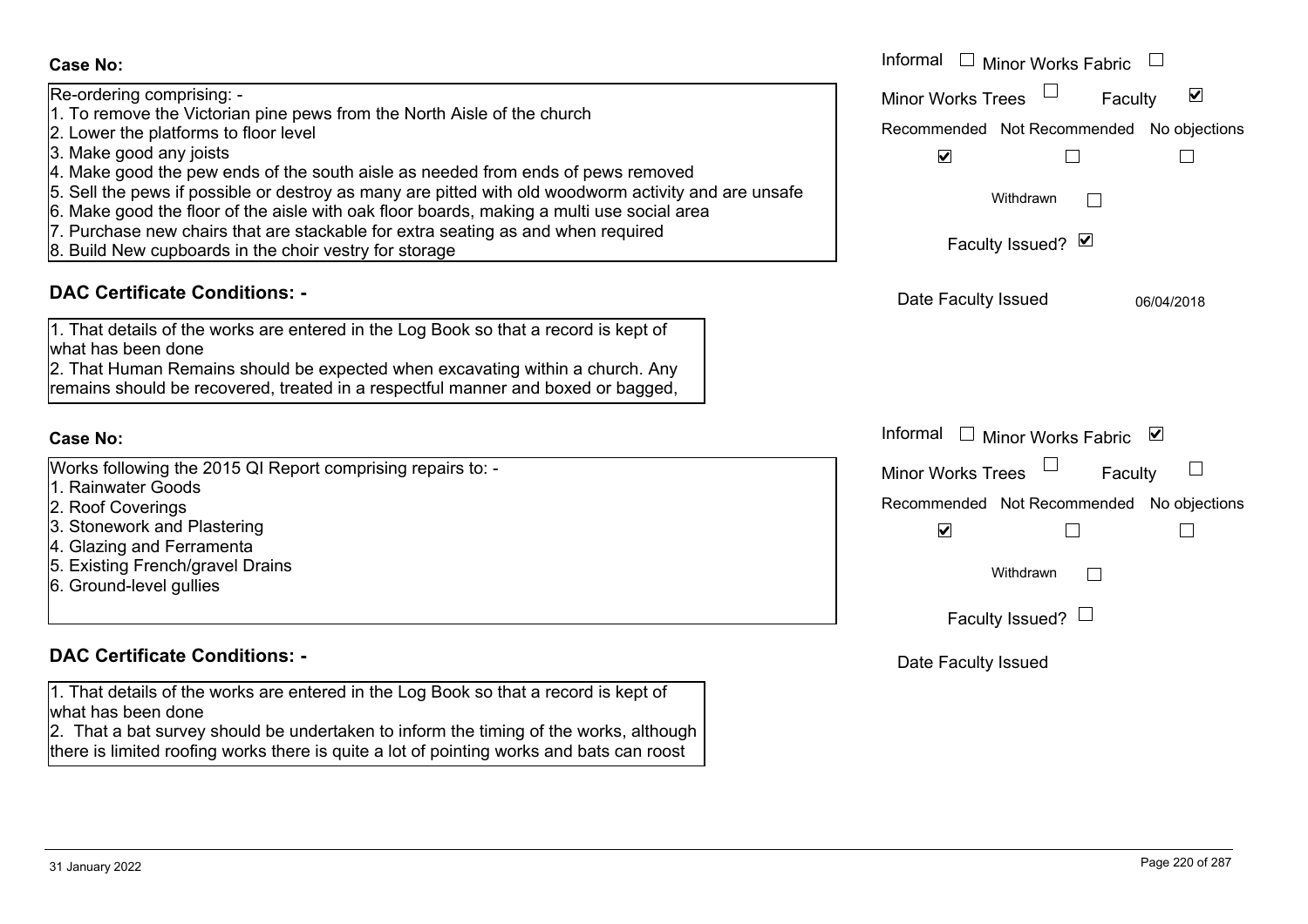**Case No:**

Re-ordering comprising: -
1. To remove the Victorian pine pews from the North Aisle of the church
2. Lower the platforms to floor level
3. Make good any joists
4. Make good the pew ends of the south aisle as needed from ends of pews removed
5. Sell the pews if possible or destroy as many are pitted with old woodworm activity and are unsafe
6. Make good the floor of the aisle with oak floor boards, making a multi use social area
7. Purchase new chairs that are stackable for extra seating as and when required
8. Build New cupboards in the choir vestry for storage

Informal ☐ Minor Works Fabric ☐
Minor Works Trees ☐ Faculty ☑

Recommended ☑ Not Recommended ☐ No objections ☐

Withdrawn ☐

Faculty Issued? ☑

Date Faculty Issued 06/04/2018

**DAC Certificate Conditions: -**

1. That details of the works are entered in the Log Book so that a record is kept of what has been done
2. That Human Remains should be expected when excavating within a church. Any remains should be recovered, treated in a respectful manner and boxed or bagged,

**Case No:**

Works following the 2015 QI Report comprising repairs to: -
1. Rainwater Goods
2. Roof Coverings
3. Stonework and Plastering
4. Glazing and Ferramenta
5. Existing French/gravel Drains
6. Ground-level gullies

Informal ☐ Minor Works Fabric ☑
Minor Works Trees ☐ Faculty ☐

Recommended ☑ Not Recommended ☐ No objections ☐

Withdrawn ☐

Faculty Issued? ☐

Date Faculty Issued

**DAC Certificate Conditions: -**

1. That details of the works are entered in the Log Book so that a record is kept of what has been done
2. That a bat survey should be undertaken to inform the timing of the works, although there is limited roofing works there is quite a lot of pointing works and bats can roost

31 January 2022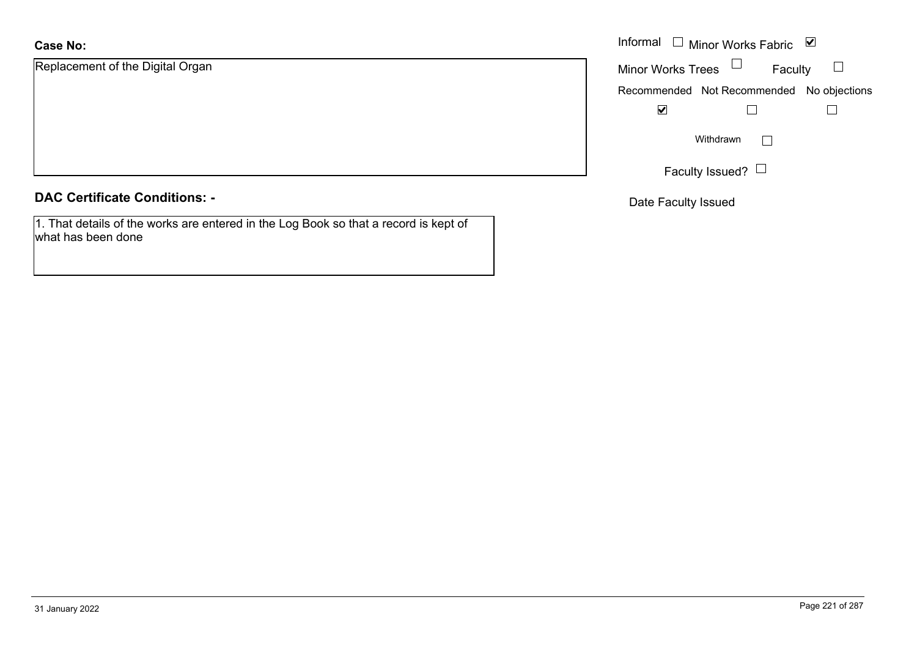**Case No:**

Replacement of the Digital Organ

Informal ☐ Minor Works Fabric ☑

Minor Works Trees ☐ Faculty ☐

| Recommended | Not Recommended | No objections |
| --- | --- | --- |
| ☑ | ☐ | ☐ |

Withdrawn ☐

Faculty Issued? ☐

Date Faculty Issued

**DAC Certificate Conditions: -**

1. That details of the works are entered in the Log Book so that a record is kept of what has been done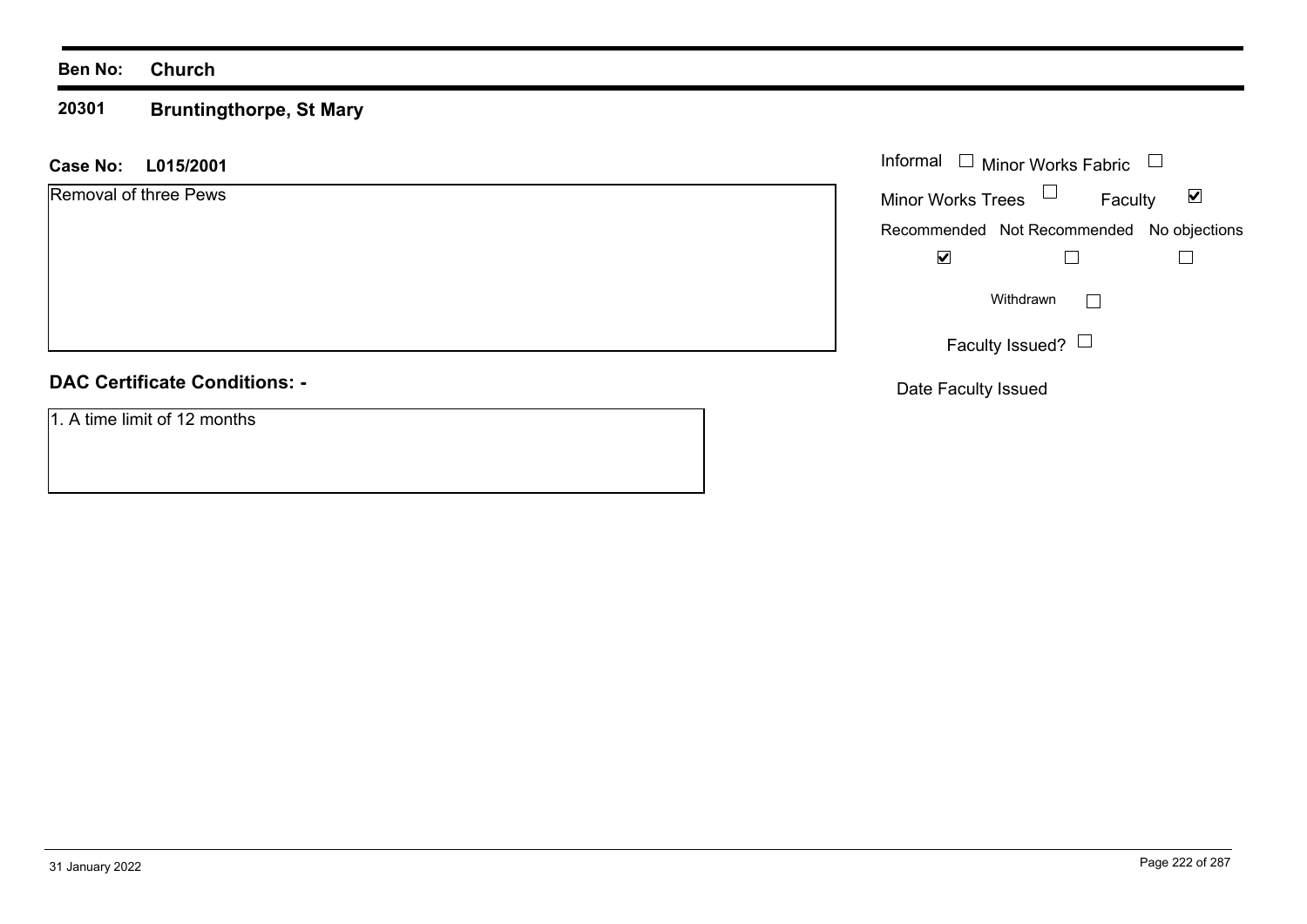**Ben No:** **Church**

**20301** **Bruntingthorpe, St Mary**

**Case No:** **L015/2001**

Removal of three Pews

Informal ☐ Minor Works Fabric ☐

Minor Works Trees ☐ Faculty ☑

Recommended ☑ Not Recommended ☐ No objections ☐

Withdrawn ☐

Faculty Issued? ☐

Date Faculty Issued

**DAC Certificate Conditions: -**

1. A time limit of 12 months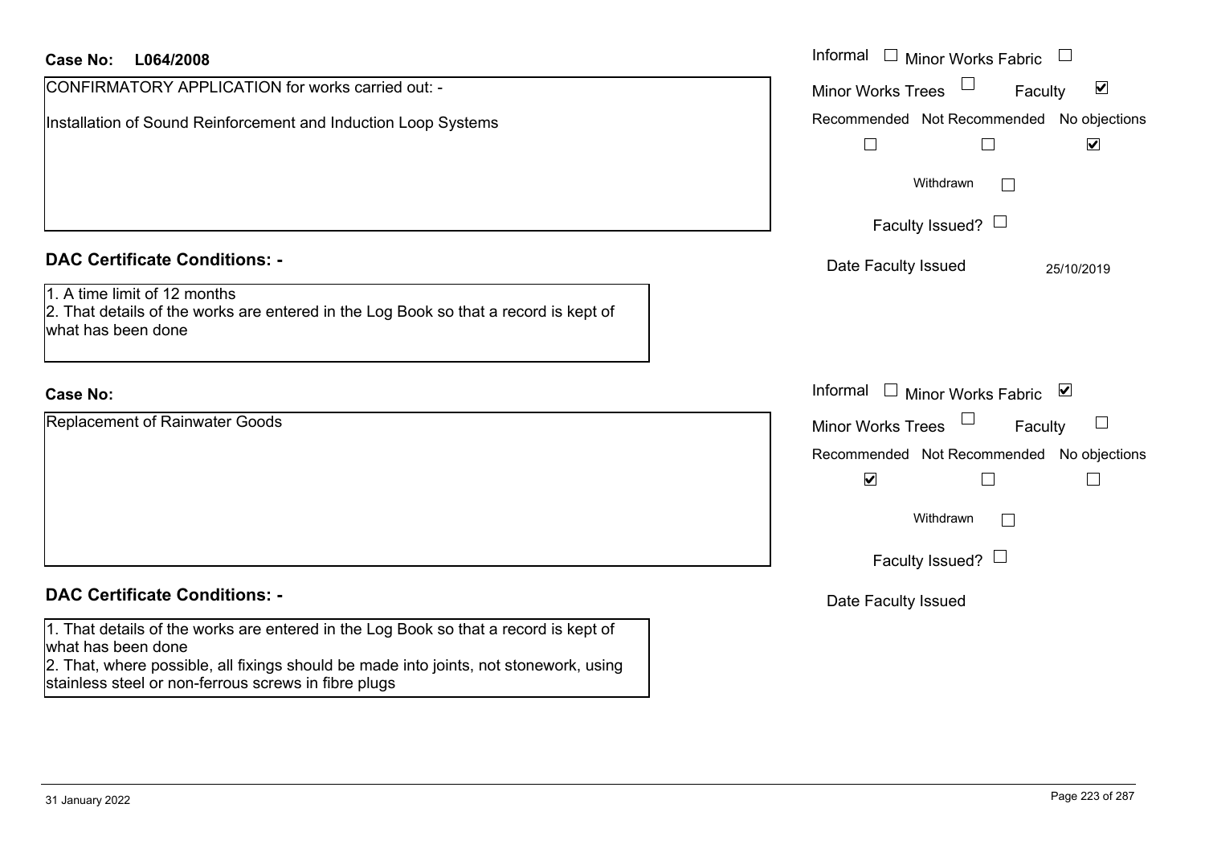**Case No: L064/2008**

CONFIRMATORY APPLICATION for works carried out: -

Installation of Sound Reinforcement and Induction Loop Systems

Informal ☐ Minor Works Fabric ☐
Minor Works Trees ☐ Faculty ☑

Recommended ☐ Not Recommended ☐ No objections ☑

Withdrawn ☐

Faculty Issued? ☐

Date Faculty Issued 25/10/2019

**DAC Certificate Conditions: -**

1. A time limit of 12 months
2. That details of the works are entered in the Log Book so that a record is kept of what has been done

**Case No:**

Replacement of Rainwater Goods

Informal ☐ Minor Works Fabric ☑
Minor Works Trees ☐ Faculty ☐

Recommended ☑ Not Recommended ☐ No objections ☐

Withdrawn ☐

Faculty Issued? ☐

Date Faculty Issued

**DAC Certificate Conditions: -**

1. That details of the works are entered in the Log Book so that a record is kept of what has been done
2. That, where possible, all fixings should be made into joints, not stonework, using stainless steel or non-ferrous screws in fibre plugs

31 January 2022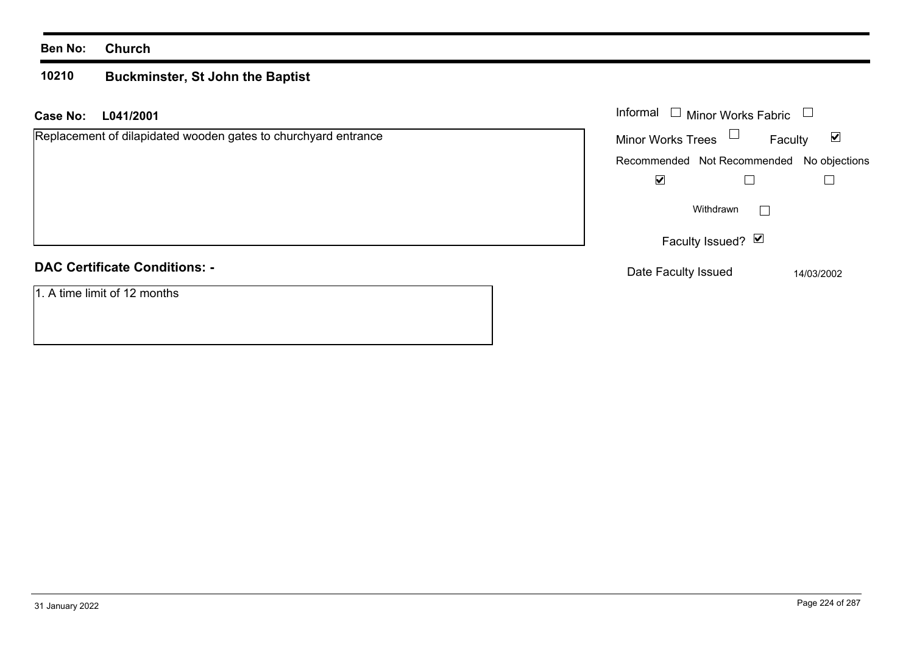**Ben No:** **Church**

## 10210 Buckminster, St John the Baptist

**Case No:** **L041/2001**

Replacement of dilapidated wooden gates to churchyard entrance

| Informal | ☐ | Minor Works Fabric | ☐ |
|---|---|---|---|
| Minor Works Trees | ☐ | Faculty | ☑ |

| Recommended | Not Recommended | No objections |
|---|---|---|
| ☑ | ☐ | ☐ |

Withdrawn ☐

Faculty Issued? ☑

Date Faculty Issued 14/03/2002

**DAC Certificate Conditions: -**

1. A time limit of 12 months

31 January 2022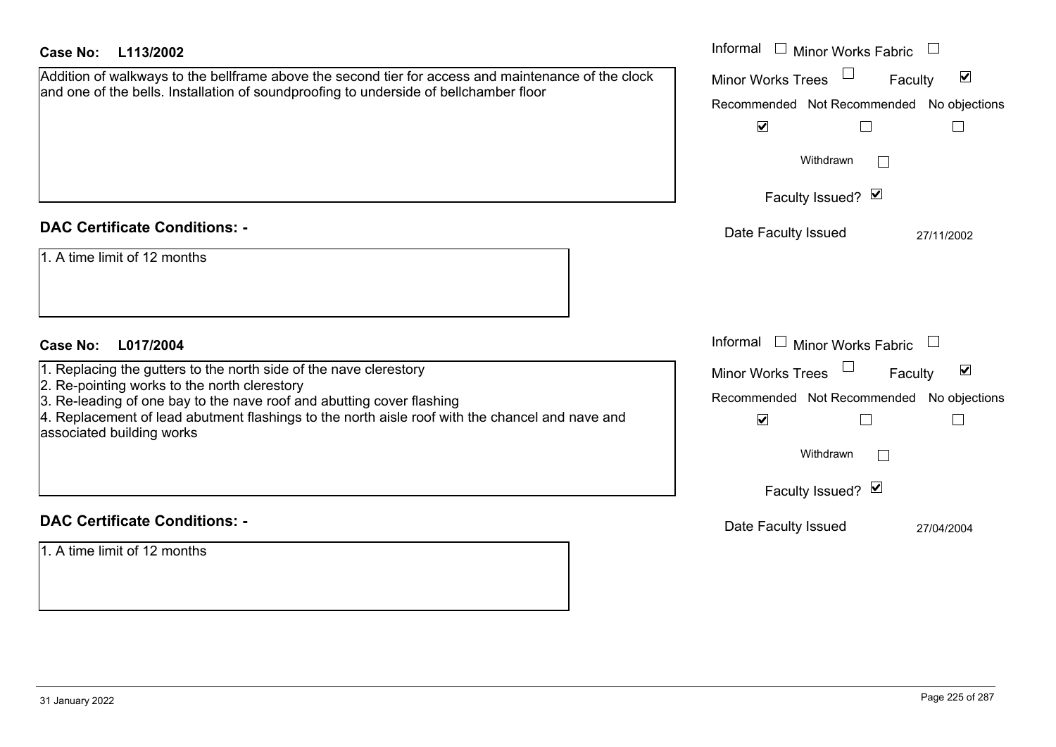**Case No:** **L113/2002**

Addition of walkways to the bellframe above the second tier for access and maintenance of the clock and one of the bells. Installation of soundproofing to underside of bellchamber floor

Informal ☐ Minor Works Fabric ☐

Minor Works Trees ☐ Faculty ☑

| Recommended | Not Recommended | No objections |
|---|---|---|
| ☑ | ☐ | ☐ |

Withdrawn ☐

Faculty Issued? ☑

Date Faculty Issued 27/11/2002

## DAC Certificate Conditions: -

1. A time limit of 12 months

**Case No:** **L017/2004**

1. Replacing the gutters to the north side of the nave clerestory
2. Re-pointing works to the north clerestory
3. Re-leading of one bay to the nave roof and abutting cover flashing
4. Replacement of lead abutment flashings to the north aisle roof with the chancel and nave and associated building works

Informal ☐ Minor Works Fabric ☐

Minor Works Trees ☐ Faculty ☑

| Recommended | Not Recommended | No objections |
|---|---|---|
| ☑ | ☐ | ☐ |

Withdrawn ☐

Faculty Issued? ☑

Date Faculty Issued 27/04/2004

## DAC Certificate Conditions: -

1. A time limit of 12 months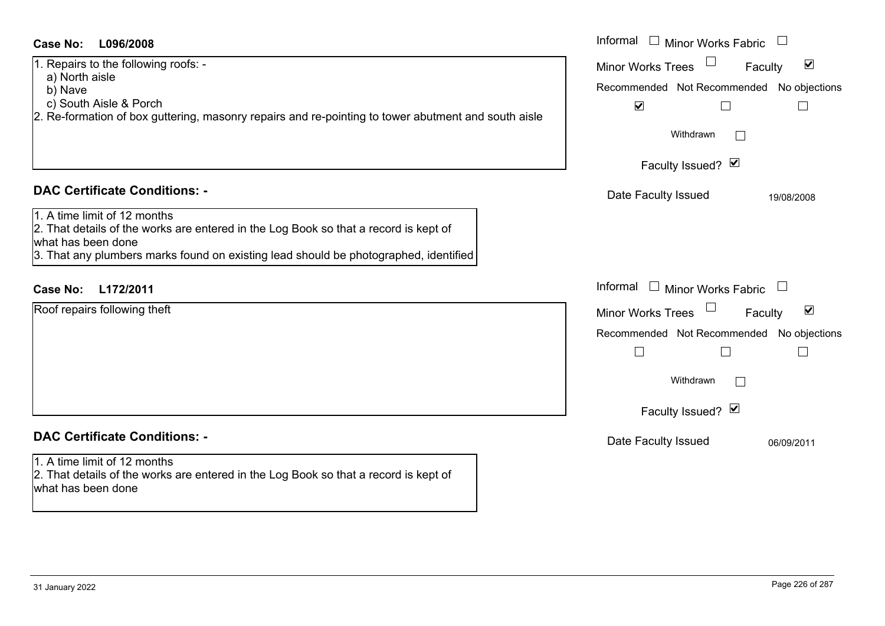**Case No:** **L096/2008**

1. Repairs to the following roofs: -
   a) North aisle
   b) Nave
   c) South Aisle & Porch
2. Re-formation of box guttering, masonry repairs and re-pointing to tower abutment and south aisle

Informal ☐ Minor Works Fabric ☐
Minor Works Trees ☐ Faculty ☑

| Recommended | Not Recommended | No objections |
|---|---|---|
| ☑ | ☐ | ☐ |

Withdrawn ☐

Faculty Issued? ☑

Date Faculty Issued 19/08/2008

## DAC Certificate Conditions: -

1. A time limit of 12 months
2. That details of the works are entered in the Log Book so that a record is kept of what has been done
3. That any plumbers marks found on existing lead should be photographed, identified

**Case No:** **L172/2011**

Roof repairs following theft

Informal ☐ Minor Works Fabric ☐
Minor Works Trees ☐ Faculty ☑

| Recommended | Not Recommended | No objections |
|---|---|---|
| ☐ | ☐ | ☐ |

Withdrawn ☐

Faculty Issued? ☑

Date Faculty Issued 06/09/2011

## DAC Certificate Conditions: -

1. A time limit of 12 months
2. That details of the works are entered in the Log Book so that a record is kept of what has been done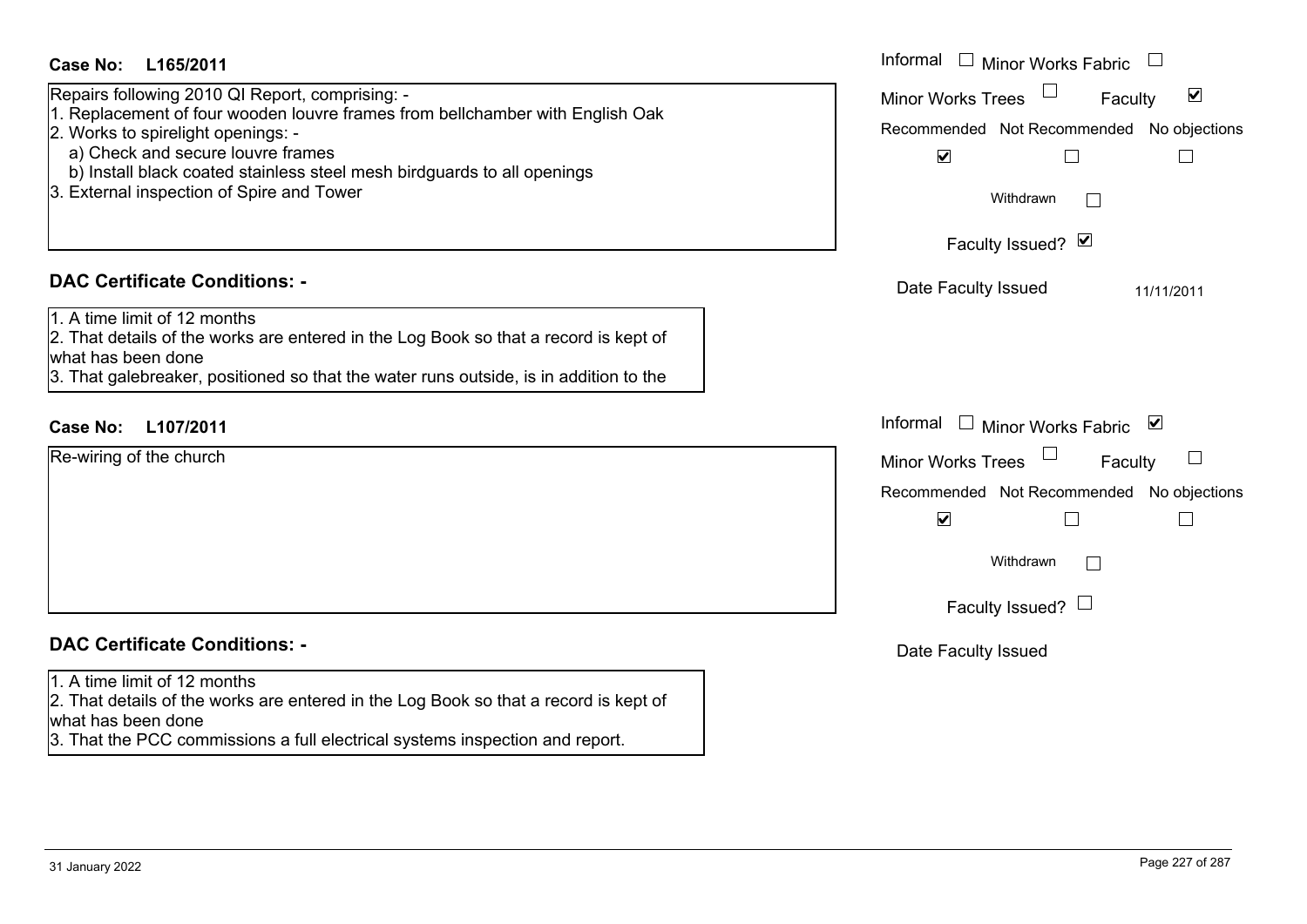**Case No: L165/2011**

Repairs following 2010 QI Report, comprising: -
1. Replacement of four wooden louvre frames from bellchamber with English Oak
2. Works to spirelight openings: -
   a) Check and secure louvre frames
   b) Install black coated stainless steel mesh birdguards to all openings
3. External inspection of Spire and Tower

Informal ☐ Minor Works Fabric ☐
Minor Works Trees ☐ Faculty ☑

| Recommended | Not Recommended | No objections |
| --- | --- | --- |
| ☑ | ☐ | ☐ |

Withdrawn ☐

Faculty Issued? ☑

Date Faculty Issued: 11/11/2011

## DAC Certificate Conditions: -

1. A time limit of 12 months
2. That details of the works are entered in the Log Book so that a record is kept of what has been done
3. That galebreaker, positioned so that the water runs outside, is in addition to the

**Case No: L107/2011**

Re-wiring of the church

Informal ☐ Minor Works Fabric ☑
Minor Works Trees ☐ Faculty ☐

| Recommended | Not Recommended | No objections |
| --- | --- | --- |
| ☑ | ☐ | ☐ |

Withdrawn ☐

Faculty Issued? ☐

Date Faculty Issued

## DAC Certificate Conditions: -

1. A time limit of 12 months
2. That details of the works are entered in the Log Book so that a record is kept of what has been done
3. That the PCC commissions a full electrical systems inspection and report.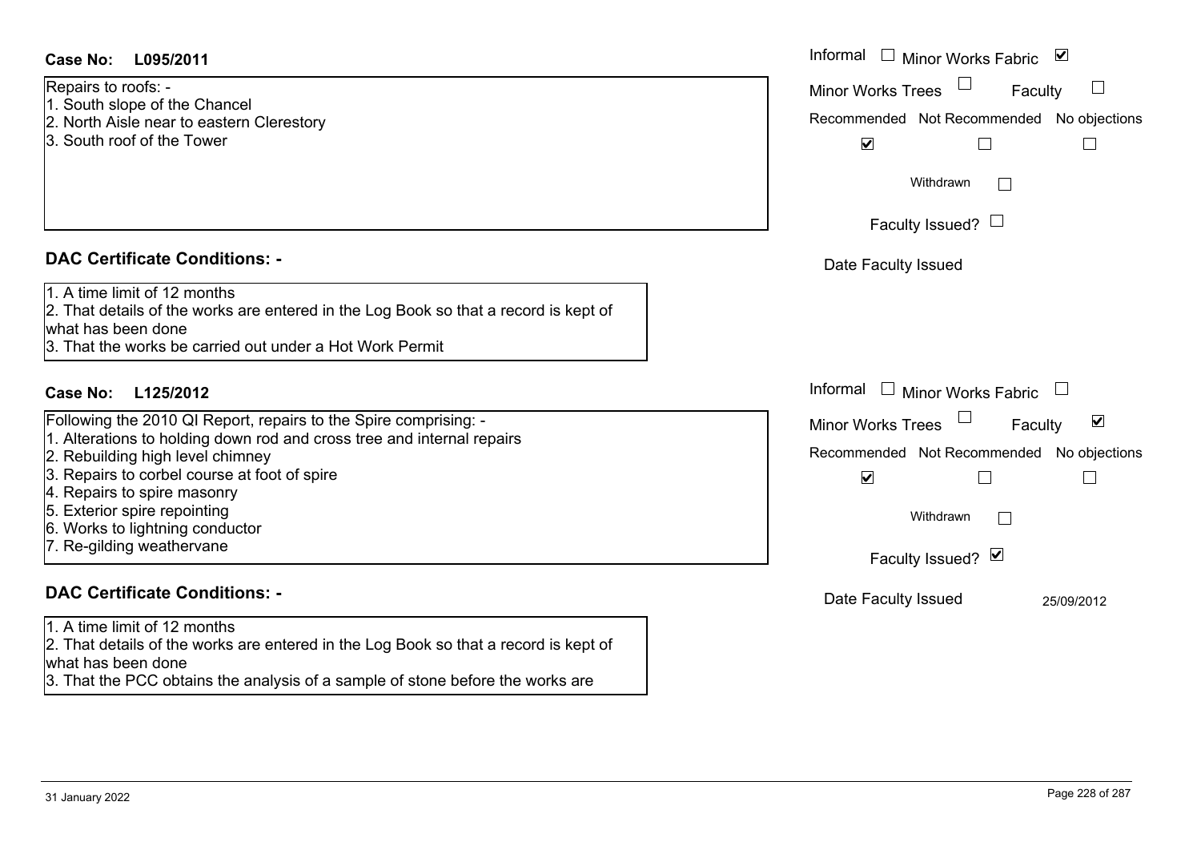**Case No: L095/2011**

Repairs to roofs: -
1. South slope of the Chancel
2. North Aisle near to eastern Clerestory
3. South roof of the Tower

Informal ☐ Minor Works Fabric ☑
Minor Works Trees ☐ Faculty ☐
Recommended ☑ Not Recommended ☐ No objections ☐
Withdrawn ☐
Faculty Issued? ☐
Date Faculty Issued

## DAC Certificate Conditions: -

1. A time limit of 12 months
2. That details of the works are entered in the Log Book so that a record is kept of what has been done
3. That the works be carried out under a Hot Work Permit

**Case No: L125/2012**

Following the 2010 QI Report, repairs to the Spire comprising: -
1. Alterations to holding down rod and cross tree and internal repairs
2. Rebuilding high level chimney
3. Repairs to corbel course at foot of spire
4. Repairs to spire masonry
5. Exterior spire repointing
6. Works to lightning conductor
7. Re-gilding weathervane

Informal ☐ Minor Works Fabric ☐
Minor Works Trees ☐ Faculty ☑
Recommended ☑ Not Recommended ☐ No objections ☐
Withdrawn ☐
Faculty Issued? ☑
Date Faculty Issued 25/09/2012

## DAC Certificate Conditions: -

1. A time limit of 12 months
2. That details of the works are entered in the Log Book so that a record is kept of what has been done
3. That the PCC obtains the analysis of a sample of stone before the works are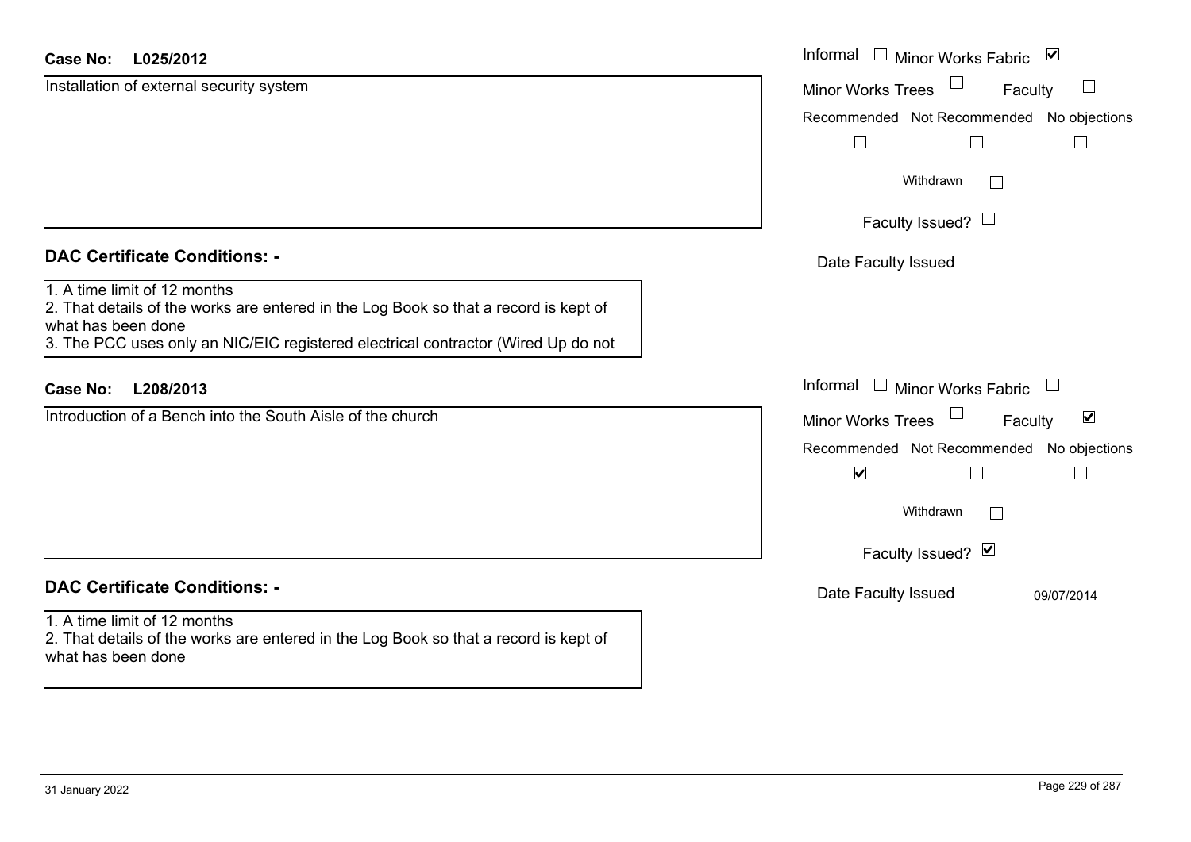**Case No: L025/2012**

Installation of external security system

Informal ☐ Minor Works Fabric ☑
Minor Works Trees ☐ Faculty ☐
Recommended ☐ Not Recommended ☐ No objections ☐
Withdrawn ☐
Faculty Issued? ☐
Date Faculty Issued

## DAC Certificate Conditions: -

1. A time limit of 12 months
2. That details of the works are entered in the Log Book so that a record is kept of what has been done
3. The PCC uses only an NIC/EIC registered electrical contractor (Wired Up do not

**Case No: L208/2013**

Introduction of a Bench into the South Aisle of the church

Informal ☐ Minor Works Fabric ☐
Minor Works Trees ☐ Faculty ☑
Recommended ☑ Not Recommended ☐ No objections ☐
Withdrawn ☐
Faculty Issued? ☑
Date Faculty Issued 09/07/2014

## DAC Certificate Conditions: -

1. A time limit of 12 months
2. That details of the works are entered in the Log Book so that a record is kept of what has been done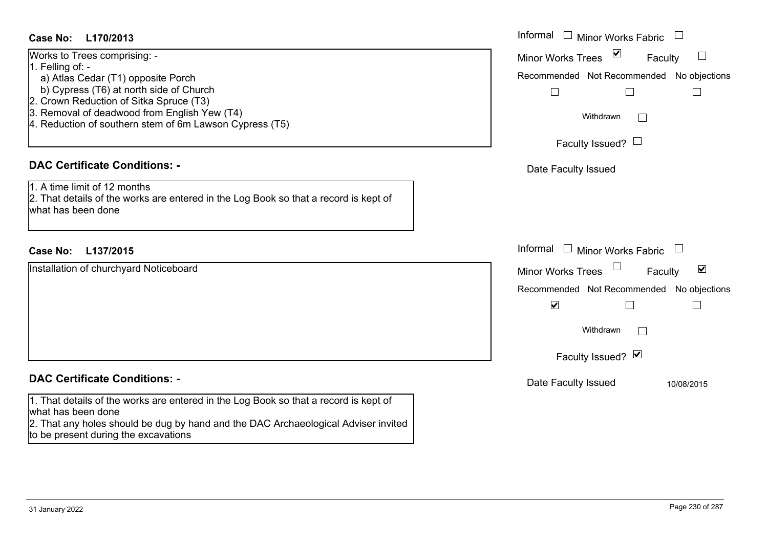**Case No: L170/2013**

Works to Trees comprising: -
1. Felling of: -
   a) Atlas Cedar (T1) opposite Porch
   b) Cypress (T6) at north side of Church
2. Crown Reduction of Sitka Spruce (T3)
3. Removal of deadwood from English Yew (T4)
4. Reduction of southern stem of 6m Lawson Cypress (T5)

Informal ☐ Minor Works Fabric ☐
Minor Works Trees ☑ Faculty ☐
Recommended ☐ Not Recommended ☐ No objections ☐
Withdrawn ☐
Faculty Issued? ☐
Date Faculty Issued

**DAC Certificate Conditions: -**

1. A time limit of 12 months
2. That details of the works are entered in the Log Book so that a record is kept of what has been done

**Case No: L137/2015**

Installation of churchyard Noticeboard

Informal ☐ Minor Works Fabric ☐
Minor Works Trees ☐ Faculty ☑
Recommended ☑ Not Recommended ☐ No objections ☐
Withdrawn ☐
Faculty Issued? ☑
Date Faculty Issued 10/08/2015

**DAC Certificate Conditions: -**

1. That details of the works are entered in the Log Book so that a record is kept of what has been done
2. That any holes should be dug by hand and the DAC Archaeological Adviser invited to be present during the excavations

31 January 2022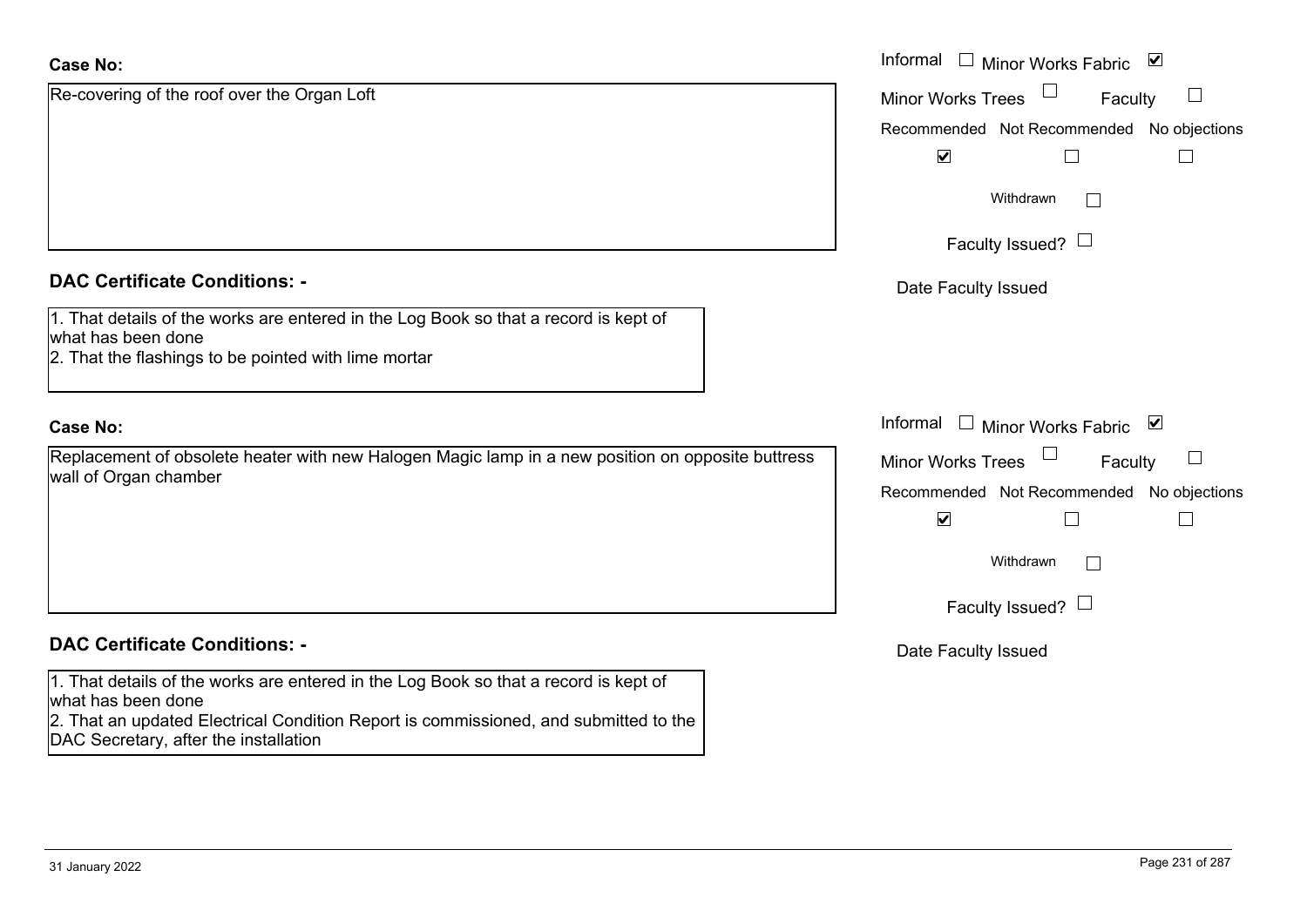**Case No:**

Re-covering of the roof over the Organ Loft

Informal ☐ Minor Works Fabric ☑

Minor Works Trees ☐ Faculty ☐

Recommended ☑ Not Recommended ☐ No objections ☐

Withdrawn ☐

Faculty Issued? ☐

Date Faculty Issued

**DAC Certificate Conditions: -**

1. That details of the works are entered in the Log Book so that a record is kept of what has been done
2. That the flashings to be pointed with lime mortar

**Case No:**

Replacement of obsolete heater with new Halogen Magic lamp in a new position on opposite buttress wall of Organ chamber

Informal ☐ Minor Works Fabric ☑

Minor Works Trees ☐ Faculty ☐

Recommended ☑ Not Recommended ☐ No objections ☐

Withdrawn ☐

Faculty Issued? ☐

Date Faculty Issued

**DAC Certificate Conditions: -**

1. That details of the works are entered in the Log Book so that a record is kept of what has been done
2. That an updated Electrical Condition Report is commissioned, and submitted to the DAC Secretary, after the installation

31 January 2022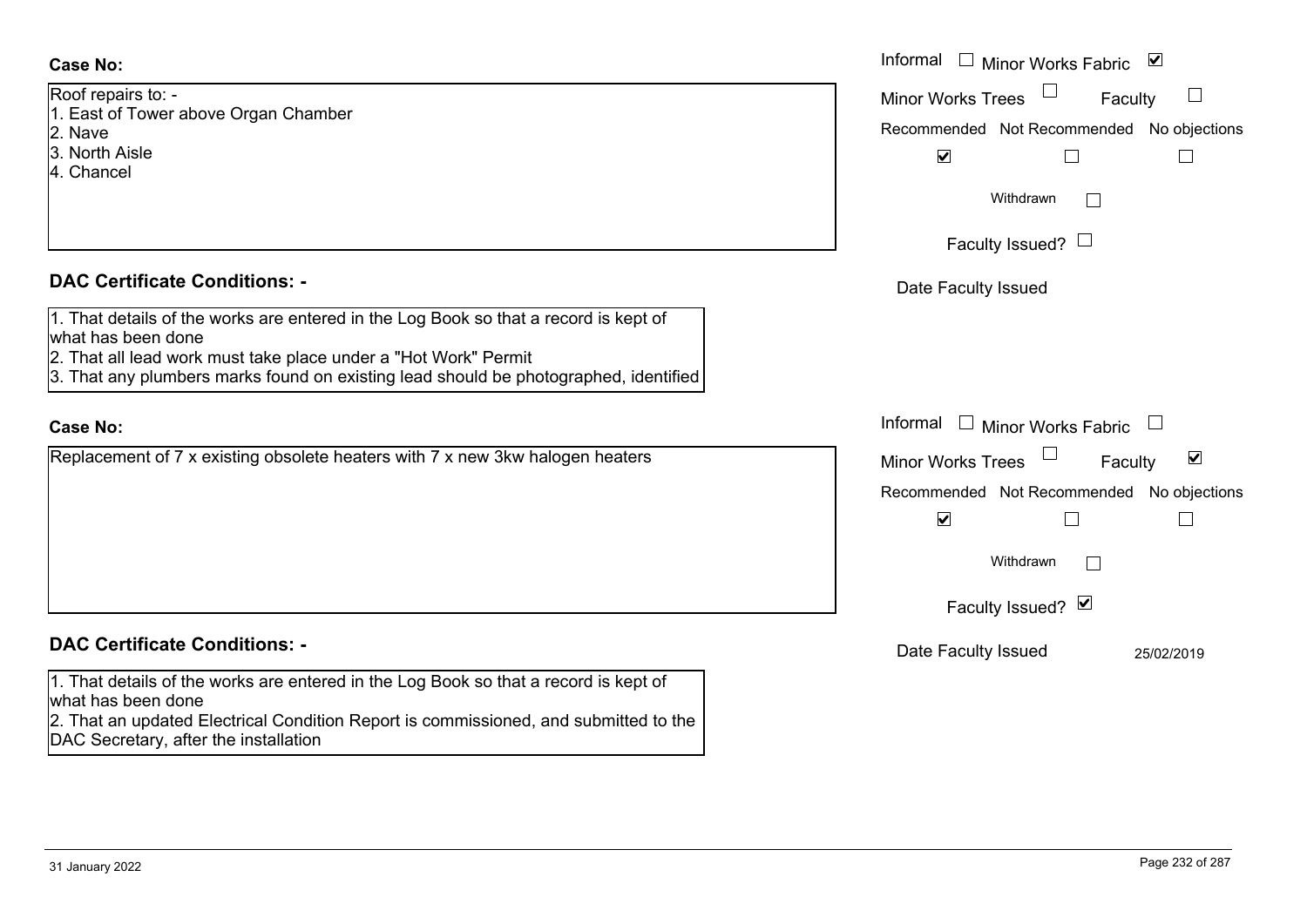**Case No:**

Roof repairs to: -
1. East of Tower above Organ Chamber
2. Nave
3. North Aisle
4. Chancel

Informal ☐ Minor Works Fabric ☑

Minor Works Trees ☐ Faculty ☐

Recommended ☑ Not Recommended ☐ No objections ☐

Withdrawn ☐

Faculty Issued? ☐

Date Faculty Issued

**DAC Certificate Conditions: -**

1. That details of the works are entered in the Log Book so that a record is kept of what has been done
2. That all lead work must take place under a "Hot Work" Permit
3. That any plumbers marks found on existing lead should be photographed, identified

**Case No:**

Replacement of 7 x existing obsolete heaters with 7 x new 3kw halogen heaters

Informal ☐ Minor Works Fabric ☐

Minor Works Trees ☐ Faculty ☑

Recommended ☑ Not Recommended ☐ No objections ☐

Withdrawn ☐

Faculty Issued? ☑

Date Faculty Issued 25/02/2019

**DAC Certificate Conditions: -**

1. That details of the works are entered in the Log Book so that a record is kept of what has been done
2. That an updated Electrical Condition Report is commissioned, and submitted to the DAC Secretary, after the installation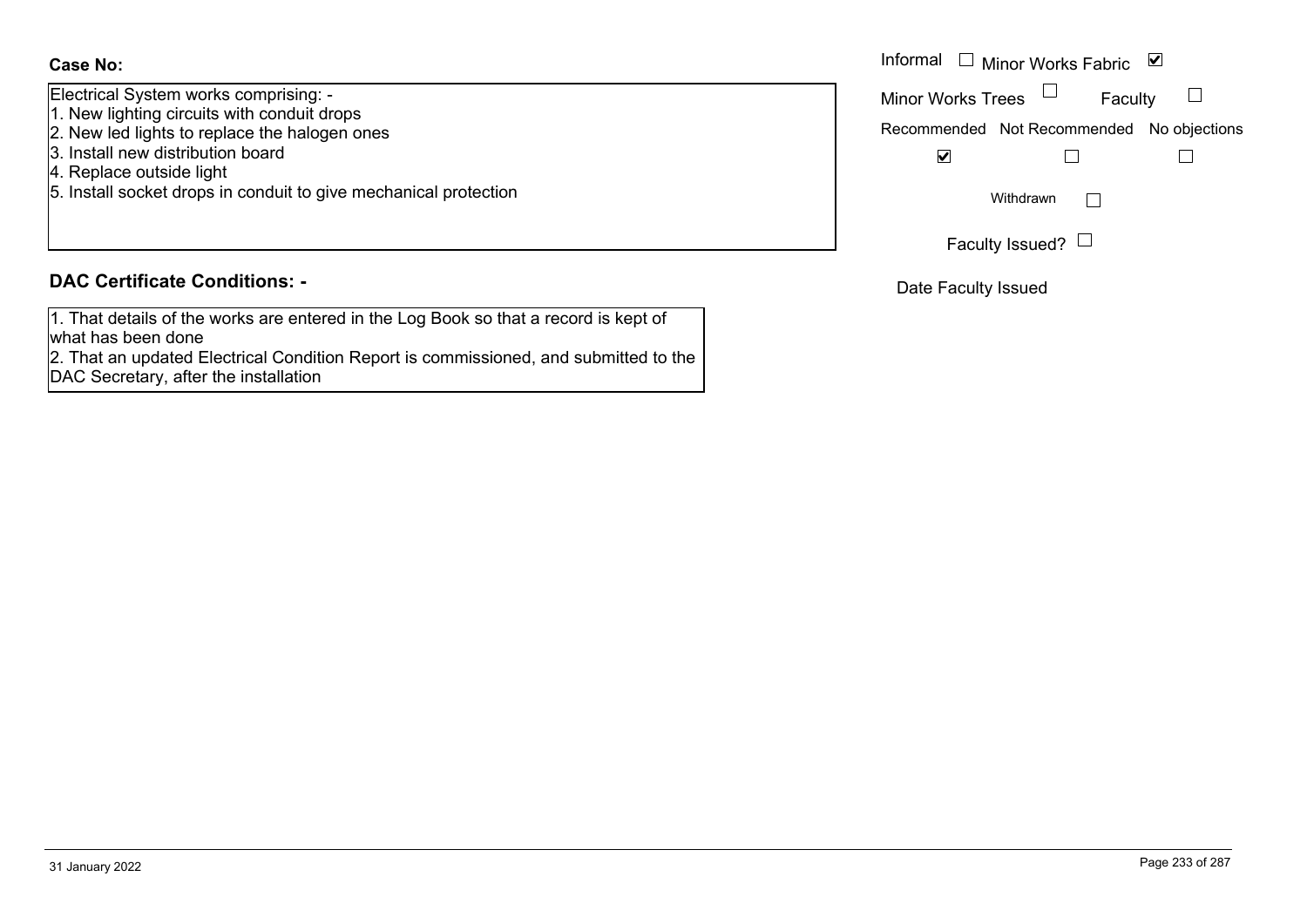**Case No:**

Electrical System works comprising: -
1. New lighting circuits with conduit drops
2. New led lights to replace the halogen ones
3. Install new distribution board
4. Replace outside light
5. Install socket drops in conduit to give mechanical protection

Informal ☐ Minor Works Fabric ☑

Minor Works Trees ☐ Faculty ☐

Recommended ☑ Not Recommended ☐ No objections ☐

Withdrawn ☐

Faculty Issued? ☐

Date Faculty Issued

**DAC Certificate Conditions: -**

1. That details of the works are entered in the Log Book so that a record is kept of what has been done
2. That an updated Electrical Condition Report is commissioned, and submitted to the DAC Secretary, after the installation

31 January 2022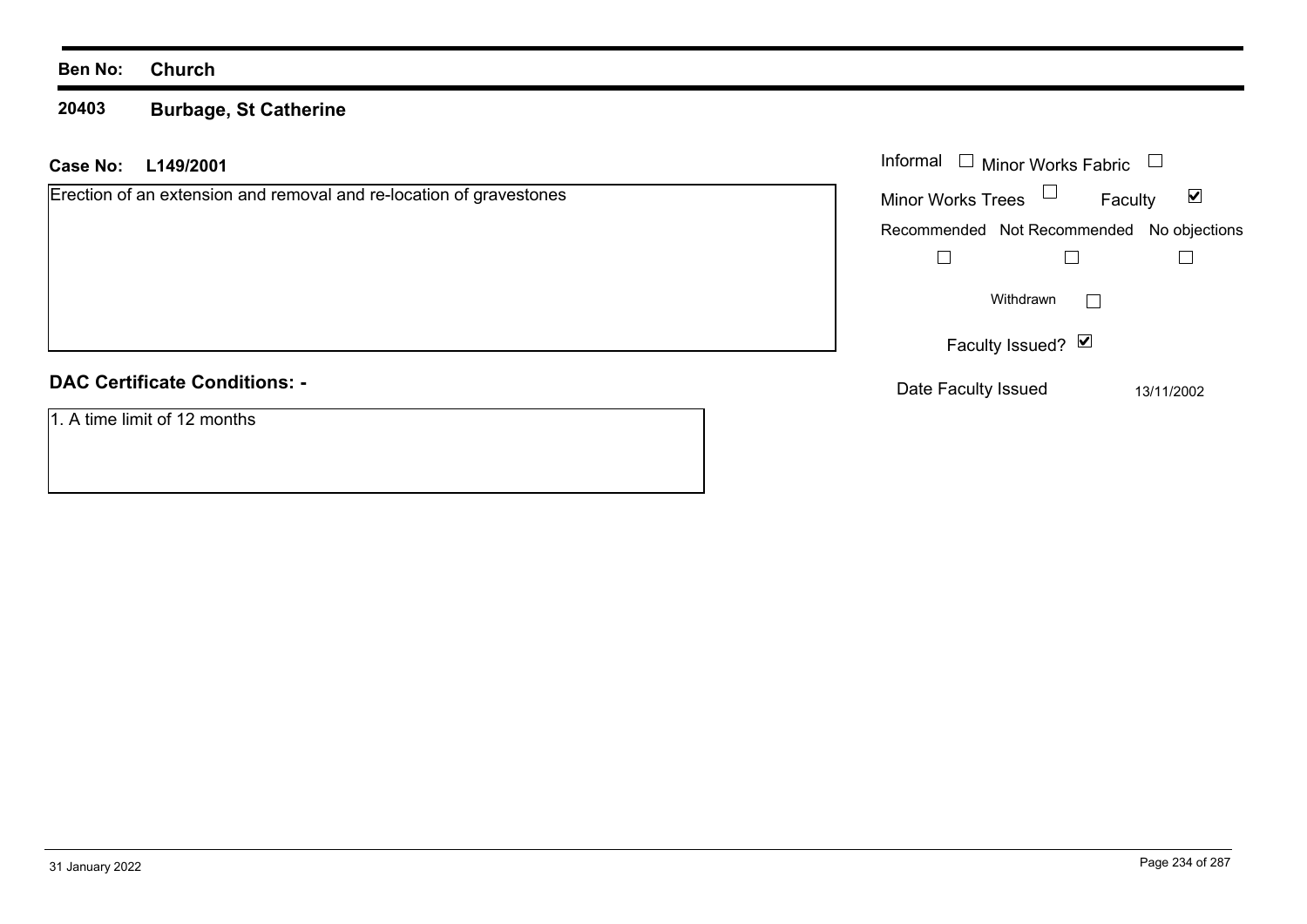**Ben No:** **Church**

## 20403 Burbage, St Catherine

**Case No:** **L149/2001**

Erection of an extension and removal and re-location of gravestones

Informal ☐ Minor Works Fabric ☐

Minor Works Trees ☐ Faculty ☑

| Recommended | Not Recommended | No objections |
| --- | --- | --- |
| ☐ | ☐ | ☐ |

Withdrawn ☐

Faculty Issued? ☑

Date Faculty Issued 13/11/2002

### DAC Certificate Conditions: -

1. A time limit of 12 months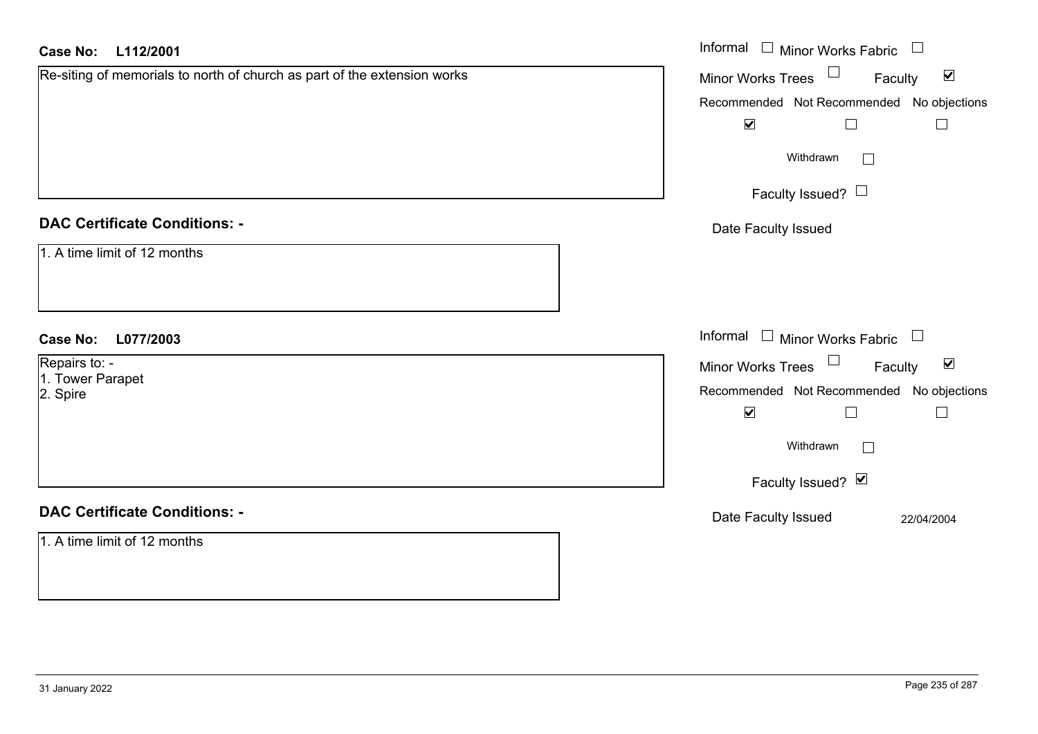**Case No: L112/2001**

Re-siting of memorials to north of church as part of the extension works

- Informal ☐
- Minor Works Fabric ☐
- Minor Works Trees ☐
- Faculty ☑

| Recommended | Not Recommended | No objections |
|---|---|---|
| ☑ | ☐ | ☐ |

Withdrawn ☐

Faculty Issued? ☐

Date Faculty Issued

## DAC Certificate Conditions: -

1. A time limit of 12 months

**Case No: L077/2003**

Repairs to: -
1. Tower Parapet
2. Spire

- Informal ☐
- Minor Works Fabric ☐
- Minor Works Trees ☐
- Faculty ☑

| Recommended | Not Recommended | No objections |
|---|---|---|
| ☑ | ☐ | ☐ |

Withdrawn ☐

Faculty Issued? ☑

Date Faculty Issued 22/04/2004

## DAC Certificate Conditions: -

1. A time limit of 12 months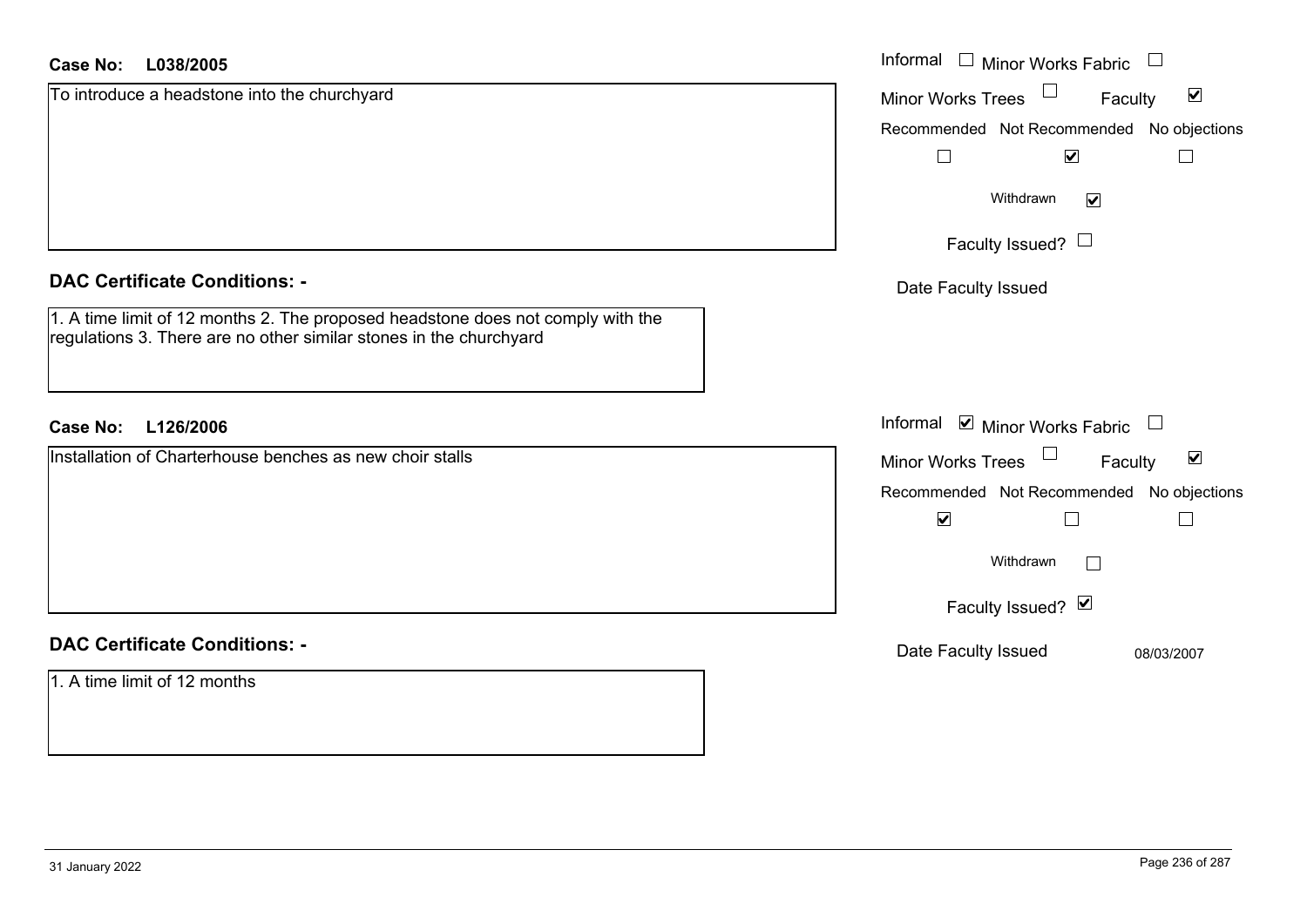**Case No: L038/2005**

To introduce a headstone into the churchyard

Informal ☐ Minor Works Fabric ☐
Minor Works Trees ☐ Faculty ☑
Recommended ☐ Not Recommended ☑ No objections ☐
Withdrawn ☑
Faculty Issued? ☐
Date Faculty Issued

**DAC Certificate Conditions: -**

1. A time limit of 12 months 2. The proposed headstone does not comply with the regulations 3. There are no other similar stones in the churchyard

**Case No: L126/2006**

Installation of Charterhouse benches as new choir stalls

Informal ☑ Minor Works Fabric ☐
Minor Works Trees ☐ Faculty ☑
Recommended ☑ Not Recommended ☐ No objections ☐
Withdrawn ☐
Faculty Issued? ☑
Date Faculty Issued 08/03/2007

**DAC Certificate Conditions: -**

1. A time limit of 12 months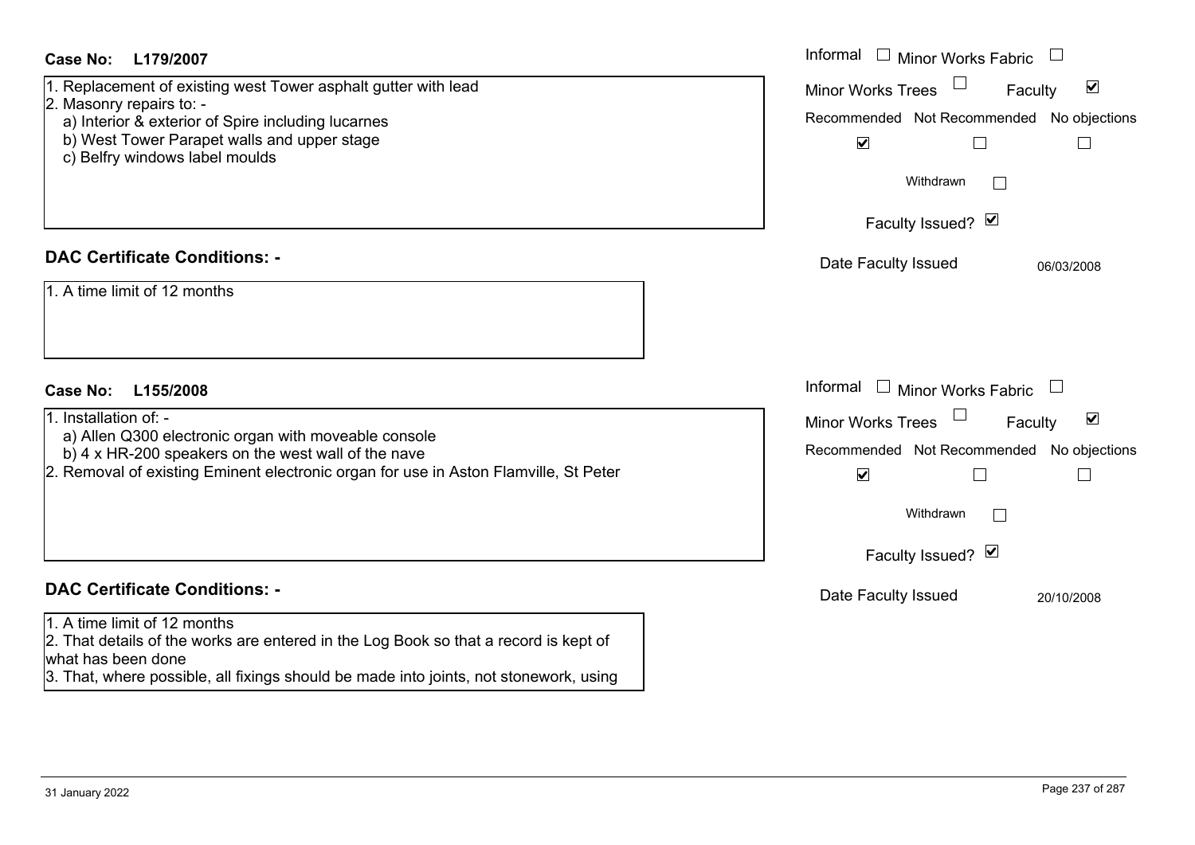**Case No: L179/2007**

1. Replacement of existing west Tower asphalt gutter with lead
2. Masonry repairs to: -
   a) Interior & exterior of Spire including lucarnes
   b) West Tower Parapet walls and upper stage
   c) Belfry windows label moulds

Informal ☐ Minor Works Fabric ☐
Minor Works Trees ☐ Faculty ☑
Recommended ☑ Not Recommended ☐ No objections ☐
Withdrawn ☐
Faculty Issued? ☑
Date Faculty Issued 06/03/2008

**DAC Certificate Conditions: -**

1. A time limit of 12 months

**Case No: L155/2008**

1. Installation of: -
   a) Allen Q300 electronic organ with moveable console
   b) 4 x HR-200 speakers on the west wall of the nave
2. Removal of existing Eminent electronic organ for use in Aston Flamville, St Peter

Informal ☐ Minor Works Fabric ☐
Minor Works Trees ☐ Faculty ☑
Recommended ☑ Not Recommended ☐ No objections ☐
Withdrawn ☐
Faculty Issued? ☑
Date Faculty Issued 20/10/2008

**DAC Certificate Conditions: -**

1. A time limit of 12 months
2. That details of the works are entered in the Log Book so that a record is kept of what has been done
3. That, where possible, all fixings should be made into joints, not stonework, using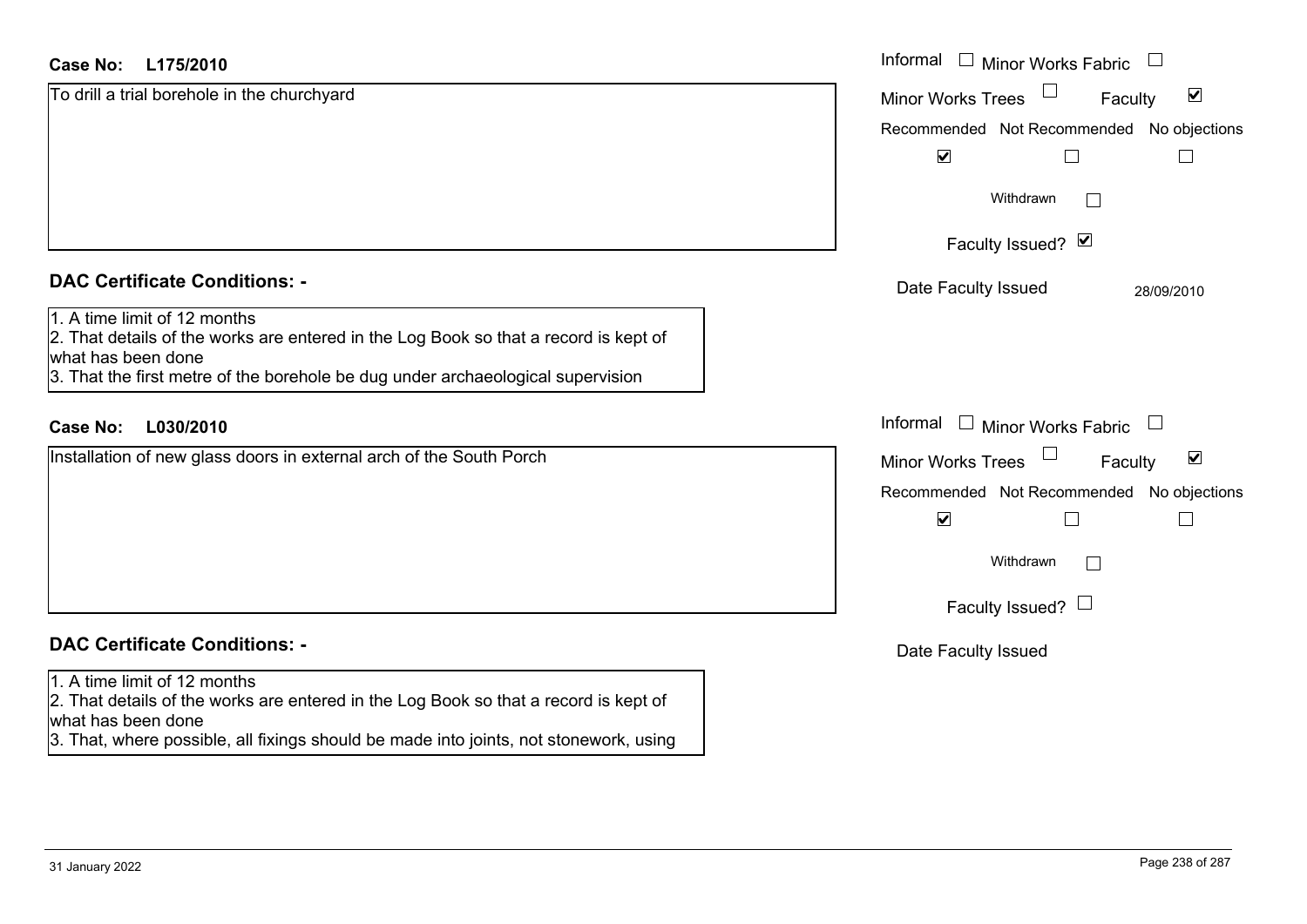**Case No:** **L175/2010**

To drill a trial borehole in the churchyard

Informal ☐ Minor Works Fabric ☐

Minor Works Trees ☐ Faculty ☑

Recommended ☑ Not Recommended ☐ No objections ☐

Withdrawn ☐

Faculty Issued? ☑

Date Faculty Issued 28/09/2010

**DAC Certificate Conditions: -**

1. A time limit of 12 months
2. That details of the works are entered in the Log Book so that a record is kept of what has been done
3. That the first metre of the borehole be dug under archaeological supervision

**Case No:** **L030/2010**

Installation of new glass doors in external arch of the South Porch

Informal ☐ Minor Works Fabric ☐

Minor Works Trees ☐ Faculty ☑

Recommended ☑ Not Recommended ☐ No objections ☐

Withdrawn ☐

Faculty Issued? ☐

Date Faculty Issued

**DAC Certificate Conditions: -**

1. A time limit of 12 months
2. That details of the works are entered in the Log Book so that a record is kept of what has been done
3. That, where possible, all fixings should be made into joints, not stonework, using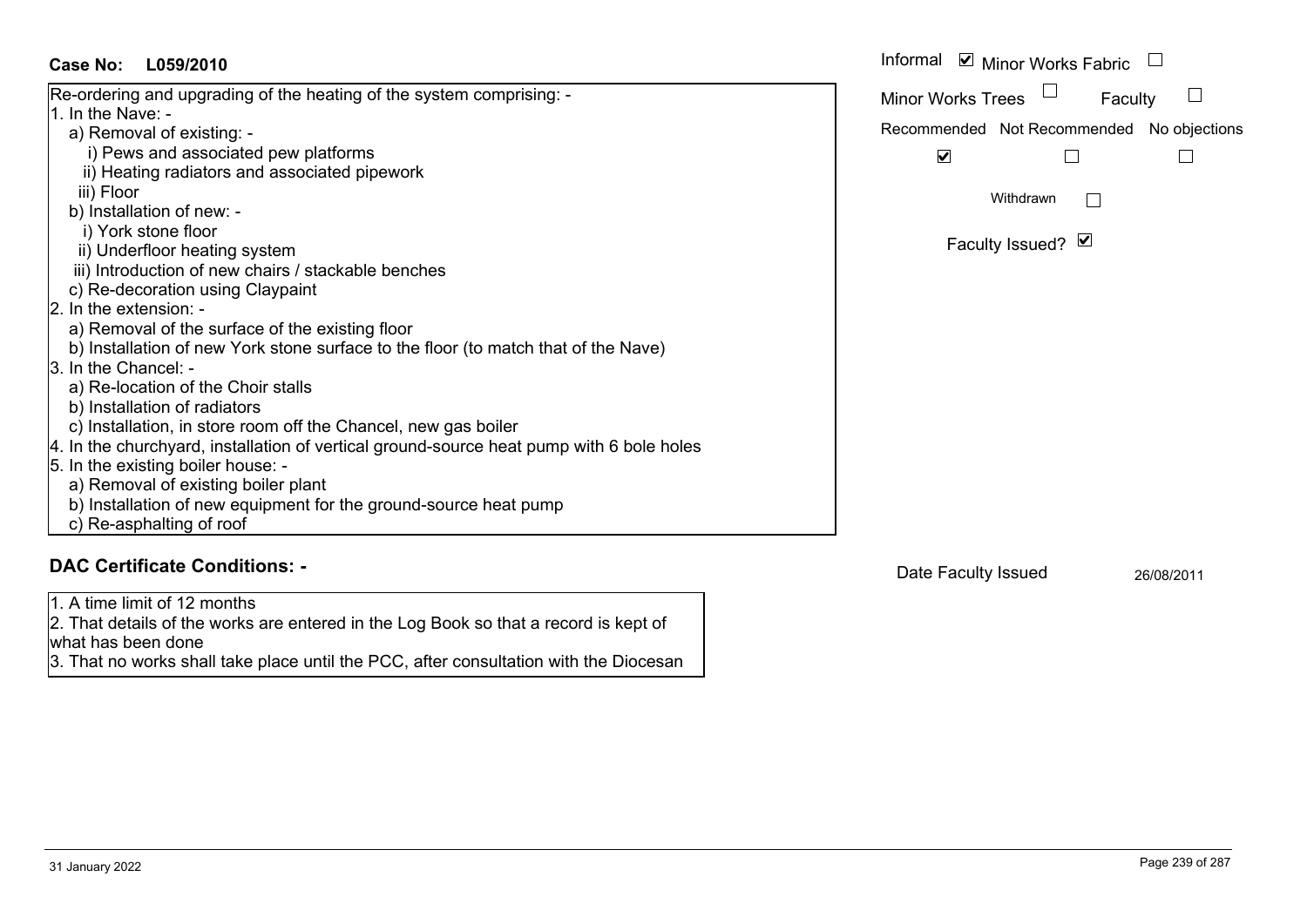**Case No: L059/2010**

Informal ☑ Minor Works Fabric ☐

Minor Works Trees ☐ Faculty ☐

Recommended ☑ Not Recommended ☐ No objections ☐

Withdrawn ☐

Faculty Issued? ☑

Re-ordering and upgrading of the heating of the system comprising: -

1. In the Nave: -
   a) Removal of existing: -
      i) Pews and associated pew platforms
      ii) Heating radiators and associated pipework
      iii) Floor
   b) Installation of new: -
      i) York stone floor
      ii) Underfloor heating system
      iii) Introduction of new chairs / stackable benches
   c) Re-decoration using Claypaint
2. In the extension: -
   a) Removal of the surface of the existing floor
   b) Installation of new York stone surface to the floor (to match that of the Nave)
3. In the Chancel: -
   a) Re-location of the Choir stalls
   b) Installation of radiators
   c) Installation, in store room off the Chancel, new gas boiler
4. In the churchyard, installation of vertical ground-source heat pump with 6 bole holes
5. In the existing boiler house: -
   a) Removal of existing boiler plant
   b) Installation of new equipment for the ground-source heat pump
   c) Re-asphalting of roof

## DAC Certificate Conditions: -

Date Faculty Issued 26/08/2011

1. A time limit of 12 months
2. That details of the works are entered in the Log Book so that a record is kept of what has been done
3. That no works shall take place until the PCC, after consultation with the Diocesan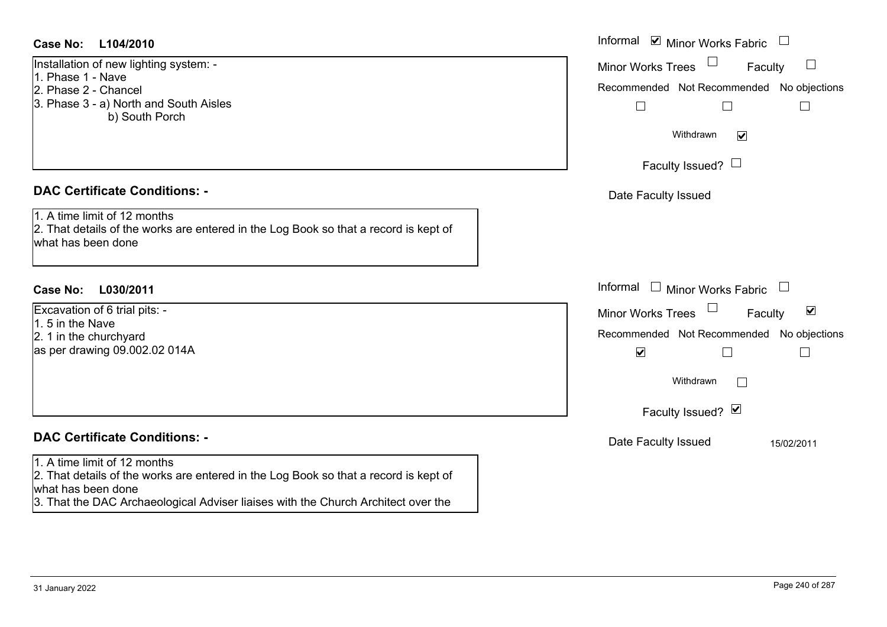**Case No: L104/2010**

Installation of new lighting system: -
1. Phase 1 - Nave
2. Phase 2 - Chancel
3. Phase 3 - a) North and South Aisles
   b) South Porch

Informal ☑ Minor Works Fabric ☐
Minor Works Trees ☐ Faculty ☐
Recommended ☐ Not Recommended ☐ No objections ☐
Withdrawn ☑
Faculty Issued? ☐
Date Faculty Issued

**DAC Certificate Conditions: -**

1. A time limit of 12 months
2. That details of the works are entered in the Log Book so that a record is kept of what has been done

**Case No: L030/2011**

Excavation of 6 trial pits: -
1. 5 in the Nave
2. 1 in the churchyard
as per drawing 09.002.02 014A

Informal ☐ Minor Works Fabric ☐
Minor Works Trees ☐ Faculty ☑
Recommended ☑ Not Recommended ☐ No objections ☐
Withdrawn ☐
Faculty Issued? ☑
Date Faculty Issued 15/02/2011

**DAC Certificate Conditions: -**

1. A time limit of 12 months
2. That details of the works are entered in the Log Book so that a record is kept of what has been done
3. That the DAC Archaeological Adviser liaises with the Church Architect over the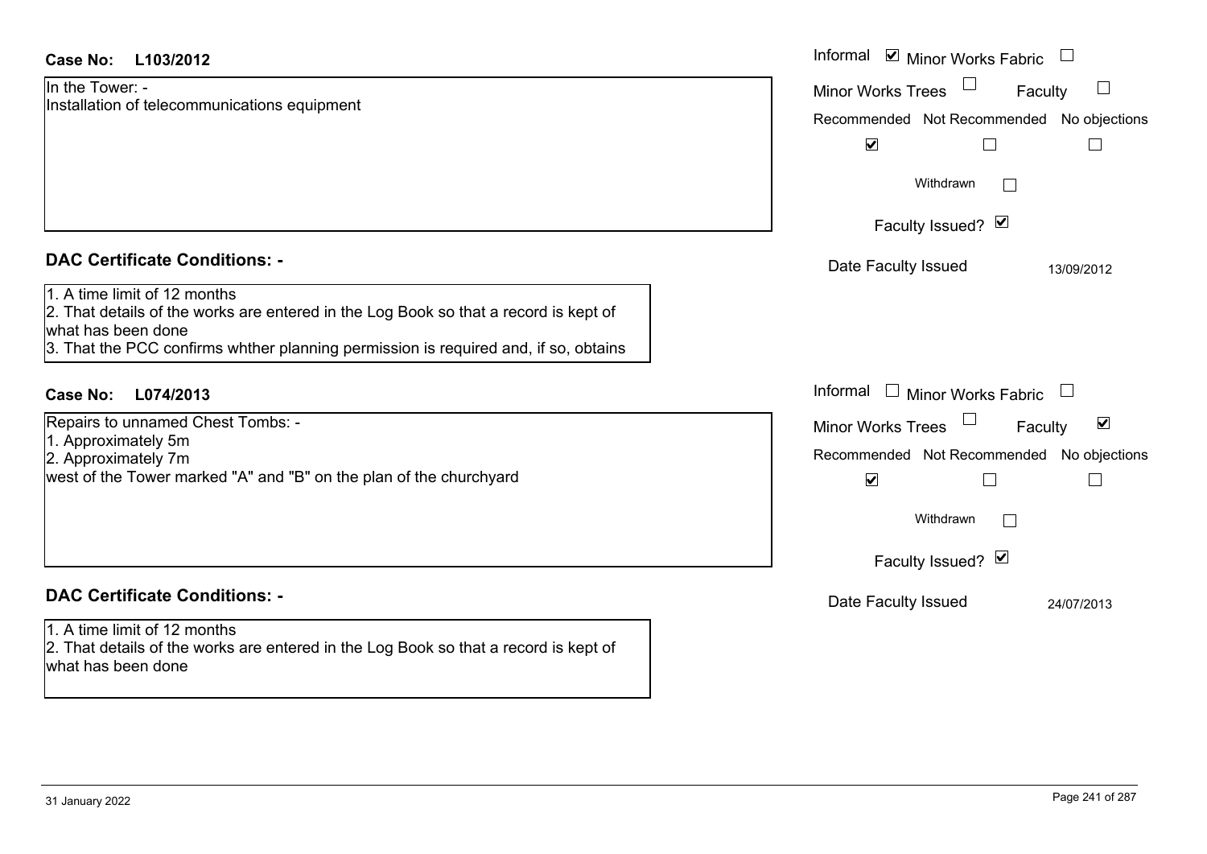**Case No: L103/2012**

In the Tower: -
Installation of telecommunications equipment

Informal ☑ Minor Works Fabric ☐
Minor Works Trees ☐ Faculty ☐

| Recommended | Not Recommended | No objections |
|---|---|---|
| ☑ | ☐ | ☐ |

Withdrawn ☐

Faculty Issued? ☑

Date Faculty Issued 13/09/2012

**DAC Certificate Conditions: -**

1. A time limit of 12 months
2. That details of the works are entered in the Log Book so that a record is kept of what has been done
3. That the PCC confirms whther planning permission is required and, if so, obtains

**Case No: L074/2013**

Repairs to unnamed Chest Tombs: -
1. Approximately 5m
2. Approximately 7m
west of the Tower marked "A" and "B" on the plan of the churchyard

Informal ☐ Minor Works Fabric ☐
Minor Works Trees ☐ Faculty ☑

| Recommended | Not Recommended | No objections |
|---|---|---|
| ☑ | ☐ | ☐ |

Withdrawn ☐

Faculty Issued? ☑

Date Faculty Issued 24/07/2013

**DAC Certificate Conditions: -**

1. A time limit of 12 months
2. That details of the works are entered in the Log Book so that a record is kept of what has been done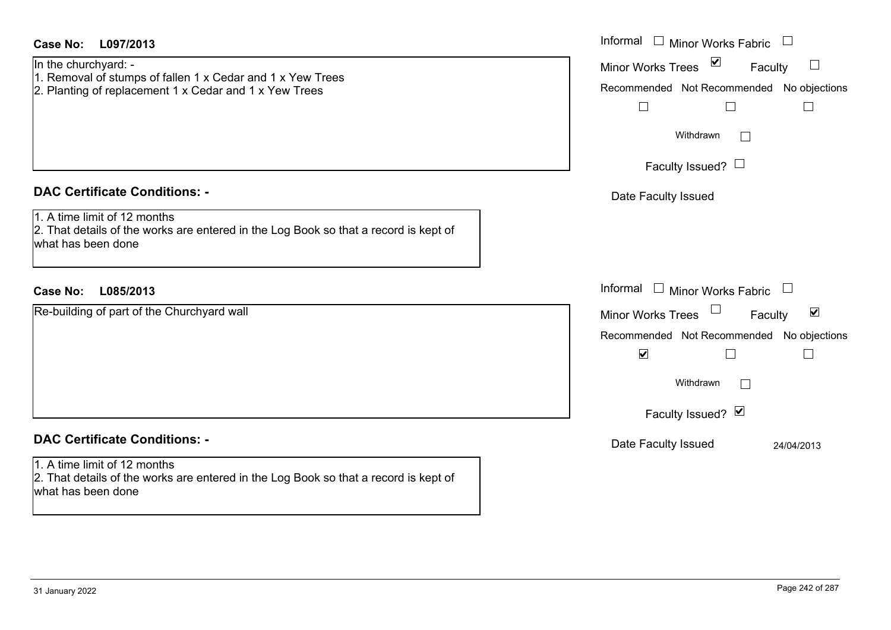**Case No: L097/2013**

In the churchyard: -
1. Removal of stumps of fallen 1 x Cedar and 1 x Yew Trees
2. Planting of replacement 1 x Cedar and 1 x Yew Trees

Informal ☐ Minor Works Fabric ☐
Minor Works Trees ☑ Faculty ☐

| Recommended | Not Recommended | No objections |
|---|---|---|
| ☐ | ☐ | ☐ |

Withdrawn ☐

Faculty Issued? ☐

Date Faculty Issued

**DAC Certificate Conditions: -**

1. A time limit of 12 months
2. That details of the works are entered in the Log Book so that a record is kept of what has been done

**Case No: L085/2013**

Re-building of part of the Churchyard wall

Informal ☐ Minor Works Fabric ☐
Minor Works Trees ☐ Faculty ☑

| Recommended | Not Recommended | No objections |
|---|---|---|
| ☑ | ☐ | ☐ |

Withdrawn ☐

Faculty Issued? ☑

Date Faculty Issued 24/04/2013

**DAC Certificate Conditions: -**

1. A time limit of 12 months
2. That details of the works are entered in the Log Book so that a record is kept of what has been done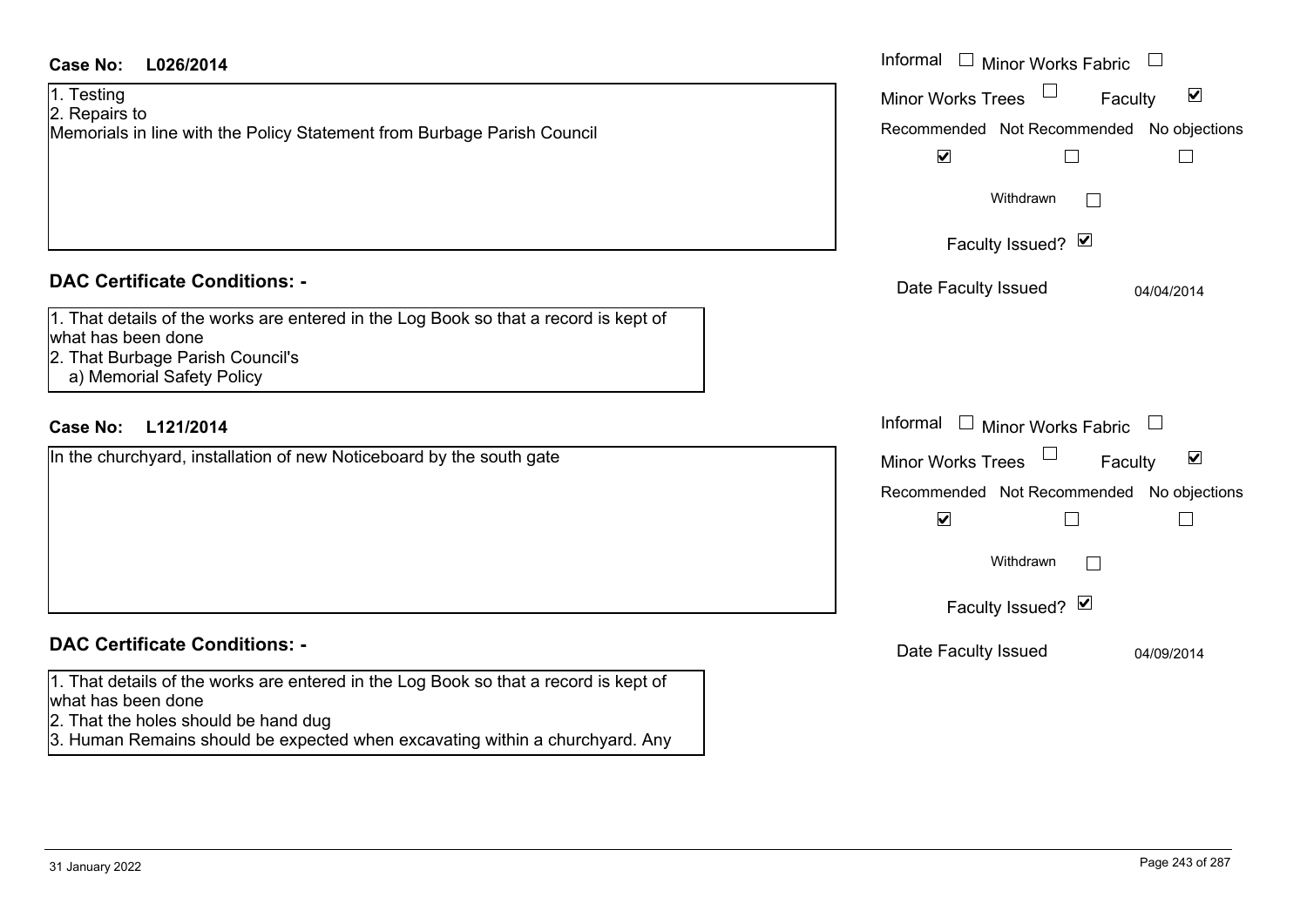**Case No: L026/2014**

1. Testing
2. Repairs to
Memorials in line with the Policy Statement from Burbage Parish Council

Informal ☐ Minor Works Fabric ☐
Minor Works Trees ☐ Faculty ☑

| Recommended | Not Recommended | No objections |
|---|---|---|
| ☑ | ☐ | ☐ |

Withdrawn ☐

Faculty Issued? ☑

Date Faculty Issued: 04/04/2014

**DAC Certificate Conditions: -**

1. That details of the works are entered in the Log Book so that a record is kept of what has been done
2. That Burbage Parish Council's
   a) Memorial Safety Policy

**Case No: L121/2014**

In the churchyard, installation of new Noticeboard by the south gate

Informal ☐ Minor Works Fabric ☐
Minor Works Trees ☐ Faculty ☑

| Recommended | Not Recommended | No objections |
|---|---|---|
| ☑ | ☐ | ☐ |

Withdrawn ☐

Faculty Issued? ☑

Date Faculty Issued: 04/09/2014

**DAC Certificate Conditions: -**

1. That details of the works are entered in the Log Book so that a record is kept of what has been done
2. That the holes should be hand dug
3. Human Remains should be expected when excavating within a churchyard. Any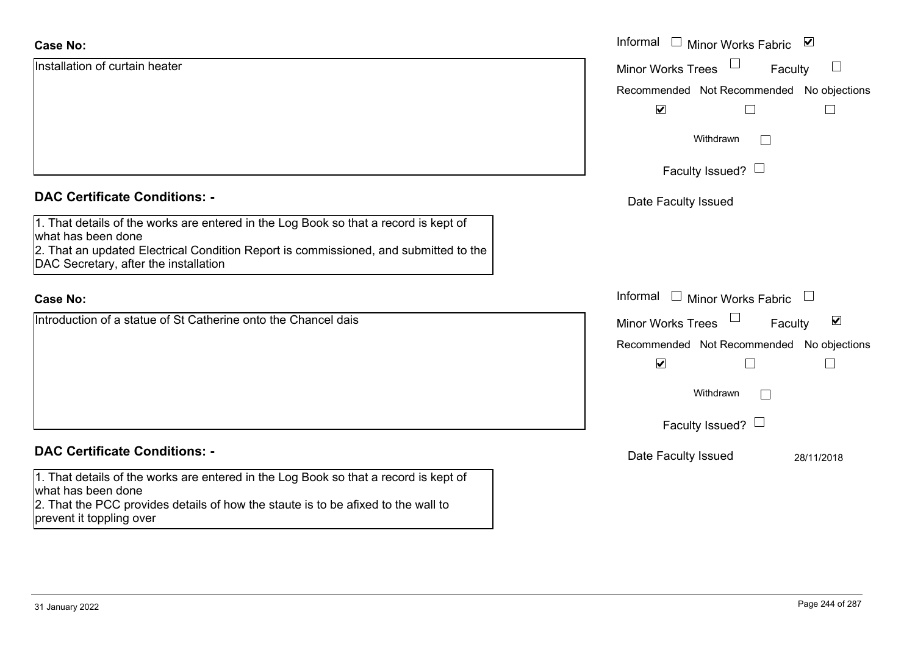**Case No:**

Installation of curtain heater

Informal ☐ Minor Works Fabric ☑

Minor Works Trees ☐ Faculty ☐

Recommended ☑ Not Recommended ☐ No objections ☐

Withdrawn ☐

Faculty Issued? ☐

Date Faculty Issued

**DAC Certificate Conditions: -**

1. That details of the works are entered in the Log Book so that a record is kept of what has been done
2. That an updated Electrical Condition Report is commissioned, and submitted to the DAC Secretary, after the installation

**Case No:**

Introduction of a statue of St Catherine onto the Chancel dais

Informal ☐ Minor Works Fabric ☐

Minor Works Trees ☐ Faculty ☑

Recommended ☑ Not Recommended ☐ No objections ☐

Withdrawn ☐

Faculty Issued? ☐

Date Faculty Issued 28/11/2018

**DAC Certificate Conditions: -**

1. That details of the works are entered in the Log Book so that a record is kept of what has been done
2. That the PCC provides details of how the staute is to be afixed to the wall to prevent it toppling over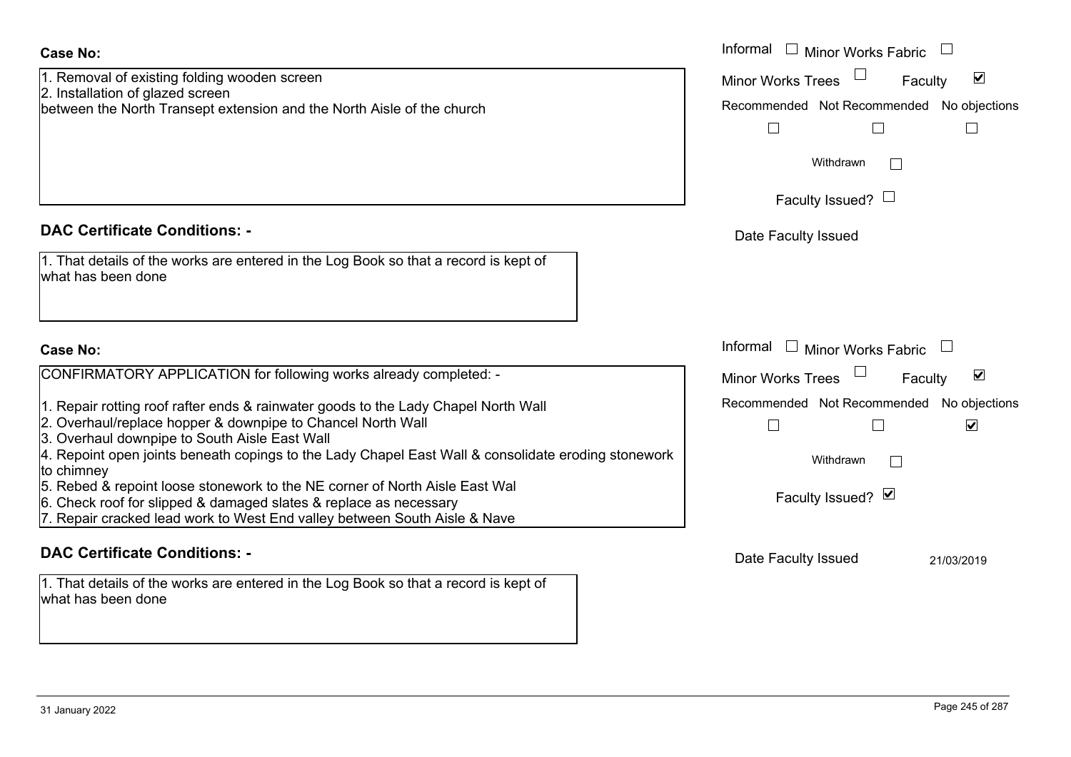**Case No:**

1. Removal of existing folding wooden screen
2. Installation of glazed screen

between the North Transept extension and the North Aisle of the church

Informal ☐ Minor Works Fabric ☐

Minor Works Trees ☐ Faculty ☑

Recommended ☐ Not Recommended ☐ No objections ☐

Withdrawn ☐

Faculty Issued? ☐

Date Faculty Issued

**DAC Certificate Conditions: -**

1. That details of the works are entered in the Log Book so that a record is kept of what has been done

**Case No:**

CONFIRMATORY APPLICATION for following works already completed: -

1. Repair rotting roof rafter ends & rainwater goods to the Lady Chapel North Wall
2. Overhaul/replace hopper & downpipe to Chancel North Wall
3. Overhaul downpipe to South Aisle East Wall
4. Repoint open joints beneath copings to the Lady Chapel East Wall & consolidate eroding stonework to chimney
5. Rebed & repoint loose stonework to the NE corner of North Aisle East Wal
6. Check roof for slipped & damaged slates & replace as necessary
7. Repair cracked lead work to West End valley between South Aisle & Nave

Informal ☐ Minor Works Fabric ☐

Minor Works Trees ☐ Faculty ☑

Recommended ☐ Not Recommended ☐ No objections ☑

Withdrawn ☐

Faculty Issued? ☑

Date Faculty Issued 21/03/2019

**DAC Certificate Conditions: -**

1. That details of the works are entered in the Log Book so that a record is kept of what has been done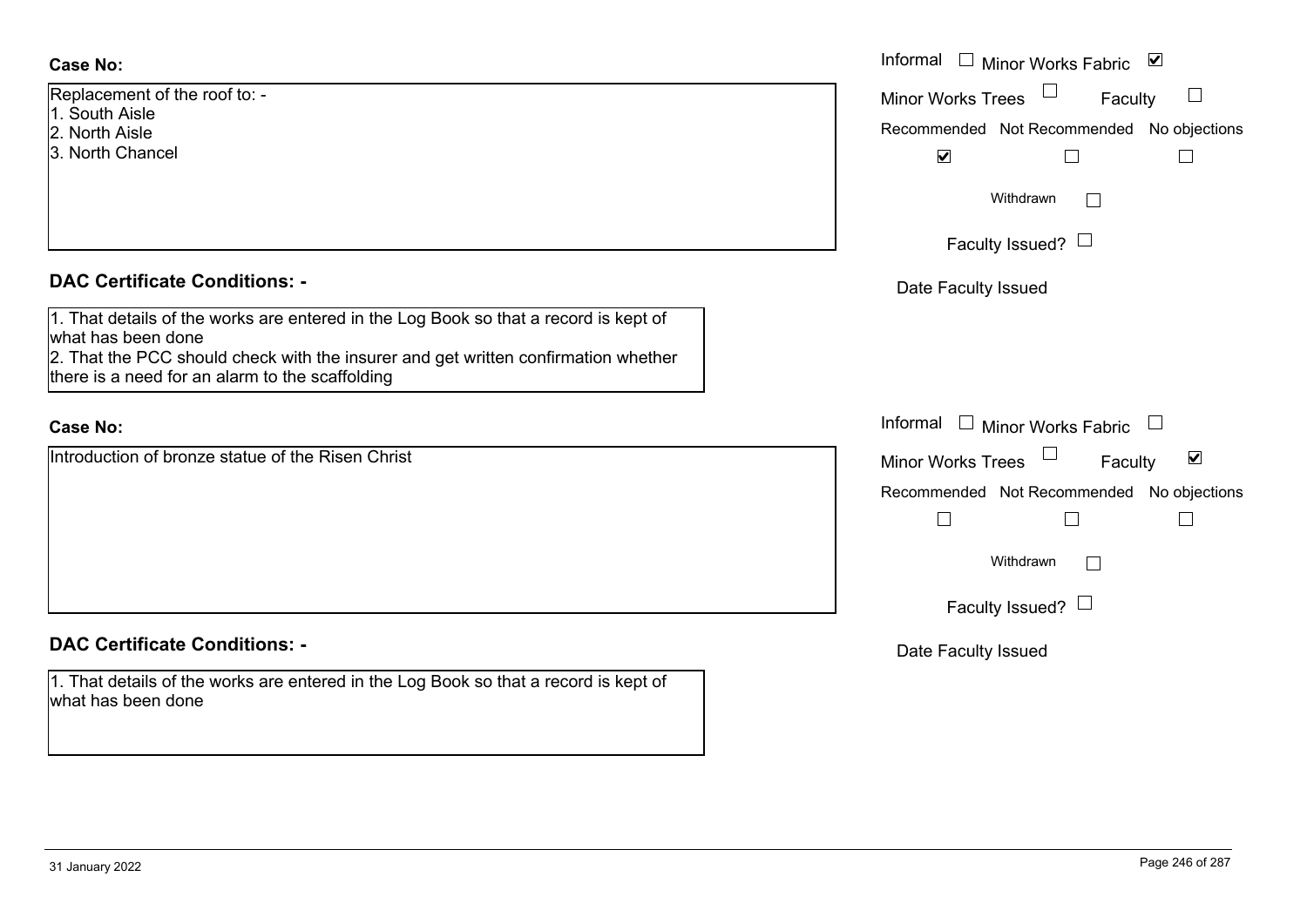**Case No:**

Replacement of the roof to: -
1. South Aisle
2. North Aisle
3. North Chancel

Informal ☐ Minor Works Fabric ☑

Minor Works Trees ☐ Faculty ☐

Recommended ☑ Not Recommended ☐ No objections ☐

Withdrawn ☐

Faculty Issued? ☐

Date Faculty Issued

**DAC Certificate Conditions: -**

1. That details of the works are entered in the Log Book so that a record is kept of what has been done
2. That the PCC should check with the insurer and get written confirmation whether there is a need for an alarm to the scaffolding

**Case No:**

Introduction of bronze statue of the Risen Christ

Informal ☐ Minor Works Fabric ☐

Minor Works Trees ☐ Faculty ☑

Recommended ☐ Not Recommended ☐ No objections ☐

Withdrawn ☐

Faculty Issued? ☐

Date Faculty Issued

**DAC Certificate Conditions: -**

1. That details of the works are entered in the Log Book so that a record is kept of what has been done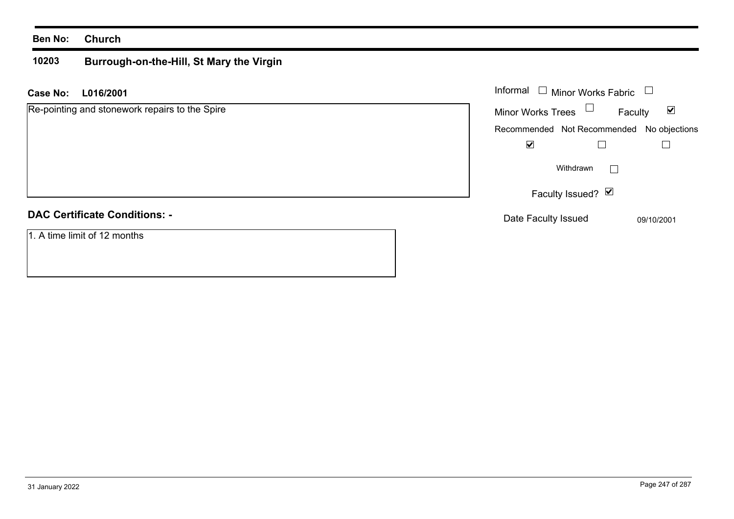**Ben No:** **Church**

**10203** **Burrough-on-the-Hill, St Mary the Virgin**

**Case No:** **L016/2001**

Re-pointing and stonework repairs to the Spire

Informal ☐ Minor Works Fabric ☐

Minor Works Trees ☐ Faculty ☑

| Recommended | Not Recommended | No objections |
| --- | --- | --- |
| ☑ | ☐ | ☐ |

Withdrawn ☐

Faculty Issued? ☑

Date Faculty Issued 09/10/2001

**DAC Certificate Conditions: -**

1. A time limit of 12 months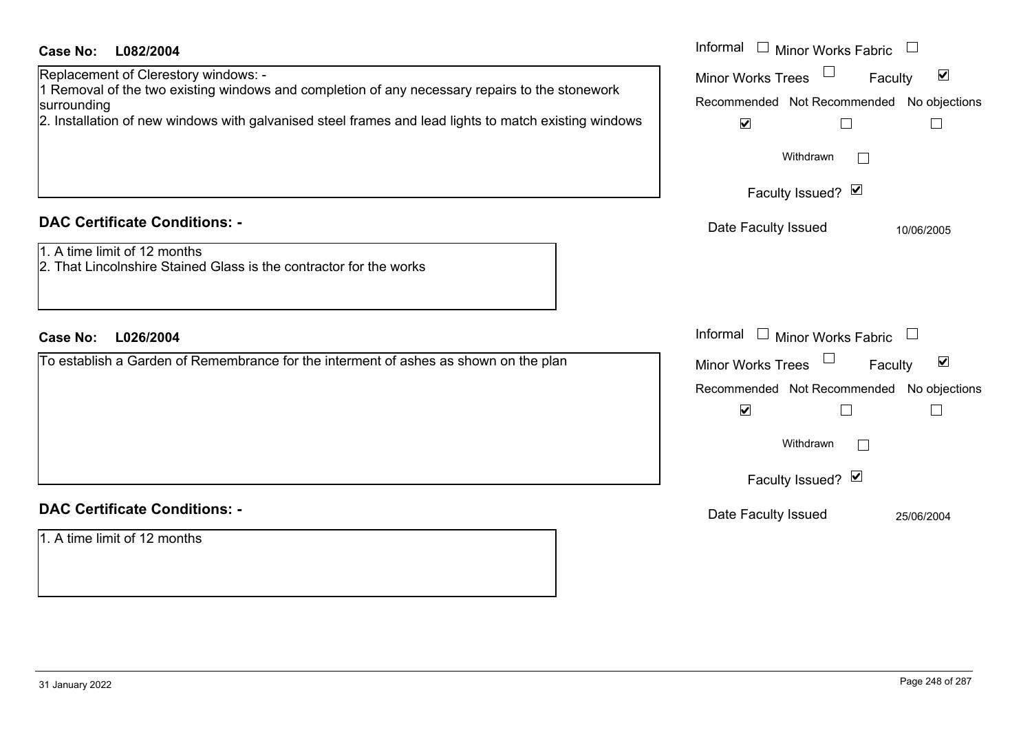**Case No: L082/2004**

Replacement of Clerestory windows: -
1 Removal of the two existing windows and completion of any necessary repairs to the stonework surrounding
2. Installation of new windows with galvanised steel frames and lead lights to match existing windows

Informal ☐ Minor Works Fabric ☐
Minor Works Trees ☐ Faculty ☑
Recommended ☑ Not Recommended ☐ No objections ☐
Withdrawn ☐
Faculty Issued? ☑
Date Faculty Issued 10/06/2005

## DAC Certificate Conditions: -

1. A time limit of 12 months
2. That Lincolnshire Stained Glass is the contractor for the works

**Case No: L026/2004**

To establish a Garden of Remembrance for the interment of ashes as shown on the plan

Informal ☐ Minor Works Fabric ☐
Minor Works Trees ☐ Faculty ☑
Recommended ☑ Not Recommended ☐ No objections ☐
Withdrawn ☐
Faculty Issued? ☑
Date Faculty Issued 25/06/2004

## DAC Certificate Conditions: -

1. A time limit of 12 months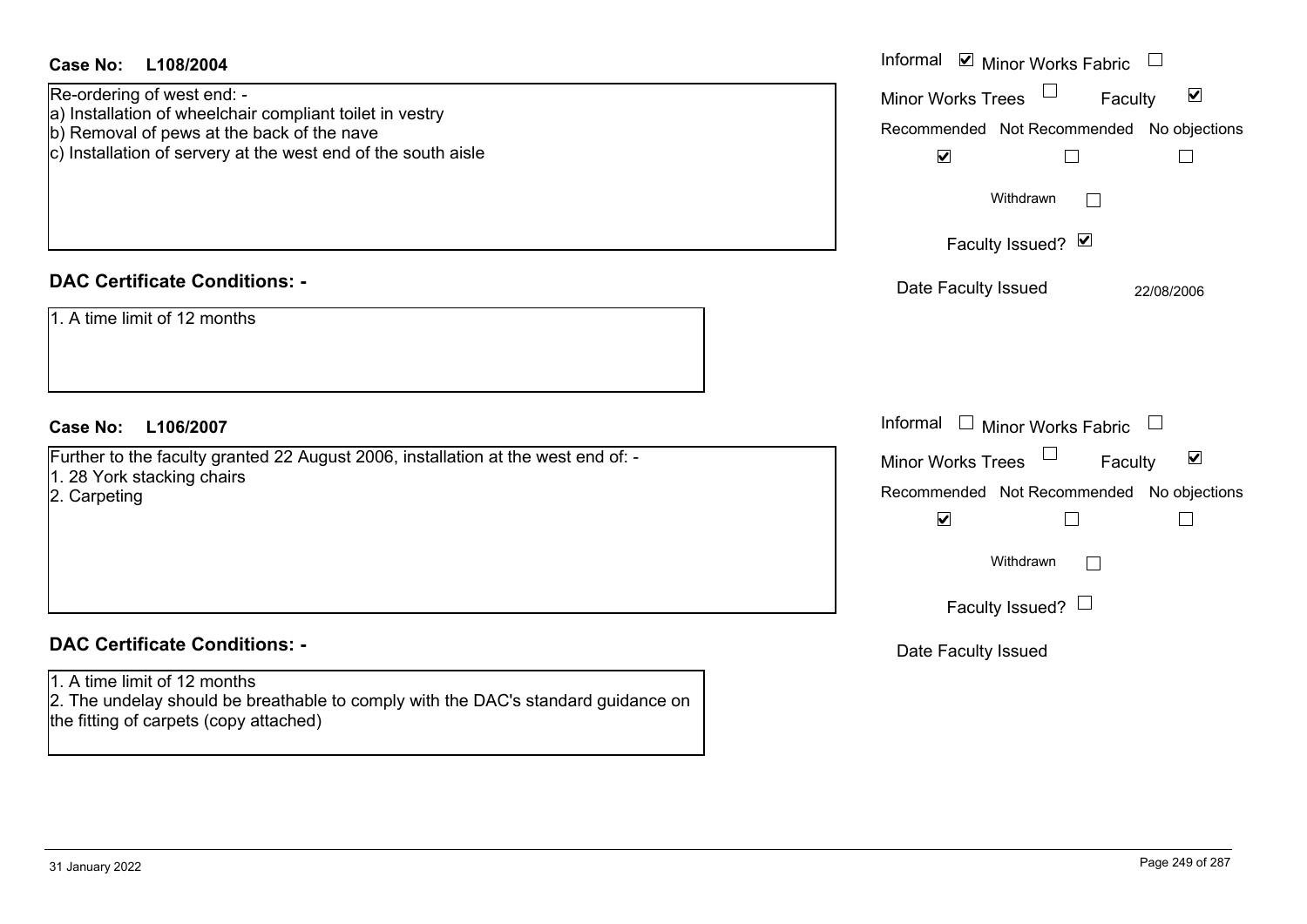**Case No:** **L108/2004**

Re-ordering of west end: -
a) Installation of wheelchair compliant toilet in vestry
b) Removal of pews at the back of the nave
c) Installation of servery at the west end of the south aisle

Informal ☑ Minor Works Fabric ☐
Minor Works Trees ☐ Faculty ☑

| Recommended | Not Recommended | No objections |
| --- | --- | --- |
| ☑ | ☐ | ☐ |

Withdrawn ☐

Faculty Issued? ☑

Date Faculty Issued 22/08/2006

**DAC Certificate Conditions: -**

1. A time limit of 12 months

**Case No:** **L106/2007**

Further to the faculty granted 22 August 2006, installation at the west end of: -
1. 28 York stacking chairs
2. Carpeting

Informal ☐ Minor Works Fabric ☐
Minor Works Trees ☐ Faculty ☑

| Recommended | Not Recommended | No objections |
| --- | --- | --- |
| ☑ | ☐ | ☐ |

Withdrawn ☐

Faculty Issued? ☐

Date Faculty Issued

**DAC Certificate Conditions: -**

1. A time limit of 12 months
2. The undelay should be breathable to comply with the DAC's standard guidance on the fitting of carpets (copy attached)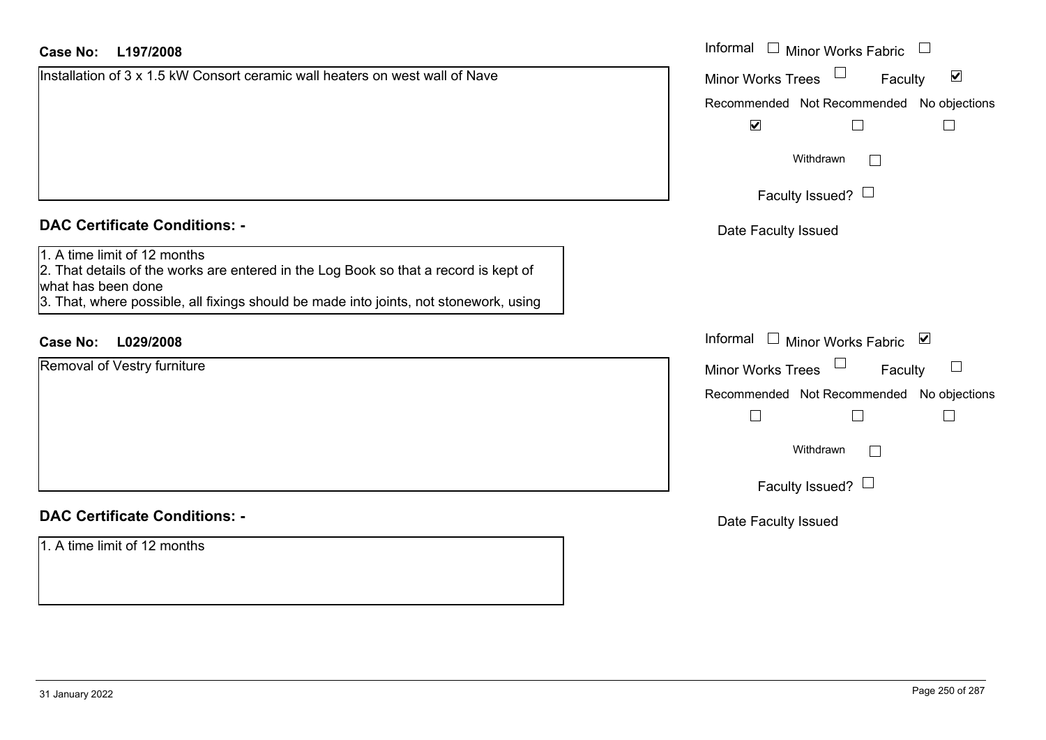**Case No:** **L197/2008**

Installation of 3 x 1.5 kW Consort ceramic wall heaters on west wall of Nave

Informal ☐ Minor Works Fabric ☐

Minor Works Trees ☐ Faculty ☑

Recommended ☑ Not Recommended ☐ No objections ☐

Withdrawn ☐

Faculty Issued? ☐

Date Faculty Issued

## DAC Certificate Conditions: -

1. A time limit of 12 months
2. That details of the works are entered in the Log Book so that a record is kept of what has been done
3. That, where possible, all fixings should be made into joints, not stonework, using

**Case No:** **L029/2008**

Removal of Vestry furniture

Informal ☐ Minor Works Fabric ☑

Minor Works Trees ☐ Faculty ☐

Recommended ☐ Not Recommended ☐ No objections ☐

Withdrawn ☐

Faculty Issued? ☐

Date Faculty Issued

## DAC Certificate Conditions: -

1. A time limit of 12 months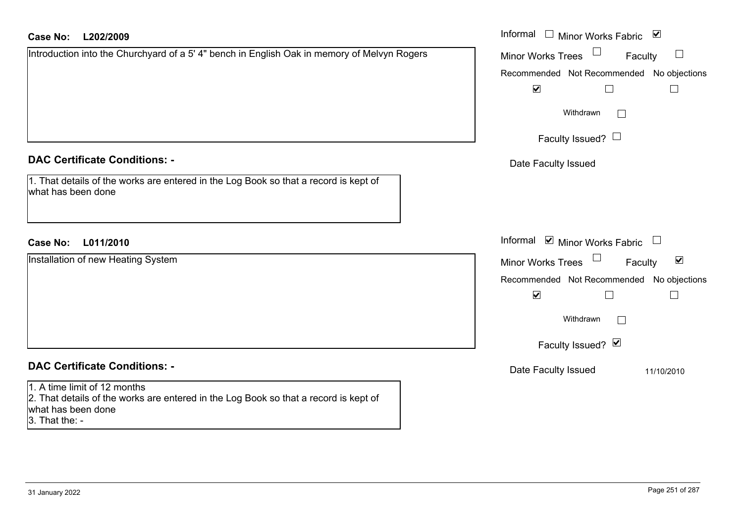**Case No:** **L202/2009**

Introduction into the Churchyard of a 5' 4" bench in English Oak in memory of Melvyn Rogers

Informal ☐ Minor Works Fabric ☑

Minor Works Trees ☐ Faculty ☐

Recommended ☑ Not Recommended ☐ No objections ☐

Withdrawn ☐

Faculty Issued? ☐

Date Faculty Issued

## DAC Certificate Conditions: -

1. That details of the works are entered in the Log Book so that a record is kept of what has been done

**Case No:** **L011/2010**

Installation of new Heating System

Informal ☑ Minor Works Fabric ☐

Minor Works Trees ☐ Faculty ☑

Recommended ☑ Not Recommended ☐ No objections ☐

Withdrawn ☐

Faculty Issued? ☑

Date Faculty Issued 11/10/2010

## DAC Certificate Conditions: -

1. A time limit of 12 months
2. That details of the works are entered in the Log Book so that a record is kept of what has been done
3. That the: -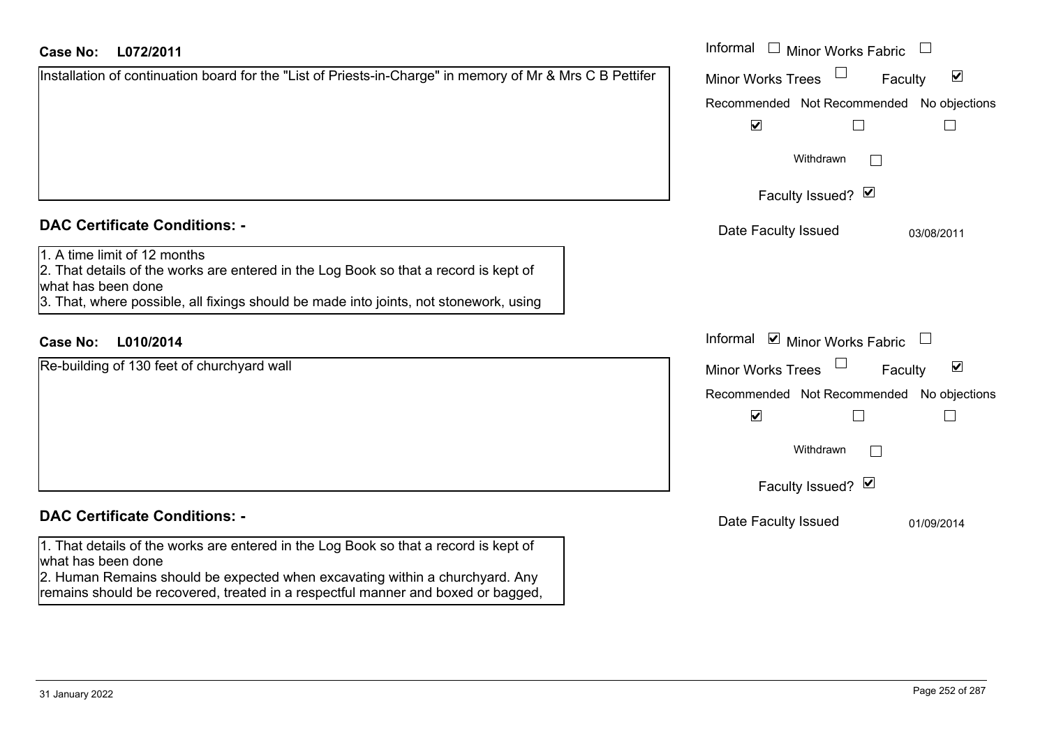**Case No:** **L072/2011**

Installation of continuation board for the "List of Priests-in-Charge" in memory of Mr & Mrs C B Pettifer

Informal ☐ Minor Works Fabric ☐
Minor Works Trees ☐ Faculty ☑

| Recommended | Not Recommended | No objections |
| --- | --- | --- |
| ☑ | ☐ | ☐ |

Withdrawn ☐

Faculty Issued? ☑

Date Faculty Issued 03/08/2011

**DAC Certificate Conditions: -**

1. A time limit of 12 months
2. That details of the works are entered in the Log Book so that a record is kept of what has been done
3. That, where possible, all fixings should be made into joints, not stonework, using

**Case No:** **L010/2014**

Re-building of 130 feet of churchyard wall

Informal ☑ Minor Works Fabric ☐
Minor Works Trees ☐ Faculty ☑

| Recommended | Not Recommended | No objections |
| --- | --- | --- |
| ☑ | ☐ | ☐ |

Withdrawn ☐

Faculty Issued? ☑

Date Faculty Issued 01/09/2014

**DAC Certificate Conditions: -**

1. That details of the works are entered in the Log Book so that a record is kept of what has been done
2. Human Remains should be expected when excavating within a churchyard. Any remains should be recovered, treated in a respectful manner and boxed or bagged,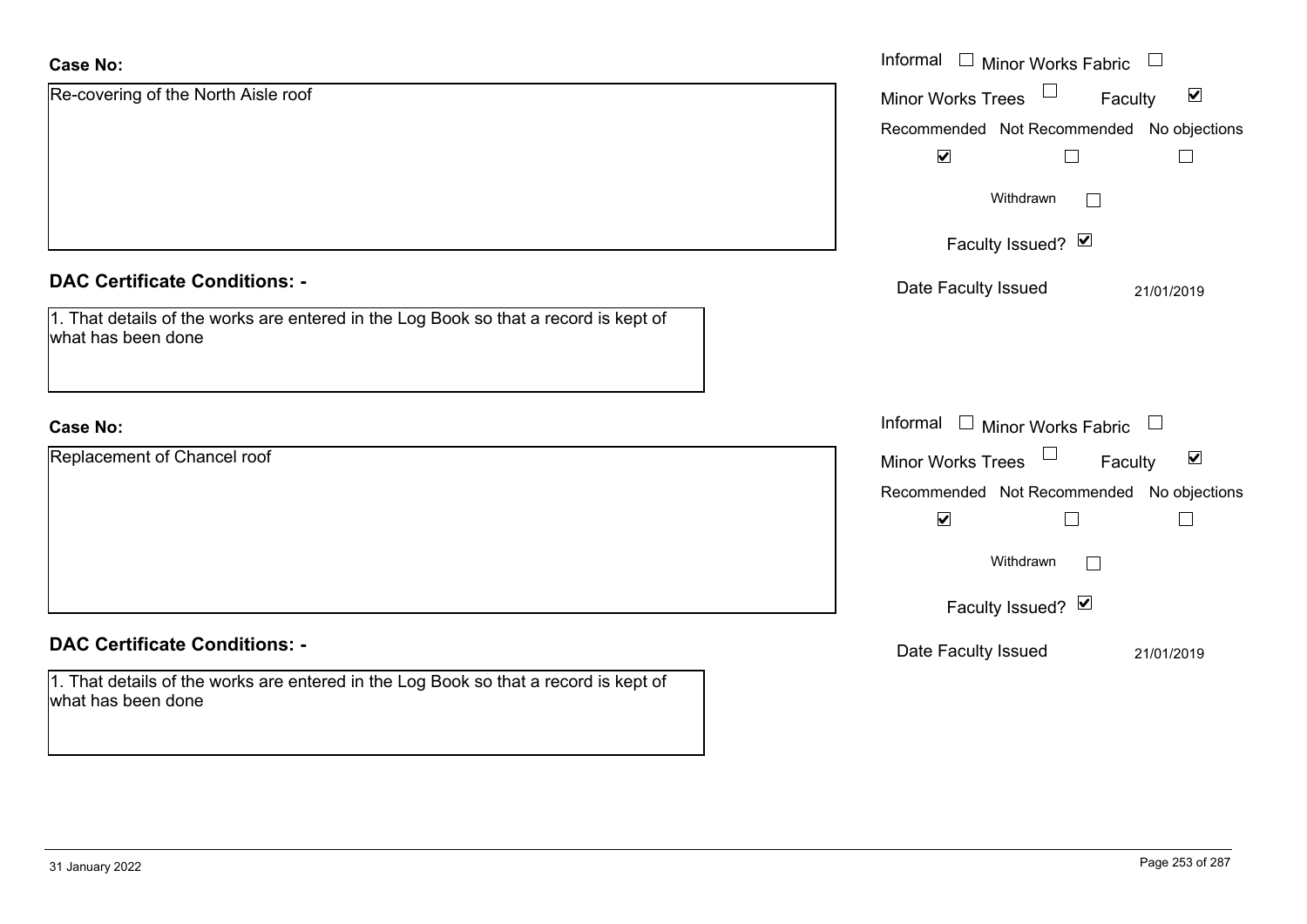**Case No:**

Re-covering of the North Aisle roof

Informal ☐ Minor Works Fabric ☐

Minor Works Trees ☐ Faculty ☑

| Recommended | Not Recommended | No objections |
|---|---|---|
| ☑ | ☐ | ☐ |

Withdrawn ☐

Faculty Issued? ☑

Date Faculty Issued 21/01/2019

**DAC Certificate Conditions: -**

1. That details of the works are entered in the Log Book so that a record is kept of what has been done

**Case No:**

Replacement of Chancel roof

Informal ☐ Minor Works Fabric ☐

Minor Works Trees ☐ Faculty ☑

| Recommended | Not Recommended | No objections |
|---|---|---|
| ☑ | ☐ | ☐ |

Withdrawn ☐

Faculty Issued? ☑

Date Faculty Issued 21/01/2019

**DAC Certificate Conditions: -**

1. That details of the works are entered in the Log Book so that a record is kept of what has been done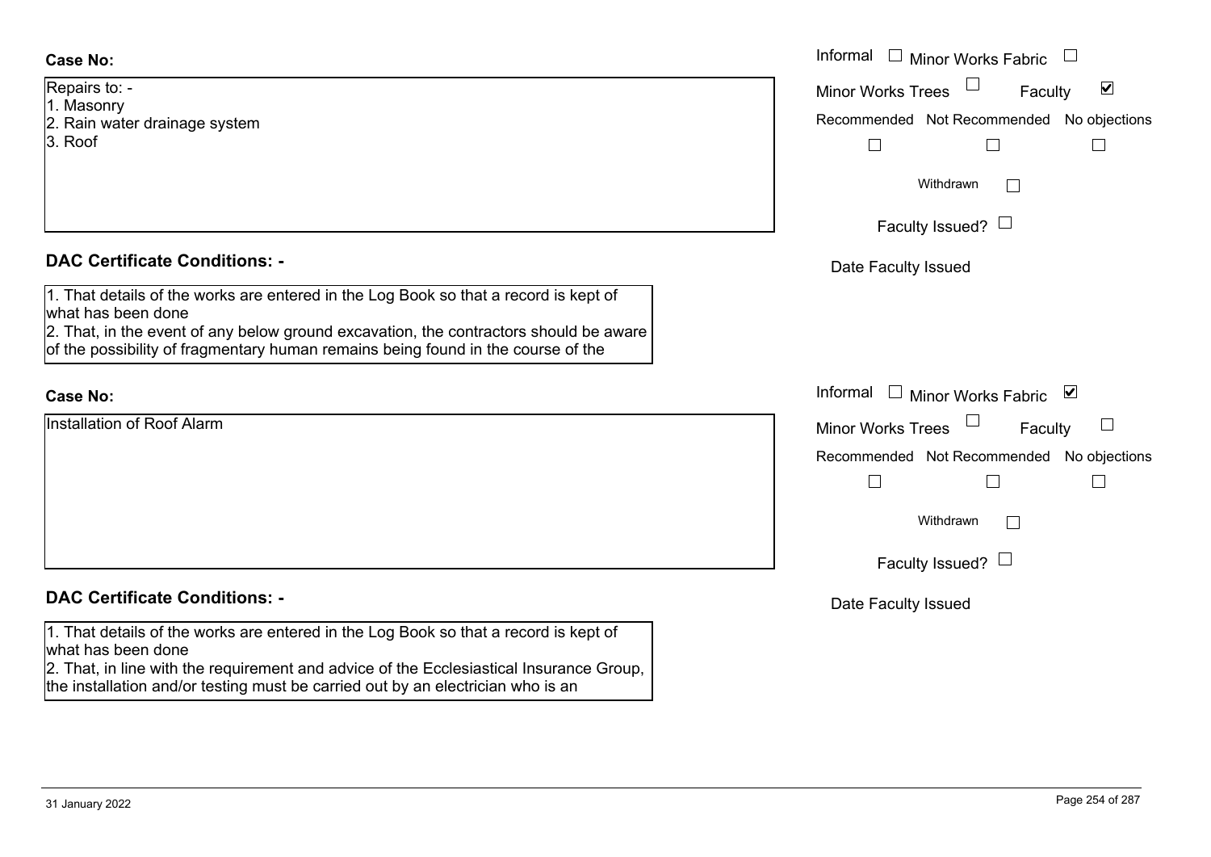**Case No:**

Repairs to: -
1. Masonry
2. Rain water drainage system
3. Roof

Informal ☐ Minor Works Fabric ☐
Minor Works Trees ☐ Faculty ☑

| Recommended | Not Recommended | No objections |
|---|---|---|
| ☐ | ☐ | ☐ |

Withdrawn ☐

Faculty Issued? ☐

Date Faculty Issued

**DAC Certificate Conditions: -**

1. That details of the works are entered in the Log Book so that a record is kept of what has been done
2. That, in the event of any below ground excavation, the contractors should be aware of the possibility of fragmentary human remains being found in the course of the

**Case No:**

Installation of Roof Alarm

Informal ☐ Minor Works Fabric ☑
Minor Works Trees ☐ Faculty ☐

| Recommended | Not Recommended | No objections |
|---|---|---|
| ☐ | ☐ | ☐ |

Withdrawn ☐

Faculty Issued? ☐

Date Faculty Issued

**DAC Certificate Conditions: -**

1. That details of the works are entered in the Log Book so that a record is kept of what has been done
2. That, in line with the requirement and advice of the Ecclesiastical Insurance Group, the installation and/or testing must be carried out by an electrician who is an

31 January 2022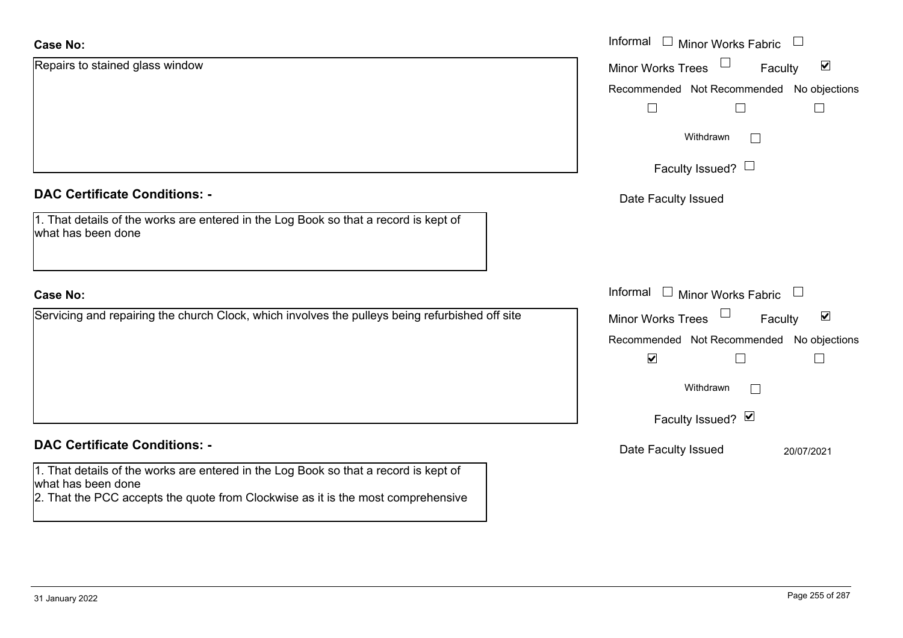**Case No:**

Repairs to stained glass window

Informal ☐ Minor Works Fabric ☐
Minor Works Trees ☐ Faculty ☑
Recommended ☐ Not Recommended ☐ No objections ☐
Withdrawn ☐
Faculty Issued? ☐
Date Faculty Issued

**DAC Certificate Conditions: -**

1. That details of the works are entered in the Log Book so that a record is kept of what has been done

**Case No:**

Servicing and repairing the church Clock, which involves the pulleys being refurbished off site

Informal ☐ Minor Works Fabric ☐
Minor Works Trees ☐ Faculty ☑
Recommended ☑ Not Recommended ☐ No objections ☐
Withdrawn ☐
Faculty Issued? ☑
Date Faculty Issued 20/07/2021

**DAC Certificate Conditions: -**

1. That details of the works are entered in the Log Book so that a record is kept of what has been done
2. That the PCC accepts the quote from Clockwise as it is the most comprehensive

31 January 2022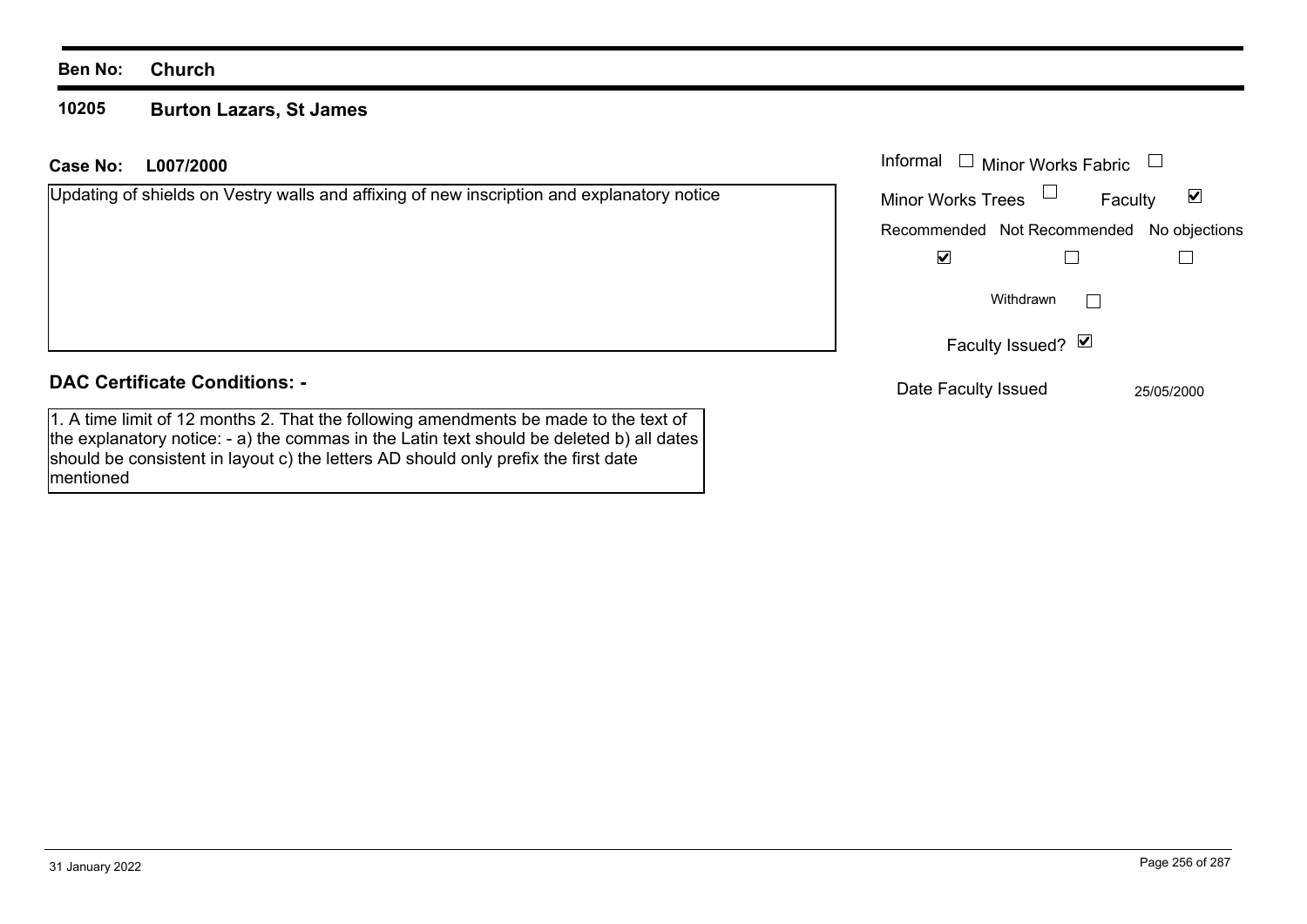**Ben No:** **Church**

## 10205 Burton Lazars, St James

**Case No:** **L007/2000**

Updating of shields on Vestry walls and affixing of new inscription and explanatory notice

| Informal ☐ | Minor Works Fabric ☐ |
|---|---|
| Minor Works Trees ☐ | Faculty ☑ |

| Recommended | Not Recommended | No objections |
|---|---|---|
| ☑ | ☐ | ☐ |

Withdrawn ☐

Faculty Issued? ☑

Date Faculty Issued 25/05/2000

### DAC Certificate Conditions: -

1. A time limit of 12 months 2. That the following amendments be made to the text of the explanatory notice: - a) the commas in the Latin text should be deleted b) all dates should be consistent in layout c) the letters AD should only prefix the first date mentioned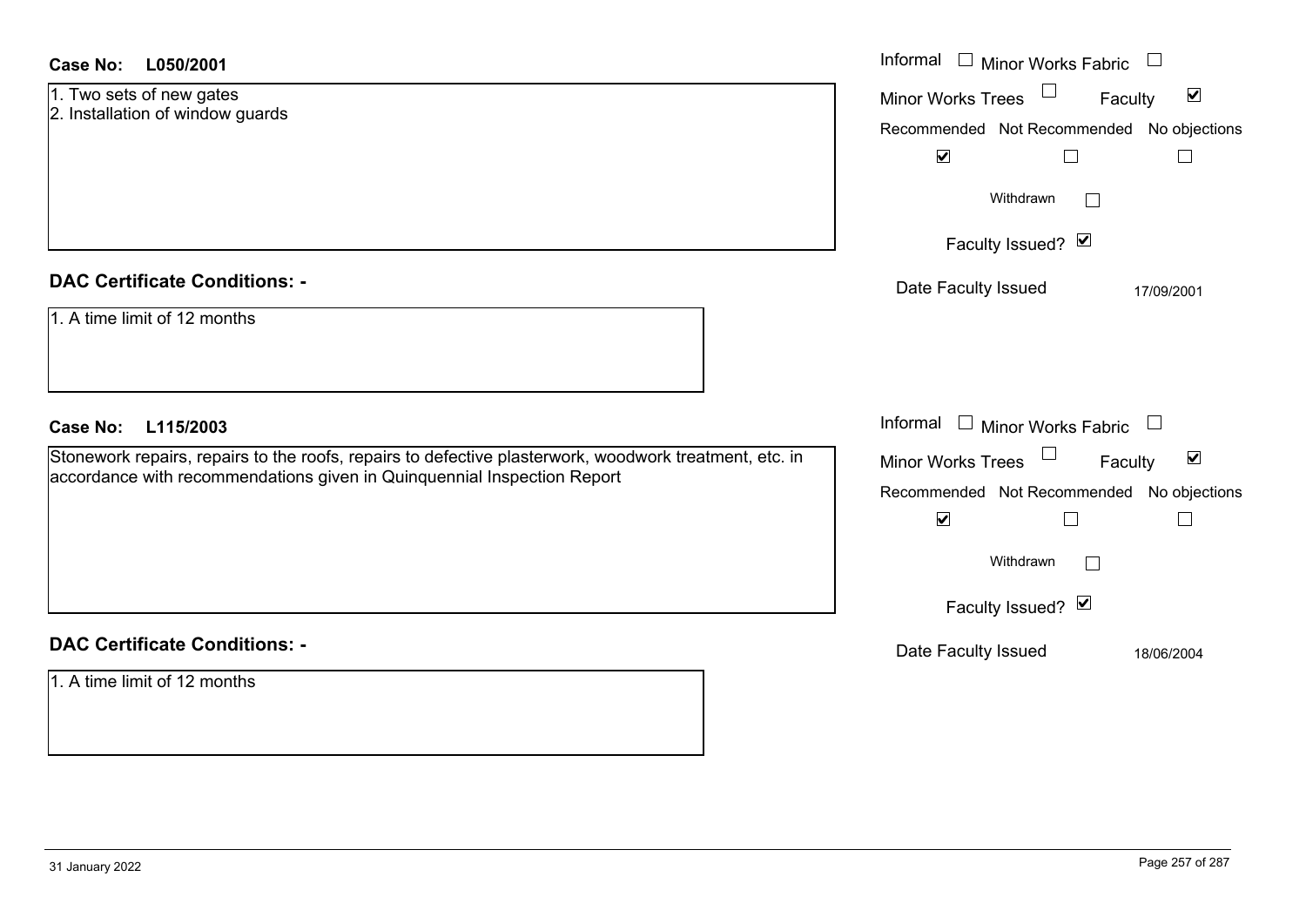**Case No: L050/2001**

1. Two sets of new gates
2. Installation of window guards

Informal ☐ Minor Works Fabric ☐
Minor Works Trees ☐ Faculty ☑

| Recommended | Not Recommended | No objections |
| --- | --- | --- |
| ☑ | ☐ | ☐ |

Withdrawn ☐

Faculty Issued? ☑

Date Faculty Issued 17/09/2001

**DAC Certificate Conditions: -**

1. A time limit of 12 months

**Case No: L115/2003**

Stonework repairs, repairs to the roofs, repairs to defective plasterwork, woodwork treatment, etc. in accordance with recommendations given in Quinquennial Inspection Report

Informal ☐ Minor Works Fabric ☐
Minor Works Trees ☐ Faculty ☑

| Recommended | Not Recommended | No objections |
| --- | --- | --- |
| ☑ | ☐ | ☐ |

Withdrawn ☐

Faculty Issued? ☑

Date Faculty Issued 18/06/2004

**DAC Certificate Conditions: -**

1. A time limit of 12 months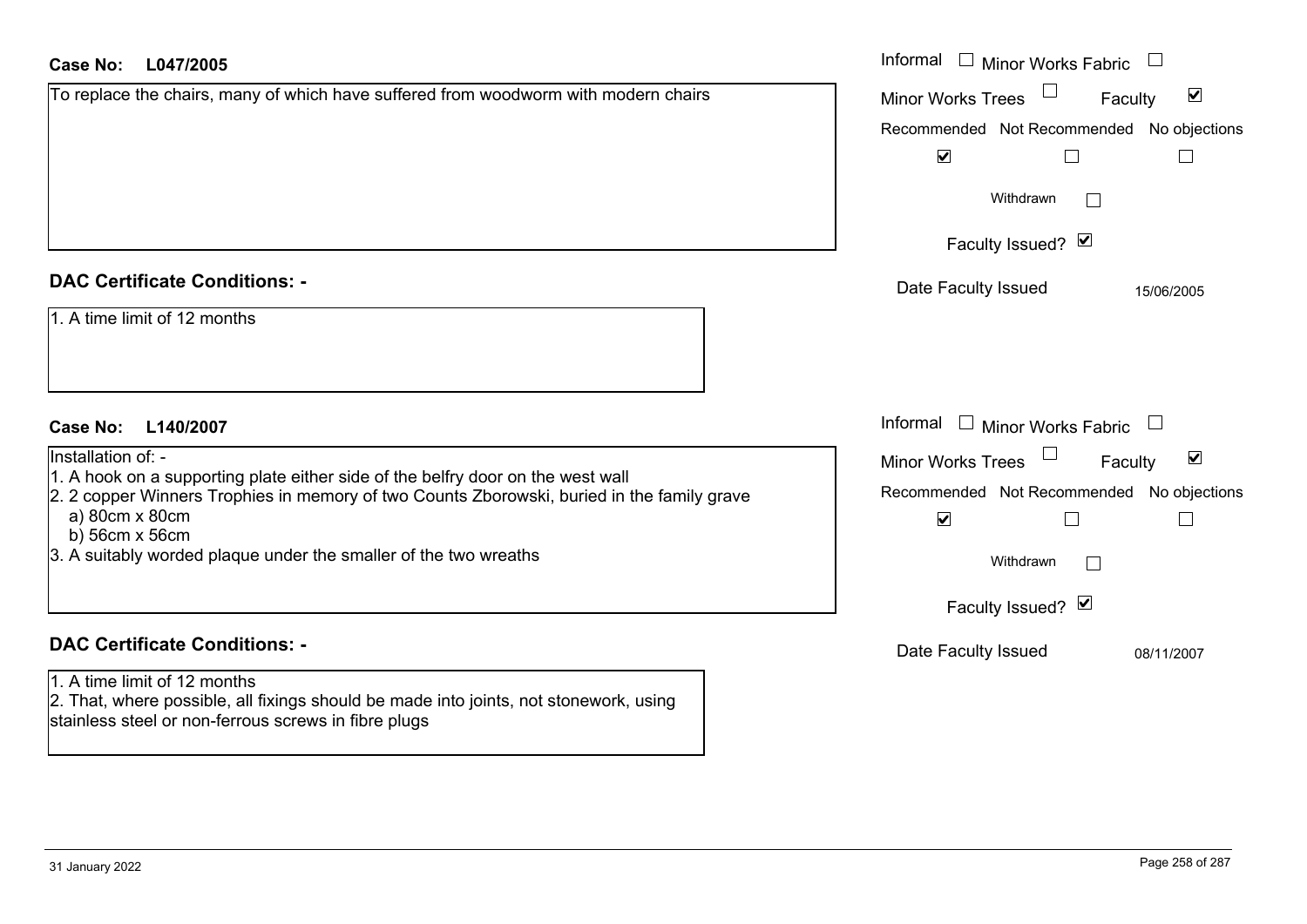**Case No:** **L047/2005**

To replace the chairs, many of which have suffered from woodworm with modern chairs

Informal ☐ Minor Works Fabric ☐

Minor Works Trees ☐ Faculty ☑

Recommended ☑ Not Recommended ☐ No objections ☐

Withdrawn ☐

Faculty Issued? ☑

Date Faculty Issued 15/06/2005

## DAC Certificate Conditions: -

1. A time limit of 12 months

**Case No:** **L140/2007**

Installation of: -

1. A hook on a supporting plate either side of the belfry door on the west wall
2. 2 copper Winners Trophies in memory of two Counts Zborowski, buried in the family grave
   a) 80cm x 80cm
   b) 56cm x 56cm
3. A suitably worded plaque under the smaller of the two wreaths

Informal ☐ Minor Works Fabric ☐

Minor Works Trees ☐ Faculty ☑

Recommended ☑ Not Recommended ☐ No objections ☐

Withdrawn ☐

Faculty Issued? ☑

Date Faculty Issued 08/11/2007

## DAC Certificate Conditions: -

1. A time limit of 12 months
2. That, where possible, all fixings should be made into joints, not stonework, using stainless steel or non-ferrous screws in fibre plugs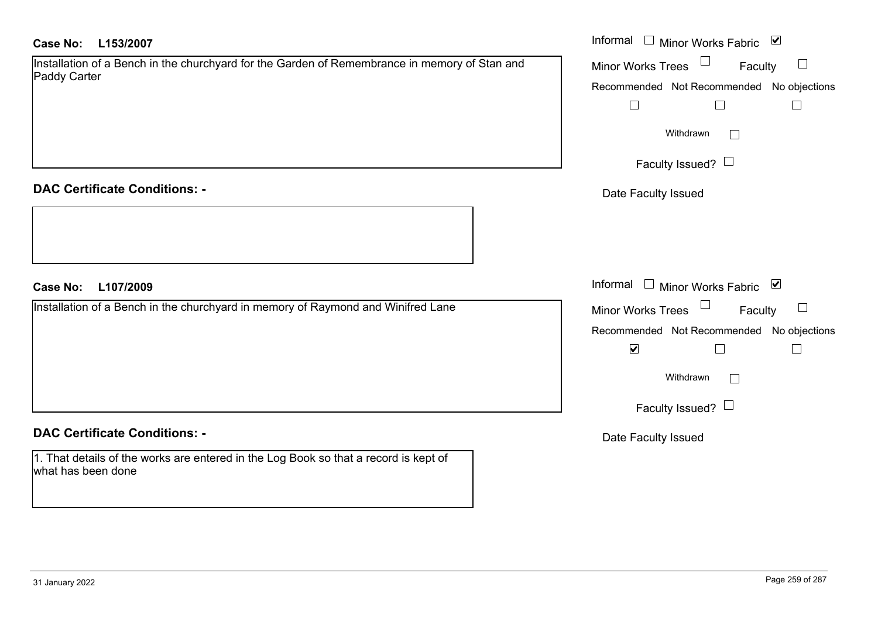**Case No:** L153/2007

Installation of a Bench in the churchyard for the Garden of Remembrance in memory of Stan and Paddy Carter

Informal ☐ Minor Works Fabric ☑

Minor Works Trees ☐ Faculty ☐

Recommended ☐ Not Recommended ☐ No objections ☐

Withdrawn ☐

Faculty Issued? ☐

Date Faculty Issued

**DAC Certificate Conditions: -**

**Case No:** L107/2009

Installation of a Bench in the churchyard in memory of Raymond and Winifred Lane

Informal ☐ Minor Works Fabric ☑

Minor Works Trees ☐ Faculty ☐

Recommended ☑ Not Recommended ☐ No objections ☐

Withdrawn ☐

Faculty Issued? ☐

Date Faculty Issued

**DAC Certificate Conditions: -**

1. That details of the works are entered in the Log Book so that a record is kept of what has been done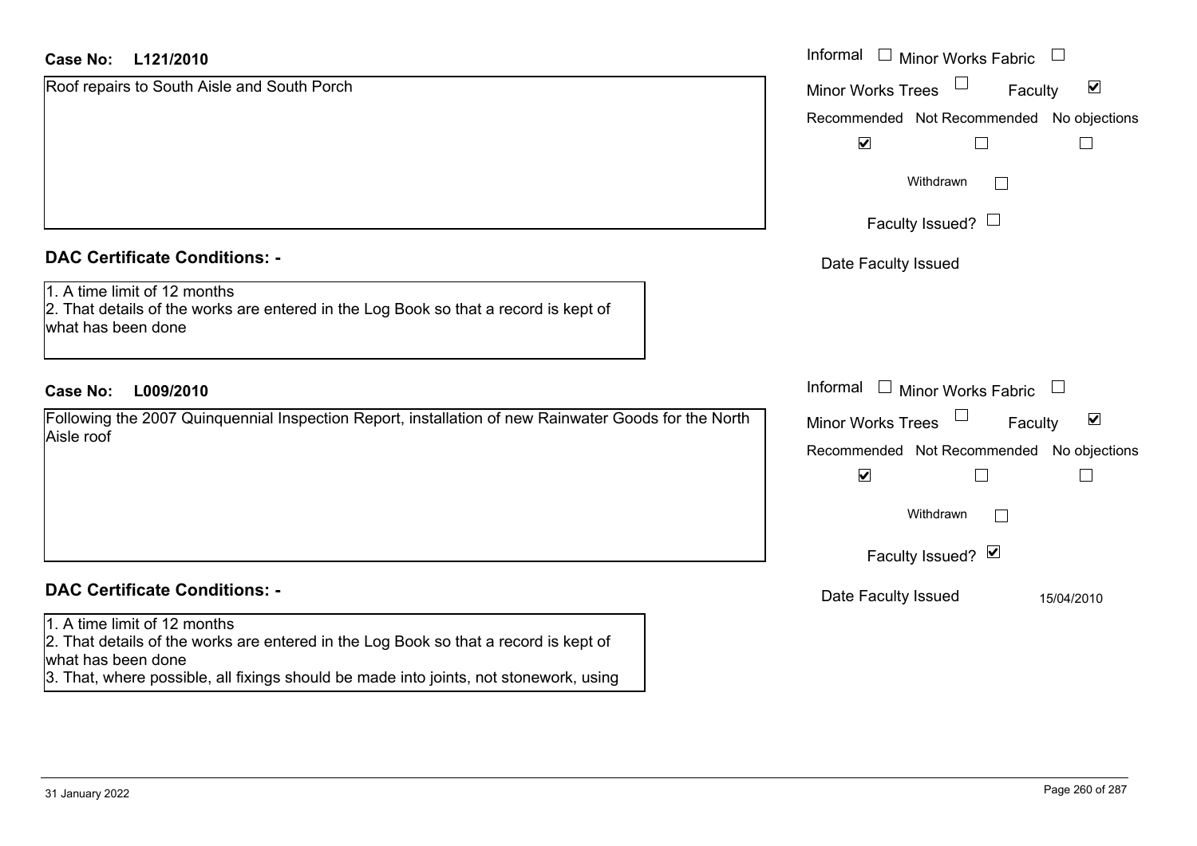**Case No:** **L121/2010**

Roof repairs to South Aisle and South Porch

Informal ☐ Minor Works Fabric ☐

Minor Works Trees ☐ Faculty ☑

Recommended ☑ Not Recommended ☐ No objections ☐

Withdrawn ☐

Faculty Issued? ☐

Date Faculty Issued

## DAC Certificate Conditions: -

1. A time limit of 12 months
2. That details of the works are entered in the Log Book so that a record is kept of what has been done

**Case No:** **L009/2010**

Following the 2007 Quinquennial Inspection Report, installation of new Rainwater Goods for the North Aisle roof

Informal ☐ Minor Works Fabric ☐

Minor Works Trees ☐ Faculty ☑

Recommended ☑ Not Recommended ☐ No objections ☐

Withdrawn ☐

Faculty Issued? ☑

Date Faculty Issued 15/04/2010

## DAC Certificate Conditions: -

1. A time limit of 12 months
2. That details of the works are entered in the Log Book so that a record is kept of what has been done
3. That, where possible, all fixings should be made into joints, not stonework, using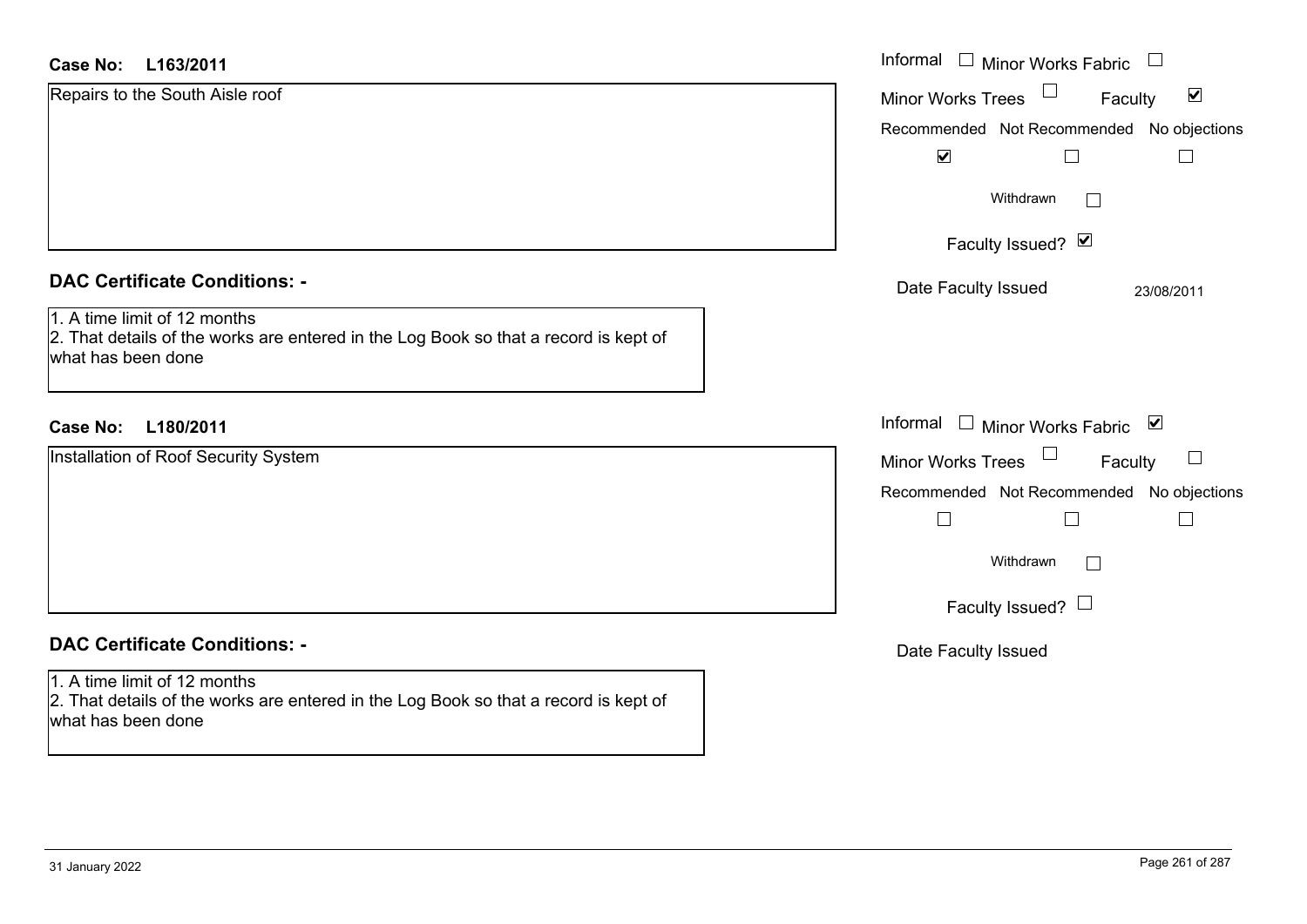**Case No: L163/2011**

Repairs to the South Aisle roof

- Informal ☐
- Minor Works Fabric ☐
- Minor Works Trees ☐
- Faculty ☑

| Recommended | Not Recommended | No objections |
|---|---|---|
| ☑ | ☐ | ☐ |

Withdrawn ☐

Faculty Issued? ☑

Date Faculty Issued: 23/08/2011

**DAC Certificate Conditions: -**

1. A time limit of 12 months
2. That details of the works are entered in the Log Book so that a record is kept of what has been done

**Case No: L180/2011**

Installation of Roof Security System

- Informal ☐
- Minor Works Fabric ☑
- Minor Works Trees ☐
- Faculty ☐

| Recommended | Not Recommended | No objections |
|---|---|---|
| ☐ | ☐ | ☐ |

Withdrawn ☐

Faculty Issued? ☐

Date Faculty Issued:

**DAC Certificate Conditions: -**

1. A time limit of 12 months
2. That details of the works are entered in the Log Book so that a record is kept of what has been done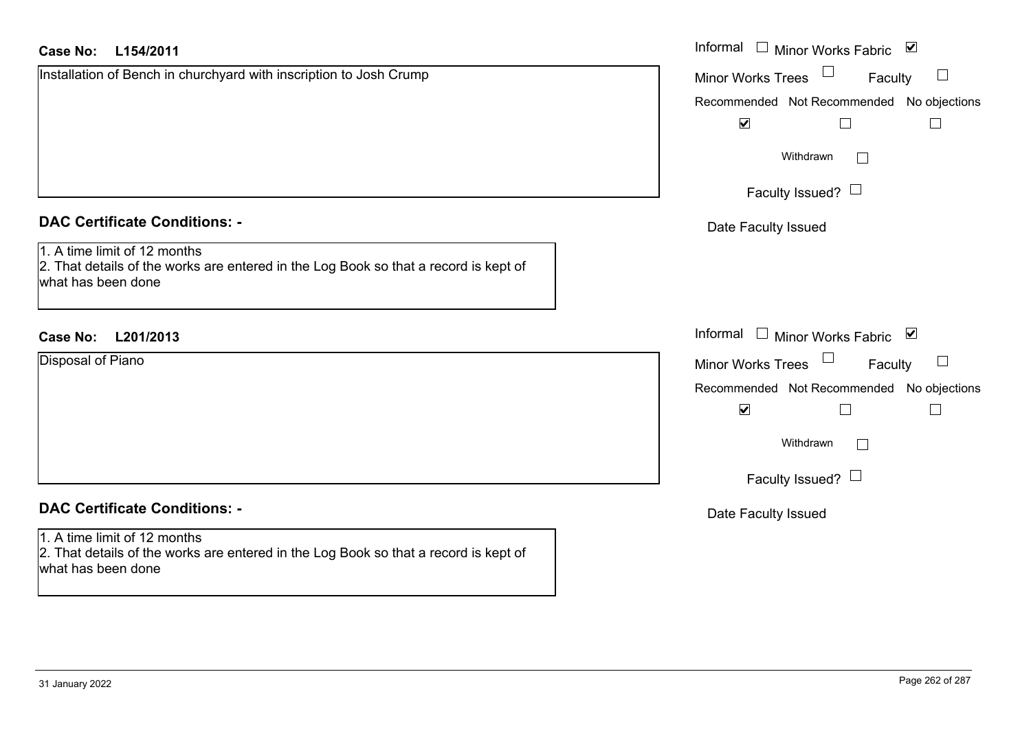**Case No: L154/2011**

Installation of Bench in churchyard with inscription to Josh Crump

Informal ☐ Minor Works Fabric ☑

Minor Works Trees ☐ Faculty ☐

| Recommended | Not Recommended | No objections |
|---|---|---|
| ☑ | ☐ | ☐ |

Withdrawn ☐

Faculty Issued? ☐

Date Faculty Issued

**DAC Certificate Conditions: -**

1. A time limit of 12 months
2. That details of the works are entered in the Log Book so that a record is kept of what has been done

**Case No: L201/2013**

Disposal of Piano

Informal ☐ Minor Works Fabric ☑

Minor Works Trees ☐ Faculty ☐

| Recommended | Not Recommended | No objections |
|---|---|---|
| ☑ | ☐ | ☐ |

Withdrawn ☐

Faculty Issued? ☐

Date Faculty Issued

**DAC Certificate Conditions: -**

1. A time limit of 12 months
2. That details of the works are entered in the Log Book so that a record is kept of what has been done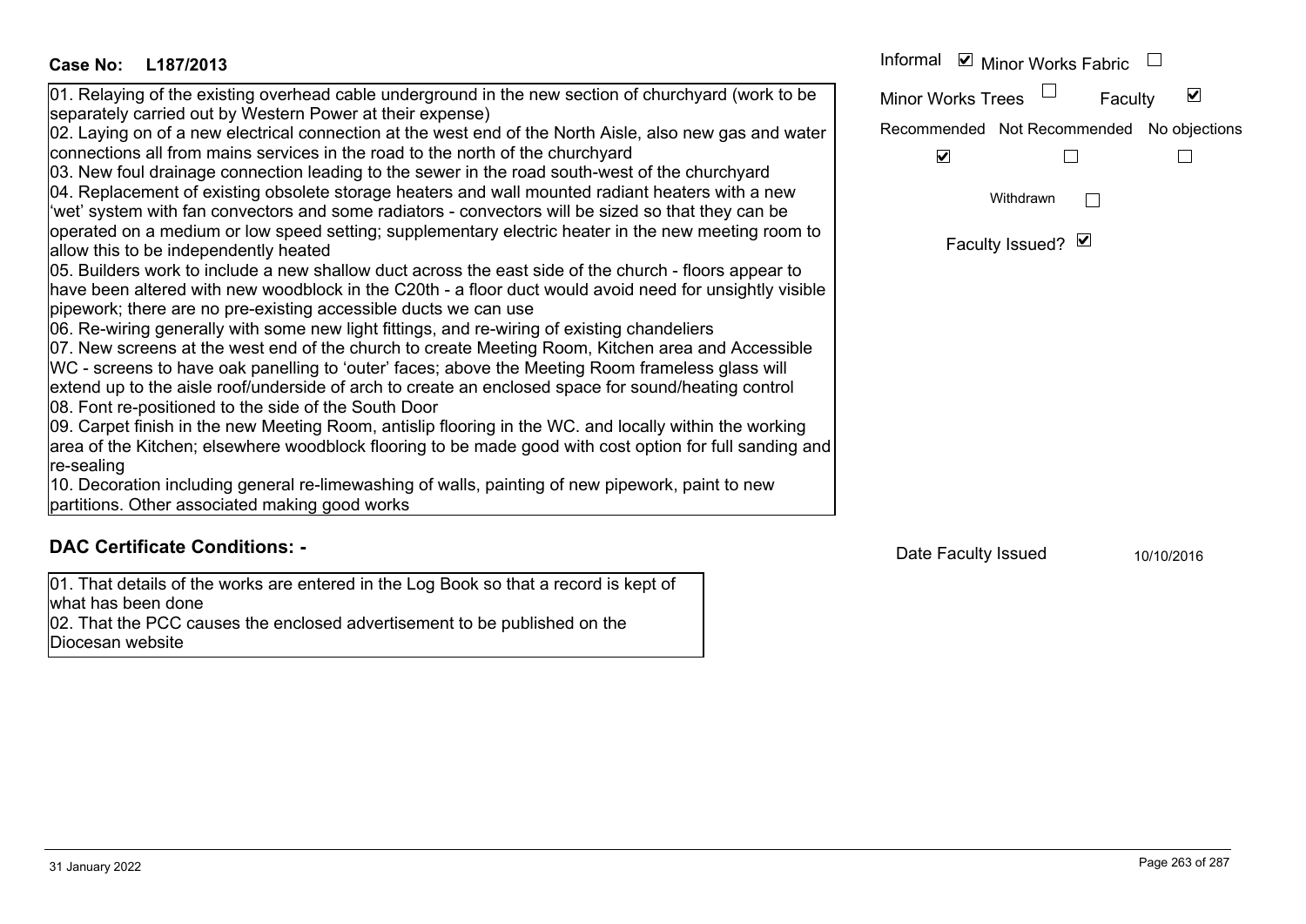**Case No: L187/2013**

| | |
|---|---|
| Informal ☑ | Minor Works Fabric ☐ |
| Minor Works Trees ☐ | Faculty ☑ |

| Recommended | Not Recommended | No objections |
|---|---|---|
| ☑ | ☐ | ☐ |

Withdrawn ☐

Faculty Issued? ☑

01. Relaying of the existing overhead cable underground in the new section of churchyard (work to be separately carried out by Western Power at their expense)
02. Laying on of a new electrical connection at the west end of the North Aisle, also new gas and water connections all from mains services in the road to the north of the churchyard
03. New foul drainage connection leading to the sewer in the road south-west of the churchyard
04. Replacement of existing obsolete storage heaters and wall mounted radiant heaters with a new 'wet' system with fan convectors and some radiators - convectors will be sized so that they can be operated on a medium or low speed setting; supplementary electric heater in the new meeting room to allow this to be independently heated
05. Builders work to include a new shallow duct across the east side of the church - floors appear to have been altered with new woodblock in the C20th - a floor duct would avoid need for unsightly visible pipework; there are no pre-existing accessible ducts we can use
06. Re-wiring generally with some new light fittings, and re-wiring of existing chandeliers
07. New screens at the west end of the church to create Meeting Room, Kitchen area and Accessible WC - screens to have oak panelling to 'outer' faces; above the Meeting Room frameless glass will extend up to the aisle roof/underside of arch to create an enclosed space for sound/heating control
08. Font re-positioned to the side of the South Door
09. Carpet finish in the new Meeting Room, antislip flooring in the WC. and locally within the working area of the Kitchen; elsewhere woodblock flooring to be made good with cost option for full sanding and re-sealing
10. Decoration including general re-limewashing of walls, painting of new pipework, paint to new partitions. Other associated making good works

## DAC Certificate Conditions: -

01. That details of the works are entered in the Log Book so that a record is kept of what has been done
02. That the PCC causes the enclosed advertisement to be published on the Diocesan website

Date Faculty Issued 10/10/2016

31 January 2022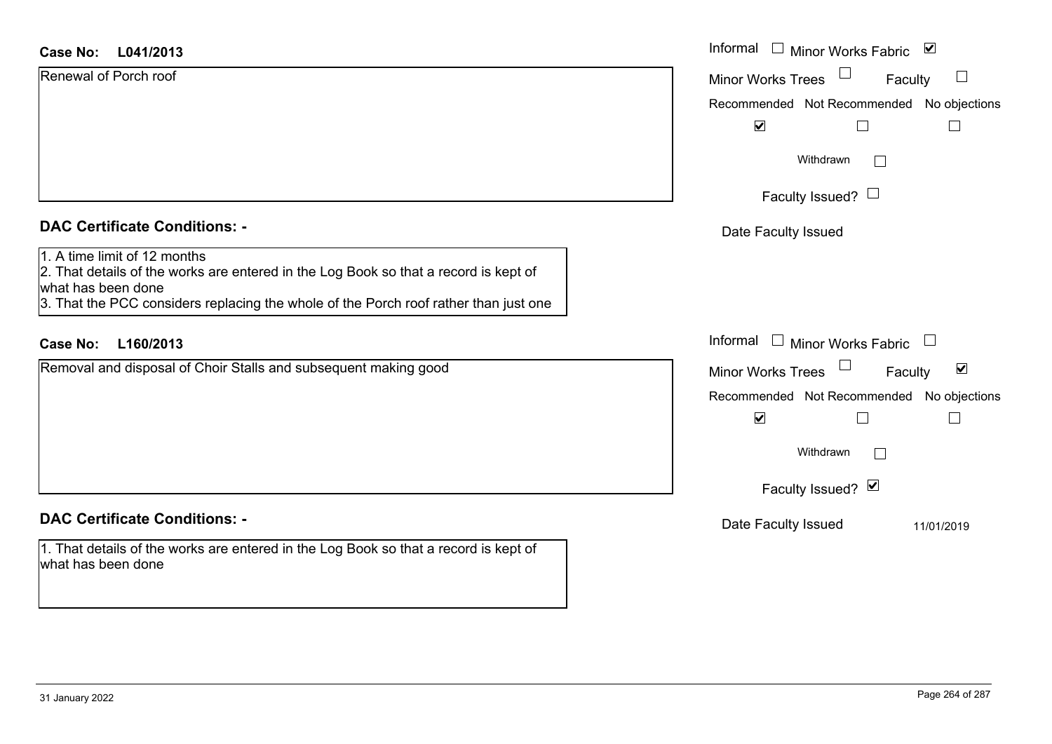**Case No: L041/2013**

Renewal of Porch roof

Informal ☐ Minor Works Fabric ☑

Minor Works Trees ☐ Faculty ☐

Recommended ☑ Not Recommended ☐ No objections ☐

Withdrawn ☐

Faculty Issued? ☐

Date Faculty Issued

**DAC Certificate Conditions: -**

1. A time limit of 12 months
2. That details of the works are entered in the Log Book so that a record is kept of what has been done
3. That the PCC considers replacing the whole of the Porch roof rather than just one

**Case No: L160/2013**

Removal and disposal of Choir Stalls and subsequent making good

Informal ☐ Minor Works Fabric ☐

Minor Works Trees ☐ Faculty ☑

Recommended ☑ Not Recommended ☐ No objections ☐

Withdrawn ☐

Faculty Issued? ☑

Date Faculty Issued 11/01/2019

**DAC Certificate Conditions: -**

1. That details of the works are entered in the Log Book so that a record is kept of what has been done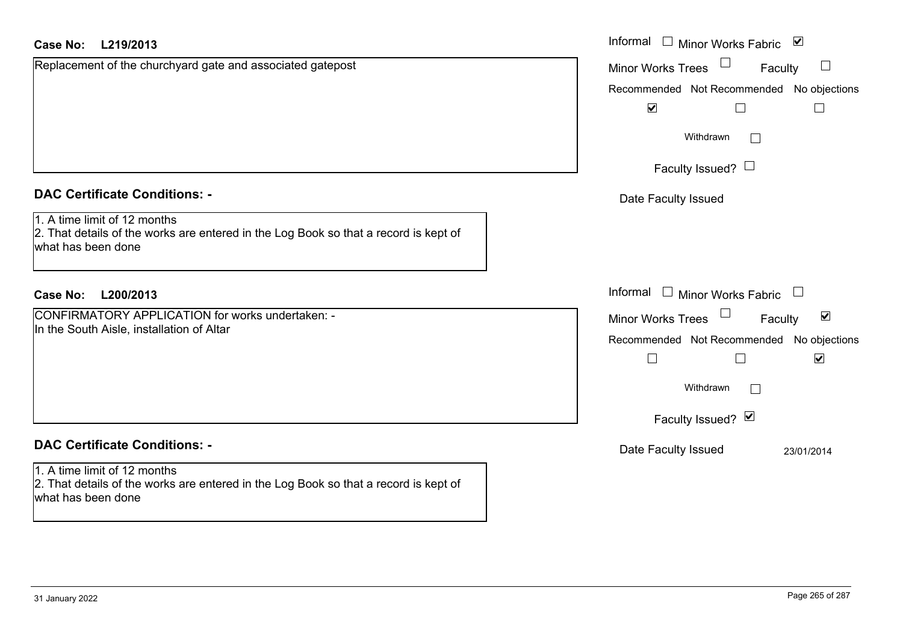**Case No: L219/2013**

Replacement of the churchyard gate and associated gatepost

Informal ☐ Minor Works Fabric ☑

Minor Works Trees ☐ Faculty ☐

Recommended ☑ Not Recommended ☐ No objections ☐

Withdrawn ☐

Faculty Issued? ☐

Date Faculty Issued

## DAC Certificate Conditions: -

1. A time limit of 12 months
2. That details of the works are entered in the Log Book so that a record is kept of what has been done

**Case No: L200/2013**

CONFIRMATORY APPLICATION for works undertaken: -
In the South Aisle, installation of Altar

Informal ☐ Minor Works Fabric ☐

Minor Works Trees ☐ Faculty ☑

Recommended ☐ Not Recommended ☐ No objections ☑

Withdrawn ☐

Faculty Issued? ☑

Date Faculty Issued 23/01/2014

## DAC Certificate Conditions: -

1. A time limit of 12 months
2. That details of the works are entered in the Log Book so that a record is kept of what has been done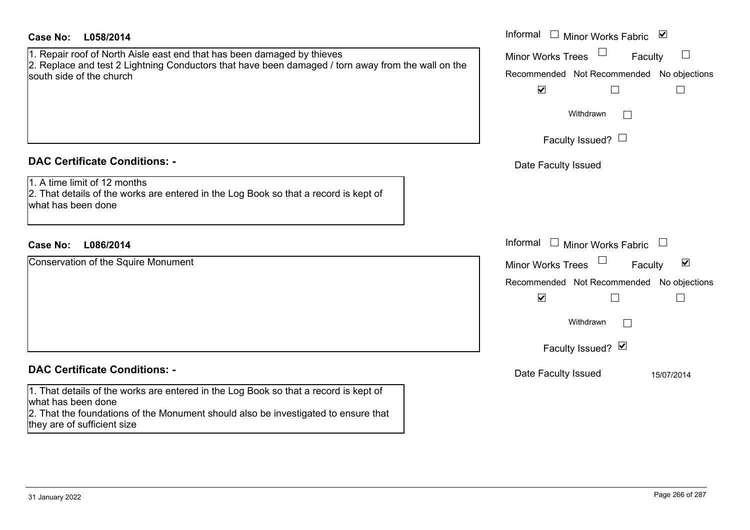**Case No: L058/2014**

1. Repair roof of North Aisle east end that has been damaged by thieves
2. Replace and test 2 Lightning Conductors that have been damaged / torn away from the wall on the south side of the church

Informal ☐ Minor Works Fabric ☑
Minor Works Trees ☐ Faculty ☐

| Recommended | Not Recommended | No objections |
|---|---|---|
| ☑ | ☐ | ☐ |

Withdrawn ☐

Faculty Issued? ☐

Date Faculty Issued

**DAC Certificate Conditions: -**

1. A time limit of 12 months
2. That details of the works are entered in the Log Book so that a record is kept of what has been done

**Case No: L086/2014**

Conservation of the Squire Monument

Informal ☐ Minor Works Fabric ☐
Minor Works Trees ☐ Faculty ☑

| Recommended | Not Recommended | No objections |
|---|---|---|
| ☑ | ☐ | ☐ |

Withdrawn ☐

Faculty Issued? ☑

Date Faculty Issued 15/07/2014

**DAC Certificate Conditions: -**

1. That details of the works are entered in the Log Book so that a record is kept of what has been done
2. That the foundations of the Monument should also be investigated to ensure that they are of sufficient size

31 January 2022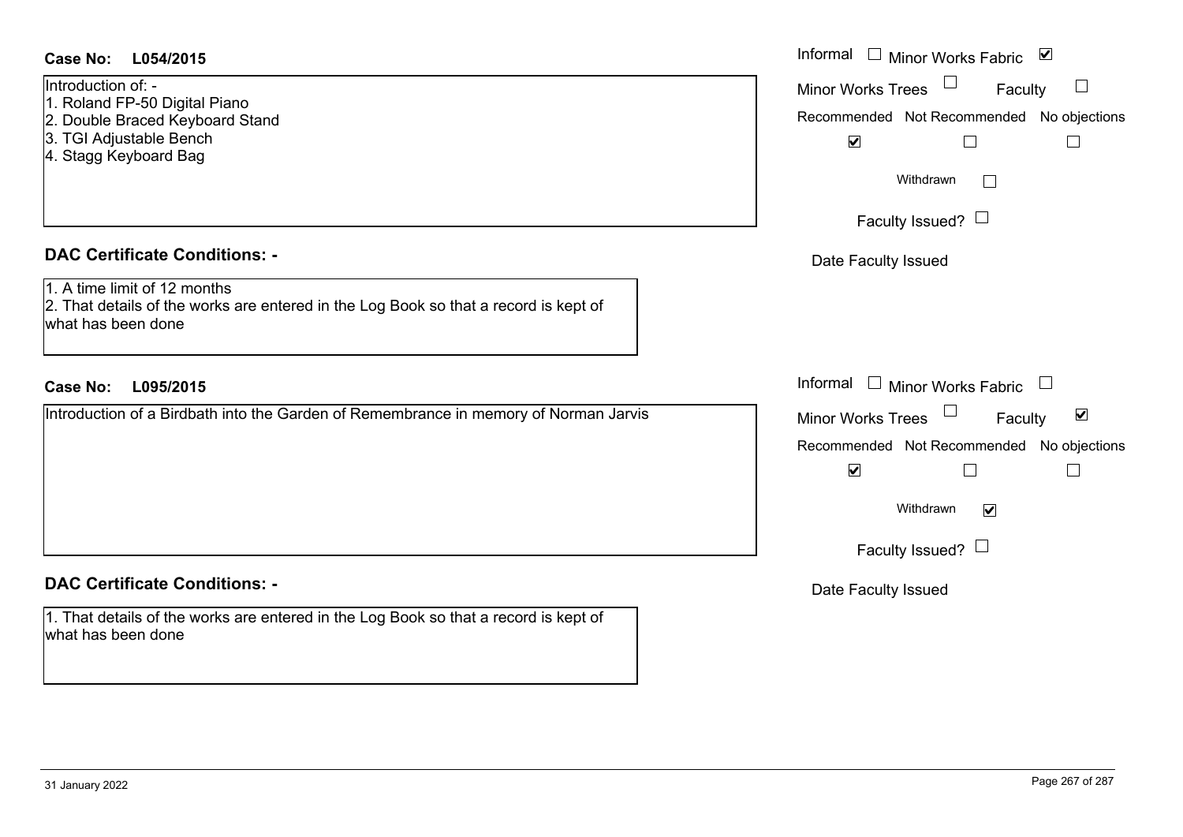**Case No: L054/2015**

Introduction of: -
1. Roland FP-50 Digital Piano
2. Double Braced Keyboard Stand
3. TGI Adjustable Bench
4. Stagg Keyboard Bag

Informal ☐ Minor Works Fabric ☑

Minor Works Trees ☐ Faculty ☐

Recommended ☑ Not Recommended ☐ No objections ☐

Withdrawn ☐

Faculty Issued? ☐

Date Faculty Issued

**DAC Certificate Conditions: -**

1. A time limit of 12 months
2. That details of the works are entered in the Log Book so that a record is kept of what has been done

**Case No: L095/2015**

Introduction of a Birdbath into the Garden of Remembrance in memory of Norman Jarvis

Informal ☐ Minor Works Fabric ☐

Minor Works Trees ☐ Faculty ☑

Recommended ☑ Not Recommended ☐ No objections ☐

Withdrawn ☑

Faculty Issued? ☐

Date Faculty Issued

**DAC Certificate Conditions: -**

1. That details of the works are entered in the Log Book so that a record is kept of what has been done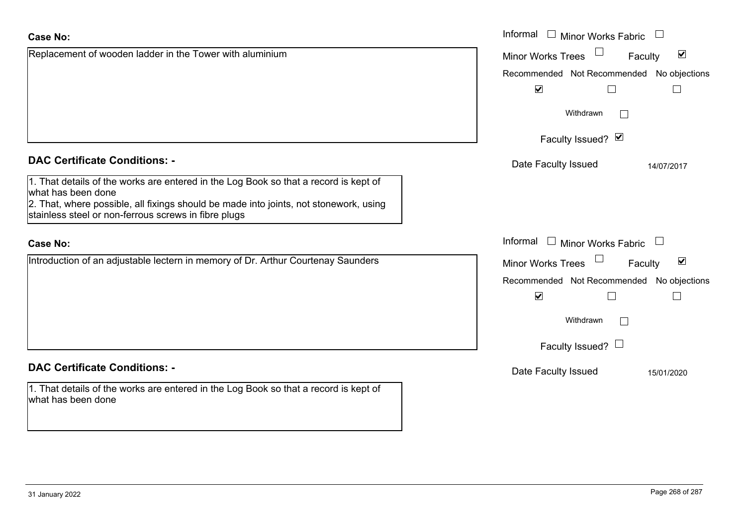**Case No:**

Replacement of wooden ladder in the Tower with aluminium

Informal ☐ Minor Works Fabric ☐
Minor Works Trees ☐ Faculty ☑
Recommended ☑ Not Recommended ☐ No objections ☐
Withdrawn ☐
Faculty Issued? ☑
Date Faculty Issued 14/07/2017

**DAC Certificate Conditions: -**

1. That details of the works are entered in the Log Book so that a record is kept of what has been done
2. That, where possible, all fixings should be made into joints, not stonework, using stainless steel or non-ferrous screws in fibre plugs

**Case No:**

Introduction of an adjustable lectern in memory of Dr. Arthur Courtenay Saunders

Informal ☐ Minor Works Fabric ☐
Minor Works Trees ☐ Faculty ☑
Recommended ☑ Not Recommended ☐ No objections ☐
Withdrawn ☐
Faculty Issued? ☐
Date Faculty Issued 15/01/2020

**DAC Certificate Conditions: -**

1. That details of the works are entered in the Log Book so that a record is kept of what has been done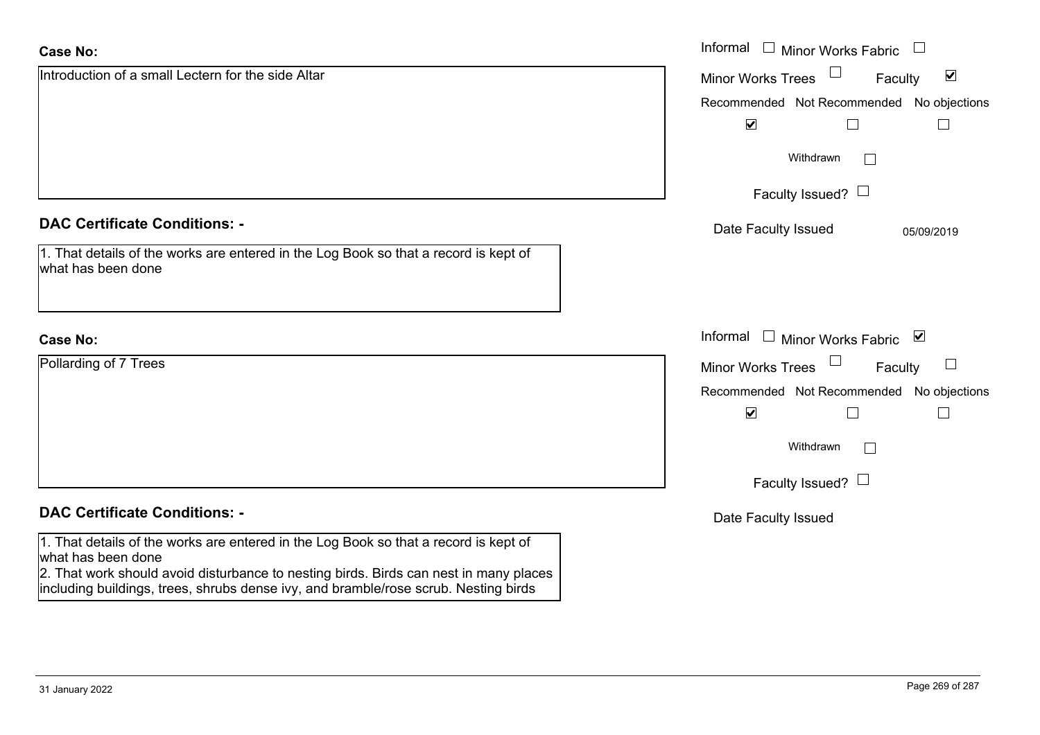**Case No:**

Introduction of a small Lectern for the side Altar

Informal ☐ Minor Works Fabric ☐
Minor Works Trees ☐ Faculty ☑

Recommended ☑ Not Recommended ☐ No objections ☐

Withdrawn ☐

Faculty Issued? ☐

Date Faculty Issued 05/09/2019

**DAC Certificate Conditions: -**

1. That details of the works are entered in the Log Book so that a record is kept of what has been done

**Case No:**

Pollarding of 7 Trees

Informal ☐ Minor Works Fabric ☑
Minor Works Trees ☐ Faculty ☐

Recommended ☑ Not Recommended ☐ No objections ☐

Withdrawn ☐

Faculty Issued? ☐

Date Faculty Issued

**DAC Certificate Conditions: -**

1. That details of the works are entered in the Log Book so that a record is kept of what has been done
2. That work should avoid disturbance to nesting birds. Birds can nest in many places including buildings, trees, shrubs dense ivy, and bramble/rose scrub. Nesting birds

31 January 2022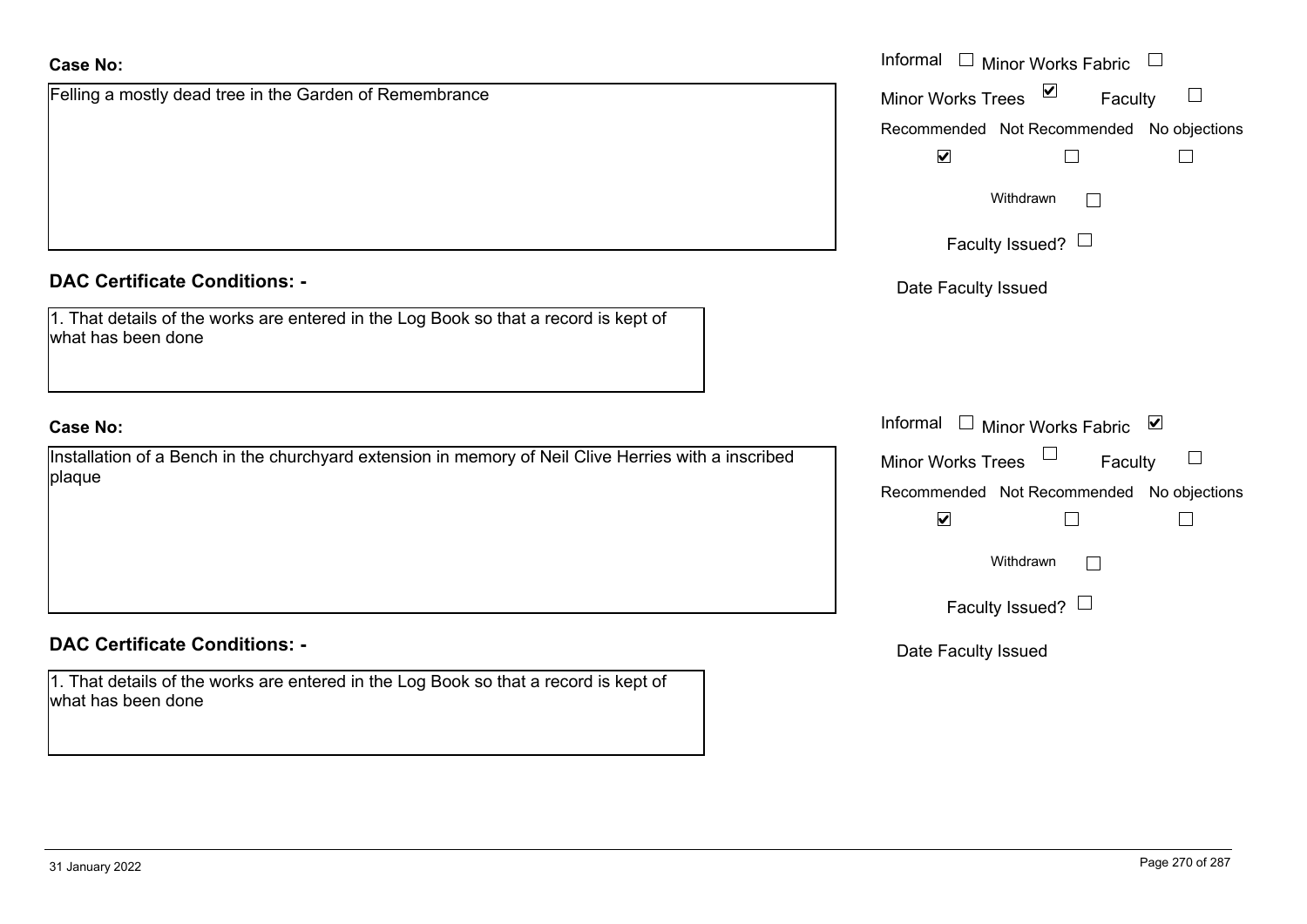**Case No:**

Felling a mostly dead tree in the Garden of Remembrance

Informal ☐ Minor Works Fabric ☐

Minor Works Trees ☑ Faculty ☐

Recommended ☑ Not Recommended ☐ No objections ☐

Withdrawn ☐

Faculty Issued? ☐

Date Faculty Issued

**DAC Certificate Conditions: -**

1. That details of the works are entered in the Log Book so that a record is kept of what has been done

**Case No:**

Installation of a Bench in the churchyard extension in memory of Neil Clive Herries with a inscribed plaque

Informal ☐ Minor Works Fabric ☑

Minor Works Trees ☐ Faculty ☐

Recommended ☑ Not Recommended ☐ No objections ☐

Withdrawn ☐

Faculty Issued? ☐

Date Faculty Issued

**DAC Certificate Conditions: -**

1. That details of the works are entered in the Log Book so that a record is kept of what has been done

31 January 2022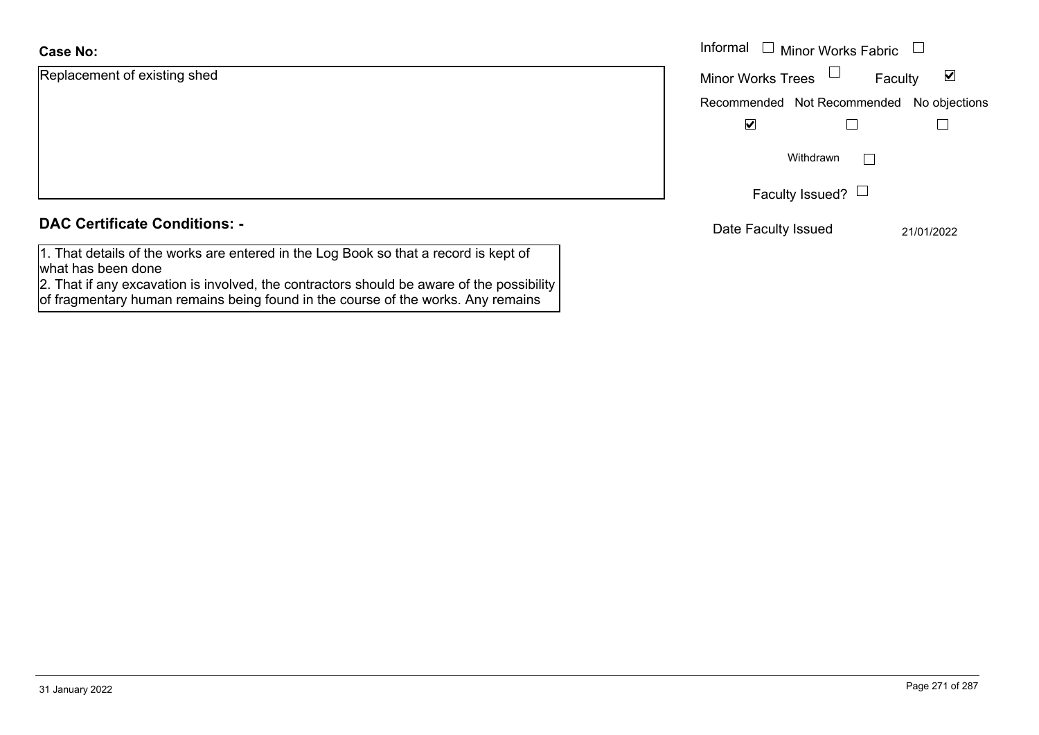**Case No:**

Replacement of existing shed

Informal ☐ Minor Works Fabric ☐

Minor Works Trees ☐ Faculty ☑

Recommended ☑ Not Recommended ☐ No objections ☐

Withdrawn ☐

Faculty Issued? ☐

Date Faculty Issued 21/01/2022

**DAC Certificate Conditions: -**

1. That details of the works are entered in the Log Book so that a record is kept of what has been done
2. That if any excavation is involved, the contractors should be aware of the possibility of fragmentary human remains being found in the course of the works. Any remains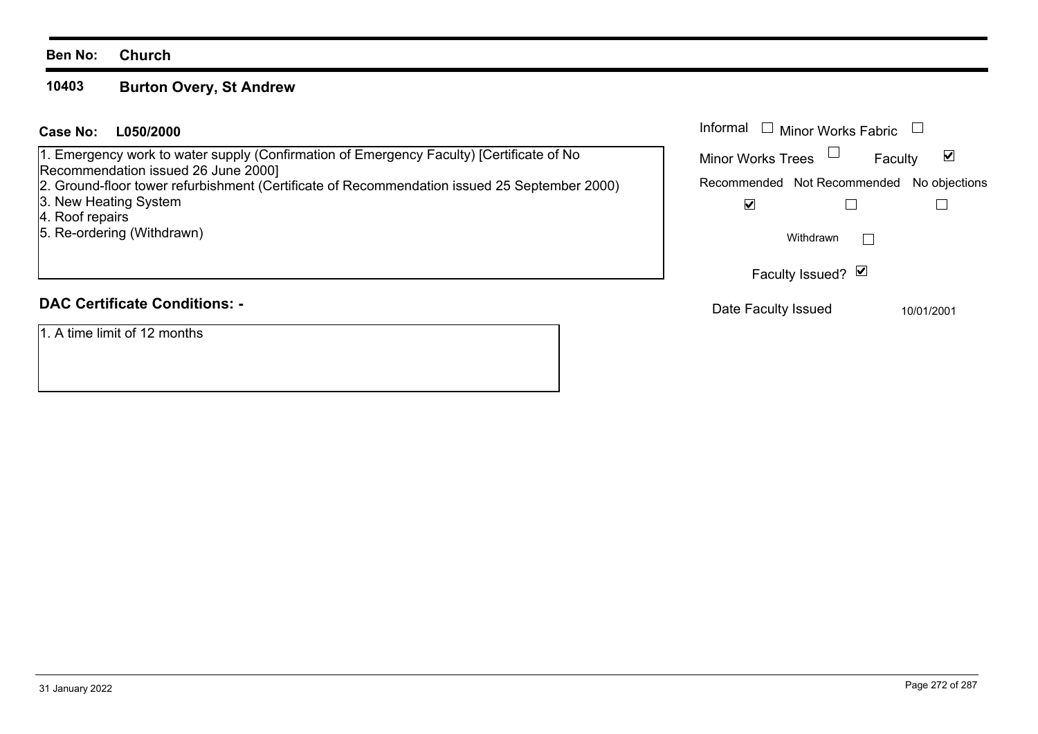**Ben No: Church**

## 10403 Burton Overy, St Andrew

**Case No: L050/2000**

1. Emergency work to water supply (Confirmation of Emergency Faculty) [Certificate of No Recommendation issued 26 June 2000]
2. Ground-floor tower refurbishment (Certificate of Recommendation issued 25 September 2000)
3. New Heating System
4. Roof repairs
5. Re-ordering (Withdrawn)

Informal ☐ Minor Works Fabric ☐

Minor Works Trees ☐ Faculty ☑

| Recommended | Not Recommended | No objections |
|---|---|---|
| ☑ | ☐ | ☐ |

Withdrawn ☐

Faculty Issued? ☑

Date Faculty Issued 10/01/2001

### DAC Certificate Conditions: -

1. A time limit of 12 months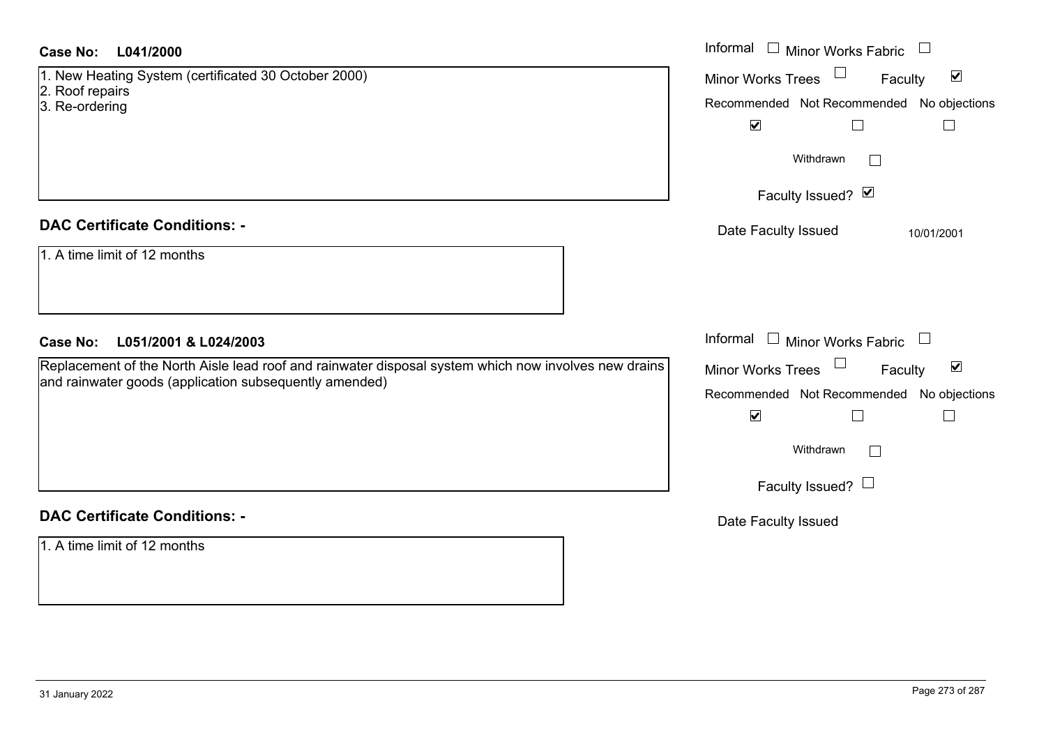**Case No: L041/2000**

1. New Heating System (certificated 30 October 2000)
2. Roof repairs
3. Re-ordering

Informal ☐ Minor Works Fabric ☐

Minor Works Trees ☐ Faculty ☑

Recommended ☑ Not Recommended ☐ No objections ☐

Withdrawn ☐

Faculty Issued? ☑

Date Faculty Issued 10/01/2001

**DAC Certificate Conditions: -**

1. A time limit of 12 months

**Case No: L051/2001 & L024/2003**

Replacement of the North Aisle lead roof and rainwater disposal system which now involves new drains and rainwater goods (application subsequently amended)

Informal ☐ Minor Works Fabric ☐

Minor Works Trees ☐ Faculty ☑

Recommended ☑ Not Recommended ☐ No objections ☐

Withdrawn ☐

Faculty Issued? ☐

Date Faculty Issued

**DAC Certificate Conditions: -**

1. A time limit of 12 months

31 January 2022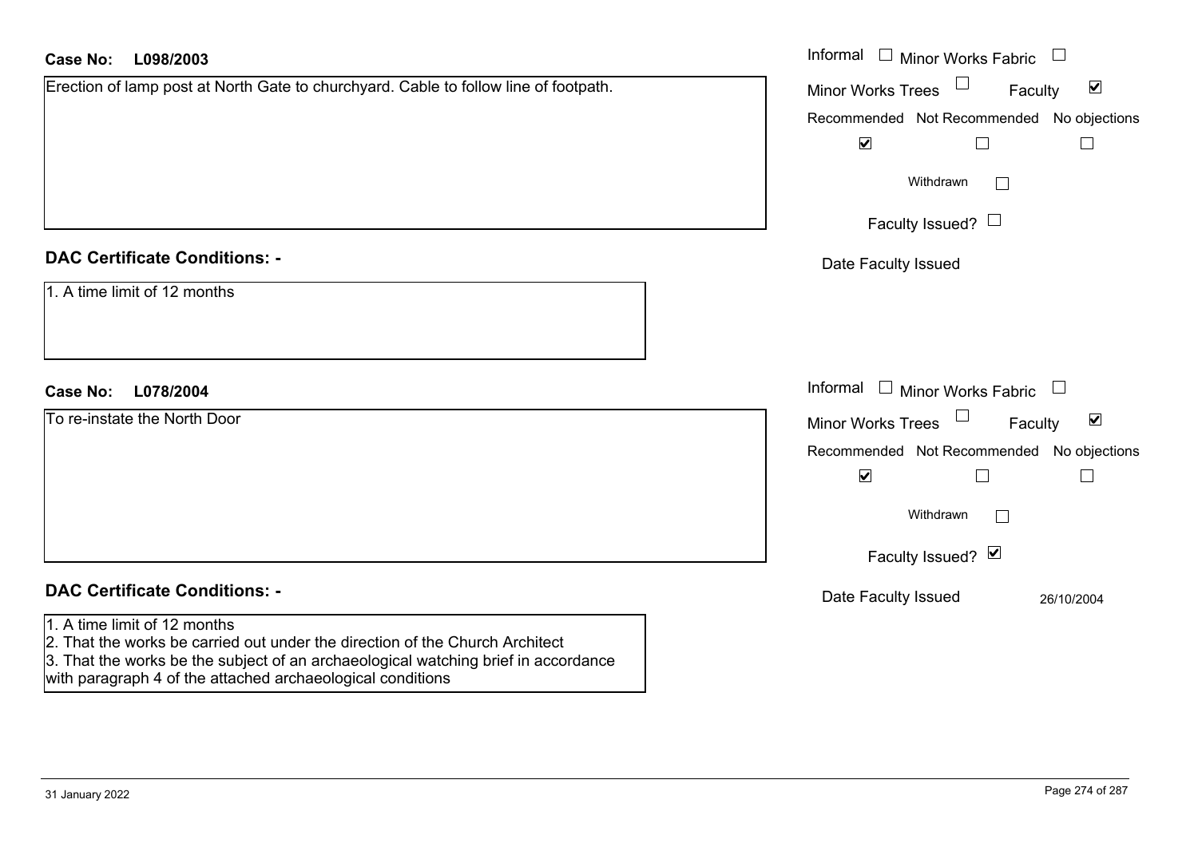**Case No: L098/2003**

Erection of lamp post at North Gate to churchyard. Cable to follow line of footpath.

Informal ☐ Minor Works Fabric ☐
Minor Works Trees ☐ Faculty ☑

| Recommended | Not Recommended | No objections |
|---|---|---|
| ☑ | ☐ | ☐ |

Withdrawn ☐

Faculty Issued? ☐

Date Faculty Issued

**DAC Certificate Conditions: -**

1. A time limit of 12 months

**Case No: L078/2004**

To re-instate the North Door

Informal ☐ Minor Works Fabric ☐
Minor Works Trees ☐ Faculty ☑

| Recommended | Not Recommended | No objections |
|---|---|---|
| ☑ | ☐ | ☐ |

Withdrawn ☐

Faculty Issued? ☑

Date Faculty Issued 26/10/2004

**DAC Certificate Conditions: -**

1. A time limit of 12 months
2. That the works be carried out under the direction of the Church Architect
3. That the works be the subject of an archaeological watching brief in accordance with paragraph 4 of the attached archaeological conditions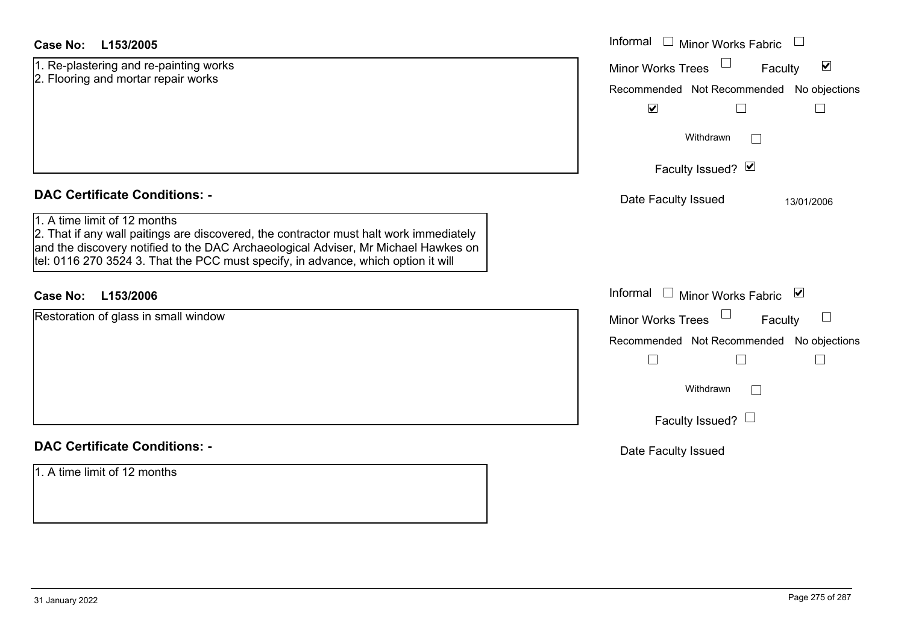**Case No: L153/2005**

1. Re-plastering and re-painting works
2. Flooring and mortar repair works

Informal ☐ Minor Works Fabric ☐

Minor Works Trees ☐ Faculty ☑

Recommended ☑ Not Recommended ☐ No objections ☐

Withdrawn ☐

Faculty Issued? ☑

Date Faculty Issued 13/01/2006

## DAC Certificate Conditions: -

1. A time limit of 12 months
2. That if any wall paitings are discovered, the contractor must halt work immediately and the discovery notified to the DAC Archaeological Adviser, Mr Michael Hawkes on tel: 0116 270 3524 3. That the PCC must specify, in advance, which option it will

**Case No: L153/2006**

Restoration of glass in small window

Informal ☐ Minor Works Fabric ☑

Minor Works Trees ☐ Faculty ☐

Recommended ☐ Not Recommended ☐ No objections ☐

Withdrawn ☐

Faculty Issued? ☐

Date Faculty Issued

## DAC Certificate Conditions: -

1. A time limit of 12 months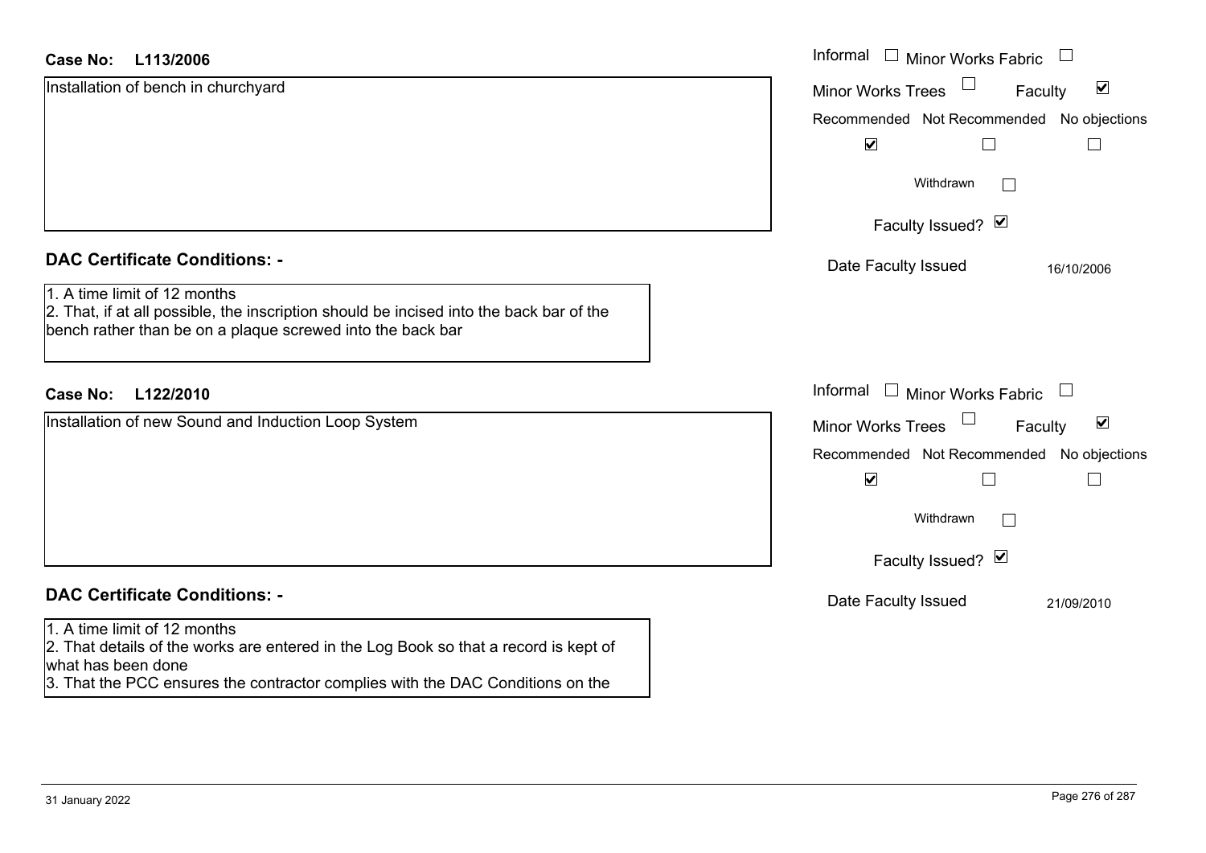**Case No:** **L113/2006**

Installation of bench in churchyard

Informal ☐ Minor Works Fabric ☐
Minor Works Trees ☐ Faculty ☑
Recommended ☑ Not Recommended ☐ No objections ☐
Withdrawn ☐
Faculty Issued? ☑
Date Faculty Issued 16/10/2006

## DAC Certificate Conditions: -

1. A time limit of 12 months
2. That, if at all possible, the inscription should be incised into the back bar of the bench rather than be on a plaque screwed into the back bar

**Case No:** **L122/2010**

Installation of new Sound and Induction Loop System

Informal ☐ Minor Works Fabric ☐
Minor Works Trees ☐ Faculty ☑
Recommended ☑ Not Recommended ☐ No objections ☐
Withdrawn ☐
Faculty Issued? ☑
Date Faculty Issued 21/09/2010

## DAC Certificate Conditions: -

1. A time limit of 12 months
2. That details of the works are entered in the Log Book so that a record is kept of what has been done
3. That the PCC ensures the contractor complies with the DAC Conditions on the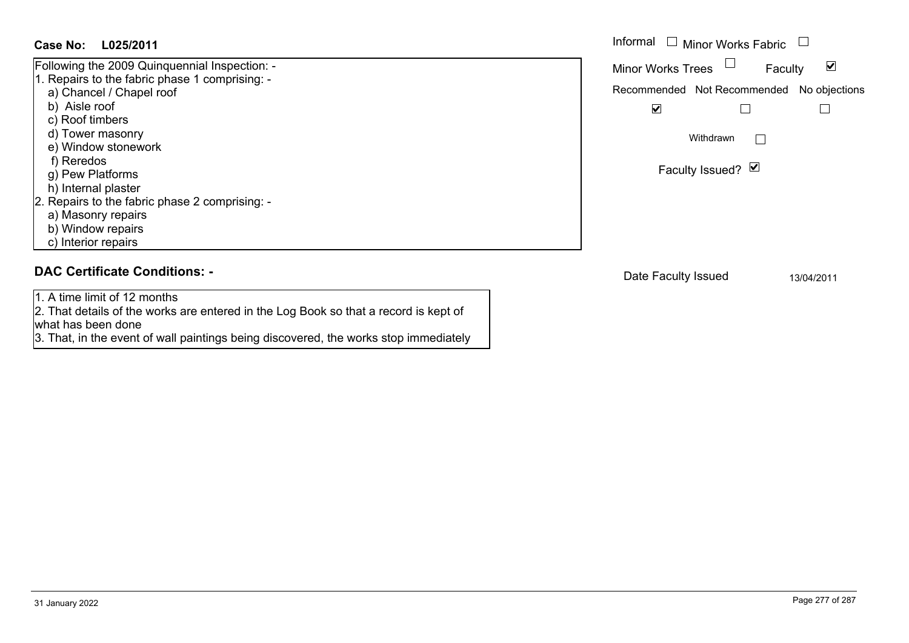**Case No: L025/2011**

Following the 2009 Quinquennial Inspection: -

1. Repairs to the fabric phase 1 comprising: -
   a) Chancel / Chapel roof
   b) Aisle roof
   c) Roof timbers
   d) Tower masonry
   e) Window stonework
   f) Reredos
   g) Pew Platforms
   h) Internal plaster
2. Repairs to the fabric phase 2 comprising: -
   a) Masonry repairs
   b) Window repairs
   c) Interior repairs

Informal ☐ Minor Works Fabric ☐
Minor Works Trees ☐ Faculty ☑

| Recommended | Not Recommended | No objections |
|---|---|---|
| ☑ | ☐ | ☐ |

Withdrawn ☐

Faculty Issued? ☑

## DAC Certificate Conditions: -

1. A time limit of 12 months
2. That details of the works are entered in the Log Book so that a record is kept of what has been done
3. That, in the event of wall paintings being discovered, the works stop immediately

Date Faculty Issued 13/04/2011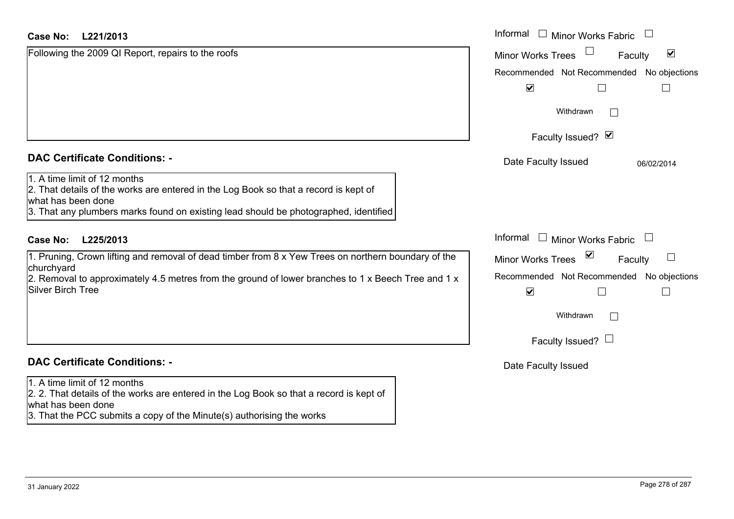**Case No: L221/2013**

Following the 2009 QI Report, repairs to the roofs

Informal ☐ Minor Works Fabric ☐
Minor Works Trees ☐ Faculty ☑
Recommended ☑ Not Recommended ☐ No objections ☐
Withdrawn ☐
Faculty Issued? ☑
Date Faculty Issued 06/02/2014

## DAC Certificate Conditions: -

1. A time limit of 12 months
2. That details of the works are entered in the Log Book so that a record is kept of what has been done
3. That any plumbers marks found on existing lead should be photographed, identified

**Case No: L225/2013**

1. Pruning, Crown lifting and removal of dead timber from 8 x Yew Trees on northern boundary of the churchyard
2. Removal to approximately 4.5 metres from the ground of lower branches to 1 x Beech Tree and 1 x Silver Birch Tree

Informal ☐ Minor Works Fabric ☐
Minor Works Trees ☑ Faculty ☐
Recommended ☑ Not Recommended ☐ No objections ☐
Withdrawn ☐
Faculty Issued? ☐
Date Faculty Issued

## DAC Certificate Conditions: -

1. A time limit of 12 months
2. 2. That details of the works are entered in the Log Book so that a record is kept of what has been done
3. That the PCC submits a copy of the Minute(s) authorising the works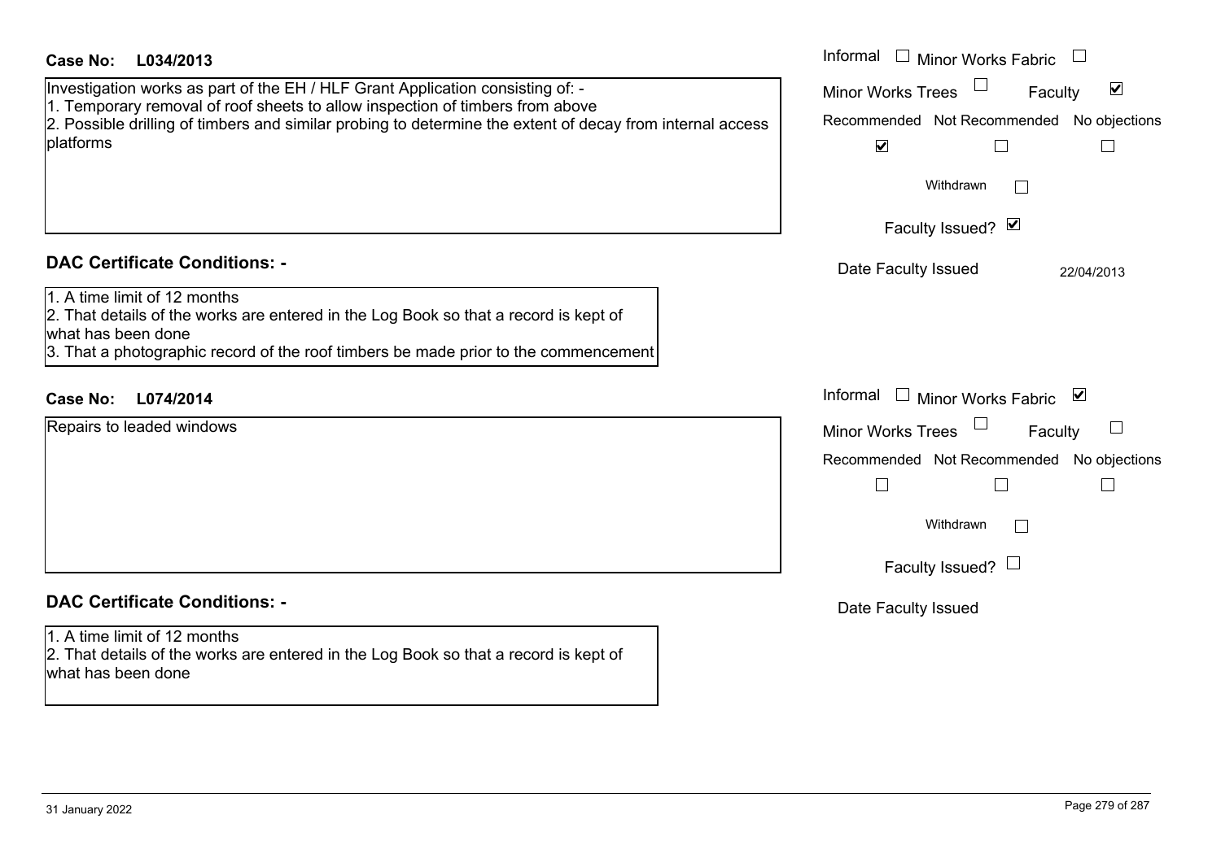**Case No: L034/2013**

Investigation works as part of the EH / HLF Grant Application consisting of: -
1. Temporary removal of roof sheets to allow inspection of timbers from above
2. Possible drilling of timbers and similar probing to determine the extent of decay from internal access platforms

Informal ☐ Minor Works Fabric ☐
Minor Works Trees ☐ Faculty ☑
Recommended ☑ Not Recommended ☐ No objections ☐
Withdrawn ☐
Faculty Issued? ☑
Date Faculty Issued 22/04/2013

## DAC Certificate Conditions: -

1. A time limit of 12 months
2. That details of the works are entered in the Log Book so that a record is kept of what has been done
3. That a photographic record of the roof timbers be made prior to the commencement

**Case No: L074/2014**

Repairs to leaded windows

Informal ☐ Minor Works Fabric ☑
Minor Works Trees ☐ Faculty ☐
Recommended ☐ Not Recommended ☐ No objections ☐
Withdrawn ☐
Faculty Issued? ☐
Date Faculty Issued

## DAC Certificate Conditions: -

1. A time limit of 12 months
2. That details of the works are entered in the Log Book so that a record is kept of what has been done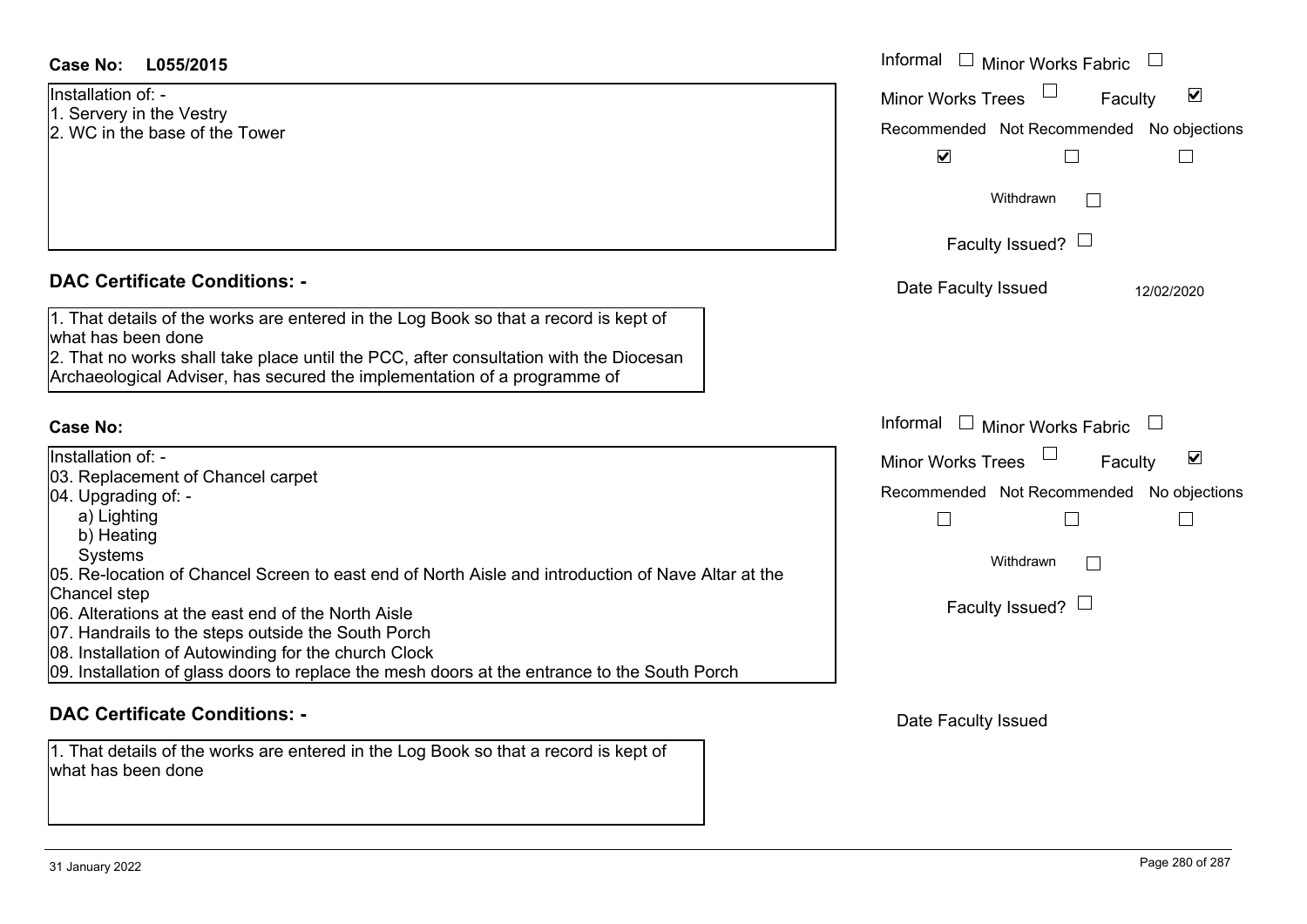**Case No: L055/2015**

Installation of: -
1. Servery in the Vestry
2. WC in the base of the Tower

Informal ☐ Minor Works Fabric ☐
Minor Works Trees ☐ Faculty ☑

| Recommended | Not Recommended | No objections |
|---|---|---|
| ☑ | ☐ | ☐ |

Withdrawn ☐

Faculty Issued? ☐

Date Faculty Issued 12/02/2020

## DAC Certificate Conditions: -

1. That details of the works are entered in the Log Book so that a record is kept of what has been done
2. That no works shall take place until the PCC, after consultation with the Diocesan Archaeological Adviser, has secured the implementation of a programme of

**Case No:**

Installation of: -
03. Replacement of Chancel carpet
04. Upgrading of: -
  a) Lighting
  b) Heating
  Systems
05. Re-location of Chancel Screen to east end of North Aisle and introduction of Nave Altar at the Chancel step
06. Alterations at the east end of the North Aisle
07. Handrails to the steps outside the South Porch
08. Installation of Autowinding for the church Clock
09. Installation of glass doors to replace the mesh doors at the entrance to the South Porch

Informal ☐ Minor Works Fabric ☐
Minor Works Trees ☐ Faculty ☑

| Recommended | Not Recommended | No objections |
|---|---|---|
| ☐ | ☐ | ☐ |

Withdrawn ☐

Faculty Issued? ☐

Date Faculty Issued

## DAC Certificate Conditions: -

1. That details of the works are entered in the Log Book so that a record is kept of what has been done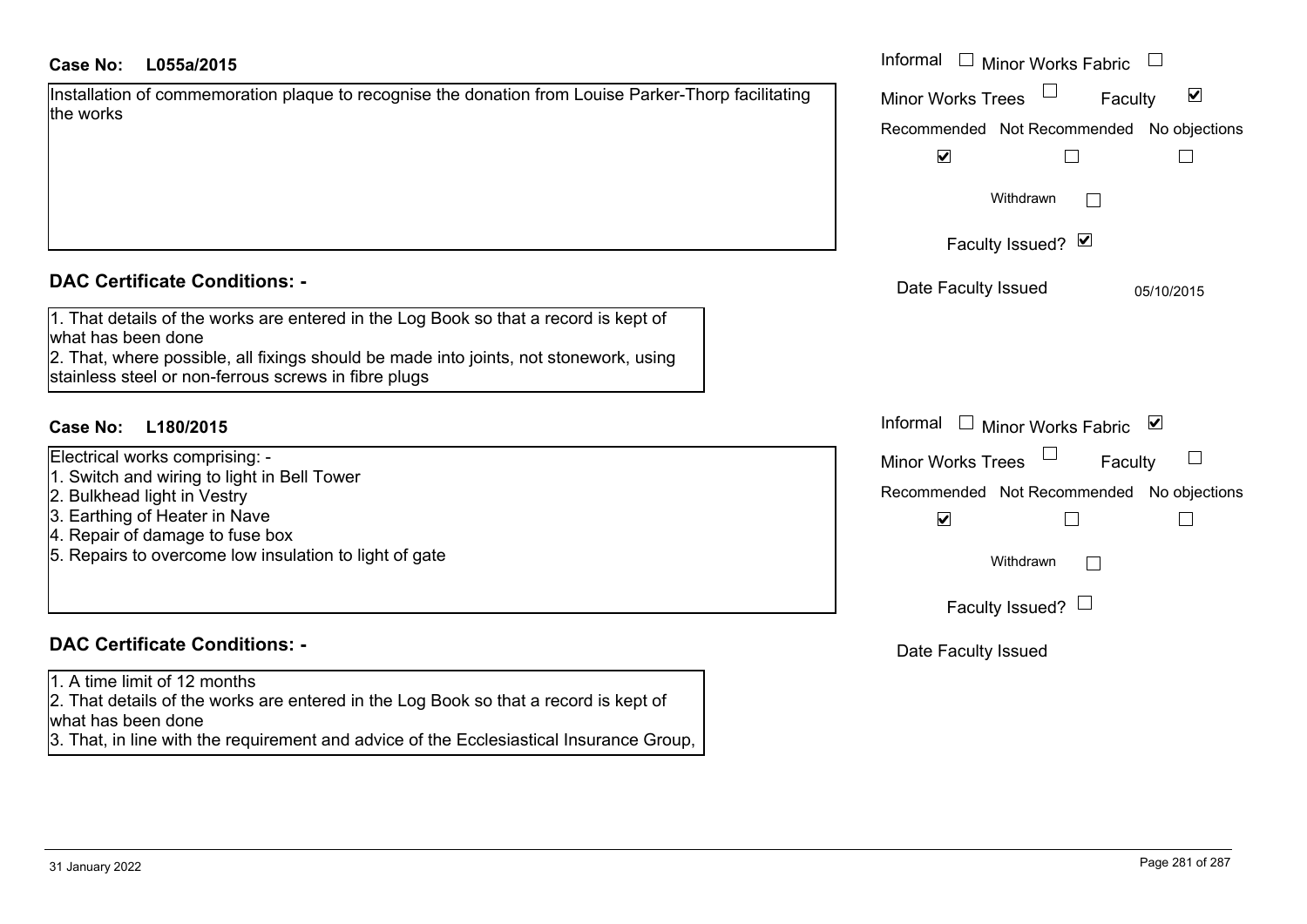**Case No: L055a/2015**

Installation of commemoration plaque to recognise the donation from Louise Parker-Thorp facilitating the works

Informal ☐ Minor Works Fabric ☐
Minor Works Trees ☐ Faculty ☑

Recommended ☑ Not Recommended ☐ No objections ☐

Withdrawn ☐

Faculty Issued? ☑

Date Faculty Issued: 05/10/2015

## DAC Certificate Conditions: -

1. That details of the works are entered in the Log Book so that a record is kept of what has been done
2. That, where possible, all fixings should be made into joints, not stonework, using stainless steel or non-ferrous screws in fibre plugs

**Case No: L180/2015**

Electrical works comprising: -
1. Switch and wiring to light in Bell Tower
2. Bulkhead light in Vestry
3. Earthing of Heater in Nave
4. Repair of damage to fuse box
5. Repairs to overcome low insulation to light of gate

Informal ☐ Minor Works Fabric ☑
Minor Works Trees ☐ Faculty ☐

Recommended ☑ Not Recommended ☐ No objections ☐

Withdrawn ☐

Faculty Issued? ☐

Date Faculty Issued

## DAC Certificate Conditions: -

1. A time limit of 12 months
2. That details of the works are entered in the Log Book so that a record is kept of what has been done
3. That, in line with the requirement and advice of the Ecclesiastical Insurance Group,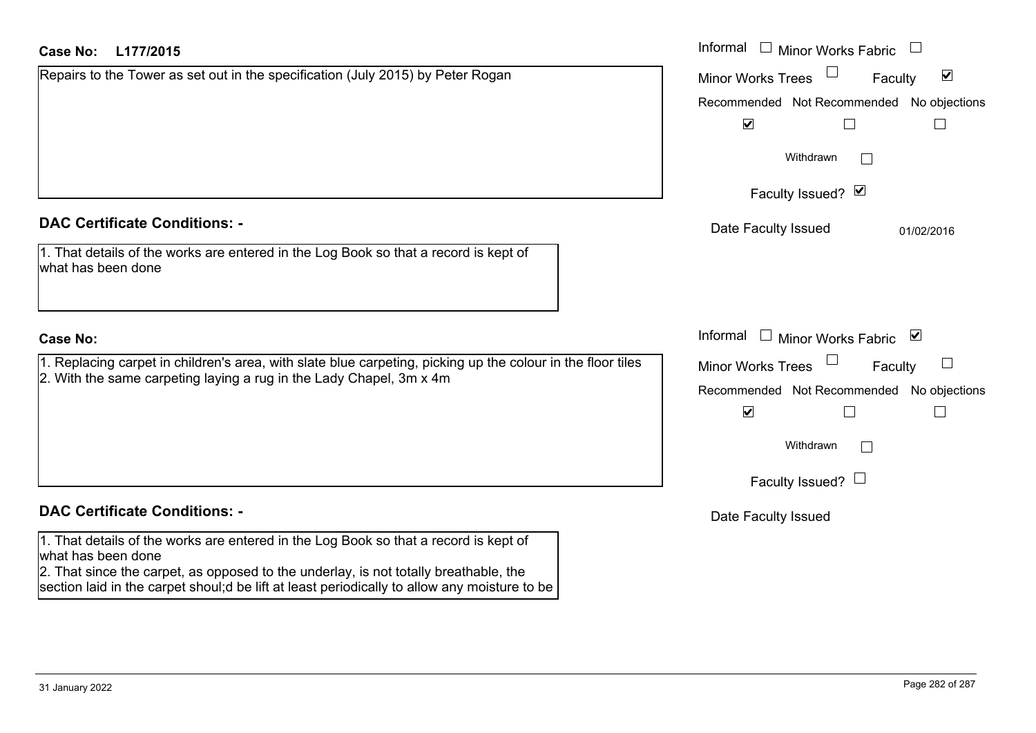**Case No: L177/2015**

Repairs to the Tower as set out in the specification (July 2015) by Peter Rogan

Informal ☐ Minor Works Fabric ☐

Minor Works Trees ☐ Faculty ☑

| Recommended | Not Recommended | No objections |
| --- | --- | --- |
| ☑ | ☐ | ☐ |

Withdrawn ☐

Faculty Issued? ☑

Date Faculty Issued 01/02/2016

## DAC Certificate Conditions: -

1. That details of the works are entered in the Log Book so that a record is kept of what has been done

**Case No:**

1. Replacing carpet in children's area, with slate blue carpeting, picking up the colour in the floor tiles
2. With the same carpeting laying a rug in the Lady Chapel, 3m x 4m

Informal ☐ Minor Works Fabric ☑

Minor Works Trees ☐ Faculty ☐

| Recommended | Not Recommended | No objections |
| --- | --- | --- |
| ☑ | ☐ | ☐ |

Withdrawn ☐

Faculty Issued? ☐

Date Faculty Issued

## DAC Certificate Conditions: -

1. That details of the works are entered in the Log Book so that a record is kept of what has been done
2. That since the carpet, as opposed to the underlay, is not totally breathable, the section laid in the carpet shoul;d be lift at least periodically to allow any moisture to be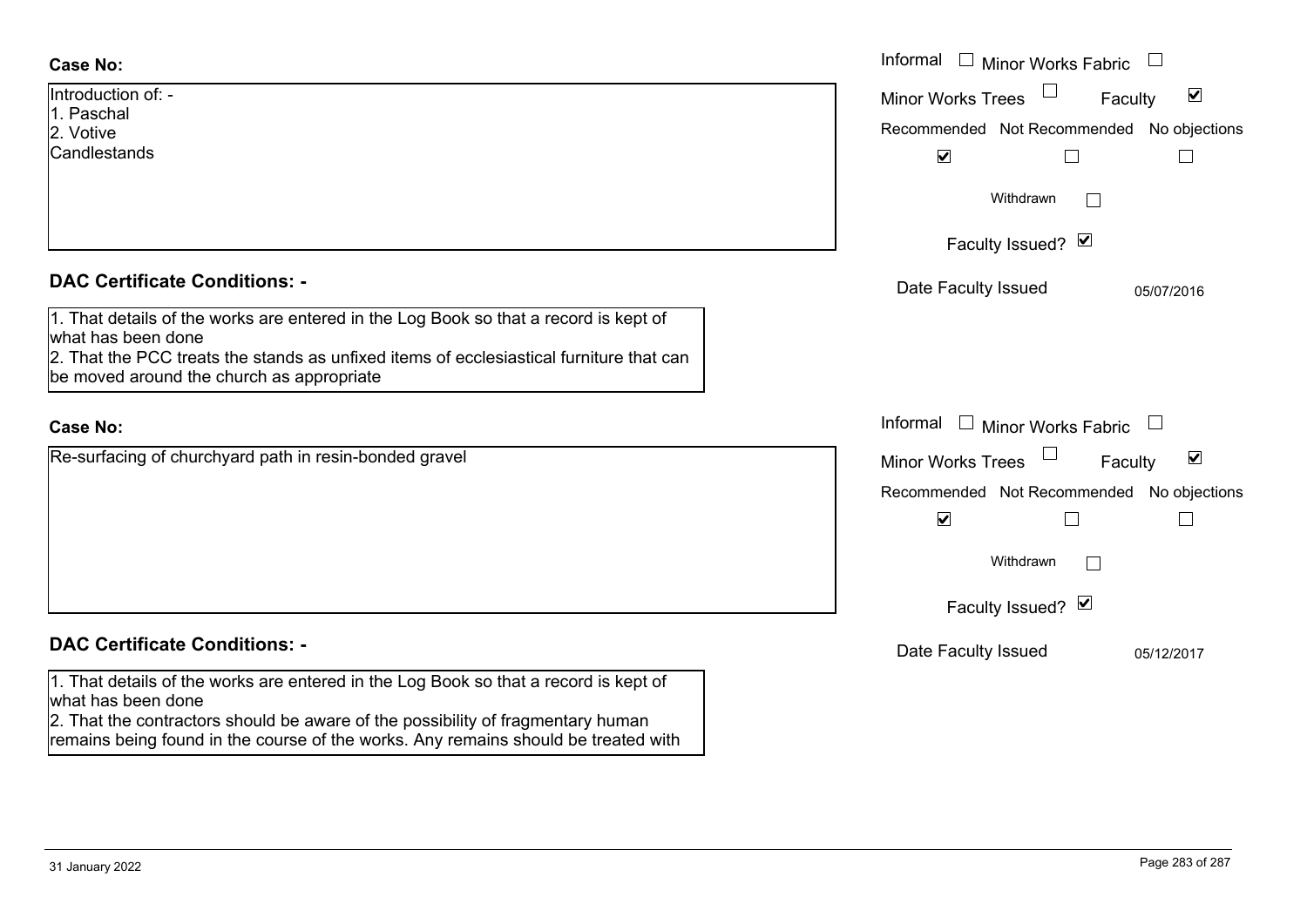**Case No:**

Introduction of: -
1. Paschal
2. Votive
Candlestands

Informal ☐ Minor Works Fabric ☐

Minor Works Trees ☐ Faculty ☑

Recommended ☑ Not Recommended ☐ No objections ☐

Withdrawn ☐

Faculty Issued? ☑

Date Faculty Issued 05/07/2016

**DAC Certificate Conditions: -**

1. That details of the works are entered in the Log Book so that a record is kept of what has been done
2. That the PCC treats the stands as unfixed items of ecclesiastical furniture that can be moved around the church as appropriate

**Case No:**

Re-surfacing of churchyard path in resin-bonded gravel

Informal ☐ Minor Works Fabric ☐

Minor Works Trees ☐ Faculty ☑

Recommended ☑ Not Recommended ☐ No objections ☐

Withdrawn ☐

Faculty Issued? ☑

Date Faculty Issued 05/12/2017

**DAC Certificate Conditions: -**

1. That details of the works are entered in the Log Book so that a record is kept of what has been done
2. That the contractors should be aware of the possibility of fragmentary human remains being found in the course of the works. Any remains should be treated with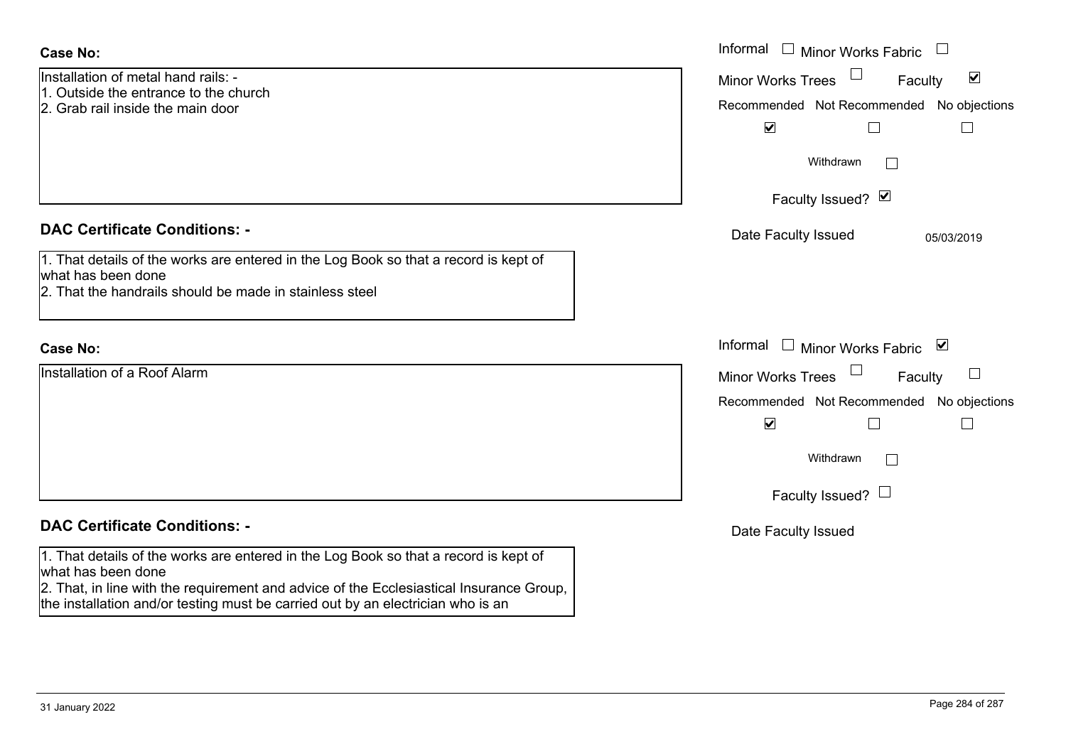**Case No:**

Installation of metal hand rails: -
1. Outside the entrance to the church
2. Grab rail inside the main door

Informal ☐ Minor Works Fabric ☐
Minor Works Trees ☐ Faculty ☑

| Recommended | Not Recommended | No objections |
|---|---|---|
| ☑ | ☐ | ☐ |

Withdrawn ☐

Faculty Issued? ☑

Date Faculty Issued 05/03/2019

**DAC Certificate Conditions: -**

1. That details of the works are entered in the Log Book so that a record is kept of what has been done
2. That the handrails should be made in stainless steel

**Case No:**

Installation of a Roof Alarm

Informal ☐ Minor Works Fabric ☑
Minor Works Trees ☐ Faculty ☐

| Recommended | Not Recommended | No objections |
|---|---|---|
| ☑ | ☐ | ☐ |

Withdrawn ☐

Faculty Issued? ☐

Date Faculty Issued

**DAC Certificate Conditions: -**

1. That details of the works are entered in the Log Book so that a record is kept of what has been done
2. That, in line with the requirement and advice of the Ecclesiastical Insurance Group, the installation and/or testing must be carried out by an electrician who is an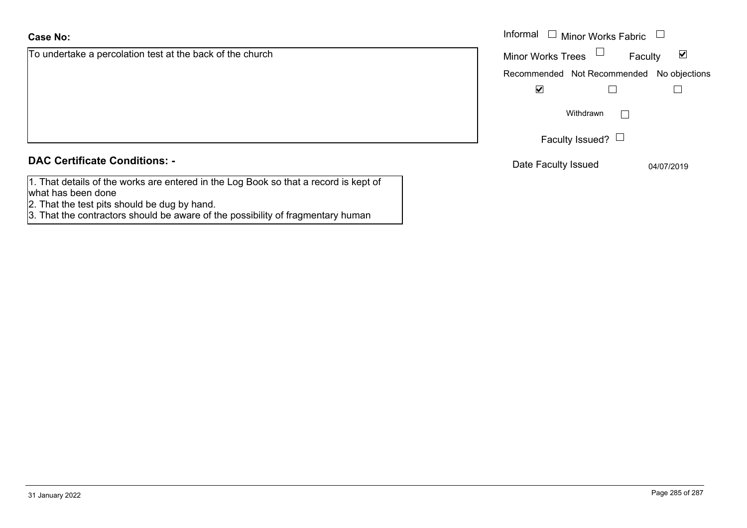**Case No:**

To undertake a percolation test at the back of the church

Informal ☐ Minor Works Fabric ☐

Minor Works Trees ☐ Faculty ☑

Recommended ☑ Not Recommended ☐ No objections ☐

Withdrawn ☐

Faculty Issued? ☐

Date Faculty Issued 04/07/2019

**DAC Certificate Conditions: -**

1. That details of the works are entered in the Log Book so that a record is kept of what has been done
2. That the test pits should be dug by hand.
3. That the contractors should be aware of the possibility of fragmentary human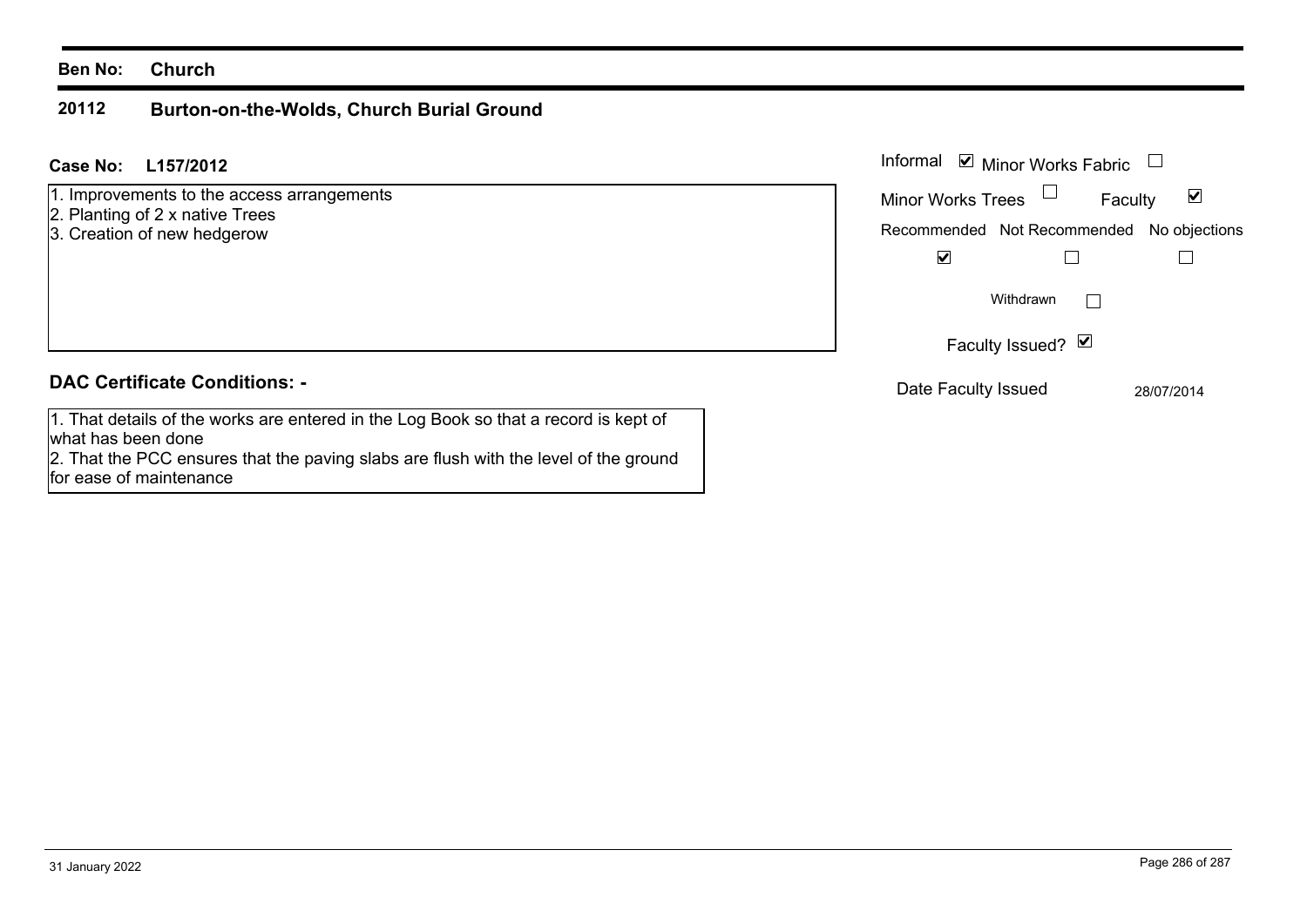**Ben No:** **Church**

## 20112 Burton-on-the-Wolds, Church Burial Ground

**Case No:** **L157/2012**

1. Improvements to the access arrangements
2. Planting of 2 x native Trees
3. Creation of new hedgerow

Informal ☑ Minor Works Fabric ☐

Minor Works Trees ☐ Faculty ☑

| Recommended | Not Recommended | No objections |
|---|---|---|
| ☑ | ☐ | ☐ |

Withdrawn ☐

Faculty Issued? ☑

Date Faculty Issued 28/07/2014

### DAC Certificate Conditions: -

1. That details of the works are entered in the Log Book so that a record is kept of what has been done
2. That the PCC ensures that the paving slabs are flush with the level of the ground for ease of maintenance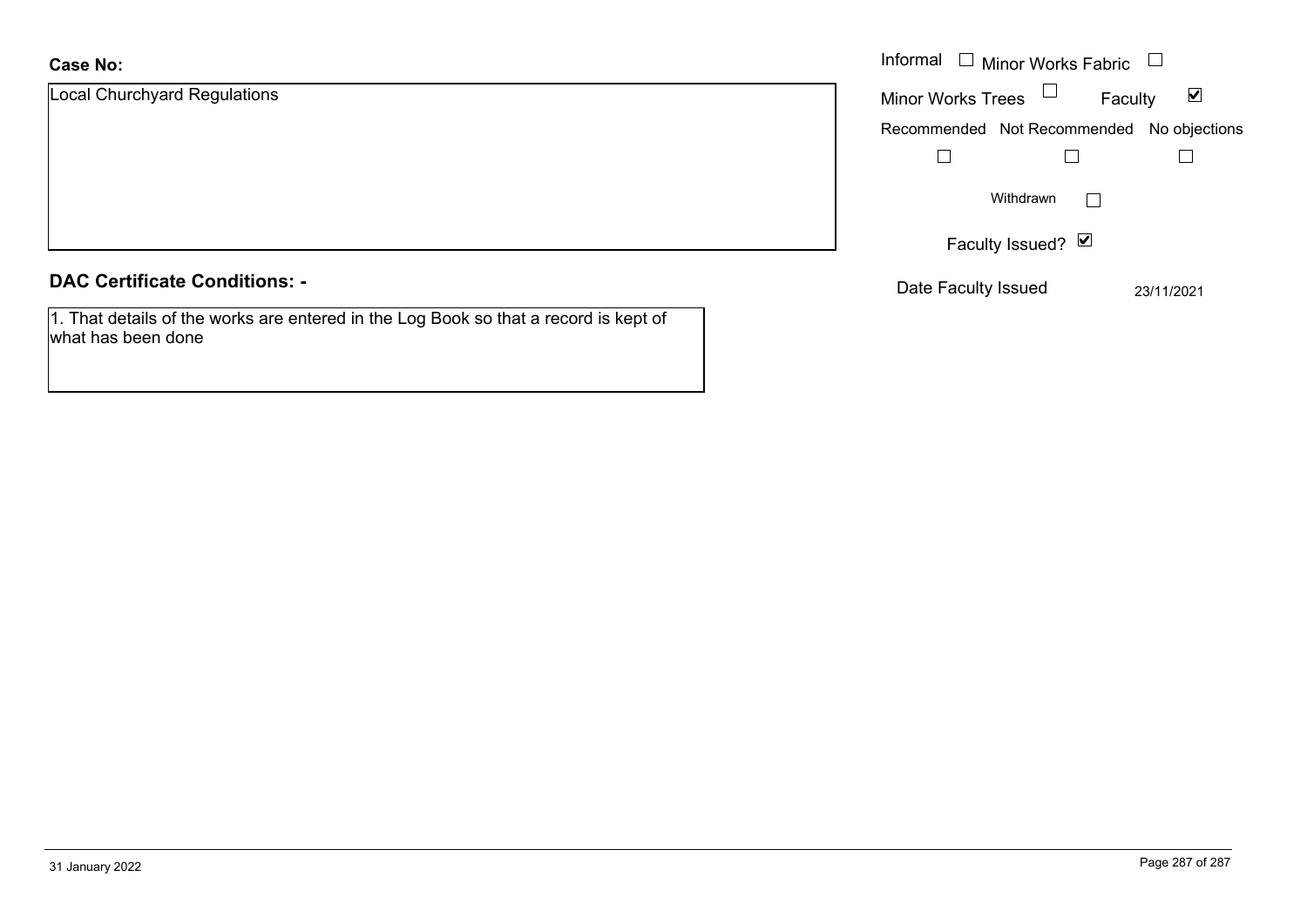**Case No:**

Local Churchyard Regulations

Informal ☐ Minor Works Fabric ☐

Minor Works Trees ☐ Faculty ☑

Recommended ☐ Not Recommended ☐ No objections ☐

Withdrawn ☐

Faculty Issued? ☑

Date Faculty Issued 23/11/2021

**DAC Certificate Conditions: -**

1. That details of the works are entered in the Log Book so that a record is kept of what has been done

31 January 2022